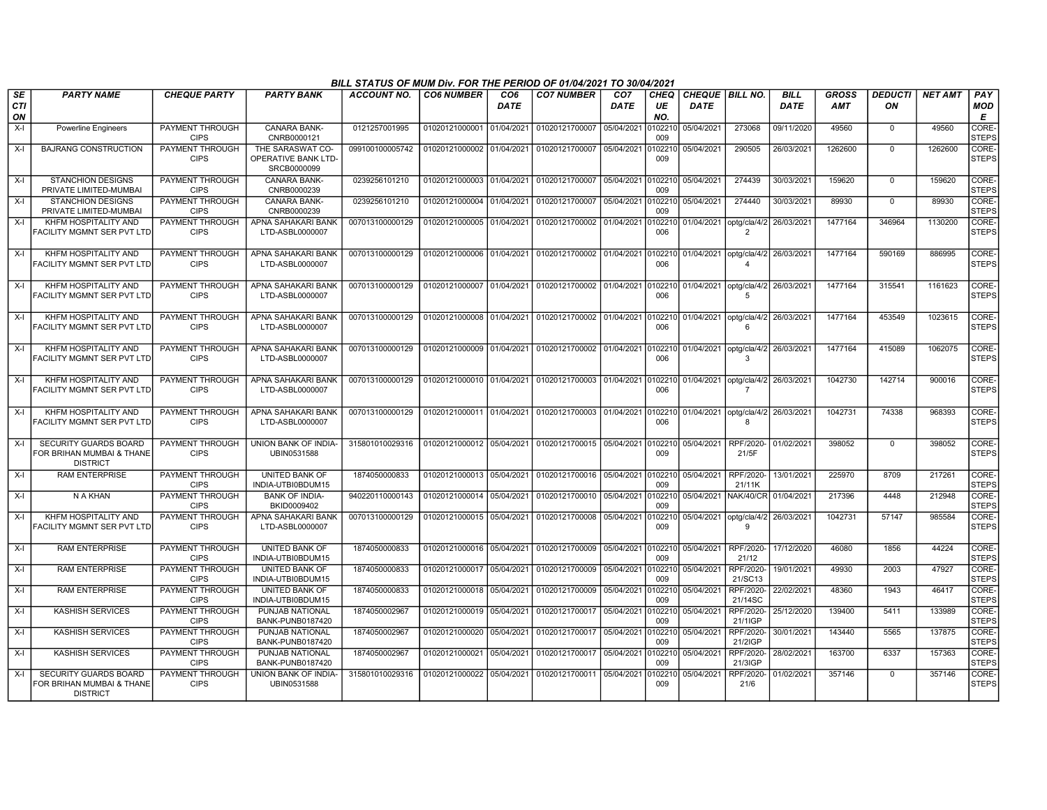## BILL STATUS OF MUM Div. FOR THE PERIOD OF 01/04/2021 TO 30/04/2021

| SECTION | PARTY NAME | CHEQUE PARTY | PARTY BANK | ACCOUNT NO. | CO6 NUMBER | CO6 DATE | CO7 NUMBER | CO7 DATE | CHEQUE NO. | CHEQUE DATE | BILL NO. | BILL DATE | GROSS AMT | DEDUCTION | NET AMT | PAY MODE |
|---|---|---|---|---|---|---|---|---|---|---|---|---|---|---|---|---|
| X-I | Powerline Engineers | PAYMENT THROUGH CIPS | CANARA BANK-CNRB0000121 | 0121257001995 | 01020121000001 | 01/04/2021 | 01020121700007 | 05/04/2021 | 0102210009 | 05/04/2021 | 273068 | 09/11/2020 | 49560 | 0 | 49560 | CORE-STEPS |
| X-I | BAJRANG CONSTRUCTION | PAYMENT THROUGH CIPS | THE SARASWAT CO-OPERATIVE BANK LTD-SRCB0000099 | 099100100005742 | 01020121000002 | 01/04/2021 | 01020121700007 | 05/04/2021 | 0102210009 | 05/04/2021 | 290505 | 26/03/2021 | 1262600 | 0 | 1262600 | CORE-STEPS |
| X-I | STANCHION DESIGNS PRIVATE LIMITED-MUMBAI | PAYMENT THROUGH CIPS | CANARA BANK-CNRB0000239 | 0239256101210 | 01020121000003 | 01/04/2021 | 01020121700007 | 05/04/2021 | 0102210009 | 05/04/2021 | 274439 | 30/03/2021 | 159620 | 0 | 159620 | CORE-STEPS |
| X-I | STANCHION DESIGNS PRIVATE LIMITED-MUMBAI | PAYMENT THROUGH CIPS | CANARA BANK-CNRB0000239 | 0239256101210 | 01020121000004 | 01/04/2021 | 01020121700007 | 05/04/2021 | 0102210009 | 05/04/2021 | 274440 | 30/03/2021 | 89930 | 0 | 89930 | CORE-STEPS |
| X-I | KHFM HOSPITALITY AND FACILITY MGMNT SER PVT LTD | PAYMENT THROUGH CIPS | APNA SAHAKARI BANK LTD-ASBL0000007 | 007013100000129 | 01020121000005 | 01/04/2021 | 01020121700002 | 01/04/2021 | 0102210006 | 01/04/2021 | optg/cla/4/22 | 26/03/2021 | 1477164 | 346964 | 1130200 | CORE-STEPS |
| X-I | KHFM HOSPITALITY AND FACILITY MGMNT SER PVT LTD | PAYMENT THROUGH CIPS | APNA SAHAKARI BANK LTD-ASBL0000007 | 007013100000129 | 01020121000006 | 01/04/2021 | 01020121700002 | 01/04/2021 | 0102210006 | 01/04/2021 | optg/cla/4/24 | 26/03/2021 | 1477164 | 590169 | 886995 | CORE-STEPS |
| X-I | KHFM HOSPITALITY AND FACILITY MGMNT SER PVT LTD | PAYMENT THROUGH CIPS | APNA SAHAKARI BANK LTD-ASBL0000007 | 007013100000129 | 01020121000007 | 01/04/2021 | 01020121700002 | 01/04/2021 | 0102210006 | 01/04/2021 | optg/cla/4/25 | 26/03/2021 | 1477164 | 315541 | 1161623 | CORE-STEPS |
| X-I | KHFM HOSPITALITY AND FACILITY MGMNT SER PVT LTD | PAYMENT THROUGH CIPS | APNA SAHAKARI BANK LTD-ASBL0000007 | 007013100000129 | 01020121000008 | 01/04/2021 | 01020121700002 | 01/04/2021 | 0102210006 | 01/04/2021 | optg/cla/4/26 | 26/03/2021 | 1477164 | 453549 | 1023615 | CORE-STEPS |
| X-I | KHFM HOSPITALITY AND FACILITY MGMNT SER PVT LTD | PAYMENT THROUGH CIPS | APNA SAHAKARI BANK LTD-ASBL0000007 | 007013100000129 | 01020121000009 | 01/04/2021 | 01020121700002 | 01/04/2021 | 0102210006 | 01/04/2021 | optg/cla/4/23 | 26/03/2021 | 1477164 | 415089 | 1062075 | CORE-STEPS |
| X-I | KHFM HOSPITALITY AND FACILITY MGMNT SER PVT LTD | PAYMENT THROUGH CIPS | APNA SAHAKARI BANK LTD-ASBL0000007 | 007013100000129 | 01020121000010 | 01/04/2021 | 01020121700003 | 01/04/2021 | 0102210006 | 01/04/2021 | optg/cla/4/27 | 26/03/2021 | 1042730 | 142714 | 900016 | CORE-STEPS |
| X-I | KHFM HOSPITALITY AND FACILITY MGMNT SER PVT LTD | PAYMENT THROUGH CIPS | APNA SAHAKARI BANK LTD-ASBL0000007 | 007013100000129 | 01020121000011 | 01/04/2021 | 01020121700003 | 01/04/2021 | 0102210006 | 01/04/2021 | optg/cla/4/28 | 26/03/2021 | 1042731 | 74338 | 968393 | CORE-STEPS |
| X-I | SECURITY GUARDS BOARD FOR BRIHAN MUMBAI & THANE DISTRICT | PAYMENT THROUGH CIPS | UNION BANK OF INDIA-UBIN0531588 | 315801010029316 | 01020121000012 | 05/04/2021 | 01020121700015 | 05/04/2021 | 0102210009 | 05/04/2021 | RPF/2020-21/5F | 01/02/2021 | 398052 | 0 | 398052 | CORE-STEPS |
| X-I | RAM ENTERPRISE | PAYMENT THROUGH CIPS | UNITED BANK OF INDIA-UTBI0BDUM15 | 1874050000833 | 01020121000013 | 05/04/2021 | 01020121700016 | 05/04/2021 | 0102210009 | 05/04/2021 | RPF/2020-21/11K | 13/01/2021 | 225970 | 8709 | 217261 | CORE-STEPS |
| X-I | N A KHAN | PAYMENT THROUGH CIPS | BANK OF INDIA-BKID0009402 | 940220110000143 | 01020121000014 | 05/04/2021 | 01020121700010 | 05/04/2021 | 0102210009 | 05/04/2021 | NAK/40/CR | 01/04/2021 | 217396 | 4448 | 212948 | CORE-STEPS |
| X-I | KHFM HOSPITALITY AND FACILITY MGMNT SER PVT LTD | PAYMENT THROUGH CIPS | APNA SAHAKARI BANK LTD-ASBL0000007 | 007013100000129 | 01020121000015 | 05/04/2021 | 01020121700008 | 05/04/2021 | 0102210009 | 05/04/2021 | optg/cla/4/29 | 26/03/2021 | 1042731 | 57147 | 985584 | CORE-STEPS |
| X-I | RAM ENTERPRISE | PAYMENT THROUGH CIPS | UNITED BANK OF INDIA-UTBI0BDUM15 | 1874050000833 | 01020121000016 | 05/04/2021 | 01020121700009 | 05/04/2021 | 0102210009 | 05/04/2021 | RPF/2020-21/12 | 17/12/2020 | 46080 | 1856 | 44224 | CORE-STEPS |
| X-I | RAM ENTERPRISE | PAYMENT THROUGH CIPS | UNITED BANK OF INDIA-UTBI0BDUM15 | 1874050000833 | 01020121000017 | 05/04/2021 | 01020121700009 | 05/04/2021 | 0102210009 | 05/04/2021 | RPF/2020-21/SC13 | 19/01/2021 | 49930 | 2003 | 47927 | CORE-STEPS |
| X-I | RAM ENTERPRISE | PAYMENT THROUGH CIPS | UNITED BANK OF INDIA-UTBI0BDUM15 | 1874050000833 | 01020121000018 | 05/04/2021 | 01020121700009 | 05/04/2021 | 0102210009 | 05/04/2021 | RPF/2020-21/14SC | 22/02/2021 | 48360 | 1943 | 46417 | CORE-STEPS |
| X-I | KASHISH SERVICES | PAYMENT THROUGH CIPS | PUNJAB NATIONAL BANK-PUNB0187420 | 1874050002967 | 01020121000019 | 05/04/2021 | 01020121700017 | 05/04/2021 | 0102210009 | 05/04/2021 | RPF/2020-21/1IGP | 25/12/2020 | 139400 | 5411 | 133989 | CORE-STEPS |
| X-I | KASHISH SERVICES | PAYMENT THROUGH CIPS | PUNJAB NATIONAL BANK-PUNB0187420 | 1874050002967 | 01020121000020 | 05/04/2021 | 01020121700017 | 05/04/2021 | 0102210009 | 05/04/2021 | RPF/2020-21/2IGP | 30/01/2021 | 143440 | 5565 | 137875 | CORE-STEPS |
| X-I | KASHISH SERVICES | PAYMENT THROUGH CIPS | PUNJAB NATIONAL BANK-PUNB0187420 | 1874050002967 | 01020121000021 | 05/04/2021 | 01020121700017 | 05/04/2021 | 0102210009 | 05/04/2021 | RPF/2020-21/3IGP | 28/02/2021 | 163700 | 6337 | 157363 | CORE-STEPS |
| X-I | SECURITY GUARDS BOARD FOR BRIHAN MUMBAI & THANE DISTRICT | PAYMENT THROUGH CIPS | UNION BANK OF INDIA-UBIN0531588 | 315801010029316 | 01020121000022 | 05/04/2021 | 01020121700011 | 05/04/2021 | 0102210009 | 05/04/2021 | RPF/2020-21/6 | 01/02/2021 | 357146 | 0 | 357146 | CORE-STEPS |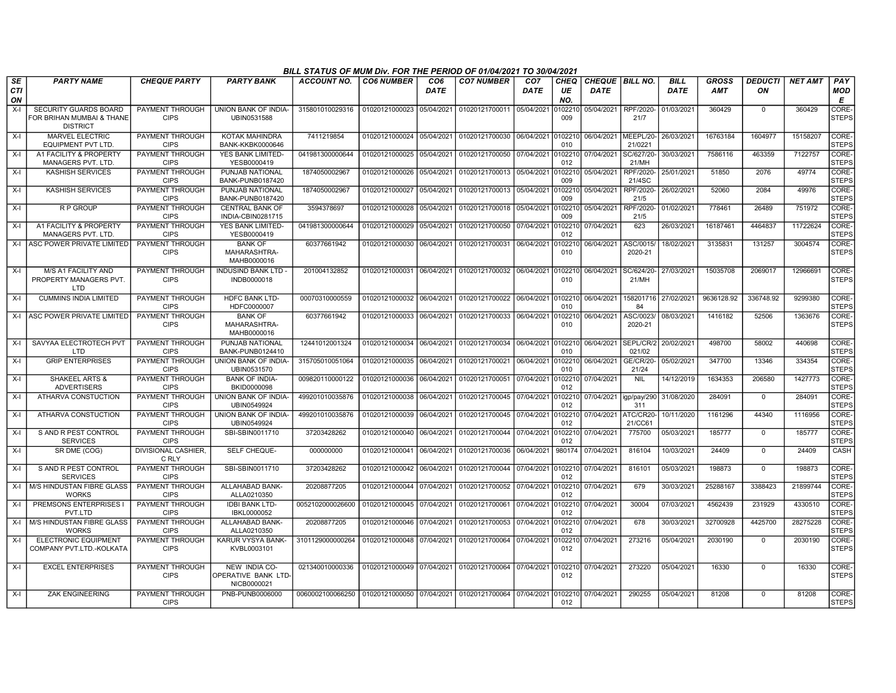BILL STATUS OF MUM Div. FOR THE PERIOD OF 01/04/2021 TO 30/04/2021

| SECTION | PARTY NAME | CHEQUE PARTY | PARTY BANK | ACCOUNT NO. | CO6 NUMBER | CO6 DATE | CO7 NUMBER | CO7 DATE | CHEQUE NO. | CHEQUE DATE | BILL NO. | BILL DATE | GROSS AMT | DEDUCTION | NET AMT | PAY MODE |
|---|---|---|---|---|---|---|---|---|---|---|---|---|---|---|---|---|
| X-I | SECURITY GUARDS BOARD FOR BRIHAN MUMBAI & THANE DISTRICT | PAYMENT THROUGH CIPS | UNION BANK OF INDIA-UBIN0531588 | 315801010029316 | 01020121000023 | 05/04/2021 | 01020121700011 | 05/04/2021 | 0102210009 | 05/04/2021 | RPF/2020-21/7 | 01/03/2021 | 360429 | 0 | 360429 | CORE-STEPS |
| X-I | MARVEL ELECTRIC EQUIPMENT PVT LTD. | PAYMENT THROUGH CIPS | KOTAK MAHINDRA BANK-KKBK0000646 | 7411219854 | 01020121000024 | 05/04/2021 | 01020121700030 | 06/04/2021 | 0102210010 | 06/04/2021 | MEEPL/20-21/0221 | 26/03/2021 | 16763184 | 1604977 | 15158207 | CORE-STEPS |
| X-I | A1 FACILITY & PROPERTY MANAGERS PVT. LTD. | PAYMENT THROUGH CIPS | YES BANK LIMITED-YESB0000419 | 041981300000644 | 01020121000025 | 05/04/2021 | 01020121700050 | 07/04/2021 | 0102210012 | 07/04/2021 | SC/627/20-21/MH | 30/03/2021 | 7586116 | 463359 | 7122757 | CORE-STEPS |
| X-I | KASHISH SERVICES | PAYMENT THROUGH CIPS | PUNJAB NATIONAL BANK-PUNB0187420 | 1874050002967 | 01020121000026 | 05/04/2021 | 01020121700013 | 05/04/2021 | 0102210009 | 05/04/2021 | RPF/2020-21/4SC | 25/01/2021 | 51850 | 2076 | 49774 | CORE-STEPS |
| X-I | KASHISH SERVICES | PAYMENT THROUGH CIPS | PUNJAB NATIONAL BANK-PUNB0187420 | 1874050002967 | 01020121000027 | 05/04/2021 | 01020121700013 | 05/04/2021 | 0102210009 | 05/04/2021 | RPF/2020-21/5 | 26/02/2021 | 52060 | 2084 | 49976 | CORE-STEPS |
| X-I | R P GROUP | PAYMENT THROUGH CIPS | CENTRAL BANK OF INDIA-CBIN0281715 | 3594378697 | 01020121000028 | 05/04/2021 | 01020121700018 | 05/04/2021 | 0102210009 | 05/04/2021 | RPF/2020-21/5 | 01/02/2021 | 778461 | 26489 | 751972 | CORE-STEPS |
| X-I | A1 FACILITY & PROPERTY MANAGERS PVT. LTD. | PAYMENT THROUGH CIPS | YES BANK LIMITED-YESB0000419 | 041981300000644 | 01020121000029 | 05/04/2021 | 01020121700050 | 07/04/2021 | 0102210012 | 07/04/2021 | 623 | 26/03/2021 | 16187461 | 4464837 | 11722624 | CORE-STEPS |
| X-I | ASC POWER PRIVATE LIMITED | PAYMENT THROUGH CIPS | BANK OF MAHARASHTRA-MAHB0000016 | 60377661942 | 01020121000030 | 06/04/2021 | 01020121700031 | 06/04/2021 | 0102210010 | 06/04/2021 | ASC/0015/2020-21 | 18/02/2021 | 3135831 | 131257 | 3004574 | CORE-STEPS |
| X-I | M/S A1 FACILITY AND PROPERTY MANAGERS PVT. LTD | PAYMENT THROUGH CIPS | INDUSIND BANK LTD - INDB0000018 | 201004132852 | 01020121000031 | 06/04/2021 | 01020121700032 | 06/04/2021 | 0102210010 | 06/04/2021 | SC/624/20-21/MH | 27/03/2021 | 15035708 | 2069017 | 12966691 | CORE-STEPS |
| X-I | CUMMINS INDIA LIMITED | PAYMENT THROUGH CIPS | HDFC BANK LTD-HDFC0000007 | 00070310000559 | 01020121000032 | 06/04/2021 | 01020121700022 | 06/04/2021 | 0102210010 | 06/04/2021 | 15820171684 | 27/02/2021 | 9636128.92 | 336748.92 | 9299380 | CORE-STEPS |
| X-I | ASC POWER PRIVATE LIMITED | PAYMENT THROUGH CIPS | BANK OF MAHARASHTRA-MAHB0000016 | 60377661942 | 01020121000033 | 06/04/2021 | 01020121700033 | 06/04/2021 | 0102210010 | 06/04/2021 | ASC/0023/2020-21 | 08/03/2021 | 1416182 | 52506 | 1363676 | CORE-STEPS |
| X-I | SAVYAA ELECTROTECH PVT LTD | PAYMENT THROUGH CIPS | PUNJAB NATIONAL BANK-PUNB0124410 | 12441012001324 | 01020121000034 | 06/04/2021 | 01020121700034 | 06/04/2021 | 0102210010 | 06/04/2021 | SEPL/CR/2021/02 | 20/02/2021 | 498700 | 58002 | 440698 | CORE-STEPS |
| X-I | GRIP ENTERPRISES | PAYMENT THROUGH CIPS | UNION BANK OF INDIA-UBIN0531570 | 315705010051064 | 01020121000035 | 06/04/2021 | 01020121700021 | 06/04/2021 | 0102210010 | 06/04/2021 | GE/CR/20-21/24 | 05/02/2021 | 347700 | 13346 | 334354 | CORE-STEPS |
| X-I | SHAKEEL ARTS & ADVERTISERS | PAYMENT THROUGH CIPS | BANK OF INDIA-BKID0000098 | 009820110000122 | 01020121000036 | 06/04/2021 | 01020121700051 | 07/04/2021 | 0102210012 | 07/04/2021 | NIL | 14/12/2019 | 1634353 | 206580 | 1427773 | CORE-STEPS |
| X-I | ATHARVA CONSTUCTION | PAYMENT THROUGH CIPS | UNION BANK OF INDIA-UBIN0549924 | 499201010035876 | 01020121000038 | 06/04/2021 | 01020121700045 | 07/04/2021 | 0102210012 | 07/04/2021 | igp/pay/290311 | 31/08/2020 | 284091 | 0 | 284091 | CORE-STEPS |
| X-I | ATHARVA CONSTUCTION | PAYMENT THROUGH CIPS | UNION BANK OF INDIA-UBIN0549924 | 499201010035876 | 01020121000039 | 06/04/2021 | 01020121700045 | 07/04/2021 | 0102210012 | 07/04/2021 | ATC/CR20-21/CC61 | 10/11/2020 | 1161296 | 44340 | 1116956 | CORE-STEPS |
| X-I | S AND R PEST CONTROL SERVICES | PAYMENT THROUGH CIPS | SBI-SBIN0011710 | 37203428262 | 01020121000040 | 06/04/2021 | 01020121700044 | 07/04/2021 | 0102210012 | 07/04/2021 | 775700 | 05/03/2021 | 185777 | 0 | 185777 | CORE-STEPS |
| X-I | SR DME (COG) | DIVISIONAL CASHIER, C RLY | SELF CHEQUE- | 000000000 | 01020121000041 | 06/04/2021 | 01020121700036 | 06/04/2021 | 980174 | 07/04/2021 | 816104 | 10/03/2021 | 24409 | 0 | 24409 | CASH |
| X-I | S AND R PEST CONTROL SERVICES | PAYMENT THROUGH CIPS | SBI-SBIN0011710 | 37203428262 | 01020121000042 | 06/04/2021 | 01020121700044 | 07/04/2021 | 0102210012 | 07/04/2021 | 816101 | 05/03/2021 | 198873 | 0 | 198873 | CORE-STEPS |
| X-I | M/S HINDUSTAN FIBRE GLASS WORKS | PAYMENT THROUGH CIPS | ALLAHABAD BANK-ALLA0210350 | 20208877205 | 01020121000044 | 07/04/2021 | 01020121700052 | 07/04/2021 | 0102210012 | 07/04/2021 | 679 | 30/03/2021 | 25288167 | 3388423 | 21899744 | CORE-STEPS |
| X-I | PREMSONS ENTERPRISES I PVT.LTD | PAYMENT THROUGH CIPS | IDBI BANK LTD-IBKL0000052 | 0052102000026600 | 01020121000045 | 07/04/2021 | 01020121700061 | 07/04/2021 | 0102210012 | 07/04/2021 | 30004 | 07/03/2021 | 4562439 | 231929 | 4330510 | CORE-STEPS |
| X-I | M/S HINDUSTAN FIBRE GLASS WORKS | PAYMENT THROUGH CIPS | ALLAHABAD BANK-ALLA0210350 | 20208877205 | 01020121000046 | 07/04/2021 | 01020121700053 | 07/04/2021 | 0102210012 | 07/04/2021 | 678 | 30/03/2021 | 32700928 | 4425700 | 28275228 | CORE-STEPS |
| X-I | ELECTRONIC EQUIPMENT COMPANY PVT.LTD.-KOLKATA | PAYMENT THROUGH CIPS | KARUR VYSYA BANK-KVBL0003101 | 3101129000000264 | 01020121000048 | 07/04/2021 | 01020121700064 | 07/04/2021 | 0102210012 | 07/04/2021 | 273216 | 05/04/2021 | 2030190 | 0 | 2030190 | CORE-STEPS |
| X-I | EXCEL ENTERPRISES | PAYMENT THROUGH CIPS | NEW INDIA CO-OPERATIVE BANK LTD-NICB0000021 | 021340010000336 | 01020121000049 | 07/04/2021 | 01020121700064 | 07/04/2021 | 0102210012 | 07/04/2021 | 273220 | 05/04/2021 | 16330 | 0 | 16330 | CORE-STEPS |
| X-I | ZAK ENGINEERING | PAYMENT THROUGH CIPS | PNB-PUNB0006000 | 0060002100066250 | 01020121000050 | 07/04/2021 | 01020121700064 | 07/04/2021 | 0102210012 | 07/04/2021 | 290255 | 05/04/2021 | 81208 | 0 | 81208 | CORE-STEPS |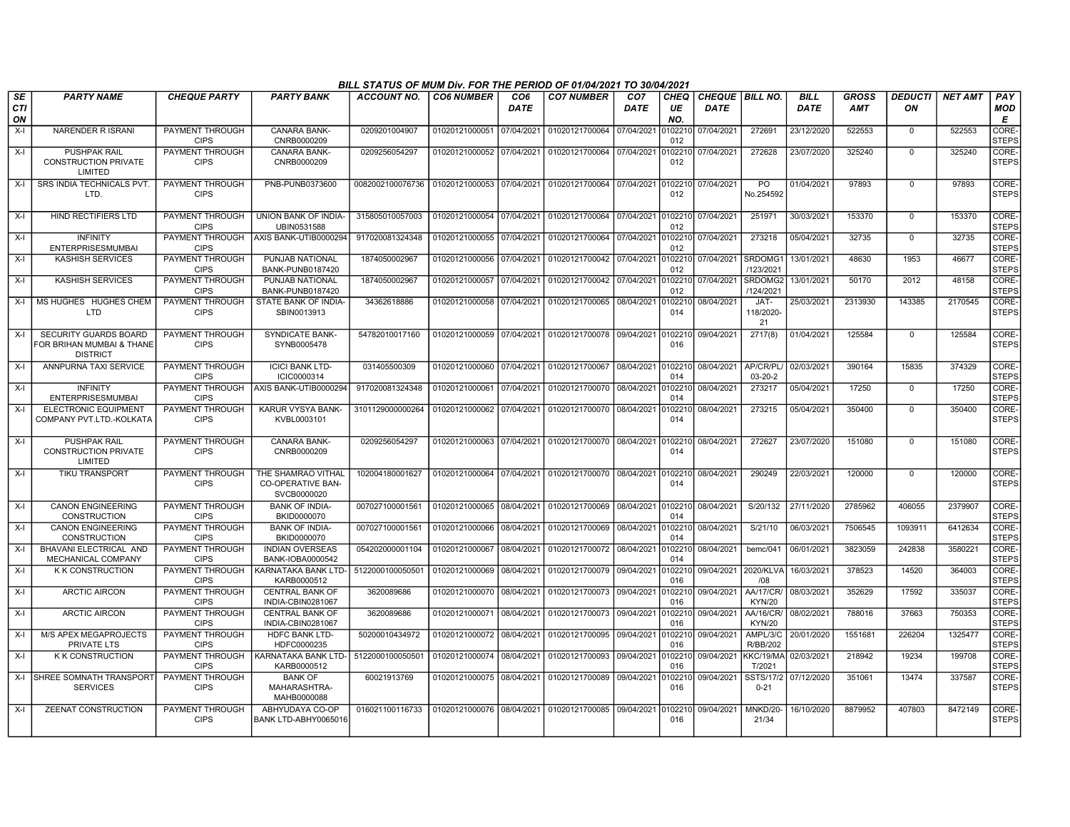BILL STATUS OF MUM Div. FOR THE PERIOD OF 01/04/2021 TO 30/04/2021

| SECTION | PARTY NAME | CHEQUE PARTY | PARTY BANK | ACCOUNT NO. | CO6 NUMBER | CO6 DATE | CO7 NUMBER | CO7 DATE | CHEQUE NO. | CHEQUE DATE | BILL NO. | BILL DATE | GROSS AMT | DEDUCTION | NET AMT | PAY MODE |
|---|---|---|---|---|---|---|---|---|---|---|---|---|---|---|---|---|
| X-I | NARENDER R ISRANI | PAYMENT THROUGH CIPS | CANARA BANK-CNRB0000209 | 0209201004907 | 01020121000051 | 07/04/2021 | 01020121700064 | 07/04/2021 | 0102210012 | 07/04/2021 | 272691 | 23/12/2020 | 522553 | 0 | 522553 | CORE-STEPS |
| X-I | PUSHPAK RAIL CONSTRUCTION PRIVATE LIMITED | PAYMENT THROUGH CIPS | CANARA BANK-CNRB0000209 | 0209256054297 | 01020121000052 | 07/04/2021 | 01020121700064 | 07/04/2021 | 0102210012 | 07/04/2021 | 272628 | 23/07/2020 | 325240 | 0 | 325240 | CORE-STEPS |
| X-I | SRS INDIA TECHNICALS PVT. LTD. | PAYMENT THROUGH CIPS | PNB-PUNB0373600 | 0082002100076736 | 01020121000053 | 07/04/2021 | 01020121700064 | 07/04/2021 | 0102210012 | 07/04/2021 | PO No.254592 | 01/04/2021 | 97893 | 0 | 97893 | CORE-STEPS |
| X-I | HIND RECTIFIERS LTD | PAYMENT THROUGH CIPS | UNION BANK OF INDIA-UBIN0531588 | 315805010057003 | 01020121000054 | 07/04/2021 | 01020121700064 | 07/04/2021 | 0102210012 | 07/04/2021 | 251971 | 30/03/2021 | 153370 | 0 | 153370 | CORE-STEPS |
| X-I | INFINITY ENTERPRISESMUMBAI | PAYMENT THROUGH CIPS | AXIS BANK-UTIB0000294 | 917020081324348 | 01020121000055 | 07/04/2021 | 01020121700064 | 07/04/2021 | 0102210012 | 07/04/2021 | 273218 | 05/04/2021 | 32735 | 0 | 32735 | CORE-STEPS |
| X-I | KASHISH SERVICES | PAYMENT THROUGH CIPS | PUNJAB NATIONAL BANK-PUNB0187420 | 1874050002967 | 01020121000056 | 07/04/2021 | 01020121700042 | 07/04/2021 | 0102210012 | 07/04/2021 | SRDOMG1/123/2021 | 13/01/2021 | 48630 | 1953 | 46677 | CORE-STEPS |
| X-I | KASHISH SERVICES | PAYMENT THROUGH CIPS | PUNJAB NATIONAL BANK-PUNB0187420 | 1874050002967 | 01020121000057 | 07/04/2021 | 01020121700042 | 07/04/2021 | 0102210012 | 07/04/2021 | SRDOMG2/124/2021 | 13/01/2021 | 50170 | 2012 | 48158 | CORE-STEPS |
| X-I | MS HUGHES HUGHES CHEM LTD | PAYMENT THROUGH CIPS | STATE BANK OF INDIA-SBIN0013913 | 34362618886 | 01020121000058 | 07/04/2021 | 01020121700065 | 08/04/2021 | 0102210014 | 08/04/2021 | JAT-118/2020-21 | 25/03/2021 | 2313930 | 143385 | 2170545 | CORE-STEPS |
| X-I | SECURITY GUARDS BOARD FOR BRIHAN MUMBAI & THANE DISTRICT | PAYMENT THROUGH CIPS | SYNDICATE BANK-SYNB0005478 | 54782010017160 | 01020121000059 | 07/04/2021 | 01020121700078 | 09/04/2021 | 0102210016 | 09/04/2021 | 2717(8) | 01/04/2021 | 125584 | 0 | 125584 | CORE-STEPS |
| X-I | ANNPURNA TAXI SERVICE | PAYMENT THROUGH CIPS | ICICI BANK LTD-ICIC0000314 | 031405500309 | 01020121000060 | 07/04/2021 | 01020121700067 | 08/04/2021 | 0102210014 | 08/04/2021 | AP/CR/PL/03-20-2 | 02/03/2021 | 390164 | 15835 | 374329 | CORE-STEPS |
| X-I | INFINITY ENTERPRISESMUMBAI | PAYMENT THROUGH CIPS | AXIS BANK-UTIB0000294 | 917020081324348 | 01020121000061 | 07/04/2021 | 01020121700070 | 08/04/2021 | 0102210014 | 08/04/2021 | 273217 | 05/04/2021 | 17250 | 0 | 17250 | CORE-STEPS |
| X-I | ELECTRONIC EQUIPMENT COMPANY PVT.LTD.-KOLKATA | PAYMENT THROUGH CIPS | KARUR VYSYA BANK-KVBL0003101 | 3101129000000264 | 01020121000062 | 07/04/2021 | 01020121700070 | 08/04/2021 | 0102210014 | 08/04/2021 | 273215 | 05/04/2021 | 350400 | 0 | 350400 | CORE-STEPS |
| X-I | PUSHPAK RAIL CONSTRUCTION PRIVATE LIMITED | PAYMENT THROUGH CIPS | CANARA BANK-CNRB0000209 | 0209256054297 | 01020121000063 | 07/04/2021 | 01020121700070 | 08/04/2021 | 0102210014 | 08/04/2021 | 272627 | 23/07/2020 | 151080 | 0 | 151080 | CORE-STEPS |
| X-I | TIKU TRANSPORT | PAYMENT THROUGH CIPS | THE SHAMRAO VITHAL CO-OPERATIVE BAN-SVCB0000020 | 102004180001627 | 01020121000064 | 07/04/2021 | 01020121700070 | 08/04/2021 | 0102210014 | 08/04/2021 | 290249 | 22/03/2021 | 120000 | 0 | 120000 | CORE-STEPS |
| X-I | CANON ENGINEERING CONSTRUCTION | PAYMENT THROUGH CIPS | BANK OF INDIA-BKID0000070 | 007027100001561 | 01020121000065 | 08/04/2021 | 01020121700069 | 08/04/2021 | 0102210014 | 08/04/2021 | S/20/132 | 27/11/2020 | 2785962 | 406055 | 2379907 | CORE-STEPS |
| X-I | CANON ENGINEERING CONSTRUCTION | PAYMENT THROUGH CIPS | BANK OF INDIA-BKID0000070 | 007027100001561 | 01020121000066 | 08/04/2021 | 01020121700069 | 08/04/2021 | 0102210014 | 08/04/2021 | S/21/10 | 06/03/2021 | 7506545 | 1093911 | 6412634 | CORE-STEPS |
| X-I | BHAVANI ELECTRICAL AND MECHANICAL COMPANY | PAYMENT THROUGH CIPS | INDIAN OVERSEAS BANK-IOBA0000542 | 054202000001104 | 01020121000067 | 08/04/2021 | 01020121700072 | 08/04/2021 | 0102210014 | 08/04/2021 | bemc/041 | 06/01/2021 | 3823059 | 242838 | 3580221 | CORE-STEPS |
| X-I | K K CONSTRUCTION | PAYMENT THROUGH CIPS | KARNATAKA BANK LTD-KARB0000512 | 5122000100050501 | 01020121000069 | 08/04/2021 | 01020121700079 | 09/04/2021 | 0102210016 | 09/04/2021 | 2020/KLVA/08 | 16/03/2021 | 378523 | 14520 | 364003 | CORE-STEPS |
| X-I | ARCTIC AIRCON | PAYMENT THROUGH CIPS | CENTRAL BANK OF INDIA-CBIN0281067 | 3620089686 | 01020121000070 | 08/04/2021 | 01020121700073 | 09/04/2021 | 0102210016 | 09/04/2021 | AA/17/CR/KYN/20 | 08/03/2021 | 352629 | 17592 | 335037 | CORE-STEPS |
| X-I | ARCTIC AIRCON | PAYMENT THROUGH CIPS | CENTRAL BANK OF INDIA-CBIN0281067 | 3620089686 | 01020121000071 | 08/04/2021 | 01020121700073 | 09/04/2021 | 0102210016 | 09/04/2021 | AA/16/CR/KYN/20 | 08/02/2021 | 788016 | 37663 | 750353 | CORE-STEPS |
| X-I | M/S APEX MEGAPROJECTS PRIVATE LTS | PAYMENT THROUGH CIPS | HDFC BANK LTD-HDFC0000235 | 50200010434972 | 01020121000072 | 08/04/2021 | 01020121700095 | 09/04/2021 | 0102210016 | 09/04/2021 | AMPL/3/CR/BB/202 | 20/01/2020 | 1551681 | 226204 | 1325477 | CORE-STEPS |
| X-I | K K CONSTRUCTION | PAYMENT THROUGH CIPS | KARNATAKA BANK LTD-KARB0000512 | 5122000100050501 | 01020121000074 | 08/04/2021 | 01020121700093 | 09/04/2021 | 0102210016 | 09/04/2021 | KKC/19/MAT/2021 | 02/03/2021 | 218942 | 19234 | 199708 | CORE-STEPS |
| X-I | SHREE SOMNATH TRANSPORT SERVICES | PAYMENT THROUGH CIPS | BANK OF MAHARASHTRA-MAHB0000088 | 60021913769 | 01020121000075 | 08/04/2021 | 01020121700089 | 09/04/2021 | 0102210016 | 09/04/2021 | SSTS/17/20-21 | 07/12/2020 | 351061 | 13474 | 337587 | CORE-STEPS |
| X-I | ZEENAT CONSTRUCTION | PAYMENT THROUGH CIPS | ABHYUDAYA CO-OP BANK LTD-ABHY0065016 | 016021100116733 | 01020121000076 | 08/04/2021 | 01020121700085 | 09/04/2021 | 0102210016 | 09/04/2021 | MNKD/20-21/34 | 16/10/2020 | 8879952 | 407803 | 8472149 | CORE-STEPS |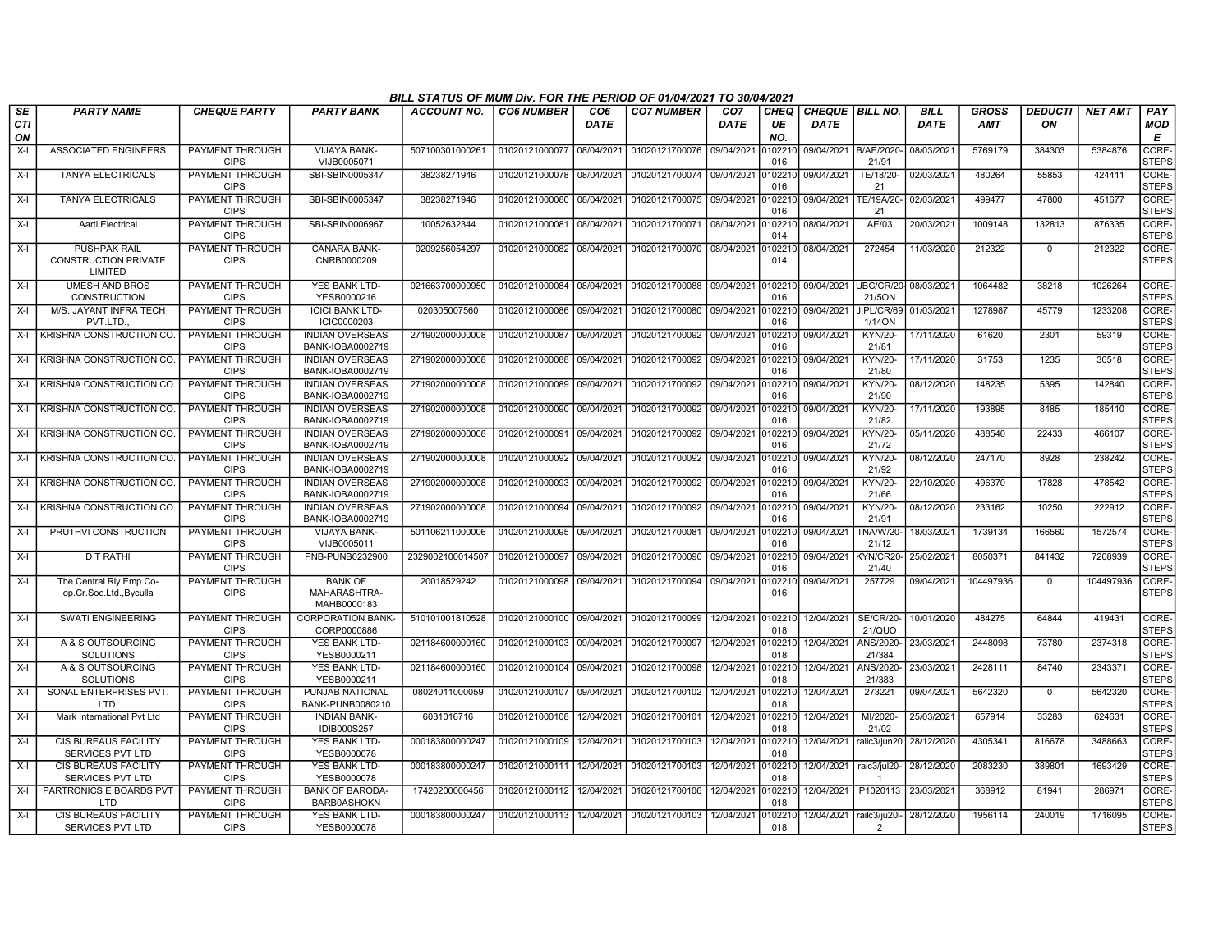BILL STATUS OF MUM Div. FOR THE PERIOD OF 01/04/2021 TO 30/04/2021

| SECTION | PARTY NAME | CHEQUE PARTY | PARTY BANK | ACCOUNT NO. | CO6 NUMBER | CO6 DATE | CO7 NUMBER | CO7 DATE | CHEQUE NO. | CHEQUE DATE | BILL NO. | BILL DATE | GROSS AMT | DEDUCTION | NET AMT | PAY MODE |
|---|---|---|---|---|---|---|---|---|---|---|---|---|---|---|---|---|
| X-I | ASSOCIATED ENGINEERS | PAYMENT THROUGH CIPS | VIJAYA BANK-VIJB0005071 | 507100301000261 | 01020121000077 | 08/04/2021 | 01020121700076 | 09/04/2021 | 0102210016 | 09/04/2021 | B/AE/2020-21/91 | 08/03/2021 | 5769179 | 384303 | 5384876 | CORE-STEPS |
| X-I | TANYA ELECTRICALS | PAYMENT THROUGH CIPS | SBI-SBIN0005347 | 38238271946 | 01020121000078 | 08/04/2021 | 01020121700074 | 09/04/2021 | 0102210016 | 09/04/2021 | TE/18/20-21 | 02/03/2021 | 480264 | 55853 | 424411 | CORE-STEPS |
| X-I | TANYA ELECTRICALS | PAYMENT THROUGH CIPS | SBI-SBIN0005347 | 38238271946 | 01020121000080 | 08/04/2021 | 01020121700075 | 09/04/2021 | 0102210016 | 09/04/2021 | TE/19A/20-21 | 02/03/2021 | 499477 | 47800 | 451677 | CORE-STEPS |
| X-I | Aarti Electrical | PAYMENT THROUGH CIPS | SBI-SBIN0006967 | 10052632344 | 01020121000081 | 08/04/2021 | 01020121700071 | 08/04/2021 | 0102210014 | 08/04/2021 | AE/03 | 20/03/2021 | 1009148 | 132813 | 876335 | CORE-STEPS |
| X-I | PUSHPAK RAIL CONSTRUCTION PRIVATE LIMITED | PAYMENT THROUGH CIPS | CANARA BANK-CNRB0000209 | 0209256054297 | 01020121000082 | 08/04/2021 | 01020121700070 | 08/04/2021 | 0102210014 | 08/04/2021 | 272454 | 11/03/2020 | 212322 | 0 | 212322 | CORE-STEPS |
| X-I | UMESH AND BROS CONSTRUCTION | PAYMENT THROUGH CIPS | YES BANK LTD-YESB0000216 | 021663700000950 | 01020121000084 | 08/04/2021 | 01020121700088 | 09/04/2021 | 0102210016 | 09/04/2021 | UBC/CR/20-21/5ON | 08/03/2021 | 1064482 | 38218 | 1026264 | CORE-STEPS |
| X-I | M/S. JAYANT INFRA TECH PVT.LTD., | PAYMENT THROUGH CIPS | ICICI BANK LTD-ICIC0000203 | 020305007560 | 01020121000086 | 09/04/2021 | 01020121700080 | 09/04/2021 | 0102210016 | 09/04/2021 | JIPL/CR/69 1/14ON | 01/03/2021 | 1278987 | 45779 | 1233208 | CORE-STEPS |
| X-I | KRISHNA CONSTRUCTION CO. | PAYMENT THROUGH CIPS | INDIAN OVERSEAS BANK-IOBA0002719 | 271902000000008 | 01020121000087 | 09/04/2021 | 01020121700092 | 09/04/2021 | 0102210016 | 09/04/2021 | KYN/20-21/81 | 17/11/2020 | 61620 | 2301 | 59319 | CORE-STEPS |
| X-I | KRISHNA CONSTRUCTION CO. | PAYMENT THROUGH CIPS | INDIAN OVERSEAS BANK-IOBA0002719 | 271902000000008 | 01020121000088 | 09/04/2021 | 01020121700092 | 09/04/2021 | 0102210016 | 09/04/2021 | KYN/20-21/80 | 17/11/2020 | 31753 | 1235 | 30518 | CORE-STEPS |
| X-I | KRISHNA CONSTRUCTION CO. | PAYMENT THROUGH CIPS | INDIAN OVERSEAS BANK-IOBA0002719 | 271902000000008 | 01020121000089 | 09/04/2021 | 01020121700092 | 09/04/2021 | 0102210016 | 09/04/2021 | KYN/20-21/90 | 08/12/2020 | 148235 | 5395 | 142840 | CORE-STEPS |
| X-I | KRISHNA CONSTRUCTION CO. | PAYMENT THROUGH CIPS | INDIAN OVERSEAS BANK-IOBA0002719 | 271902000000008 | 01020121000090 | 09/04/2021 | 01020121700092 | 09/04/2021 | 0102210016 | 09/04/2021 | KYN/20-21/82 | 17/11/2020 | 193895 | 8485 | 185410 | CORE-STEPS |
| X-I | KRISHNA CONSTRUCTION CO. | PAYMENT THROUGH CIPS | INDIAN OVERSEAS BANK-IOBA0002719 | 271902000000008 | 01020121000091 | 09/04/2021 | 01020121700092 | 09/04/2021 | 0102210016 | 09/04/2021 | KYN/20-21/72 | 05/11/2020 | 488540 | 22433 | 466107 | CORE-STEPS |
| X-I | KRISHNA CONSTRUCTION CO. | PAYMENT THROUGH CIPS | INDIAN OVERSEAS BANK-IOBA0002719 | 271902000000008 | 01020121000092 | 09/04/2021 | 01020121700092 | 09/04/2021 | 0102210016 | 09/04/2021 | KYN/20-21/92 | 08/12/2020 | 247170 | 8928 | 238242 | CORE-STEPS |
| X-I | KRISHNA CONSTRUCTION CO. | PAYMENT THROUGH CIPS | INDIAN OVERSEAS BANK-IOBA0002719 | 271902000000008 | 01020121000093 | 09/04/2021 | 01020121700092 | 09/04/2021 | 0102210016 | 09/04/2021 | KYN/20-21/66 | 22/10/2020 | 496370 | 17828 | 478542 | CORE-STEPS |
| X-I | KRISHNA CONSTRUCTION CO. | PAYMENT THROUGH CIPS | INDIAN OVERSEAS BANK-IOBA0002719 | 271902000000008 | 01020121000094 | 09/04/2021 | 01020121700092 | 09/04/2021 | 0102210016 | 09/04/2021 | KYN/20-21/91 | 08/12/2020 | 233162 | 10250 | 222912 | CORE-STEPS |
| X-I | PRUTHVI CONSTRUCTION | PAYMENT THROUGH CIPS | VIJAYA BANK-VIJB0005011 | 501106211000006 | 01020121000095 | 09/04/2021 | 01020121700081 | 09/04/2021 | 0102210016 | 09/04/2021 | TNA/W/20-21/12 | 18/03/2021 | 1739134 | 166560 | 1572574 | CORE-STEPS |
| X-I | D T RATHI | PAYMENT THROUGH CIPS | PNB-PUNB0232900 | 2329002100014507 | 01020121000097 | 09/04/2021 | 01020121700090 | 09/04/2021 | 0102210016 | 09/04/2021 | KYN/CR20-21/40 | 25/02/2021 | 8050371 | 841432 | 7208939 | CORE-STEPS |
| X-I | The Central Rly Emp.Co-op.Cr.Soc.Ltd.,Byculla | PAYMENT THROUGH CIPS | BANK OF MAHARASHTRA-MAHB0000183 | 20018529242 | 01020121000098 | 09/04/2021 | 01020121700094 | 09/04/2021 | 0102210016 | 09/04/2021 | 257729 | 09/04/2021 | 104497936 | 0 | 104497936 | CORE-STEPS |
| X-I | SWATI ENGINEERING | PAYMENT THROUGH CIPS | CORPORATION BANK-CORP0000886 | 510101001810528 | 01020121000100 | 09/04/2021 | 01020121700099 | 12/04/2021 | 0102210018 | 12/04/2021 | SE/CR/20-21/QUO | 10/01/2020 | 484275 | 64844 | 419431 | CORE-STEPS |
| X-I | A & S OUTSOURCING SOLUTIONS | PAYMENT THROUGH CIPS | YES BANK LTD-YESB0000211 | 021184600000160 | 01020121000103 | 09/04/2021 | 01020121700097 | 12/04/2021 | 0102210018 | 12/04/2021 | ANS/2020-21/384 | 23/03/2021 | 2448098 | 73780 | 2374318 | CORE-STEPS |
| X-I | A & S OUTSOURCING SOLUTIONS | PAYMENT THROUGH CIPS | YES BANK LTD-YESB0000211 | 021184600000160 | 01020121000104 | 09/04/2021 | 01020121700098 | 12/04/2021 | 0102210018 | 12/04/2021 | ANS/2020-21/383 | 23/03/2021 | 2428111 | 84740 | 2343371 | CORE-STEPS |
| X-I | SONAL ENTERPRISES PVT. LTD. | PAYMENT THROUGH CIPS | PUNJAB NATIONAL BANK-PUNB0080210 | 08024011000059 | 01020121000107 | 09/04/2021 | 01020121700102 | 12/04/2021 | 0102210018 | 12/04/2021 | 273221 | 09/04/2021 | 5642320 | 0 | 5642320 | CORE-STEPS |
| X-I | Mark International Pvt Ltd | PAYMENT THROUGH CIPS | INDIAN BANK-IDIB000S257 | 6031016716 | 01020121000108 | 12/04/2021 | 01020121700101 | 12/04/2021 | 0102210018 | 12/04/2021 | MI/2020-21/02 | 25/03/2021 | 657914 | 33283 | 624631 | CORE-STEPS |
| X-I | CIS BUREAUS FACILITY SERVICES PVT LTD | PAYMENT THROUGH CIPS | YES BANK LTD-YESB0000078 | 000183800000247 | 01020121000109 | 12/04/2021 | 01020121700103 | 12/04/2021 | 0102210018 | 12/04/2021 | railc3/jun20 | 28/12/2020 | 4305341 | 816678 | 3488663 | CORE-STEPS |
| X-I | CIS BUREAUS FACILITY SERVICES PVT LTD | PAYMENT THROUGH CIPS | YES BANK LTD-YESB0000078 | 000183800000247 | 01020121000111 | 12/04/2021 | 01020121700103 | 12/04/2021 | 0102210018 | 12/04/2021 | raic3/jul20-1 | 28/12/2020 | 2083230 | 389801 | 1693429 | CORE-STEPS |
| X-I | PARTRONICS E BOARDS PVT LTD | PAYMENT THROUGH CIPS | BANK OF BARODA-BARB0ASHOKN | 17420200000456 | 01020121000112 | 12/04/2021 | 01020121700106 | 12/04/2021 | 0102210018 | 12/04/2021 | P1020113 | 23/03/2021 | 368912 | 81941 | 286971 | CORE-STEPS |
| X-I | CIS BUREAUS FACILITY SERVICES PVT LTD | PAYMENT THROUGH CIPS | YES BANK LTD-YESB0000078 | 000183800000247 | 01020121000113 | 12/04/2021 | 01020121700103 | 12/04/2021 | 0102210018 | 12/04/2021 | railc3/ju20l-2 | 28/12/2020 | 1956114 | 240019 | 1716095 | CORE-STEPS |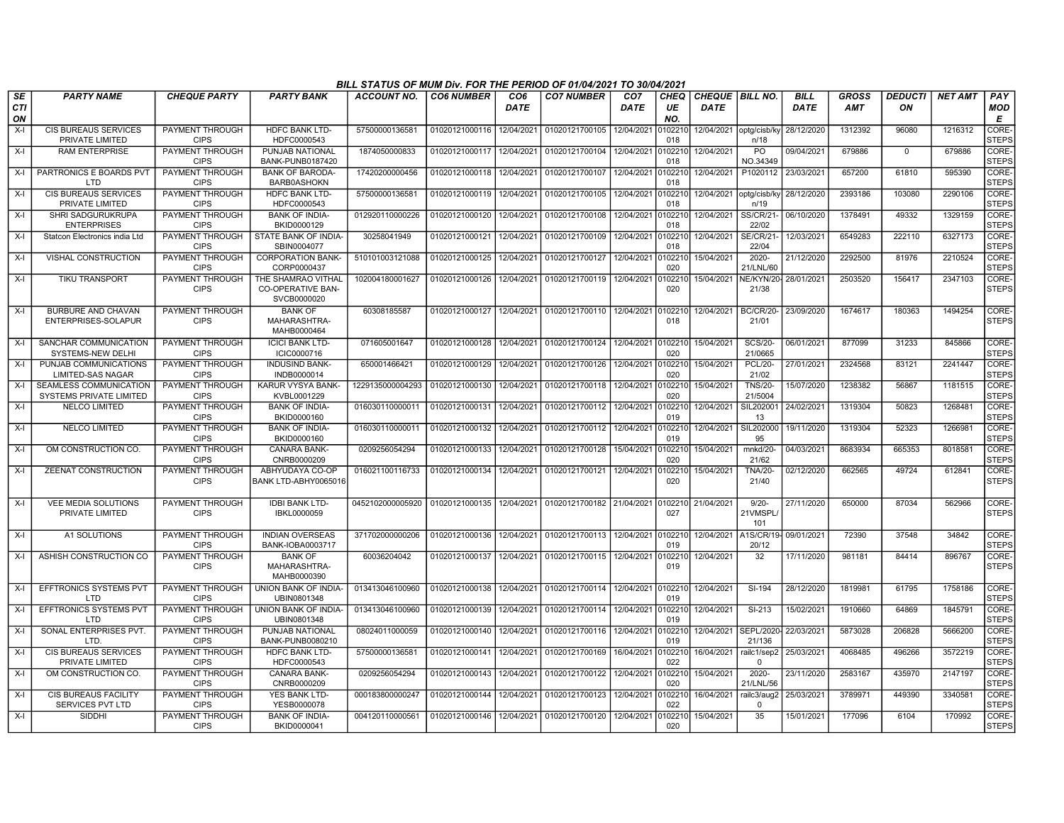### BILL STATUS OF MUM Div. FOR THE PERIOD OF 01/04/2021 TO 30/04/2021

| SECTION | PARTY NAME | CHEQUE PARTY | PARTY BANK | ACCOUNT NO. | CO6 NUMBER | CO6 DATE | CO7 NUMBER | CO7 DATE | CHEQUE NO. | CHEQUE DATE | BILL NO. | BILL DATE | GROSS AMT | DEDUCTION | NET AMT | PAY MODE |
|---|---|---|---|---|---|---|---|---|---|---|---|---|---|---|---|---|
| X-I | CIS BUREAUS SERVICES PRIVATE LIMITED | PAYMENT THROUGH CIPS | HDFC BANK LTD-HDFC0000543 | 57500000136581 | 01020121000116 | 12/04/2021 | 01020121700105 | 12/04/2021 | 0102210018 | 12/04/2021 | optg/cisb/kyn/18 | 28/12/2020 | 1312392 | 96080 | 1216312 | CORE-STEPS |
| X-I | RAM ENTERPRISE | PAYMENT THROUGH CIPS | PUNJAB NATIONAL BANK-PUNB0187420 | 1874050000833 | 01020121000117 | 12/04/2021 | 01020121700104 | 12/04/2021 | 0102210018 | 12/04/2021 | PO NO.34349 | 09/04/2021 | 679886 | 0 | 679886 | CORE-STEPS |
| X-I | PARTRONICS E BOARDS PVT LTD | PAYMENT THROUGH CIPS | BANK OF BARODA-BARB0ASHOKN | 17420200000456 | 01020121000118 | 12/04/2021 | 01020121700107 | 12/04/2021 | 0102210018 | 12/04/2021 | P1020112 | 23/03/2021 | 657200 | 61810 | 595390 | CORE-STEPS |
| X-I | CIS BUREAUS SERVICES PRIVATE LIMITED | PAYMENT THROUGH CIPS | HDFC BANK LTD-HDFC0000543 | 57500000136581 | 01020121000119 | 12/04/2021 | 01020121700105 | 12/04/2021 | 0102210018 | 12/04/2021 | optg/cisb/kyn/19 | 28/12/2020 | 2393186 | 103080 | 2290106 | CORE-STEPS |
| X-I | SHRI SADGURUKRUPA ENTERPRISES | PAYMENT THROUGH CIPS | BANK OF INDIA-BKID0000129 | 012920110000226 | 01020121000120 | 12/04/2021 | 01020121700108 | 12/04/2021 | 0102210018 | 12/04/2021 | SS/CR/21-22/02 | 06/10/2020 | 1378491 | 49332 | 1329159 | CORE-STEPS |
| X-I | Statcon Electronics india Ltd | PAYMENT THROUGH CIPS | STATE BANK OF INDIA-SBIN0004077 | 30258041949 | 01020121000121 | 12/04/2021 | 01020121700109 | 12/04/2021 | 0102210018 | 12/04/2021 | SE/CR/21-22/04 | 12/03/2021 | 6549283 | 222110 | 6327173 | CORE-STEPS |
| X-I | VISHAL CONSTRUCTION | PAYMENT THROUGH CIPS | CORPORATION BANK-CORP0000437 | 510101003121088 | 01020121000125 | 12/04/2021 | 01020121700127 | 12/04/2021 | 0102210020 | 15/04/2021 | 2020-21/LNL/60 | 21/12/2020 | 2292500 | 81976 | 2210524 | CORE-STEPS |
| X-I | TIKU TRANSPORT | PAYMENT THROUGH CIPS | THE SHAMRAO VITHAL CO-OPERATIVE BAN-SVCB0000020 | 102004180001627 | 01020121000126 | 12/04/2021 | 01020121700119 | 12/04/2021 | 0102210020 | 15/04/2021 | NE/KYN/20-21/38 | 28/01/2021 | 2503520 | 156417 | 2347103 | CORE-STEPS |
| X-I | BURBURE AND CHAVAN ENTERPRISES-SOLAPUR | PAYMENT THROUGH CIPS | BANK OF MAHARASHTRA-MAHB0000464 | 60308185587 | 01020121000127 | 12/04/2021 | 01020121700110 | 12/04/2021 | 0102210018 | 12/04/2021 | BC/CR/20-21/01 | 23/09/2020 | 1674617 | 180363 | 1494254 | CORE-STEPS |
| X-I | SANCHAR COMMUNICATION SYSTEMS-NEW DELHI | PAYMENT THROUGH CIPS | ICICI BANK LTD-ICIC0000716 | 071605001647 | 01020121000128 | 12/04/2021 | 01020121700124 | 12/04/2021 | 0102210020 | 15/04/2021 | SCS/20-21/0665 | 06/01/2021 | 877099 | 31233 | 845866 | CORE-STEPS |
| X-I | PUNJAB COMMUNICATIONS LIMITED-SAS NAGAR | PAYMENT THROUGH CIPS | INDUSIND BANK-INDB0000014 | 650001466421 | 01020121000129 | 12/04/2021 | 01020121700126 | 12/04/2021 | 0102210020 | 15/04/2021 | PCL/20-21/02 | 27/01/2021 | 2324568 | 83121 | 2241447 | CORE-STEPS |
| X-I | SEAMLESS COMMUNICATION SYSTEMS PRIVATE LIMITED | PAYMENT THROUGH CIPS | KARUR VYSYA BANK-KVBL0001229 | 1229135000004293 | 01020121000130 | 12/04/2021 | 01020121700118 | 12/04/2021 | 0102210020 | 15/04/2021 | TNS/20-21/5004 | 15/07/2020 | 1238382 | 56867 | 1181515 | CORE-STEPS |
| X-I | NELCO LIMITED | PAYMENT THROUGH CIPS | BANK OF INDIA-BKID0000160 | 016030110000011 | 01020121000131 | 12/04/2021 | 01020121700112 | 12/04/2021 | 0102210019 | 12/04/2021 | SIL20200113 | 24/02/2021 | 1319304 | 50823 | 1268481 | CORE-STEPS |
| X-I | NELCO LIMITED | PAYMENT THROUGH CIPS | BANK OF INDIA-BKID0000160 | 016030110000011 | 01020121000132 | 12/04/2021 | 01020121700112 | 12/04/2021 | 0102210019 | 12/04/2021 | SIL20200095 | 19/11/2020 | 1319304 | 52323 | 1266981 | CORE-STEPS |
| X-I | OM CONSTRUCTION CO. | PAYMENT THROUGH CIPS | CANARA BANK-CNRB0000209 | 0209256054294 | 01020121000133 | 12/04/2021 | 01020121700128 | 15/04/2021 | 0102210020 | 15/04/2021 | mnkd/20-21/62 | 04/03/2021 | 8683934 | 665353 | 8018581 | CORE-STEPS |
| X-I | ZEENAT CONSTRUCTION | PAYMENT THROUGH CIPS | ABHYUDAYA CO-OP BANK LTD-ABHY0065016 | 016021100116733 | 01020121000134 | 12/04/2021 | 01020121700121 | 12/04/2021 | 0102210020 | 15/04/2021 | TNA/20-21/40 | 02/12/2020 | 662565 | 49724 | 612841 | CORE-STEPS |
| X-I | VEE MEDIA SOLUTIONS PRIVATE LIMITED | PAYMENT THROUGH CIPS | IDBI BANK LTD-IBKL0000059 | 0452102000005920 | 01020121000135 | 12/04/2021 | 01020121700182 | 21/04/2021 | 0102210027 | 21/04/2021 | 9/20-21VMSPL/101 | 27/11/2020 | 650000 | 87034 | 562966 | CORE-STEPS |
| X-I | A1 SOLUTIONS | PAYMENT THROUGH CIPS | INDIAN OVERSEAS BANK-IOBA0003717 | 371702000000206 | 01020121000136 | 12/04/2021 | 01020121700113 | 12/04/2021 | 0102210019 | 12/04/2021 | A1S/CR/19-20/12 | 09/01/2021 | 72390 | 37548 | 34842 | CORE-STEPS |
| X-I | ASHISH CONSTRUCTION CO | PAYMENT THROUGH CIPS | BANK OF MAHARASHTRA-MAHB0000390 | 60036204042 | 01020121000137 | 12/04/2021 | 01020121700115 | 12/04/2021 | 0102210019 | 12/04/2021 | 32 | 17/11/2020 | 981181 | 84414 | 896767 | CORE-STEPS |
| X-I | EFFTRONICS SYSTEMS PVT LTD | PAYMENT THROUGH CIPS | UNION BANK OF INDIA-UBIN0801348 | 013413046100960 | 01020121000138 | 12/04/2021 | 01020121700114 | 12/04/2021 | 0102210019 | 12/04/2021 | SI-194 | 28/12/2020 | 1819981 | 61795 | 1758186 | CORE-STEPS |
| X-I | EFFTRONICS SYSTEMS PVT LTD | PAYMENT THROUGH CIPS | UNION BANK OF INDIA-UBIN0801348 | 013413046100960 | 01020121000139 | 12/04/2021 | 01020121700114 | 12/04/2021 | 0102210019 | 12/04/2021 | SI-213 | 15/02/2021 | 1910660 | 64869 | 1845791 | CORE-STEPS |
| X-I | SONAL ENTERPRISES PVT. LTD. | PAYMENT THROUGH CIPS | PUNJAB NATIONAL BANK-PUNB0080210 | 08024011000059 | 01020121000140 | 12/04/2021 | 01020121700116 | 12/04/2021 | 0102210019 | 12/04/2021 | SEPL/2020-21/136 | 22/03/2021 | 5873028 | 206828 | 5666200 | CORE-STEPS |
| X-I | CIS BUREAUS SERVICES PRIVATE LIMITED | PAYMENT THROUGH CIPS | HDFC BANK LTD-HDFC0000543 | 57500000136581 | 01020121000141 | 12/04/2021 | 01020121700169 | 16/04/2021 | 0102210022 | 16/04/2021 | railc1/sep20 | 25/03/2021 | 4068485 | 496266 | 3572219 | CORE-STEPS |
| X-I | OM CONSTRUCTION CO. | PAYMENT THROUGH CIPS | CANARA BANK-CNRB0000209 | 0209256054294 | 01020121000143 | 12/04/2021 | 01020121700122 | 12/04/2021 | 0102210020 | 15/04/2021 | 2020-21/LNL/56 | 23/11/2020 | 2583167 | 435970 | 2147197 | CORE-STEPS |
| X-I | CIS BUREAUS FACILITY SERVICES PVT LTD | PAYMENT THROUGH CIPS | YES BANK LTD-YESB0000078 | 000183800000247 | 01020121000144 | 12/04/2021 | 01020121700123 | 12/04/2021 | 0102210022 | 16/04/2021 | railc3/aug20 | 25/03/2021 | 3789971 | 449390 | 3340581 | CORE-STEPS |
| X-I | SIDDHI | PAYMENT THROUGH CIPS | BANK OF INDIA-BKID0000041 | 004120110000561 | 01020121000146 | 12/04/2021 | 01020121700120 | 12/04/2021 | 0102210020 | 15/04/2021 | 35 | 15/01/2021 | 177096 | 6104 | 170992 | CORE-STEPS |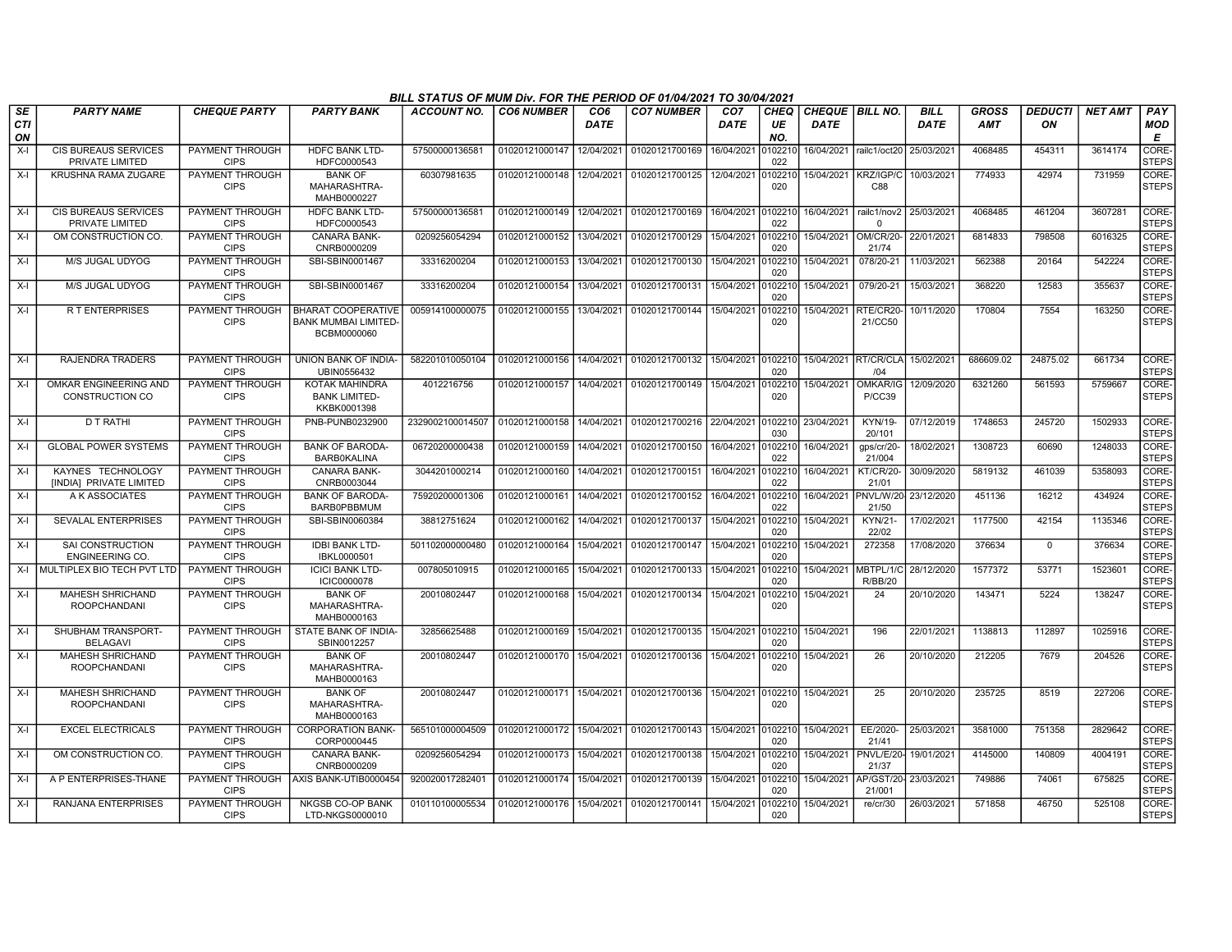BILL STATUS OF MUM Div. FOR THE PERIOD OF 01/04/2021 TO 30/04/2021

| SECTION | PARTY NAME | CHEQUE PARTY | PARTY BANK | ACCOUNT NO. | CO6 NUMBER | CO6 DATE | CO7 NUMBER | CO7 DATE | CHEQUE NO. | CHEQUE DATE | BILL NO. | BILL DATE | GROSS AMT | DEDUCTION | NET AMT | PAY MODE |
|---|---|---|---|---|---|---|---|---|---|---|---|---|---|---|---|---|
| X-I | CIS BUREAUS SERVICES PRIVATE LIMITED | PAYMENT THROUGH CIPS | HDFC BANK LTD-HDFC0000543 | 57500000136581 | 01020121000147 | 12/04/2021 | 01020121700169 | 16/04/2021 | 0102210022 | 16/04/2021 | railc1/oct20 | 25/03/2021 | 4068485 | 454311 | 3614174 | CORE-STEPS |
| X-I | KRUSHNA RAMA ZUGARE | PAYMENT THROUGH CIPS | BANK OF MAHARASHTRA-MAHB0000227 | 60307981635 | 01020121000148 | 12/04/2021 | 01020121700125 | 12/04/2021 | 0102210020 | 15/04/2021 | KRZ/IGP/CC88 | 10/03/2021 | 774933 | 42974 | 731959 | CORE-STEPS |
| X-I | CIS BUREAUS SERVICES PRIVATE LIMITED | PAYMENT THROUGH CIPS | HDFC BANK LTD-HDFC0000543 | 57500000136581 | 01020121000149 | 12/04/2021 | 01020121700169 | 16/04/2021 | 0102210022 | 16/04/2021 | railc1/nov20 | 25/03/2021 | 4068485 | 461204 | 3607281 | CORE-STEPS |
| X-I | OM CONSTRUCTION CO. | PAYMENT THROUGH CIPS | CANARA BANK-CNRB0000209 | 0209256054294 | 01020121000152 | 13/04/2021 | 01020121700129 | 15/04/2021 | 0102210020 | 15/04/2021 | OM/CR/20-21/74 | 22/01/2021 | 6814833 | 798508 | 6016325 | CORE-STEPS |
| X-I | M/S JUGAL UDYOG | PAYMENT THROUGH CIPS | SBI-SBIN0001467 | 33316200204 | 01020121000153 | 13/04/2021 | 01020121700130 | 15/04/2021 | 0102210020 | 15/04/2021 | 078/20-21 | 11/03/2021 | 562388 | 20164 | 542224 | CORE-STEPS |
| X-I | M/S JUGAL UDYOG | PAYMENT THROUGH CIPS | SBI-SBIN0001467 | 33316200204 | 01020121000154 | 13/04/2021 | 01020121700131 | 15/04/2021 | 0102210020 | 15/04/2021 | 079/20-21 | 15/03/2021 | 368220 | 12583 | 355637 | CORE-STEPS |
| X-I | R T ENTERPRISES | PAYMENT THROUGH CIPS | BHARAT COOPERATIVE BANK MUMBAI LIMITED-BCBM0000060 | 005914100000075 | 01020121000155 | 13/04/2021 | 01020121700144 | 15/04/2021 | 0102210020 | 15/04/2021 | RTE/CR20-21/CC50 | 10/11/2020 | 170804 | 7554 | 163250 | CORE-STEPS |
| X-I | RAJENDRA TRADERS | PAYMENT THROUGH CIPS | UNION BANK OF INDIA-UBIN0556432 | 582201010050104 | 01020121000156 | 14/04/2021 | 01020121700132 | 15/04/2021 | 0102210020 | 15/04/2021 | RT/CR/CLA/04 | 15/02/2021 | 686609.02 | 24875.02 | 661734 | CORE-STEPS |
| X-I | OMKAR ENGINEERING AND CONSTRUCTION CO | PAYMENT THROUGH CIPS | KOTAK MAHINDRA BANK LIMITED-KKBK0001398 | 4012216756 | 01020121000157 | 14/04/2021 | 01020121700149 | 15/04/2021 | 0102210020 | 15/04/2021 | OMKAR/IGP/CC39 | 12/09/2020 | 6321260 | 561593 | 5759667 | CORE-STEPS |
| X-I | D T RATHI | PAYMENT THROUGH CIPS | PNB-PUNB0232900 | 2329002100014507 | 01020121000158 | 14/04/2021 | 01020121700216 | 22/04/2021 | 0102210030 | 23/04/2021 | KYN/19-20/101 | 07/12/2019 | 1748653 | 245720 | 1502933 | CORE-STEPS |
| X-I | GLOBAL POWER SYSTEMS | PAYMENT THROUGH CIPS | BANK OF BARODA-BARB0KALINA | 06720200000438 | 01020121000159 | 14/04/2021 | 01020121700150 | 16/04/2021 | 0102210022 | 16/04/2021 | gps/cr/20-21/004 | 18/02/2021 | 1308723 | 60690 | 1248033 | CORE-STEPS |
| X-I | KAYNES TECHNOLOGY [INDIA] PRIVATE LIMITED | PAYMENT THROUGH CIPS | CANARA BANK-CNRB0003044 | 3044201000214 | 01020121000160 | 14/04/2021 | 01020121700151 | 16/04/2021 | 0102210022 | 16/04/2021 | KT/CR/20-21/01 | 30/09/2020 | 5819132 | 461039 | 5358093 | CORE-STEPS |
| X-I | A K ASSOCIATES | PAYMENT THROUGH CIPS | BANK OF BARODA-BARB0PBBMUM | 75920200001306 | 01020121000161 | 14/04/2021 | 01020121700152 | 16/04/2021 | 0102210022 | 16/04/2021 | PNVL/W/20-21/50 | 23/12/2020 | 451136 | 16212 | 434924 | CORE-STEPS |
| X-I | SEVALAL ENTERPRISES | PAYMENT THROUGH CIPS | SBI-SBIN0060384 | 38812751624 | 01020121000162 | 14/04/2021 | 01020121700137 | 15/04/2021 | 0102210020 | 15/04/2021 | KYN/21-22/02 | 17/02/2021 | 1177500 | 42154 | 1135346 | CORE-STEPS |
| X-I | SAI CONSTRUCTION ENGINEERING CO. | PAYMENT THROUGH CIPS | IDBI BANK LTD-IBKL0000501 | 501102000000480 | 01020121000164 | 15/04/2021 | 01020121700147 | 15/04/2021 | 0102210020 | 15/04/2021 | 272358 | 17/08/2020 | 376634 | 0 | 376634 | CORE-STEPS |
| X-I | MULTIPLEX BIO TECH PVT LTD | PAYMENT THROUGH CIPS | ICICI BANK LTD-ICIC0000078 | 007805010915 | 01020121000165 | 15/04/2021 | 01020121700133 | 15/04/2021 | 0102210020 | 15/04/2021 | MBTPL/1/CR/BB/20 | 28/12/2020 | 1577372 | 53771 | 1523601 | CORE-STEPS |
| X-I | MAHESH SHRICHAND ROOPCHANDANI | PAYMENT THROUGH CIPS | BANK OF MAHARASHTRA-MAHB0000163 | 20010802447 | 01020121000168 | 15/04/2021 | 01020121700134 | 15/04/2021 | 0102210020 | 15/04/2021 | 24 | 20/10/2020 | 143471 | 5224 | 138247 | CORE-STEPS |
| X-I | SHUBHAM TRANSPORT-BELAGAVI | PAYMENT THROUGH CIPS | STATE BANK OF INDIA-SBIN0012257 | 32856625488 | 01020121000169 | 15/04/2021 | 01020121700135 | 15/04/2021 | 0102210020 | 15/04/2021 | 196 | 22/01/2021 | 1138813 | 112897 | 1025916 | CORE-STEPS |
| X-I | MAHESH SHRICHAND ROOPCHANDANI | PAYMENT THROUGH CIPS | BANK OF MAHARASHTRA-MAHB0000163 | 20010802447 | 01020121000170 | 15/04/2021 | 01020121700136 | 15/04/2021 | 0102210020 | 15/04/2021 | 26 | 20/10/2020 | 212205 | 7679 | 204526 | CORE-STEPS |
| X-I | MAHESH SHRICHAND ROOPCHANDANI | PAYMENT THROUGH CIPS | BANK OF MAHARASHTRA-MAHB0000163 | 20010802447 | 01020121000171 | 15/04/2021 | 01020121700136 | 15/04/2021 | 0102210020 | 15/04/2021 | 25 | 20/10/2020 | 235725 | 8519 | 227206 | CORE-STEPS |
| X-I | EXCEL ELECTRICALS | PAYMENT THROUGH CIPS | CORPORATION BANK-CORP0000445 | 565101000004509 | 01020121000172 | 15/04/2021 | 01020121700143 | 15/04/2021 | 0102210020 | 15/04/2021 | EE/2020-21/41 | 25/03/2021 | 3581000 | 751358 | 2829642 | CORE-STEPS |
| X-I | OM CONSTRUCTION CO. | PAYMENT THROUGH CIPS | CANARA BANK-CNRB0000209 | 0209256054294 | 01020121000173 | 15/04/2021 | 01020121700138 | 15/04/2021 | 0102210020 | 15/04/2021 | PNVL/E/20-21/37 | 19/01/2021 | 4145000 | 140809 | 4004191 | CORE-STEPS |
| X-I | A P ENTERPRISES-THANE | PAYMENT THROUGH CIPS | AXIS BANK-UTIB0000454 | 920020017282401 | 01020121000174 | 15/04/2021 | 01020121700139 | 15/04/2021 | 0102210020 | 15/04/2021 | AP/GST/20-21/001 | 23/03/2021 | 749886 | 74061 | 675825 | CORE-STEPS |
| X-I | RANJANA ENTERPRISES | PAYMENT THROUGH CIPS | NKGSB CO-OP BANK LTD-NKGS0000010 | 010110100005534 | 01020121000176 | 15/04/2021 | 01020121700141 | 15/04/2021 | 0102210020 | 15/04/2021 | re/cr/30 | 26/03/2021 | 571858 | 46750 | 525108 | CORE-STEPS |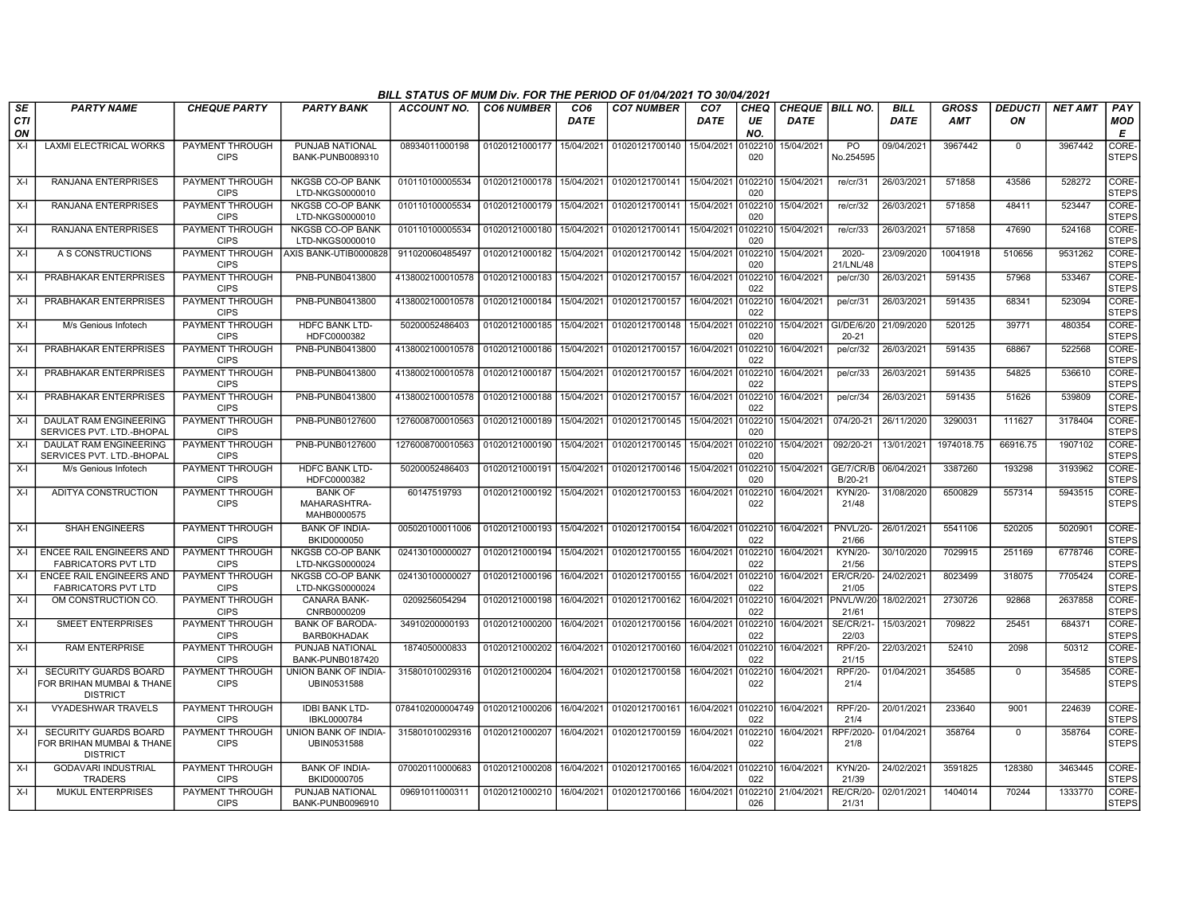# BILL STATUS OF MUM Div. FOR THE PERIOD OF 01/04/2021 TO 30/04/2021

| SECTION | PARTY NAME | CHEQUE PARTY | PARTY BANK | ACCOUNT NO. | CO6 NUMBER | CO6 DATE | CO7 NUMBER | CO7 DATE | CHEQUE NO. | CHEQUE DATE | BILL NO. | BILL DATE | GROSS AMT | DEDUCTION | NET AMT | PAY MODE |
|---|---|---|---|---|---|---|---|---|---|---|---|---|---|---|---|---|
| X-I | LAXMI ELECTRICAL WORKS | PAYMENT THROUGH CIPS | PUNJAB NATIONAL BANK-PUNB0089310 | 08934011000198 | 01020121000177 | 15/04/2021 | 01020121700140 | 15/04/2021 | 0102210020 | 15/04/2021 | PO No.254595 | 09/04/2021 | 3967442 | 0 | 3967442 | CORE-STEPS |
| X-I | RANJANA ENTERPRISES | PAYMENT THROUGH CIPS | NKGSB CO-OP BANK LTD-NKGS0000010 | 010110100005534 | 01020121000178 | 15/04/2021 | 01020121700141 | 15/04/2021 | 0102210020 | 15/04/2021 | re/cr/31 | 26/03/2021 | 571858 | 43586 | 528272 | CORE-STEPS |
| X-I | RANJANA ENTERPRISES | PAYMENT THROUGH CIPS | NKGSB CO-OP BANK LTD-NKGS0000010 | 010110100005534 | 01020121000179 | 15/04/2021 | 01020121700141 | 15/04/2021 | 0102210020 | 15/04/2021 | re/cr/32 | 26/03/2021 | 571858 | 48411 | 523447 | CORE-STEPS |
| X-I | RANJANA ENTERPRISES | PAYMENT THROUGH CIPS | NKGSB CO-OP BANK LTD-NKGS0000010 | 010110100005534 | 01020121000180 | 15/04/2021 | 01020121700141 | 15/04/2021 | 0102210020 | 15/04/2021 | re/cr/33 | 26/03/2021 | 571858 | 47690 | 524168 | CORE-STEPS |
| X-I | A S CONSTRUCTIONS | PAYMENT THROUGH CIPS | AXIS BANK-UTIB0000828 | 911020060485497 | 01020121000182 | 15/04/2021 | 01020121700142 | 15/04/2021 | 0102210020 | 15/04/2021 | 2020-21/LNL/48 | 23/09/2020 | 10041918 | 510656 | 9531262 | CORE-STEPS |
| X-I | PRABHAKAR ENTERPRISES | PAYMENT THROUGH CIPS | PNB-PUNB0413800 | 4138002100010578 | 01020121000183 | 15/04/2021 | 01020121700157 | 16/04/2021 | 0102210022 | 16/04/2021 | pe/cr/30 | 26/03/2021 | 591435 | 57968 | 533467 | CORE-STEPS |
| X-I | PRABHAKAR ENTERPRISES | PAYMENT THROUGH CIPS | PNB-PUNB0413800 | 4138002100010578 | 01020121000184 | 15/04/2021 | 01020121700157 | 16/04/2021 | 0102210022 | 16/04/2021 | pe/cr/31 | 26/03/2021 | 591435 | 68341 | 523094 | CORE-STEPS |
| X-I | M/s Genious Infotech | PAYMENT THROUGH CIPS | HDFC BANK LTD-HDFC0000382 | 50200052486403 | 01020121000185 | 15/04/2021 | 01020121700148 | 15/04/2021 | 0102210020 | 15/04/2021 | GI/DE/6/20 20-21 | 21/09/2020 | 520125 | 39771 | 480354 | CORE-STEPS |
| X-I | PRABHAKAR ENTERPRISES | PAYMENT THROUGH CIPS | PNB-PUNB0413800 | 4138002100010578 | 01020121000186 | 15/04/2021 | 01020121700157 | 16/04/2021 | 0102210022 | 16/04/2021 | pe/cr/32 | 26/03/2021 | 591435 | 68867 | 522568 | CORE-STEPS |
| X-I | PRABHAKAR ENTERPRISES | PAYMENT THROUGH CIPS | PNB-PUNB0413800 | 4138002100010578 | 01020121000187 | 15/04/2021 | 01020121700157 | 16/04/2021 | 0102210022 | 16/04/2021 | pe/cr/33 | 26/03/2021 | 591435 | 54825 | 536610 | CORE-STEPS |
| X-I | PRABHAKAR ENTERPRISES | PAYMENT THROUGH CIPS | PNB-PUNB0413800 | 4138002100010578 | 01020121000188 | 15/04/2021 | 01020121700157 | 16/04/2021 | 0102210022 | 16/04/2021 | pe/cr/34 | 26/03/2021 | 591435 | 51626 | 539809 | CORE-STEPS |
| X-I | DAULAT RAM ENGINEERING SERVICES PVT. LTD.-BHOPAL | PAYMENT THROUGH CIPS | PNB-PUNB0127600 | 1276008700010563 | 01020121000189 | 15/04/2021 | 01020121700145 | 15/04/2021 | 0102210020 | 15/04/2021 | 074/20-21 | 26/11/2020 | 3290031 | 111627 | 3178404 | CORE-STEPS |
| X-I | DAULAT RAM ENGINEERING SERVICES PVT. LTD.-BHOPAL | PAYMENT THROUGH CIPS | PNB-PUNB0127600 | 1276008700010563 | 01020121000190 | 15/04/2021 | 01020121700145 | 15/04/2021 | 0102210020 | 15/04/2021 | 092/20-21 | 13/01/2021 | 1974018.75 | 66916.75 | 1907102 | CORE-STEPS |
| X-I | M/s Genious Infotech | PAYMENT THROUGH CIPS | HDFC BANK LTD-HDFC0000382 | 50200052486403 | 01020121000191 | 15/04/2021 | 01020121700146 | 15/04/2021 | 0102210020 | 15/04/2021 | GE/7/CR/B B/20-21 | 06/04/2021 | 3387260 | 193298 | 3193962 | CORE-STEPS |
| X-I | ADITYA CONSTRUCTION | PAYMENT THROUGH CIPS | BANK OF MAHARASHTRA-MAHB0000575 | 60147519793 | 01020121000192 | 15/04/2021 | 01020121700153 | 16/04/2021 | 0102210022 | 16/04/2021 | KYN/20-21/48 | 31/08/2020 | 6500829 | 557314 | 5943515 | CORE-STEPS |
| X-I | SHAH ENGINEERS | PAYMENT THROUGH CIPS | BANK OF INDIA-BKID0000050 | 005020100011006 | 01020121000193 | 15/04/2021 | 01020121700154 | 16/04/2021 | 0102210022 | 16/04/2021 | PNVL/20-21/66 | 26/01/2021 | 5541106 | 520205 | 5020901 | CORE-STEPS |
| X-I | ENCEE RAIL ENGINEERS AND FABRICATORS PVT LTD | PAYMENT THROUGH CIPS | NKGSB CO-OP BANK LTD-NKGS0000024 | 024130100000027 | 01020121000194 | 15/04/2021 | 01020121700155 | 16/04/2021 | 0102210022 | 16/04/2021 | KYN/20-21/56 | 30/10/2020 | 7029915 | 251169 | 6778746 | CORE-STEPS |
| X-I | ENCEE RAIL ENGINEERS AND FABRICATORS PVT LTD | PAYMENT THROUGH CIPS | NKGSB CO-OP BANK LTD-NKGS0000024 | 024130100000027 | 01020121000196 | 16/04/2021 | 01020121700155 | 16/04/2021 | 0102210022 | 16/04/2021 | ER/CR/20-21/05 | 24/02/2021 | 8023499 | 318075 | 7705424 | CORE-STEPS |
| X-I | OM CONSTRUCTION CO. | PAYMENT THROUGH CIPS | CANARA BANK-CNRB0000209 | 0209256054294 | 01020121000198 | 16/04/2021 | 01020121700162 | 16/04/2021 | 0102210022 | 16/04/2021 | PNVL/W/20-21/61 | 18/02/2021 | 2730726 | 92868 | 2637858 | CORE-STEPS |
| X-I | SMEET ENTERPRISES | PAYMENT THROUGH CIPS | BANK OF BARODA-BARB0KHADAK | 34910200000193 | 01020121000200 | 16/04/2021 | 01020121700156 | 16/04/2021 | 0102210022 | 16/04/2021 | SE/CR/21-22/03 | 15/03/2021 | 709822 | 25451 | 684371 | CORE-STEPS |
| X-I | RAM ENTERPRISE | PAYMENT THROUGH CIPS | PUNJAB NATIONAL BANK-PUNB0187420 | 1874050000833 | 01020121000202 | 16/04/2021 | 01020121700160 | 16/04/2021 | 0102210022 | 16/04/2021 | RPF/20-21/15 | 22/03/2021 | 52410 | 2098 | 50312 | CORE-STEPS |
| X-I | SECURITY GUARDS BOARD FOR BRIHAN MUMBAI & THANE DISTRICT | PAYMENT THROUGH CIPS | UNION BANK OF INDIA-UBIN0531588 | 315801010029316 | 01020121000204 | 16/04/2021 | 01020121700158 | 16/04/2021 | 0102210022 | 16/04/2021 | RPF/20-21/4 | 01/04/2021 | 354585 | 0 | 354585 | CORE-STEPS |
| X-I | VYADESHWAR TRAVELS | PAYMENT THROUGH CIPS | IDBI BANK LTD-IBKL0000784 | 0784102000004749 | 01020121000206 | 16/04/2021 | 01020121700161 | 16/04/2021 | 0102210022 | 16/04/2021 | RPF/20-21/4 | 20/01/2021 | 233640 | 9001 | 224639 | CORE-STEPS |
| X-I | SECURITY GUARDS BOARD FOR BRIHAN MUMBAI & THANE DISTRICT | PAYMENT THROUGH CIPS | UNION BANK OF INDIA-UBIN0531588 | 315801010029316 | 01020121000207 | 16/04/2021 | 01020121700159 | 16/04/2021 | 0102210022 | 16/04/2021 | RPF/2020-21/8 | 01/04/2021 | 358764 | 0 | 358764 | CORE-STEPS |
| X-I | GODAVARI INDUSTRIAL TRADERS | PAYMENT THROUGH CIPS | BANK OF INDIA-BKID0000705 | 070020110000683 | 01020121000208 | 16/04/2021 | 01020121700165 | 16/04/2021 | 0102210022 | 16/04/2021 | KYN/20-21/39 | 24/02/2021 | 3591825 | 128380 | 3463445 | CORE-STEPS |
| X-I | MUKUL ENTERPRISES | PAYMENT THROUGH CIPS | PUNJAB NATIONAL BANK-PUNB0096910 | 09691011000311 | 01020121000210 | 16/04/2021 | 01020121700166 | 16/04/2021 | 0102210026 | 21/04/2021 | RE/CR/20-21/31 | 02/01/2021 | 1404014 | 70244 | 1333770 | CORE-STEPS |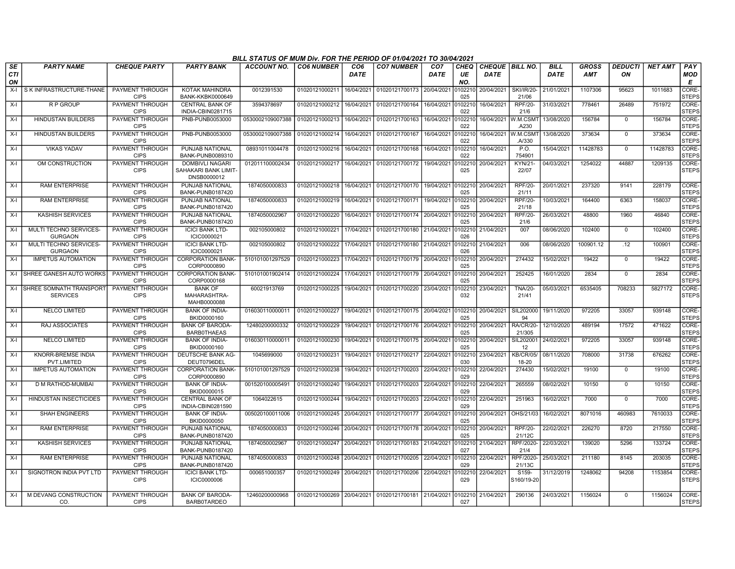**BILL STATUS OF MUM Div. FOR THE PERIOD OF 01/04/2021 TO 30/04/2021**

| SECTION | PARTY NAME | CHEQUE PARTY | PARTY BANK | ACCOUNT NO. | CO6 NUMBER | CO6 DATE | CO7 NUMBER | CO7 DATE | CHEQUE NO. | CHEQUE DATE | BILL NO. | BILL DATE | GROSS AMT | DEDUCTION | NET AMT | PAY MODE |
|---|---|---|---|---|---|---|---|---|---|---|---|---|---|---|---|---|
| X-I | S K INFRASTRUCTURE-THANE | PAYMENT THROUGH CIPS | KOTAK MAHINDRA BANK-KKBK0000649 | 0012391530 | 01020121000211 | 16/04/2021 | 01020121700173 | 20/04/2021 | 0102210025 | 20/04/2021 | SKI/IR/20-21/06 | 21/01/2021 | 1107306 | 95623 | 1011683 | CORE-STEPS |
| X-I | R P GROUP | PAYMENT THROUGH CIPS | CENTRAL BANK OF INDIA-CBIN0281715 | 3594378697 | 01020121000212 | 16/04/2021 | 01020121700164 | 16/04/2021 | 0102210022 | 16/04/2021 | RPF/20-21/6 | 31/03/2021 | 778461 | 26489 | 751972 | CORE-STEPS |
| X-I | HINDUSTAN BUILDERS | PAYMENT THROUGH CIPS | PNB-PUNB0053000 | 0530002109007388 | 01020121000213 | 16/04/2021 | 01020121700163 | 16/04/2021 | 0102210022 | 16/04/2021 | W.M.CSMT.A230 | 13/08/2020 | 156784 | 0 | 156784 | CORE-STEPS |
| X-I | HINDUSTAN BUILDERS | PAYMENT THROUGH CIPS | PNB-PUNB0053000 | 0530002109007388 | 01020121000214 | 16/04/2021 | 01020121700167 | 16/04/2021 | 0102210022 | 16/04/2021 | W.M.CSMT.A/330 | 13/08/2020 | 373634 | 0 | 373634 | CORE-STEPS |
| X-I | VIKAS YADAV | PAYMENT THROUGH CIPS | PUNJAB NATIONAL BANK-PUNB0089310 | 08931011004478 | 01020121000216 | 16/04/2021 | 01020121700168 | 16/04/2021 | 0102210022 | 16/04/2021 | P.O. 754901 | 15/04/2021 | 11428783 | 0 | 11428783 | CORE-STEPS |
| X-I | OM CONSTRUCTION | PAYMENT THROUGH CIPS | DOMBIVLI NAGARI SAHAKARI BANK LIMIT-DNSB0000012 | 012011100002434 | 01020121000217 | 16/04/2021 | 01020121700172 | 19/04/2021 | 0102210025 | 20/04/2021 | KYN/21-22/07 | 04/03/2021 | 1254022 | 44887 | 1209135 | CORE-STEPS |
| X-I | RAM ENTERPRISE | PAYMENT THROUGH CIPS | PUNJAB NATIONAL BANK-PUNB0187420 | 1874050000833 | 01020121000218 | 16/04/2021 | 01020121700170 | 19/04/2021 | 0102210025 | 20/04/2021 | RPF/20-21/11 | 20/01/2021 | 237320 | 9141 | 228179 | CORE-STEPS |
| X-I | RAM ENTERPRISE | PAYMENT THROUGH CIPS | PUNJAB NATIONAL BANK-PUNB0187420 | 1874050000833 | 01020121000219 | 16/04/2021 | 01020121700171 | 19/04/2021 | 0102210025 | 20/04/2021 | RPF/20-21/18 | 10/03/2021 | 164400 | 6363 | 158037 | CORE-STEPS |
| X-I | KASHISH SERVICES | PAYMENT THROUGH CIPS | PUNJAB NATIONAL BANK-PUNB0187420 | 1874050002967 | 01020121000220 | 16/04/2021 | 01020121700174 | 20/04/2021 | 0102210025 | 20/04/2021 | RPF/20-21/6 | 26/03/2021 | 48800 | 1960 | 46840 | CORE-STEPS |
| X-I | MULTI TECHNO SERVICES-GURGAON | PAYMENT THROUGH CIPS | ICICI BANK LTD-ICIC0000021 | 002105000802 | 01020121000221 | 17/04/2021 | 01020121700180 | 21/04/2021 | 0102210026 | 21/04/2021 | 007 | 08/06/2020 | 102400 | 0 | 102400 | CORE-STEPS |
| X-I | MULTI TECHNO SERVICES-GURGAON | PAYMENT THROUGH CIPS | ICICI BANK LTD-ICIC0000021 | 002105000802 | 01020121000222 | 17/04/2021 | 01020121700180 | 21/04/2021 | 0102210026 | 21/04/2021 | 006 | 08/06/2020 | 100901.12 | .12 | 100901 | CORE-STEPS |
| X-I | IMPETUS AUTOMATION | PAYMENT THROUGH CIPS | CORPORATION BANK-CORP0000890 | 510101001297529 | 01020121000223 | 17/04/2021 | 01020121700179 | 20/04/2021 | 0102210025 | 20/04/2021 | 274432 | 15/02/2021 | 19422 | 0 | 19422 | CORE-STEPS |
| X-I | SHREE GANESH AUTO WORKS | PAYMENT THROUGH CIPS | CORPORATION BANK-CORP0000168 | 510101001902414 | 01020121000224 | 17/04/2021 | 01020121700179 | 20/04/2021 | 0102210025 | 20/04/2021 | 252425 | 16/01/2020 | 2834 | 0 | 2834 | CORE-STEPS |
| X-I | SHREE SOMNATH TRANSPORT SERVICES | PAYMENT THROUGH CIPS | BANK OF MAHARASHTRA-MAHB0000088 | 60021913769 | 01020121000225 | 19/04/2021 | 01020121700220 | 23/04/2021 | 0102210032 | 23/04/2021 | TNA/20-21/41 | 05/03/2021 | 6535405 | 708233 | 5827172 | CORE-STEPS |
| X-I | NELCO LIMITED | PAYMENT THROUGH CIPS | BANK OF INDIA-BKID0000160 | 016030110000011 | 01020121000227 | 19/04/2021 | 01020121700175 | 20/04/2021 | 0102210025 | 20/04/2021 | SIL20200094 | 19/11/2020 | 972205 | 33057 | 939148 | CORE-STEPS |
| X-I | RAJ ASSOCIATES | PAYMENT THROUGH CIPS | BANK OF BARODA-BARB0THAEAS | 12480200000332 | 01020121000229 | 19/04/2021 | 01020121700176 | 20/04/2021 | 0102210025 | 20/04/2021 | RA/CR/20-21/305 | 12/10/2020 | 489194 | 17572 | 471622 | CORE-STEPS |
| X-I | NELCO LIMITED | PAYMENT THROUGH CIPS | BANK OF INDIA-BKID0000160 | 016030110000011 | 01020121000230 | 19/04/2021 | 01020121700175 | 20/04/2021 | 0102210025 | 20/04/2021 | SIL20200112 | 24/02/2021 | 972205 | 33057 | 939148 | CORE-STEPS |
| X-I | KNORR-BREMSE INDIA PVT.LIMITED | PAYMENT THROUGH CIPS | DEUTSCHE BANK AG-DEUT0796DEL | 1045699000 | 01020121000231 | 19/04/2021 | 01020121700217 | 22/04/2021 | 0102210030 | 23/04/2021 | KB/CR/05/18-20 | 08/11/2020 | 708000 | 31738 | 676262 | CORE-STEPS |
| X-I | IMPETUS AUTOMATION | PAYMENT THROUGH CIPS | CORPORATION BANK-CORP0000890 | 510101001297529 | 01020121000238 | 19/04/2021 | 01020121700203 | 22/04/2021 | 0102210029 | 22/04/2021 | 274430 | 15/02/2021 | 19100 | 0 | 19100 | CORE-STEPS |
| X-I | D M RATHOD-MUMBAI | PAYMENT THROUGH CIPS | BANK OF INDIA-BKID0000015 | 001520100005491 | 01020121000240 | 19/04/2021 | 01020121700203 | 22/04/2021 | 0102210029 | 22/04/2021 | 265559 | 08/02/2021 | 10150 | 0 | 10150 | CORE-STEPS |
| X-I | HINDUSTAN INSECTICIDES | PAYMENT THROUGH CIPS | CENTRAL BANK OF INDIA-CBIN0281590 | 1064022615 | 01020121000244 | 19/04/2021 | 01020121700203 | 22/04/2021 | 0102210029 | 22/04/2021 | 251963 | 16/02/2021 | 7000 | 0 | 7000 | CORE-STEPS |
| X-I | SHAH ENGINEERS | PAYMENT THROUGH CIPS | BANK OF INDIA-BKID0000050 | 005020100011006 | 01020121000245 | 20/04/2021 | 01020121700177 | 20/04/2021 | 0102210025 | 20/04/2021 | OHS/21/03 | 16/02/2021 | 8071016 | 460983 | 7610033 | CORE-STEPS |
| X-I | RAM ENTERPRISE | PAYMENT THROUGH CIPS | PUNJAB NATIONAL BANK-PUNB0187420 | 1874050000833 | 01020121000246 | 20/04/2021 | 01020121700178 | 20/04/2021 | 0102210025 | 20/04/2021 | RPF/20-21/12C | 22/02/2021 | 226270 | 8720 | 217550 | CORE-STEPS |
| X-I | KASHISH SERVICES | PAYMENT THROUGH CIPS | PUNJAB NATIONAL BANK-PUNB0187420 | 1874050002967 | 01020121000247 | 20/04/2021 | 01020121700183 | 21/04/2021 | 0102210027 | 21/04/2021 | RPF/2020-21/4 | 22/03/2021 | 139020 | 5296 | 133724 | CORE-STEPS |
| X-I | RAM ENTERPRISE | PAYMENT THROUGH CIPS | PUNJAB NATIONAL BANK-PUNB0187420 | 1874050000833 | 01020121000248 | 20/04/2021 | 01020121700205 | 22/04/2021 | 0102210029 | 22/04/2021 | RPF/2020-21/13C | 25/03/2021 | 211180 | 8145 | 203035 | CORE-STEPS |
| X-I | SIGNOTRON INDIA PVT LTD | PAYMENT THROUGH CIPS | ICICI BANK LTD-ICIC0000006 | 000651000357 | 01020121000249 | 20/04/2021 | 01020121700206 | 22/04/2021 | 0102210029 | 22/04/2021 | S159-S160/19-20 | 31/12/2019 | 1248062 | 94208 | 1153854 | CORE-STEPS |
| X-I | M DEVANG CONSTRUCTION CO. | PAYMENT THROUGH CIPS | BANK OF BARODA-BARB0TARDEO | 12460200000968 | 01020121000269 | 20/04/2021 | 01020121700181 | 21/04/2021 | 0102210027 | 21/04/2021 | 290136 | 24/03/2021 | 1156024 | 0 | 1156024 | CORE-STEPS |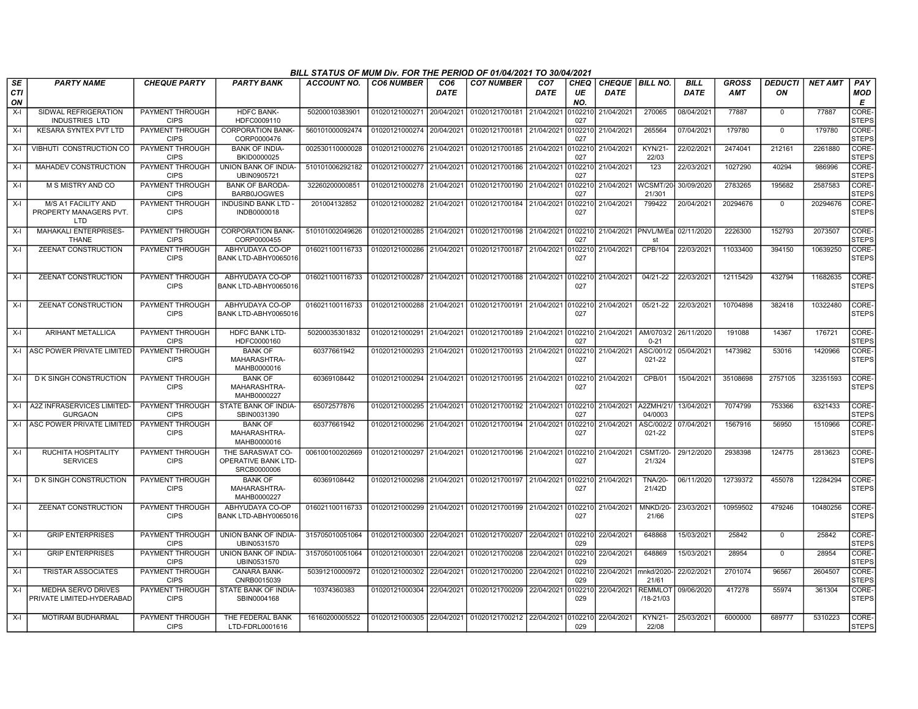**BILL STATUS OF MUM Div. FOR THE PERIOD OF 01/04/2021 TO 30/04/2021**

| SECTION | PARTY NAME | CHEQUE PARTY | PARTY BANK | ACCOUNT NO. | CO6 NUMBER | CO6 DATE | CO7 NUMBER | CO7 DATE | CHEQUE NO. | CHEQUE DATE | BILL NO. | BILL DATE | GROSS AMT | DEDUCTION | NET AMT | PAY MODE |
|---|---|---|---|---|---|---|---|---|---|---|---|---|---|---|---|---|
| X-I | SIDWAL REFRIGERATION INDUSTRIES LTD | PAYMENT THROUGH CIPS | HDFC BANK-HDFC0009110 | 50200010383901 | 01020121000271 | 20/04/2021 | 01020121700181 | 21/04/2021 | 0102210027 | 21/04/2021 | 270065 | 08/04/2021 | 77887 | 0 | 77887 | CORE-STEPS |
| X-I | KESARA SYNTEX PVT LTD | PAYMENT THROUGH CIPS | CORPORATION BANK-CORP0000476 | 560101000092474 | 01020121000274 | 20/04/2021 | 01020121700181 | 21/04/2021 | 0102210027 | 21/04/2021 | 265564 | 07/04/2021 | 179780 | 0 | 179780 | CORE-STEPS |
| X-I | VIBHUTI CONSTRUCTION CO | PAYMENT THROUGH CIPS | BANK OF INDIA-BKID0000025 | 002530110000028 | 01020121000276 | 21/04/2021 | 01020121700185 | 21/04/2021 | 0102210027 | 21/04/2021 | KYN/21-22/03 | 22/02/2021 | 2474041 | 212161 | 2261880 | CORE-STEPS |
| X-I | MAHADEV CONSTRUCTION | PAYMENT THROUGH CIPS | UNION BANK OF INDIA-UBIN0905721 | 510101006292182 | 01020121000277 | 21/04/2021 | 01020121700186 | 21/04/2021 | 0102210027 | 21/04/2021 | 123 | 22/03/2021 | 1027290 | 40294 | 986996 | CORE-STEPS |
| X-I | M S MISTRY AND CO | PAYMENT THROUGH CIPS | BANK OF BARODA-BARB0JOGWES | 32260200000851 | 01020121000278 | 21/04/2021 | 01020121700190 | 21/04/2021 | 0102210027 | 21/04/2021 | WCSMT/20-21/301 | 30/09/2020 | 2783265 | 195682 | 2587583 | CORE-STEPS |
| X-I | M/S A1 FACILITY AND PROPERTY MANAGERS PVT. LTD | PAYMENT THROUGH CIPS | INDUSIND BANK LTD - INDB0000018 | 201004132852 | 01020121000282 | 21/04/2021 | 01020121700184 | 21/04/2021 | 0102210027 | 21/04/2021 | 799422 | 20/04/2021 | 20294676 | 0 | 20294676 | CORE-STEPS |
| X-I | MAHAKALI ENTERPRISES-THANE | PAYMENT THROUGH CIPS | CORPORATION BANK-CORP0000455 | 510101002049626 | 01020121000285 | 21/04/2021 | 01020121700198 | 21/04/2021 | 0102210027 | 21/04/2021 | PNVL/M/East | 02/11/2020 | 2226300 | 152793 | 2073507 | CORE-STEPS |
| X-I | ZEENAT CONSTRUCTION | PAYMENT THROUGH CIPS | ABHYUDAYA CO-OP BANK LTD-ABHY0065016 | 016021100116733 | 01020121000286 | 21/04/2021 | 01020121700187 | 21/04/2021 | 0102210027 | 21/04/2021 | CPB/104 | 22/03/2021 | 11033400 | 394150 | 10639250 | CORE-STEPS |
| X-I | ZEENAT CONSTRUCTION | PAYMENT THROUGH CIPS | ABHYUDAYA CO-OP BANK LTD-ABHY0065016 | 016021100116733 | 01020121000287 | 21/04/2021 | 01020121700188 | 21/04/2021 | 0102210027 | 21/04/2021 | 04/21-22 | 22/03/2021 | 12115429 | 432794 | 11682635 | CORE-STEPS |
| X-I | ZEENAT CONSTRUCTION | PAYMENT THROUGH CIPS | ABHYUDAYA CO-OP BANK LTD-ABHY0065016 | 016021100116733 | 01020121000288 | 21/04/2021 | 01020121700191 | 21/04/2021 | 0102210027 | 21/04/2021 | 05/21-22 | 22/03/2021 | 10704898 | 382418 | 10322480 | CORE-STEPS |
| X-I | ARIHANT METALLICA | PAYMENT THROUGH CIPS | HDFC BANK LTD-HDFC0000160 | 50200035301832 | 01020121000291 | 21/04/2021 | 01020121700189 | 21/04/2021 | 0102210027 | 21/04/2021 | AM/0703/20-21 | 26/11/2020 | 191088 | 14367 | 176721 | CORE-STEPS |
| X-I | ASC POWER PRIVATE LIMITED | PAYMENT THROUGH CIPS | BANK OF MAHARASHTRA-MAHB0000016 | 60377661942 | 01020121000293 | 21/04/2021 | 01020121700193 | 21/04/2021 | 0102210027 | 21/04/2021 | ASC/001/2021-22 | 05/04/2021 | 1473982 | 53016 | 1420966 | CORE-STEPS |
| X-I | D K SINGH CONSTRUCTION | PAYMENT THROUGH CIPS | BANK OF MAHARASHTRA-MAHB0000227 | 60369108442 | 01020121000294 | 21/04/2021 | 01020121700195 | 21/04/2021 | 0102210027 | 21/04/2021 | CPB/01 | 15/04/2021 | 35108698 | 2757105 | 32351593 | CORE-STEPS |
| X-I | A2Z INFRASERVICES LIMITED-GURGAON | PAYMENT THROUGH CIPS | STATE BANK OF INDIA-SBIN0031390 | 65072577876 | 01020121000295 | 21/04/2021 | 01020121700192 | 21/04/2021 | 0102210027 | 21/04/2021 | A2ZMH/21/04/0003 | 13/04/2021 | 7074799 | 753366 | 6321433 | CORE-STEPS |
| X-I | ASC POWER PRIVATE LIMITED | PAYMENT THROUGH CIPS | BANK OF MAHARASHTRA-MAHB0000016 | 60377661942 | 01020121000296 | 21/04/2021 | 01020121700194 | 21/04/2021 | 0102210027 | 21/04/2021 | ASC/002/2021-22 | 07/04/2021 | 1567916 | 56950 | 1510966 | CORE-STEPS |
| X-I | RUCHITA HOSPITALITY SERVICES | PAYMENT THROUGH CIPS | THE SARASWAT CO-OPERATIVE BANK LTD-SRCB0000006 | 006100100202669 | 01020121000297 | 21/04/2021 | 01020121700196 | 21/04/2021 | 0102210027 | 21/04/2021 | CSMT/20-21/324 | 29/12/2020 | 2938398 | 124775 | 2813623 | CORE-STEPS |
| X-I | D K SINGH CONSTRUCTION | PAYMENT THROUGH CIPS | BANK OF MAHARASHTRA-MAHB0000227 | 60369108442 | 01020121000298 | 21/04/2021 | 01020121700197 | 21/04/2021 | 0102210027 | 21/04/2021 | TNA/20-21/42D | 06/11/2020 | 12739372 | 455078 | 12284294 | CORE-STEPS |
| X-I | ZEENAT CONSTRUCTION | PAYMENT THROUGH CIPS | ABHYUDAYA CO-OP BANK LTD-ABHY0065016 | 016021100116733 | 01020121000299 | 21/04/2021 | 01020121700199 | 21/04/2021 | 0102210027 | 21/04/2021 | MNKD/20-21/66 | 23/03/2021 | 10959502 | 479246 | 10480256 | CORE-STEPS |
| X-I | GRIP ENTERPRISES | PAYMENT THROUGH CIPS | UNION BANK OF INDIA-UBIN0531570 | 315705010051064 | 01020121000300 | 22/04/2021 | 01020121700207 | 22/04/2021 | 0102210029 | 22/04/2021 | 648868 | 15/03/2021 | 25842 | 0 | 25842 | CORE-STEPS |
| X-I | GRIP ENTERPRISES | PAYMENT THROUGH CIPS | UNION BANK OF INDIA-UBIN0531570 | 315705010051064 | 01020121000301 | 22/04/2021 | 01020121700208 | 22/04/2021 | 0102210029 | 22/04/2021 | 648869 | 15/03/2021 | 28954 | 0 | 28954 | CORE-STEPS |
| X-I | TRISTAR ASSOCIATES | PAYMENT THROUGH CIPS | CANARA BANK-CNRB0015039 | 50391210000972 | 01020121000302 | 22/04/2021 | 01020121700200 | 22/04/2021 | 0102210029 | 22/04/2021 | mnkd/2020-21/61 | 22/02/2021 | 2701074 | 96567 | 2604507 | CORE-STEPS |
| X-I | MEDHA SERVO DRIVES PRIVATE LIMITED-HYDERABAD | PAYMENT THROUGH CIPS | STATE BANK OF INDIA-SBIN0004168 | 10374360383 | 01020121000304 | 22/04/2021 | 01020121700209 | 22/04/2021 | 0102210029 | 22/04/2021 | REMMLOT/18-21/03 | 09/06/2020 | 417278 | 55974 | 361304 | CORE-STEPS |
| X-I | MOTIRAM BUDHARMAL | PAYMENT THROUGH CIPS | THE FEDERAL BANK LTD-FDRL0001616 | 16160200005522 | 01020121000305 | 22/04/2021 | 01020121700212 | 22/04/2021 | 0102210029 | 22/04/2021 | KYN/21-22/08 | 25/03/2021 | 6000000 | 689777 | 5310223 | CORE-STEPS |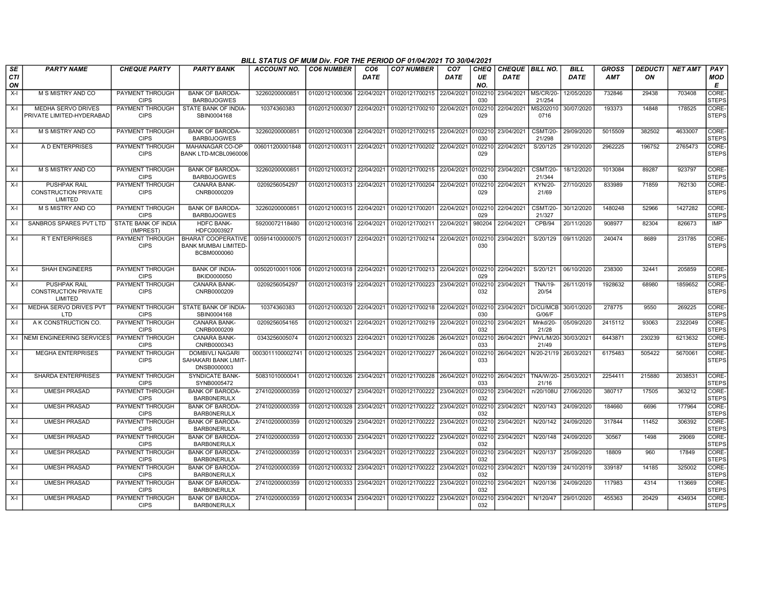## BILL STATUS OF MUM Div. FOR THE PERIOD OF 01/04/2021 TO 30/04/2021

| SECTION | PARTY NAME | CHEQUE PARTY | PARTY BANK | ACCOUNT NO. | CO6 NUMBER | CO6 DATE | CO7 NUMBER | CO7 DATE | CHEQUE NO. | CHEQUE DATE | BILL NO. | BILL DATE | GROSS AMT | DEDUCTION | NET AMT | PAY MODE |
|---|---|---|---|---|---|---|---|---|---|---|---|---|---|---|---|---|
| X-I | M S MISTRY AND CO | PAYMENT THROUGH CIPS | BANK OF BARODA-BARB0JOGWES | 32260200000851 | 01020121000306 | 22/04/2021 | 01020121700215 | 22/04/2021 | 0102210030 | 23/04/2021 | MS/CR/20-21/254 | 12/05/2020 | 732846 | 29438 | 703408 | CORE-STEPS |
| X-I | MEDHA SERVO DRIVES PRIVATE LIMITED-HYDERABAD | PAYMENT THROUGH CIPS | STATE BANK OF INDIA-SBIN0004168 | 10374360383 | 01020121000307 | 22/04/2021 | 01020121700210 | 22/04/2021 | 0102210029 | 22/04/2021 | MS2020100716 | 30/07/2020 | 193373 | 14848 | 178525 | CORE-STEPS |
| X-I | M S MISTRY AND CO | PAYMENT THROUGH CIPS | BANK OF BARODA-BARB0JOGWES | 32260200000851 | 01020121000308 | 22/04/2021 | 01020121700215 | 22/04/2021 | 0102210030 | 23/04/2021 | CSMT/20-21/298 | 29/09/2020 | 5015509 | 382502 | 4633007 | CORE-STEPS |
| X-I | A D ENTERPRISES | PAYMENT THROUGH CIPS | MAHANAGAR CO-OP BANK LTD-MCBL0960006 | 006011200001848 | 01020121000311 | 22/04/2021 | 01020121700202 | 22/04/2021 | 0102210029 | 22/04/2021 | S/20/125 | 29/10/2020 | 2962225 | 196752 | 2765473 | CORE-STEPS |
| X-I | M S MISTRY AND CO | PAYMENT THROUGH CIPS | BANK OF BARODA-BARB0JOGWES | 32260200000851 | 01020121000312 | 22/04/2021 | 01020121700215 | 22/04/2021 | 0102210030 | 23/04/2021 | CSMT/20-21/344 | 18/12/2020 | 1013084 | 89287 | 923797 | CORE-STEPS |
| X-I | PUSHPAK RAIL CONSTRUCTION PRIVATE LIMITED | PAYMENT THROUGH CIPS | CANARA BANK-CNRB0000209 | 0209256054297 | 01020121000313 | 22/04/2021 | 01020121700204 | 22/04/2021 | 0102210029 | 22/04/2021 | KYN/20-21/69 | 27/10/2020 | 833989 | 71859 | 762130 | CORE-STEPS |
| X-I | M S MISTRY AND CO | PAYMENT THROUGH CIPS | BANK OF BARODA-BARB0JOGWES | 32260200000851 | 01020121000315 | 22/04/2021 | 01020121700201 | 22/04/2021 | 0102210029 | 22/04/2021 | CSMT/20-21/327 | 30/12/2020 | 1480248 | 52966 | 1427282 | CORE-STEPS |
| X-I | SANBROS SPARES PVT LTD | STATE BANK OF INDIA (IMPREST) | HDFC BANK-HDFC0003927 | 59200072118480 | 01020121000316 | 22/04/2021 | 01020121700211 | 22/04/2021 | 980204 | 22/04/2021 | CPB/94 | 20/11/2020 | 908977 | 82304 | 826673 | IMP |
| X-I | R T ENTERPRISES | PAYMENT THROUGH CIPS | BHARAT COOPERATIVE BANK MUMBAI LIMITED-BCBM0000060 | 005914100000075 | 01020121000317 | 22/04/2021 | 01020121700214 | 22/04/2021 | 0102210030 | 23/04/2021 | S/20/129 | 09/11/2020 | 240474 | 8689 | 231785 | CORE-STEPS |
| X-I | SHAH ENGINEERS | PAYMENT THROUGH CIPS | BANK OF INDIA-BKID0000050 | 005020100011006 | 01020121000318 | 22/04/2021 | 01020121700213 | 22/04/2021 | 0102210029 | 22/04/2021 | S/20/121 | 06/10/2020 | 238300 | 32441 | 205859 | CORE-STEPS |
| X-I | PUSHPAK RAIL CONSTRUCTION PRIVATE LIMITED | PAYMENT THROUGH CIPS | CANARA BANK-CNRB0000209 | 0209256054297 | 01020121000319 | 22/04/2021 | 01020121700223 | 23/04/2021 | 0102210032 | 23/04/2021 | TNA/19-20/54 | 26/11/2019 | 1928632 | 68980 | 1859652 | CORE-STEPS |
| X-I | MEDHA SERVO DRIVES PVT LTD | PAYMENT THROUGH CIPS | STATE BANK OF INDIA-SBIN0004168 | 10374360383 | 01020121000320 | 22/04/2021 | 01020121700218 | 22/04/2021 | 0102210030 | 23/04/2021 | D/CU/MCBG/06/F | 30/01/2020 | 278775 | 9550 | 269225 | CORE-STEPS |
| X-I | A K CONSTRUCTION CO. | PAYMENT THROUGH CIPS | CANARA BANK-CNRB0000209 | 0209256054165 | 01020121000321 | 22/04/2021 | 01020121700219 | 22/04/2021 | 0102210032 | 23/04/2021 | Mnkd/20-21/28 | 05/09/2020 | 2415112 | 93063 | 2322049 | CORE-STEPS |
| X-I | NEMI ENGINEERING SERVICES | PAYMENT THROUGH CIPS | CANARA BANK-CNRB0000343 | 0343256005074 | 01020121000323 | 22/04/2021 | 01020121700226 | 26/04/2021 | 0102210033 | 26/04/2021 | PNVL/M/20-21/49 | 30/03/2021 | 6443871 | 230239 | 6213632 | CORE-STEPS |
| X-I | MEGHA ENTERPRISES | PAYMENT THROUGH CIPS | DOMBIVLI NAGARI SAHAKARI BANK LIMIT-DNSB0000003 | 0003011100002741 | 01020121000325 | 23/04/2021 | 01020121700227 | 26/04/2021 | 0102210033 | 26/04/2021 | N/20-21/19 | 26/03/2021 | 6175483 | 505422 | 5670061 | CORE-STEPS |
| X-I | SHARDA ENTERPRISES | PAYMENT THROUGH CIPS | SYNDICATE BANK-SYNB0005472 | 50831010000041 | 01020121000326 | 23/04/2021 | 01020121700228 | 26/04/2021 | 0102210033 | 26/04/2021 | TNA/W/20-21/16 | 25/03/2021 | 2254411 | 215880 | 2038531 | CORE-STEPS |
| X-I | UMESH PRASAD | PAYMENT THROUGH CIPS | BANK OF BARODA-BARB0NERULX | 27410200000359 | 01020121000327 | 23/04/2021 | 01020121700222 | 23/04/2021 | 0102210032 | 23/04/2021 | n/20/108U | 27/06/2020 | 380717 | 17505 | 363212 | CORE-STEPS |
| X-I | UMESH PRASAD | PAYMENT THROUGH CIPS | BANK OF BARODA-BARB0NERULX | 27410200000359 | 01020121000328 | 23/04/2021 | 01020121700222 | 23/04/2021 | 0102210032 | 23/04/2021 | N/20/143 | 24/09/2020 | 184660 | 6696 | 177964 | CORE-STEPS |
| X-I | UMESH PRASAD | PAYMENT THROUGH CIPS | BANK OF BARODA-BARB0NERULX | 27410200000359 | 01020121000329 | 23/04/2021 | 01020121700222 | 23/04/2021 | 0102210032 | 23/04/2021 | N/20/142 | 24/09/2020 | 317844 | 11452 | 306392 | CORE-STEPS |
| X-I | UMESH PRASAD | PAYMENT THROUGH CIPS | BANK OF BARODA-BARB0NERULX | 27410200000359 | 01020121000330 | 23/04/2021 | 01020121700222 | 23/04/2021 | 0102210032 | 23/04/2021 | N/20/148 | 24/09/2020 | 30567 | 1498 | 29069 | CORE-STEPS |
| X-I | UMESH PRASAD | PAYMENT THROUGH CIPS | BANK OF BARODA-BARB0NERULX | 27410200000359 | 01020121000331 | 23/04/2021 | 01020121700222 | 23/04/2021 | 0102210032 | 23/04/2021 | N/20/137 | 25/09/2020 | 18809 | 960 | 17849 | CORE-STEPS |
| X-I | UMESH PRASAD | PAYMENT THROUGH CIPS | BANK OF BARODA-BARB0NERULX | 27410200000359 | 01020121000332 | 23/04/2021 | 01020121700222 | 23/04/2021 | 0102210032 | 23/04/2021 | N/20/139 | 24/10/2019 | 339187 | 14185 | 325002 | CORE-STEPS |
| X-I | UMESH PRASAD | PAYMENT THROUGH CIPS | BANK OF BARODA-BARB0NERULX | 27410200000359 | 01020121000333 | 23/04/2021 | 01020121700222 | 23/04/2021 | 0102210032 | 23/04/2021 | N/20/136 | 24/09/2020 | 117983 | 4314 | 113669 | CORE-STEPS |
| X-I | UMESH PRASAD | PAYMENT THROUGH CIPS | BANK OF BARODA-BARB0NERULX | 27410200000359 | 01020121000334 | 23/04/2021 | 01020121700222 | 23/04/2021 | 0102210032 | 23/04/2021 | N/120/47 | 29/01/2020 | 455363 | 20429 | 434934 | CORE-STEPS |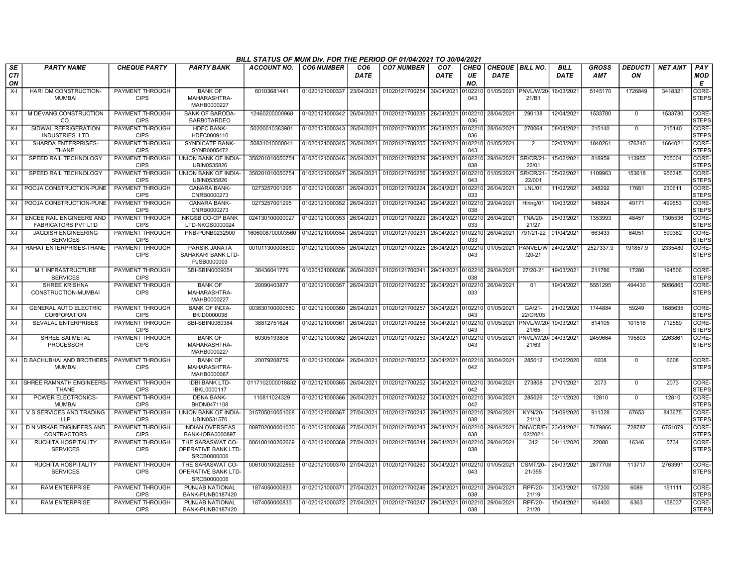BILL STATUS OF MUM Div. FOR THE PERIOD OF 01/04/2021 TO 30/04/2021

| SECTION | PARTY NAME | CHEQUE PARTY | PARTY BANK | ACCOUNT NO. | CO6 NUMBER | CO6 DATE | CO7 NUMBER | CO7 DATE | CHEQUE NO. | CHEQUE DATE | BILL NO. | BILL DATE | GROSS AMT | DEDUCTION | NET AMT | PAY MODE |
|---|---|---|---|---|---|---|---|---|---|---|---|---|---|---|---|---|
| X-I | HARI OM CONSTRUCTION-MUMBAI | PAYMENT THROUGH CIPS | BANK OF MAHARASHTRA-MAHB0000227 | 60103681441 | 01020121000337 | 23/04/2021 | 01020121700254 | 30/04/2021 | 0102210043 | 01/05/2021 | PNVL/W/20-21/B1 | 16/03/2021 | 5145170 | 1726849 | 3418321 | CORE-STEPS |
| X-I | M DEVANG CONSTRUCTION CO. | PAYMENT THROUGH CIPS | BANK OF BARODA-BARB0TARDEO | 12460200000968 | 01020121000342 | 26/04/2021 | 01020121700235 | 28/04/2021 | 0102210036 | 28/04/2021 | 290138 | 12/04/2021 | 1533780 | 0 | 1533780 | CORE-STEPS |
| X-I | SIDWAL REFRIGERATION INDUSTRIES LTD | PAYMENT THROUGH CIPS | HDFC BANK-HDFC0009110 | 50200010383901 | 01020121000343 | 26/04/2021 | 01020121700235 | 28/04/2021 | 0102210036 | 28/04/2021 | 270064 | 08/04/2021 | 215140 | 0 | 215140 | CORE-STEPS |
| X-I | SHARDA ENTERPRISES-THANE. | PAYMENT THROUGH CIPS | SYNDICATE BANK-SYNB0005472 | 50831010000041 | 01020121000345 | 26/04/2021 | 01020121700255 | 30/04/2021 | 0102210043 | 01/05/2021 | 2 | 02/03/2021 | 1840261 | 176240 | 1664021 | CORE-STEPS |
| X-I | SPEED RAIL TECHNOLOGY | PAYMENT THROUGH CIPS | UNION BANK OF INDIA-UBIN0535826 | 358201010050754 | 01020121000346 | 26/04/2021 | 01020121700239 | 29/04/2021 | 0102210038 | 29/04/2021 | SR/CR/21-22/01 | 15/02/2021 | 818959 | 113955 | 705004 | CORE-STEPS |
| X-I | SPEED RAIL TECHNOLOGY | PAYMENT THROUGH CIPS | UNION BANK OF INDIA-UBIN0535826 | 358201010050754 | 01020121000347 | 26/04/2021 | 01020121700256 | 30/04/2021 | 0102210043 | 01/05/2021 | SR/CR/21-22/001 | 05/02/2021 | 1109963 | 153618 | 956345 | CORE-STEPS |
| X-I | POOJA CONSTRUCTION-PUNE | PAYMENT THROUGH CIPS | CANARA BANK-CNRB0000273 | 0273257001295 | 01020121000351 | 26/04/2021 | 01020121700224 | 26/04/2021 | 0102210033 | 26/04/2021 | LNL/01 | 11/02/2021 | 248292 | 17681 | 230611 | CORE-STEPS |
| X-I | POOJA CONSTRUCTION-PUNE | PAYMENT THROUGH CIPS | CANARA BANK-CNRB0000273 | 0273257001295 | 01020121000352 | 26/04/2021 | 01020121700240 | 29/04/2021 | 0102210038 | 29/04/2021 | Hiring/01 | 19/03/2021 | 548824 | 49171 | 499653 | CORE-STEPS |
| X-I | ENCEE RAIL ENGINEERS AND FABRICATORS PVT LTD | PAYMENT THROUGH CIPS | NKGSB CO-OP BANK LTD-NKGS0000024 | 024130100000027 | 01020121000353 | 26/04/2021 | 01020121700229 | 26/04/2021 | 0102210033 | 26/04/2021 | TNA/20-21/27 | 25/03/2021 | 1353993 | 48457 | 1305536 | CORE-STEPS |
| X-I | JAGDISH ENGINEERING SERVICES | PAYMENT THROUGH CIPS | PNB-PUNB0232900 | 1606008700003560 | 01020121000354 | 26/04/2021 | 01020121700231 | 26/04/2021 | 0102210033 | 26/04/2021 | 791/21-22 | 01/04/2021 | 663433 | 64051 | 599382 | CORE-STEPS |
| X-I | RAHAT ENTERPRISES-THANE | PAYMENT THROUGH CIPS | PARSIK JANATA SAHAKARI BANK LTD-PJSB0000003 | 001011300008800 | 01020121000355 | 26/04/2021 | 01020121700225 | 26/04/2021 | 0102210043 | 01/05/2021 | PANVEL/W/20-21 | 24/02/2021 | 2527337.9 | 191857.9 | 2335480 | CORE-STEPS |
| X-I | M 1 INFRASTRUCTURE SERVICES | PAYMENT THROUGH CIPS | SBI-SBIN0009054 | 38436041779 | 01020121000356 | 26/04/2021 | 01020121700241 | 29/04/2021 | 0102210038 | 29/04/2021 | 27/20-21 | 19/03/2021 | 211786 | 17280 | 194506 | CORE-STEPS |
| X-I | SHREE KRISHNA CONSTRUCTION-MUMBAI | PAYMENT THROUGH CIPS | BANK OF MAHARASHTRA-MAHB0000227 | 20090403877 | 01020121000357 | 26/04/2021 | 01020121700230 | 26/04/2021 | 0102210033 | 26/04/2021 | 01 | 19/04/2021 | 5551295 | 494430 | 5056865 | CORE-STEPS |
| X-I | GENERAL AUTO ELECTRIC CORPORATION | PAYMENT THROUGH CIPS | BANK OF INDIA-BKID0000038 | 003830100000580 | 01020121000360 | 26/04/2021 | 01020121700257 | 30/04/2021 | 0102210043 | 01/05/2021 | GA/21-22/CR/03 | 21/09/2020 | 1744884 | 59249 | 1685635 | CORE-STEPS |
| X-I | SEVALAL ENTERPRISES | PAYMENT THROUGH CIPS | SBI-SBIN0060384 | 38812751624 | 01020121000361 | 26/04/2021 | 01020121700258 | 30/04/2021 | 0102210043 | 01/05/2021 | PNVL/W/20-21/65 | 19/03/2021 | 814105 | 101516 | 712589 | CORE-STEPS |
| X-I | SHREE SAI METAL PROCESSOR | PAYMENT THROUGH CIPS | BANK OF MAHARASHTRA-MAHB0000227 | 60305193806 | 01020121000362 | 26/04/2021 | 01020121700259 | 30/04/2021 | 0102210043 | 01/05/2021 | PNVL/W/20-21/63 | 04/03/2021 | 2459664 | 195803 | 2263861 | CORE-STEPS |
| X-I | D BACHUBHAI AND BROTHERS-MUMBAI | PAYMENT THROUGH CIPS | BANK OF MAHARASHTRA-MAHB0000067 | 20079208759 | 01020121000364 | 26/04/2021 | 01020121700252 | 30/04/2021 | 0102210042 | 30/04/2021 | 285012 | 13/02/2020 | 6608 | 0 | 6608 | CORE-STEPS |
| X-I | SHREE RAMNATH ENGINEERS-THANE | PAYMENT THROUGH CIPS | IDBI BANK LTD-IBKL0000117 | 0117102000018832 | 01020121000365 | 26/04/2021 | 01020121700252 | 30/04/2021 | 0102210042 | 30/04/2021 | 273808 | 27/01/2021 | 2073 | 0 | 2073 | CORE-STEPS |
| X-I | POWER ELECTRONICS-MUMBAI | PAYMENT THROUGH CIPS | DENA BANK-BKDN0471108 | 110811024329 | 01020121000366 | 26/04/2021 | 01020121700252 | 30/04/2021 | 0102210042 | 30/04/2021 | 285026 | 02/11/2020 | 12810 | 0 | 12810 | CORE-STEPS |
| X-I | V S SERVICES AND TRADING LLP | PAYMENT THROUGH CIPS | UNION BANK OF INDIA-UBIN0531570 | 315705010051068 | 01020121000367 | 27/04/2021 | 01020121700242 | 29/04/2021 | 0102210038 | 29/04/2021 | KYN/20-21/13 | 01/09/2020 | 911328 | 67653 | 843675 | CORE-STEPS |
| X-I | D N VIRKAR ENGINEERS AND CONTRACTORS | PAYMENT THROUGH CIPS | INDIAN OVERSEAS BANK-IOBA0000897 | 089702000001030 | 01020121000368 | 27/04/2021 | 01020121700243 | 29/04/2021 | 0102210038 | 29/04/2021 | DNV/CR/E/02/2021 | 23/04/2021 | 7479866 | 728787 | 6751079 | CORE-STEPS |
| X-I | RUCHITA HOSPITALITY SERVICES | PAYMENT THROUGH CIPS | THE SARASWAT CO-OPERATIVE BANK LTD-SRCB0000006 | 006100100202669 | 01020121000369 | 27/04/2021 | 01020121700244 | 29/04/2021 | 0102210038 | 29/04/2021 | 312 | 04/11/2020 | 22080 | 16346 | 5734 | CORE-STEPS |
| X-I | RUCHITA HOSPITALITY SERVICES | PAYMENT THROUGH CIPS | THE SARASWAT CO-OPERATIVE BANK LTD-SRCB0000006 | 006100100202669 | 01020121000370 | 27/04/2021 | 01020121700260 | 30/04/2021 | 0102210043 | 01/05/2021 | CSMT/20-21/355 | 26/03/2021 | 2877708 | 113717 | 2763991 | CORE-STEPS |
| X-I | RAM ENTERPRISE | PAYMENT THROUGH CIPS | PUNJAB NATIONAL BANK-PUNB0187420 | 1874050000833 | 01020121000371 | 27/04/2021 | 01020121700246 | 29/04/2021 | 0102210038 | 29/04/2021 | RPF/20-21/19 | 30/03/2021 | 157200 | 6089 | 151111 | CORE-STEPS |
| X-I | RAM ENTERPRISE | PAYMENT THROUGH CIPS | PUNJAB NATIONAL BANK-PUNB0187420 | 1874050000833 | 01020121000372 | 27/04/2021 | 01020121700247 | 29/04/2021 | 0102210038 | 29/04/2021 | RPF/20-21/20 | 15/04/2021 | 164400 | 6363 | 158037 | CORE-STEPS |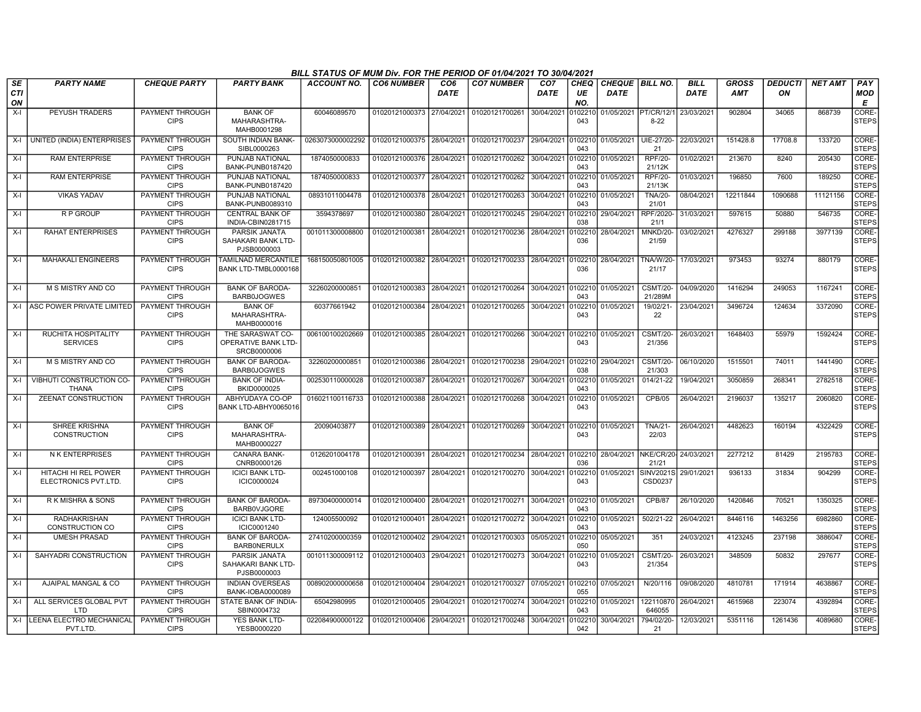## BILL STATUS OF MUM Div. FOR THE PERIOD OF 01/04/2021 TO 30/04/2021

| SECTION | PARTY NAME | CHEQUE PARTY | PARTY BANK | ACCOUNT NO. | CO6 NUMBER | CO6 DATE | CO7 NUMBER | CO7 DATE | CHEQUE NO. | CHEQUE DATE | BILL NO. | BILL DATE | GROSS AMT | DEDUCTION | NET AMT | PAY MODE |
|---|---|---|---|---|---|---|---|---|---|---|---|---|---|---|---|---|
| X-I | PEYUSH TRADERS | PAYMENT THROUGH CIPS | BANK OF MAHARASHTRA-MAHB0001298 | 60046089570 | 01020121000373 | 27/04/2021 | 01020121700261 | 30/04/2021 | 0102210043 | 01/05/2021 | PT/CR/12/18-22 | 23/03/2021 | 902804 | 34065 | 868739 | CORE-STEPS |
| X-I | UNITED (INDIA) ENTERPRISES | PAYMENT THROUGH CIPS | SOUTH INDIAN BANK-SIBL0000263 | 0263073000002292 | 01020121000375 | 28/04/2021 | 01020121700237 | 29/04/2021 | 0102210043 | 01/05/2021 | UIE-27/20-21 | 22/03/2021 | 151428.8 | 17708.8 | 133720 | CORE-STEPS |
| X-I | RAM ENTERPRISE | PAYMENT THROUGH CIPS | PUNJAB NATIONAL BANK-PUNB0187420 | 1874050000833 | 01020121000376 | 28/04/2021 | 01020121700262 | 30/04/2021 | 0102210043 | 01/05/2021 | RPF/20-21/12K | 01/02/2021 | 213670 | 8240 | 205430 | CORE-STEPS |
| X-I | RAM ENTERPRISE | PAYMENT THROUGH CIPS | PUNJAB NATIONAL BANK-PUNB0187420 | 1874050000833 | 01020121000377 | 28/04/2021 | 01020121700262 | 30/04/2021 | 0102210043 | 01/05/2021 | RPF/20-21/13K | 01/03/2021 | 196850 | 7600 | 189250 | CORE-STEPS |
| X-I | VIKAS YADAV | PAYMENT THROUGH CIPS | PUNJAB NATIONAL BANK-PUNB0089310 | 08931011004478 | 01020121000378 | 28/04/2021 | 01020121700263 | 30/04/2021 | 0102210043 | 01/05/2021 | TNA/20-21/01 | 08/04/2021 | 12211844 | 1090688 | 11121156 | CORE-STEPS |
| X-I | R P GROUP | PAYMENT THROUGH CIPS | CENTRAL BANK OF INDIA-CBIN0281715 | 3594378697 | 01020121000380 | 28/04/2021 | 01020121700245 | 29/04/2021 | 0102210038 | 29/04/2021 | RPF/2020-21/1 | 31/03/2021 | 597615 | 50880 | 546735 | CORE-STEPS |
| X-I | RAHAT ENTERPRISES | PAYMENT THROUGH CIPS | PARSIK JANATA SAHAKARI BANK LTD-PJSB0000003 | 001011300008800 | 01020121000381 | 28/04/2021 | 01020121700236 | 28/04/2021 | 0102210036 | 28/04/2021 | MNKD/20-21/59 | 03/02/2021 | 4276327 | 299188 | 3977139 | CORE-STEPS |
| X-I | MAHAKALI ENGINEERS | PAYMENT THROUGH CIPS | TAMILNAD MERCANTILE BANK LTD-TMBL0000168 | 168150050801005 | 01020121000382 | 28/04/2021 | 01020121700233 | 28/04/2021 | 0102210036 | 28/04/2021 | TNA/W/20-21/17 | 17/03/2021 | 973453 | 93274 | 880179 | CORE-STEPS |
| X-I | M S MISTRY AND CO | PAYMENT THROUGH CIPS | BANK OF BARODA-BARB0JOGWES | 32260200000851 | 01020121000383 | 28/04/2021 | 01020121700264 | 30/04/2021 | 0102210043 | 01/05/2021 | CSMT/20-21/289M | 04/09/2020 | 1416294 | 249053 | 1167241 | CORE-STEPS |
| X-I | ASC POWER PRIVATE LIMITED | PAYMENT THROUGH CIPS | BANK OF MAHARASHTRA-MAHB0000016 | 60377661942 | 01020121000384 | 28/04/2021 | 01020121700265 | 30/04/2021 | 0102210043 | 01/05/2021 | 19/02/21-22 | 23/04/2021 | 3496724 | 124634 | 3372090 | CORE-STEPS |
| X-I | RUCHITA HOSPITALITY SERVICES | PAYMENT THROUGH CIPS | THE SARASWAT CO-OPERATIVE BANK LTD-SRCB0000006 | 006100100202669 | 01020121000385 | 28/04/2021 | 01020121700266 | 30/04/2021 | 0102210043 | 01/05/2021 | CSMT/20-21/356 | 26/03/2021 | 1648403 | 55979 | 1592424 | CORE-STEPS |
| X-I | M S MISTRY AND CO | PAYMENT THROUGH CIPS | BANK OF BARODA-BARB0JOGWES | 32260200000851 | 01020121000386 | 28/04/2021 | 01020121700238 | 29/04/2021 | 0102210038 | 29/04/2021 | CSMT/20-21/303 | 06/10/2020 | 1515501 | 74011 | 1441490 | CORE-STEPS |
| X-I | VIBHUTI CONSTRUCTION CO-THANA | PAYMENT THROUGH CIPS | BANK OF INDIA-BKID0000025 | 002530110000028 | 01020121000387 | 28/04/2021 | 01020121700267 | 30/04/2021 | 0102210043 | 01/05/2021 | 014/21-22 | 19/04/2021 | 3050859 | 268341 | 2782518 | CORE-STEPS |
| X-I | ZEENAT CONSTRUCTION | PAYMENT THROUGH CIPS | ABHYUDAYA CO-OP BANK LTD-ABHY0065016 | 016021100116733 | 01020121000388 | 28/04/2021 | 01020121700268 | 30/04/2021 | 0102210043 | 01/05/2021 | CPB/05 | 26/04/2021 | 2196037 | 135217 | 2060820 | CORE-STEPS |
| X-I | SHREE KRISHNA CONSTRUCTION | PAYMENT THROUGH CIPS | BANK OF MAHARASHTRA-MAHB0000227 | 20090403877 | 01020121000389 | 28/04/2021 | 01020121700269 | 30/04/2021 | 0102210043 | 01/05/2021 | TNA/21-22/03 | 26/04/2021 | 4482623 | 160194 | 4322429 | CORE-STEPS |
| X-I | N K ENTERPRISES | PAYMENT THROUGH CIPS | CANARA BANK-CNRB0000126 | 0126201004178 | 01020121000391 | 28/04/2021 | 01020121700234 | 28/04/2021 | 0102210036 | 28/04/2021 | NKE/CR/20-21/21 | 24/03/2021 | 2277212 | 81429 | 2195783 | CORE-STEPS |
| X-I | HITACHI HI REL POWER ELECTRONICS PVT.LTD. | PAYMENT THROUGH CIPS | ICICI BANK LTD-ICIC0000024 | 002451000108 | 01020121000397 | 28/04/2021 | 01020121700270 | 30/04/2021 | 0102210043 | 01/05/2021 | SINV2021SCSD0237 | 29/01/2021 | 936133 | 31834 | 904299 | CORE-STEPS |
| X-I | R K MISHRA & SONS | PAYMENT THROUGH CIPS | BANK OF BARODA-BARB0VJGORE | 89730400000014 | 01020121000400 | 28/04/2021 | 01020121700271 | 30/04/2021 | 0102210043 | 01/05/2021 | CPB/87 | 26/10/2020 | 1420846 | 70521 | 1350325 | CORE-STEPS |
| X-I | RADHAKRISHAN CONSTRUCTION CO | PAYMENT THROUGH CIPS | ICICI BANK LTD-ICIC0001240 | 124005500092 | 01020121000401 | 28/04/2021 | 01020121700272 | 30/04/2021 | 0102210043 | 01/05/2021 | 502/21-22 | 26/04/2021 | 8446116 | 1463256 | 6982860 | CORE-STEPS |
| X-I | UMESH PRASAD | PAYMENT THROUGH CIPS | BANK OF BARODA-BARB0NERULX | 27410200000359 | 01020121000402 | 29/04/2021 | 01020121700303 | 05/05/2021 | 0102210050 | 05/05/2021 | 351 | 24/03/2021 | 4123245 | 237198 | 3886047 | CORE-STEPS |
| X-I | SAHYADRI CONSTRUCTION | PAYMENT THROUGH CIPS | PARSIK JANATA SAHAKARI BANK LTD-PJSB0000003 | 001011300009112 | 01020121000403 | 29/04/2021 | 01020121700273 | 30/04/2021 | 0102210043 | 01/05/2021 | CSMT/20-21/354 | 26/03/2021 | 348509 | 50832 | 297677 | CORE-STEPS |
| X-I | AJAIPAL MANGAL & CO | PAYMENT THROUGH CIPS | INDIAN OVERSEAS BANK-IOBA0000089 | 008902000000658 | 01020121000404 | 29/04/2021 | 01020121700327 | 07/05/2021 | 0102210055 | 07/05/2021 | N/20/116 | 09/08/2020 | 4810781 | 171914 | 4638867 | CORE-STEPS |
| X-I | ALL SERVICES GLOBAL PVT LTD | PAYMENT THROUGH CIPS | STATE BANK OF INDIA-SBIN0004732 | 65042980995 | 01020121000405 | 29/04/2021 | 01020121700274 | 30/04/2021 | 0102210043 | 01/05/2021 | 122110870646055 | 26/04/2021 | 4615968 | 223074 | 4392894 | CORE-STEPS |
| X-I | LEENA ELECTRO MECHANICAL PVT.LTD. | PAYMENT THROUGH CIPS | YES BANK LTD-YESB0000220 | 022084900000122 | 01020121000406 | 29/04/2021 | 01020121700248 | 30/04/2021 | 0102210042 | 30/04/2021 | 794/02/20-21 | 12/03/2021 | 5351116 | 1261436 | 4089680 | CORE-STEPS |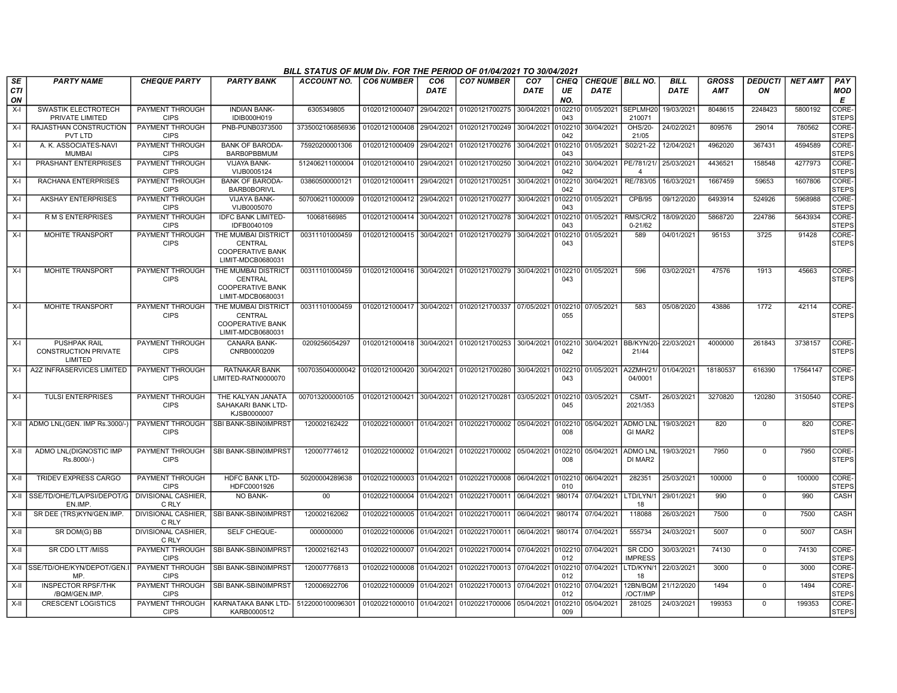BILL STATUS OF MUM Div. FOR THE PERIOD OF 01/04/2021 TO 30/04/2021

| SECTION | PARTY NAME | CHEQUE PARTY | PARTY BANK | ACCOUNT NO. | CO6 NUMBER | CO6 DATE | CO7 NUMBER | CO7 DATE | CHEQUE NO. | CHEQUE DATE | BILL NO. | BILL DATE | GROSS AMT | DEDUCTION | NET AMT | PAY MODE |
|---|---|---|---|---|---|---|---|---|---|---|---|---|---|---|---|---|
| X-I | SWASTIK ELECTROTECH PRIVATE LIMITED | PAYMENT THROUGH CIPS | INDIAN BANK-IDIB000H019 | 6305349805 | 01020121000407 | 29/04/2021 | 01020121700275 | 30/04/2021 | 0102210043 | 01/05/2021 | SEPLMH20210071 | 19/03/2021 | 8048615 | 2248423 | 5800192 | CORE-STEPS |
| X-I | RAJASTHAN CONSTRUCTION PVT LTD | PAYMENT THROUGH CIPS | PNB-PUNB0373500 | 3735002106856936 | 01020121000408 | 29/04/2021 | 01020121700249 | 30/04/2021 | 0102210042 | 30/04/2021 | OHS/20-21/05 | 24/02/2021 | 809576 | 29014 | 780562 | CORE-STEPS |
| X-I | A. K. ASSOCIATES-NAVI MUMBAI | PAYMENT THROUGH CIPS | BANK OF BARODA-BARB0PBBMUM | 75920200001306 | 01020121000409 | 29/04/2021 | 01020121700276 | 30/04/2021 | 0102210043 | 01/05/2021 | S02/21-22 | 12/04/2021 | 4962020 | 367431 | 4594589 | CORE-STEPS |
| X-I | PRASHANT ENTERPRISES | PAYMENT THROUGH CIPS | VIJAYA BANK-VIJB0005124 | 512406211000004 | 01020121000410 | 29/04/2021 | 01020121700250 | 30/04/2021 | 0102210042 | 30/04/2021 | PE/781/21/4 | 25/03/2021 | 4436521 | 158548 | 4277973 | CORE-STEPS |
| X-I | RACHANA ENTERPRISES | PAYMENT THROUGH CIPS | BANK OF BARODA-BARB0BORIVL | 03860500000121 | 01020121000411 | 29/04/2021 | 01020121700251 | 30/04/2021 | 0102210042 | 30/04/2021 | RE/783/05 | 16/03/2021 | 1667459 | 59653 | 1607806 | CORE-STEPS |
| X-I | AKSHAY ENTERPRISES | PAYMENT THROUGH CIPS | VIJAYA BANK-VIJB0005070 | 507006211000009 | 01020121000412 | 29/04/2021 | 01020121700277 | 30/04/2021 | 0102210043 | 01/05/2021 | CPB/95 | 09/12/2020 | 6493914 | 524926 | 5968988 | CORE-STEPS |
| X-I | R M S ENTERPRISES | PAYMENT THROUGH CIPS | IDFC BANK LIMITED-IDFB0040109 | 10068166985 | 01020121000414 | 30/04/2021 | 01020121700278 | 30/04/2021 | 0102210043 | 01/05/2021 | RMS/CR/20-21/62 | 18/09/2020 | 5868720 | 224786 | 5643934 | CORE-STEPS |
| X-I | MOHITE TRANSPORT | PAYMENT THROUGH CIPS | THE MUMBAI DISTRICT CENTRAL COOPERATIVE BANK LIMIT-MDCB0680031 | 00311101000459 | 01020121000415 | 30/04/2021 | 01020121700279 | 30/04/2021 | 0102210043 | 01/05/2021 | 589 | 04/01/2021 | 95153 | 3725 | 91428 | CORE-STEPS |
| X-I | MOHITE TRANSPORT | PAYMENT THROUGH CIPS | THE MUMBAI DISTRICT CENTRAL COOPERATIVE BANK LIMIT-MDCB0680031 | 00311101000459 | 01020121000416 | 30/04/2021 | 01020121700279 | 30/04/2021 | 0102210043 | 01/05/2021 | 596 | 03/02/2021 | 47576 | 1913 | 45663 | CORE-STEPS |
| X-I | MOHITE TRANSPORT | PAYMENT THROUGH CIPS | THE MUMBAI DISTRICT CENTRAL COOPERATIVE BANK LIMIT-MDCB0680031 | 00311101000459 | 01020121000417 | 30/04/2021 | 01020121700337 | 07/05/2021 | 0102210055 | 07/05/2021 | 583 | 05/08/2020 | 43886 | 1772 | 42114 | CORE-STEPS |
| X-I | PUSHPAK RAIL CONSTRUCTION PRIVATE LIMITED | PAYMENT THROUGH CIPS | CANARA BANK-CNRB0000209 | 0209256054297 | 01020121000418 | 30/04/2021 | 01020121700253 | 30/04/2021 | 0102210042 | 30/04/2021 | BB/KYN/20-21/44 | 22/03/2021 | 4000000 | 261843 | 3738157 | CORE-STEPS |
| X-I | A2Z INFRASERVICES LIMITED | PAYMENT THROUGH CIPS | RATNAKAR BANK LIMITED-RATN0000070 | 1007035040000042 | 01020121000420 | 30/04/2021 | 01020121700280 | 30/04/2021 | 0102210043 | 01/05/2021 | A2ZMH/21/04/0001 | 01/04/2021 | 18180537 | 616390 | 17564147 | CORE-STEPS |
| X-I | TULSI ENTERPRISES | PAYMENT THROUGH CIPS | THE KALYAN JANATA SAHAKARI BANK LTD-KJSB0000007 | 007013200000105 | 01020121000421 | 30/04/2021 | 01020121700281 | 03/05/2021 | 0102210045 | 03/05/2021 | CSMT-2021/353 | 26/03/2021 | 3270820 | 120280 | 3150540 | CORE-STEPS |
| X-II | ADMO LNL(GEN. IMP Rs.3000/-) | PAYMENT THROUGH CIPS | SBI BANK-SBIN0IMPRST | 120002162422 | 01020221000001 | 01/04/2021 | 01020221700002 | 05/04/2021 | 0102210008 | 05/04/2021 | ADMO LNL GI MAR2 | 19/03/2021 | 820 | 0 | 820 | CORE-STEPS |
| X-II | ADMO LNL(DIGNOSTIC IMP Rs.8000/-) | PAYMENT THROUGH CIPS | SBI BANK-SBIN0IMPRST | 120007774612 | 01020221000002 | 01/04/2021 | 01020221700002 | 05/04/2021 | 0102210008 | 05/04/2021 | ADMO LNL DI MAR2 | 19/03/2021 | 7950 | 0 | 7950 | CORE-STEPS |
| X-II | TRIDEV EXPRESS CARGO | PAYMENT THROUGH CIPS | HDFC BANK LTD-HDFC0001926 | 50200004289638 | 01020221000003 | 01/04/2021 | 01020221700008 | 06/04/2021 | 0102210010 | 06/04/2021 | 282351 | 25/03/2021 | 100000 | 0 | 100000 | CORE-STEPS |
| X-II | SSE/TD/OHE/TLA/PSI/DEPOT/GEN.IMP. | DIVISIONAL CASHIER, C RLY | NO BANK- | 00 | 01020221000004 | 01/04/2021 | 01020221700011 | 06/04/2021 | 980174 | 07/04/2021 | LTD/LYN/118 | 29/01/2021 | 990 | 0 | 990 | CASH |
| X-II | SR DEE (TRS)KYN/GEN.IMP. | DIVISIONAL CASHIER, C RLY | SBI BANK-SBIN0IMPRST | 120002162062 | 01020221000005 | 01/04/2021 | 01020221700011 | 06/04/2021 | 980174 | 07/04/2021 | 118088 | 26/03/2021 | 7500 | 0 | 7500 | CASH |
| X-II | SR DOM(G) BB | DIVISIONAL CASHIER, C RLY | SELF CHEQUE- | 000000000 | 01020221000006 | 01/04/2021 | 01020221700011 | 06/04/2021 | 980174 | 07/04/2021 | 555734 | 24/03/2021 | 5007 | 0 | 5007 | CASH |
| X-II | SR CDO LTT /MISS | PAYMENT THROUGH CIPS | SBI BANK-SBIN0IMPRST | 120002162143 | 01020221000007 | 01/04/2021 | 01020221700014 | 07/04/2021 | 0102210012 | 07/04/2021 | SR CDO IMPRESS | 30/03/2021 | 74130 | 0 | 74130 | CORE-STEPS |
| X-II | SSE/TD/OHE/KYN/DEPOT/GEN.IMP. | PAYMENT THROUGH CIPS | SBI BANK-SBIN0IMPRST | 120007776813 | 01020221000008 | 01/04/2021 | 01020221700013 | 07/04/2021 | 0102210012 | 07/04/2021 | LTD/KYN/118 | 22/03/2021 | 3000 | 0 | 3000 | CORE-STEPS |
| X-II | INSPECTOR RPSF/THK /BQM/GEN.IMP. | PAYMENT THROUGH CIPS | SBI BANK-SBIN0IMPRST | 120006922706 | 01020221000009 | 01/04/2021 | 01020221700013 | 07/04/2021 | 0102210012 | 07/04/2021 | 12BN/BQM/OCT/IMP | 21/12/2020 | 1494 | 0 | 1494 | CORE-STEPS |
| X-II | CRESCENT LOGISTICS | PAYMENT THROUGH CIPS | KARNATAKA BANK LTD-KARB0000512 | 5122000100096301 | 01020221000010 | 01/04/2021 | 01020221700006 | 05/04/2021 | 0102210009 | 05/04/2021 | 281025 | 24/03/2021 | 199353 | 0 | 199353 | CORE-STEPS |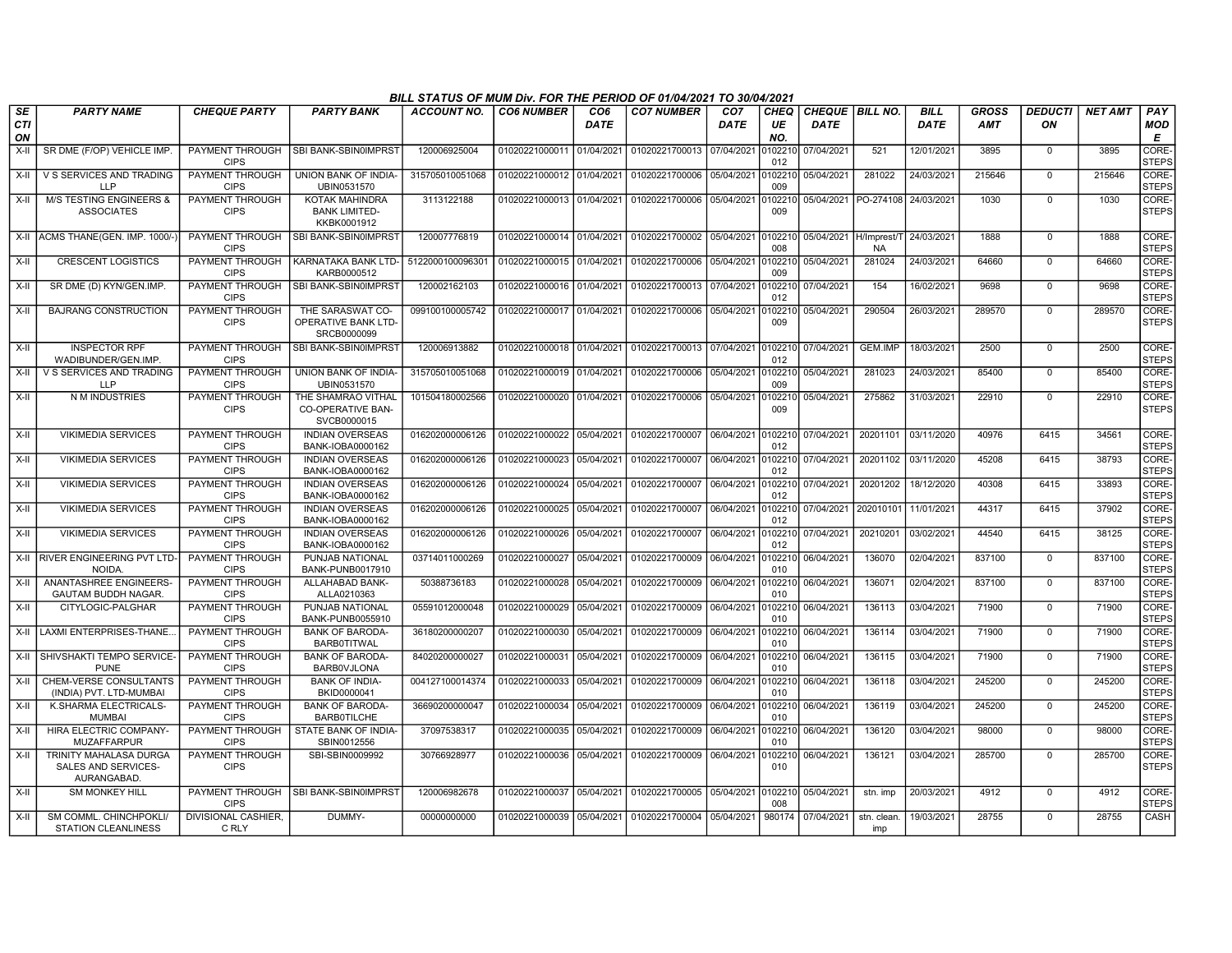**BILL STATUS OF MUM Div. FOR THE PERIOD OF 01/04/2021 TO 30/04/2021**

| SECTION | PARTY NAME | CHEQUE PARTY | PARTY BANK | ACCOUNT NO. | CO6 NUMBER | CO6 DATE | CO7 NUMBER | CO7 DATE | CHEQUE NO. | CHEQUE DATE | BILL NO. | BILL DATE | GROSS AMT | DEDUCTION | NET AMT | PAY MODE |
|---|---|---|---|---|---|---|---|---|---|---|---|---|---|---|---|---|
| X-II | SR DME (F/OP) VEHICLE IMP. | PAYMENT THROUGH CIPS | SBI BANK-SBIN0IMPRST | 120006925004 | 01020221000011 | 01/04/2021 | 01020221700013 | 07/04/2021 | 0102210012 | 07/04/2021 | 521 | 12/01/2021 | 3895 | 0 | 3895 | CORE-STEPS |
| X-II | V S SERVICES AND TRADING LLP | PAYMENT THROUGH CIPS | UNION BANK OF INDIA-UBIN0531570 | 315705010051068 | 01020221000012 | 01/04/2021 | 01020221700006 | 05/04/2021 | 0102210009 | 05/04/2021 | 281022 | 24/03/2021 | 215646 | 0 | 215646 | CORE-STEPS |
| X-II | M/S TESTING ENGINEERS & ASSOCIATES | PAYMENT THROUGH CIPS | KOTAK MAHINDRA BANK LIMITED-KKBK0001912 | 3113122188 | 01020221000013 | 01/04/2021 | 01020221700006 | 05/04/2021 | 0102210009 | 05/04/2021 | PO-274108 | 24/03/2021 | 1030 | 0 | 1030 | CORE-STEPS |
| X-II | ACMS THANE(GEN. IMP. 1000/-) | PAYMENT THROUGH CIPS | SBI BANK-SBIN0IMPRST | 120007776819 | 01020221000014 | 01/04/2021 | 01020221700002 | 05/04/2021 | 0102210008 | 05/04/2021 | H/Imprest/TNA | 24/03/2021 | 1888 | 0 | 1888 | CORE-STEPS |
| X-II | CRESCENT LOGISTICS | PAYMENT THROUGH CIPS | KARNATAKA BANK LTD-KARB0000512 | 5122000100096301 | 01020221000015 | 01/04/2021 | 01020221700006 | 05/04/2021 | 0102210009 | 05/04/2021 | 281024 | 24/03/2021 | 64660 | 0 | 64660 | CORE-STEPS |
| X-II | SR DME (D) KYN/GEN.IMP. | PAYMENT THROUGH CIPS | SBI BANK-SBIN0IMPRST | 120002162103 | 01020221000016 | 01/04/2021 | 01020221700013 | 07/04/2021 | 0102210012 | 07/04/2021 | 154 | 16/02/2021 | 9698 | 0 | 9698 | CORE-STEPS |
| X-II | BAJRANG CONSTRUCTION | PAYMENT THROUGH CIPS | THE SARASWAT CO-OPERATIVE BANK LTD-SRCB0000099 | 099100100005742 | 01020221000017 | 01/04/2021 | 01020221700006 | 05/04/2021 | 0102210009 | 05/04/2021 | 290504 | 26/03/2021 | 289570 | 0 | 289570 | CORE-STEPS |
| X-II | INSPECTOR RPF WADIBUNDER/GEN.IMP. | PAYMENT THROUGH CIPS | SBI BANK-SBIN0IMPRST | 120006913882 | 01020221000018 | 01/04/2021 | 01020221700013 | 07/04/2021 | 0102210012 | 07/04/2021 | GEM.IMP | 18/03/2021 | 2500 | 0 | 2500 | CORE-STEPS |
| X-II | V S SERVICES AND TRADING LLP | PAYMENT THROUGH CIPS | UNION BANK OF INDIA-UBIN0531570 | 315705010051068 | 01020221000019 | 01/04/2021 | 01020221700006 | 05/04/2021 | 0102210009 | 05/04/2021 | 281023 | 24/03/2021 | 85400 | 0 | 85400 | CORE-STEPS |
| X-II | N M INDUSTRIES | PAYMENT THROUGH CIPS | THE SHAMRAO VITHAL CO-OPERATIVE BAN-SVCB0000015 | 101504180002566 | 01020221000020 | 01/04/2021 | 01020221700006 | 05/04/2021 | 0102210009 | 05/04/2021 | 275862 | 31/03/2021 | 22910 | 0 | 22910 | CORE-STEPS |
| X-II | VIKIMEDIA SERVICES | PAYMENT THROUGH CIPS | INDIAN OVERSEAS BANK-IOBA0000162 | 016202000006126 | 01020221000022 | 05/04/2021 | 01020221700007 | 06/04/2021 | 0102210012 | 07/04/2021 | 20201101 | 03/11/2020 | 40976 | 6415 | 34561 | CORE-STEPS |
| X-II | VIKIMEDIA SERVICES | PAYMENT THROUGH CIPS | INDIAN OVERSEAS BANK-IOBA0000162 | 016202000006126 | 01020221000023 | 05/04/2021 | 01020221700007 | 06/04/2021 | 0102210012 | 07/04/2021 | 20201102 | 03/11/2020 | 45208 | 6415 | 38793 | CORE-STEPS |
| X-II | VIKIMEDIA SERVICES | PAYMENT THROUGH CIPS | INDIAN OVERSEAS BANK-IOBA0000162 | 016202000006126 | 01020221000024 | 05/04/2021 | 01020221700007 | 06/04/2021 | 0102210012 | 07/04/2021 | 20201202 | 18/12/2020 | 40308 | 6415 | 33893 | CORE-STEPS |
| X-II | VIKIMEDIA SERVICES | PAYMENT THROUGH CIPS | INDIAN OVERSEAS BANK-IOBA0000162 | 016202000006126 | 01020221000025 | 05/04/2021 | 01020221700007 | 06/04/2021 | 0102210012 | 07/04/2021 | 202010101 | 11/01/2021 | 44317 | 6415 | 37902 | CORE-STEPS |
| X-II | VIKIMEDIA SERVICES | PAYMENT THROUGH CIPS | INDIAN OVERSEAS BANK-IOBA0000162 | 016202000006126 | 01020221000026 | 05/04/2021 | 01020221700007 | 06/04/2021 | 0102210012 | 07/04/2021 | 20210201 | 03/02/2021 | 44540 | 6415 | 38125 | CORE-STEPS |
| X-II | RIVER ENGINEERING PVT LTD-NOIDA. | PAYMENT THROUGH CIPS | PUNJAB NATIONAL BANK-PUNB0017910 | 03714011000269 | 01020221000027 | 05/04/2021 | 01020221700009 | 06/04/2021 | 0102210010 | 06/04/2021 | 136070 | 02/04/2021 | 837100 | 0 | 837100 | CORE-STEPS |
| X-II | ANANTASHREE ENGINEERS-GAUTAM BUDDH NAGAR. | PAYMENT THROUGH CIPS | ALLAHABAD BANK-ALLA0210363 | 50388736183 | 01020221000028 | 05/04/2021 | 01020221700009 | 06/04/2021 | 0102210010 | 06/04/2021 | 136071 | 02/04/2021 | 837100 | 0 | 837100 | CORE-STEPS |
| X-II | CITYLOGIC-PALGHAR | PAYMENT THROUGH CIPS | PUNJAB NATIONAL BANK-PUNB0055910 | 05591012000048 | 01020221000029 | 05/04/2021 | 01020221700009 | 06/04/2021 | 0102210010 | 06/04/2021 | 136113 | 03/04/2021 | 71900 | 0 | 71900 | CORE-STEPS |
| X-II | LAXMI ENTERPRISES-THANE... | PAYMENT THROUGH CIPS | BANK OF BARODA-BARB0TITWAL | 36180200000207 | 01020221000030 | 05/04/2021 | 01020221700009 | 06/04/2021 | 0102210010 | 06/04/2021 | 136114 | 03/04/2021 | 71900 | 0 | 71900 | CORE-STEPS |
| X-II | SHIVSHAKTI TEMPO SERVICE-PUNE | PAYMENT THROUGH CIPS | BANK OF BARODA-BARB0VJLONA | 84020200000027 | 01020221000031 | 05/04/2021 | 01020221700009 | 06/04/2021 | 0102210010 | 06/04/2021 | 136115 | 03/04/2021 | 71900 | 0 | 71900 | CORE-STEPS |
| X-II | CHEM-VERSE CONSULTANTS (INDIA) PVT. LTD-MUMBAI | PAYMENT THROUGH CIPS | BANK OF INDIA-BKID0000041 | 004127100014374 | 01020221000033 | 05/04/2021 | 01020221700009 | 06/04/2021 | 0102210010 | 06/04/2021 | 136118 | 03/04/2021 | 245200 | 0 | 245200 | CORE-STEPS |
| X-II | K.SHARMA ELECTRICALS-MUMBAI | PAYMENT THROUGH CIPS | BANK OF BARODA-BARB0TILCHE | 36690200000047 | 01020221000034 | 05/04/2021 | 01020221700009 | 06/04/2021 | 0102210010 | 06/04/2021 | 136119 | 03/04/2021 | 245200 | 0 | 245200 | CORE-STEPS |
| X-II | HIRA ELECTRIC COMPANY-MUZAFFARPUR | PAYMENT THROUGH CIPS | STATE BANK OF INDIA-SBIN0012556 | 37097538317 | 01020221000035 | 05/04/2021 | 01020221700009 | 06/04/2021 | 0102210010 | 06/04/2021 | 136120 | 03/04/2021 | 98000 | 0 | 98000 | CORE-STEPS |
| X-II | TRINITY MAHALASA DURGA SALES AND SERVICES-AURANGABAD. | PAYMENT THROUGH CIPS | SBI-SBIN0009992 | 30766928977 | 01020221000036 | 05/04/2021 | 01020221700009 | 06/04/2021 | 0102210010 | 06/04/2021 | 136121 | 03/04/2021 | 285700 | 0 | 285700 | CORE-STEPS |
| X-II | SM MONKEY HILL | PAYMENT THROUGH CIPS | SBI BANK-SBIN0IMPRST | 120006982678 | 01020221000037 | 05/04/2021 | 01020221700005 | 05/04/2021 | 0102210008 | 05/04/2021 | stn. imp | 20/03/2021 | 4912 | 0 | 4912 | CORE-STEPS |
| X-II | SM COMML. CHINCHPOKLI/ STATION CLEANLINESS | DIVISIONAL CASHIER, C RLY | DUMMY- | 00000000000 | 01020221000039 | 05/04/2021 | 01020221700004 | 05/04/2021 | 980174 | 07/04/2021 | stn. clean. imp | 19/03/2021 | 28755 | 0 | 28755 | CASH |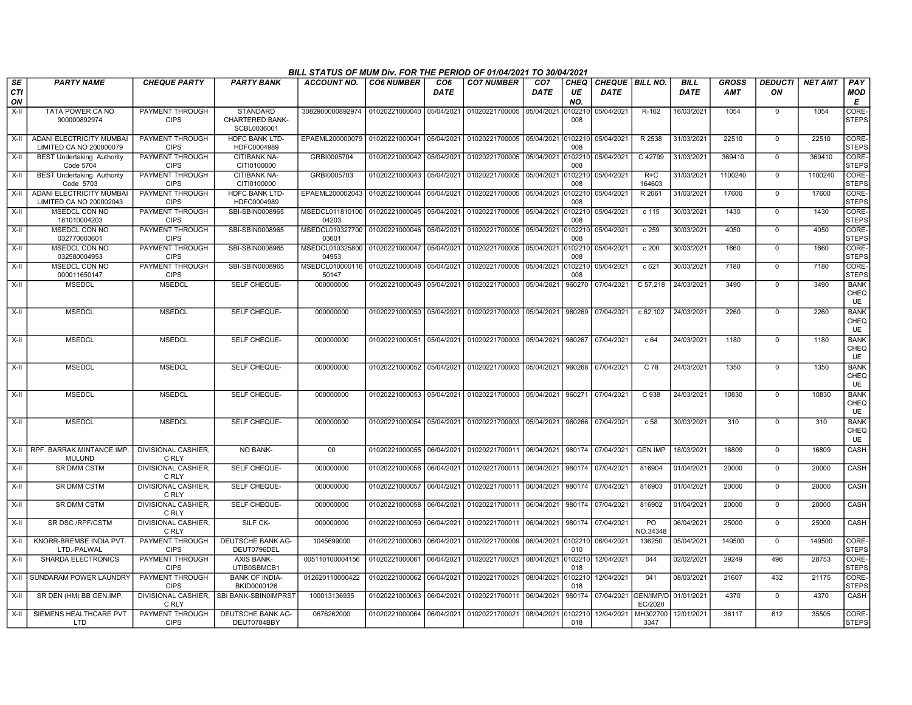BILL STATUS OF MUM Div. FOR THE PERIOD OF 01/04/2021 TO 30/04/2021

| SECTION | PARTY NAME | CHEQUE PARTY | PARTY BANK | ACCOUNT NO. | CO6 NUMBER | CO6 DATE | CO7 NUMBER | CO7 DATE | CHEQUE NO. | CHEQUE DATE | BILL NO. | BILL DATE | GROSS AMT | DEDUCTION | NET AMT | PAY MODE |
|---|---|---|---|---|---|---|---|---|---|---|---|---|---|---|---|---|
| X-II | TATA POWER CA NO 900000892974 | PAYMENT THROUGH CIPS | STANDARD CHARTERED BANK-SCBL0036001 | 3082900000892974 | 01020221000040 | 05/04/2021 | 01020221700005 | 05/04/2021 | 0102210008 | 05/04/2021 | R-162 | 16/03/2021 | 1054 | 0 | 1054 | CORE-STEPS |
| X-II | ADANI ELECTRICITY MUMBAI LIMITED CA NO 200000079 | PAYMENT THROUGH CIPS | HDFC BANK LTD-HDFC0004989 | EPAEML200000079 | 01020221000041 | 05/04/2021 | 01020221700005 | 05/04/2021 | 0102210008 | 05/04/2021 | R 2538 | 31/03/2021 | 22510 | 0 | 22510 | CORE-STEPS |
| X-II | BEST Undertaking Authority Code 5704 | PAYMENT THROUGH CIPS | CITIBANK NA-CITI0100000 | GRBI0005704 | 01020221000042 | 05/04/2021 | 01020221700005 | 05/04/2021 | 0102210008 | 05/04/2021 | C 42799 | 31/03/2021 | 369410 | 0 | 369410 | CORE-STEPS |
| X-II | BEST Undertaking Authority Code 5703 | PAYMENT THROUGH CIPS | CITIBANK NA-CITI0100000 | GRBI0005703 | 01020221000043 | 05/04/2021 | 01020221700005 | 05/04/2021 | 0102210008 | 05/04/2021 | R+C 164603 | 31/03/2021 | 1100240 | 0 | 1100240 | CORE-STEPS |
| X-II | ADANI ELECTRICITY MUMBAI LIMITED CA NO 200002043 | PAYMENT THROUGH CIPS | HDFC BANK LTD-HDFC0004989 | EPAEML200002043 | 01020221000044 | 05/04/2021 | 01020221700005 | 05/04/2021 | 0102210008 | 05/04/2021 | R 2061 | 31/03/2021 | 17600 | 0 | 17600 | CORE-STEPS |
| X-II | MSEDCL CON NO 181010004203 | PAYMENT THROUGH CIPS | SBI-SBIN0008965 | MSEDCL01181010004203 | 01020221000045 | 05/04/2021 | 01020221700005 | 05/04/2021 | 0102210008 | 05/04/2021 | c 115 | 30/03/2021 | 1430 | 0 | 1430 | CORE-STEPS |
| X-II | MSEDCL CON NO 032770003601 | PAYMENT THROUGH CIPS | SBI-SBIN0008965 | MSEDCL01032770003601 | 01020221000046 | 05/04/2021 | 01020221700005 | 05/04/2021 | 0102210008 | 05/04/2021 | c 259 | 30/03/2021 | 4050 | 0 | 4050 | CORE-STEPS |
| X-II | MSEDCL CON NO 032580004953 | PAYMENT THROUGH CIPS | SBI-SBIN0008965 | MSEDCL01032580004953 | 01020221000047 | 05/04/2021 | 01020221700005 | 05/04/2021 | 0102210008 | 05/04/2021 | c 200 | 30/03/2021 | 1660 | 0 | 1660 | CORE-STEPS |
| X-II | MSEDCL CON NO 000011650147 | PAYMENT THROUGH CIPS | SBI-SBIN0008965 | MSEDCL01000011650147 | 01020221000048 | 05/04/2021 | 01020221700005 | 05/04/2021 | 0102210008 | 05/04/2021 | c 621 | 30/03/2021 | 7180 | 0 | 7180 | CORE-STEPS |
| X-II | MSEDCL | MSEDCL | SELF CHEQUE- | 000000000 | 01020221000049 | 05/04/2021 | 01020221700003 | 05/04/2021 | 960270 | 07/04/2021 | C 57,218 | 24/03/2021 | 3490 | 0 | 3490 | BANK CHEQUE |
| X-II | MSEDCL | MSEDCL | SELF CHEQUE- | 000000000 | 01020221000050 | 05/04/2021 | 01020221700003 | 05/04/2021 | 960269 | 07/04/2021 | c 62,102 | 24/03/2021 | 2260 | 0 | 2260 | BANK CHEQUE |
| X-II | MSEDCL | MSEDCL | SELF CHEQUE- | 000000000 | 01020221000051 | 05/04/2021 | 01020221700003 | 05/04/2021 | 960267 | 07/04/2021 | c 64 | 24/03/2021 | 1180 | 0 | 1180 | BANK CHEQUE |
| X-II | MSEDCL | MSEDCL | SELF CHEQUE- | 000000000 | 01020221000052 | 05/04/2021 | 01020221700003 | 05/04/2021 | 960268 | 07/04/2021 | C 78 | 24/03/2021 | 1350 | 0 | 1350 | BANK CHEQUE |
| X-II | MSEDCL | MSEDCL | SELF CHEQUE- | 000000000 | 01020221000053 | 05/04/2021 | 01020221700003 | 05/04/2021 | 960271 | 07/04/2021 | C 938 | 24/03/2021 | 10830 | 0 | 10830 | BANK CHEQUE |
| X-II | MSEDCL | MSEDCL | SELF CHEQUE- | 000000000 | 01020221000054 | 05/04/2021 | 01020221700003 | 05/04/2021 | 960266 | 07/04/2021 | c 58 | 30/03/2021 | 310 | 0 | 310 | BANK CHEQUE |
| X-II | RPF. BARRAK MINTANCE IMP. MULUND | DIVISIONAL CASHIER, C RLY | NO BANK- | 00 | 01020221000055 | 06/04/2021 | 01020221700011 | 06/04/2021 | 980174 | 07/04/2021 | GEN IMP | 18/03/2021 | 16809 | 0 | 16809 | CASH |
| X-II | SR DMM CSTM | DIVISIONAL CASHIER, C RLY | SELF CHEQUE- | 000000000 | 01020221000056 | 06/04/2021 | 01020221700011 | 06/04/2021 | 980174 | 07/04/2021 | 816904 | 01/04/2021 | 20000 | 0 | 20000 | CASH |
| X-II | SR DMM CSTM | DIVISIONAL CASHIER, C RLY | SELF CHEQUE- | 000000000 | 01020221000057 | 06/04/2021 | 01020221700011 | 06/04/2021 | 980174 | 07/04/2021 | 816903 | 01/04/2021 | 20000 | 0 | 20000 | CASH |
| X-II | SR DMM CSTM | DIVISIONAL CASHIER, C RLY | SELF CHEQUE- | 000000000 | 01020221000058 | 06/04/2021 | 01020221700011 | 06/04/2021 | 980174 | 07/04/2021 | 816902 | 01/04/2021 | 20000 | 0 | 20000 | CASH |
| X-II | SR DSC /RPF/CSTM | DIVISIONAL CASHIER, C RLY | SILF CK- | 000000000 | 01020221000059 | 06/04/2021 | 01020221700011 | 06/04/2021 | 980174 | 07/04/2021 | PO NO.34348 | 06/04/2021 | 25000 | 0 | 25000 | CASH |
| X-II | KNORR-BREMSE INDIA PVT. LTD.-PALWAL | PAYMENT THROUGH CIPS | DEUTSCHE BANK AG-DEUT0796DEL | 1045699000 | 01020221000060 | 06/04/2021 | 01020221700009 | 06/04/2021 | 0102210010 | 06/04/2021 | 136250 | 05/04/2021 | 149500 | 0 | 149500 | CORE-STEPS |
| X-II | SHARDA ELECTRONICS | PAYMENT THROUGH CIPS | AXIS BANK-UTIB0SBMCB1 | 005110100004156 | 01020221000061 | 06/04/2021 | 01020221700021 | 08/04/2021 | 0102210018 | 12/04/2021 | 044 | 02/02/2021 | 29249 | 496 | 28753 | CORE-STEPS |
| X-II | SUNDARAM POWER LAUNDRY | PAYMENT THROUGH CIPS | BANK OF INDIA-BKID0000126 | 012620110000422 | 01020221000062 | 06/04/2021 | 01020221700021 | 08/04/2021 | 0102210018 | 12/04/2021 | 041 | 08/03/2021 | 21607 | 432 | 21175 | CORE-STEPS |
| X-II | SR DEN (HM) BB GEN.IMP. | DIVISIONAL CASHIER, C RLY | SBI BANK-SBIN0IMPRST | 100013136935 | 01020221000063 | 06/04/2021 | 01020221700011 | 06/04/2021 | 980174 | 07/04/2021 | GEN/IMP/DEC/2020 | 01/01/2021 | 4370 | 0 | 4370 | CASH |
| X-II | SIEMENS HEALTHCARE PVT LTD | PAYMENT THROUGH CIPS | DEUTSCHE BANK AG-DEUT0784BBY | 0676262000 | 01020221000064 | 06/04/2021 | 01020221700021 | 08/04/2021 | 0102210018 | 12/04/2021 | MH3027003347 | 12/01/2021 | 36117 | 612 | 35505 | CORE-STEPS |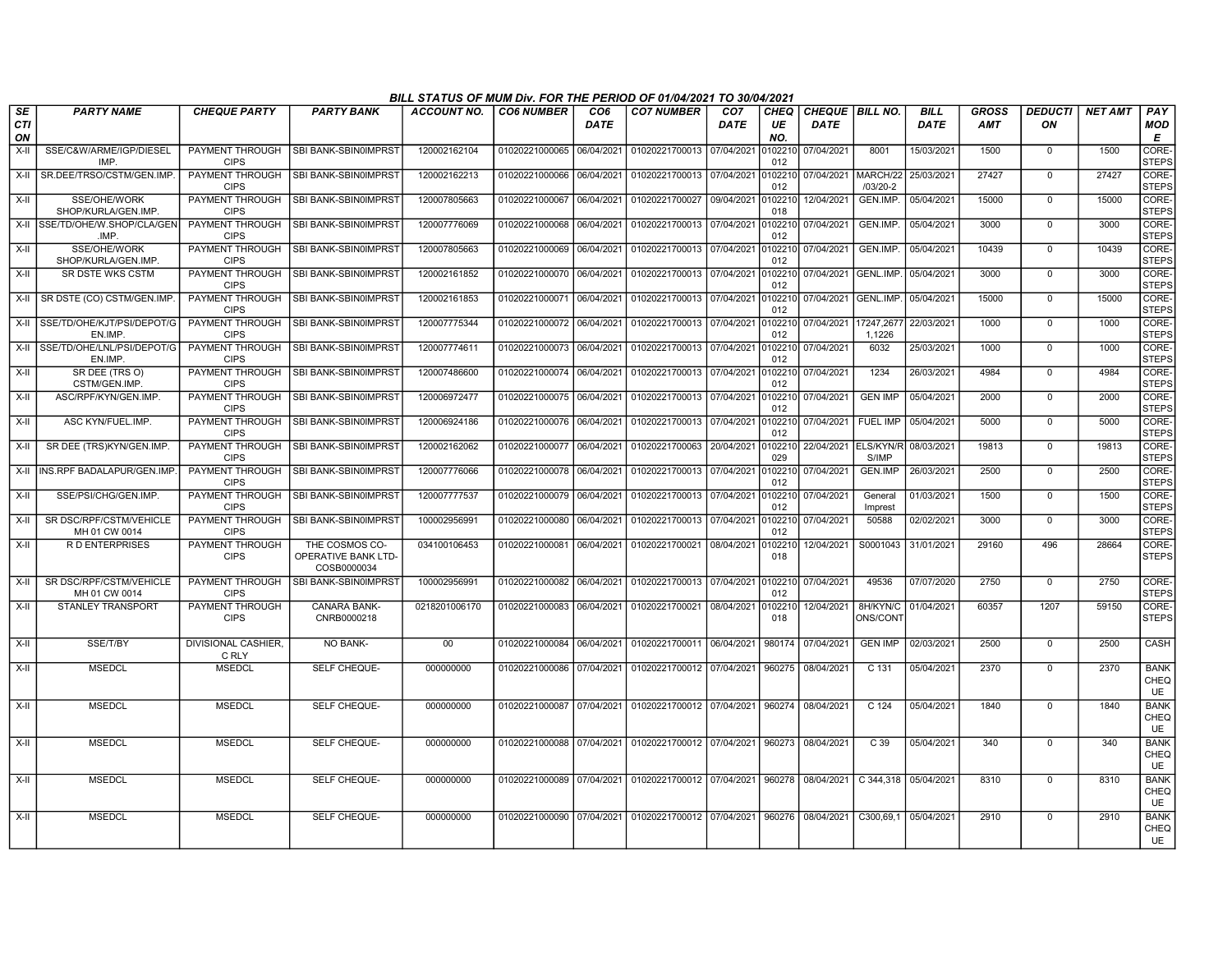BILL STATUS OF MUM Div. FOR THE PERIOD OF 01/04/2021 TO 30/04/2021

| SECTION | PARTY NAME | CHEQUE PARTY | PARTY BANK | ACCOUNT NO. | CO6 NUMBER | CO6 DATE | CO7 NUMBER | CO7 DATE | CHEQUE NO. | CHEQUE DATE | BILL NO. | BILL DATE | GROSS AMT | DEDUCTION | NET AMT | PAY MODE |
|---|---|---|---|---|---|---|---|---|---|---|---|---|---|---|---|---|
| X-II | SSE/C&W/ARME/IGP/DIESEL IMP. | PAYMENT THROUGH CIPS | SBI BANK-SBIN0IMPRST | 120002162104 | 01020221000065 | 06/04/2021 | 01020221700013 | 07/04/2021 | 0102210012 | 07/04/2021 | 8001 | 15/03/2021 | 1500 | 0 | 1500 | CORE-STEPS |
| X-II | SR.DEE/TRSO/CSTM/GEN.IMP. | PAYMENT THROUGH CIPS | SBI BANK-SBIN0IMPRST | 120002162213 | 01020221000066 | 06/04/2021 | 01020221700013 | 07/04/2021 | 0102210012 | 07/04/2021 | MARCH/22/03/20-2 | 25/03/2021 | 27427 | 0 | 27427 | CORE-STEPS |
| X-II | SSE/OHE/WORK SHOP/KURLA/GEN.IMP. | PAYMENT THROUGH CIPS | SBI BANK-SBIN0IMPRST | 120007805663 | 01020221000067 | 06/04/2021 | 01020221700027 | 09/04/2021 | 0102210018 | 12/04/2021 | GEN.IMP. | 05/04/2021 | 15000 | 0 | 15000 | CORE-STEPS |
| X-II | SSE/TD/OHE/W.SHOP/CLA/GEN.IMP. | PAYMENT THROUGH CIPS | SBI BANK-SBIN0IMPRST | 120007776069 | 01020221000068 | 06/04/2021 | 01020221700013 | 07/04/2021 | 0102210012 | 07/04/2021 | GEN.IMP. | 05/04/2021 | 3000 | 0 | 3000 | CORE-STEPS |
| X-II | SSE/OHE/WORK SHOP/KURLA/GEN.IMP. | PAYMENT THROUGH CIPS | SBI BANK-SBIN0IMPRST | 120007805663 | 01020221000069 | 06/04/2021 | 01020221700013 | 07/04/2021 | 0102210012 | 07/04/2021 | GEN.IMP. | 05/04/2021 | 10439 | 0 | 10439 | CORE-STEPS |
| X-II | SR DSTE WKS CSTM | PAYMENT THROUGH CIPS | SBI BANK-SBIN0IMPRST | 120002161852 | 01020221000070 | 06/04/2021 | 01020221700013 | 07/04/2021 | 0102210012 | 07/04/2021 | GENL.IMP. | 05/04/2021 | 3000 | 0 | 3000 | CORE-STEPS |
| X-II | SR DSTE (CO) CSTM/GEN.IMP. | PAYMENT THROUGH CIPS | SBI BANK-SBIN0IMPRST | 120002161853 | 01020221000071 | 06/04/2021 | 01020221700013 | 07/04/2021 | 0102210012 | 07/04/2021 | GENL.IMP. | 05/04/2021 | 15000 | 0 | 15000 | CORE-STEPS |
| X-II | SSE/TD/OHE/KJT/PSI/DEPOT/GEN.IMP. | PAYMENT THROUGH CIPS | SBI BANK-SBIN0IMPRST | 120007775344 | 01020221000072 | 06/04/2021 | 01020221700013 | 07/04/2021 | 0102210012 | 07/04/2021 | 17247,26771,1226 | 22/03/2021 | 1000 | 0 | 1000 | CORE-STEPS |
| X-II | SSE/TD/OHE/LNL/PSI/DEPOT/GEN.IMP. | PAYMENT THROUGH CIPS | SBI BANK-SBIN0IMPRST | 120007774611 | 01020221000073 | 06/04/2021 | 01020221700013 | 07/04/2021 | 0102210012 | 07/04/2021 | 6032 | 25/03/2021 | 1000 | 0 | 1000 | CORE-STEPS |
| X-II | SR DEE (TRS O) CSTM/GEN.IMP. | PAYMENT THROUGH CIPS | SBI BANK-SBIN0IMPRST | 120007486600 | 01020221000074 | 06/04/2021 | 01020221700013 | 07/04/2021 | 0102210012 | 07/04/2021 | 1234 | 26/03/2021 | 4984 | 0 | 4984 | CORE-STEPS |
| X-II | ASC/RPF/KYN/GEN.IMP. | PAYMENT THROUGH CIPS | SBI BANK-SBIN0IMPRST | 120006972477 | 01020221000075 | 06/04/2021 | 01020221700013 | 07/04/2021 | 0102210012 | 07/04/2021 | GEN IMP | 05/04/2021 | 2000 | 0 | 2000 | CORE-STEPS |
| X-II | ASC KYN/FUEL.IMP. | PAYMENT THROUGH CIPS | SBI BANK-SBIN0IMPRST | 120006924186 | 01020221000076 | 06/04/2021 | 01020221700013 | 07/04/2021 | 0102210012 | 07/04/2021 | FUEL IMP | 05/04/2021 | 5000 | 0 | 5000 | CORE-STEPS |
| X-II | SR DEE (TRS)KYN/GEN.IMP. | PAYMENT THROUGH CIPS | SBI BANK-SBIN0IMPRST | 120002162062 | 01020221000077 | 06/04/2021 | 01020221700063 | 20/04/2021 | 0102210029 | 22/04/2021 | ELS/KYN/RS/IMP | 08/03/2021 | 19813 | 0 | 19813 | CORE-STEPS |
| X-II | INS.RPF BADALAPUR/GEN.IMP. | PAYMENT THROUGH CIPS | SBI BANK-SBIN0IMPRST | 120007776066 | 01020221000078 | 06/04/2021 | 01020221700013 | 07/04/2021 | 0102210012 | 07/04/2021 | GEN.IMP | 26/03/2021 | 2500 | 0 | 2500 | CORE-STEPS |
| X-II | SSE/PSI/CHG/GEN.IMP. | PAYMENT THROUGH CIPS | SBI BANK-SBIN0IMPRST | 120007777537 | 01020221000079 | 06/04/2021 | 01020221700013 | 07/04/2021 | 0102210012 | 07/04/2021 | General Imprest | 01/03/2021 | 1500 | 0 | 1500 | CORE-STEPS |
| X-II | SR DSC/RPF/CSTM/VEHICLE MH 01 CW 0014 | PAYMENT THROUGH CIPS | SBI BANK-SBIN0IMPRST | 100002956991 | 01020221000080 | 06/04/2021 | 01020221700013 | 07/04/2021 | 0102210012 | 07/04/2021 | 50588 | 02/02/2021 | 3000 | 0 | 3000 | CORE-STEPS |
| X-II | R D ENTERPRISES | PAYMENT THROUGH CIPS | THE COSMOS CO-OPERATIVE BANK LTD-COSB0000034 | 034100106453 | 01020221000081 | 06/04/2021 | 01020221700021 | 08/04/2021 | 0102210018 | 12/04/2021 | S0001043 | 31/01/2021 | 29160 | 496 | 28664 | CORE-STEPS |
| X-II | SR DSC/RPF/CSTM/VEHICLE MH 01 CW 0014 | PAYMENT THROUGH CIPS | SBI BANK-SBIN0IMPRST | 100002956991 | 01020221000082 | 06/04/2021 | 01020221700013 | 07/04/2021 | 0102210012 | 07/04/2021 | 49536 | 07/07/2020 | 2750 | 0 | 2750 | CORE-STEPS |
| X-II | STANLEY TRANSPORT | PAYMENT THROUGH CIPS | CANARA BANK-CNRB0000218 | 0218201006170 | 01020221000083 | 06/04/2021 | 01020221700021 | 08/04/2021 | 0102210018 | 12/04/2021 | 8H/KYN/CONS/CONT | 01/04/2021 | 60357 | 1207 | 59150 | CORE-STEPS |
| X-II | SSE/T/BY | DIVISIONAL CASHIER, C RLY | NO BANK- | 00 | 01020221000084 | 06/04/2021 | 01020221700011 | 06/04/2021 | 980174 | 07/04/2021 | GEN IMP | 02/03/2021 | 2500 | 0 | 2500 | CASH |
| X-II | MSEDCL | MSEDCL | SELF CHEQUE- | 000000000 | 01020221000086 | 07/04/2021 | 01020221700012 | 07/04/2021 | 960275 | 08/04/2021 | C 131 | 05/04/2021 | 2370 | 0 | 2370 | BANK CHEQUE |
| X-II | MSEDCL | MSEDCL | SELF CHEQUE- | 000000000 | 01020221000087 | 07/04/2021 | 01020221700012 | 07/04/2021 | 960274 | 08/04/2021 | C 124 | 05/04/2021 | 1840 | 0 | 1840 | BANK CHEQUE |
| X-II | MSEDCL | MSEDCL | SELF CHEQUE- | 000000000 | 01020221000088 | 07/04/2021 | 01020221700012 | 07/04/2021 | 960273 | 08/04/2021 | C 39 | 05/04/2021 | 340 | 0 | 340 | BANK CHEQUE |
| X-II | MSEDCL | MSEDCL | SELF CHEQUE- | 000000000 | 01020221000089 | 07/04/2021 | 01020221700012 | 07/04/2021 | 960278 | 08/04/2021 | C 344,318 | 05/04/2021 | 8310 | 0 | 8310 | BANK CHEQUE |
| X-II | MSEDCL | MSEDCL | SELF CHEQUE- | 000000000 | 01020221000090 | 07/04/2021 | 01020221700012 | 07/04/2021 | 960276 | 08/04/2021 | C300,69,1 | 05/04/2021 | 2910 | 0 | 2910 | BANK CHEQUE |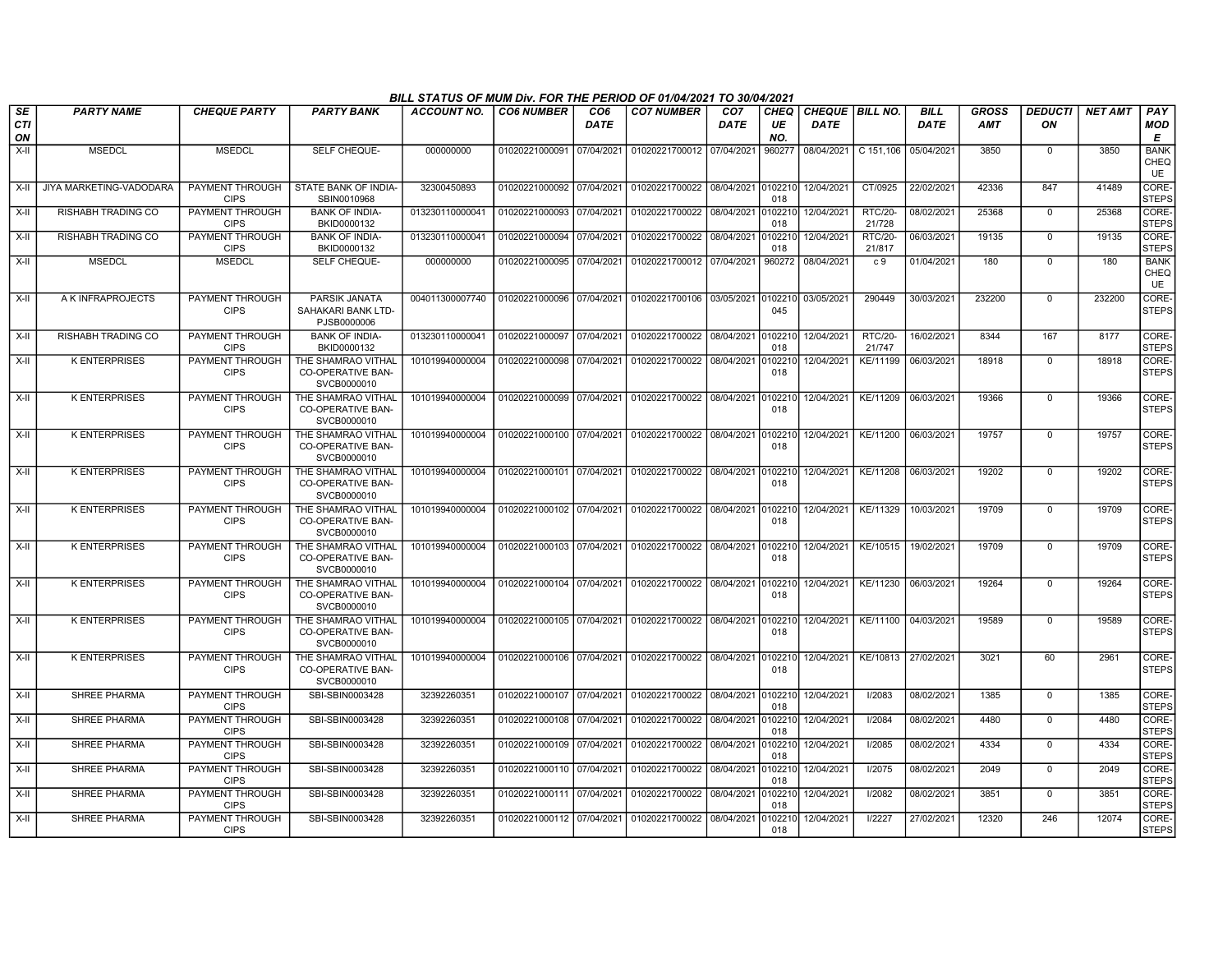# BILL STATUS OF MUM Div. FOR THE PERIOD OF 01/04/2021 TO 30/04/2021

| SECTION | PARTY NAME | CHEQUE PARTY | PARTY BANK | ACCOUNT NO. | CO6 NUMBER | CO6 DATE | CO7 NUMBER | CO7 DATE | CHEQUE NO. | CHEQUE DATE | BILL NO. | BILL DATE | GROSS AMT | DEDUCTION | NET AMT | PAY MODE |
|---|---|---|---|---|---|---|---|---|---|---|---|---|---|---|---|---|
| X-II | MSEDCL | MSEDCL | SELF CHEQUE- | 000000000 | 01020221000091 | 07/04/2021 | 01020221700012 | 07/04/2021 | 960277 | 08/04/2021 | C 151,106 | 05/04/2021 | 3850 | 0 | 3850 | BANK CHEQUE |
| X-II | JIYA MARKETING-VADODARA | PAYMENT THROUGH CIPS | STATE BANK OF INDIA-SBIN0010968 | 32300450893 | 01020221000092 | 07/04/2021 | 01020221700022 | 08/04/2021 | 0102210018 | 12/04/2021 | CT/0925 | 22/02/2021 | 42336 | 847 | 41489 | CORE-STEPS |
| X-II | RISHABH TRADING CO | PAYMENT THROUGH CIPS | BANK OF INDIA-BKID0000132 | 013230110000041 | 01020221000093 | 07/04/2021 | 01020221700022 | 08/04/2021 | 0102210018 | 12/04/2021 | RTC/20-21/728 | 08/02/2021 | 25368 | 0 | 25368 | CORE-STEPS |
| X-II | RISHABH TRADING CO | PAYMENT THROUGH CIPS | BANK OF INDIA-BKID0000132 | 013230110000041 | 01020221000094 | 07/04/2021 | 01020221700022 | 08/04/2021 | 0102210018 | 12/04/2021 | RTC/20-21/817 | 06/03/2021 | 19135 | 0 | 19135 | CORE-STEPS |
| X-II | MSEDCL | MSEDCL | SELF CHEQUE- | 000000000 | 01020221000095 | 07/04/2021 | 01020221700012 | 07/04/2021 | 960272 | 08/04/2021 | c 9 | 01/04/2021 | 180 | 0 | 180 | BANK CHEQUE |
| X-II | A K INFRAPROJECTS | PAYMENT THROUGH CIPS | PARSIK JANATA SAHAKARI BANK LTD-PJSB0000006 | 004011300007740 | 01020221000096 | 07/04/2021 | 01020221700106 | 03/05/2021 | 0102210045 | 03/05/2021 | 290449 | 30/03/2021 | 232200 | 0 | 232200 | CORE-STEPS |
| X-II | RISHABH TRADING CO | PAYMENT THROUGH CIPS | BANK OF INDIA-BKID0000132 | 013230110000041 | 01020221000097 | 07/04/2021 | 01020221700022 | 08/04/2021 | 0102210018 | 12/04/2021 | RTC/20-21/747 | 16/02/2021 | 8344 | 167 | 8177 | CORE-STEPS |
| X-II | K ENTERPRISES | PAYMENT THROUGH CIPS | THE SHAMRAO VITHAL CO-OPERATIVE BAN-SVCB0000010 | 101019940000004 | 01020221000098 | 07/04/2021 | 01020221700022 | 08/04/2021 | 0102210018 | 12/04/2021 | KE/11199 | 06/03/2021 | 18918 | 0 | 18918 | CORE-STEPS |
| X-II | K ENTERPRISES | PAYMENT THROUGH CIPS | THE SHAMRAO VITHAL CO-OPERATIVE BAN-SVCB0000010 | 101019940000004 | 01020221000099 | 07/04/2021 | 01020221700022 | 08/04/2021 | 0102210018 | 12/04/2021 | KE/11209 | 06/03/2021 | 19366 | 0 | 19366 | CORE-STEPS |
| X-II | K ENTERPRISES | PAYMENT THROUGH CIPS | THE SHAMRAO VITHAL CO-OPERATIVE BAN-SVCB0000010 | 101019940000004 | 01020221000100 | 07/04/2021 | 01020221700022 | 08/04/2021 | 0102210018 | 12/04/2021 | KE/11200 | 06/03/2021 | 19757 | 0 | 19757 | CORE-STEPS |
| X-II | K ENTERPRISES | PAYMENT THROUGH CIPS | THE SHAMRAO VITHAL CO-OPERATIVE BAN-SVCB0000010 | 101019940000004 | 01020221000101 | 07/04/2021 | 01020221700022 | 08/04/2021 | 0102210018 | 12/04/2021 | KE/11208 | 06/03/2021 | 19202 | 0 | 19202 | CORE-STEPS |
| X-II | K ENTERPRISES | PAYMENT THROUGH CIPS | THE SHAMRAO VITHAL CO-OPERATIVE BAN-SVCB0000010 | 101019940000004 | 01020221000102 | 07/04/2021 | 01020221700022 | 08/04/2021 | 0102210018 | 12/04/2021 | KE/11329 | 10/03/2021 | 19709 | 0 | 19709 | CORE-STEPS |
| X-II | K ENTERPRISES | PAYMENT THROUGH CIPS | THE SHAMRAO VITHAL CO-OPERATIVE BAN-SVCB0000010 | 101019940000004 | 01020221000103 | 07/04/2021 | 01020221700022 | 08/04/2021 | 0102210018 | 12/04/2021 | KE/10515 | 19/02/2021 | 19709 | 0 | 19709 | CORE-STEPS |
| X-II | K ENTERPRISES | PAYMENT THROUGH CIPS | THE SHAMRAO VITHAL CO-OPERATIVE BAN-SVCB0000010 | 101019940000004 | 01020221000104 | 07/04/2021 | 01020221700022 | 08/04/2021 | 0102210018 | 12/04/2021 | KE/11230 | 06/03/2021 | 19264 | 0 | 19264 | CORE-STEPS |
| X-II | K ENTERPRISES | PAYMENT THROUGH CIPS | THE SHAMRAO VITHAL CO-OPERATIVE BAN-SVCB0000010 | 101019940000004 | 01020221000105 | 07/04/2021 | 01020221700022 | 08/04/2021 | 0102210018 | 12/04/2021 | KE/11100 | 04/03/2021 | 19589 | 0 | 19589 | CORE-STEPS |
| X-II | K ENTERPRISES | PAYMENT THROUGH CIPS | THE SHAMRAO VITHAL CO-OPERATIVE BAN-SVCB0000010 | 101019940000004 | 01020221000106 | 07/04/2021 | 01020221700022 | 08/04/2021 | 0102210018 | 12/04/2021 | KE/10813 | 27/02/2021 | 3021 | 60 | 2961 | CORE-STEPS |
| X-II | SHREE PHARMA | PAYMENT THROUGH CIPS | SBI-SBIN0003428 | 32392260351 | 01020221000107 | 07/04/2021 | 01020221700022 | 08/04/2021 | 0102210018 | 12/04/2021 | I/2083 | 08/02/2021 | 1385 | 0 | 1385 | CORE-STEPS |
| X-II | SHREE PHARMA | PAYMENT THROUGH CIPS | SBI-SBIN0003428 | 32392260351 | 01020221000108 | 07/04/2021 | 01020221700022 | 08/04/2021 | 0102210018 | 12/04/2021 | I/2084 | 08/02/2021 | 4480 | 0 | 4480 | CORE-STEPS |
| X-II | SHREE PHARMA | PAYMENT THROUGH CIPS | SBI-SBIN0003428 | 32392260351 | 01020221000109 | 07/04/2021 | 01020221700022 | 08/04/2021 | 0102210018 | 12/04/2021 | I/2085 | 08/02/2021 | 4334 | 0 | 4334 | CORE-STEPS |
| X-II | SHREE PHARMA | PAYMENT THROUGH CIPS | SBI-SBIN0003428 | 32392260351 | 01020221000110 | 07/04/2021 | 01020221700022 | 08/04/2021 | 0102210018 | 12/04/2021 | I/2075 | 08/02/2021 | 2049 | 0 | 2049 | CORE-STEPS |
| X-II | SHREE PHARMA | PAYMENT THROUGH CIPS | SBI-SBIN0003428 | 32392260351 | 01020221000111 | 07/04/2021 | 01020221700022 | 08/04/2021 | 0102210018 | 12/04/2021 | I/2082 | 08/02/2021 | 3851 | 0 | 3851 | CORE-STEPS |
| X-II | SHREE PHARMA | PAYMENT THROUGH CIPS | SBI-SBIN0003428 | 32392260351 | 01020221000112 | 07/04/2021 | 01020221700022 | 08/04/2021 | 0102210018 | 12/04/2021 | I/2227 | 27/02/2021 | 12320 | 246 | 12074 | CORE-STEPS |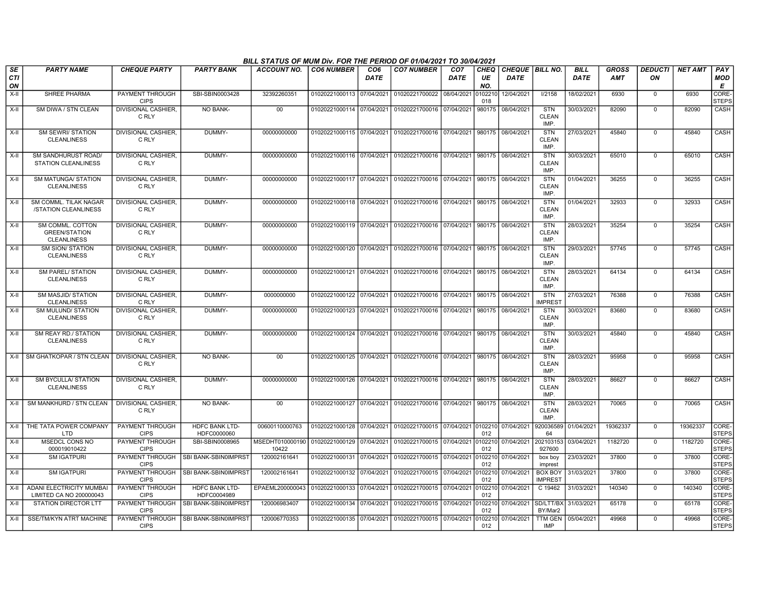BILL STATUS OF MUM Div. FOR THE PERIOD OF 01/04/2021 TO 30/04/2021

| SECTION | PARTY NAME | CHEQUE PARTY | PARTY BANK | ACCOUNT NO. | CO6 NUMBER | CO6 DATE | CO7 NUMBER | CO7 DATE | CHEQUE NO. | CHEQUE DATE | BILL NO. | BILL DATE | GROSS AMT | DEDUCTION | NET AMT | PAY MODE |
|---|---|---|---|---|---|---|---|---|---|---|---|---|---|---|---|---|
| X-II | SHREE PHARMA | PAYMENT THROUGH CIPS | SBI-SBIN0003428 | 32392260351 | 01020221000113 | 07/04/2021 | 01020221700022 | 08/04/2021 | 0102210018 | 12/04/2021 | I/2158 | 18/02/2021 | 6930 | 0 | 6930 | CORE-STEPS |
| X-II | SM DIWA / STN CLEAN | DIVISIONAL CASHIER, C RLY | NO BANK- | 00 | 01020221000114 | 07/04/2021 | 01020221700016 | 07/04/2021 | 980175 | 08/04/2021 | STN CLEAN IMP. | 30/03/2021 | 82090 | 0 | 82090 | CASH |
| X-II | SM SEWRI/ STATION CLEANLINESS | DIVISIONAL CASHIER, C RLY | DUMMY- | 00000000000 | 01020221000115 | 07/04/2021 | 01020221700016 | 07/04/2021 | 980175 | 08/04/2021 | STN CLEAN IMP. | 27/03/2021 | 45840 | 0 | 45840 | CASH |
| X-II | SM SANDHURUST ROAD/ STATION CLEANLINESS | DIVISIONAL CASHIER, C RLY | DUMMY- | 00000000000 | 01020221000116 | 07/04/2021 | 01020221700016 | 07/04/2021 | 980175 | 08/04/2021 | STN CLEAN IMP. | 30/03/2021 | 65010 | 0 | 65010 | CASH |
| X-II | SM MATUNGA/ STATION CLEANLINESS | DIVISIONAL CASHIER, C RLY | DUMMY- | 00000000000 | 01020221000117 | 07/04/2021 | 01020221700016 | 07/04/2021 | 980175 | 08/04/2021 | STN CLEAN IMP. | 01/04/2021 | 36255 | 0 | 36255 | CASH |
| X-II | SM COMML. TILAK NAGAR /STATION CLEANLINESS | DIVISIONAL CASHIER, C RLY | DUMMY- | 00000000000 | 01020221000118 | 07/04/2021 | 01020221700016 | 07/04/2021 | 980175 | 08/04/2021 | STN CLEAN IMP. | 01/04/2021 | 32933 | 0 | 32933 | CASH |
| X-II | SM COMML. COTTON GREEN/STATION CLEANLINESS | DIVISIONAL CASHIER, C RLY | DUMMY- | 00000000000 | 01020221000119 | 07/04/2021 | 01020221700016 | 07/04/2021 | 980175 | 08/04/2021 | STN CLEAN IMP. | 28/03/2021 | 35254 | 0 | 35254 | CASH |
| X-II | SM SION/ STATION CLEANLINESS | DIVISIONAL CASHIER, C RLY | DUMMY- | 00000000000 | 01020221000120 | 07/04/2021 | 01020221700016 | 07/04/2021 | 980175 | 08/04/2021 | STN CLEAN IMP. | 29/03/2021 | 57745 | 0 | 57745 | CASH |
| X-II | SM PAREL/ STATION CLEANLINESS | DIVISIONAL CASHIER, C RLY | DUMMY- | 00000000000 | 01020221000121 | 07/04/2021 | 01020221700016 | 07/04/2021 | 980175 | 08/04/2021 | STN CLEAN IMP. | 28/03/2021 | 64134 | 0 | 64134 | CASH |
| X-II | SM MASJID/ STATION CLEANLINESS | DIVISIONAL CASHIER, C RLY | DUMMY- | 0000000000 | 01020221000122 | 07/04/2021 | 01020221700016 | 07/04/2021 | 980175 | 08/04/2021 | STN IMPREST | 27/03/2021 | 76388 | 0 | 76388 | CASH |
| X-II | SM MULUND/ STATION CLEANLINESS | DIVISIONAL CASHIER, C RLY | DUMMY- | 00000000000 | 01020221000123 | 07/04/2021 | 01020221700016 | 07/04/2021 | 980175 | 08/04/2021 | STN CLEAN IMP. | 30/03/2021 | 83680 | 0 | 83680 | CASH |
| X-II | SM REAY RD./ STATION CLEANLINESS | DIVISIONAL CASHIER, C RLY | DUMMY- | 00000000000 | 01020221000124 | 07/04/2021 | 01020221700016 | 07/04/2021 | 980175 | 08/04/2021 | STN CLEAN IMP. | 30/03/2021 | 45840 | 0 | 45840 | CASH |
| X-II | SM GHATKOPAR / STN CLEAN | DIVISIONAL CASHIER, C RLY | NO BANK- | 00 | 01020221000125 | 07/04/2021 | 01020221700016 | 07/04/2021 | 980175 | 08/04/2021 | STN CLEAN IMP. | 28/03/2021 | 95958 | 0 | 95958 | CASH |
| X-II | SM BYCULLA/ STATION CLEANLINESS | DIVISIONAL CASHIER, C RLY | DUMMY- | 00000000000 | 01020221000126 | 07/04/2021 | 01020221700016 | 07/04/2021 | 980175 | 08/04/2021 | STN CLEAN IMP. | 28/03/2021 | 86627 | 0 | 86627 | CASH |
| X-II | SM MANKHURD / STN CLEAN | DIVISIONAL CASHIER, C RLY | NO BANK- | 00 | 01020221000127 | 07/04/2021 | 01020221700016 | 07/04/2021 | 980175 | 08/04/2021 | STN CLEAN IMP. | 28/03/2021 | 70065 | 0 | 70065 | CASH |
| X-II | THE TATA POWER COMPANY LTD | PAYMENT THROUGH CIPS | HDFC BANK LTD-HDFC0000060 | 00600110000763 | 01020221000128 | 07/04/2021 | 01020221700015 | 07/04/2021 | 0102210012 | 07/04/2021 | 92003658964 | 01/04/2021 | 19362337 | 0 | 19362337 | CORE-STEPS |
| X-II | MSEDCL CONS NO 000019010422 | PAYMENT THROUGH CIPS | SBI-SBIN0008965 | MSEDHT01000019010422 | 01020221000129 | 07/04/2021 | 01020221700015 | 07/04/2021 | 0102210012 | 07/04/2021 | 202103153927600 | 03/04/2021 | 1182720 | 0 | 1182720 | CORE-STEPS |
| X-II | SM IGATPURI | PAYMENT THROUGH CIPS | SBI BANK-SBIN0IMPRST | 120002161641 | 01020221000131 | 07/04/2021 | 01020221700015 | 07/04/2021 | 0102210012 | 07/04/2021 | box boy imprest | 23/03/2021 | 37800 | 0 | 37800 | CORE-STEPS |
| X-II | SM IGATPURI | PAYMENT THROUGH CIPS | SBI BANK-SBIN0IMPRST | 120002161641 | 01020221000132 | 07/04/2021 | 01020221700015 | 07/04/2021 | 0102210012 | 07/04/2021 | BOX BOY IMPREST | 31/03/2021 | 37800 | 0 | 37800 | CORE-STEPS |
| X-II | ADANI ELECTRICITY MUMBAI LIMITED CA NO 200000043 | PAYMENT THROUGH CIPS | HDFC BANK LTD-HDFC0004989 | EPAEML200000043 | 01020221000133 | 07/04/2021 | 01020221700015 | 07/04/2021 | 0102210012 | 07/04/2021 | C 19462 | 31/03/2021 | 140340 | 0 | 140340 | CORE-STEPS |
| X-II | STATION DIRECTOR LTT | PAYMENT THROUGH CIPS | SBI BANK-SBIN0IMPRST | 120006983407 | 01020221000134 | 07/04/2021 | 01020221700015 | 07/04/2021 | 0102210012 | 07/04/2021 | SD/LTT/BXBY/Mar2 | 31/03/2021 | 65178 | 0 | 65178 | CORE-STEPS |
| X-II | SSE/TM/KYN ATRT MACHINE | PAYMENT THROUGH CIPS | SBI BANK-SBIN0IMPRST | 120006770353 | 01020221000135 | 07/04/2021 | 01020221700015 | 07/04/2021 | 0102210012 | 07/04/2021 | TTM GEN IMP | 05/04/2021 | 49968 | 0 | 49968 | CORE-STEPS |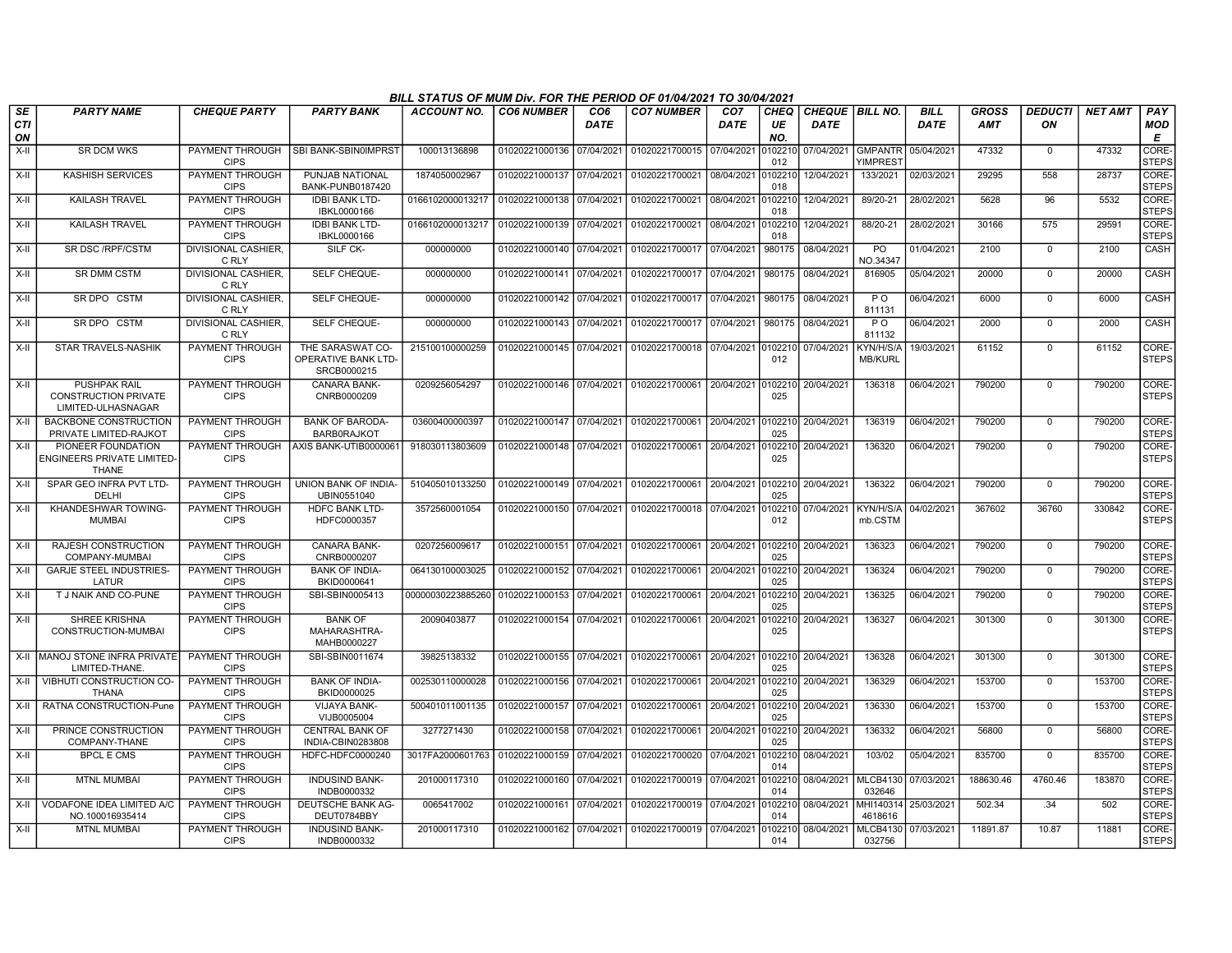## BILL STATUS OF MUM Div. FOR THE PERIOD OF 01/04/2021 TO 30/04/2021

| SECTION | PARTY NAME | CHEQUE PARTY | PARTY BANK | ACCOUNT NO. | CO6 NUMBER | CO6 DATE | CO7 NUMBER | CO7 DATE | CHEQUE NO. | CHEQUE DATE | BILL NO. | BILL DATE | GROSS AMT | DEDUCTION | NET AMT | PAY MODE |
|---|---|---|---|---|---|---|---|---|---|---|---|---|---|---|---|---|
| X-II | SR DCM WKS | PAYMENT THROUGH CIPS | SBI BANK-SBIN0IMPRST | 100013136898 | 01020221000136 | 07/04/2021 | 01020221700015 | 07/04/2021 | 0102210012 | 07/04/2021 | GMPANTRYIMPREST | 05/04/2021 | 47332 | 0 | 47332 | CORE-STEPS |
| X-II | KASHISH SERVICES | PAYMENT THROUGH CIPS | PUNJAB NATIONAL BANK-PUNB0187420 | 1874050002967 | 01020221000137 | 07/04/2021 | 01020221700021 | 08/04/2021 | 0102210018 | 12/04/2021 | 133/2021 | 02/03/2021 | 29295 | 558 | 28737 | CORE-STEPS |
| X-II | KAILASH TRAVEL | PAYMENT THROUGH CIPS | IDBI BANK LTD-IBKL0000166 | 0166102000013217 | 01020221000138 | 07/04/2021 | 01020221700021 | 08/04/2021 | 0102210018 | 12/04/2021 | 89/20-21 | 28/02/2021 | 5628 | 96 | 5532 | CORE-STEPS |
| X-II | KAILASH TRAVEL | PAYMENT THROUGH CIPS | IDBI BANK LTD-IBKL0000166 | 0166102000013217 | 01020221000139 | 07/04/2021 | 01020221700021 | 08/04/2021 | 0102210018 | 12/04/2021 | 88/20-21 | 28/02/2021 | 30166 | 575 | 29591 | CORE-STEPS |
| X-II | SR DSC /RPF/CSTM | DIVISIONAL CASHIER, C RLY | SILF CK- | 000000000 | 01020221000140 | 07/04/2021 | 01020221700017 | 07/04/2021 | 980175 | 08/04/2021 | PO NO.34347 | 01/04/2021 | 2100 | 0 | 2100 | CASH |
| X-II | SR DMM CSTM | DIVISIONAL CASHIER, C RLY | SELF CHEQUE- | 000000000 | 01020221000141 | 07/04/2021 | 01020221700017 | 07/04/2021 | 980175 | 08/04/2021 | 816905 | 05/04/2021 | 20000 | 0 | 20000 | CASH |
| X-II | SR DPO CSTM | DIVISIONAL CASHIER, C RLY | SELF CHEQUE- | 000000000 | 01020221000142 | 07/04/2021 | 01020221700017 | 07/04/2021 | 980175 | 08/04/2021 | P O 811131 | 06/04/2021 | 6000 | 0 | 6000 | CASH |
| X-II | SR DPO CSTM | DIVISIONAL CASHIER, C RLY | SELF CHEQUE- | 000000000 | 01020221000143 | 07/04/2021 | 01020221700017 | 07/04/2021 | 980175 | 08/04/2021 | P O 811132 | 06/04/2021 | 2000 | 0 | 2000 | CASH |
| X-II | STAR TRAVELS-NASHIK | PAYMENT THROUGH CIPS | THE SARASWAT CO-OPERATIVE BANK LTD-SRCB0000215 | 215100100000259 | 01020221000145 | 07/04/2021 | 01020221700018 | 07/04/2021 | 0102210012 | 07/04/2021 | KYN/H/S/AMB/KURL | 19/03/2021 | 61152 | 0 | 61152 | CORE-STEPS |
| X-II | PUSHPAK RAIL CONSTRUCTION PRIVATE LIMITED-ULHASNAGAR | PAYMENT THROUGH CIPS | CANARA BANK-CNRB0000209 | 0209256054297 | 01020221000146 | 07/04/2021 | 01020221700061 | 20/04/2021 | 0102210025 | 20/04/2021 | 136318 | 06/04/2021 | 790200 | 0 | 790200 | CORE-STEPS |
| X-II | BACKBONE CONSTRUCTION PRIVATE LIMITED-RAJKOT | PAYMENT THROUGH CIPS | BANK OF BARODA-BARB0RAJKOT | 03600400000397 | 01020221000147 | 07/04/2021 | 01020221700061 | 20/04/2021 | 0102210025 | 20/04/2021 | 136319 | 06/04/2021 | 790200 | 0 | 790200 | CORE-STEPS |
| X-II | PIONEER FOUNDATION ENGINEERS PRIVATE LIMITED-THANE | PAYMENT THROUGH CIPS | AXIS BANK-UTIB0000061 | 918030113803609 | 01020221000148 | 07/04/2021 | 01020221700061 | 20/04/2021 | 0102210025 | 20/04/2021 | 136320 | 06/04/2021 | 790200 | 0 | 790200 | CORE-STEPS |
| X-II | SPAR GEO INFRA PVT LTD-DELHI | PAYMENT THROUGH CIPS | UNION BANK OF INDIA-UBIN0551040 | 510405010133250 | 01020221000149 | 07/04/2021 | 01020221700061 | 20/04/2021 | 0102210025 | 20/04/2021 | 136322 | 06/04/2021 | 790200 | 0 | 790200 | CORE-STEPS |
| X-II | KHANDESHWAR TOWING-MUMBAI | PAYMENT THROUGH CIPS | HDFC BANK LTD-HDFC0000357 | 3572560001054 | 01020221000150 | 07/04/2021 | 01020221700018 | 07/04/2021 | 0102210012 | 07/04/2021 | KYN/H/S/Amb.CSTM | 04/02/2021 | 367602 | 36760 | 330842 | CORE-STEPS |
| X-II | RAJESH CONSTRUCTION COMPANY-MUMBAI | PAYMENT THROUGH CIPS | CANARA BANK-CNRB0000207 | 0207256009617 | 01020221000151 | 07/04/2021 | 01020221700061 | 20/04/2021 | 0102210025 | 20/04/2021 | 136323 | 06/04/2021 | 790200 | 0 | 790200 | CORE-STEPS |
| X-II | GARJE STEEL INDUSTRIES-LATUR | PAYMENT THROUGH CIPS | BANK OF INDIA-BKID0000641 | 064130100003025 | 01020221000152 | 07/04/2021 | 01020221700061 | 20/04/2021 | 0102210025 | 20/04/2021 | 136324 | 06/04/2021 | 790200 | 0 | 790200 | CORE-STEPS |
| X-II | T J NAIK AND CO-PUNE | PAYMENT THROUGH CIPS | SBI-SBIN0005413 | 00000030223885260 | 01020221000153 | 07/04/2021 | 01020221700061 | 20/04/2021 | 0102210025 | 20/04/2021 | 136325 | 06/04/2021 | 790200 | 0 | 790200 | CORE-STEPS |
| X-II | SHREE KRISHNA CONSTRUCTION-MUMBAI | PAYMENT THROUGH CIPS | BANK OF MAHARASHTRA-MAHB0000227 | 20090403877 | 01020221000154 | 07/04/2021 | 01020221700061 | 20/04/2021 | 0102210025 | 20/04/2021 | 136327 | 06/04/2021 | 301300 | 0 | 301300 | CORE-STEPS |
| X-II | MANOJ STONE INFRA PRIVATE LIMITED-THANE. | PAYMENT THROUGH CIPS | SBI-SBIN0011674 | 39825138332 | 01020221000155 | 07/04/2021 | 01020221700061 | 20/04/2021 | 0102210025 | 20/04/2021 | 136328 | 06/04/2021 | 301300 | 0 | 301300 | CORE-STEPS |
| X-II | VIBHUTI CONSTRUCTION CO-THANA | PAYMENT THROUGH CIPS | BANK OF INDIA-BKID0000025 | 002530110000028 | 01020221000156 | 07/04/2021 | 01020221700061 | 20/04/2021 | 0102210025 | 20/04/2021 | 136329 | 06/04/2021 | 153700 | 0 | 153700 | CORE-STEPS |
| X-II | RATNA CONSTRUCTION-Pune | PAYMENT THROUGH CIPS | VIJAYA BANK-VIJB0005004 | 500401011001135 | 01020221000157 | 07/04/2021 | 01020221700061 | 20/04/2021 | 0102210025 | 20/04/2021 | 136330 | 06/04/2021 | 153700 | 0 | 153700 | CORE-STEPS |
| X-II | PRINCE CONSTRUCTION COMPANY-THANE | PAYMENT THROUGH CIPS | CENTRAL BANK OF INDIA-CBIN0283808 | 3277271430 | 01020221000158 | 07/04/2021 | 01020221700061 | 20/04/2021 | 0102210025 | 20/04/2021 | 136332 | 06/04/2021 | 56800 | 0 | 56800 | CORE-STEPS |
| X-II | BPCL E CMS | PAYMENT THROUGH CIPS | HDFC-HDFC0000240 | 3017FA2000601763 | 01020221000159 | 07/04/2021 | 01020221700020 | 07/04/2021 | 0102210014 | 08/04/2021 | 103/02 | 05/04/2021 | 835700 | 0 | 835700 | CORE-STEPS |
| X-II | MTNL MUMBAI | PAYMENT THROUGH CIPS | INDUSIND BANK-INDB0000332 | 201000117310 | 01020221000160 | 07/04/2021 | 01020221700019 | 07/04/2021 | 0102210014 | 08/04/2021 | MLCB4130032646 | 07/03/2021 | 188630.46 | 4760.46 | 183870 | CORE-STEPS |
| X-II | VODAFONE IDEA LIMITED A/C NO.100016935414 | PAYMENT THROUGH CIPS | DEUTSCHE BANK AG-DEUT0784BBY | 0065417002 | 01020221000161 | 07/04/2021 | 01020221700019 | 07/04/2021 | 0102210014 | 08/04/2021 | MHI1403144618616 | 25/03/2021 | 502.34 | .34 | 502 | CORE-STEPS |
| X-II | MTNL MUMBAI | PAYMENT THROUGH CIPS | INDUSIND BANK-INDB0000332 | 201000117310 | 01020221000162 | 07/04/2021 | 01020221700019 | 07/04/2021 | 0102210014 | 08/04/2021 | MLCB4130032756 | 07/03/2021 | 11891.87 | 10.87 | 11881 | CORE-STEPS |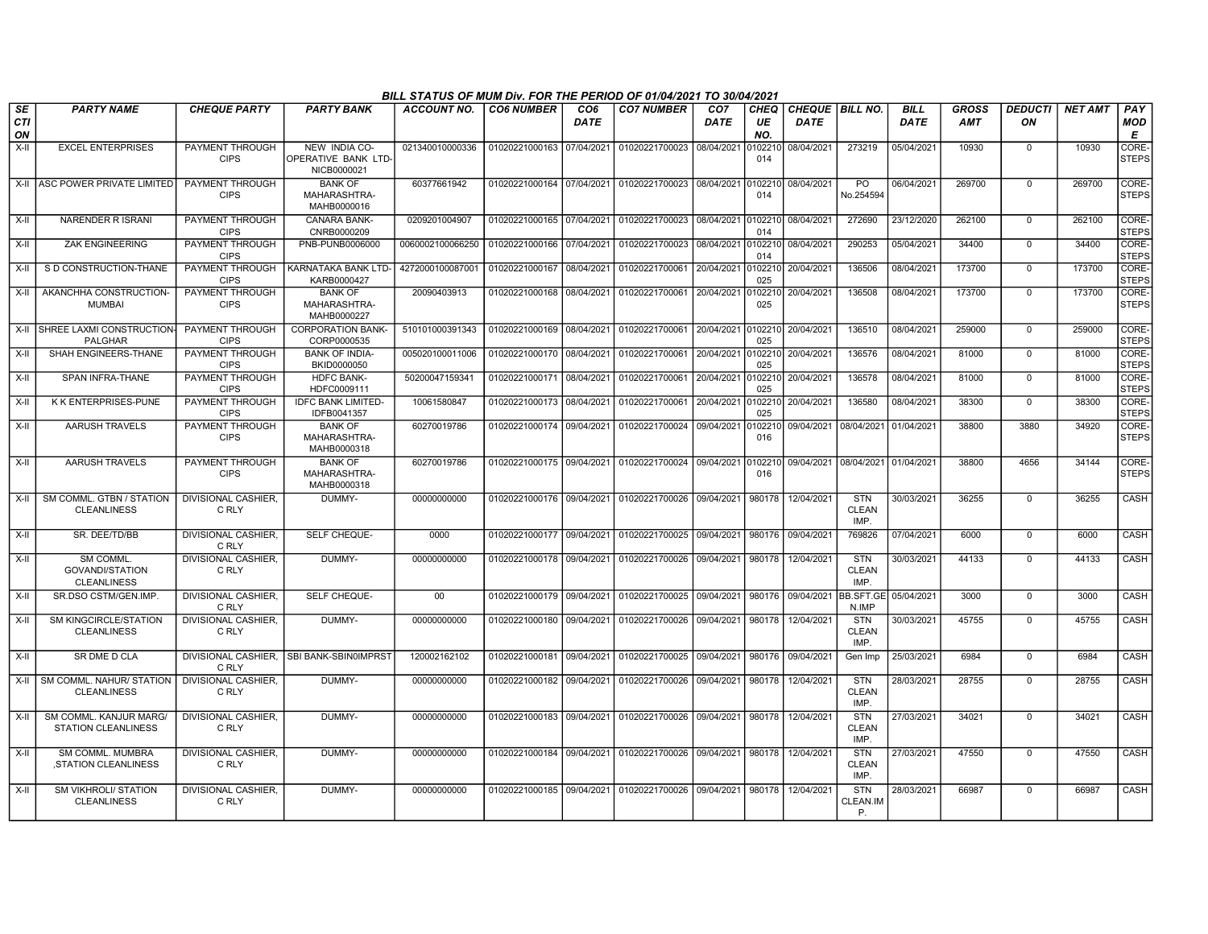**BILL STATUS OF MUM Div. FOR THE PERIOD OF 01/04/2021 TO 30/04/2021**

| SECTION | PARTY NAME | CHEQUE PARTY | PARTY BANK | ACCOUNT NO. | CO6 NUMBER | CO6 DATE | CO7 NUMBER | CO7 DATE | CHEQUE NO. | CHEQUE DATE | BILL NO. | BILL DATE | GROSS AMT | DEDUCTION | NET AMT | PAY MODE |
|---|---|---|---|---|---|---|---|---|---|---|---|---|---|---|---|---|
| X-II | EXCEL ENTERPRISES | PAYMENT THROUGH CIPS | NEW INDIA CO-OPERATIVE BANK LTD-NICB0000021 | 021340010000336 | 01020221000163 | 07/04/2021 | 01020221700023 | 08/04/2021 | 0102210014 | 08/04/2021 | 273219 | 05/04/2021 | 10930 | 0 | 10930 | CORE-STEPS |
| X-II | ASC POWER PRIVATE LIMITED | PAYMENT THROUGH CIPS | BANK OF MAHARASHTRA-MAHB0000016 | 60377661942 | 01020221000164 | 07/04/2021 | 01020221700023 | 08/04/2021 | 0102210014 | 08/04/2021 | PO No.254594 | 06/04/2021 | 269700 | 0 | 269700 | CORE-STEPS |
| X-II | NARENDER R ISRANI | PAYMENT THROUGH CIPS | CANARA BANK-CNRB0000209 | 0209201004907 | 01020221000165 | 07/04/2021 | 01020221700023 | 08/04/2021 | 0102210014 | 08/04/2021 | 272690 | 23/12/2020 | 262100 | 0 | 262100 | CORE-STEPS |
| X-II | ZAK ENGINEERING | PAYMENT THROUGH CIPS | PNB-PUNB0006000 | 0060002100066250 | 01020221000166 | 07/04/2021 | 01020221700023 | 08/04/2021 | 0102210014 | 08/04/2021 | 290253 | 05/04/2021 | 34400 | 0 | 34400 | CORE-STEPS |
| X-II | S D CONSTRUCTION-THANE | PAYMENT THROUGH CIPS | KARNATAKA BANK LTD-KARB0000427 | 4272000100087001 | 01020221000167 | 08/04/2021 | 01020221700061 | 20/04/2021 | 0102210025 | 20/04/2021 | 136506 | 08/04/2021 | 173700 | 0 | 173700 | CORE-STEPS |
| X-II | AKANCHHA CONSTRUCTION-MUMBAI | PAYMENT THROUGH CIPS | BANK OF MAHARASHTRA-MAHB0000227 | 20090403913 | 01020221000168 | 08/04/2021 | 01020221700061 | 20/04/2021 | 0102210025 | 20/04/2021 | 136508 | 08/04/2021 | 173700 | 0 | 173700 | CORE-STEPS |
| X-II | SHREE LAXMI CONSTRUCTION-PALGHAR | PAYMENT THROUGH CIPS | CORPORATION BANK-CORP0000535 | 510101000391343 | 01020221000169 | 08/04/2021 | 01020221700061 | 20/04/2021 | 0102210025 | 20/04/2021 | 136510 | 08/04/2021 | 259000 | 0 | 259000 | CORE-STEPS |
| X-II | SHAH ENGINEERS-THANE | PAYMENT THROUGH CIPS | BANK OF INDIA-BKID0000050 | 005020100011006 | 01020221000170 | 08/04/2021 | 01020221700061 | 20/04/2021 | 0102210025 | 20/04/2021 | 136576 | 08/04/2021 | 81000 | 0 | 81000 | CORE-STEPS |
| X-II | SPAN INFRA-THANE | PAYMENT THROUGH CIPS | HDFC BANK-HDFC0009111 | 50200047159341 | 01020221000171 | 08/04/2021 | 01020221700061 | 20/04/2021 | 0102210025 | 20/04/2021 | 136578 | 08/04/2021 | 81000 | 0 | 81000 | CORE-STEPS |
| X-II | K K ENTERPRISES-PUNE | PAYMENT THROUGH CIPS | IDFC BANK LIMITED-IDFB0041357 | 10061580847 | 01020221000173 | 08/04/2021 | 01020221700061 | 20/04/2021 | 0102210025 | 20/04/2021 | 136580 | 08/04/2021 | 38300 | 0 | 38300 | CORE-STEPS |
| X-II | AARUSH TRAVELS | PAYMENT THROUGH CIPS | BANK OF MAHARASHTRA-MAHB0000318 | 60270019786 | 01020221000174 | 09/04/2021 | 01020221700024 | 09/04/2021 | 0102210016 | 09/04/2021 | 08/04/2021 | 01/04/2021 | 38800 | 3880 | 34920 | CORE-STEPS |
| X-II | AARUSH TRAVELS | PAYMENT THROUGH CIPS | BANK OF MAHARASHTRA-MAHB0000318 | 60270019786 | 01020221000175 | 09/04/2021 | 01020221700024 | 09/04/2021 | 0102210016 | 09/04/2021 | 08/04/2021 | 01/04/2021 | 38800 | 4656 | 34144 | CORE-STEPS |
| X-II | SM COMML. GTBN / STATION CLEANLINESS | DIVISIONAL CASHIER, C RLY | DUMMY- | 00000000000 | 01020221000176 | 09/04/2021 | 01020221700026 | 09/04/2021 | 980178 | 12/04/2021 | STN CLEAN IMP. | 30/03/2021 | 36255 | 0 | 36255 | CASH |
| X-II | SR. DEE/TD/BB | DIVISIONAL CASHIER, C RLY | SELF CHEQUE- | 0000 | 01020221000177 | 09/04/2021 | 01020221700025 | 09/04/2021 | 980176 | 09/04/2021 | 769826 | 07/04/2021 | 6000 | 0 | 6000 | CASH |
| X-II | SM COMML. GOVANDI/STATION CLEANLINESS | DIVISIONAL CASHIER, C RLY | DUMMY- | 00000000000 | 01020221000178 | 09/04/2021 | 01020221700026 | 09/04/2021 | 980178 | 12/04/2021 | STN CLEAN IMP. | 30/03/2021 | 44133 | 0 | 44133 | CASH |
| X-II | SR.DSO CSTM/GEN.IMP. | DIVISIONAL CASHIER, C RLY | SELF CHEQUE- | 00 | 01020221000179 | 09/04/2021 | 01020221700025 | 09/04/2021 | 980176 | 09/04/2021 | BB.SFT.GEN.IMP | 05/04/2021 | 3000 | 0 | 3000 | CASH |
| X-II | SM KINGCIRCLE/STATION CLEANLINESS | DIVISIONAL CASHIER, C RLY | DUMMY- | 00000000000 | 01020221000180 | 09/04/2021 | 01020221700026 | 09/04/2021 | 980178 | 12/04/2021 | STN CLEAN IMP. | 30/03/2021 | 45755 | 0 | 45755 | CASH |
| X-II | SR DME D CLA | DIVISIONAL CASHIER, C RLY | SBI BANK-SBIN0IMPRST | 120002162102 | 01020221000181 | 09/04/2021 | 01020221700025 | 09/04/2021 | 980176 | 09/04/2021 | Gen Imp | 25/03/2021 | 6984 | 0 | 6984 | CASH |
| X-II | SM COMML. NAHUR/ STATION CLEANLINESS | DIVISIONAL CASHIER, C RLY | DUMMY- | 00000000000 | 01020221000182 | 09/04/2021 | 01020221700026 | 09/04/2021 | 980178 | 12/04/2021 | STN CLEAN IMP. | 28/03/2021 | 28755 | 0 | 28755 | CASH |
| X-II | SM COMML. KANJUR MARG/ STATION CLEANLINESS | DIVISIONAL CASHIER, C RLY | DUMMY- | 00000000000 | 01020221000183 | 09/04/2021 | 01020221700026 | 09/04/2021 | 980178 | 12/04/2021 | STN CLEAN IMP. | 27/03/2021 | 34021 | 0 | 34021 | CASH |
| X-II | SM COMML. MUMBRA ,STATION CLEANLINESS | DIVISIONAL CASHIER, C RLY | DUMMY- | 00000000000 | 01020221000184 | 09/04/2021 | 01020221700026 | 09/04/2021 | 980178 | 12/04/2021 | STN CLEAN IMP. | 27/03/2021 | 47550 | 0 | 47550 | CASH |
| X-II | SM VIKHROLI/ STATION CLEANLINESS | DIVISIONAL CASHIER, C RLY | DUMMY- | 00000000000 | 01020221000185 | 09/04/2021 | 01020221700026 | 09/04/2021 | 980178 | 12/04/2021 | STN CLEAN.IMP. | 28/03/2021 | 66987 | 0 | 66987 | CASH |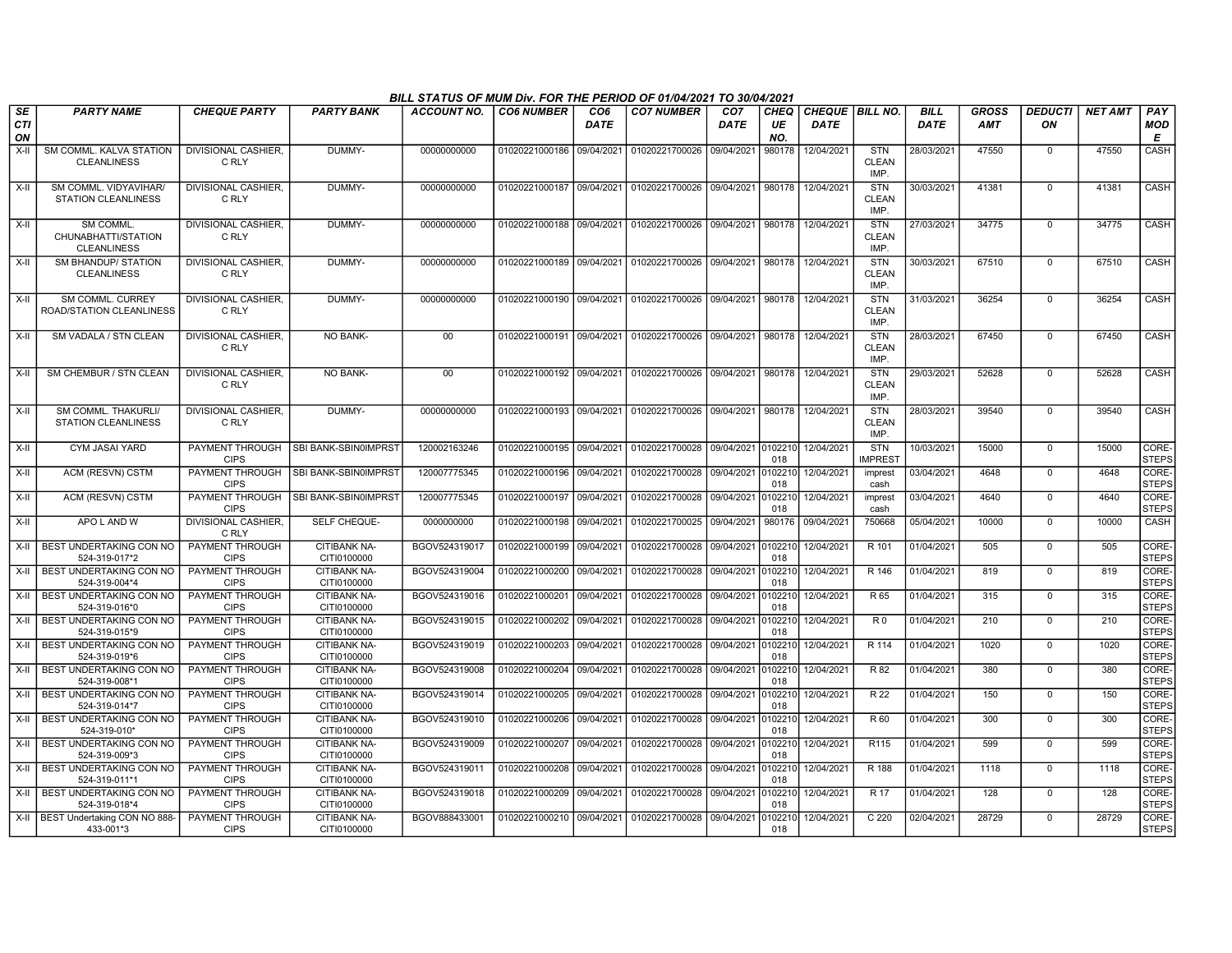BILL STATUS OF MUM Div. FOR THE PERIOD OF 01/04/2021 TO 30/04/2021

| SECTION | PARTY NAME | CHEQUE PARTY | PARTY BANK | ACCOUNT NO. | CO6 NUMBER | CO6 DATE | CO7 NUMBER | CO7 DATE | CHEQUE NO. | CHEQUE DATE | BILL NO. | BILL DATE | GROSS AMT | DEDUCTION | NET AMT | PAY MODE |
|---|---|---|---|---|---|---|---|---|---|---|---|---|---|---|---|---|
| X-II | SM COMML. KALVA STATION CLEANLINESS | DIVISIONAL CASHIER, C RLY | DUMMY- | 00000000000 | 01020221000186 | 09/04/2021 | 01020221700026 | 09/04/2021 | 980178 | 12/04/2021 | STN CLEAN IMP. | 28/03/2021 | 47550 | 0 | 47550 | CASH |
| X-II | SM COMML. VIDYAVIHAR/ STATION CLEANLINESS | DIVISIONAL CASHIER, C RLY | DUMMY- | 00000000000 | 01020221000187 | 09/04/2021 | 01020221700026 | 09/04/2021 | 980178 | 12/04/2021 | STN CLEAN IMP. | 30/03/2021 | 41381 | 0 | 41381 | CASH |
| X-II | SM COMML. CHUNABHATTI/STATION CLEANLINESS | DIVISIONAL CASHIER, C RLY | DUMMY- | 00000000000 | 01020221000188 | 09/04/2021 | 01020221700026 | 09/04/2021 | 980178 | 12/04/2021 | STN CLEAN IMP. | 27/03/2021 | 34775 | 0 | 34775 | CASH |
| X-II | SM BHANDUP/ STATION CLEANLINESS | DIVISIONAL CASHIER, C RLY | DUMMY- | 00000000000 | 01020221000189 | 09/04/2021 | 01020221700026 | 09/04/2021 | 980178 | 12/04/2021 | STN CLEAN IMP. | 30/03/2021 | 67510 | 0 | 67510 | CASH |
| X-II | SM COMML. CURREY ROAD/STATION CLEANLINESS | DIVISIONAL CASHIER, C RLY | DUMMY- | 00000000000 | 01020221000190 | 09/04/2021 | 01020221700026 | 09/04/2021 | 980178 | 12/04/2021 | STN CLEAN IMP. | 31/03/2021 | 36254 | 0 | 36254 | CASH |
| X-II | SM VADALA / STN CLEAN | DIVISIONAL CASHIER, C RLY | NO BANK- | 00 | 01020221000191 | 09/04/2021 | 01020221700026 | 09/04/2021 | 980178 | 12/04/2021 | STN CLEAN IMP. | 28/03/2021 | 67450 | 0 | 67450 | CASH |
| X-II | SM CHEMBUR / STN CLEAN | DIVISIONAL CASHIER, C RLY | NO BANK- | 00 | 01020221000192 | 09/04/2021 | 01020221700026 | 09/04/2021 | 980178 | 12/04/2021 | STN CLEAN IMP. | 29/03/2021 | 52628 | 0 | 52628 | CASH |
| X-II | SM COMML. THAKURLI/ STATION CLEANLINESS | DIVISIONAL CASHIER, C RLY | DUMMY- | 00000000000 | 01020221000193 | 09/04/2021 | 01020221700026 | 09/04/2021 | 980178 | 12/04/2021 | STN CLEAN IMP. | 28/03/2021 | 39540 | 0 | 39540 | CASH |
| X-II | CYM JASAI YARD | PAYMENT THROUGH CIPS | SBI BANK-SBIN0IMPRST | 120002163246 | 01020221000195 | 09/04/2021 | 01020221700028 | 09/04/2021 | 0102210018 | 12/04/2021 | STN IMPREST | 10/03/2021 | 15000 | 0 | 15000 | CORE-STEPS |
| X-II | ACM (RESVN) CSTM | PAYMENT THROUGH CIPS | SBI BANK-SBIN0IMPRST | 120007775345 | 01020221000196 | 09/04/2021 | 01020221700028 | 09/04/2021 | 0102210018 | 12/04/2021 | imprest cash | 03/04/2021 | 4648 | 0 | 4648 | CORE-STEPS |
| X-II | ACM (RESVN) CSTM | PAYMENT THROUGH CIPS | SBI BANK-SBIN0IMPRST | 120007775345 | 01020221000197 | 09/04/2021 | 01020221700028 | 09/04/2021 | 0102210018 | 12/04/2021 | imprest cash | 03/04/2021 | 4640 | 0 | 4640 | CORE-STEPS |
| X-II | APO L AND W | DIVISIONAL CASHIER, C RLY | SELF CHEQUE- | 0000000000 | 01020221000198 | 09/04/2021 | 01020221700025 | 09/04/2021 | 980176 | 09/04/2021 | 750668 | 05/04/2021 | 10000 | 0 | 10000 | CASH |
| X-II | BEST UNDERTAKING CON NO 524-319-017*2 | PAYMENT THROUGH CIPS | CITIBANK NA-CITI0100000 | BGOV524319017 | 01020221000199 | 09/04/2021 | 01020221700028 | 09/04/2021 | 0102210018 | 12/04/2021 | R 101 | 01/04/2021 | 505 | 0 | 505 | CORE-STEPS |
| X-II | BEST UNDERTAKING CON NO 524-319-004*4 | PAYMENT THROUGH CIPS | CITIBANK NA-CITI0100000 | BGOV524319004 | 01020221000200 | 09/04/2021 | 01020221700028 | 09/04/2021 | 0102210018 | 12/04/2021 | R 146 | 01/04/2021 | 819 | 0 | 819 | CORE-STEPS |
| X-II | BEST UNDERTAKING CON NO 524-319-016*0 | PAYMENT THROUGH CIPS | CITIBANK NA-CITI0100000 | BGOV524319016 | 01020221000201 | 09/04/2021 | 01020221700028 | 09/04/2021 | 0102210018 | 12/04/2021 | R 65 | 01/04/2021 | 315 | 0 | 315 | CORE-STEPS |
| X-II | BEST UNDERTAKING CON NO 524-319-015*9 | PAYMENT THROUGH CIPS | CITIBANK NA-CITI0100000 | BGOV524319015 | 01020221000202 | 09/04/2021 | 01020221700028 | 09/04/2021 | 0102210018 | 12/04/2021 | R 0 | 01/04/2021 | 210 | 0 | 210 | CORE-STEPS |
| X-II | BEST UNDERTAKING CON NO 524-319-019*6 | PAYMENT THROUGH CIPS | CITIBANK NA-CITI0100000 | BGOV524319019 | 01020221000203 | 09/04/2021 | 01020221700028 | 09/04/2021 | 0102210018 | 12/04/2021 | R 114 | 01/04/2021 | 1020 | 0 | 1020 | CORE-STEPS |
| X-II | BEST UNDERTAKING CON NO 524-319-008*1 | PAYMENT THROUGH CIPS | CITIBANK NA-CITI0100000 | BGOV524319008 | 01020221000204 | 09/04/2021 | 01020221700028 | 09/04/2021 | 0102210018 | 12/04/2021 | R 82 | 01/04/2021 | 380 | 0 | 380 | CORE-STEPS |
| X-II | BEST UNDERTAKING CON NO 524-319-014*7 | PAYMENT THROUGH CIPS | CITIBANK NA-CITI0100000 | BGOV524319014 | 01020221000205 | 09/04/2021 | 01020221700028 | 09/04/2021 | 0102210018 | 12/04/2021 | R 22 | 01/04/2021 | 150 | 0 | 150 | CORE-STEPS |
| X-II | BEST UNDERTAKING CON NO 524-319-010* | PAYMENT THROUGH CIPS | CITIBANK NA-CITI0100000 | BGOV524319010 | 01020221000206 | 09/04/2021 | 01020221700028 | 09/04/2021 | 0102210018 | 12/04/2021 | R 60 | 01/04/2021 | 300 | 0 | 300 | CORE-STEPS |
| X-II | BEST UNDERTAKING CON NO 524-319-009*3 | PAYMENT THROUGH CIPS | CITIBANK NA-CITI0100000 | BGOV524319009 | 01020221000207 | 09/04/2021 | 01020221700028 | 09/04/2021 | 0102210018 | 12/04/2021 | R115 | 01/04/2021 | 599 | 0 | 599 | CORE-STEPS |
| X-II | BEST UNDERTAKING CON NO 524-319-011*1 | PAYMENT THROUGH CIPS | CITIBANK NA-CITI0100000 | BGOV524319011 | 01020221000208 | 09/04/2021 | 01020221700028 | 09/04/2021 | 0102210018 | 12/04/2021 | R 188 | 01/04/2021 | 1118 | 0 | 1118 | CORE-STEPS |
| X-II | BEST UNDERTAKING CON NO 524-319-018*4 | PAYMENT THROUGH CIPS | CITIBANK NA-CITI0100000 | BGOV524319018 | 01020221000209 | 09/04/2021 | 01020221700028 | 09/04/2021 | 0102210018 | 12/04/2021 | R 17 | 01/04/2021 | 128 | 0 | 128 | CORE-STEPS |
| X-II | BEST Undertaking CON NO 888-433-001*3 | PAYMENT THROUGH CIPS | CITIBANK NA-CITI0100000 | BGOV888433001 | 01020221000210 | 09/04/2021 | 01020221700028 | 09/04/2021 | 0102210018 | 12/04/2021 | C 220 | 02/04/2021 | 28729 | 0 | 28729 | CORE-STEPS |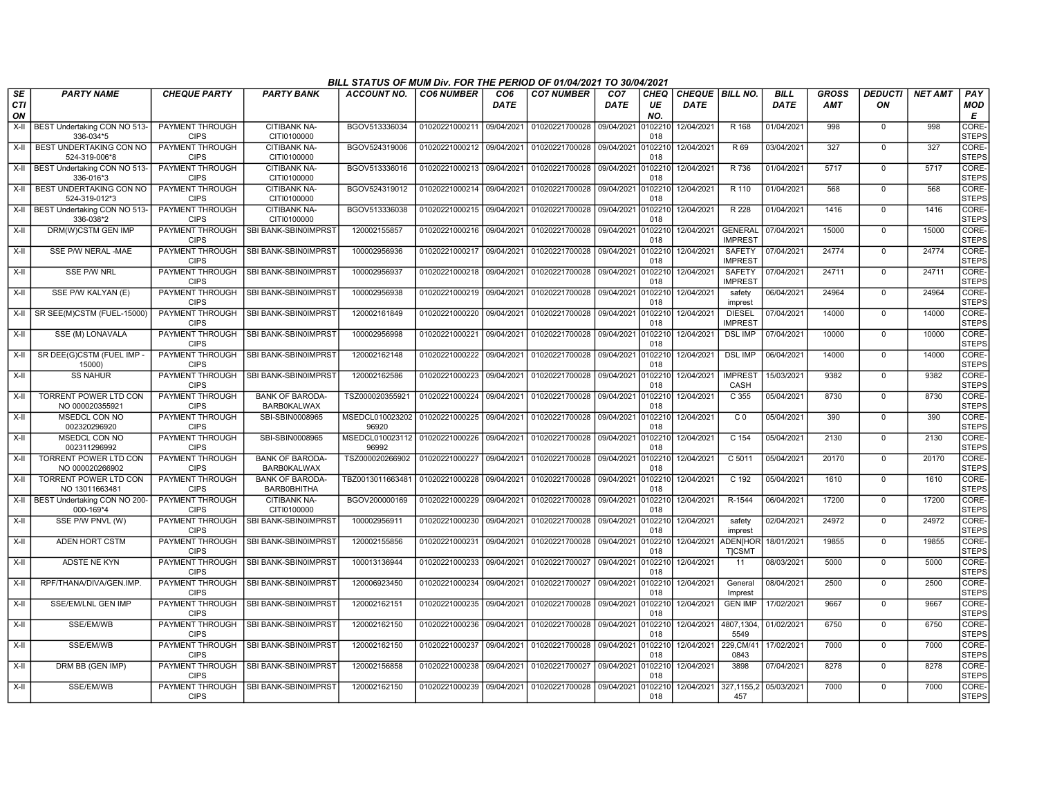### BILL STATUS OF MUM Div. FOR THE PERIOD OF 01/04/2021 TO 30/04/2021

| SECTION | PARTY NAME | CHEQUE PARTY | PARTY BANK | ACCOUNT NO. | CO6 NUMBER | CO6 DATE | CO7 NUMBER | CO7 DATE | CHEQUE NO. | CHEQUE DATE | BILL NO. | BILL DATE | GROSS AMT | DEDUCTION | NET AMT | PAY MODE |
|---|---|---|---|---|---|---|---|---|---|---|---|---|---|---|---|---|
| X-II | BEST Undertaking CON NO 513-336-034*5 | PAYMENT THROUGH CIPS | CITIBANK NA-CITI0100000 | BGOV513336034 | 01020221000211 | 09/04/2021 | 01020221700028 | 09/04/2021 | 0102210018 | 12/04/2021 | R 168 | 01/04/2021 | 998 | 0 | 998 | CORE-STEPS |
| X-II | BEST UNDERTAKING CON NO 524-319-006*8 | PAYMENT THROUGH CIPS | CITIBANK NA-CITI0100000 | BGOV524319006 | 01020221000212 | 09/04/2021 | 01020221700028 | 09/04/2021 | 0102210018 | 12/04/2021 | R 69 | 03/04/2021 | 327 | 0 | 327 | CORE-STEPS |
| X-II | BEST Undertaking CON NO 513-336-016*3 | PAYMENT THROUGH CIPS | CITIBANK NA-CITI0100000 | BGOV513336016 | 01020221000213 | 09/04/2021 | 01020221700028 | 09/04/2021 | 0102210018 | 12/04/2021 | R 736 | 01/04/2021 | 5717 | 0 | 5717 | CORE-STEPS |
| X-II | BEST UNDERTAKING CON NO 524-319-012*3 | PAYMENT THROUGH CIPS | CITIBANK NA-CITI0100000 | BGOV524319012 | 01020221000214 | 09/04/2021 | 01020221700028 | 09/04/2021 | 0102210018 | 12/04/2021 | R 110 | 01/04/2021 | 568 | 0 | 568 | CORE-STEPS |
| X-II | BEST Undertaking CON NO 513-336-038*2 | PAYMENT THROUGH CIPS | CITIBANK NA-CITI0100000 | BGOV513336038 | 01020221000215 | 09/04/2021 | 01020221700028 | 09/04/2021 | 0102210018 | 12/04/2021 | R 228 | 01/04/2021 | 1416 | 0 | 1416 | CORE-STEPS |
| X-II | DRM(W)CSTM GEN IMP | PAYMENT THROUGH CIPS | SBI BANK-SBIN0IMPRST | 120002155857 | 01020221000216 | 09/04/2021 | 01020221700028 | 09/04/2021 | 0102210018 | 12/04/2021 | GENERAL IMPREST | 07/04/2021 | 15000 | 0 | 15000 | CORE-STEPS |
| X-II | SSE P/W NERAL -MAE | PAYMENT THROUGH CIPS | SBI BANK-SBIN0IMPRST | 100002956936 | 01020221000217 | 09/04/2021 | 01020221700028 | 09/04/2021 | 0102210018 | 12/04/2021 | SAFETY IMPREST | 07/04/2021 | 24774 | 0 | 24774 | CORE-STEPS |
| X-II | SSE P/W NRL | PAYMENT THROUGH CIPS | SBI BANK-SBIN0IMPRST | 100002956937 | 01020221000218 | 09/04/2021 | 01020221700028 | 09/04/2021 | 0102210018 | 12/04/2021 | SAFETY IMPREST | 07/04/2021 | 24711 | 0 | 24711 | CORE-STEPS |
| X-II | SSE P/W KALYAN (E) | PAYMENT THROUGH CIPS | SBI BANK-SBIN0IMPRST | 100002956938 | 01020221000219 | 09/04/2021 | 01020221700028 | 09/04/2021 | 0102210018 | 12/04/2021 | safety imprest | 06/04/2021 | 24964 | 0 | 24964 | CORE-STEPS |
| X-II | SR SEE(M)CSTM (FUEL-15000) | PAYMENT THROUGH CIPS | SBI BANK-SBIN0IMPRST | 120002161849 | 01020221000220 | 09/04/2021 | 01020221700028 | 09/04/2021 | 0102210018 | 12/04/2021 | DIESEL IMPREST | 07/04/2021 | 14000 | 0 | 14000 | CORE-STEPS |
| X-II | SSE (M) LONAVALA | PAYMENT THROUGH CIPS | SBI BANK-SBIN0IMPRST | 100002956998 | 01020221000221 | 09/04/2021 | 01020221700028 | 09/04/2021 | 0102210018 | 12/04/2021 | DSL IMP | 07/04/2021 | 10000 | 0 | 10000 | CORE-STEPS |
| X-II | SR DEE(G)CSTM (FUEL IMP - 15000) | PAYMENT THROUGH CIPS | SBI BANK-SBIN0IMPRST | 120002162148 | 01020221000222 | 09/04/2021 | 01020221700028 | 09/04/2021 | 0102210018 | 12/04/2021 | DSL IMP | 06/04/2021 | 14000 | 0 | 14000 | CORE-STEPS |
| X-II | SS NAHUR | PAYMENT THROUGH CIPS | SBI BANK-SBIN0IMPRST | 120002162586 | 01020221000223 | 09/04/2021 | 01020221700028 | 09/04/2021 | 0102210018 | 12/04/2021 | IMPREST CASH | 15/03/2021 | 9382 | 0 | 9382 | CORE-STEPS |
| X-II | TORRENT POWER LTD CON NO 000020355921 | PAYMENT THROUGH CIPS | BANK OF BARODA-BARB0KALWAX | TSZ000020355921 | 01020221000224 | 09/04/2021 | 01020221700028 | 09/04/2021 | 0102210018 | 12/04/2021 | C 355 | 05/04/2021 | 8730 | 0 | 8730 | CORE-STEPS |
| X-II | MSEDCL CON NO 002320296920 | PAYMENT THROUGH CIPS | SBI-SBIN0008965 | MSEDCL01002320296920 | 01020221000225 | 09/04/2021 | 01020221700028 | 09/04/2021 | 0102210018 | 12/04/2021 | C 0 | 05/04/2021 | 390 | 0 | 390 | CORE-STEPS |
| X-II | MSEDCL CON NO 002311296992 | PAYMENT THROUGH CIPS | SBI-SBIN0008965 | MSEDCL01002311296992 | 01020221000226 | 09/04/2021 | 01020221700028 | 09/04/2021 | 0102210018 | 12/04/2021 | C 154 | 05/04/2021 | 2130 | 0 | 2130 | CORE-STEPS |
| X-II | TORRENT POWER LTD CON NO 000020266902 | PAYMENT THROUGH CIPS | BANK OF BARODA-BARB0KALWAX | TSZ000020266902 | 01020221000227 | 09/04/2021 | 01020221700028 | 09/04/2021 | 0102210018 | 12/04/2021 | C 5011 | 05/04/2021 | 20170 | 0 | 20170 | CORE-STEPS |
| X-II | TORRENT POWER LTD CON NO 13011663481 | PAYMENT THROUGH CIPS | BANK OF BARODA-BARB0BHITHA | TBZ0013011663481 | 01020221000228 | 09/04/2021 | 01020221700028 | 09/04/2021 | 0102210018 | 12/04/2021 | C 192 | 05/04/2021 | 1610 | 0 | 1610 | CORE-STEPS |
| X-II | BEST Undertaking CON NO 200-000-169*4 | PAYMENT THROUGH CIPS | CITIBANK NA-CITI0100000 | BGOV200000169 | 01020221000229 | 09/04/2021 | 01020221700028 | 09/04/2021 | 0102210018 | 12/04/2021 | R-1544 | 06/04/2021 | 17200 | 0 | 17200 | CORE-STEPS |
| X-II | SSE P/W PNVL (W) | PAYMENT THROUGH CIPS | SBI BANK-SBIN0IMPRST | 100002956911 | 01020221000230 | 09/04/2021 | 01020221700028 | 09/04/2021 | 0102210018 | 12/04/2021 | safety imprest | 02/04/2021 | 24972 | 0 | 24972 | CORE-STEPS |
| X-II | ADEN HORT CSTM | PAYMENT THROUGH CIPS | SBI BANK-SBIN0IMPRST | 120002155856 | 01020221000231 | 09/04/2021 | 01020221700028 | 09/04/2021 | 0102210018 | 12/04/2021 | ADEN[HORT]CSMT | 18/01/2021 | 19855 | 0 | 19855 | CORE-STEPS |
| X-II | ADSTE NE KYN | PAYMENT THROUGH CIPS | SBI BANK-SBIN0IMPRST | 100013136944 | 01020221000233 | 09/04/2021 | 01020221700027 | 09/04/2021 | 0102210018 | 12/04/2021 | 11 | 08/03/2021 | 5000 | 0 | 5000 | CORE-STEPS |
| X-II | RPF/THANA/DIVA/GEN.IMP. | PAYMENT THROUGH CIPS | SBI BANK-SBIN0IMPRST | 120006923450 | 01020221000234 | 09/04/2021 | 01020221700027 | 09/04/2021 | 0102210018 | 12/04/2021 | General Imprest | 08/04/2021 | 2500 | 0 | 2500 | CORE-STEPS |
| X-II | SSE/EM/LNL GEN IMP | PAYMENT THROUGH CIPS | SBI BANK-SBIN0IMPRST | 120002162151 | 01020221000235 | 09/04/2021 | 01020221700028 | 09/04/2021 | 0102210018 | 12/04/2021 | GEN IMP | 17/02/2021 | 9667 | 0 | 9667 | CORE-STEPS |
| X-II | SSE/EM/WB | PAYMENT THROUGH CIPS | SBI BANK-SBIN0IMPRST | 120002162150 | 01020221000236 | 09/04/2021 | 01020221700028 | 09/04/2021 | 0102210018 | 12/04/2021 | 4807,1304,5549 | 01/02/2021 | 6750 | 0 | 6750 | CORE-STEPS |
| X-II | SSE/EM/WB | PAYMENT THROUGH CIPS | SBI BANK-SBIN0IMPRST | 120002162150 | 01020221000237 | 09/04/2021 | 01020221700028 | 09/04/2021 | 0102210018 | 12/04/2021 | 229,CM/410843 | 17/02/2021 | 7000 | 0 | 7000 | CORE-STEPS |
| X-II | DRM BB (GEN IMP) | PAYMENT THROUGH CIPS | SBI BANK-SBIN0IMPRST | 120002156858 | 01020221000238 | 09/04/2021 | 01020221700027 | 09/04/2021 | 0102210018 | 12/04/2021 | 3898 | 07/04/2021 | 8278 | 0 | 8278 | CORE-STEPS |
| X-II | SSE/EM/WB | PAYMENT THROUGH CIPS | SBI BANK-SBIN0IMPRST | 120002162150 | 01020221000239 | 09/04/2021 | 01020221700028 | 09/04/2021 | 0102210018 | 12/04/2021 | 327,1155,2457 | 05/03/2021 | 7000 | 0 | 7000 | CORE-STEPS |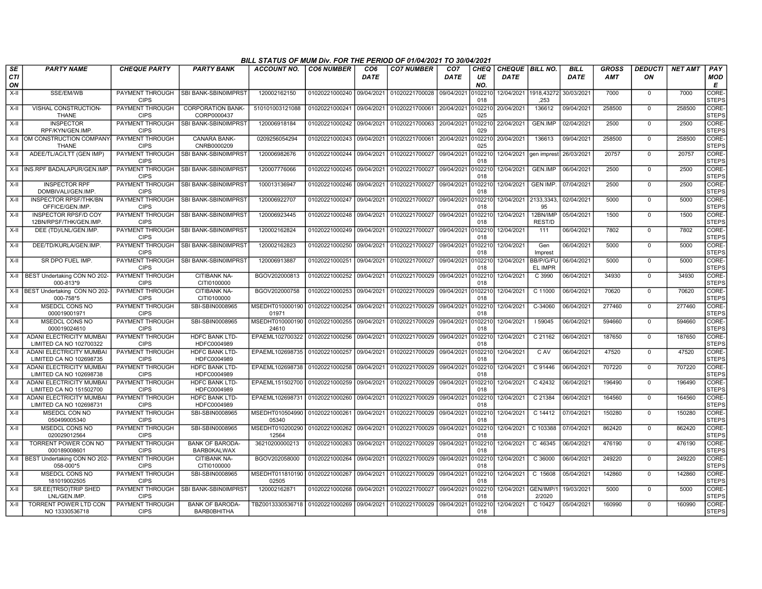## BILL STATUS OF MUM Div. FOR THE PERIOD OF 01/04/2021 TO 30/04/2021

| SECTION | PARTY NAME | CHEQUE PARTY | PARTY BANK | ACCOUNT NO. | CO6 NUMBER | CO6 DATE | CO7 NUMBER | CO7 DATE | CHEQUE NO. | CHEQUE DATE | BILL NO. | BILL DATE | GROSS AMT | DEDUCTION | NET AMT | PAY MODE |
|---|---|---|---|---|---|---|---|---|---|---|---|---|---|---|---|---|
| X-II | SSE/EM/WB | PAYMENT THROUGH CIPS | SBI BANK-SBIN0IMPRST | 120002162150 | 01020221000240 | 09/04/2021 | 01020221700028 | 09/04/2021 | 0102210018 | 12/04/2021 | 1918,43272,253 | 30/03/2021 | 7000 | 0 | 7000 | CORE-STEPS |
| X-II | VISHAL CONSTRUCTION-THANE | PAYMENT THROUGH CIPS | CORPORATION BANK-CORP0000437 | 510101003121088 | 01020221000241 | 09/04/2021 | 01020221700061 | 20/04/2021 | 0102210025 | 20/04/2021 | 136612 | 09/04/2021 | 258500 | 0 | 258500 | CORE-STEPS |
| X-II | INSPECTOR RPF/KYN/GEN.IMP. | PAYMENT THROUGH CIPS | SBI BANK-SBIN0IMPRST | 120006918184 | 01020221000242 | 09/04/2021 | 01020221700063 | 20/04/2021 | 0102210029 | 22/04/2021 | GEN.IMP | 02/04/2021 | 2500 | 0 | 2500 | CORE-STEPS |
| X-II | OM CONSTRUCTION COMPANY-THANE | PAYMENT THROUGH CIPS | CANARA BANK-CNRB0000209 | 0209256054294 | 01020221000243 | 09/04/2021 | 01020221700061 | 20/04/2021 | 0102210025 | 20/04/2021 | 136613 | 09/04/2021 | 258500 | 0 | 258500 | CORE-STEPS |
| X-II | ADEE/TL/AC/LTT (GEN IMP) | PAYMENT THROUGH CIPS | SBI BANK-SBIN0IMPRST | 120006982676 | 01020221000244 | 09/04/2021 | 01020221700027 | 09/04/2021 | 0102210018 | 12/04/2021 | gen imprest | 26/03/2021 | 20757 | 0 | 20757 | CORE-STEPS |
| X-II | INS.RPF BADALAPUR/GEN.IMP. | PAYMENT THROUGH CIPS | SBI BANK-SBIN0IMPRST | 120007776066 | 01020221000245 | 09/04/2021 | 01020221700027 | 09/04/2021 | 0102210018 | 12/04/2021 | GEN.IMP | 06/04/2021 | 2500 | 0 | 2500 | CORE-STEPS |
| X-II | INSPECTOR RPF DOMBIVALI/GEN.IMP. | PAYMENT THROUGH CIPS | SBI BANK-SBIN0IMPRST | 100013136947 | 01020221000246 | 09/04/2021 | 01020221700027 | 09/04/2021 | 0102210018 | 12/04/2021 | GEN IMP. | 07/04/2021 | 2500 | 0 | 2500 | CORE-STEPS |
| X-II | INSPECTOR RPSF/THK/BN OFFICE/GEN.IMP. | PAYMENT THROUGH CIPS | SBI BANK-SBIN0IMPRST | 120006922707 | 01020221000247 | 09/04/2021 | 01020221700027 | 09/04/2021 | 0102210018 | 12/04/2021 | 2133,3343,95 | 02/04/2021 | 5000 | 0 | 5000 | CORE-STEPS |
| X-II | INSPECTOR RPSF/D COY 12BN/RPSF/THK/GEN.IMP. | PAYMENT THROUGH CIPS | SBI BANK-SBIN0IMPRST | 120006923445 | 01020221000248 | 09/04/2021 | 01020221700027 | 09/04/2021 | 0102210018 | 12/04/2021 | 12BN/IMPREST/D | 05/04/2021 | 1500 | 0 | 1500 | CORE-STEPS |
| X-II | DEE (TD)/LNL/GEN.IMP. | PAYMENT THROUGH CIPS | SBI BANK-SBIN0IMPRST | 120002162824 | 01020221000249 | 09/04/2021 | 01020221700027 | 09/04/2021 | 0102210018 | 12/04/2021 | 111 | 06/04/2021 | 7802 | 0 | 7802 | CORE-STEPS |
| X-II | DEE/TD/KURLA/GEN.IMP. | PAYMENT THROUGH CIPS | SBI BANK-SBIN0IMPRST | 120002162823 | 01020221000250 | 09/04/2021 | 01020221700027 | 09/04/2021 | 0102210018 | 12/04/2021 | Gen Imprest | 06/04/2021 | 5000 | 0 | 5000 | CORE-STEPS |
| X-II | SR DPO FUEL IMP. | PAYMENT THROUGH CIPS | SBI BANK-SBIN0IMPRST | 120006913887 | 01020221000251 | 09/04/2021 | 01020221700027 | 09/04/2021 | 0102210018 | 12/04/2021 | BB/P/G/FUEL IMPR | 06/04/2021 | 5000 | 0 | 5000 | CORE-STEPS |
| X-II | BEST Undertaking CON NO 202-000-813*9 | PAYMENT THROUGH CIPS | CITIBANK NA-CITI0100000 | BGOV202000813 | 01020221000252 | 09/04/2021 | 01020221700029 | 09/04/2021 | 0102210018 | 12/04/2021 | C 3990 | 06/04/2021 | 34930 | 0 | 34930 | CORE-STEPS |
| X-II | BEST Undertaking CON NO 202-000-758*5 | PAYMENT THROUGH CIPS | CITIBANK NA-CITI0100000 | BGOV202000758 | 01020221000253 | 09/04/2021 | 01020221700029 | 09/04/2021 | 0102210018 | 12/04/2021 | C 11000 | 06/04/2021 | 70620 | 0 | 70620 | CORE-STEPS |
| X-II | MSEDCL CONS NO 000019001971 | PAYMENT THROUGH CIPS | SBI-SBIN0008965 | MSEDHT010000190 01971 | 01020221000254 | 09/04/2021 | 01020221700029 | 09/04/2021 | 0102210018 | 12/04/2021 | C-34060 | 06/04/2021 | 277460 | 0 | 277460 | CORE-STEPS |
| X-II | MSEDCL CONS NO 000019024610 | PAYMENT THROUGH CIPS | SBI-SBIN0008965 | MSEDHT010000190 24610 | 01020221000255 | 09/04/2021 | 01020221700029 | 09/04/2021 | 0102210018 | 12/04/2021 | I 59045 | 06/04/2021 | 594660 | 0 | 594660 | CORE-STEPS |
| X-II | ADANI ELECTRICITY MUMBAI LIMITED CA NO 102700322 | PAYMENT THROUGH CIPS | HDFC BANK LTD-HDFC0004989 | EPAEML102700322 | 01020221000256 | 09/04/2021 | 01020221700029 | 09/04/2021 | 0102210018 | 12/04/2021 | C 21162 | 06/04/2021 | 187650 | 0 | 187650 | CORE-STEPS |
| X-II | ADANI ELECTRICITY MUMBAI LIMITED CA NO 102698735 | PAYMENT THROUGH CIPS | HDFC BANK LTD-HDFC0004989 | EPAEML102698735 | 01020221000257 | 09/04/2021 | 01020221700029 | 09/04/2021 | 0102210018 | 12/04/2021 | C AV | 06/04/2021 | 47520 | 0 | 47520 | CORE-STEPS |
| X-II | ADANI ELECTRICITY MUMBAI LIMITED CA NO 102698738 | PAYMENT THROUGH CIPS | HDFC BANK LTD-HDFC0004989 | EPAEML102698738 | 01020221000258 | 09/04/2021 | 01020221700029 | 09/04/2021 | 0102210018 | 12/04/2021 | C 91446 | 06/04/2021 | 707220 | 0 | 707220 | CORE-STEPS |
| X-II | ADANI ELECTRICITY MUMBAI LIMITED CA NO 151502700 | PAYMENT THROUGH CIPS | HDFC BANK LTD-HDFC0004989 | EPAEML151502700 | 01020221000259 | 09/04/2021 | 01020221700029 | 09/04/2021 | 0102210018 | 12/04/2021 | C 42432 | 06/04/2021 | 196490 | 0 | 196490 | CORE-STEPS |
| X-II | ADANI ELECTRICITY MUMBAI LIMITED CA NO 102698731 | PAYMENT THROUGH CIPS | HDFC BANK LTD-HDFC0004989 | EPAEML102698731 | 01020221000260 | 09/04/2021 | 01020221700029 | 09/04/2021 | 0102210018 | 12/04/2021 | C 21384 | 06/04/2021 | 164560 | 0 | 164560 | CORE-STEPS |
| X-II | MSEDCL CON NO 050499005340 | PAYMENT THROUGH CIPS | SBI-SBIN0008965 | MSEDHT010504990 05340 | 01020221000261 | 09/04/2021 | 01020221700029 | 09/04/2021 | 0102210018 | 12/04/2021 | C 14412 | 07/04/2021 | 150280 | 0 | 150280 | CORE-STEPS |
| X-II | MSEDCL CONS NO 020029012564 | PAYMENT THROUGH CIPS | SBI-SBIN0008965 | MSEDHT010200290 12564 | 01020221000262 | 09/04/2021 | 01020221700029 | 09/04/2021 | 0102210018 | 12/04/2021 | C 103388 | 07/04/2021 | 862420 | 0 | 862420 | CORE-STEPS |
| X-II | TORRENT POWER CON NO 000189008601 | PAYMENT THROUGH CIPS | BANK OF BARODA-BARB0KALWAX | 36210200000213 | 01020221000263 | 09/04/2021 | 01020221700029 | 09/04/2021 | 0102210018 | 12/04/2021 | C 46345 | 06/04/2021 | 476190 | 0 | 476190 | CORE-STEPS |
| X-II | BEST Undertaking CON NO 202-058-000*5 | PAYMENT THROUGH CIPS | CITIBANK NA-CITI0100000 | BGOV202058000 | 01020221000264 | 09/04/2021 | 01020221700029 | 09/04/2021 | 0102210018 | 12/04/2021 | C 36000 | 06/04/2021 | 249220 | 0 | 249220 | CORE-STEPS |
| X-II | MSEDCL CONS NO 181019002505 | PAYMENT THROUGH CIPS | SBI-SBIN0008965 | MSEDHT011810190 02505 | 01020221000267 | 09/04/2021 | 01020221700029 | 09/04/2021 | 0102210018 | 12/04/2021 | C 15608 | 05/04/2021 | 142860 | 0 | 142860 | CORE-STEPS |
| X-II | SR.EE(TRSO)TRIP SHED LNL/GEN.IMP. | PAYMENT THROUGH CIPS | SBI BANK-SBIN0IMPRST | 120002162871 | 01020221000268 | 09/04/2021 | 01020221700027 | 09/04/2021 | 0102210018 | 12/04/2021 | GEN/IMP/12/2020 | 19/03/2021 | 5000 | 0 | 5000 | CORE-STEPS |
| X-II | TORRENT POWER LTD CON NO 13330536718 | PAYMENT THROUGH CIPS | BANK OF BARODA-BARB0BHITHA | TBZ0013330536718 | 01020221000269 | 09/04/2021 | 01020221700029 | 09/04/2021 | 0102210018 | 12/04/2021 | C 10427 | 05/04/2021 | 160990 | 0 | 160990 | CORE-STEPS |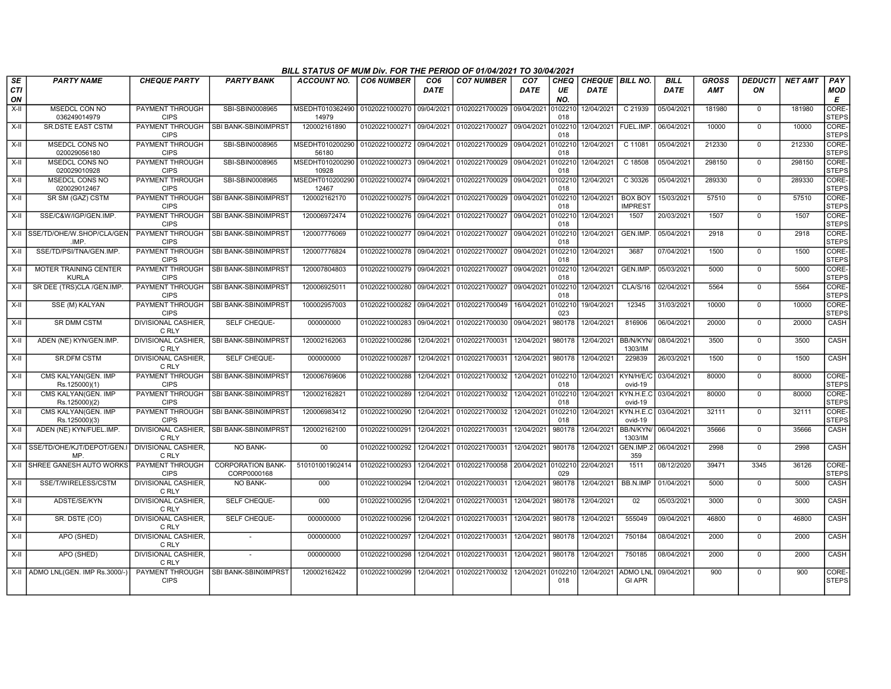# BILL STATUS OF MUM Div. FOR THE PERIOD OF 01/04/2021 TO 30/04/2021

| SECTION | PARTY NAME | CHEQUE PARTY | PARTY BANK | ACCOUNT NO. | CO6 NUMBER | CO6 DATE | CO7 NUMBER | CO7 DATE | CHEQUE NO. | CHEQUE DATE | BILL NO. | BILL DATE | GROSS AMT | DEDUCTION | NET AMT | PAY MODE |
|---|---|---|---|---|---|---|---|---|---|---|---|---|---|---|---|---|
| X-II | MSEDCL CON NO 036249014979 | PAYMENT THROUGH CIPS | SBI-SBIN0008965 | MSEDHT010362490 14979 | 01020221000270 | 09/04/2021 | 01020221700029 | 09/04/2021 | 0102210 018 | 12/04/2021 | C 21939 | 05/04/2021 | 181980 | 0 | 181980 | CORE-STEPS |
| X-II | SR.DSTE EAST CSTM | PAYMENT THROUGH CIPS | SBI BANK-SBIN0IMPRST | 120002161890 | 01020221000271 | 09/04/2021 | 01020221700027 | 09/04/2021 | 0102210 018 | 12/04/2021 | FUEL.IMP. | 06/04/2021 | 10000 | 0 | 10000 | CORE-STEPS |
| X-II | MSEDCL CONS NO 020029056180 | PAYMENT THROUGH CIPS | SBI-SBIN0008965 | MSEDHT010200290 56180 | 01020221000272 | 09/04/2021 | 01020221700029 | 09/04/2021 | 0102210 018 | 12/04/2021 | C 11081 | 05/04/2021 | 212330 | 0 | 212330 | CORE-STEPS |
| X-II | MSEDCL CONS NO 020029010928 | PAYMENT THROUGH CIPS | SBI-SBIN0008965 | MSEDHT010200290 10928 | 01020221000273 | 09/04/2021 | 01020221700029 | 09/04/2021 | 0102210 018 | 12/04/2021 | C 18508 | 05/04/2021 | 298150 | 0 | 298150 | CORE-STEPS |
| X-II | MSEDCL CONS NO 020029012467 | PAYMENT THROUGH CIPS | SBI-SBIN0008965 | MSEDHT010200290 12467 | 01020221000274 | 09/04/2021 | 01020221700029 | 09/04/2021 | 0102210 018 | 12/04/2021 | C 30326 | 05/04/2021 | 289330 | 0 | 289330 | CORE-STEPS |
| X-II | SR SM (GAZ) CSTM | PAYMENT THROUGH CIPS | SBI BANK-SBIN0IMPRST | 120002162170 | 01020221000275 | 09/04/2021 | 01020221700029 | 09/04/2021 | 0102210 018 | 12/04/2021 | BOX BOY IMPREST | 15/03/2021 | 57510 | 0 | 57510 | CORE-STEPS |
| X-II | SSE/C&W/IGP/GEN.IMP. | PAYMENT THROUGH CIPS | SBI BANK-SBIN0IMPRST | 120006972474 | 01020221000276 | 09/04/2021 | 01020221700027 | 09/04/2021 | 0102210 018 | 12/04/2021 | 1507 | 20/03/2021 | 1507 | 0 | 1507 | CORE-STEPS |
| X-II | SSE/TD/OHE/W.SHOP/CLA/GEN.IMP. | PAYMENT THROUGH CIPS | SBI BANK-SBIN0IMPRST | 120007776069 | 01020221000277 | 09/04/2021 | 01020221700027 | 09/04/2021 | 0102210 018 | 12/04/2021 | GEN.IMP. | 05/04/2021 | 2918 | 0 | 2918 | CORE-STEPS |
| X-II | SSE/TD/PSI/TNA/GEN.IMP. | PAYMENT THROUGH CIPS | SBI BANK-SBIN0IMPRST | 120007776824 | 01020221000278 | 09/04/2021 | 01020221700027 | 09/04/2021 | 0102210 018 | 12/04/2021 | 3687 | 07/04/2021 | 1500 | 0 | 1500 | CORE-STEPS |
| X-II | MOTER TRAINING CENTER KURLA | PAYMENT THROUGH CIPS | SBI BANK-SBIN0IMPRST | 120007804803 | 01020221000279 | 09/04/2021 | 01020221700027 | 09/04/2021 | 0102210 018 | 12/04/2021 | GEN.IMP. | 05/03/2021 | 5000 | 0 | 5000 | CORE-STEPS |
| X-II | SR DEE (TRS)CLA /GEN.IMP. | PAYMENT THROUGH CIPS | SBI BANK-SBIN0IMPRST | 120006925011 | 01020221000280 | 09/04/2021 | 01020221700027 | 09/04/2021 | 0102210 018 | 12/04/2021 | CLA/S/16 | 02/04/2021 | 5564 | 0 | 5564 | CORE-STEPS |
| X-II | SSE (M) KALYAN | PAYMENT THROUGH CIPS | SBI BANK-SBIN0IMPRST | 100002957003 | 01020221000282 | 09/04/2021 | 01020221700049 | 16/04/2021 | 0102210 023 | 19/04/2021 | 12345 | 31/03/2021 | 10000 | 0 | 10000 | CORE-STEPS |
| X-II | SR DMM CSTM | DIVISIONAL CASHIER, C RLY | SELF CHEQUE- | 000000000 | 01020221000283 | 09/04/2021 | 01020221700030 | 09/04/2021 | 980178 | 12/04/2021 | 816906 | 06/04/2021 | 20000 | 0 | 20000 | CASH |
| X-II | ADEN (NE) KYN/GEN.IMP. | DIVISIONAL CASHIER, C RLY | SBI BANK-SBIN0IMPRST | 120002162063 | 01020221000286 | 12/04/2021 | 01020221700031 | 12/04/2021 | 980178 | 12/04/2021 | BB/N/KYN/1303/IM | 08/04/2021 | 3500 | 0 | 3500 | CASH |
| X-II | SR.DFM CSTM | DIVISIONAL CASHIER, C RLY | SELF CHEQUE- | 000000000 | 01020221000287 | 12/04/2021 | 01020221700031 | 12/04/2021 | 980178 | 12/04/2021 | 229839 | 26/03/2021 | 1500 | 0 | 1500 | CASH |
| X-II | CMS KALYAN(GEN. IMP Rs.125000)(1) | PAYMENT THROUGH CIPS | SBI BANK-SBIN0IMPRST | 120006769606 | 01020221000288 | 12/04/2021 | 01020221700032 | 12/04/2021 | 0102210 018 | 12/04/2021 | KYN/H/E/Covid-19 | 03/04/2021 | 80000 | 0 | 80000 | CORE-STEPS |
| X-II | CMS KALYAN(GEN. IMP Rs.125000)(2) | PAYMENT THROUGH CIPS | SBI BANK-SBIN0IMPRST | 120002162821 | 01020221000289 | 12/04/2021 | 01020221700032 | 12/04/2021 | 0102210 018 | 12/04/2021 | KYN.H.E.Covid-19 | 03/04/2021 | 80000 | 0 | 80000 | CORE-STEPS |
| X-II | CMS KALYAN(GEN. IMP Rs.125000)(3) | PAYMENT THROUGH CIPS | SBI BANK-SBIN0IMPRST | 120006983412 | 01020221000290 | 12/04/2021 | 01020221700032 | 12/04/2021 | 0102210 018 | 12/04/2021 | KYN.H.E.Covid-19 | 03/04/2021 | 32111 | 0 | 32111 | CORE-STEPS |
| X-II | ADEN (NE) KYN/FUEL.IMP. | DIVISIONAL CASHIER, C RLY | SBI BANK-SBIN0IMPRST | 120002162100 | 01020221000291 | 12/04/2021 | 01020221700031 | 12/04/2021 | 980178 | 12/04/2021 | BB/N/KYN/1303/IM | 06/04/2021 | 35666 | 0 | 35666 | CASH |
| X-II | SSE/TD/OHE/KJT/DEPOT/GEN.IMP. | DIVISIONAL CASHIER, C RLY | NO BANK- | 00 | 01020221000292 | 12/04/2021 | 01020221700031 | 12/04/2021 | 980178 | 12/04/2021 | GEN.IMP.2359 | 06/04/2021 | 2998 | 0 | 2998 | CASH |
| X-II | SHREE GANESH AUTO WORKS | PAYMENT THROUGH CIPS | CORPORATION BANK-CORP0000168 | 510101001902414 | 01020221000293 | 12/04/2021 | 01020221700058 | 20/04/2021 | 0102210 029 | 22/04/2021 | 1511 | 08/12/2020 | 39471 | 3345 | 36126 | CORE-STEPS |
| X-II | SSE/T/WIRELESS/CSTM | DIVISIONAL CASHIER, C RLY | NO BANK- | 000 | 01020221000294 | 12/04/2021 | 01020221700031 | 12/04/2021 | 980178 | 12/04/2021 | BB.N.IMP | 01/04/2021 | 5000 | 0 | 5000 | CASH |
| X-II | ADSTE/SE/KYN | DIVISIONAL CASHIER, C RLY | SELF CHEQUE- | 000 | 01020221000295 | 12/04/2021 | 01020221700031 | 12/04/2021 | 980178 | 12/04/2021 | 02 | 05/03/2021 | 3000 | 0 | 3000 | CASH |
| X-II | SR. DSTE (CO) | DIVISIONAL CASHIER, C RLY | SELF CHEQUE- | 000000000 | 01020221000296 | 12/04/2021 | 01020221700031 | 12/04/2021 | 980178 | 12/04/2021 | 555049 | 09/04/2021 | 46800 | 0 | 46800 | CASH |
| X-II | APO (SHED) | DIVISIONAL CASHIER, C RLY | - | 000000000 | 01020221000297 | 12/04/2021 | 01020221700031 | 12/04/2021 | 980178 | 12/04/2021 | 750184 | 08/04/2021 | 2000 | 0 | 2000 | CASH |
| X-II | APO (SHED) | DIVISIONAL CASHIER, C RLY | - | 000000000 | 01020221000298 | 12/04/2021 | 01020221700031 | 12/04/2021 | 980178 | 12/04/2021 | 750185 | 08/04/2021 | 2000 | 0 | 2000 | CASH |
| X-II | ADMO LNL(GEN. IMP Rs.3000/-) | PAYMENT THROUGH CIPS | SBI BANK-SBIN0IMPRST | 120002162422 | 01020221000299 | 12/04/2021 | 01020221700032 | 12/04/2021 | 0102210 018 | 12/04/2021 | ADMO LNL GI APR | 09/04/2021 | 900 | 0 | 900 | CORE-STEPS |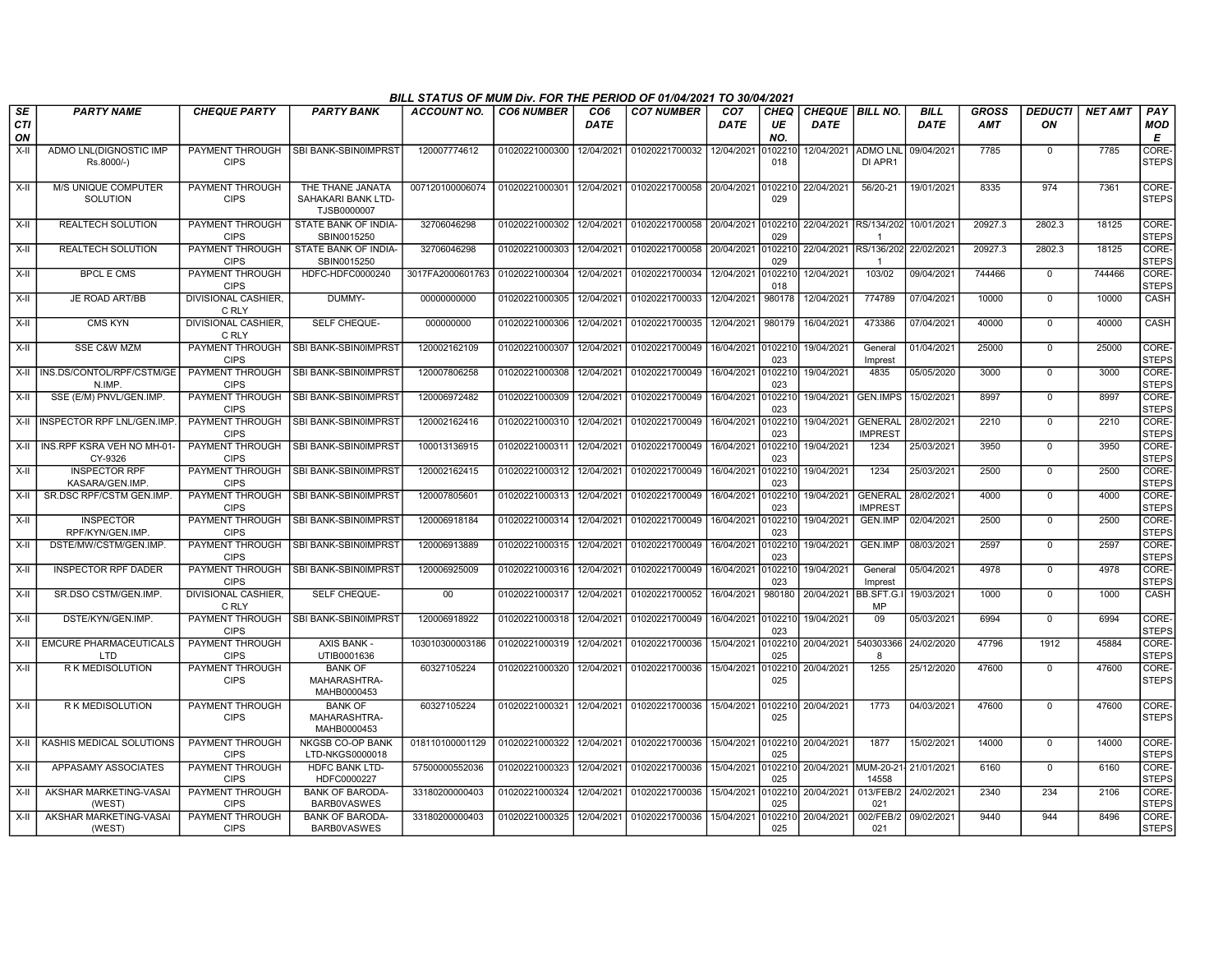BILL STATUS OF MUM Div. FOR THE PERIOD OF 01/04/2021 TO 30/04/2021

| SECTION | PARTY NAME | CHEQUE PARTY | PARTY BANK | ACCOUNT NO. | CO6 NUMBER | CO6 DATE | CO7 NUMBER | CO7 DATE | CHEQUE NO. | CHEQUE DATE | BILL NO. | BILL DATE | GROSS AMT | DEDUCTION | NET AMT | PAY MODE |
|---|---|---|---|---|---|---|---|---|---|---|---|---|---|---|---|---|
| X-II | ADMO LNL(DIGNOSTIC IMP Rs.8000/-) | PAYMENT THROUGH CIPS | SBI BANK-SBIN0IMPRST | 120007774612 | 01020221000300 | 12/04/2021 | 01020221700032 | 12/04/2021 | 0102210018 | 12/04/2021 | ADMO LNL DI APR1 | 09/04/2021 | 7785 | 0 | 7785 | CORE-STEPS |
| X-II | M/S UNIQUE COMPUTER SOLUTION | PAYMENT THROUGH CIPS | THE THANE JANATA SAHAKARI BANK LTD-TJSB0000007 | 007120100006074 | 01020221000301 | 12/04/2021 | 01020221700058 | 20/04/2021 | 0102210029 | 22/04/2021 | 56/20-21 | 19/01/2021 | 8335 | 974 | 7361 | CORE-STEPS |
| X-II | REALTECH SOLUTION | PAYMENT THROUGH CIPS | STATE BANK OF INDIA-SBIN0015250 | 32706046298 | 01020221000302 | 12/04/2021 | 01020221700058 | 20/04/2021 | 0102210029 | 22/04/2021 | RS/134/2021 | 10/01/2021 | 20927.3 | 2802.3 | 18125 | CORE-STEPS |
| X-II | REALTECH SOLUTION | PAYMENT THROUGH CIPS | STATE BANK OF INDIA-SBIN0015250 | 32706046298 | 01020221000303 | 12/04/2021 | 01020221700058 | 20/04/2021 | 0102210029 | 22/04/2021 | RS/136/2021 | 22/02/2021 | 20927.3 | 2802.3 | 18125 | CORE-STEPS |
| X-II | BPCL E CMS | PAYMENT THROUGH CIPS | HDFC-HDFC0000240 | 3017FA2000601763 | 01020221000304 | 12/04/2021 | 01020221700034 | 12/04/2021 | 0102210018 | 12/04/2021 | 103/02 | 09/04/2021 | 744466 | 0 | 744466 | CORE-STEPS |
| X-II | JE ROAD ART/BB | DIVISIONAL CASHIER, C RLY | DUMMY- | 00000000000 | 01020221000305 | 12/04/2021 | 01020221700033 | 12/04/2021 | 980178 | 12/04/2021 | 774789 | 07/04/2021 | 10000 | 0 | 10000 | CASH |
| X-II | CMS KYN | DIVISIONAL CASHIER, C RLY | SELF CHEQUE- | 000000000 | 01020221000306 | 12/04/2021 | 01020221700035 | 12/04/2021 | 980179 | 16/04/2021 | 473386 | 07/04/2021 | 40000 | 0 | 40000 | CASH |
| X-II | SSE C&W MZM | PAYMENT THROUGH CIPS | SBI BANK-SBIN0IMPRST | 120002162109 | 01020221000307 | 12/04/2021 | 01020221700049 | 16/04/2021 | 0102210023 | 19/04/2021 | General Imprest | 01/04/2021 | 25000 | 0 | 25000 | CORE-STEPS |
| X-II | INS.DS/CONTOL/RPF/CSTM/GEN.IMP. | PAYMENT THROUGH CIPS | SBI BANK-SBIN0IMPRST | 120007806258 | 01020221000308 | 12/04/2021 | 01020221700049 | 16/04/2021 | 0102210023 | 19/04/2021 | 4835 | 05/05/2020 | 3000 | 0 | 3000 | CORE-STEPS |
| X-II | SSE (E/M) PNVL/GEN.IMP. | PAYMENT THROUGH CIPS | SBI BANK-SBIN0IMPRST | 120006972482 | 01020221000309 | 12/04/2021 | 01020221700049 | 16/04/2021 | 0102210023 | 19/04/2021 | GEN.IMPS | 15/02/2021 | 8997 | 0 | 8997 | CORE-STEPS |
| X-II | INSPECTOR RPF LNL/GEN.IMP. | PAYMENT THROUGH CIPS | SBI BANK-SBIN0IMPRST | 120002162416 | 01020221000310 | 12/04/2021 | 01020221700049 | 16/04/2021 | 0102210023 | 19/04/2021 | GENERAL IMPREST | 28/02/2021 | 2210 | 0 | 2210 | CORE-STEPS |
| X-II | INS.RPF KSRA VEH NO MH-01-CY-9326 | PAYMENT THROUGH CIPS | SBI BANK-SBIN0IMPRST | 100013136915 | 01020221000311 | 12/04/2021 | 01020221700049 | 16/04/2021 | 0102210023 | 19/04/2021 | 1234 | 25/03/2021 | 3950 | 0 | 3950 | CORE-STEPS |
| X-II | INSPECTOR RPF KASARA/GEN.IMP. | PAYMENT THROUGH CIPS | SBI BANK-SBIN0IMPRST | 120002162415 | 01020221000312 | 12/04/2021 | 01020221700049 | 16/04/2021 | 0102210023 | 19/04/2021 | 1234 | 25/03/2021 | 2500 | 0 | 2500 | CORE-STEPS |
| X-II | SR.DSC RPF/CSTM GEN.IMP. | PAYMENT THROUGH CIPS | SBI BANK-SBIN0IMPRST | 120007805601 | 01020221000313 | 12/04/2021 | 01020221700049 | 16/04/2021 | 0102210023 | 19/04/2021 | GENERAL IMPREST | 28/02/2021 | 4000 | 0 | 4000 | CORE-STEPS |
| X-II | INSPECTOR RPF/KYN/GEN.IMP. | PAYMENT THROUGH CIPS | SBI BANK-SBIN0IMPRST | 120006918184 | 01020221000314 | 12/04/2021 | 01020221700049 | 16/04/2021 | 0102210023 | 19/04/2021 | GEN.IMP | 02/04/2021 | 2500 | 0 | 2500 | CORE-STEPS |
| X-II | DSTE/MW/CSTM/GEN.IMP. | PAYMENT THROUGH CIPS | SBI BANK-SBIN0IMPRST | 120006913889 | 01020221000315 | 12/04/2021 | 01020221700049 | 16/04/2021 | 0102210023 | 19/04/2021 | GEN.IMP | 08/03/2021 | 2597 | 0 | 2597 | CORE-STEPS |
| X-II | INSPECTOR RPF DADER | PAYMENT THROUGH CIPS | SBI BANK-SBIN0IMPRST | 120006925009 | 01020221000316 | 12/04/2021 | 01020221700049 | 16/04/2021 | 0102210023 | 19/04/2021 | General Imprest | 05/04/2021 | 4978 | 0 | 4978 | CORE-STEPS |
| X-II | SR.DSO CSTM/GEN.IMP. | DIVISIONAL CASHIER, C RLY | SELF CHEQUE- | 00 | 01020221000317 | 12/04/2021 | 01020221700052 | 16/04/2021 | 980180 | 20/04/2021 | BB.SFT.G.IMP | 19/03/2021 | 1000 | 0 | 1000 | CASH |
| X-II | DSTE/KYN/GEN.IMP. | PAYMENT THROUGH CIPS | SBI BANK-SBIN0IMPRST | 120006918922 | 01020221000318 | 12/04/2021 | 01020221700049 | 16/04/2021 | 0102210023 | 19/04/2021 | 09 | 05/03/2021 | 6994 | 0 | 6994 | CORE-STEPS |
| X-II | EMCURE PHARMACEUTICALS LTD | PAYMENT THROUGH CIPS | AXIS BANK - UTIB0001636 | 103010300003186 | 01020221000319 | 12/04/2021 | 01020221700036 | 15/04/2021 | 0102210025 | 20/04/2021 | 5403033668 | 24/02/2020 | 47796 | 1912 | 45884 | CORE-STEPS |
| X-II | R K MEDISOLUTION | PAYMENT THROUGH CIPS | BANK OF MAHARASHTRA-MAHB0000453 | 60327105224 | 01020221000320 | 12/04/2021 | 01020221700036 | 15/04/2021 | 0102210025 | 20/04/2021 | 1255 | 25/12/2020 | 47600 | 0 | 47600 | CORE-STEPS |
| X-II | R K MEDISOLUTION | PAYMENT THROUGH CIPS | BANK OF MAHARASHTRA-MAHB0000453 | 60327105224 | 01020221000321 | 12/04/2021 | 01020221700036 | 15/04/2021 | 0102210025 | 20/04/2021 | 1773 | 04/03/2021 | 47600 | 0 | 47600 | CORE-STEPS |
| X-II | KASHIS MEDICAL SOLUTIONS | PAYMENT THROUGH CIPS | NKGSB CO-OP BANK LTD-NKGS0000018 | 018110100001129 | 01020221000322 | 12/04/2021 | 01020221700036 | 15/04/2021 | 0102210025 | 20/04/2021 | 1877 | 15/02/2021 | 14000 | 0 | 14000 | CORE-STEPS |
| X-II | APPASAMY ASSOCIATES | PAYMENT THROUGH CIPS | HDFC BANK LTD-HDFC0000227 | 57500000552036 | 01020221000323 | 12/04/2021 | 01020221700036 | 15/04/2021 | 0102210025 | 20/04/2021 | MUM-20-21-14558 | 21/01/2021 | 6160 | 0 | 6160 | CORE-STEPS |
| X-II | AKSHAR MARKETING-VASAI (WEST) | PAYMENT THROUGH CIPS | BANK OF BARODA-BARB0VASWES | 33180200000403 | 01020221000324 | 12/04/2021 | 01020221700036 | 15/04/2021 | 0102210025 | 20/04/2021 | 013/FEB/2021 | 24/02/2021 | 2340 | 234 | 2106 | CORE-STEPS |
| X-II | AKSHAR MARKETING-VASAI (WEST) | PAYMENT THROUGH CIPS | BANK OF BARODA-BARB0VASWES | 33180200000403 | 01020221000325 | 12/04/2021 | 01020221700036 | 15/04/2021 | 0102210025 | 20/04/2021 | 002/FEB/2021 | 09/02/2021 | 9440 | 944 | 8496 | CORE-STEPS |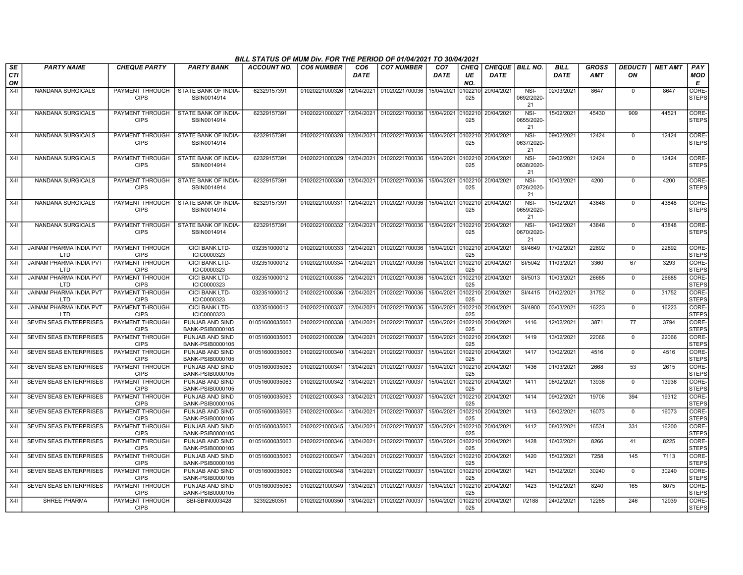## BILL STATUS OF MUM Div. FOR THE PERIOD OF 01/04/2021 TO 30/04/2021

| SECTION | PARTY NAME | CHEQUE PARTY | PARTY BANK | ACCOUNT NO. | CO6 NUMBER | CO6 DATE | CO7 NUMBER | CO7 DATE | CHEQUE NO. | CHEQUE DATE | BILL NO. | BILL DATE | GROSS AMT | DEDUCTION | NET AMT | PAY MODE |
|---|---|---|---|---|---|---|---|---|---|---|---|---|---|---|---|---|
| X-II | NANDANA SURGICALS | PAYMENT THROUGH CIPS | STATE BANK OF INDIA-SBIN0014914 | 62329157391 | 01020221000326 | 12/04/2021 | 01020221700036 | 15/04/2021 | 0102210025 | 20/04/2021 | NSI-0692/2020-21 | 02/03/2021 | 8647 | 0 | 8647 | CORE-STEPS |
| X-II | NANDANA SURGICALS | PAYMENT THROUGH CIPS | STATE BANK OF INDIA-SBIN0014914 | 62329157391 | 01020221000327 | 12/04/2021 | 01020221700036 | 15/04/2021 | 0102210025 | 20/04/2021 | NSI-0655/2020-21 | 15/02/2021 | 45430 | 909 | 44521 | CORE-STEPS |
| X-II | NANDANA SURGICALS | PAYMENT THROUGH CIPS | STATE BANK OF INDIA-SBIN0014914 | 62329157391 | 01020221000328 | 12/04/2021 | 01020221700036 | 15/04/2021 | 0102210025 | 20/04/2021 | NSI-0637/2020-21 | 09/02/2021 | 12424 | 0 | 12424 | CORE-STEPS |
| X-II | NANDANA SURGICALS | PAYMENT THROUGH CIPS | STATE BANK OF INDIA-SBIN0014914 | 62329157391 | 01020221000329 | 12/04/2021 | 01020221700036 | 15/04/2021 | 0102210025 | 20/04/2021 | NSI-0638/2020-21 | 09/02/2021 | 12424 | 0 | 12424 | CORE-STEPS |
| X-II | NANDANA SURGICALS | PAYMENT THROUGH CIPS | STATE BANK OF INDIA-SBIN0014914 | 62329157391 | 01020221000330 | 12/04/2021 | 01020221700036 | 15/04/2021 | 0102210025 | 20/04/2021 | NSI-0726/2020-21 | 10/03/2021 | 4200 | 0 | 4200 | CORE-STEPS |
| X-II | NANDANA SURGICALS | PAYMENT THROUGH CIPS | STATE BANK OF INDIA-SBIN0014914 | 62329157391 | 01020221000331 | 12/04/2021 | 01020221700036 | 15/04/2021 | 0102210025 | 20/04/2021 | NSI-0659/2020-21 | 15/02/2021 | 43848 | 0 | 43848 | CORE-STEPS |
| X-II | NANDANA SURGICALS | PAYMENT THROUGH CIPS | STATE BANK OF INDIA-SBIN0014914 | 62329157391 | 01020221000332 | 12/04/2021 | 01020221700036 | 15/04/2021 | 0102210025 | 20/04/2021 | NSI-0670/2020-21 | 19/02/2021 | 43848 | 0 | 43848 | CORE-STEPS |
| X-II | JAINAM PHARMA INDIA PVT LTD | PAYMENT THROUGH CIPS | ICICI BANK LTD-ICIC0000323 | 032351000012 | 01020221000333 | 12/04/2021 | 01020221700036 | 15/04/2021 | 0102210025 | 20/04/2021 | SI/4649 | 17/02/2021 | 22892 | 0 | 22892 | CORE-STEPS |
| X-II | JAINAM PHARMA INDIA PVT LTD | PAYMENT THROUGH CIPS | ICICI BANK LTD-ICIC0000323 | 032351000012 | 01020221000334 | 12/04/2021 | 01020221700036 | 15/04/2021 | 0102210025 | 20/04/2021 | SI/5042 | 11/03/2021 | 3360 | 67 | 3293 | CORE-STEPS |
| X-II | JAINAM PHARMA INDIA PVT LTD | PAYMENT THROUGH CIPS | ICICI BANK LTD-ICIC0000323 | 032351000012 | 01020221000335 | 12/04/2021 | 01020221700036 | 15/04/2021 | 0102210025 | 20/04/2021 | SI/5013 | 10/03/2021 | 26685 | 0 | 26685 | CORE-STEPS |
| X-II | JAINAM PHARMA INDIA PVT LTD | PAYMENT THROUGH CIPS | ICICI BANK LTD-ICIC0000323 | 032351000012 | 01020221000336 | 12/04/2021 | 01020221700036 | 15/04/2021 | 0102210025 | 20/04/2021 | SI/4415 | 01/02/2021 | 31752 | 0 | 31752 | CORE-STEPS |
| X-II | JAINAM PHARMA INDIA PVT LTD | PAYMENT THROUGH CIPS | ICICI BANK LTD-ICIC0000323 | 032351000012 | 01020221000337 | 12/04/2021 | 01020221700036 | 15/04/2021 | 0102210025 | 20/04/2021 | SI/4900 | 03/03/2021 | 16223 | 0 | 16223 | CORE-STEPS |
| X-II | SEVEN SEAS ENTERPRISES | PAYMENT THROUGH CIPS | PUNJAB AND SIND BANK-PSIB0000105 | 01051600035063 | 01020221000338 | 13/04/2021 | 01020221700037 | 15/04/2021 | 0102210025 | 20/04/2021 | 1416 | 12/02/2021 | 3871 | 77 | 3794 | CORE-STEPS |
| X-II | SEVEN SEAS ENTERPRISES | PAYMENT THROUGH CIPS | PUNJAB AND SIND BANK-PSIB0000105 | 01051600035063 | 01020221000339 | 13/04/2021 | 01020221700037 | 15/04/2021 | 0102210025 | 20/04/2021 | 1419 | 13/02/2021 | 22066 | 0 | 22066 | CORE-STEPS |
| X-II | SEVEN SEAS ENTERPRISES | PAYMENT THROUGH CIPS | PUNJAB AND SIND BANK-PSIB0000105 | 01051600035063 | 01020221000340 | 13/04/2021 | 01020221700037 | 15/04/2021 | 0102210025 | 20/04/2021 | 1417 | 13/02/2021 | 4516 | 0 | 4516 | CORE-STEPS |
| X-II | SEVEN SEAS ENTERPRISES | PAYMENT THROUGH CIPS | PUNJAB AND SIND BANK-PSIB0000105 | 01051600035063 | 01020221000341 | 13/04/2021 | 01020221700037 | 15/04/2021 | 0102210025 | 20/04/2021 | 1436 | 01/03/2021 | 2668 | 53 | 2615 | CORE-STEPS |
| X-II | SEVEN SEAS ENTERPRISES | PAYMENT THROUGH CIPS | PUNJAB AND SIND BANK-PSIB0000105 | 01051600035063 | 01020221000342 | 13/04/2021 | 01020221700037 | 15/04/2021 | 0102210025 | 20/04/2021 | 1411 | 08/02/2021 | 13936 | 0 | 13936 | CORE-STEPS |
| X-II | SEVEN SEAS ENTERPRISES | PAYMENT THROUGH CIPS | PUNJAB AND SIND BANK-PSIB0000105 | 01051600035063 | 01020221000343 | 13/04/2021 | 01020221700037 | 15/04/2021 | 0102210025 | 20/04/2021 | 1414 | 09/02/2021 | 19706 | 394 | 19312 | CORE-STEPS |
| X-II | SEVEN SEAS ENTERPRISES | PAYMENT THROUGH CIPS | PUNJAB AND SIND BANK-PSIB0000105 | 01051600035063 | 01020221000344 | 13/04/2021 | 01020221700037 | 15/04/2021 | 0102210025 | 20/04/2021 | 1413 | 08/02/2021 | 16073 | 0 | 16073 | CORE-STEPS |
| X-II | SEVEN SEAS ENTERPRISES | PAYMENT THROUGH CIPS | PUNJAB AND SIND BANK-PSIB0000105 | 01051600035063 | 01020221000345 | 13/04/2021 | 01020221700037 | 15/04/2021 | 0102210025 | 20/04/2021 | 1412 | 08/02/2021 | 16531 | 331 | 16200 | CORE-STEPS |
| X-II | SEVEN SEAS ENTERPRISES | PAYMENT THROUGH CIPS | PUNJAB AND SIND BANK-PSIB0000105 | 01051600035063 | 01020221000346 | 13/04/2021 | 01020221700037 | 15/04/2021 | 0102210025 | 20/04/2021 | 1428 | 16/02/2021 | 8266 | 41 | 8225 | CORE-STEPS |
| X-II | SEVEN SEAS ENTERPRISES | PAYMENT THROUGH CIPS | PUNJAB AND SIND BANK-PSIB0000105 | 01051600035063 | 01020221000347 | 13/04/2021 | 01020221700037 | 15/04/2021 | 0102210025 | 20/04/2021 | 1420 | 15/02/2021 | 7258 | 145 | 7113 | CORE-STEPS |
| X-II | SEVEN SEAS ENTERPRISES | PAYMENT THROUGH CIPS | PUNJAB AND SIND BANK-PSIB0000105 | 01051600035063 | 01020221000348 | 13/04/2021 | 01020221700037 | 15/04/2021 | 0102210025 | 20/04/2021 | 1421 | 15/02/2021 | 30240 | 0 | 30240 | CORE-STEPS |
| X-II | SEVEN SEAS ENTERPRISES | PAYMENT THROUGH CIPS | PUNJAB AND SIND BANK-PSIB0000105 | 01051600035063 | 01020221000349 | 13/04/2021 | 01020221700037 | 15/04/2021 | 0102210025 | 20/04/2021 | 1423 | 15/02/2021 | 8240 | 165 | 8075 | CORE-STEPS |
| X-II | SHREE PHARMA | PAYMENT THROUGH CIPS | SBI-SBIN0003428 | 32392260351 | 01020221000350 | 13/04/2021 | 01020221700037 | 15/04/2021 | 0102210025 | 20/04/2021 | I/2188 | 24/02/2021 | 12285 | 246 | 12039 | CORE-STEPS |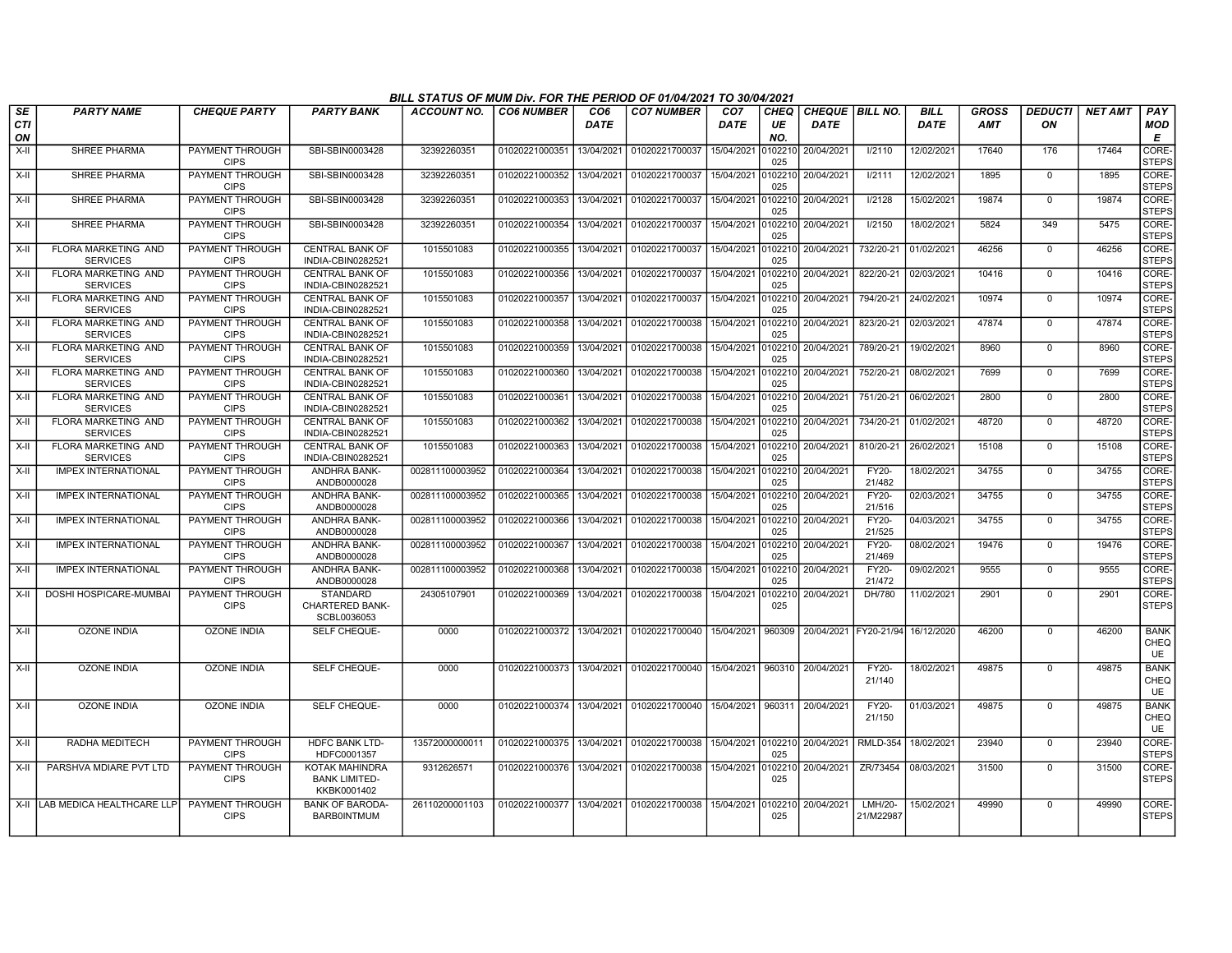**BILL STATUS OF MUM Div. FOR THE PERIOD OF 01/04/2021 TO 30/04/2021**

| SECTION | PARTY NAME | CHEQUE PARTY | PARTY BANK | ACCOUNT NO. | CO6 NUMBER | CO6 DATE | CO7 NUMBER | CO7 DATE | CHEQUE NO. | CHEQUE DATE | BILL NO. | BILL DATE | GROSS AMT | DEDUCTION | NET AMT | PAY MODE |
|---|---|---|---|---|---|---|---|---|---|---|---|---|---|---|---|---|
| X-II | SHREE PHARMA | PAYMENT THROUGH CIPS | SBI-SBIN0003428 | 32392260351 | 01020221000351 | 13/04/2021 | 01020221700037 | 15/04/2021 | 0102210025 | 20/04/2021 | I/2110 | 12/02/2021 | 17640 | 176 | 17464 | CORE-STEPS |
| X-II | SHREE PHARMA | PAYMENT THROUGH CIPS | SBI-SBIN0003428 | 32392260351 | 01020221000352 | 13/04/2021 | 01020221700037 | 15/04/2021 | 0102210025 | 20/04/2021 | I/2111 | 12/02/2021 | 1895 | 0 | 1895 | CORE-STEPS |
| X-II | SHREE PHARMA | PAYMENT THROUGH CIPS | SBI-SBIN0003428 | 32392260351 | 01020221000353 | 13/04/2021 | 01020221700037 | 15/04/2021 | 0102210025 | 20/04/2021 | I/2128 | 15/02/2021 | 19874 | 0 | 19874 | CORE-STEPS |
| X-II | SHREE PHARMA | PAYMENT THROUGH CIPS | SBI-SBIN0003428 | 32392260351 | 01020221000354 | 13/04/2021 | 01020221700037 | 15/04/2021 | 0102210025 | 20/04/2021 | I/2150 | 18/02/2021 | 5824 | 349 | 5475 | CORE-STEPS |
| X-II | FLORA MARKETING AND SERVICES | PAYMENT THROUGH CIPS | CENTRAL BANK OF INDIA-CBIN0282521 | 1015501083 | 01020221000355 | 13/04/2021 | 01020221700037 | 15/04/2021 | 0102210025 | 20/04/2021 | 732/20-21 | 01/02/2021 | 46256 | 0 | 46256 | CORE-STEPS |
| X-II | FLORA MARKETING AND SERVICES | PAYMENT THROUGH CIPS | CENTRAL BANK OF INDIA-CBIN0282521 | 1015501083 | 01020221000356 | 13/04/2021 | 01020221700037 | 15/04/2021 | 0102210025 | 20/04/2021 | 822/20-21 | 02/03/2021 | 10416 | 0 | 10416 | CORE-STEPS |
| X-II | FLORA MARKETING AND SERVICES | PAYMENT THROUGH CIPS | CENTRAL BANK OF INDIA-CBIN0282521 | 1015501083 | 01020221000357 | 13/04/2021 | 01020221700037 | 15/04/2021 | 0102210025 | 20/04/2021 | 794/20-21 | 24/02/2021 | 10974 | 0 | 10974 | CORE-STEPS |
| X-II | FLORA MARKETING AND SERVICES | PAYMENT THROUGH CIPS | CENTRAL BANK OF INDIA-CBIN0282521 | 1015501083 | 01020221000358 | 13/04/2021 | 01020221700038 | 15/04/2021 | 0102210025 | 20/04/2021 | 823/20-21 | 02/03/2021 | 47874 | 0 | 47874 | CORE-STEPS |
| X-II | FLORA MARKETING AND SERVICES | PAYMENT THROUGH CIPS | CENTRAL BANK OF INDIA-CBIN0282521 | 1015501083 | 01020221000359 | 13/04/2021 | 01020221700038 | 15/04/2021 | 0102210025 | 20/04/2021 | 789/20-21 | 19/02/2021 | 8960 | 0 | 8960 | CORE-STEPS |
| X-II | FLORA MARKETING AND SERVICES | PAYMENT THROUGH CIPS | CENTRAL BANK OF INDIA-CBIN0282521 | 1015501083 | 01020221000360 | 13/04/2021 | 01020221700038 | 15/04/2021 | 0102210025 | 20/04/2021 | 752/20-21 | 08/02/2021 | 7699 | 0 | 7699 | CORE-STEPS |
| X-II | FLORA MARKETING AND SERVICES | PAYMENT THROUGH CIPS | CENTRAL BANK OF INDIA-CBIN0282521 | 1015501083 | 01020221000361 | 13/04/2021 | 01020221700038 | 15/04/2021 | 0102210025 | 20/04/2021 | 751/20-21 | 06/02/2021 | 2800 | 0 | 2800 | CORE-STEPS |
| X-II | FLORA MARKETING AND SERVICES | PAYMENT THROUGH CIPS | CENTRAL BANK OF INDIA-CBIN0282521 | 1015501083 | 01020221000362 | 13/04/2021 | 01020221700038 | 15/04/2021 | 0102210025 | 20/04/2021 | 734/20-21 | 01/02/2021 | 48720 | 0 | 48720 | CORE-STEPS |
| X-II | FLORA MARKETING AND SERVICES | PAYMENT THROUGH CIPS | CENTRAL BANK OF INDIA-CBIN0282521 | 1015501083 | 01020221000363 | 13/04/2021 | 01020221700038 | 15/04/2021 | 0102210025 | 20/04/2021 | 810/20-21 | 26/02/2021 | 15108 | 0 | 15108 | CORE-STEPS |
| X-II | IMPEX INTERNATIONAL | PAYMENT THROUGH CIPS | ANDHRA BANK-ANDB0000028 | 002811100003952 | 01020221000364 | 13/04/2021 | 01020221700038 | 15/04/2021 | 0102210025 | 20/04/2021 | FY20-21/482 | 18/02/2021 | 34755 | 0 | 34755 | CORE-STEPS |
| X-II | IMPEX INTERNATIONAL | PAYMENT THROUGH CIPS | ANDHRA BANK-ANDB0000028 | 002811100003952 | 01020221000365 | 13/04/2021 | 01020221700038 | 15/04/2021 | 0102210025 | 20/04/2021 | FY20-21/516 | 02/03/2021 | 34755 | 0 | 34755 | CORE-STEPS |
| X-II | IMPEX INTERNATIONAL | PAYMENT THROUGH CIPS | ANDHRA BANK-ANDB0000028 | 002811100003952 | 01020221000366 | 13/04/2021 | 01020221700038 | 15/04/2021 | 0102210025 | 20/04/2021 | FY20-21/525 | 04/03/2021 | 34755 | 0 | 34755 | CORE-STEPS |
| X-II | IMPEX INTERNATIONAL | PAYMENT THROUGH CIPS | ANDHRA BANK-ANDB0000028 | 002811100003952 | 01020221000367 | 13/04/2021 | 01020221700038 | 15/04/2021 | 0102210025 | 20/04/2021 | FY20-21/469 | 08/02/2021 | 19476 | 0 | 19476 | CORE-STEPS |
| X-II | IMPEX INTERNATIONAL | PAYMENT THROUGH CIPS | ANDHRA BANK-ANDB0000028 | 002811100003952 | 01020221000368 | 13/04/2021 | 01020221700038 | 15/04/2021 | 0102210025 | 20/04/2021 | FY20-21/472 | 09/02/2021 | 9555 | 0 | 9555 | CORE-STEPS |
| X-II | DOSHI HOSPICARE-MUMBAI | PAYMENT THROUGH CIPS | STANDARD CHARTERED BANK-SCBL0036053 | 24305107901 | 01020221000369 | 13/04/2021 | 01020221700038 | 15/04/2021 | 0102210025 | 20/04/2021 | DH/780 | 11/02/2021 | 2901 | 0 | 2901 | CORE-STEPS |
| X-II | OZONE INDIA | OZONE INDIA | SELF CHEQUE- | 0000 | 01020221000372 | 13/04/2021 | 01020221700040 | 15/04/2021 | 960309 | 20/04/2021 | FY20-21/94 | 16/12/2020 | 46200 | 0 | 46200 | BANK CHEQUE |
| X-II | OZONE INDIA | OZONE INDIA | SELF CHEQUE- | 0000 | 01020221000373 | 13/04/2021 | 01020221700040 | 15/04/2021 | 960310 | 20/04/2021 | FY20-21/140 | 18/02/2021 | 49875 | 0 | 49875 | BANK CHEQUE |
| X-II | OZONE INDIA | OZONE INDIA | SELF CHEQUE- | 0000 | 01020221000374 | 13/04/2021 | 01020221700040 | 15/04/2021 | 960311 | 20/04/2021 | FY20-21/150 | 01/03/2021 | 49875 | 0 | 49875 | BANK CHEQUE |
| X-II | RADHA MEDITECH | PAYMENT THROUGH CIPS | HDFC BANK LTD-HDFC0001357 | 13572000000011 | 01020221000375 | 13/04/2021 | 01020221700038 | 15/04/2021 | 0102210025 | 20/04/2021 | RMLD-354 | 18/02/2021 | 23940 | 0 | 23940 | CORE-STEPS |
| X-II | PARSHVA MDIARE PVT LTD | PAYMENT THROUGH CIPS | KOTAK MAHINDRA BANK LIMITED-KKBK0001402 | 9312626571 | 01020221000376 | 13/04/2021 | 01020221700038 | 15/04/2021 | 0102210025 | 20/04/2021 | ZR/73454 | 08/03/2021 | 31500 | 0 | 31500 | CORE-STEPS |
| X-II | LAB MEDICA HEALTHCARE LLP | PAYMENT THROUGH CIPS | BANK OF BARODA-BARB0INTMUM | 26110200001103 | 01020221000377 | 13/04/2021 | 01020221700038 | 15/04/2021 | 0102210025 | 20/04/2021 | LMH/20-21/M22987 | 15/02/2021 | 49990 | 0 | 49990 | CORE-STEPS |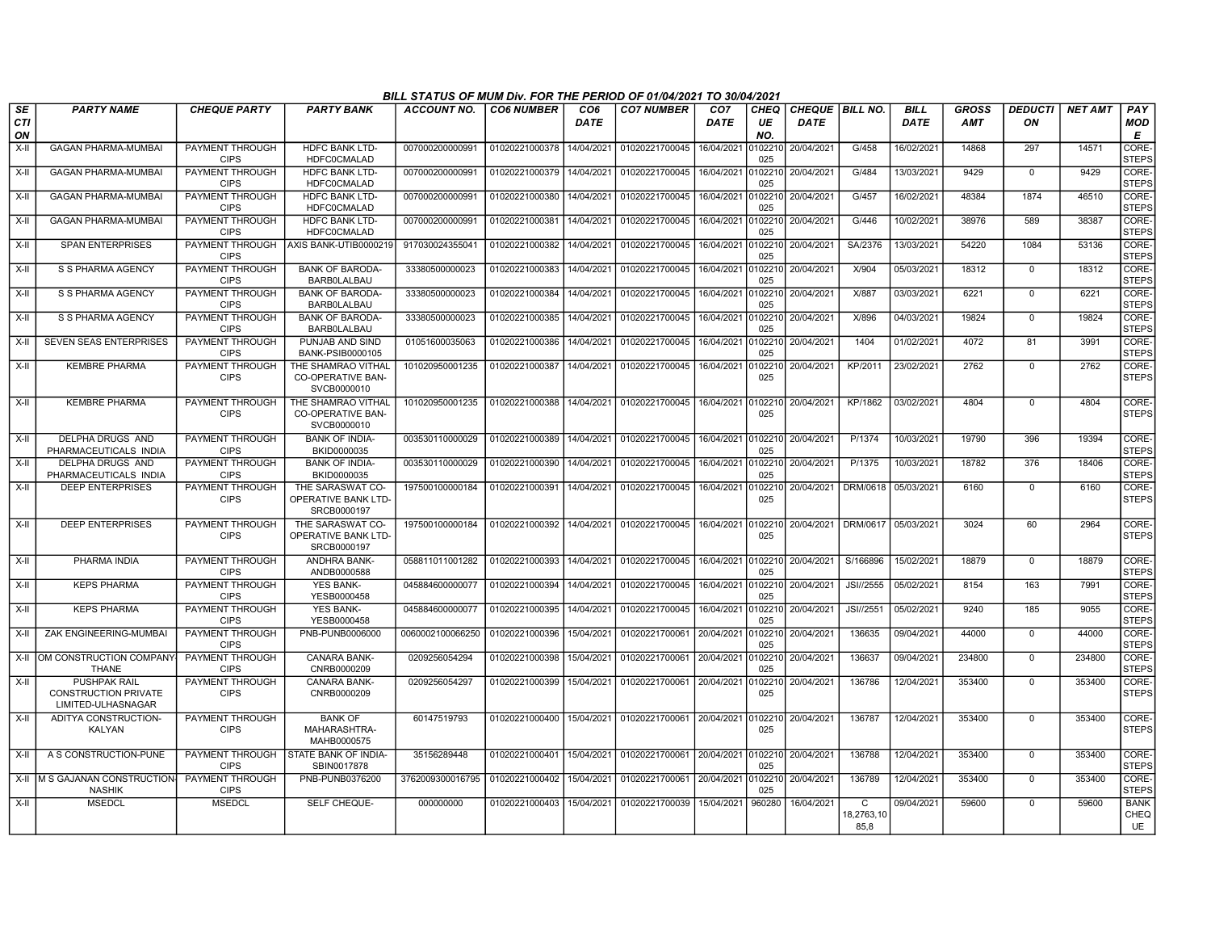**BILL STATUS OF MUM Div. FOR THE PERIOD OF 01/04/2021 TO 30/04/2021**

| SECTION | PARTY NAME | CHEQUE PARTY | PARTY BANK | ACCOUNT NO. | CO6 NUMBER | CO6 DATE | CO7 NUMBER | CO7 DATE | CHEQUE NO. | CHEQUE DATE | BILL NO. | BILL DATE | GROSS AMT | DEDUCTION | NET AMT | PAY MODE |
|---|---|---|---|---|---|---|---|---|---|---|---|---|---|---|---|---|
| X-II | GAGAN PHARMA-MUMBAI | PAYMENT THROUGH CIPS | HDFC BANK LTD-HDFC0CMALAD | 007000200000991 | 01020221000378 | 14/04/2021 | 01020221700045 | 16/04/2021 | 0102210025 | 20/04/2021 | G/458 | 16/02/2021 | 14868 | 297 | 14571 | CORE-STEPS |
| X-II | GAGAN PHARMA-MUMBAI | PAYMENT THROUGH CIPS | HDFC BANK LTD-HDFC0CMALAD | 007000200000991 | 01020221000379 | 14/04/2021 | 01020221700045 | 16/04/2021 | 0102210025 | 20/04/2021 | G/484 | 13/03/2021 | 9429 | 0 | 9429 | CORE-STEPS |
| X-II | GAGAN PHARMA-MUMBAI | PAYMENT THROUGH CIPS | HDFC BANK LTD-HDFC0CMALAD | 007000200000991 | 01020221000380 | 14/04/2021 | 01020221700045 | 16/04/2021 | 0102210025 | 20/04/2021 | G/457 | 16/02/2021 | 48384 | 1874 | 46510 | CORE-STEPS |
| X-II | GAGAN PHARMA-MUMBAI | PAYMENT THROUGH CIPS | HDFC BANK LTD-HDFC0CMALAD | 007000200000991 | 01020221000381 | 14/04/2021 | 01020221700045 | 16/04/2021 | 0102210025 | 20/04/2021 | G/446 | 10/02/2021 | 38976 | 589 | 38387 | CORE-STEPS |
| X-II | SPAN ENTERPRISES | PAYMENT THROUGH CIPS | AXIS BANK-UTIB0000219 | 917030024355041 | 01020221000382 | 14/04/2021 | 01020221700045 | 16/04/2021 | 0102210025 | 20/04/2021 | SA/2376 | 13/03/2021 | 54220 | 1084 | 53136 | CORE-STEPS |
| X-II | S S PHARMA AGENCY | PAYMENT THROUGH CIPS | BANK OF BARODA-BARB0LALBAU | 33380500000023 | 01020221000383 | 14/04/2021 | 01020221700045 | 16/04/2021 | 0102210025 | 20/04/2021 | X/904 | 05/03/2021 | 18312 | 0 | 18312 | CORE-STEPS |
| X-II | S S PHARMA AGENCY | PAYMENT THROUGH CIPS | BANK OF BARODA-BARB0LALBAU | 33380500000023 | 01020221000384 | 14/04/2021 | 01020221700045 | 16/04/2021 | 0102210025 | 20/04/2021 | X/887 | 03/03/2021 | 6221 | 0 | 6221 | CORE-STEPS |
| X-II | S S PHARMA AGENCY | PAYMENT THROUGH CIPS | BANK OF BARODA-BARB0LALBAU | 33380500000023 | 01020221000385 | 14/04/2021 | 01020221700045 | 16/04/2021 | 0102210025 | 20/04/2021 | X/896 | 04/03/2021 | 19824 | 0 | 19824 | CORE-STEPS |
| X-II | SEVEN SEAS ENTERPRISES | PAYMENT THROUGH CIPS | PUNJAB AND SIND BANK-PSIB0000105 | 01051600035063 | 01020221000386 | 14/04/2021 | 01020221700045 | 16/04/2021 | 0102210025 | 20/04/2021 | 1404 | 01/02/2021 | 4072 | 81 | 3991 | CORE-STEPS |
| X-II | KEMBRE PHARMA | PAYMENT THROUGH CIPS | THE SHAMRAO VITHAL CO-OPERATIVE BAN-SVCB0000010 | 101020950001235 | 01020221000387 | 14/04/2021 | 01020221700045 | 16/04/2021 | 0102210025 | 20/04/2021 | KP/2011 | 23/02/2021 | 2762 | 0 | 2762 | CORE-STEPS |
| X-II | KEMBRE PHARMA | PAYMENT THROUGH CIPS | THE SHAMRAO VITHAL CO-OPERATIVE BAN-SVCB0000010 | 101020950001235 | 01020221000388 | 14/04/2021 | 01020221700045 | 16/04/2021 | 0102210025 | 20/04/2021 | KP/1862 | 03/02/2021 | 4804 | 0 | 4804 | CORE-STEPS |
| X-II | DELPHA DRUGS AND PHARMACEUTICALS INDIA | PAYMENT THROUGH CIPS | BANK OF INDIA-BKID0000035 | 003530110000029 | 01020221000389 | 14/04/2021 | 01020221700045 | 16/04/2021 | 0102210025 | 20/04/2021 | P/1374 | 10/03/2021 | 19790 | 396 | 19394 | CORE-STEPS |
| X-II | DELPHA DRUGS AND PHARMACEUTICALS INDIA | PAYMENT THROUGH CIPS | BANK OF INDIA-BKID0000035 | 003530110000029 | 01020221000390 | 14/04/2021 | 01020221700045 | 16/04/2021 | 0102210025 | 20/04/2021 | P/1375 | 10/03/2021 | 18782 | 376 | 18406 | CORE-STEPS |
| X-II | DEEP ENTERPRISES | PAYMENT THROUGH CIPS | THE SARASWAT CO-OPERATIVE BANK LTD-SRCB0000197 | 197500100000184 | 01020221000391 | 14/04/2021 | 01020221700045 | 16/04/2021 | 0102210025 | 20/04/2021 | DRM/0618 | 05/03/2021 | 6160 | 0 | 6160 | CORE-STEPS |
| X-II | DEEP ENTERPRISES | PAYMENT THROUGH CIPS | THE SARASWAT CO-OPERATIVE BANK LTD-SRCB0000197 | 197500100000184 | 01020221000392 | 14/04/2021 | 01020221700045 | 16/04/2021 | 0102210025 | 20/04/2021 | DRM/0617 | 05/03/2021 | 3024 | 60 | 2964 | CORE-STEPS |
| X-II | PHARMA INDIA | PAYMENT THROUGH CIPS | ANDHRA BANK-ANDB0000588 | 058811011001282 | 01020221000393 | 14/04/2021 | 01020221700045 | 16/04/2021 | 0102210025 | 20/04/2021 | S/166896 | 15/02/2021 | 18879 | 0 | 18879 | CORE-STEPS |
| X-II | KEPS PHARMA | PAYMENT THROUGH CIPS | YES BANK-YESB0000458 | 045884600000077 | 01020221000394 | 14/04/2021 | 01020221700045 | 16/04/2021 | 0102210025 | 20/04/2021 | JSI//2555 | 05/02/2021 | 8154 | 163 | 7991 | CORE-STEPS |
| X-II | KEPS PHARMA | PAYMENT THROUGH CIPS | YES BANK-YESB0000458 | 045884600000077 | 01020221000395 | 14/04/2021 | 01020221700045 | 16/04/2021 | 0102210025 | 20/04/2021 | JSI//2551 | 05/02/2021 | 9240 | 185 | 9055 | CORE-STEPS |
| X-II | ZAK ENGINEERING-MUMBAI | PAYMENT THROUGH CIPS | PNB-PUNB0006000 | 0060002100066250 | 01020221000396 | 15/04/2021 | 01020221700061 | 20/04/2021 | 0102210025 | 20/04/2021 | 136635 | 09/04/2021 | 44000 | 0 | 44000 | CORE-STEPS |
| X-II | OM CONSTRUCTION COMPANY-THANE | PAYMENT THROUGH CIPS | CANARA BANK-CNRB0000209 | 0209256054294 | 01020221000398 | 15/04/2021 | 01020221700061 | 20/04/2021 | 0102210025 | 20/04/2021 | 136637 | 09/04/2021 | 234800 | 0 | 234800 | CORE-STEPS |
| X-II | PUSHPAK RAIL CONSTRUCTION PRIVATE LIMITED-ULHASNAGAR | PAYMENT THROUGH CIPS | CANARA BANK-CNRB0000209 | 0209256054297 | 01020221000399 | 15/04/2021 | 01020221700061 | 20/04/2021 | 0102210025 | 20/04/2021 | 136786 | 12/04/2021 | 353400 | 0 | 353400 | CORE-STEPS |
| X-II | ADITYA CONSTRUCTION-KALYAN | PAYMENT THROUGH CIPS | BANK OF MAHARASHTRA-MAHB0000575 | 60147519793 | 01020221000400 | 15/04/2021 | 01020221700061 | 20/04/2021 | 0102210025 | 20/04/2021 | 136787 | 12/04/2021 | 353400 | 0 | 353400 | CORE-STEPS |
| X-II | A S CONSTRUCTION-PUNE | PAYMENT THROUGH CIPS | STATE BANK OF INDIA-SBIN0017878 | 35156289448 | 01020221000401 | 15/04/2021 | 01020221700061 | 20/04/2021 | 0102210025 | 20/04/2021 | 136788 | 12/04/2021 | 353400 | 0 | 353400 | CORE-STEPS |
| X-II | M S GAJANAN CONSTRUCTION-NASHIK | PAYMENT THROUGH CIPS | PNB-PUNB0376200 | 3762009300016795 | 01020221000402 | 15/04/2021 | 01020221700061 | 20/04/2021 | 0102210025 | 20/04/2021 | 136789 | 12/04/2021 | 353400 | 0 | 353400 | CORE-STEPS |
| X-II | MSEDCL | MSEDCL | SELF CHEQUE- | 000000000 | 01020221000403 | 15/04/2021 | 01020221700039 | 15/04/2021 | 960280 | 16/04/2021 | C 18,2763,1085,8 | 09/04/2021 | 59600 | 0 | 59600 | BANK CHEQUE |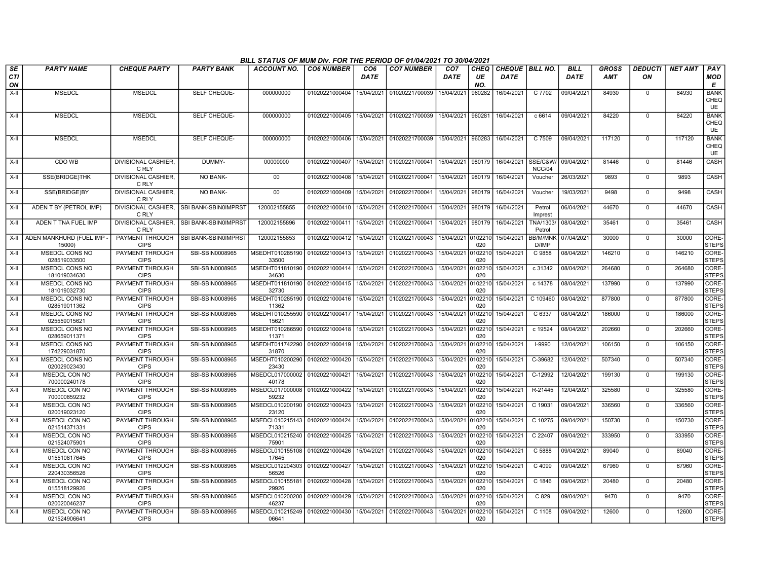## BILL STATUS OF MUM Div. FOR THE PERIOD OF 01/04/2021 TO 30/04/2021

| SECTION | PARTY NAME | CHEQUE PARTY | PARTY BANK | ACCOUNT NO. | CO6 NUMBER | CO6 DATE | CO7 NUMBER | CO7 DATE | CHEQUE NO. | CHEQUE DATE | BILL NO. | BILL DATE | GROSS AMT | DEDUCTION | NET AMT | PAY MODE |
|---|---|---|---|---|---|---|---|---|---|---|---|---|---|---|---|---|
| X-II | MSEDCL | MSEDCL | SELF CHEQUE- | 000000000 | 01020221000404 | 15/04/2021 | 01020221700039 | 15/04/2021 | 960282 | 16/04/2021 | C 7702 | 09/04/2021 | 84930 | 0 | 84930 | BANK CHEQUE |
| X-II | MSEDCL | MSEDCL | SELF CHEQUE- | 000000000 | 01020221000405 | 15/04/2021 | 01020221700039 | 15/04/2021 | 960281 | 16/04/2021 | c 6614 | 09/04/2021 | 84220 | 0 | 84220 | BANK CHEQUE |
| X-II | MSEDCL | MSEDCL | SELF CHEQUE- | 000000000 | 01020221000406 | 15/04/2021 | 01020221700039 | 15/04/2021 | 960283 | 16/04/2021 | C 7509 | 09/04/2021 | 117120 | 0 | 117120 | BANK CHEQUE |
| X-II | CDO WB | DIVISIONAL CASHIER, C RLY | DUMMY- | 00000000 | 01020221000407 | 15/04/2021 | 01020221700041 | 15/04/2021 | 980179 | 16/04/2021 | SSE/C&W/NCC/04 | 09/04/2021 | 81446 | 0 | 81446 | CASH |
| X-II | SSE(BRIDGE)THK | DIVISIONAL CASHIER, C RLY | NO BANK- | 00 | 01020221000408 | 15/04/2021 | 01020221700041 | 15/04/2021 | 980179 | 16/04/2021 | Voucher | 26/03/2021 | 9893 | 0 | 9893 | CASH |
| X-II | SSE(BRIDGE)BY | DIVISIONAL CASHIER, C RLY | NO BANK- | 00 | 01020221000409 | 15/04/2021 | 01020221700041 | 15/04/2021 | 980179 | 16/04/2021 | Voucher | 19/03/2021 | 9498 | 0 | 9498 | CASH |
| X-II | ADEN T BY (PETROL IMP) | DIVISIONAL CASHIER, C RLY | SBI BANK-SBIN0IMPRST | 120002155855 | 01020221000410 | 15/04/2021 | 01020221700041 | 15/04/2021 | 980179 | 16/04/2021 | Petrol Imprest | 06/04/2021 | 44670 | 0 | 44670 | CASH |
| X-II | ADEN T TNA FUEL IMP | DIVISIONAL CASHIER, C RLY | SBI BANK-SBIN0IMPRST | 120002155896 | 01020221000411 | 15/04/2021 | 01020221700041 | 15/04/2021 | 980179 | 16/04/2021 | TNA/1303/Petrol | 08/04/2021 | 35461 | 0 | 35461 | CASH |
| X-II | ADEN MANKHURD (FUEL IMP - 15000) | PAYMENT THROUGH CIPS | SBI BANK-SBIN0IMPRST | 120002155853 | 01020221000412 | 15/04/2021 | 01020221700043 | 15/04/2021 | 0102210020 | 15/04/2021 | BB/M/MNKD/IMP | 07/04/2021 | 30000 | 0 | 30000 | CORE-STEPS |
| X-II | MSEDCL CONS NO 028519033500 | PAYMENT THROUGH CIPS | SBI-SBIN0008965 | MSEDHT01028519033500 | 01020221000413 | 15/04/2021 | 01020221700043 | 15/04/2021 | 0102210020 | 15/04/2021 | C 9858 | 08/04/2021 | 146210 | 0 | 146210 | CORE-STEPS |
| X-II | MSEDCL CONS NO 181019034630 | PAYMENT THROUGH CIPS | SBI-SBIN0008965 | MSEDHT01181019034630 | 01020221000414 | 15/04/2021 | 01020221700043 | 15/04/2021 | 0102210020 | 15/04/2021 | c 31342 | 08/04/2021 | 264680 | 0 | 264680 | CORE-STEPS |
| X-II | MSEDCL CONS NO 181019032730 | PAYMENT THROUGH CIPS | SBI-SBIN0008965 | MSEDHT01181019032730 | 01020221000415 | 15/04/2021 | 01020221700043 | 15/04/2021 | 0102210020 | 15/04/2021 | c 14378 | 08/04/2021 | 137990 | 0 | 137990 | CORE-STEPS |
| X-II | MSEDCL CONS NO 028519011362 | PAYMENT THROUGH CIPS | SBI-SBIN0008965 | MSEDHT01028519011362 | 01020221000416 | 15/04/2021 | 01020221700043 | 15/04/2021 | 0102210020 | 15/04/2021 | C 109460 | 08/04/2021 | 877800 | 0 | 877800 | CORE-STEPS |
| X-II | MSEDCL CONS NO 025559015621 | PAYMENT THROUGH CIPS | SBI-SBIN0008965 | MSEDHT01025559015621 | 01020221000417 | 15/04/2021 | 01020221700043 | 15/04/2021 | 0102210020 | 15/04/2021 | C 6337 | 08/04/2021 | 186000 | 0 | 186000 | CORE-STEPS |
| X-II | MSEDCL CONS NO 028659011371 | PAYMENT THROUGH CIPS | SBI-SBIN0008965 | MSEDHT01028659011371 | 01020221000418 | 15/04/2021 | 01020221700043 | 15/04/2021 | 0102210020 | 15/04/2021 | c 19524 | 08/04/2021 | 202660 | 0 | 202660 | CORE-STEPS |
| X-II | MSEDCL CONS NO 174229031870 | PAYMENT THROUGH CIPS | SBI-SBIN0008965 | MSEDHT01174229031870 | 01020221000419 | 15/04/2021 | 01020221700043 | 15/04/2021 | 0102210020 | 15/04/2021 | I-9990 | 12/04/2021 | 106150 | 0 | 106150 | CORE-STEPS |
| X-II | MSEDCL CONS NO 020029023430 | PAYMENT THROUGH CIPS | SBI-SBIN0008965 | MSEDHT01020029023430 | 01020221000420 | 15/04/2021 | 01020221700043 | 15/04/2021 | 0102210020 | 15/04/2021 | C-39682 | 12/04/2021 | 507340 | 0 | 507340 | CORE-STEPS |
| X-II | MSEDCL CON NO 700000240178 | PAYMENT THROUGH CIPS | SBI-SBIN0008965 | MSEDCL01700000240178 | 01020221000421 | 15/04/2021 | 01020221700043 | 15/04/2021 | 0102210020 | 15/04/2021 | C-12992 | 12/04/2021 | 199130 | 0 | 199130 | CORE-STEPS |
| X-II | MSEDCL CON NO 700000859232 | PAYMENT THROUGH CIPS | SBI-SBIN0008965 | MSEDCL01700000859232 | 01020221000422 | 15/04/2021 | 01020221700043 | 15/04/2021 | 0102210020 | 15/04/2021 | R-21445 | 12/04/2021 | 325580 | 0 | 325580 | CORE-STEPS |
| X-II | MSEDCL CON NO 020019023120 | PAYMENT THROUGH CIPS | SBI-SBIN0008965 | MSEDCL01020019023120 | 01020221000423 | 15/04/2021 | 01020221700043 | 15/04/2021 | 0102210020 | 15/04/2021 | C 19031 | 09/04/2021 | 336560 | 0 | 336560 | CORE-STEPS |
| X-II | MSEDCL CON NO 021514371331 | PAYMENT THROUGH CIPS | SBI-SBIN0008965 | MSEDCL01021514371331 | 01020221000424 | 15/04/2021 | 01020221700043 | 15/04/2021 | 0102210020 | 15/04/2021 | C 10275 | 09/04/2021 | 150730 | 0 | 150730 | CORE-STEPS |
| X-II | MSEDCL CON NO 021524075901 | PAYMENT THROUGH CIPS | SBI-SBIN0008965 | MSEDCL01021524075901 | 01020221000425 | 15/04/2021 | 01020221700043 | 15/04/2021 | 0102210020 | 15/04/2021 | C 22407 | 09/04/2021 | 333950 | 0 | 333950 | CORE-STEPS |
| X-II | MSEDCL CON NO 015510817645 | PAYMENT THROUGH CIPS | SBI-SBIN0008965 | MSEDCL01015510817645 | 01020221000426 | 15/04/2021 | 01020221700043 | 15/04/2021 | 0102210020 | 15/04/2021 | C 5888 | 09/04/2021 | 89040 | 0 | 89040 | CORE-STEPS |
| X-II | MSEDCL CON NO 220430356526 | PAYMENT THROUGH CIPS | SBI-SBIN0008965 | MSEDCL01220430356526 | 01020221000427 | 15/04/2021 | 01020221700043 | 15/04/2021 | 0102210020 | 15/04/2021 | C 4099 | 09/04/2021 | 67960 | 0 | 67960 | CORE-STEPS |
| X-II | MSEDCL CON NO 015518129926 | PAYMENT THROUGH CIPS | SBI-SBIN0008965 | MSEDCL01015518129926 | 01020221000428 | 15/04/2021 | 01020221700043 | 15/04/2021 | 0102210020 | 15/04/2021 | C 1846 | 09/04/2021 | 20480 | 0 | 20480 | CORE-STEPS |
| X-II | MSEDCL CON NO 020020046237 | PAYMENT THROUGH CIPS | SBI-SBIN0008965 | MSEDCL01020020046237 | 01020221000429 | 15/04/2021 | 01020221700043 | 15/04/2021 | 0102210020 | 15/04/2021 | C 829 | 09/04/2021 | 9470 | 0 | 9470 | CORE-STEPS |
| X-II | MSEDCL CON NO 021524906641 | PAYMENT THROUGH CIPS | SBI-SBIN0008965 | MSEDCL01021524906641 | 01020221000430 | 15/04/2021 | 01020221700043 | 15/04/2021 | 0102210020 | 15/04/2021 | C 1108 | 09/04/2021 | 12600 | 0 | 12600 | CORE-STEPS |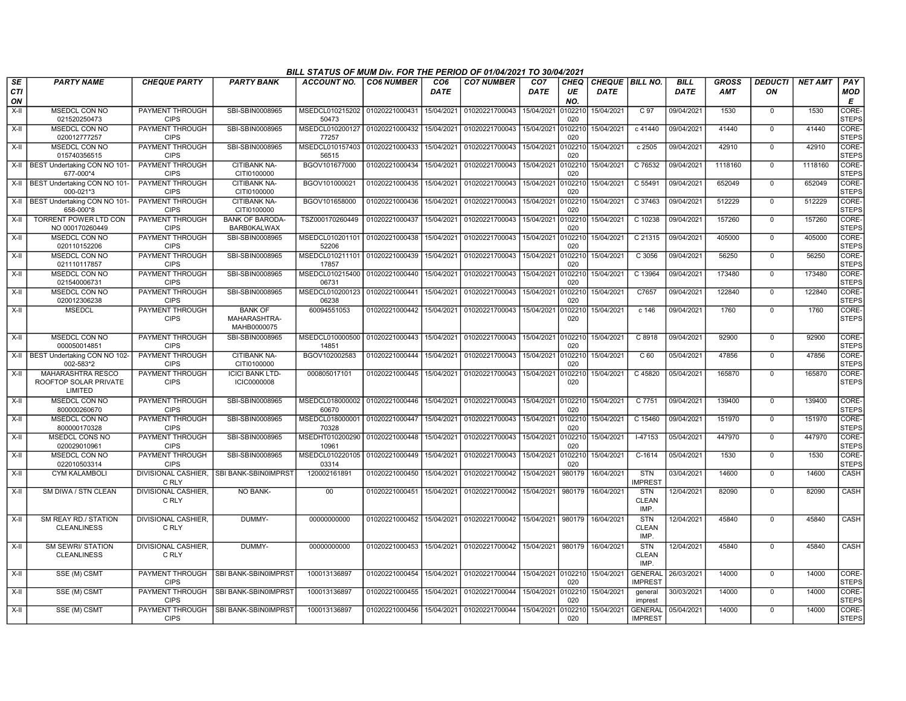BILL STATUS OF MUM Div. FOR THE PERIOD OF 01/04/2021 TO 30/04/2021

| SECTION | PARTY NAME | CHEQUE PARTY | PARTY BANK | ACCOUNT NO. | CO6 NUMBER | CO6 DATE | CO7 NUMBER | CO7 DATE | CHEQUE NO. | CHEQUE DATE | BILL NO. | BILL DATE | GROSS AMT | DEDUCTION | NET AMT | PAY MODE |
|---|---|---|---|---|---|---|---|---|---|---|---|---|---|---|---|---|
| X-II | MSEDCL CON NO 021520250473 | PAYMENT THROUGH CIPS | SBI-SBIN0008965 | MSEDCL01021520250473 | 01020221000431 | 15/04/2021 | 01020221700043 | 15/04/2021 | 0102210020 | 15/04/2021 | C 97 | 09/04/2021 | 1530 | 0 | 1530 | CORE-STEPS |
| X-II | MSEDCL CON NO 020012777257 | PAYMENT THROUGH CIPS | SBI-SBIN0008965 | MSEDCL01020012777257 | 01020221000432 | 15/04/2021 | 01020221700043 | 15/04/2021 | 0102210020 | 15/04/2021 | c 41440 | 09/04/2021 | 41440 | 0 | 41440 | CORE-STEPS |
| X-II | MSEDCL CON NO 015740356515 | PAYMENT THROUGH CIPS | SBI-SBIN0008965 | MSEDCL01015740356515 | 01020221000433 | 15/04/2021 | 01020221700043 | 15/04/2021 | 0102210020 | 15/04/2021 | c 2505 | 09/04/2021 | 42910 | 0 | 42910 | CORE-STEPS |
| X-II | BEST Undertaking CON NO 101-677-000*4 | PAYMENT THROUGH CIPS | CITIBANK NA-CITI0100000 | BGOV101677000 | 01020221000434 | 15/04/2021 | 01020221700043 | 15/04/2021 | 0102210020 | 15/04/2021 | C 76532 | 09/04/2021 | 1118160 | 0 | 1118160 | CORE-STEPS |
| X-II | BEST Undertaking CON NO 101-000-021*3 | PAYMENT THROUGH CIPS | CITIBANK NA-CITI0100000 | BGOV101000021 | 01020221000435 | 15/04/2021 | 01020221700043 | 15/04/2021 | 0102210020 | 15/04/2021 | C 55491 | 09/04/2021 | 652049 | 0 | 652049 | CORE-STEPS |
| X-II | BEST Undertaking CON NO 101-658-000*8 | PAYMENT THROUGH CIPS | CITIBANK NA-CITI0100000 | BGOV101658000 | 01020221000436 | 15/04/2021 | 01020221700043 | 15/04/2021 | 0102210020 | 15/04/2021 | C 37463 | 09/04/2021 | 512229 | 0 | 512229 | CORE-STEPS |
| X-II | TORRENT POWER LTD CON NO 000170260449 | PAYMENT THROUGH CIPS | BANK OF BARODA-BARB0KALWAX | TSZ000170260449 | 01020221000437 | 15/04/2021 | 01020221700043 | 15/04/2021 | 0102210020 | 15/04/2021 | C 10238 | 09/04/2021 | 157260 | 0 | 157260 | CORE-STEPS |
| X-II | MSEDCL CON NO 020110152206 | PAYMENT THROUGH CIPS | SBI-SBIN0008965 | MSEDCL01020110152206 | 01020221000438 | 15/04/2021 | 01020221700043 | 15/04/2021 | 0102210020 | 15/04/2021 | C 21315 | 09/04/2021 | 405000 | 0 | 405000 | CORE-STEPS |
| X-II | MSEDCL CON NO 021110117857 | PAYMENT THROUGH CIPS | SBI-SBIN0008965 | MSEDCL01021110117857 | 01020221000439 | 15/04/2021 | 01020221700043 | 15/04/2021 | 0102210020 | 15/04/2021 | C 3056 | 09/04/2021 | 56250 | 0 | 56250 | CORE-STEPS |
| X-II | MSEDCL CON NO 021540006731 | PAYMENT THROUGH CIPS | SBI-SBIN0008965 | MSEDCL01021540006731 | 01020221000440 | 15/04/2021 | 01020221700043 | 15/04/2021 | 0102210020 | 15/04/2021 | C 13964 | 09/04/2021 | 173480 | 0 | 173480 | CORE-STEPS |
| X-II | MSEDCL CON NO 020012306238 | PAYMENT THROUGH CIPS | SBI-SBIN0008965 | MSEDCL01020012306238 | 01020221000441 | 15/04/2021 | 01020221700043 | 15/04/2021 | 0102210020 | 15/04/2021 | C7657 | 09/04/2021 | 122840 | 0 | 122840 | CORE-STEPS |
| X-II | MSEDCL | PAYMENT THROUGH CIPS | BANK OF MAHARASHTRA-MAHB0000075 | 60094551053 | 01020221000442 | 15/04/2021 | 01020221700043 | 15/04/2021 | 0102210020 | 15/04/2021 | c 146 | 09/04/2021 | 1760 | 0 | 1760 | CORE-STEPS |
| X-II | MSEDCL CON NO 000050014851 | PAYMENT THROUGH CIPS | SBI-SBIN0008965 | MSEDCL01000050014851 | 01020221000443 | 15/04/2021 | 01020221700043 | 15/04/2021 | 0102210020 | 15/04/2021 | C 8918 | 09/04/2021 | 92900 | 0 | 92900 | CORE-STEPS |
| X-II | BEST Undertaking CON NO 102-002-583*2 | PAYMENT THROUGH CIPS | CITIBANK NA-CITI0100000 | BGOV102002583 | 01020221000444 | 15/04/2021 | 01020221700043 | 15/04/2021 | 0102210020 | 15/04/2021 | C 60 | 05/04/2021 | 47856 | 0 | 47856 | CORE-STEPS |
| X-II | MAHARASHTRA RESCO ROOFTOP SOLAR PRIVATE LIMITED | PAYMENT THROUGH CIPS | ICICI BANK LTD-ICIC0000008 | 000805017101 | 01020221000445 | 15/04/2021 | 01020221700043 | 15/04/2021 | 0102210020 | 15/04/2021 | C 45820 | 05/04/2021 | 165870 | 0 | 165870 | CORE-STEPS |
| X-II | MSEDCL CON NO 800000260670 | PAYMENT THROUGH CIPS | SBI-SBIN0008965 | MSEDCL01800000260670 | 01020221000446 | 15/04/2021 | 01020221700043 | 15/04/2021 | 0102210020 | 15/04/2021 | C 7751 | 09/04/2021 | 139400 | 0 | 139400 | CORE-STEPS |
| X-II | MSEDCL CON NO 800000170328 | PAYMENT THROUGH CIPS | SBI-SBIN0008965 | MSEDCL01800000170328 | 01020221000447 | 15/04/2021 | 01020221700043 | 15/04/2021 | 0102210020 | 15/04/2021 | C 15460 | 09/04/2021 | 151970 | 0 | 151970 | CORE-STEPS |
| X-II | MSEDCL CONS NO 020029010961 | PAYMENT THROUGH CIPS | SBI-SBIN0008965 | MSEDHT01020029010961 | 01020221000448 | 15/04/2021 | 01020221700043 | 15/04/2021 | 0102210020 | 15/04/2021 | I-47153 | 05/04/2021 | 447970 | 0 | 447970 | CORE-STEPS |
| X-II | MSEDCL CON NO 022010503314 | PAYMENT THROUGH CIPS | SBI-SBIN0008965 | MSEDCL01022010503314 | 01020221000449 | 15/04/2021 | 01020221700043 | 15/04/2021 | 0102210020 | 15/04/2021 | C-1614 | 05/04/2021 | 1530 | 0 | 1530 | CORE-STEPS |
| X-II | CYM KALAMBOLI | DIVISIONAL CASHIER, C RLY | SBI BANK-SBIN0IMPRST | 120002161891 | 01020221000450 | 15/04/2021 | 01020221700042 | 15/04/2021 | 980179 | 16/04/2021 | STN IMPREST | 03/04/2021 | 14600 | 0 | 14600 | CASH |
| X-II | SM DIWA / STN CLEAN | DIVISIONAL CASHIER, C RLY | NO BANK- | 00 | 01020221000451 | 15/04/2021 | 01020221700042 | 15/04/2021 | 980179 | 16/04/2021 | STN CLEAN IMP. | 12/04/2021 | 82090 | 0 | 82090 | CASH |
| X-II | SM REAY RD./ STATION CLEANLINESS | DIVISIONAL CASHIER, C RLY | DUMMY- | 00000000000 | 01020221000452 | 15/04/2021 | 01020221700042 | 15/04/2021 | 980179 | 16/04/2021 | STN CLEAN IMP. | 12/04/2021 | 45840 | 0 | 45840 | CASH |
| X-II | SM SEWRI/ STATION CLEANLINESS | DIVISIONAL CASHIER, C RLY | DUMMY- | 00000000000 | 01020221000453 | 15/04/2021 | 01020221700042 | 15/04/2021 | 980179 | 16/04/2021 | STN CLEAN IMP. | 12/04/2021 | 45840 | 0 | 45840 | CASH |
| X-II | SSE (M) CSMT | PAYMENT THROUGH CIPS | SBI BANK-SBIN0IMPRST | 100013136897 | 01020221000454 | 15/04/2021 | 01020221700044 | 15/04/2021 | 0102210020 | 15/04/2021 | GENERAL IMPREST | 26/03/2021 | 14000 | 0 | 14000 | CORE-STEPS |
| X-II | SSE (M) CSMT | PAYMENT THROUGH CIPS | SBI BANK-SBIN0IMPRST | 100013136897 | 01020221000455 | 15/04/2021 | 01020221700044 | 15/04/2021 | 0102210020 | 15/04/2021 | general imprest | 30/03/2021 | 14000 | 0 | 14000 | CORE-STEPS |
| X-II | SSE (M) CSMT | PAYMENT THROUGH CIPS | SBI BANK-SBIN0IMPRST | 100013136897 | 01020221000456 | 15/04/2021 | 01020221700044 | 15/04/2021 | 0102210020 | 15/04/2021 | GENERAL IMPREST | 05/04/2021 | 14000 | 0 | 14000 | CORE-STEPS |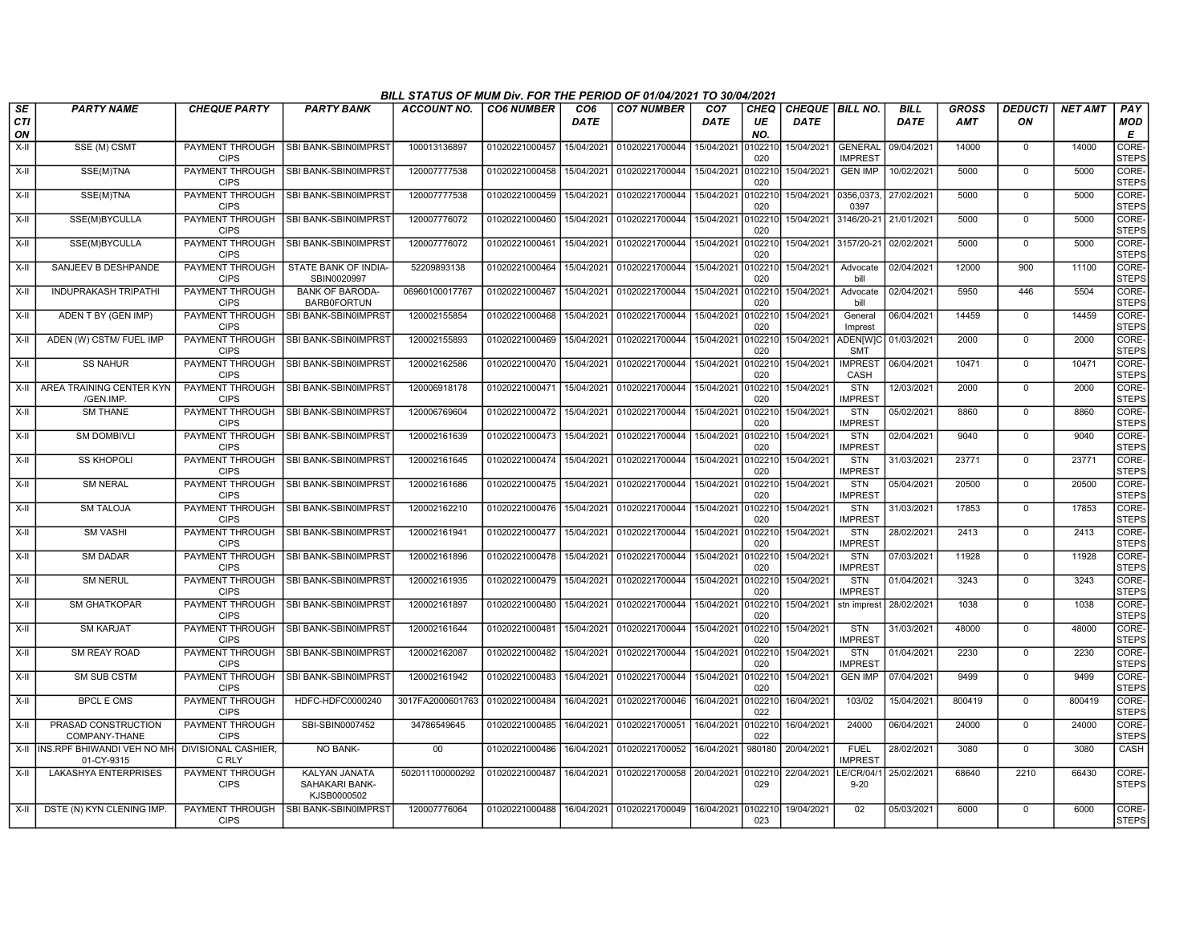## BILL STATUS OF MUM Div. FOR THE PERIOD OF 01/04/2021 TO 30/04/2021

| SECTION | PARTY NAME | CHEQUE PARTY | PARTY BANK | ACCOUNT NO. | CO6 NUMBER | CO6 DATE | CO7 NUMBER | CO7 DATE | CHEQUE NO. | CHEQUE DATE | BILL NO. | BILL DATE | GROSS AMT | DEDUCTION | NET AMT | PAY MODE |
|---|---|---|---|---|---|---|---|---|---|---|---|---|---|---|---|---|
| X-II | SSE (M) CSMT | PAYMENT THROUGH CIPS | SBI BANK-SBIN0IMPRST | 100013136897 | 01020221000457 | 15/04/2021 | 01020221700044 | 15/04/2021 | 0102210020 | 15/04/2021 | GENERAL IMPREST | 09/04/2021 | 14000 | 0 | 14000 | CORE-STEPS |
| X-II | SSE(M)TNA | PAYMENT THROUGH CIPS | SBI BANK-SBIN0IMPRST | 120007777538 | 01020221000458 | 15/04/2021 | 01020221700044 | 15/04/2021 | 0102210020 | 15/04/2021 | GEN IMP | 10/02/2021 | 5000 | 0 | 5000 | CORE-STEPS |
| X-II | SSE(M)TNA | PAYMENT THROUGH CIPS | SBI BANK-SBIN0IMPRST | 120007777538 | 01020221000459 | 15/04/2021 | 01020221700044 | 15/04/2021 | 0102210020 | 15/04/2021 | 0356,0373,0397 | 27/02/2021 | 5000 | 0 | 5000 | CORE-STEPS |
| X-II | SSE(M)BYCULLA | PAYMENT THROUGH CIPS | SBI BANK-SBIN0IMPRST | 120007776072 | 01020221000460 | 15/04/2021 | 01020221700044 | 15/04/2021 | 0102210020 | 15/04/2021 | 3146/20-21 | 21/01/2021 | 5000 | 0 | 5000 | CORE-STEPS |
| X-II | SSE(M)BYCULLA | PAYMENT THROUGH CIPS | SBI BANK-SBIN0IMPRST | 120007776072 | 01020221000461 | 15/04/2021 | 01020221700044 | 15/04/2021 | 0102210020 | 15/04/2021 | 3157/20-21 | 02/02/2021 | 5000 | 0 | 5000 | CORE-STEPS |
| X-II | SANJEEV B DESHPANDE | PAYMENT THROUGH CIPS | STATE BANK OF INDIA-SBIN0020997 | 52209893138 | 01020221000464 | 15/04/2021 | 01020221700044 | 15/04/2021 | 0102210020 | 15/04/2021 | Advocate bill | 02/04/2021 | 12000 | 900 | 11100 | CORE-STEPS |
| X-II | INDUPRAKASH TRIPATHI | PAYMENT THROUGH CIPS | BANK OF BARODA-BARB0FORTUN | 06960100017767 | 01020221000467 | 15/04/2021 | 01020221700044 | 15/04/2021 | 0102210020 | 15/04/2021 | Advocate bill | 02/04/2021 | 5950 | 446 | 5504 | CORE-STEPS |
| X-II | ADEN T BY (GEN IMP) | PAYMENT THROUGH CIPS | SBI BANK-SBIN0IMPRST | 120002155854 | 01020221000468 | 15/04/2021 | 01020221700044 | 15/04/2021 | 0102210020 | 15/04/2021 | General Imprest | 06/04/2021 | 14459 | 0 | 14459 | CORE-STEPS |
| X-II | ADEN (W) CSTM/ FUEL IMP | PAYMENT THROUGH CIPS | SBI BANK-SBIN0IMPRST | 120002155893 | 01020221000469 | 15/04/2021 | 01020221700044 | 15/04/2021 | 0102210020 | 15/04/2021 | ADEN[W]CSMT | 01/03/2021 | 2000 | 0 | 2000 | CORE-STEPS |
| X-II | SS NAHUR | PAYMENT THROUGH CIPS | SBI BANK-SBIN0IMPRST | 120002162586 | 01020221000470 | 15/04/2021 | 01020221700044 | 15/04/2021 | 0102210020 | 15/04/2021 | IMPREST CASH | 06/04/2021 | 10471 | 0 | 10471 | CORE-STEPS |
| X-II | AREA TRAINING CENTER KYN /GEN.IMP. | PAYMENT THROUGH CIPS | SBI BANK-SBIN0IMPRST | 120006918178 | 01020221000471 | 15/04/2021 | 01020221700044 | 15/04/2021 | 0102210020 | 15/04/2021 | STN IMPREST | 12/03/2021 | 2000 | 0 | 2000 | CORE-STEPS |
| X-II | SM THANE | PAYMENT THROUGH CIPS | SBI BANK-SBIN0IMPRST | 120006769604 | 01020221000472 | 15/04/2021 | 01020221700044 | 15/04/2021 | 0102210020 | 15/04/2021 | STN IMPREST | 05/02/2021 | 8860 | 0 | 8860 | CORE-STEPS |
| X-II | SM DOMBIVLI | PAYMENT THROUGH CIPS | SBI BANK-SBIN0IMPRST | 120002161639 | 01020221000473 | 15/04/2021 | 01020221700044 | 15/04/2021 | 0102210020 | 15/04/2021 | STN IMPREST | 02/04/2021 | 9040 | 0 | 9040 | CORE-STEPS |
| X-II | SS KHOPOLI | PAYMENT THROUGH CIPS | SBI BANK-SBIN0IMPRST | 120002161645 | 01020221000474 | 15/04/2021 | 01020221700044 | 15/04/2021 | 0102210020 | 15/04/2021 | STN IMPREST | 31/03/2021 | 23771 | 0 | 23771 | CORE-STEPS |
| X-II | SM NERAL | PAYMENT THROUGH CIPS | SBI BANK-SBIN0IMPRST | 120002161686 | 01020221000475 | 15/04/2021 | 01020221700044 | 15/04/2021 | 0102210020 | 15/04/2021 | STN IMPREST | 05/04/2021 | 20500 | 0 | 20500 | CORE-STEPS |
| X-II | SM TALOJA | PAYMENT THROUGH CIPS | SBI BANK-SBIN0IMPRST | 120002162210 | 01020221000476 | 15/04/2021 | 01020221700044 | 15/04/2021 | 0102210020 | 15/04/2021 | STN IMPREST | 31/03/2021 | 17853 | 0 | 17853 | CORE-STEPS |
| X-II | SM VASHI | PAYMENT THROUGH CIPS | SBI BANK-SBIN0IMPRST | 120002161941 | 01020221000477 | 15/04/2021 | 01020221700044 | 15/04/2021 | 0102210020 | 15/04/2021 | STN IMPREST | 28/02/2021 | 2413 | 0 | 2413 | CORE-STEPS |
| X-II | SM DADAR | PAYMENT THROUGH CIPS | SBI BANK-SBIN0IMPRST | 120002161896 | 01020221000478 | 15/04/2021 | 01020221700044 | 15/04/2021 | 0102210020 | 15/04/2021 | STN IMPREST | 07/03/2021 | 11928 | 0 | 11928 | CORE-STEPS |
| X-II | SM NERUL | PAYMENT THROUGH CIPS | SBI BANK-SBIN0IMPRST | 120002161935 | 01020221000479 | 15/04/2021 | 01020221700044 | 15/04/2021 | 0102210020 | 15/04/2021 | STN IMPREST | 01/04/2021 | 3243 | 0 | 3243 | CORE-STEPS |
| X-II | SM GHATKOPAR | PAYMENT THROUGH CIPS | SBI BANK-SBIN0IMPRST | 120002161897 | 01020221000480 | 15/04/2021 | 01020221700044 | 15/04/2021 | 0102210020 | 15/04/2021 | stn imprest | 28/02/2021 | 1038 | 0 | 1038 | CORE-STEPS |
| X-II | SM KARJAT | PAYMENT THROUGH CIPS | SBI BANK-SBIN0IMPRST | 120002161644 | 01020221000481 | 15/04/2021 | 01020221700044 | 15/04/2021 | 0102210020 | 15/04/2021 | STN IMPREST | 31/03/2021 | 48000 | 0 | 48000 | CORE-STEPS |
| X-II | SM REAY ROAD | PAYMENT THROUGH CIPS | SBI BANK-SBIN0IMPRST | 120002162087 | 01020221000482 | 15/04/2021 | 01020221700044 | 15/04/2021 | 0102210020 | 15/04/2021 | STN IMPREST | 01/04/2021 | 2230 | 0 | 2230 | CORE-STEPS |
| X-II | SM SUB CSTM | PAYMENT THROUGH CIPS | SBI BANK-SBIN0IMPRST | 120002161942 | 01020221000483 | 15/04/2021 | 01020221700044 | 15/04/2021 | 0102210020 | 15/04/2021 | GEN IMP | 07/04/2021 | 9499 | 0 | 9499 | CORE-STEPS |
| X-II | BPCL E CMS | PAYMENT THROUGH CIPS | HDFC-HDFC0000240 | 3017FA2000601763 | 01020221000484 | 16/04/2021 | 01020221700046 | 16/04/2021 | 0102210022 | 16/04/2021 | 103/02 | 15/04/2021 | 800419 | 0 | 800419 | CORE-STEPS |
| X-II | PRASAD CONSTRUCTION COMPANY-THANE | PAYMENT THROUGH CIPS | SBI-SBIN0007452 | 34786549645 | 01020221000485 | 16/04/2021 | 01020221700051 | 16/04/2021 | 0102210022 | 16/04/2021 | 24000 | 06/04/2021 | 24000 | 0 | 24000 | CORE-STEPS |
| X-II | INS.RPF BHIWANDI VEH NO MH-01-CY-9315 | DIVISIONAL CASHIER, C RLY | NO BANK- | 00 | 01020221000486 | 16/04/2021 | 01020221700052 | 16/04/2021 | 980180 | 20/04/2021 | FUEL IMPREST | 28/02/2021 | 3080 | 0 | 3080 | CASH |
| X-II | LAKASHYA ENTERPRISES | PAYMENT THROUGH CIPS | KALYAN JANATA SAHAKARI BANK-KJSB0000502 | 502011100000292 | 01020221000487 | 16/04/2021 | 01020221700058 | 20/04/2021 | 0102210029 | 22/04/2021 | LE/CR/04/19-20 | 25/02/2021 | 68640 | 2210 | 66430 | CORE-STEPS |
| X-II | DSTE (N) KYN CLENING IMP. | PAYMENT THROUGH CIPS | SBI BANK-SBIN0IMPRST | 120007776064 | 01020221000488 | 16/04/2021 | 01020221700049 | 16/04/2021 | 0102210023 | 19/04/2021 | 02 | 05/03/2021 | 6000 | 0 | 6000 | CORE-STEPS |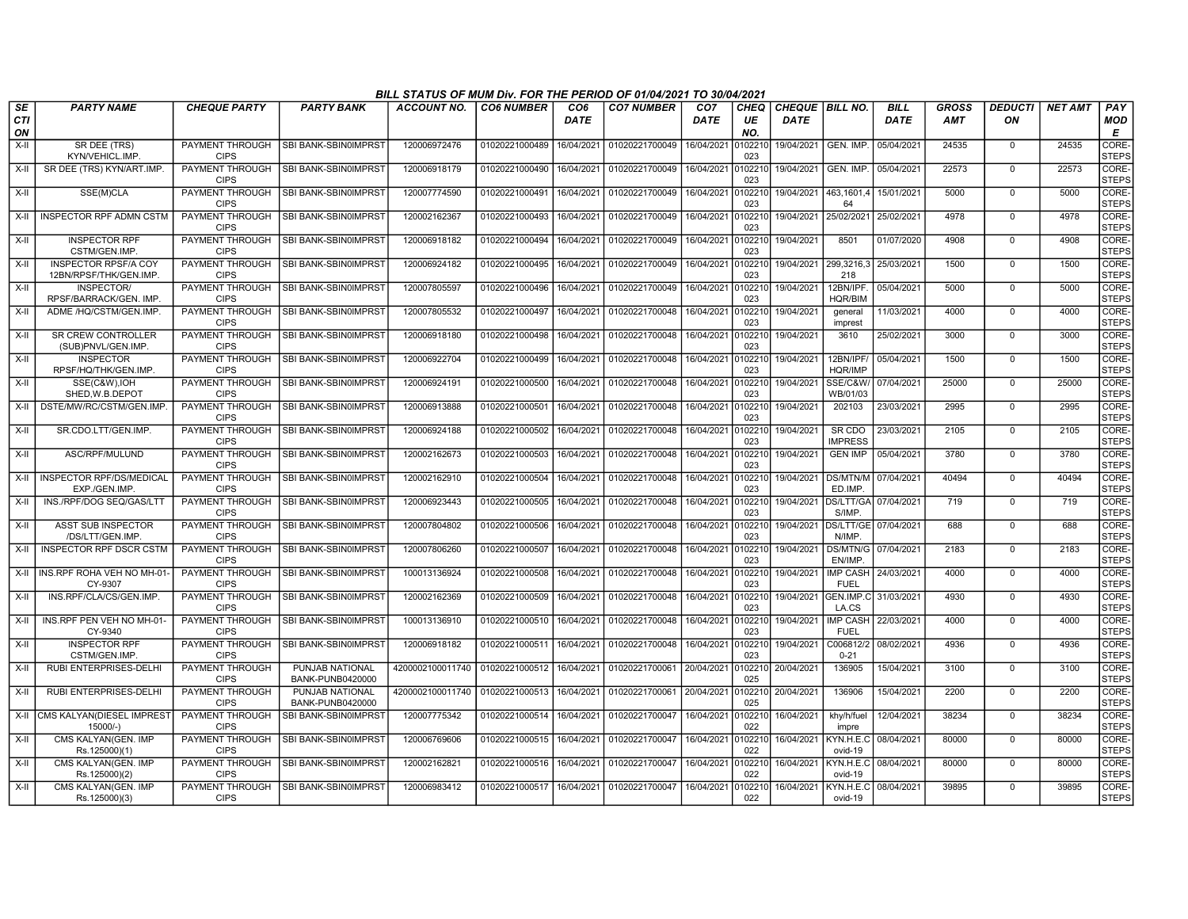# BILL STATUS OF MUM Div. FOR THE PERIOD OF 01/04/2021 TO 30/04/2021

| SECTION | PARTY NAME | CHEQUE PARTY | PARTY BANK | ACCOUNT NO. | CO6 NUMBER | CO6 DATE | CO7 NUMBER | CO7 DATE | CHEQUE NO. | CHEQUE DATE | BILL NO. | BILL DATE | GROSS AMT | DEDUCTION | NET AMT | PAY MODE |
|---|---|---|---|---|---|---|---|---|---|---|---|---|---|---|---|---|
| X-II | SR DEE (TRS) KYN/VEHICL.IMP. | PAYMENT THROUGH CIPS | SBI BANK-SBIN0IMPRST | 120006972476 | 01020221000489 | 16/04/2021 | 01020221700049 | 16/04/2021 | 0102210023 | 19/04/2021 | GEN. IMP. | 05/04/2021 | 24535 | 0 | 24535 | CORE-STEPS |
| X-II | SR DEE (TRS) KYN/ART.IMP. | PAYMENT THROUGH CIPS | SBI BANK-SBIN0IMPRST | 120006918179 | 01020221000490 | 16/04/2021 | 01020221700049 | 16/04/2021 | 0102210023 | 19/04/2021 | GEN. IMP. | 05/04/2021 | 22573 | 0 | 22573 | CORE-STEPS |
| X-II | SSE(M)CLA | PAYMENT THROUGH CIPS | SBI BANK-SBIN0IMPRST | 120007774590 | 01020221000491 | 16/04/2021 | 01020221700049 | 16/04/2021 | 0102210023 | 19/04/2021 | 463,1601,464 | 15/01/2021 | 5000 | 0 | 5000 | CORE-STEPS |
| X-II | INSPECTOR RPF ADMN CSTM | PAYMENT THROUGH CIPS | SBI BANK-SBIN0IMPRST | 120002162367 | 01020221000493 | 16/04/2021 | 01020221700049 | 16/04/2021 | 0102210023 | 19/04/2021 | 25/02/2021 | 25/02/2021 | 4978 | 0 | 4978 | CORE-STEPS |
| X-II | INSPECTOR RPF CSTM/GEN.IMP. | PAYMENT THROUGH CIPS | SBI BANK-SBIN0IMPRST | 120006918182 | 01020221000494 | 16/04/2021 | 01020221700049 | 16/04/2021 | 0102210023 | 19/04/2021 | 8501 | 01/07/2020 | 4908 | 0 | 4908 | CORE-STEPS |
| X-II | INSPECTOR RPSF/A COY 12BN/RPSF/THK/GEN.IMP. | PAYMENT THROUGH CIPS | SBI BANK-SBIN0IMPRST | 120006924182 | 01020221000495 | 16/04/2021 | 01020221700049 | 16/04/2021 | 0102210023 | 19/04/2021 | 299,3216,3218 | 25/03/2021 | 1500 | 0 | 1500 | CORE-STEPS |
| X-II | INSPECTOR/ RPSF/BARRACK/GEN. IMP. | PAYMENT THROUGH CIPS | SBI BANK-SBIN0IMPRST | 120007805597 | 01020221000496 | 16/04/2021 | 01020221700049 | 16/04/2021 | 0102210023 | 19/04/2021 | 12BN/IPF.HQR/BIM | 05/04/2021 | 5000 | 0 | 5000 | CORE-STEPS |
| X-II | ADME /HQ/CSTM/GEN.IMP. | PAYMENT THROUGH CIPS | SBI BANK-SBIN0IMPRST | 120007805532 | 01020221000497 | 16/04/2021 | 01020221700048 | 16/04/2021 | 0102210023 | 19/04/2021 | general imprest | 11/03/2021 | 4000 | 0 | 4000 | CORE-STEPS |
| X-II | SR CREW CONTROLLER (SUB)PNVL/GEN.IMP. | PAYMENT THROUGH CIPS | SBI BANK-SBIN0IMPRST | 120006918180 | 01020221000498 | 16/04/2021 | 01020221700048 | 16/04/2021 | 0102210023 | 19/04/2021 | 3610 | 25/02/2021 | 3000 | 0 | 3000 | CORE-STEPS |
| X-II | INSPECTOR RPSF/HQ/THK/GEN.IMP. | PAYMENT THROUGH CIPS | SBI BANK-SBIN0IMPRST | 120006922704 | 01020221000499 | 16/04/2021 | 01020221700048 | 16/04/2021 | 0102210023 | 19/04/2021 | 12BN/IPF/HQR/IMP | 05/04/2021 | 1500 | 0 | 1500 | CORE-STEPS |
| X-II | SSE(C&W),IOH SHED,W.B.DEPOT | PAYMENT THROUGH CIPS | SBI BANK-SBIN0IMPRST | 120006924191 | 01020221000500 | 16/04/2021 | 01020221700048 | 16/04/2021 | 0102210023 | 19/04/2021 | SSE/C&W/WB/01/03 | 07/04/2021 | 25000 | 0 | 25000 | CORE-STEPS |
| X-II | DSTE/MW/RC/CSTM/GEN.IMP. | PAYMENT THROUGH CIPS | SBI BANK-SBIN0IMPRST | 120006913888 | 01020221000501 | 16/04/2021 | 01020221700048 | 16/04/2021 | 0102210023 | 19/04/2021 | 202103 | 23/03/2021 | 2995 | 0 | 2995 | CORE-STEPS |
| X-II | SR.CDO.LTT/GEN.IMP. | PAYMENT THROUGH CIPS | SBI BANK-SBIN0IMPRST | 120006924188 | 01020221000502 | 16/04/2021 | 01020221700048 | 16/04/2021 | 0102210023 | 19/04/2021 | SR CDO IMPRESS | 23/03/2021 | 2105 | 0 | 2105 | CORE-STEPS |
| X-II | ASC/RPF/MULUND | PAYMENT THROUGH CIPS | SBI BANK-SBIN0IMPRST | 120002162673 | 01020221000503 | 16/04/2021 | 01020221700048 | 16/04/2021 | 0102210023 | 19/04/2021 | GEN IMP | 05/04/2021 | 3780 | 0 | 3780 | CORE-STEPS |
| X-II | INSPECTOR RPF/DS/MEDICAL EXP./GEN.IMP. | PAYMENT THROUGH CIPS | SBI BANK-SBIN0IMPRST | 120002162910 | 01020221000504 | 16/04/2021 | 01020221700048 | 16/04/2021 | 0102210023 | 19/04/2021 | DS/MTN/MED.IMP. | 07/04/2021 | 40494 | 0 | 40494 | CORE-STEPS |
| X-II | INS./RPF/DOG SEQ/GAS/LTT | PAYMENT THROUGH CIPS | SBI BANK-SBIN0IMPRST | 120006923443 | 01020221000505 | 16/04/2021 | 01020221700048 | 16/04/2021 | 0102210023 | 19/04/2021 | DS/LTT/GAS/IMP. | 07/04/2021 | 719 | 0 | 719 | CORE-STEPS |
| X-II | ASST SUB INSPECTOR /DS/LTT/GEN.IMP. | PAYMENT THROUGH CIPS | SBI BANK-SBIN0IMPRST | 120007804802 | 01020221000506 | 16/04/2021 | 01020221700048 | 16/04/2021 | 0102210023 | 19/04/2021 | DS/LTT/GEN/IMP. | 07/04/2021 | 688 | 0 | 688 | CORE-STEPS |
| X-II | INSPECTOR RPF DSCR CSTM | PAYMENT THROUGH CIPS | SBI BANK-SBIN0IMPRST | 120007806260 | 01020221000507 | 16/04/2021 | 01020221700048 | 16/04/2021 | 0102210023 | 19/04/2021 | DS/MTN/GEN/IMP. | 07/04/2021 | 2183 | 0 | 2183 | CORE-STEPS |
| X-II | INS.RPF ROHA VEH NO MH-01-CY-9307 | PAYMENT THROUGH CIPS | SBI BANK-SBIN0IMPRST | 100013136924 | 01020221000508 | 16/04/2021 | 01020221700048 | 16/04/2021 | 0102210023 | 19/04/2021 | IMP CASH FUEL | 24/03/2021 | 4000 | 0 | 4000 | CORE-STEPS |
| X-II | INS.RPF/CLA/CS/GEN.IMP. | PAYMENT THROUGH CIPS | SBI BANK-SBIN0IMPRST | 120002162369 | 01020221000509 | 16/04/2021 | 01020221700048 | 16/04/2021 | 0102210023 | 19/04/2021 | GEN.IMP.CLA.CS | 31/03/2021 | 4930 | 0 | 4930 | CORE-STEPS |
| X-II | INS.RPF PEN VEH NO MH-01-CY-9340 | PAYMENT THROUGH CIPS | SBI BANK-SBIN0IMPRST | 100013136910 | 01020221000510 | 16/04/2021 | 01020221700048 | 16/04/2021 | 0102210023 | 19/04/2021 | IMP CASH FUEL | 22/03/2021 | 4000 | 0 | 4000 | CORE-STEPS |
| X-II | INSPECTOR RPF CSTM/GEN.IMP. | PAYMENT THROUGH CIPS | SBI BANK-SBIN0IMPRST | 120006918182 | 01020221000511 | 16/04/2021 | 01020221700048 | 16/04/2021 | 0102210023 | 19/04/2021 | C006812/20-21 | 08/02/2021 | 4936 | 0 | 4936 | CORE-STEPS |
| X-II | RUBI ENTERPRISES-DELHI | PAYMENT THROUGH CIPS | PUNJAB NATIONAL BANK-PUNB0420000 | 4200002100011740 | 01020221000512 | 16/04/2021 | 01020221700061 | 20/04/2021 | 0102210025 | 20/04/2021 | 136905 | 15/04/2021 | 3100 | 0 | 3100 | CORE-STEPS |
| X-II | RUBI ENTERPRISES-DELHI | PAYMENT THROUGH CIPS | PUNJAB NATIONAL BANK-PUNB0420000 | 4200002100011740 | 01020221000513 | 16/04/2021 | 01020221700061 | 20/04/2021 | 0102210025 | 20/04/2021 | 136906 | 15/04/2021 | 2200 | 0 | 2200 | CORE-STEPS |
| X-II | CMS KALYAN(DIESEL IMPREST 15000/-) | PAYMENT THROUGH CIPS | SBI BANK-SBIN0IMPRST | 120007775342 | 01020221000514 | 16/04/2021 | 01020221700047 | 16/04/2021 | 0102210022 | 16/04/2021 | khy/h/fuel impre | 12/04/2021 | 38234 | 0 | 38234 | CORE-STEPS |
| X-II | CMS KALYAN(GEN. IMP Rs.125000)(1) | PAYMENT THROUGH CIPS | SBI BANK-SBIN0IMPRST | 120006769606 | 01020221000515 | 16/04/2021 | 01020221700047 | 16/04/2021 | 0102210022 | 16/04/2021 | KYN.H.E.Covid-19 | 08/04/2021 | 80000 | 0 | 80000 | CORE-STEPS |
| X-II | CMS KALYAN(GEN. IMP Rs.125000)(2) | PAYMENT THROUGH CIPS | SBI BANK-SBIN0IMPRST | 120002162821 | 01020221000516 | 16/04/2021 | 01020221700047 | 16/04/2021 | 0102210022 | 16/04/2021 | KYN.H.E.Covid-19 | 08/04/2021 | 80000 | 0 | 80000 | CORE-STEPS |
| X-II | CMS KALYAN(GEN. IMP Rs.125000)(3) | PAYMENT THROUGH CIPS | SBI BANK-SBIN0IMPRST | 120006983412 | 01020221000517 | 16/04/2021 | 01020221700047 | 16/04/2021 | 0102210022 | 16/04/2021 | KYN.H.E.Covid-19 | 08/04/2021 | 39895 | 0 | 39895 | CORE-STEPS |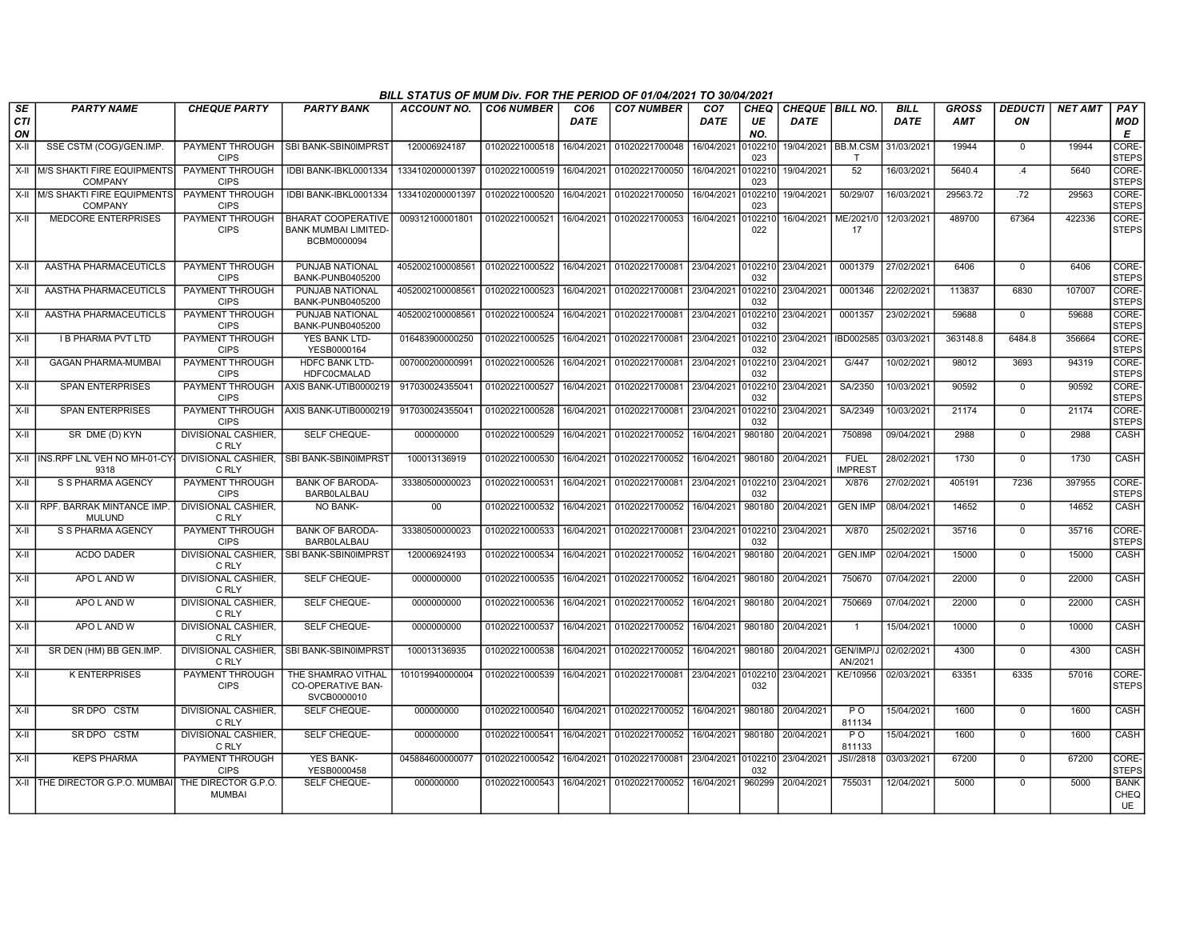## BILL STATUS OF MUM Div. FOR THE PERIOD OF 01/04/2021 TO 30/04/2021

| SECTION | PARTY NAME | CHEQUE PARTY | PARTY BANK | ACCOUNT NO. | CO6 NUMBER | CO6 DATE | CO7 NUMBER | CO7 DATE | CHEQUE NO. | CHEQUE DATE | BILL NO. | BILL DATE | GROSS AMT | DEDUCTION | NET AMT | PAY MODE |
|---|---|---|---|---|---|---|---|---|---|---|---|---|---|---|---|---|
| X-II | SSE CSTM (COG)/GEN.IMP. | PAYMENT THROUGH CIPS | SBI BANK-SBIN0IMPRST | 120006924187 | 01020221000518 | 16/04/2021 | 01020221700048 | 16/04/2021 | 0102210023 | 19/04/2021 | BB.M.CSMT | 31/03/2021 | 19944 | 0 | 19944 | CORE-STEPS |
| X-II | M/S SHAKTI FIRE EQUIPMENTS COMPANY | PAYMENT THROUGH CIPS | IDBI BANK-IBKL0001334 | 1334102000001397 | 01020221000519 | 16/04/2021 | 01020221700050 | 16/04/2021 | 0102210023 | 19/04/2021 | 52 | 16/03/2021 | 5640.4 | .4 | 5640 | CORE-STEPS |
| X-II | M/S SHAKTI FIRE EQUIPMENTS COMPANY | PAYMENT THROUGH CIPS | IDBI BANK-IBKL0001334 | 1334102000001397 | 01020221000520 | 16/04/2021 | 01020221700050 | 16/04/2021 | 0102210023 | 19/04/2021 | 50/29/07 | 16/03/2021 | 29563.72 | .72 | 29563 | CORE-STEPS |
| X-II | MEDCORE ENTERPRISES | PAYMENT THROUGH CIPS | BHARAT COOPERATIVE BANK MUMBAI LIMITED-BCBM0000094 | 009312100001801 | 01020221000521 | 16/04/2021 | 01020221700053 | 16/04/2021 | 0102210022 | 16/04/2021 | ME/2021/017 | 12/03/2021 | 489700 | 67364 | 422336 | CORE-STEPS |
| X-II | AASTHA PHARMACEUTICLS | PAYMENT THROUGH CIPS | PUNJAB NATIONAL BANK-PUNB0405200 | 4052002100008561 | 01020221000522 | 16/04/2021 | 01020221700081 | 23/04/2021 | 0102210032 | 23/04/2021 | 0001379 | 27/02/2021 | 6406 | 0 | 6406 | CORE-STEPS |
| X-II | AASTHA PHARMACEUTICLS | PAYMENT THROUGH CIPS | PUNJAB NATIONAL BANK-PUNB0405200 | 4052002100008561 | 01020221000523 | 16/04/2021 | 01020221700081 | 23/04/2021 | 0102210032 | 23/04/2021 | 0001346 | 22/02/2021 | 113837 | 6830 | 107007 | CORE-STEPS |
| X-II | AASTHA PHARMACEUTICLS | PAYMENT THROUGH CIPS | PUNJAB NATIONAL BANK-PUNB0405200 | 4052002100008561 | 01020221000524 | 16/04/2021 | 01020221700081 | 23/04/2021 | 0102210032 | 23/04/2021 | 0001357 | 23/02/2021 | 59688 | 0 | 59688 | CORE-STEPS |
| X-II | I B PHARMA PVT LTD | PAYMENT THROUGH CIPS | YES BANK LTD-YESB0000164 | 016483900000250 | 01020221000525 | 16/04/2021 | 01020221700081 | 23/04/2021 | 0102210032 | 23/04/2021 | IBD002585 | 03/03/2021 | 363148.8 | 6484.8 | 356664 | CORE-STEPS |
| X-II | GAGAN PHARMA-MUMBAI | PAYMENT THROUGH CIPS | HDFC BANK LTD-HDFC0CMALAD | 00700020000991 | 01020221000526 | 16/04/2021 | 01020221700081 | 23/04/2021 | 0102210032 | 23/04/2021 | G/447 | 10/02/2021 | 98012 | 3693 | 94319 | CORE-STEPS |
| X-II | SPAN ENTERPRISES | PAYMENT THROUGH CIPS | AXIS BANK-UTIB0000219 | 917030024355041 | 01020221000527 | 16/04/2021 | 01020221700081 | 23/04/2021 | 0102210032 | 23/04/2021 | SA/2350 | 10/03/2021 | 90592 | 0 | 90592 | CORE-STEPS |
| X-II | SPAN ENTERPRISES | PAYMENT THROUGH CIPS | AXIS BANK-UTIB0000219 | 917030024355041 | 01020221000528 | 16/04/2021 | 01020221700081 | 23/04/2021 | 0102210032 | 23/04/2021 | SA/2349 | 10/03/2021 | 21174 | 0 | 21174 | CORE-STEPS |
| X-II | SR DME (D) KYN | DIVISIONAL CASHIER, C RLY | SELF CHEQUE- | 000000000 | 01020221000529 | 16/04/2021 | 01020221700052 | 16/04/2021 | 980180 | 20/04/2021 | 750898 | 09/04/2021 | 2988 | 0 | 2988 | CASH |
| X-II | INS.RPF LNL VEH NO MH-01-CY-9318 | DIVISIONAL CASHIER, C RLY | SBI BANK-SBIN0IMPRST | 100013136919 | 01020221000530 | 16/04/2021 | 01020221700052 | 16/04/2021 | 980180 | 20/04/2021 | FUEL IMPREST | 28/02/2021 | 1730 | 0 | 1730 | CASH |
| X-II | S S PHARMA AGENCY | PAYMENT THROUGH CIPS | BANK OF BARODA-BARB0LALBAU | 33380500000023 | 01020221000531 | 16/04/2021 | 01020221700081 | 23/04/2021 | 0102210032 | 23/04/2021 | X/876 | 27/02/2021 | 405191 | 7236 | 397955 | CORE-STEPS |
| X-II | RPF. BARRAK MINTANCE IMP. MULUND | DIVISIONAL CASHIER, C RLY | NO BANK- | 00 | 01020221000532 | 16/04/2021 | 01020221700052 | 16/04/2021 | 980180 | 20/04/2021 | GEN IMP | 08/04/2021 | 14652 | 0 | 14652 | CASH |
| X-II | S S PHARMA AGENCY | PAYMENT THROUGH CIPS | BANK OF BARODA-BARB0LALBAU | 33380500000023 | 01020221000533 | 16/04/2021 | 01020221700081 | 23/04/2021 | 0102210032 | 23/04/2021 | X/870 | 25/02/2021 | 35716 | 0 | 35716 | CORE-STEPS |
| X-II | ACDO DADER | DIVISIONAL CASHIER, C RLY | SBI BANK-SBIN0IMPRST | 120006924193 | 01020221000534 | 16/04/2021 | 01020221700052 | 16/04/2021 | 980180 | 20/04/2021 | GEN.IMP | 02/04/2021 | 15000 | 0 | 15000 | CASH |
| X-II | APO L AND W | DIVISIONAL CASHIER, C RLY | SELF CHEQUE- | 0000000000 | 01020221000535 | 16/04/2021 | 01020221700052 | 16/04/2021 | 980180 | 20/04/2021 | 750670 | 07/04/2021 | 22000 | 0 | 22000 | CASH |
| X-II | APO L AND W | DIVISIONAL CASHIER, C RLY | SELF CHEQUE- | 0000000000 | 01020221000536 | 16/04/2021 | 01020221700052 | 16/04/2021 | 980180 | 20/04/2021 | 750669 | 07/04/2021 | 22000 | 0 | 22000 | CASH |
| X-II | APO L AND W | DIVISIONAL CASHIER, C RLY | SELF CHEQUE- | 0000000000 | 01020221000537 | 16/04/2021 | 01020221700052 | 16/04/2021 | 980180 | 20/04/2021 | 1 | 15/04/2021 | 10000 | 0 | 10000 | CASH |
| X-II | SR DEN (HM) BB GEN.IMP. | DIVISIONAL CASHIER, C RLY | SBI BANK-SBIN0IMPRST | 100013136935 | 01020221000538 | 16/04/2021 | 01020221700052 | 16/04/2021 | 980180 | 20/04/2021 | GEN/IMP/JAN/2021 | 02/02/2021 | 4300 | 0 | 4300 | CASH |
| X-II | K ENTERPRISES | PAYMENT THROUGH CIPS | THE SHAMRAO VITHAL CO-OPERATIVE BAN-SVCB0000010 | 101019940000004 | 01020221000539 | 16/04/2021 | 01020221700081 | 23/04/2021 | 0102210032 | 23/04/2021 | KE/10956 | 02/03/2021 | 63351 | 6335 | 57016 | CORE-STEPS |
| X-II | SR DPO CSTM | DIVISIONAL CASHIER, C RLY | SELF CHEQUE- | 000000000 | 01020221000540 | 16/04/2021 | 01020221700052 | 16/04/2021 | 980180 | 20/04/2021 | P O 811134 | 15/04/2021 | 1600 | 0 | 1600 | CASH |
| X-II | SR DPO CSTM | DIVISIONAL CASHIER, C RLY | SELF CHEQUE- | 000000000 | 01020221000541 | 16/04/2021 | 01020221700052 | 16/04/2021 | 980180 | 20/04/2021 | P O 811133 | 15/04/2021 | 1600 | 0 | 1600 | CASH |
| X-II | KEPS PHARMA | PAYMENT THROUGH CIPS | YES BANK-YESB0000458 | 045884600000077 | 01020221000542 | 16/04/2021 | 01020221700081 | 23/04/2021 | 0102210032 | 23/04/2021 | JSI//2818 | 03/03/2021 | 67200 | 0 | 67200 | CORE-STEPS |
| X-II | THE DIRECTOR G.P.O. MUMBAI | THE DIRECTOR G.P.O. MUMBAI | SELF CHEQUE- | 000000000 | 01020221000543 | 16/04/2021 | 01020221700052 | 16/04/2021 | 960299 | 20/04/2021 | 755031 | 12/04/2021 | 5000 | 0 | 5000 | BANK CHEQUE |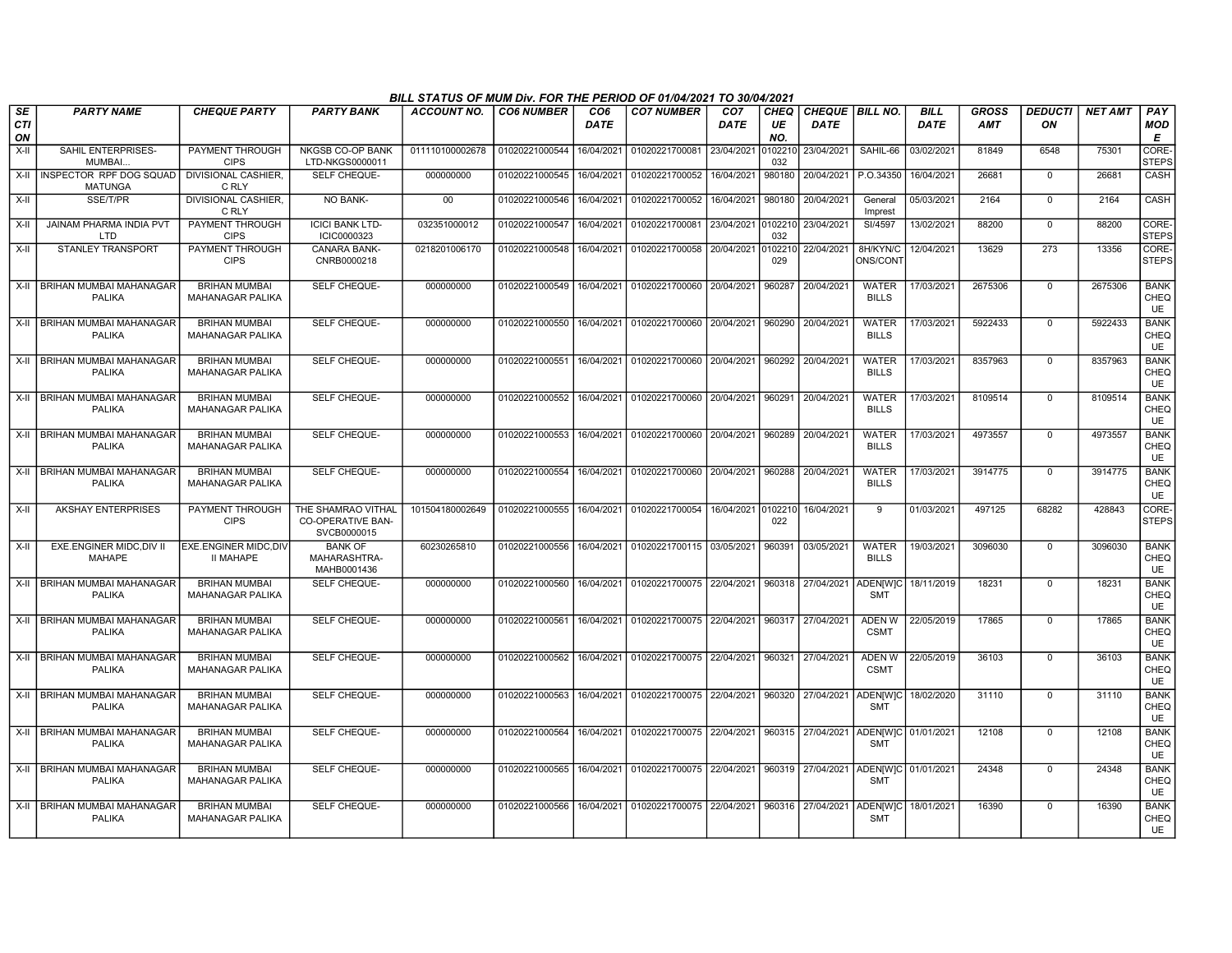## BILL STATUS OF MUM Div. FOR THE PERIOD OF 01/04/2021 TO 30/04/2021

| SECTION | PARTY NAME | CHEQUE PARTY | PARTY BANK | ACCOUNT NO. | CO6 NUMBER | CO6 DATE | CO7 NUMBER | CO7 DATE | CHEQUE NO. | CHEQUE DATE | BILL NO. | BILL DATE | GROSS AMT | DEDUCTION | NET AMT | PAY MODE |
|---|---|---|---|---|---|---|---|---|---|---|---|---|---|---|---|---|
| X-II | SAHIL ENTERPRISES-MUMBAI... | PAYMENT THROUGH CIPS | NKGSB CO-OP BANK LTD-NKGS0000011 | 011110100002678 | 01020221000544 | 16/04/2021 | 01020221700081 | 23/04/2021 | 0102210032 | 23/04/2021 | SAHIL-66 | 03/02/2021 | 81849 | 6548 | 75301 | CORE-STEPS |
| X-II | INSPECTOR RPF DOG SQUAD MATUNGA | DIVISIONAL CASHIER, C RLY | SELF CHEQUE- | 000000000 | 01020221000545 | 16/04/2021 | 01020221700052 | 16/04/2021 | 980180 | 20/04/2021 | P.O.34350 | 16/04/2021 | 26681 | 0 | 26681 | CASH |
| X-II | SSE/T/PR | DIVISIONAL CASHIER, C RLY | NO BANK- | 00 | 01020221000546 | 16/04/2021 | 01020221700052 | 16/04/2021 | 980180 | 20/04/2021 | General Imprest | 05/03/2021 | 2164 | 0 | 2164 | CASH |
| X-II | JAINAM PHARMA INDIA PVT LTD | PAYMENT THROUGH CIPS | ICICI BANK LTD-ICIC0000323 | 032351000012 | 01020221000547 | 16/04/2021 | 01020221700081 | 23/04/2021 | 0102210032 | 23/04/2021 | SI/4597 | 13/02/2021 | 88200 | 0 | 88200 | CORE-STEPS |
| X-II | STANLEY TRANSPORT | PAYMENT THROUGH CIPS | CANARA BANK-CNRB0000218 | 0218201006170 | 01020221000548 | 16/04/2021 | 01020221700058 | 20/04/2021 | 0102210029 | 22/04/2021 | 8H/KYN/CONS/CONT | 12/04/2021 | 13629 | 273 | 13356 | CORE-STEPS |
| X-II | BRIHAN MUMBAI MAHANAGAR PALIKA | BRIHAN MUMBAI MAHANAGAR PALIKA | SELF CHEQUE- | 000000000 | 01020221000549 | 16/04/2021 | 01020221700060 | 20/04/2021 | 960287 | 20/04/2021 | WATER BILLS | 17/03/2021 | 2675306 | 0 | 2675306 | BANK CHEQUE |
| X-II | BRIHAN MUMBAI MAHANAGAR PALIKA | BRIHAN MUMBAI MAHANAGAR PALIKA | SELF CHEQUE- | 000000000 | 01020221000550 | 16/04/2021 | 01020221700060 | 20/04/2021 | 960290 | 20/04/2021 | WATER BILLS | 17/03/2021 | 5922433 | 0 | 5922433 | BANK CHEQUE |
| X-II | BRIHAN MUMBAI MAHANAGAR PALIKA | BRIHAN MUMBAI MAHANAGAR PALIKA | SELF CHEQUE- | 000000000 | 01020221000551 | 16/04/2021 | 01020221700060 | 20/04/2021 | 960292 | 20/04/2021 | WATER BILLS | 17/03/2021 | 8357963 | 0 | 8357963 | BANK CHEQUE |
| X-II | BRIHAN MUMBAI MAHANAGAR PALIKA | BRIHAN MUMBAI MAHANAGAR PALIKA | SELF CHEQUE- | 000000000 | 01020221000552 | 16/04/2021 | 01020221700060 | 20/04/2021 | 960291 | 20/04/2021 | WATER BILLS | 17/03/2021 | 8109514 | 0 | 8109514 | BANK CHEQUE |
| X-II | BRIHAN MUMBAI MAHANAGAR PALIKA | BRIHAN MUMBAI MAHANAGAR PALIKA | SELF CHEQUE- | 000000000 | 01020221000553 | 16/04/2021 | 01020221700060 | 20/04/2021 | 960289 | 20/04/2021 | WATER BILLS | 17/03/2021 | 4973557 | 0 | 4973557 | BANK CHEQUE |
| X-II | BRIHAN MUMBAI MAHANAGAR PALIKA | BRIHAN MUMBAI MAHANAGAR PALIKA | SELF CHEQUE- | 000000000 | 01020221000554 | 16/04/2021 | 01020221700060 | 20/04/2021 | 960288 | 20/04/2021 | WATER BILLS | 17/03/2021 | 3914775 | 0 | 3914775 | BANK CHEQUE |
| X-II | AKSHAY ENTERPRISES | PAYMENT THROUGH CIPS | THE SHAMRAO VITHAL CO-OPERATIVE BAN-SVCB0000015 | 101504180002649 | 01020221000555 | 16/04/2021 | 01020221700054 | 16/04/2021 | 0102210022 | 16/04/2021 | 9 | 01/03/2021 | 497125 | 68282 | 428843 | CORE-STEPS |
| X-II | EXE.ENGINER MIDC,DIV II MAHAPE | EXE.ENGINER MIDC,DIV II MAHAPE | BANK OF MAHARASHTRA-MAHB0001436 | 60230265810 | 01020221000556 | 16/04/2021 | 01020221700115 | 03/05/2021 | 960391 | 03/05/2021 | WATER BILLS | 19/03/2021 | 3096030 | 0 | 3096030 | BANK CHEQUE |
| X-II | BRIHAN MUMBAI MAHANAGAR PALIKA | BRIHAN MUMBAI MAHANAGAR PALIKA | SELF CHEQUE- | 000000000 | 01020221000560 | 16/04/2021 | 01020221700075 | 22/04/2021 | 960318 | 27/04/2021 | ADEN[W]CSMT | 18/11/2019 | 18231 | 0 | 18231 | BANK CHEQUE |
| X-II | BRIHAN MUMBAI MAHANAGAR PALIKA | BRIHAN MUMBAI MAHANAGAR PALIKA | SELF CHEQUE- | 000000000 | 01020221000561 | 16/04/2021 | 01020221700075 | 22/04/2021 | 960317 | 27/04/2021 | ADEN W CSMT | 22/05/2019 | 17865 | 0 | 17865 | BANK CHEQUE |
| X-II | BRIHAN MUMBAI MAHANAGAR PALIKA | BRIHAN MUMBAI MAHANAGAR PALIKA | SELF CHEQUE- | 000000000 | 01020221000562 | 16/04/2021 | 01020221700075 | 22/04/2021 | 960321 | 27/04/2021 | ADEN W CSMT | 22/05/2019 | 36103 | 0 | 36103 | BANK CHEQUE |
| X-II | BRIHAN MUMBAI MAHANAGAR PALIKA | BRIHAN MUMBAI MAHANAGAR PALIKA | SELF CHEQUE- | 000000000 | 01020221000563 | 16/04/2021 | 01020221700075 | 22/04/2021 | 960320 | 27/04/2021 | ADEN[W]CSMT | 18/02/2020 | 31110 | 0 | 31110 | BANK CHEQUE |
| X-II | BRIHAN MUMBAI MAHANAGAR PALIKA | BRIHAN MUMBAI MAHANAGAR PALIKA | SELF CHEQUE- | 000000000 | 01020221000564 | 16/04/2021 | 01020221700075 | 22/04/2021 | 960315 | 27/04/2021 | ADEN[W]CSMT | 01/01/2021 | 12108 | 0 | 12108 | BANK CHEQUE |
| X-II | BRIHAN MUMBAI MAHANAGAR PALIKA | BRIHAN MUMBAI MAHANAGAR PALIKA | SELF CHEQUE- | 000000000 | 01020221000565 | 16/04/2021 | 01020221700075 | 22/04/2021 | 960319 | 27/04/2021 | ADEN[W]CSMT | 01/01/2021 | 24348 | 0 | 24348 | BANK CHEQUE |
| X-II | BRIHAN MUMBAI MAHANAGAR PALIKA | BRIHAN MUMBAI MAHANAGAR PALIKA | SELF CHEQUE- | 000000000 | 01020221000566 | 16/04/2021 | 01020221700075 | 22/04/2021 | 960316 | 27/04/2021 | ADEN[W]CSMT | 18/01/2021 | 16390 | 0 | 16390 | BANK CHEQUE |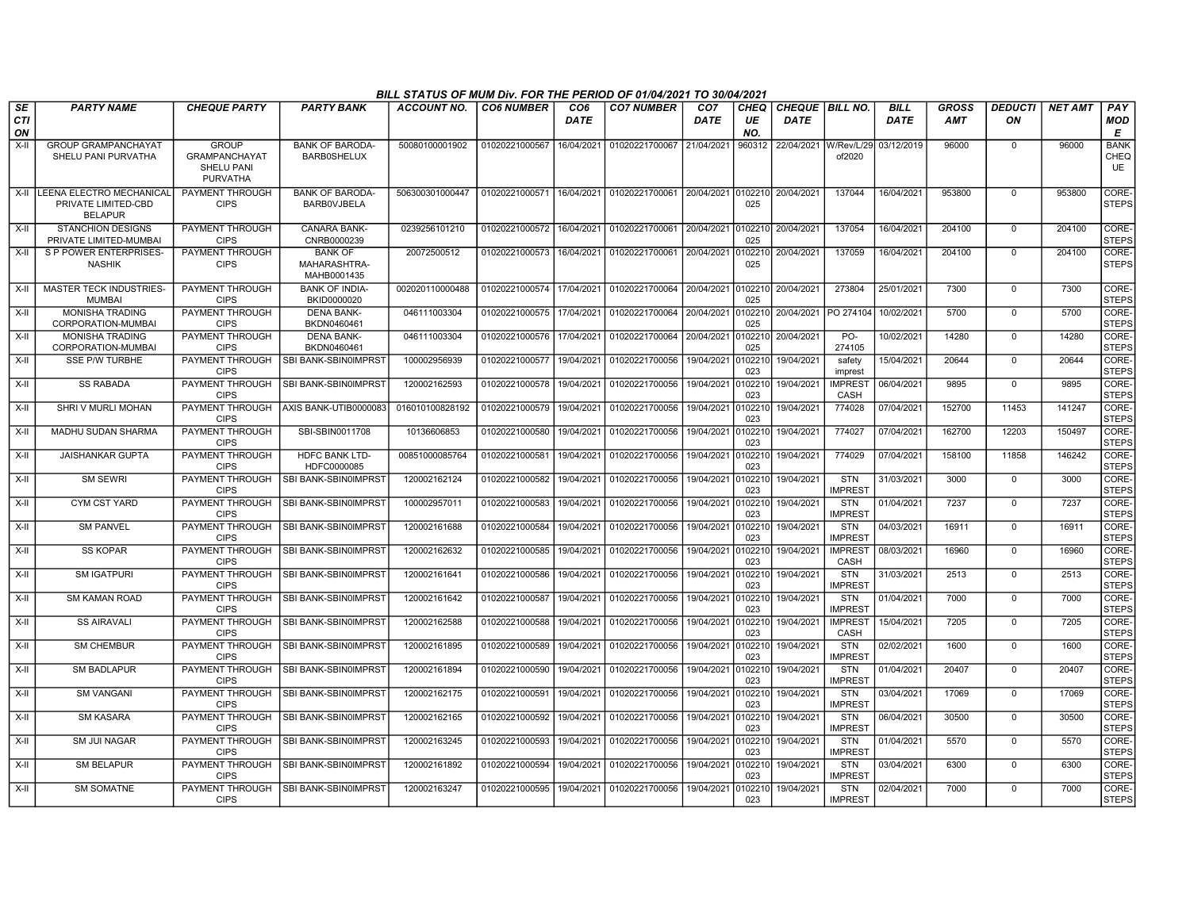## BILL STATUS OF MUM Div. FOR THE PERIOD OF 01/04/2021 TO 30/04/2021

| SECTION | PARTY NAME | CHEQUE PARTY | PARTY BANK | ACCOUNT NO. | CO6 NUMBER | CO6 DATE | CO7 NUMBER | CO7 DATE | CHEQUE NO. | CHEQUE DATE | BILL NO. | BILL DATE | GROSS AMT | DEDUCTION | NET AMT | PAY MODE |
|---|---|---|---|---|---|---|---|---|---|---|---|---|---|---|---|---|
| X-II | GROUP GRAMPANCHAYAT SHELU PANI PURVATHA | GROUP GRAMPANCHAYAT SHELU PANI PURVATHA | BANK OF BARODA-BARB0SHELUX | 50080100001902 | 01020221000567 | 16/04/2021 | 01020221700067 | 21/04/2021 | 960312 | 22/04/2021 | W/Rev/L/29 of2020 | 03/12/2019 | 96000 | 0 | 96000 | BANK CHEQUE |
| X-II | LEENA ELECTRO MECHANICAL PRIVATE LIMITED-CBD BELAPUR | PAYMENT THROUGH CIPS | BANK OF BARODA-BARB0VJBELA | 506300301000447 | 01020221000571 | 16/04/2021 | 01020221700061 | 20/04/2021 | 0102210025 | 20/04/2021 | 137044 | 16/04/2021 | 953800 | 0 | 953800 | CORE-STEPS |
| X-II | STANCHION DESIGNS PRIVATE LIMITED-MUMBAI | PAYMENT THROUGH CIPS | CANARA BANK-CNRB0000239 | 0239256101210 | 01020221000572 | 16/04/2021 | 01020221700061 | 20/04/2021 | 0102210025 | 20/04/2021 | 137054 | 16/04/2021 | 204100 | 0 | 204100 | CORE-STEPS |
| X-II | S P POWER ENTERPRISES-NASHIK | PAYMENT THROUGH CIPS | BANK OF MAHARASHTRA-MAHB0001435 | 20072500512 | 01020221000573 | 16/04/2021 | 01020221700061 | 20/04/2021 | 0102210025 | 20/04/2021 | 137059 | 16/04/2021 | 204100 | 0 | 204100 | CORE-STEPS |
| X-II | MASTER TECK INDUSTRIES-MUMBAI | PAYMENT THROUGH CIPS | BANK OF INDIA-BKID0000020 | 002020110000488 | 01020221000574 | 17/04/2021 | 01020221700064 | 20/04/2021 | 0102210025 | 20/04/2021 | 273804 | 25/01/2021 | 7300 | 0 | 7300 | CORE-STEPS |
| X-II | MONISHA TRADING CORPORATION-MUMBAI | PAYMENT THROUGH CIPS | DENA BANK-BKDN0460461 | 046111003304 | 01020221000575 | 17/04/2021 | 01020221700064 | 20/04/2021 | 0102210025 | 20/04/2021 | PO 274104 | 10/02/2021 | 5700 | 0 | 5700 | CORE-STEPS |
| X-II | MONISHA TRADING CORPORATION-MUMBAI | PAYMENT THROUGH CIPS | DENA BANK-BKDN0460461 | 046111003304 | 01020221000576 | 17/04/2021 | 01020221700064 | 20/04/2021 | 0102210025 | 20/04/2021 | PO-274105 | 10/02/2021 | 14280 | 0 | 14280 | CORE-STEPS |
| X-II | SSE P/W TURBHE | PAYMENT THROUGH CIPS | SBI BANK-SBIN0IMPRST | 100002956939 | 01020221000577 | 19/04/2021 | 01020221700056 | 19/04/2021 | 0102210023 | 19/04/2021 | safety imprest | 15/04/2021 | 20644 | 0 | 20644 | CORE-STEPS |
| X-II | SS RABADA | PAYMENT THROUGH CIPS | SBI BANK-SBIN0IMPRST | 120002162593 | 01020221000578 | 19/04/2021 | 01020221700056 | 19/04/2021 | 0102210023 | 19/04/2021 | IMPREST CASH | 06/04/2021 | 9895 | 0 | 9895 | CORE-STEPS |
| X-II | SHRI V MURLI MOHAN | PAYMENT THROUGH CIPS | AXIS BANK-UTIB0000083 | 016010100828192 | 01020221000579 | 19/04/2021 | 01020221700056 | 19/04/2021 | 0102210023 | 19/04/2021 | 774028 | 07/04/2021 | 152700 | 11453 | 141247 | CORE-STEPS |
| X-II | MADHU SUDAN SHARMA | PAYMENT THROUGH CIPS | SBI-SBIN0011708 | 10136606853 | 01020221000580 | 19/04/2021 | 01020221700056 | 19/04/2021 | 0102210023 | 19/04/2021 | 774027 | 07/04/2021 | 162700 | 12203 | 150497 | CORE-STEPS |
| X-II | JAISHANKAR GUPTA | PAYMENT THROUGH CIPS | HDFC BANK LTD-HDFC0000085 | 00851000085764 | 01020221000581 | 19/04/2021 | 01020221700056 | 19/04/2021 | 0102210023 | 19/04/2021 | 774029 | 07/04/2021 | 158100 | 11858 | 146242 | CORE-STEPS |
| X-II | SM SEWRI | PAYMENT THROUGH CIPS | SBI BANK-SBIN0IMPRST | 120002162124 | 01020221000582 | 19/04/2021 | 01020221700056 | 19/04/2021 | 0102210023 | 19/04/2021 | STN IMPREST | 31/03/2021 | 3000 | 0 | 3000 | CORE-STEPS |
| X-II | CYM CST YARD | PAYMENT THROUGH CIPS | SBI BANK-SBIN0IMPRST | 100002957011 | 01020221000583 | 19/04/2021 | 01020221700056 | 19/04/2021 | 0102210023 | 19/04/2021 | STN IMPREST | 01/04/2021 | 7237 | 0 | 7237 | CORE-STEPS |
| X-II | SM PANVEL | PAYMENT THROUGH CIPS | SBI BANK-SBIN0IMPRST | 120002161688 | 01020221000584 | 19/04/2021 | 01020221700056 | 19/04/2021 | 0102210023 | 19/04/2021 | STN IMPREST | 04/03/2021 | 16911 | 0 | 16911 | CORE-STEPS |
| X-II | SS KOPAR | PAYMENT THROUGH CIPS | SBI BANK-SBIN0IMPRST | 120002162632 | 01020221000585 | 19/04/2021 | 01020221700056 | 19/04/2021 | 0102210023 | 19/04/2021 | IMPREST CASH | 08/03/2021 | 16960 | 0 | 16960 | CORE-STEPS |
| X-II | SM IGATPURI | PAYMENT THROUGH CIPS | SBI BANK-SBIN0IMPRST | 120002161641 | 01020221000586 | 19/04/2021 | 01020221700056 | 19/04/2021 | 0102210023 | 19/04/2021 | STN IMPREST | 31/03/2021 | 2513 | 0 | 2513 | CORE-STEPS |
| X-II | SM KAMAN ROAD | PAYMENT THROUGH CIPS | SBI BANK-SBIN0IMPRST | 120002161642 | 01020221000587 | 19/04/2021 | 01020221700056 | 19/04/2021 | 0102210023 | 19/04/2021 | STN IMPREST | 01/04/2021 | 7000 | 0 | 7000 | CORE-STEPS |
| X-II | SS AIRAVALI | PAYMENT THROUGH CIPS | SBI BANK-SBIN0IMPRST | 120002162588 | 01020221000588 | 19/04/2021 | 01020221700056 | 19/04/2021 | 0102210023 | 19/04/2021 | IMPREST CASH | 15/04/2021 | 7205 | 0 | 7205 | CORE-STEPS |
| X-II | SM CHEMBUR | PAYMENT THROUGH CIPS | SBI BANK-SBIN0IMPRST | 120002161895 | 01020221000589 | 19/04/2021 | 01020221700056 | 19/04/2021 | 0102210023 | 19/04/2021 | STN IMPREST | 02/02/2021 | 1600 | 0 | 1600 | CORE-STEPS |
| X-II | SM BADLAPUR | PAYMENT THROUGH CIPS | SBI BANK-SBIN0IMPRST | 120002161894 | 01020221000590 | 19/04/2021 | 01020221700056 | 19/04/2021 | 0102210023 | 19/04/2021 | STN IMPREST | 01/04/2021 | 20407 | 0 | 20407 | CORE-STEPS |
| X-II | SM VANGANI | PAYMENT THROUGH CIPS | SBI BANK-SBIN0IMPRST | 120002162175 | 01020221000591 | 19/04/2021 | 01020221700056 | 19/04/2021 | 0102210023 | 19/04/2021 | STN IMPREST | 03/04/2021 | 17069 | 0 | 17069 | CORE-STEPS |
| X-II | SM KASARA | PAYMENT THROUGH CIPS | SBI BANK-SBIN0IMPRST | 120002162165 | 01020221000592 | 19/04/2021 | 01020221700056 | 19/04/2021 | 0102210023 | 19/04/2021 | STN IMPREST | 06/04/2021 | 30500 | 0 | 30500 | CORE-STEPS |
| X-II | SM JUI NAGAR | PAYMENT THROUGH CIPS | SBI BANK-SBIN0IMPRST | 120002163245 | 01020221000593 | 19/04/2021 | 01020221700056 | 19/04/2021 | 0102210023 | 19/04/2021 | STN IMPREST | 01/04/2021 | 5570 | 0 | 5570 | CORE-STEPS |
| X-II | SM BELAPUR | PAYMENT THROUGH CIPS | SBI BANK-SBIN0IMPRST | 120002161892 | 01020221000594 | 19/04/2021 | 01020221700056 | 19/04/2021 | 0102210023 | 19/04/2021 | STN IMPREST | 03/04/2021 | 6300 | 0 | 6300 | CORE-STEPS |
| X-II | SM SOMATNE | PAYMENT THROUGH CIPS | SBI BANK-SBIN0IMPRST | 120002163247 | 01020221000595 | 19/04/2021 | 01020221700056 | 19/04/2021 | 0102210023 | 19/04/2021 | STN IMPREST | 02/04/2021 | 7000 | 0 | 7000 | CORE-STEPS |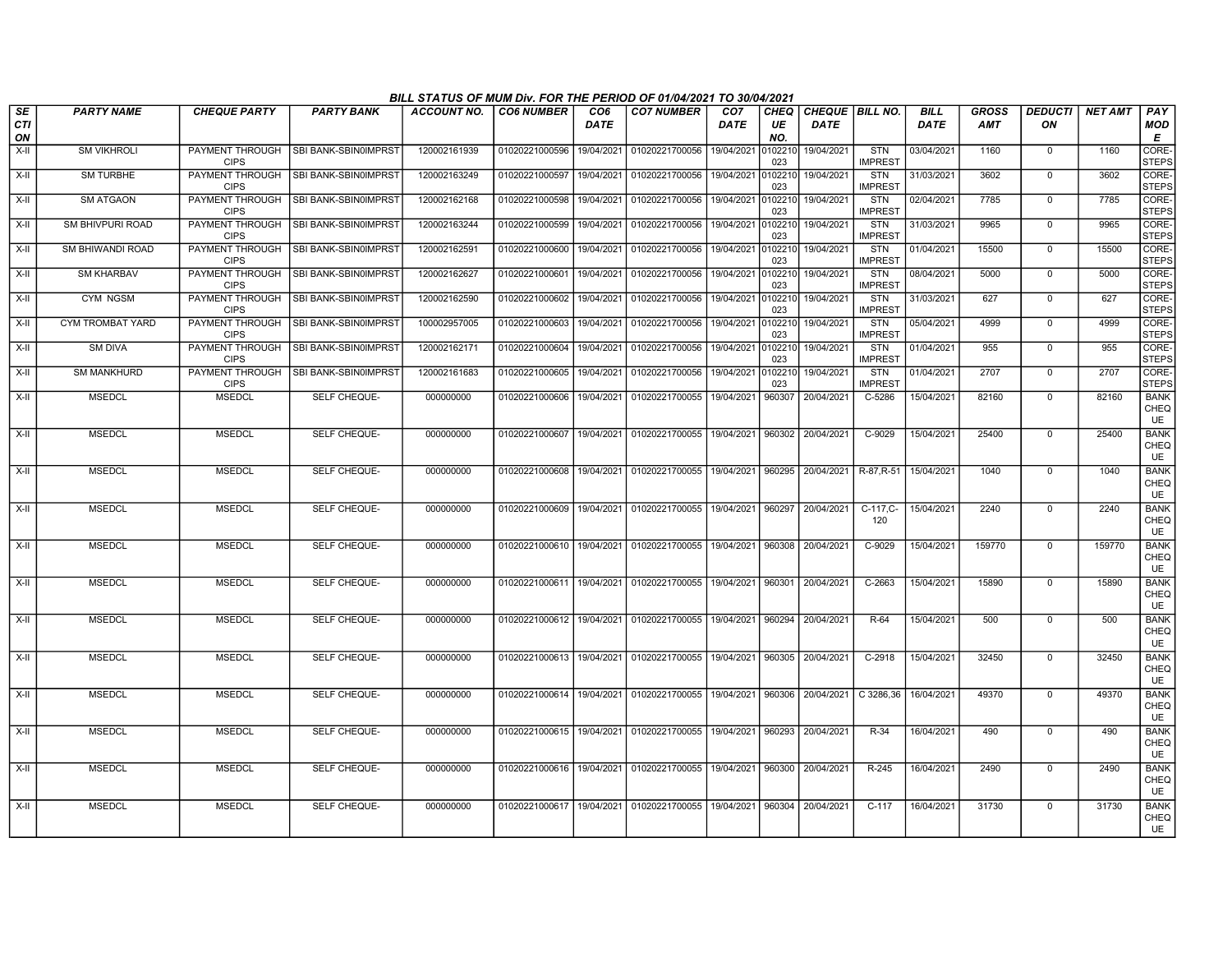BILL STATUS OF MUM Div. FOR THE PERIOD OF 01/04/2021 TO 30/04/2021

| SECTION | PARTY NAME | CHEQUE PARTY | PARTY BANK | ACCOUNT NO. | CO6 NUMBER | CO6 DATE | CO7 NUMBER | CO7 DATE | CHEQUE NO. | CHEQUE DATE | BILL NO. | BILL DATE | GROSS AMT | DEDUCTION | NET AMT | PAY MODE |
|---|---|---|---|---|---|---|---|---|---|---|---|---|---|---|---|---|
| X-II | SM VIKHROLI | PAYMENT THROUGH CIPS | SBI BANK-SBIN0IMPRST | 120002161939 | 01020221000596 | 19/04/2021 | 01020221700056 | 19/04/2021 | 0102210023 | 19/04/2021 | STN IMPREST | 03/04/2021 | 1160 | 0 | 1160 | CORE-STEPS |
| X-II | SM TURBHE | PAYMENT THROUGH CIPS | SBI BANK-SBIN0IMPRST | 120002163249 | 01020221000597 | 19/04/2021 | 01020221700056 | 19/04/2021 | 0102210023 | 19/04/2021 | STN IMPREST | 31/03/2021 | 3602 | 0 | 3602 | CORE-STEPS |
| X-II | SM ATGAON | PAYMENT THROUGH CIPS | SBI BANK-SBIN0IMPRST | 120002162168 | 01020221000598 | 19/04/2021 | 01020221700056 | 19/04/2021 | 0102210023 | 19/04/2021 | STN IMPREST | 02/04/2021 | 7785 | 0 | 7785 | CORE-STEPS |
| X-II | SM BHIVPURI ROAD | PAYMENT THROUGH CIPS | SBI BANK-SBIN0IMPRST | 120002163244 | 01020221000599 | 19/04/2021 | 01020221700056 | 19/04/2021 | 0102210023 | 19/04/2021 | STN IMPREST | 31/03/2021 | 9965 | 0 | 9965 | CORE-STEPS |
| X-II | SM BHIWANDI ROAD | PAYMENT THROUGH CIPS | SBI BANK-SBIN0IMPRST | 120002162591 | 01020221000600 | 19/04/2021 | 01020221700056 | 19/04/2021 | 0102210023 | 19/04/2021 | STN IMPREST | 01/04/2021 | 15500 | 0 | 15500 | CORE-STEPS |
| X-II | SM KHARBAV | PAYMENT THROUGH CIPS | SBI BANK-SBIN0IMPRST | 120002162627 | 01020221000601 | 19/04/2021 | 01020221700056 | 19/04/2021 | 0102210023 | 19/04/2021 | STN IMPREST | 08/04/2021 | 5000 | 0 | 5000 | CORE-STEPS |
| X-II | CYM NGSM | PAYMENT THROUGH CIPS | SBI BANK-SBIN0IMPRST | 120002162590 | 01020221000602 | 19/04/2021 | 01020221700056 | 19/04/2021 | 0102210023 | 19/04/2021 | STN IMPREST | 31/03/2021 | 627 | 0 | 627 | CORE-STEPS |
| X-II | CYM TROMBAT YARD | PAYMENT THROUGH CIPS | SBI BANK-SBIN0IMPRST | 100002957005 | 01020221000603 | 19/04/2021 | 01020221700056 | 19/04/2021 | 0102210023 | 19/04/2021 | STN IMPREST | 05/04/2021 | 4999 | 0 | 4999 | CORE-STEPS |
| X-II | SM DIVA | PAYMENT THROUGH CIPS | SBI BANK-SBIN0IMPRST | 120002162171 | 01020221000604 | 19/04/2021 | 01020221700056 | 19/04/2021 | 0102210023 | 19/04/2021 | STN IMPREST | 01/04/2021 | 955 | 0 | 955 | CORE-STEPS |
| X-II | SM MANKHURD | PAYMENT THROUGH CIPS | SBI BANK-SBIN0IMPRST | 120002161683 | 01020221000605 | 19/04/2021 | 01020221700056 | 19/04/2021 | 0102210023 | 19/04/2021 | STN IMPREST | 01/04/2021 | 2707 | 0 | 2707 | CORE-STEPS |
| X-II | MSEDCL | MSEDCL | SELF CHEQUE- | 000000000 | 01020221000606 | 19/04/2021 | 01020221700055 | 19/04/2021 | 960307 | 20/04/2021 | C-5286 | 15/04/2021 | 82160 | 0 | 82160 | BANK CHEQUE |
| X-II | MSEDCL | MSEDCL | SELF CHEQUE- | 000000000 | 01020221000607 | 19/04/2021 | 01020221700055 | 19/04/2021 | 960302 | 20/04/2021 | C-9029 | 15/04/2021 | 25400 | 0 | 25400 | BANK CHEQUE |
| X-II | MSEDCL | MSEDCL | SELF CHEQUE- | 000000000 | 01020221000608 | 19/04/2021 | 01020221700055 | 19/04/2021 | 960295 | 20/04/2021 | R-87,R-51 | 15/04/2021 | 1040 | 0 | 1040 | BANK CHEQUE |
| X-II | MSEDCL | MSEDCL | SELF CHEQUE- | 000000000 | 01020221000609 | 19/04/2021 | 01020221700055 | 19/04/2021 | 960297 | 20/04/2021 | C-117,C-120 | 15/04/2021 | 2240 | 0 | 2240 | BANK CHEQUE |
| X-II | MSEDCL | MSEDCL | SELF CHEQUE- | 000000000 | 01020221000610 | 19/04/2021 | 01020221700055 | 19/04/2021 | 960308 | 20/04/2021 | C-9029 | 15/04/2021 | 159770 | 0 | 159770 | BANK CHEQUE |
| X-II | MSEDCL | MSEDCL | SELF CHEQUE- | 000000000 | 01020221000611 | 19/04/2021 | 01020221700055 | 19/04/2021 | 960301 | 20/04/2021 | C-2663 | 15/04/2021 | 15890 | 0 | 15890 | BANK CHEQUE |
| X-II | MSEDCL | MSEDCL | SELF CHEQUE- | 000000000 | 01020221000612 | 19/04/2021 | 01020221700055 | 19/04/2021 | 960294 | 20/04/2021 | R-64 | 15/04/2021 | 500 | 0 | 500 | BANK CHEQUE |
| X-II | MSEDCL | MSEDCL | SELF CHEQUE- | 000000000 | 01020221000613 | 19/04/2021 | 01020221700055 | 19/04/2021 | 960305 | 20/04/2021 | C-2918 | 15/04/2021 | 32450 | 0 | 32450 | BANK CHEQUE |
| X-II | MSEDCL | MSEDCL | SELF CHEQUE- | 000000000 | 01020221000614 | 19/04/2021 | 01020221700055 | 19/04/2021 | 960306 | 20/04/2021 | C 3286,36 | 16/04/2021 | 49370 | 0 | 49370 | BANK CHEQUE |
| X-II | MSEDCL | MSEDCL | SELF CHEQUE- | 000000000 | 01020221000615 | 19/04/2021 | 01020221700055 | 19/04/2021 | 960293 | 20/04/2021 | R-34 | 16/04/2021 | 490 | 0 | 490 | BANK CHEQUE |
| X-II | MSEDCL | MSEDCL | SELF CHEQUE- | 000000000 | 01020221000616 | 19/04/2021 | 01020221700055 | 19/04/2021 | 960300 | 20/04/2021 | R-245 | 16/04/2021 | 2490 | 0 | 2490 | BANK CHEQUE |
| X-II | MSEDCL | MSEDCL | SELF CHEQUE- | 000000000 | 01020221000617 | 19/04/2021 | 01020221700055 | 19/04/2021 | 960304 | 20/04/2021 | C-117 | 16/04/2021 | 31730 | 0 | 31730 | BANK CHEQUE |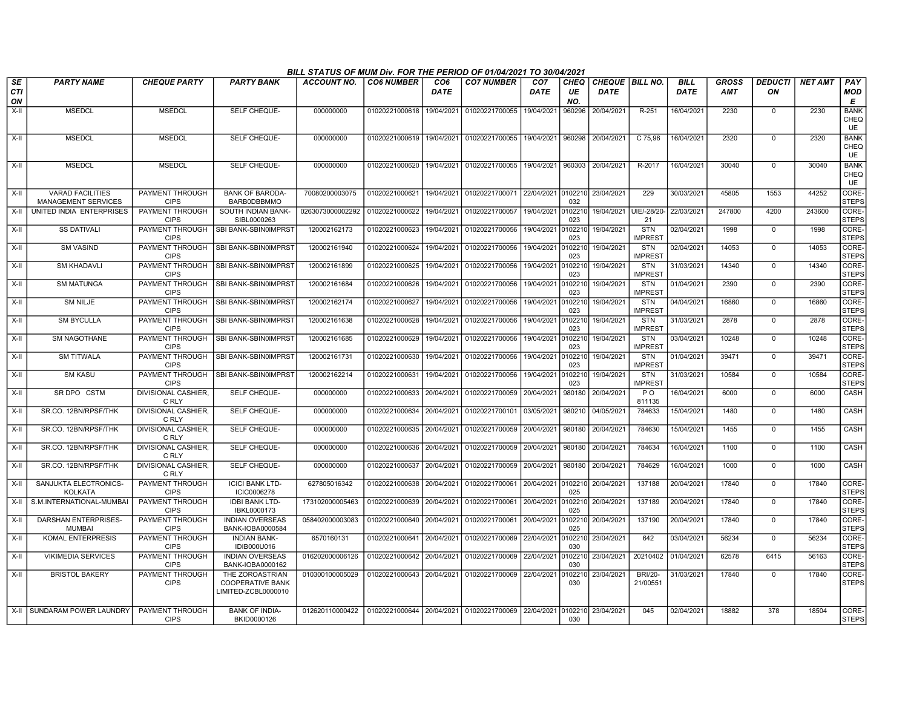# BILL STATUS OF MUM Div. FOR THE PERIOD OF 01/04/2021 TO 30/04/2021

| SECTION | PARTY NAME | CHEQUE PARTY | PARTY BANK | ACCOUNT NO. | CO6 NUMBER | CO6 DATE | CO7 NUMBER | CO7 DATE | CHEQUE NO. | CHEQUE DATE | BILL NO. | BILL DATE | GROSS AMT | DEDUCTION | NET AMT | PAY MODE |
|---|---|---|---|---|---|---|---|---|---|---|---|---|---|---|---|---|
| X-II | MSEDCL | MSEDCL | SELF CHEQUE- | 000000000 | 01020221000618 | 19/04/2021 | 01020221700055 | 19/04/2021 | 960296 | 20/04/2021 | R-251 | 16/04/2021 | 2230 | 0 | 2230 | BANK CHEQUE |
| X-II | MSEDCL | MSEDCL | SELF CHEQUE- | 000000000 | 01020221000619 | 19/04/2021 | 01020221700055 | 19/04/2021 | 960298 | 20/04/2021 | C 75,96 | 16/04/2021 | 2320 | 0 | 2320 | BANK CHEQUE |
| X-II | MSEDCL | MSEDCL | SELF CHEQUE- | 000000000 | 01020221000620 | 19/04/2021 | 01020221700055 | 19/04/2021 | 960303 | 20/04/2021 | R-2017 | 16/04/2021 | 30040 | 0 | 30040 | BANK CHEQUE |
| X-II | VARAD FACILITIES MANAGEMENT SERVICES | PAYMENT THROUGH CIPS | BANK OF BARODA-BARB0DBBMMO | 70080200003075 | 01020221000621 | 19/04/2021 | 01020221700071 | 22/04/2021 | 0102210032 | 23/04/2021 | 229 | 30/03/2021 | 45805 | 1553 | 44252 | CORE-STEPS |
| X-II | UNITED INDIA ENTERPRISES | PAYMENT THROUGH CIPS | SOUTH INDIAN BANK-SIBL0000263 | 0263073000002292 | 01020221000622 | 19/04/2021 | 01020221700057 | 19/04/2021 | 0102210023 | 19/04/2021 | UIE/-28/20-21 | 22/03/2021 | 247800 | 4200 | 243600 | CORE-STEPS |
| X-II | SS DATIVALI | PAYMENT THROUGH CIPS | SBI BANK-SBIN0IMPRST | 120002162173 | 01020221000623 | 19/04/2021 | 01020221700056 | 19/04/2021 | 0102210023 | 19/04/2021 | STN IMPREST | 02/04/2021 | 1998 | 0 | 1998 | CORE-STEPS |
| X-II | SM VASIND | PAYMENT THROUGH CIPS | SBI BANK-SBIN0IMPRST | 120002161940 | 01020221000624 | 19/04/2021 | 01020221700056 | 19/04/2021 | 0102210023 | 19/04/2021 | STN IMPREST | 02/04/2021 | 14053 | 0 | 14053 | CORE-STEPS |
| X-II | SM KHADAVLI | PAYMENT THROUGH CIPS | SBI BANK-SBIN0IMPRST | 120002161899 | 01020221000625 | 19/04/2021 | 01020221700056 | 19/04/2021 | 0102210023 | 19/04/2021 | STN IMPREST | 31/03/2021 | 14340 | 0 | 14340 | CORE-STEPS |
| X-II | SM MATUNGA | PAYMENT THROUGH CIPS | SBI BANK-SBIN0IMPRST | 120002161684 | 01020221000626 | 19/04/2021 | 01020221700056 | 19/04/2021 | 0102210023 | 19/04/2021 | STN IMPREST | 01/04/2021 | 2390 | 0 | 2390 | CORE-STEPS |
| X-II | SM NILJE | PAYMENT THROUGH CIPS | SBI BANK-SBIN0IMPRST | 120002162174 | 01020221000627 | 19/04/2021 | 01020221700056 | 19/04/2021 | 0102210023 | 19/04/2021 | STN IMPREST | 04/04/2021 | 16860 | 0 | 16860 | CORE-STEPS |
| X-II | SM BYCULLA | PAYMENT THROUGH CIPS | SBI BANK-SBIN0IMPRST | 120002161638 | 01020221000628 | 19/04/2021 | 01020221700056 | 19/04/2021 | 0102210023 | 19/04/2021 | STN IMPREST | 31/03/2021 | 2878 | 0 | 2878 | CORE-STEPS |
| X-II | SM NAGOTHANE | PAYMENT THROUGH CIPS | SBI BANK-SBIN0IMPRST | 120002161685 | 01020221000629 | 19/04/2021 | 01020221700056 | 19/04/2021 | 0102210023 | 19/04/2021 | STN IMPREST | 03/04/2021 | 10248 | 0 | 10248 | CORE-STEPS |
| X-II | SM TITWALA | PAYMENT THROUGH CIPS | SBI BANK-SBIN0IMPRST | 120002161731 | 01020221000630 | 19/04/2021 | 01020221700056 | 19/04/2021 | 0102210023 | 19/04/2021 | STN IMPREST | 01/04/2021 | 39471 | 0 | 39471 | CORE-STEPS |
| X-II | SM KASU | PAYMENT THROUGH CIPS | SBI BANK-SBIN0IMPRST | 120002162214 | 01020221000631 | 19/04/2021 | 01020221700056 | 19/04/2021 | 0102210023 | 19/04/2021 | STN IMPREST | 31/03/2021 | 10584 | 0 | 10584 | CORE-STEPS |
| X-II | SR DPO CSTM | DIVISIONAL CASHIER, C RLY | SELF CHEQUE- | 000000000 | 01020221000633 | 20/04/2021 | 01020221700059 | 20/04/2021 | 980180 | 20/04/2021 | P O 811135 | 16/04/2021 | 6000 | 0 | 6000 | CASH |
| X-II | SR.CO. 12BN/RPSF/THK | DIVISIONAL CASHIER, C RLY | SELF CHEQUE- | 000000000 | 01020221000634 | 20/04/2021 | 01020221700101 | 03/05/2021 | 980210 | 04/05/2021 | 784633 | 15/04/2021 | 1480 | 0 | 1480 | CASH |
| X-II | SR.CO. 12BN/RPSF/THK | DIVISIONAL CASHIER, C RLY | SELF CHEQUE- | 000000000 | 01020221000635 | 20/04/2021 | 01020221700059 | 20/04/2021 | 980180 | 20/04/2021 | 784630 | 15/04/2021 | 1455 | 0 | 1455 | CASH |
| X-II | SR.CO. 12BN/RPSF/THK | DIVISIONAL CASHIER, C RLY | SELF CHEQUE- | 000000000 | 01020221000636 | 20/04/2021 | 01020221700059 | 20/04/2021 | 980180 | 20/04/2021 | 784634 | 16/04/2021 | 1100 | 0 | 1100 | CASH |
| X-II | SR.CO. 12BN/RPSF/THK | DIVISIONAL CASHIER, C RLY | SELF CHEQUE- | 000000000 | 01020221000637 | 20/04/2021 | 01020221700059 | 20/04/2021 | 980180 | 20/04/2021 | 784629 | 16/04/2021 | 1000 | 0 | 1000 | CASH |
| X-II | SANJUKTA ELECTRONICS-KOLKATA | PAYMENT THROUGH CIPS | ICICI BANK LTD-ICIC0006278 | 627805016342 | 01020221000638 | 20/04/2021 | 01020221700061 | 20/04/2021 | 0102210025 | 20/04/2021 | 137188 | 20/04/2021 | 17840 | 0 | 17840 | CORE-STEPS |
| X-II | S.M.INTERNATIONAL-MUMBAI | PAYMENT THROUGH CIPS | IDBI BANK LTD-IBKL0000173 | 173102000005463 | 01020221000639 | 20/04/2021 | 01020221700061 | 20/04/2021 | 0102210025 | 20/04/2021 | 137189 | 20/04/2021 | 17840 | 0 | 17840 | CORE-STEPS |
| X-II | DARSHAN ENTERPRISES-MUMBAI | PAYMENT THROUGH CIPS | INDIAN OVERSEAS BANK-IOBA0000584 | 058402000003083 | 01020221000640 | 20/04/2021 | 01020221700061 | 20/04/2021 | 0102210025 | 20/04/2021 | 137190 | 20/04/2021 | 17840 | 0 | 17840 | CORE-STEPS |
| X-II | KOMAL ENTERPRESIS | PAYMENT THROUGH CIPS | INDIAN BANK-IDIB000U016 | 6570160131 | 01020221000641 | 20/04/2021 | 01020221700069 | 22/04/2021 | 0102210030 | 23/04/2021 | 642 | 03/04/2021 | 56234 | 0 | 56234 | CORE-STEPS |
| X-II | VIKIMEDIA SERVICES | PAYMENT THROUGH CIPS | INDIAN OVERSEAS BANK-IOBA0000162 | 016202000006126 | 01020221000642 | 20/04/2021 | 01020221700069 | 22/04/2021 | 0102210030 | 23/04/2021 | 20210402 | 01/04/2021 | 62578 | 6415 | 56163 | CORE-STEPS |
| X-II | BRISTOL BAKERY | PAYMENT THROUGH CIPS | THE ZOROASTRIAN COOPERATIVE BANK LIMITED-ZCBL0000010 | 010300100005029 | 01020221000643 | 20/04/2021 | 01020221700069 | 22/04/2021 | 0102210030 | 23/04/2021 | BRI/20-21/00551 | 31/03/2021 | 17840 | 0 | 17840 | CORE-STEPS |
| X-II | SUNDARAM POWER LAUNDRY | PAYMENT THROUGH CIPS | BANK OF INDIA-BKID0000126 | 012620110000422 | 01020221000644 | 20/04/2021 | 01020221700069 | 22/04/2021 | 0102210030 | 23/04/2021 | 045 | 02/04/2021 | 18882 | 378 | 18504 | CORE-STEPS |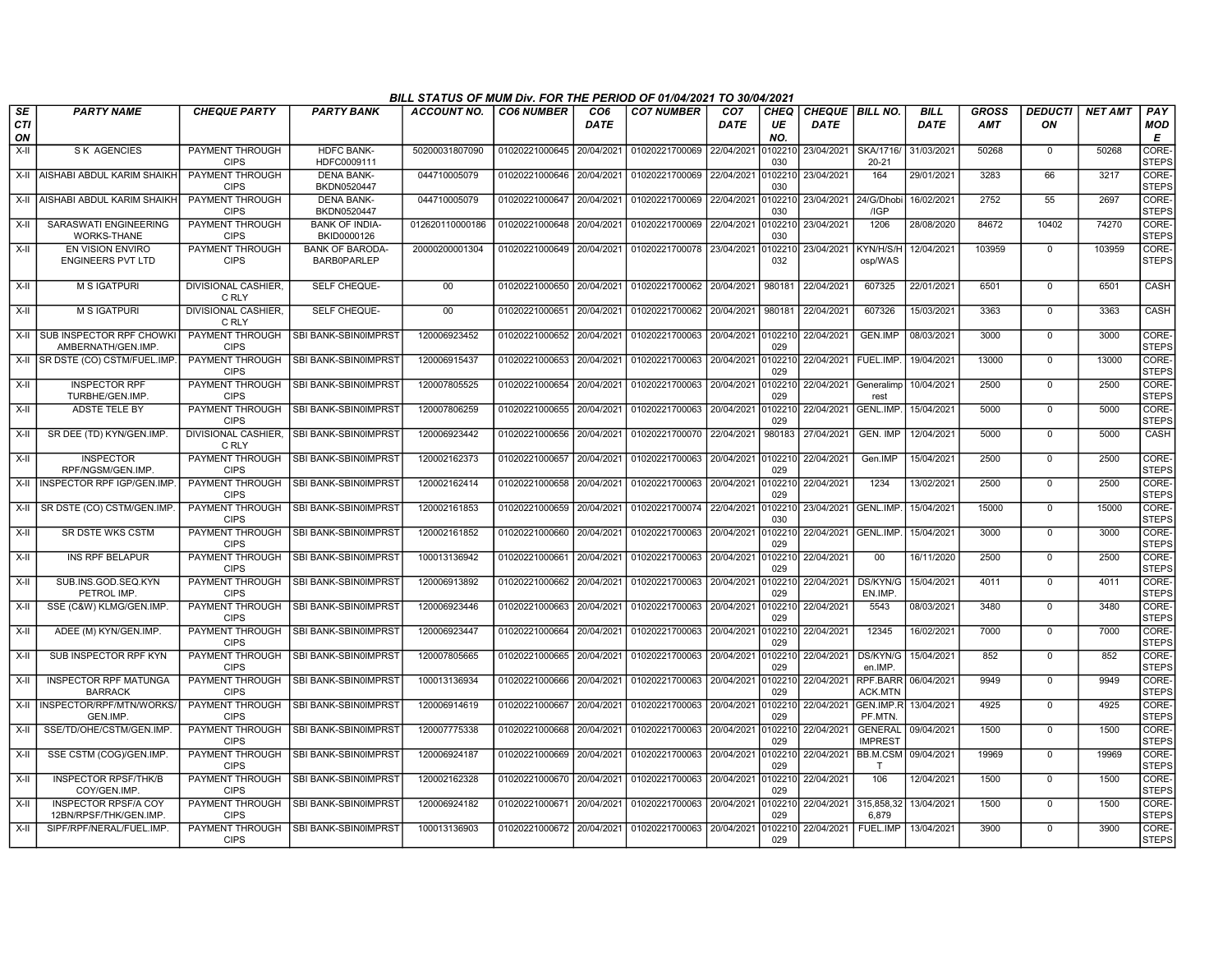## BILL STATUS OF MUM Div. FOR THE PERIOD OF 01/04/2021 TO 30/04/2021

| SECTION | PARTY NAME | CHEQUE PARTY | PARTY BANK | ACCOUNT NO. | CO6 NUMBER | CO6 DATE | CO7 NUMBER | CO7 DATE | CHEQUE NO. | CHEQUE DATE | BILL NO. | BILL DATE | GROSS AMT | DEDUCTION | NET AMT | PAY MODE |
|---|---|---|---|---|---|---|---|---|---|---|---|---|---|---|---|---|
| X-II | S K AGENCIES | PAYMENT THROUGH CIPS | HDFC BANK-HDFC0009111 | 50200031807090 | 01020221000645 | 20/04/2021 | 01020221700069 | 22/04/2021 | 0102210030 | 23/04/2021 | SKA/1716/20-21 | 31/03/2021 | 50268 | 0 | 50268 | CORE-STEPS |
| X-II | AISHABI ABDUL KARIM SHAIKH | PAYMENT THROUGH CIPS | DENA BANK-BKDN0520447 | 044710005079 | 01020221000646 | 20/04/2021 | 01020221700069 | 22/04/2021 | 0102210030 | 23/04/2021 | 164 | 29/01/2021 | 3283 | 66 | 3217 | CORE-STEPS |
| X-II | AISHABI ABDUL KARIM SHAIKH | PAYMENT THROUGH CIPS | DENA BANK-BKDN0520447 | 044710005079 | 01020221000647 | 20/04/2021 | 01020221700069 | 22/04/2021 | 0102210030 | 23/04/2021 | 24/G/Dhobi/IGP | 16/02/2021 | 2752 | 55 | 2697 | CORE-STEPS |
| X-II | SARASWATI ENGINEERING WORKS-THANE | PAYMENT THROUGH CIPS | BANK OF INDIA-BKID0000126 | 012620110000186 | 01020221000648 | 20/04/2021 | 01020221700069 | 22/04/2021 | 0102210030 | 23/04/2021 | 1206 | 28/08/2020 | 84672 | 10402 | 74270 | CORE-STEPS |
| X-II | EN VISION ENVIRO ENGINEERS PVT LTD | PAYMENT THROUGH CIPS | BANK OF BARODA-BARB0PARLEP | 20000200001304 | 01020221000649 | 20/04/2021 | 01020221700078 | 23/04/2021 | 0102210032 | 23/04/2021 | KYN/H/S/Hosp/WAS | 12/04/2021 | 103959 | 0 | 103959 | CORE-STEPS |
| X-II | M S IGATPURI | DIVISIONAL CASHIER, C RLY | SELF CHEQUE- | 00 | 01020221000650 | 20/04/2021 | 01020221700062 | 20/04/2021 | 980181 | 22/04/2021 | 607325 | 22/01/2021 | 6501 | 0 | 6501 | CASH |
| X-II | M S IGATPURI | DIVISIONAL CASHIER, C RLY | SELF CHEQUE- | 00 | 01020221000651 | 20/04/2021 | 01020221700062 | 20/04/2021 | 980181 | 22/04/2021 | 607326 | 15/03/2021 | 3363 | 0 | 3363 | CASH |
| X-II | SUB INSPECTOR RPF CHOWKI AMBERNATH/GEN.IMP. | PAYMENT THROUGH CIPS | SBI BANK-SBIN0IMPRST | 120006923452 | 01020221000652 | 20/04/2021 | 01020221700063 | 20/04/2021 | 0102210029 | 22/04/2021 | GEN.IMP | 08/03/2021 | 3000 | 0 | 3000 | CORE-STEPS |
| X-II | SR DSTE (CO) CSTM/FUEL.IMP. | PAYMENT THROUGH CIPS | SBI BANK-SBIN0IMPRST | 120006915437 | 01020221000653 | 20/04/2021 | 01020221700063 | 20/04/2021 | 0102210029 | 22/04/2021 | FUEL.IMP. | 19/04/2021 | 13000 | 0 | 13000 | CORE-STEPS |
| X-II | INSPECTOR RPF TURBHE/GEN.IMP. | PAYMENT THROUGH CIPS | SBI BANK-SBIN0IMPRST | 120007805525 | 01020221000654 | 20/04/2021 | 01020221700063 | 20/04/2021 | 0102210029 | 22/04/2021 | Generalimprest | 10/04/2021 | 2500 | 0 | 2500 | CORE-STEPS |
| X-II | ADSTE TELE BY | PAYMENT THROUGH CIPS | SBI BANK-SBIN0IMPRST | 120007806259 | 01020221000655 | 20/04/2021 | 01020221700063 | 20/04/2021 | 0102210029 | 22/04/2021 | GENL.IMP. | 15/04/2021 | 5000 | 0 | 5000 | CORE-STEPS |
| X-II | SR DEE (TD) KYN/GEN.IMP. | DIVISIONAL CASHIER, C RLY | SBI BANK-SBIN0IMPRST | 120006923442 | 01020221000656 | 20/04/2021 | 01020221700070 | 22/04/2021 | 980183 | 27/04/2021 | GEN. IMP | 12/04/2021 | 5000 | 0 | 5000 | CASH |
| X-II | INSPECTOR RPF/NGSM/GEN.IMP. | PAYMENT THROUGH CIPS | SBI BANK-SBIN0IMPRST | 120002162373 | 01020221000657 | 20/04/2021 | 01020221700063 | 20/04/2021 | 0102210029 | 22/04/2021 | Gen.IMP | 15/04/2021 | 2500 | 0 | 2500 | CORE-STEPS |
| X-II | INSPECTOR RPF IGP/GEN.IMP. | PAYMENT THROUGH CIPS | SBI BANK-SBIN0IMPRST | 120002162414 | 01020221000658 | 20/04/2021 | 01020221700063 | 20/04/2021 | 0102210029 | 22/04/2021 | 1234 | 13/02/2021 | 2500 | 0 | 2500 | CORE-STEPS |
| X-II | SR DSTE (CO) CSTM/GEN.IMP. | PAYMENT THROUGH CIPS | SBI BANK-SBIN0IMPRST | 120002161853 | 01020221000659 | 20/04/2021 | 01020221700074 | 22/04/2021 | 0102210030 | 23/04/2021 | GENL.IMP. | 15/04/2021 | 15000 | 0 | 15000 | CORE-STEPS |
| X-II | SR DSTE WKS CSTM | PAYMENT THROUGH CIPS | SBI BANK-SBIN0IMPRST | 120002161852 | 01020221000660 | 20/04/2021 | 01020221700063 | 20/04/2021 | 0102210029 | 22/04/2021 | GENL.IMP. | 15/04/2021 | 3000 | 0 | 3000 | CORE-STEPS |
| X-II | INS RPF BELAPUR | PAYMENT THROUGH CIPS | SBI BANK-SBIN0IMPRST | 100013136942 | 01020221000661 | 20/04/2021 | 01020221700063 | 20/04/2021 | 0102210029 | 22/04/2021 | 00 | 16/11/2020 | 2500 | 0 | 2500 | CORE-STEPS |
| X-II | SUB.INS.GOD.SEQ.KYN PETROL IMP. | PAYMENT THROUGH CIPS | SBI BANK-SBIN0IMPRST | 120006913892 | 01020221000662 | 20/04/2021 | 01020221700063 | 20/04/2021 | 0102210029 | 22/04/2021 | DS/KYN/GEN.IMP. | 15/04/2021 | 4011 | 0 | 4011 | CORE-STEPS |
| X-II | SSE (C&W) KLMG/GEN.IMP. | PAYMENT THROUGH CIPS | SBI BANK-SBIN0IMPRST | 120006923446 | 01020221000663 | 20/04/2021 | 01020221700063 | 20/04/2021 | 0102210029 | 22/04/2021 | 5543 | 08/03/2021 | 3480 | 0 | 3480 | CORE-STEPS |
| X-II | ADEE (M) KYN/GEN.IMP. | PAYMENT THROUGH CIPS | SBI BANK-SBIN0IMPRST | 120006923447 | 01020221000664 | 20/04/2021 | 01020221700063 | 20/04/2021 | 0102210029 | 22/04/2021 | 12345 | 16/02/2021 | 7000 | 0 | 7000 | CORE-STEPS |
| X-II | SUB INSPECTOR RPF KYN | PAYMENT THROUGH CIPS | SBI BANK-SBIN0IMPRST | 120007805665 | 01020221000665 | 20/04/2021 | 01020221700063 | 20/04/2021 | 0102210029 | 22/04/2021 | DS/KYN/Gen.IMP. | 15/04/2021 | 852 | 0 | 852 | CORE-STEPS |
| X-II | INSPECTOR RPF MATUNGA BARRACK | PAYMENT THROUGH CIPS | SBI BANK-SBIN0IMPRST | 100013136934 | 01020221000666 | 20/04/2021 | 01020221700063 | 20/04/2021 | 0102210029 | 22/04/2021 | RPF.BARRACK.MTN | 06/04/2021 | 9949 | 0 | 9949 | CORE-STEPS |
| X-II | INSPECTOR/RPF/MTN/WORKS/GEN.IMP. | PAYMENT THROUGH CIPS | SBI BANK-SBIN0IMPRST | 120006914619 | 01020221000667 | 20/04/2021 | 01020221700063 | 20/04/2021 | 0102210029 | 22/04/2021 | GEN.IMP.RPF.MTN. | 13/04/2021 | 4925 | 0 | 4925 | CORE-STEPS |
| X-II | SSE/TD/OHE/CSTM/GEN.IMP. | PAYMENT THROUGH CIPS | SBI BANK-SBIN0IMPRST | 120007775338 | 01020221000668 | 20/04/2021 | 01020221700063 | 20/04/2021 | 0102210029 | 22/04/2021 | GENERAL IMPREST | 09/04/2021 | 1500 | 0 | 1500 | CORE-STEPS |
| X-II | SSE CSTM (COG)/GEN.IMP. | PAYMENT THROUGH CIPS | SBI BANK-SBIN0IMPRST | 120006924187 | 01020221000669 | 20/04/2021 | 01020221700063 | 20/04/2021 | 0102210029 | 22/04/2021 | BB.M.CSMT | 09/04/2021 | 19969 | 0 | 19969 | CORE-STEPS |
| X-II | INSPECTOR RPSF/THK/B COY/GEN.IMP. | PAYMENT THROUGH CIPS | SBI BANK-SBIN0IMPRST | 120002162328 | 01020221000670 | 20/04/2021 | 01020221700063 | 20/04/2021 | 0102210029 | 22/04/2021 | 106 | 12/04/2021 | 1500 | 0 | 1500 | CORE-STEPS |
| X-II | INSPECTOR RPSF/A COY 12BN/RPSF/THK/GEN.IMP. | PAYMENT THROUGH CIPS | SBI BANK-SBIN0IMPRST | 120006924182 | 01020221000671 | 20/04/2021 | 01020221700063 | 20/04/2021 | 0102210029 | 22/04/2021 | 315,858,326,879 | 13/04/2021 | 1500 | 0 | 1500 | CORE-STEPS |
| X-II | SIPF/RPF/NERAL/FUEL.IMP. | PAYMENT THROUGH CIPS | SBI BANK-SBIN0IMPRST | 100013136903 | 01020221000672 | 20/04/2021 | 01020221700063 | 20/04/2021 | 0102210029 | 22/04/2021 | FUEL.IMP | 13/04/2021 | 3900 | 0 | 3900 | CORE-STEPS |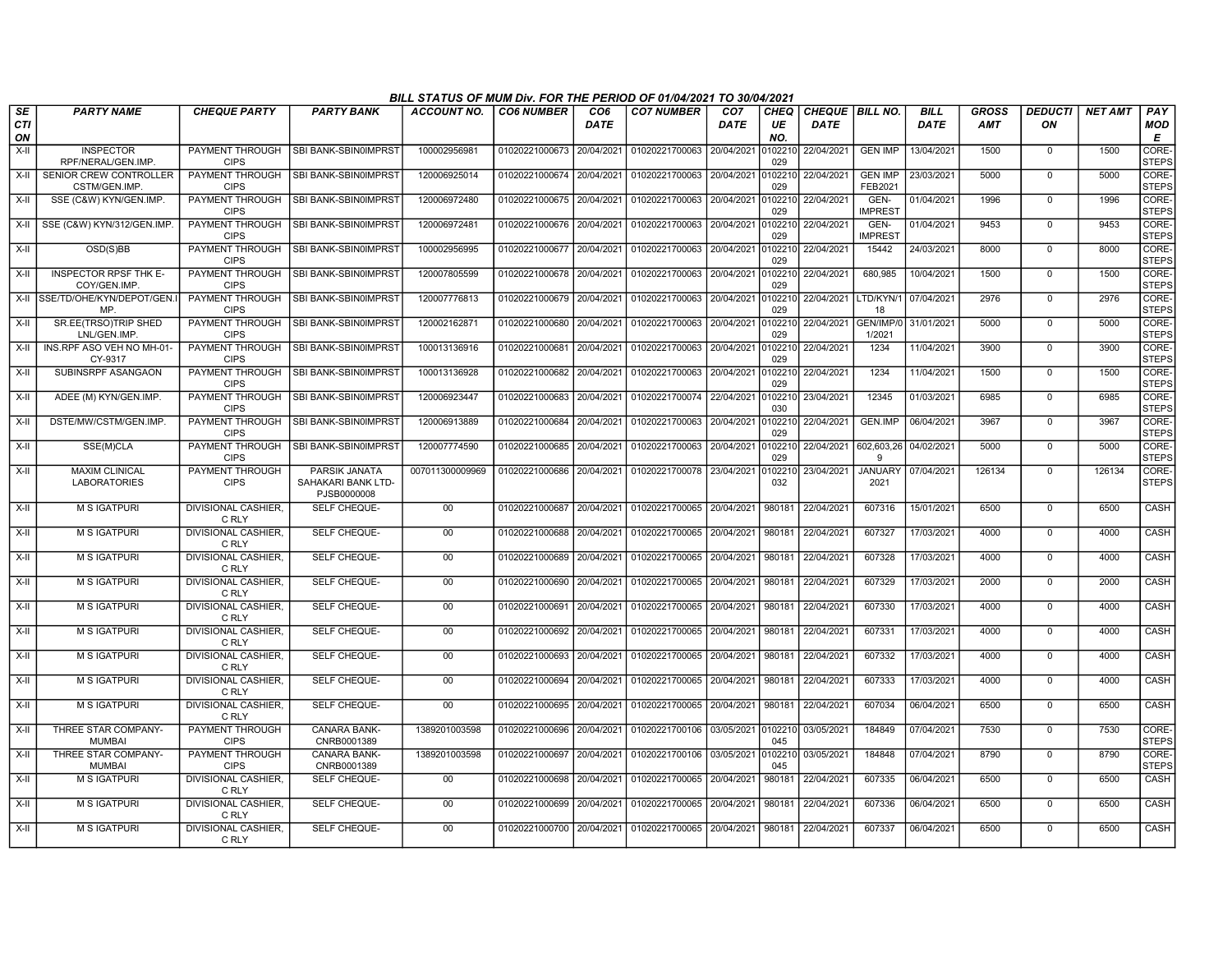## BILL STATUS OF MUM Div. FOR THE PERIOD OF 01/04/2021 TO 30/04/2021

| SECTION | PARTY NAME | CHEQUE PARTY | PARTY BANK | ACCOUNT NO. | CO6 NUMBER | CO6 DATE | CO7 NUMBER | CO7 DATE | CHEQUE NO. | CHEQUE DATE | BILL NO. | BILL DATE | GROSS AMT | DEDUCTION | NET AMT | PAY MODE |
|---|---|---|---|---|---|---|---|---|---|---|---|---|---|---|---|---|
| X-II | INSPECTOR RPF/NERAL/GEN.IMP. | PAYMENT THROUGH CIPS | SBI BANK-SBIN0IMPRST | 100002956981 | 01020221000673 | 20/04/2021 | 01020221700063 | 20/04/2021 | 0102210029 | 22/04/2021 | GEN IMP | 13/04/2021 | 1500 | 0 | 1500 | CORE-STEPS |
| X-II | SENIOR CREW CONTROLLER CSTM/GEN.IMP. | PAYMENT THROUGH CIPS | SBI BANK-SBIN0IMPRST | 120006925014 | 01020221000674 | 20/04/2021 | 01020221700063 | 20/04/2021 | 0102210029 | 22/04/2021 | GEN IMP FEB2021 | 23/03/2021 | 5000 | 0 | 5000 | CORE-STEPS |
| X-II | SSE (C&W) KYN/GEN.IMP. | PAYMENT THROUGH CIPS | SBI BANK-SBIN0IMPRST | 120006972480 | 01020221000675 | 20/04/2021 | 01020221700063 | 20/04/2021 | 0102210029 | 22/04/2021 | GEN-IMPREST | 01/04/2021 | 1996 | 0 | 1996 | CORE-STEPS |
| X-II | SSE (C&W) KYN/312/GEN.IMP. | PAYMENT THROUGH CIPS | SBI BANK-SBIN0IMPRST | 120006972481 | 01020221000676 | 20/04/2021 | 01020221700063 | 20/04/2021 | 0102210029 | 22/04/2021 | GEN-IMPREST | 01/04/2021 | 9453 | 0 | 9453 | CORE-STEPS |
| X-II | OSD(S)BB | PAYMENT THROUGH CIPS | SBI BANK-SBIN0IMPRST | 100002956995 | 01020221000677 | 20/04/2021 | 01020221700063 | 20/04/2021 | 0102210029 | 22/04/2021 | 15442 | 24/03/2021 | 8000 | 0 | 8000 | CORE-STEPS |
| X-II | INSPECTOR RPSF THK E-COY/GEN.IMP. | PAYMENT THROUGH CIPS | SBI BANK-SBIN0IMPRST | 120007805599 | 01020221000678 | 20/04/2021 | 01020221700063 | 20/04/2021 | 0102210029 | 22/04/2021 | 680,985 | 10/04/2021 | 1500 | 0 | 1500 | CORE-STEPS |
| X-II | SSE/TD/OHE/KYN/DEPOT/GEN.IMP. | PAYMENT THROUGH CIPS | SBI BANK-SBIN0IMPRST | 120007776813 | 01020221000679 | 20/04/2021 | 01020221700063 | 20/04/2021 | 0102210029 | 22/04/2021 | LTD/KYN/118 | 07/04/2021 | 2976 | 0 | 2976 | CORE-STEPS |
| X-II | SR.EE(TRSO)TRIP SHED LNL/GEN.IMP. | PAYMENT THROUGH CIPS | SBI BANK-SBIN0IMPRST | 120002162871 | 01020221000680 | 20/04/2021 | 01020221700063 | 20/04/2021 | 0102210029 | 22/04/2021 | GEN/IMP/01/2021 | 31/01/2021 | 5000 | 0 | 5000 | CORE-STEPS |
| X-II | INS.RPF ASO VEH NO MH-01-CY-9317 | PAYMENT THROUGH CIPS | SBI BANK-SBIN0IMPRST | 100013136916 | 01020221000681 | 20/04/2021 | 01020221700063 | 20/04/2021 | 0102210029 | 22/04/2021 | 1234 | 11/04/2021 | 3900 | 0 | 3900 | CORE-STEPS |
| X-II | SUBINSRPF ASANGAON | PAYMENT THROUGH CIPS | SBI BANK-SBIN0IMPRST | 100013136928 | 01020221000682 | 20/04/2021 | 01020221700063 | 20/04/2021 | 0102210029 | 22/04/2021 | 1234 | 11/04/2021 | 1500 | 0 | 1500 | CORE-STEPS |
| X-II | ADEE (M) KYN/GEN.IMP. | PAYMENT THROUGH CIPS | SBI BANK-SBIN0IMPRST | 120006923447 | 01020221000683 | 20/04/2021 | 01020221700074 | 22/04/2021 | 0102210030 | 23/04/2021 | 12345 | 01/03/2021 | 6985 | 0 | 6985 | CORE-STEPS |
| X-II | DSTE/MW/CSTM/GEN.IMP. | PAYMENT THROUGH CIPS | SBI BANK-SBIN0IMPRST | 120006913889 | 01020221000684 | 20/04/2021 | 01020221700063 | 20/04/2021 | 0102210029 | 22/04/2021 | GEN.IMP | 06/04/2021 | 3967 | 0 | 3967 | CORE-STEPS |
| X-II | SSE(M)CLA | PAYMENT THROUGH CIPS | SBI BANK-SBIN0IMPRST | 120007774590 | 01020221000685 | 20/04/2021 | 01020221700063 | 20/04/2021 | 0102210029 | 22/04/2021 | 602,603,269 | 04/02/2021 | 5000 | 0 | 5000 | CORE-STEPS |
| X-II | MAXIM CLINICAL LABORATORIES | PAYMENT THROUGH CIPS | PARSIK JANATA SAHAKARI BANK LTD-PJSB0000008 | 007011300009969 | 01020221000686 | 20/04/2021 | 01020221700078 | 23/04/2021 | 0102210032 | 23/04/2021 | JANUARY 2021 | 07/04/2021 | 126134 | 0 | 126134 | CORE-STEPS |
| X-II | M S IGATPURI | DIVISIONAL CASHIER, C RLY | SELF CHEQUE- | 00 | 01020221000687 | 20/04/2021 | 01020221700065 | 20/04/2021 | 980181 | 22/04/2021 | 607316 | 15/01/2021 | 6500 | 0 | 6500 | CASH |
| X-II | M S IGATPURI | DIVISIONAL CASHIER, C RLY | SELF CHEQUE- | 00 | 01020221000688 | 20/04/2021 | 01020221700065 | 20/04/2021 | 980181 | 22/04/2021 | 607327 | 17/03/2021 | 4000 | 0 | 4000 | CASH |
| X-II | M S IGATPURI | DIVISIONAL CASHIER, C RLY | SELF CHEQUE- | 00 | 01020221000689 | 20/04/2021 | 01020221700065 | 20/04/2021 | 980181 | 22/04/2021 | 607328 | 17/03/2021 | 4000 | 0 | 4000 | CASH |
| X-II | M S IGATPURI | DIVISIONAL CASHIER, C RLY | SELF CHEQUE- | 00 | 01020221000690 | 20/04/2021 | 01020221700065 | 20/04/2021 | 980181 | 22/04/2021 | 607329 | 17/03/2021 | 2000 | 0 | 2000 | CASH |
| X-II | M S IGATPURI | DIVISIONAL CASHIER, C RLY | SELF CHEQUE- | 00 | 01020221000691 | 20/04/2021 | 01020221700065 | 20/04/2021 | 980181 | 22/04/2021 | 607330 | 17/03/2021 | 4000 | 0 | 4000 | CASH |
| X-II | M S IGATPURI | DIVISIONAL CASHIER, C RLY | SELF CHEQUE- | 00 | 01020221000692 | 20/04/2021 | 01020221700065 | 20/04/2021 | 980181 | 22/04/2021 | 607331 | 17/03/2021 | 4000 | 0 | 4000 | CASH |
| X-II | M S IGATPURI | DIVISIONAL CASHIER, C RLY | SELF CHEQUE- | 00 | 01020221000693 | 20/04/2021 | 01020221700065 | 20/04/2021 | 980181 | 22/04/2021 | 607332 | 17/03/2021 | 4000 | 0 | 4000 | CASH |
| X-II | M S IGATPURI | DIVISIONAL CASHIER, C RLY | SELF CHEQUE- | 00 | 01020221000694 | 20/04/2021 | 01020221700065 | 20/04/2021 | 980181 | 22/04/2021 | 607333 | 17/03/2021 | 4000 | 0 | 4000 | CASH |
| X-II | M S IGATPURI | DIVISIONAL CASHIER, C RLY | SELF CHEQUE- | 00 | 01020221000695 | 20/04/2021 | 01020221700065 | 20/04/2021 | 980181 | 22/04/2021 | 607034 | 06/04/2021 | 6500 | 0 | 6500 | CASH |
| X-II | THREE STAR COMPANY-MUMBAI | PAYMENT THROUGH CIPS | CANARA BANK-CNRB0001389 | 1389201003598 | 01020221000696 | 20/04/2021 | 01020221700106 | 03/05/2021 | 0102210045 | 03/05/2021 | 184849 | 07/04/2021 | 7530 | 0 | 7530 | CORE-STEPS |
| X-II | THREE STAR COMPANY-MUMBAI | PAYMENT THROUGH CIPS | CANARA BANK-CNRB0001389 | 1389201003598 | 01020221000697 | 20/04/2021 | 01020221700106 | 03/05/2021 | 0102210045 | 03/05/2021 | 184848 | 07/04/2021 | 8790 | 0 | 8790 | CORE-STEPS |
| X-II | M S IGATPURI | DIVISIONAL CASHIER, C RLY | SELF CHEQUE- | 00 | 01020221000698 | 20/04/2021 | 01020221700065 | 20/04/2021 | 980181 | 22/04/2021 | 607335 | 06/04/2021 | 6500 | 0 | 6500 | CASH |
| X-II | M S IGATPURI | DIVISIONAL CASHIER, C RLY | SELF CHEQUE- | 00 | 01020221000699 | 20/04/2021 | 01020221700065 | 20/04/2021 | 980181 | 22/04/2021 | 607336 | 06/04/2021 | 6500 | 0 | 6500 | CASH |
| X-II | M S IGATPURI | DIVISIONAL CASHIER, C RLY | SELF CHEQUE- | 00 | 01020221000700 | 20/04/2021 | 01020221700065 | 20/04/2021 | 980181 | 22/04/2021 | 607337 | 06/04/2021 | 6500 | 0 | 6500 | CASH |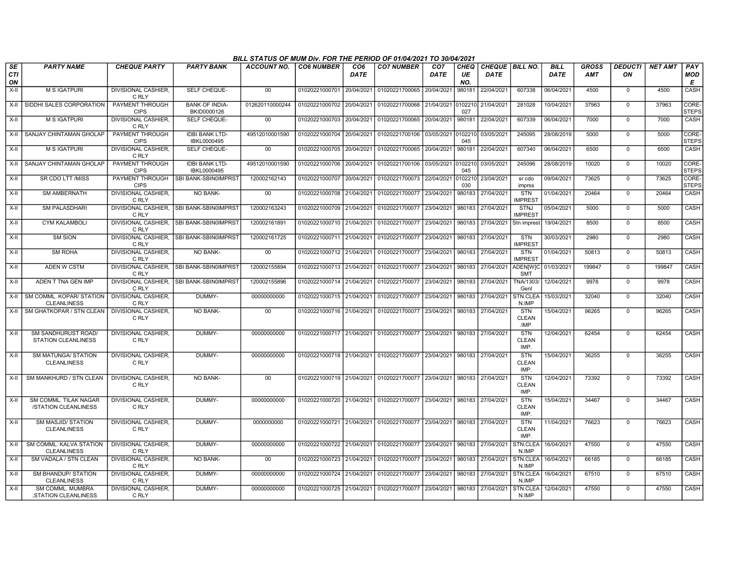## BILL STATUS OF MUM Div. FOR THE PERIOD OF 01/04/2021 TO 30/04/2021

| SECTION | PARTY NAME | CHEQUE PARTY | PARTY BANK | ACCOUNT NO. | CO6 NUMBER | CO6 DATE | CO7 NUMBER | CO7 DATE | CHEQUE NO. | CHEQUE DATE | BILL NO. | BILL DATE | GROSS AMT | DEDUCTION | NET AMT | PAY MODE |
|---|---|---|---|---|---|---|---|---|---|---|---|---|---|---|---|---|
| X-II | M S IGATPURI | DIVISIONAL CASHIER, C RLY | SELF CHEQUE- | 00 | 01020221000701 | 20/04/2021 | 01020221700065 | 20/04/2021 | 980181 | 22/04/2021 | 607338 | 06/04/2021 | 4500 | 0 | 4500 | CASH |
| X-II | SIDDHI SALES CORPORATION | PAYMENT THROUGH CIPS | BANK OF INDIA-BKID0000126 | 012620110000244 | 01020221000702 | 20/04/2021 | 01020221700068 | 21/04/2021 | 0102210027 | 21/04/2021 | 281028 | 10/04/2021 | 37963 | 0 | 37963 | CORE-STEPS |
| X-II | M S IGATPURI | DIVISIONAL CASHIER, C RLY | SELF CHEQUE- | 00 | 01020221000703 | 20/04/2021 | 01020221700065 | 20/04/2021 | 980181 | 22/04/2021 | 607339 | 06/04/2021 | 7000 | 0 | 7000 | CASH |
| X-II | SANJAY CHINTAMAN GHOLAP | PAYMENT THROUGH CIPS | IDBI BANK LTD-IBKL0000495 | 49512010001590 | 01020221000704 | 20/04/2021 | 01020221700106 | 03/05/2021 | 0102210045 | 03/05/2021 | 245095 | 28/08/2019 | 5000 | 0 | 5000 | CORE-STEPS |
| X-II | M S IGATPURI | DIVISIONAL CASHIER, C RLY | SELF CHEQUE- | 00 | 01020221000705 | 20/04/2021 | 01020221700065 | 20/04/2021 | 980181 | 22/04/2021 | 607340 | 06/04/2021 | 6500 | 0 | 6500 | CASH |
| X-II | SANJAY CHINTAMAN GHOLAP | PAYMENT THROUGH CIPS | IDBI BANK LTD-IBKL0000495 | 49512010001590 | 01020221000706 | 20/04/2021 | 01020221700106 | 03/05/2021 | 0102210045 | 03/05/2021 | 245096 | 28/08/2019 | 10020 | 0 | 10020 | CORE-STEPS |
| X-II | SR CDO LTT /MISS | PAYMENT THROUGH CIPS | SBI BANK-SBIN0IMPRST | 120002162143 | 01020221000707 | 20/04/2021 | 01020221700073 | 22/04/2021 | 0102210030 | 23/04/2021 | sr cdo imprss | 09/04/2021 | 73625 | 0 | 73625 | CORE-STEPS |
| X-II | SM AMBERNATH | DIVISIONAL CASHIER, C RLY | NO BANK- | 00 | 01020221000708 | 21/04/2021 | 01020221700077 | 23/04/2021 | 980183 | 27/04/2021 | STN IMPREST | 01/04/2021 | 20464 | 0 | 20464 | CASH |
| X-II | SM PALASDHARI | DIVISIONAL CASHIER, C RLY | SBI BANK-SBIN0IMPRST | 120002163243 | 01020221000709 | 21/04/2021 | 01020221700077 | 23/04/2021 | 980183 | 27/04/2021 | STNJ IMPREST | 05/04/2021 | 5000 | 0 | 5000 | CASH |
| X-II | CYM KALAMBOLI | DIVISIONAL CASHIER, C RLY | SBI BANK-SBIN0IMPRST | 120002161891 | 01020221000710 | 21/04/2021 | 01020221700077 | 23/04/2021 | 980183 | 27/04/2021 | Stn imprest | 19/04/2021 | 8500 | 0 | 8500 | CASH |
| X-II | SM SION | DIVISIONAL CASHIER, C RLY | SBI BANK-SBIN0IMPRST | 120002161725 | 01020221000711 | 21/04/2021 | 01020221700077 | 23/04/2021 | 980183 | 27/04/2021 | STN IMPREST | 30/03/2021 | 2980 | 0 | 2980 | CASH |
| X-II | SM ROHA | DIVISIONAL CASHIER, C RLY | NO BANK- | 00 | 01020221000712 | 21/04/2021 | 01020221700077 | 23/04/2021 | 980183 | 27/04/2021 | STN IMPREST | 01/04/2021 | 50813 | 0 | 50813 | CASH |
| X-II | ADEN W CSTM | DIVISIONAL CASHIER, C RLY | SBI BANK-SBIN0IMPRST | 120002155894 | 01020221000713 | 21/04/2021 | 01020221700077 | 23/04/2021 | 980183 | 27/04/2021 | ADEN[W]CSMT | 01/03/2021 | 199847 | 0 | 199847 | CASH |
| X-II | ADEN T TNA GEN IMP | DIVISIONAL CASHIER, C RLY | SBI BANK-SBIN0IMPRST | 120002155896 | 01020221000714 | 21/04/2021 | 01020221700077 | 23/04/2021 | 980183 | 27/04/2021 | TNA/1303/Genl | 12/04/2021 | 9978 | 0 | 9978 | CASH |
| X-II | SM COMML. KOPAR/ STATION CLEANLINESS | DIVISIONAL CASHIER, C RLY | DUMMY- | 00000000000 | 01020221000715 | 21/04/2021 | 01020221700077 | 23/04/2021 | 980183 | 27/04/2021 | STN.CLEAN.IMP | 15/03/2021 | 32040 | 0 | 32040 | CASH |
| X-II | SM GHATKOPAR / STN CLEAN | DIVISIONAL CASHIER, C RLY | NO BANK- | 00 | 01020221000716 | 21/04/2021 | 01020221700077 | 23/04/2021 | 980183 | 27/04/2021 | STN CLEAN .IMP. | 15/04/2021 | 96265 | 0 | 96265 | CASH |
| X-II | SM SANDHURUST ROAD/ STATION CLEANLINESS | DIVISIONAL CASHIER, C RLY | DUMMY- | 00000000000 | 01020221000717 | 21/04/2021 | 01020221700077 | 23/04/2021 | 980183 | 27/04/2021 | STN CLEAN IMP. | 12/04/2021 | 62454 | 0 | 62454 | CASH |
| X-II | SM MATUNGA/ STATION CLEANLINESS | DIVISIONAL CASHIER, C RLY | DUMMY- | 00000000000 | 01020221000718 | 21/04/2021 | 01020221700077 | 23/04/2021 | 980183 | 27/04/2021 | STN CLEAN IMP. | 15/04/2021 | 36255 | 0 | 36255 | CASH |
| X-II | SM MANKHURD / STN CLEAN | DIVISIONAL CASHIER, C RLY | NO BANK- | 00 | 01020221000719 | 21/04/2021 | 01020221700077 | 23/04/2021 | 980183 | 27/04/2021 | STN CLEAN IMP. | 12/04/2021 | 73392 | 0 | 73392 | CASH |
| X-II | SM COMML. TILAK NAGAR /STATION CLEANLINESS | DIVISIONAL CASHIER, C RLY | DUMMY- | 00000000000 | 01020221000720 | 21/04/2021 | 01020221700077 | 23/04/2021 | 980183 | 27/04/2021 | STN CLEAN IMP. | 15/04/2021 | 34467 | 0 | 34467 | CASH |
| X-II | SM MASJID/ STATION CLEANLINESS | DIVISIONAL CASHIER, C RLY | DUMMY- | 0000000000 | 01020221000721 | 21/04/2021 | 01020221700077 | 23/04/2021 | 980183 | 27/04/2021 | STN CLEAN IMP. | 11/04/2021 | 76623 | 0 | 76623 | CASH |
| X-II | SM COMML. KALVA STATION CLEANLINESS | DIVISIONAL CASHIER, C RLY | DUMMY- | 00000000000 | 01020221000722 | 21/04/2021 | 01020221700077 | 23/04/2021 | 980183 | 27/04/2021 | STN.CLEAN.IMP | 16/04/2021 | 47550 | 0 | 47550 | CASH |
| X-II | SM VADALA / STN CLEAN | DIVISIONAL CASHIER, C RLY | NO BANK- | 00 | 01020221000723 | 21/04/2021 | 01020221700077 | 23/04/2021 | 980183 | 27/04/2021 | STN.CLEAN.IMP | 16/04/2021 | 66185 | 0 | 66185 | CASH |
| X-II | SM BHANDUP/ STATION CLEANLINESS | DIVISIONAL CASHIER, C RLY | DUMMY- | 00000000000 | 01020221000724 | 21/04/2021 | 01020221700077 | 23/04/2021 | 980183 | 27/04/2021 | STN.CLEAN.IMP | 16/04/2021 | 67510 | 0 | 67510 | CASH |
| X-II | SM COMML. MUMBRA ,STATION CLEANLINESS | DIVISIONAL CASHIER, C RLY | DUMMY- | 00000000000 | 01020221000725 | 21/04/2021 | 01020221700077 | 23/04/2021 | 980183 | 27/04/2021 | STN.CLEAN.IMP | 12/04/2021 | 47550 | 0 | 47550 | CASH |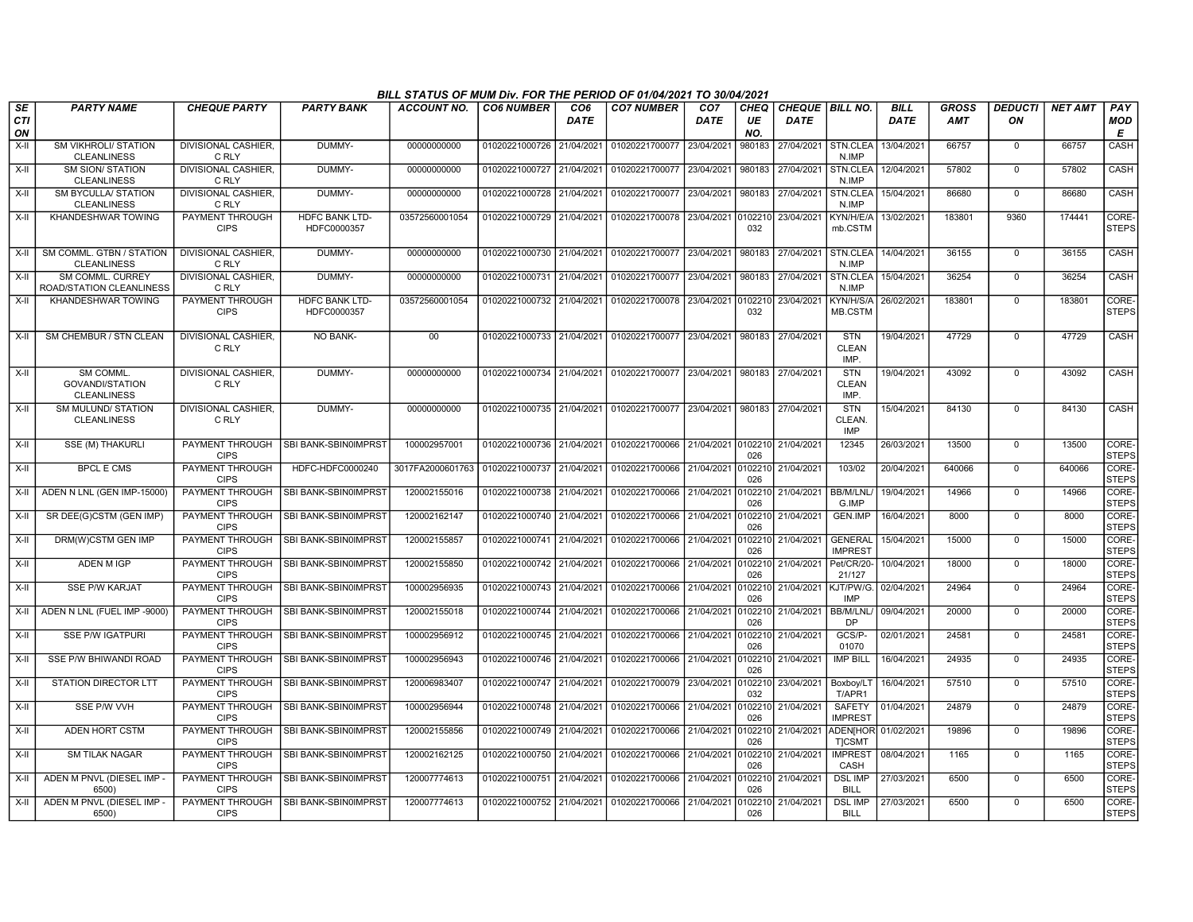**BILL STATUS OF MUM Div. FOR THE PERIOD OF 01/04/2021 TO 30/04/2021**

| SECTION | PARTY NAME | CHEQUE PARTY | PARTY BANK | ACCOUNT NO. | CO6 NUMBER | CO6 DATE | CO7 NUMBER | CO7 DATE | CHEQUE NO. | CHEQUE DATE | BILL NO. | BILL DATE | GROSS AMT | DEDUCTION | NET AMT | PAY MODE |
|---|---|---|---|---|---|---|---|---|---|---|---|---|---|---|---|---|
| X-II | SM VIKHROLI/ STATION CLEANLINESS | DIVISIONAL CASHIER, C RLY | DUMMY- | 00000000000 | 01020221000726 | 21/04/2021 | 01020221700077 | 23/04/2021 | 980183 | 27/04/2021 | STN.CLEAN.IMP | 13/04/2021 | 66757 | 0 | 66757 | CASH |
| X-II | SM SION/ STATION CLEANLINESS | DIVISIONAL CASHIER, C RLY | DUMMY- | 00000000000 | 01020221000727 | 21/04/2021 | 01020221700077 | 23/04/2021 | 980183 | 27/04/2021 | STN.CLEAN.IMP | 12/04/2021 | 57802 | 0 | 57802 | CASH |
| X-II | SM BYCULLA/ STATION CLEANLINESS | DIVISIONAL CASHIER, C RLY | DUMMY- | 00000000000 | 01020221000728 | 21/04/2021 | 01020221700077 | 23/04/2021 | 980183 | 27/04/2021 | STN.CLEAN.IMP | 15/04/2021 | 86680 | 0 | 86680 | CASH |
| X-II | KHANDESHWAR TOWING | PAYMENT THROUGH CIPS | HDFC BANK LTD-HDFC0000357 | 03572560001054 | 01020221000729 | 21/04/2021 | 01020221700078 | 23/04/2021 | 0102210032 | 23/04/2021 | KYN/H/E/Amb.CSTM | 13/02/2021 | 183801 | 9360 | 174441 | CORE-STEPS |
| X-II | SM COMML. GTBN / STATION CLEANLINESS | DIVISIONAL CASHIER, C RLY | DUMMY- | 00000000000 | 01020221000730 | 21/04/2021 | 01020221700077 | 23/04/2021 | 980183 | 27/04/2021 | STN.CLEAN.IMP | 14/04/2021 | 36155 | 0 | 36155 | CASH |
| X-II | SM COMML. CURREY ROAD/STATION CLEANLINESS | DIVISIONAL CASHIER, C RLY | DUMMY- | 00000000000 | 01020221000731 | 21/04/2021 | 01020221700077 | 23/04/2021 | 980183 | 27/04/2021 | STN.CLEAN.IMP | 15/04/2021 | 36254 | 0 | 36254 | CASH |
| X-II | KHANDESHWAR TOWING | PAYMENT THROUGH CIPS | HDFC BANK LTD-HDFC0000357 | 03572560001054 | 01020221000732 | 21/04/2021 | 01020221700078 | 23/04/2021 | 0102210032 | 23/04/2021 | KYN/H/S/AMB.CSTM | 26/02/2021 | 183801 | 0 | 183801 | CORE-STEPS |
| X-II | SM CHEMBUR / STN CLEAN | DIVISIONAL CASHIER, C RLY | NO BANK- | 00 | 01020221000733 | 21/04/2021 | 01020221700077 | 23/04/2021 | 980183 | 27/04/2021 | STN CLEAN IMP. | 19/04/2021 | 47729 | 0 | 47729 | CASH |
| X-II | SM COMML. GOVANDI/STATION CLEANLINESS | DIVISIONAL CASHIER, C RLY | DUMMY- | 00000000000 | 01020221000734 | 21/04/2021 | 01020221700077 | 23/04/2021 | 980183 | 27/04/2021 | STN CLEAN IMP. | 19/04/2021 | 43092 | 0 | 43092 | CASH |
| X-II | SM MULUND/ STATION CLEANLINESS | DIVISIONAL CASHIER, C RLY | DUMMY- | 00000000000 | 01020221000735 | 21/04/2021 | 01020221700077 | 23/04/2021 | 980183 | 27/04/2021 | STN CLEAN. IMP | 15/04/2021 | 84130 | 0 | 84130 | CASH |
| X-II | SSE (M) THAKURLI | PAYMENT THROUGH CIPS | SBI BANK-SBIN0IMPRST | 100002957001 | 01020221000736 | 21/04/2021 | 01020221700066 | 21/04/2021 | 0102210026 | 21/04/2021 | 12345 | 26/03/2021 | 13500 | 0 | 13500 | CORE-STEPS |
| X-II | BPCL E CMS | PAYMENT THROUGH CIPS | HDFC-HDFC0000240 | 3017FA2000601763 | 01020221000737 | 21/04/2021 | 01020221700066 | 21/04/2021 | 0102210026 | 21/04/2021 | 103/02 | 20/04/2021 | 640066 | 0 | 640066 | CORE-STEPS |
| X-II | ADEN N LNL (GEN IMP-15000) | PAYMENT THROUGH CIPS | SBI BANK-SBIN0IMPRST | 120002155016 | 01020221000738 | 21/04/2021 | 01020221700066 | 21/04/2021 | 0102210026 | 21/04/2021 | BB/M/LNL/G.IMP | 19/04/2021 | 14966 | 0 | 14966 | CORE-STEPS |
| X-II | SR DEE(G)CSTM (GEN IMP) | PAYMENT THROUGH CIPS | SBI BANK-SBIN0IMPRST | 120002162147 | 01020221000740 | 21/04/2021 | 01020221700066 | 21/04/2021 | 0102210026 | 21/04/2021 | GEN.IMP | 16/04/2021 | 8000 | 0 | 8000 | CORE-STEPS |
| X-II | DRM(W)CSTM GEN IMP | PAYMENT THROUGH CIPS | SBI BANK-SBIN0IMPRST | 120002155857 | 01020221000741 | 21/04/2021 | 01020221700066 | 21/04/2021 | 0102210026 | 21/04/2021 | GENERAL IMPREST | 15/04/2021 | 15000 | 0 | 15000 | CORE-STEPS |
| X-II | ADEN M IGP | PAYMENT THROUGH CIPS | SBI BANK-SBIN0IMPRST | 120002155850 | 01020221000742 | 21/04/2021 | 01020221700066 | 21/04/2021 | 0102210026 | 21/04/2021 | Pet/CR/20-21/127 | 10/04/2021 | 18000 | 0 | 18000 | CORE-STEPS |
| X-II | SSE P/W KARJAT | PAYMENT THROUGH CIPS | SBI BANK-SBIN0IMPRST | 100002956935 | 01020221000743 | 21/04/2021 | 01020221700066 | 21/04/2021 | 0102210026 | 21/04/2021 | KJT/PW/G.IMP | 02/04/2021 | 24964 | 0 | 24964 | CORE-STEPS |
| X-II | ADEN N LNL (FUEL IMP -9000) | PAYMENT THROUGH CIPS | SBI BANK-SBIN0IMPRST | 120002155018 | 01020221000744 | 21/04/2021 | 01020221700066 | 21/04/2021 | 0102210026 | 21/04/2021 | BB/M/LNL/DP | 09/04/2021 | 20000 | 0 | 20000 | CORE-STEPS |
| X-II | SSE P/W IGATPURI | PAYMENT THROUGH CIPS | SBI BANK-SBIN0IMPRST | 100002956912 | 01020221000745 | 21/04/2021 | 01020221700066 | 21/04/2021 | 0102210026 | 21/04/2021 | GCS/P-01070 | 02/01/2021 | 24581 | 0 | 24581 | CORE-STEPS |
| X-II | SSE P/W BHIWANDI ROAD | PAYMENT THROUGH CIPS | SBI BANK-SBIN0IMPRST | 100002956943 | 01020221000746 | 21/04/2021 | 01020221700066 | 21/04/2021 | 0102210026 | 21/04/2021 | IMP BILL | 16/04/2021 | 24935 | 0 | 24935 | CORE-STEPS |
| X-II | STATION DIRECTOR LTT | PAYMENT THROUGH CIPS | SBI BANK-SBIN0IMPRST | 120006983407 | 01020221000747 | 21/04/2021 | 01020221700079 | 23/04/2021 | 0102210032 | 23/04/2021 | Boxboy/LTT/APR1 | 16/04/2021 | 57510 | 0 | 57510 | CORE-STEPS |
| X-II | SSE P/W VVH | PAYMENT THROUGH CIPS | SBI BANK-SBIN0IMPRST | 100002956944 | 01020221000748 | 21/04/2021 | 01020221700066 | 21/04/2021 | 0102210026 | 21/04/2021 | SAFETY IMPREST | 01/04/2021 | 24879 | 0 | 24879 | CORE-STEPS |
| X-II | ADEN HORT CSTM | PAYMENT THROUGH CIPS | SBI BANK-SBIN0IMPRST | 120002155856 | 01020221000749 | 21/04/2021 | 01020221700066 | 21/04/2021 | 0102210026 | 21/04/2021 | ADEN[HORT]CSMT | 01/02/2021 | 19896 | 0 | 19896 | CORE-STEPS |
| X-II | SM TILAK NAGAR | PAYMENT THROUGH CIPS | SBI BANK-SBIN0IMPRST | 120002162125 | 01020221000750 | 21/04/2021 | 01020221700066 | 21/04/2021 | 0102210026 | 21/04/2021 | IMPREST CASH | 08/04/2021 | 1165 | 0 | 1165 | CORE-STEPS |
| X-II | ADEN M PNVL (DIESEL IMP - 6500) | PAYMENT THROUGH CIPS | SBI BANK-SBIN0IMPRST | 120007774613 | 01020221000751 | 21/04/2021 | 01020221700066 | 21/04/2021 | 0102210026 | 21/04/2021 | DSL IMP BILL | 27/03/2021 | 6500 | 0 | 6500 | CORE-STEPS |
| X-II | ADEN M PNVL (DIESEL IMP - 6500) | PAYMENT THROUGH CIPS | SBI BANK-SBIN0IMPRST | 120007774613 | 01020221000752 | 21/04/2021 | 01020221700066 | 21/04/2021 | 0102210026 | 21/04/2021 | DSL IMP BILL | 27/03/2021 | 6500 | 0 | 6500 | CORE-STEPS |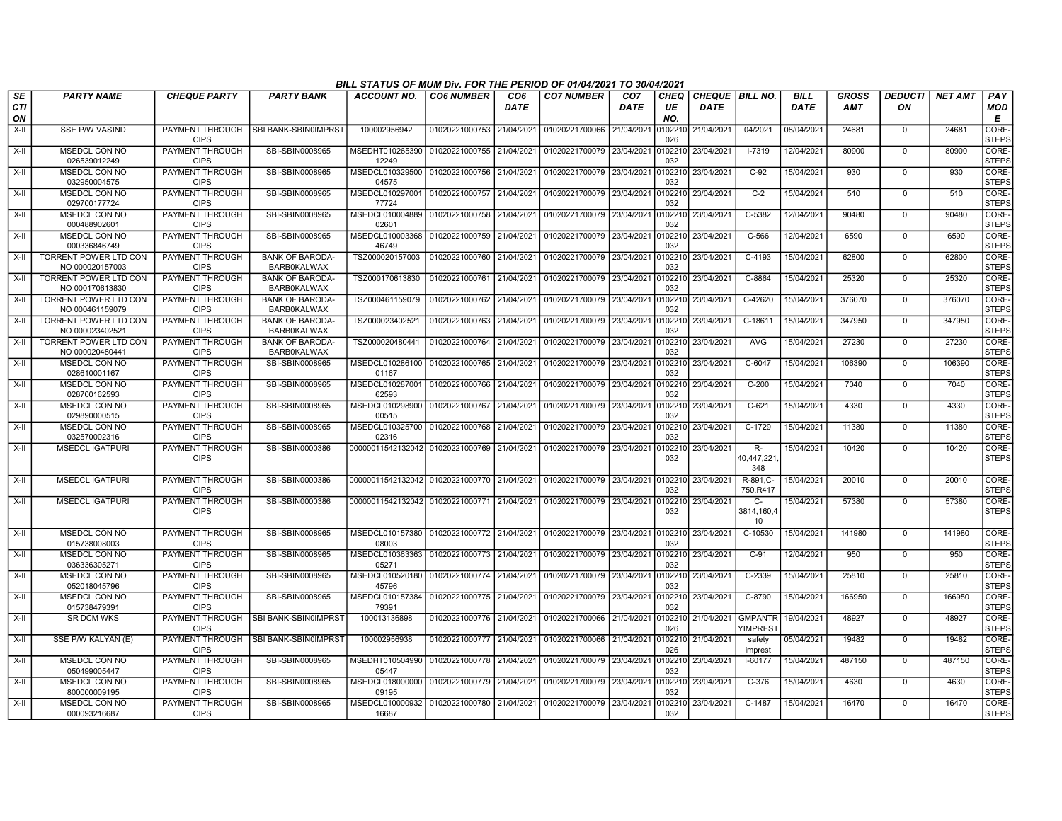**BILL STATUS OF MUM Div. FOR THE PERIOD OF 01/04/2021 TO 30/04/2021**

| SECTION | PARTY NAME | CHEQUE PARTY | PARTY BANK | ACCOUNT NO. | CO6 NUMBER | CO6 DATE | CO7 NUMBER | CO7 DATE | CHEQUE NO. | CHEQUE DATE | BILL NO. | BILL DATE | GROSS AMT | DEDUCTION | NET AMT | PAY MODE |
|---|---|---|---|---|---|---|---|---|---|---|---|---|---|---|---|---|
| X-II | SSE P/W VASIND | PAYMENT THROUGH CIPS | SBI BANK-SBIN0IMPRST | 100002956942 | 01020221000753 | 21/04/2021 | 01020221700066 | 21/04/2021 | 0102210026 | 21/04/2021 | 04/2021 | 08/04/2021 | 24681 | 0 | 24681 | CORE-STEPS |
| X-II | MSEDCL CON NO 026539012249 | PAYMENT THROUGH CIPS | SBI-SBIN0008965 | MSEDHT01026539012249 | 01020221000755 | 21/04/2021 | 01020221700079 | 23/04/2021 | 0102210032 | 23/04/2021 | I-7319 | 12/04/2021 | 80900 | 0 | 80900 | CORE-STEPS |
| X-II | MSEDCL CON NO 032950004575 | PAYMENT THROUGH CIPS | SBI-SBIN0008965 | MSEDCL01032950004575 | 01020221000756 | 21/04/2021 | 01020221700079 | 23/04/2021 | 0102210032 | 23/04/2021 | C-92 | 15/04/2021 | 930 | 0 | 930 | CORE-STEPS |
| X-II | MSEDCL CON NO 029700177724 | PAYMENT THROUGH CIPS | SBI-SBIN0008965 | MSEDCL01029700177724 | 01020221000757 | 21/04/2021 | 01020221700079 | 23/04/2021 | 0102210032 | 23/04/2021 | C-2 | 15/04/2021 | 510 | 0 | 510 | CORE-STEPS |
| X-II | MSEDCL CON NO 000488902601 | PAYMENT THROUGH CIPS | SBI-SBIN0008965 | MSEDCL01000488902601 | 01020221000758 | 21/04/2021 | 01020221700079 | 23/04/2021 | 0102210032 | 23/04/2021 | C-5382 | 12/04/2021 | 90480 | 0 | 90480 | CORE-STEPS |
| X-II | MSEDCL CON NO 000336846749 | PAYMENT THROUGH CIPS | SBI-SBIN0008965 | MSEDCL01000336846749 | 01020221000759 | 21/04/2021 | 01020221700079 | 23/04/2021 | 0102210032 | 23/04/2021 | C-566 | 12/04/2021 | 6590 | 0 | 6590 | CORE-STEPS |
| X-II | TORRENT POWER LTD CON NO 000020157003 | PAYMENT THROUGH CIPS | BANK OF BARODA-BARB0KALWAX | TSZ000020157003 | 01020221000760 | 21/04/2021 | 01020221700079 | 23/04/2021 | 0102210032 | 23/04/2021 | C-4193 | 15/04/2021 | 62800 | 0 | 62800 | CORE-STEPS |
| X-II | TORRENT POWER LTD CON NO 000170613830 | PAYMENT THROUGH CIPS | BANK OF BARODA-BARB0KALWAX | TSZ000170613830 | 01020221000761 | 21/04/2021 | 01020221700079 | 23/04/2021 | 0102210032 | 23/04/2021 | C-8864 | 15/04/2021 | 25320 | 0 | 25320 | CORE-STEPS |
| X-II | TORRENT POWER LTD CON NO 000461159079 | PAYMENT THROUGH CIPS | BANK OF BARODA-BARB0KALWAX | TSZ000461159079 | 01020221000762 | 21/04/2021 | 01020221700079 | 23/04/2021 | 0102210032 | 23/04/2021 | C-42620 | 15/04/2021 | 376070 | 0 | 376070 | CORE-STEPS |
| X-II | TORRENT POWER LTD CON NO 000023402521 | PAYMENT THROUGH CIPS | BANK OF BARODA-BARB0KALWAX | TSZ000023402521 | 01020221000763 | 21/04/2021 | 01020221700079 | 23/04/2021 | 0102210032 | 23/04/2021 | C-18611 | 15/04/2021 | 347950 | 0 | 347950 | CORE-STEPS |
| X-II | TORRENT POWER LTD CON NO 000020480441 | PAYMENT THROUGH CIPS | BANK OF BARODA-BARB0KALWAX | TSZ000020480441 | 01020221000764 | 21/04/2021 | 01020221700079 | 23/04/2021 | 0102210032 | 23/04/2021 | AVG | 15/04/2021 | 27230 | 0 | 27230 | CORE-STEPS |
| X-II | MSEDCL CON NO 028610001167 | PAYMENT THROUGH CIPS | SBI-SBIN0008965 | MSEDCL01028610001167 | 01020221000765 | 21/04/2021 | 01020221700079 | 23/04/2021 | 0102210032 | 23/04/2021 | C-6047 | 15/04/2021 | 106390 | 0 | 106390 | CORE-STEPS |
| X-II | MSEDCL CON NO 028700162593 | PAYMENT THROUGH CIPS | SBI-SBIN0008965 | MSEDCL01028700162593 | 01020221000766 | 21/04/2021 | 01020221700079 | 23/04/2021 | 0102210032 | 23/04/2021 | C-200 | 15/04/2021 | 7040 | 0 | 7040 | CORE-STEPS |
| X-II | MSEDCL CON NO 029890000515 | PAYMENT THROUGH CIPS | SBI-SBIN0008965 | MSEDCL01029890000515 | 01020221000767 | 21/04/2021 | 01020221700079 | 23/04/2021 | 0102210032 | 23/04/2021 | C-621 | 15/04/2021 | 4330 | 0 | 4330 | CORE-STEPS |
| X-II | MSEDCL CON NO 032570002316 | PAYMENT THROUGH CIPS | SBI-SBIN0008965 | MSEDCL01032570002316 | 01020221000768 | 21/04/2021 | 01020221700079 | 23/04/2021 | 0102210032 | 23/04/2021 | C-1729 | 15/04/2021 | 11380 | 0 | 11380 | CORE-STEPS |
| X-II | MSEDCL IGATPURI | PAYMENT THROUGH CIPS | SBI-SBIN0000386 | 00000011542132042 | 01020221000769 | 21/04/2021 | 01020221700079 | 23/04/2021 | 0102210032 | 23/04/2021 | R-40,447,221,348 | 15/04/2021 | 10420 | 0 | 10420 | CORE-STEPS |
| X-II | MSEDCL IGATPURI | PAYMENT THROUGH CIPS | SBI-SBIN0000386 | 00000011542132042 | 01020221000770 | 21/04/2021 | 01020221700079 | 23/04/2021 | 0102210032 | 23/04/2021 | R-891,C-750,R417 | 15/04/2021 | 20010 | 0 | 20010 | CORE-STEPS |
| X-II | MSEDCL IGATPURI | PAYMENT THROUGH CIPS | SBI-SBIN0000386 | 00000011542132042 | 01020221000771 | 21/04/2021 | 01020221700079 | 23/04/2021 | 0102210032 | 23/04/2021 | C-3814,160,410 | 15/04/2021 | 57380 | 0 | 57380 | CORE-STEPS |
| X-II | MSEDCL CON NO 015738008003 | PAYMENT THROUGH CIPS | SBI-SBIN0008965 | MSEDCL01015738008003 | 01020221000772 | 21/04/2021 | 01020221700079 | 23/04/2021 | 0102210032 | 23/04/2021 | C-10530 | 15/04/2021 | 141980 | 0 | 141980 | CORE-STEPS |
| X-II | MSEDCL CON NO 036336305271 | PAYMENT THROUGH CIPS | SBI-SBIN0008965 | MSEDCL01036336305271 | 01020221000773 | 21/04/2021 | 01020221700079 | 23/04/2021 | 0102210032 | 23/04/2021 | C-91 | 12/04/2021 | 950 | 0 | 950 | CORE-STEPS |
| X-II | MSEDCL CON NO 052018045796 | PAYMENT THROUGH CIPS | SBI-SBIN0008965 | MSEDCL01052018045796 | 01020221000774 | 21/04/2021 | 01020221700079 | 23/04/2021 | 0102210032 | 23/04/2021 | C-2339 | 15/04/2021 | 25810 | 0 | 25810 | CORE-STEPS |
| X-II | MSEDCL CON NO 015738479391 | PAYMENT THROUGH CIPS | SBI-SBIN0008965 | MSEDCL01015738479391 | 01020221000775 | 21/04/2021 | 01020221700079 | 23/04/2021 | 0102210032 | 23/04/2021 | C-8790 | 15/04/2021 | 166950 | 0 | 166950 | CORE-STEPS |
| X-II | SR DCM WKS | PAYMENT THROUGH CIPS | SBI BANK-SBIN0IMPRST | 100013136898 | 01020221000776 | 21/04/2021 | 01020221700066 | 21/04/2021 | 0102210026 | 21/04/2021 | GMPANTRYIMPREST | 19/04/2021 | 48927 | 0 | 48927 | CORE-STEPS |
| X-II | SSE P/W KALYAN (E) | PAYMENT THROUGH CIPS | SBI BANK-SBIN0IMPRST | 100002956938 | 01020221000777 | 21/04/2021 | 01020221700066 | 21/04/2021 | 0102210026 | 21/04/2021 | safety imprest | 05/04/2021 | 19482 | 0 | 19482 | CORE-STEPS |
| X-II | MSEDCL CON NO 050499005447 | PAYMENT THROUGH CIPS | SBI-SBIN0008965 | MSEDHT01050499005447 | 01020221000778 | 21/04/2021 | 01020221700079 | 23/04/2021 | 0102210032 | 23/04/2021 | I-60177 | 15/04/2021 | 487150 | 0 | 487150 | CORE-STEPS |
| X-II | MSEDCL CON NO 800000009195 | PAYMENT THROUGH CIPS | SBI-SBIN0008965 | MSEDCL01800000009195 | 01020221000779 | 21/04/2021 | 01020221700079 | 23/04/2021 | 0102210032 | 23/04/2021 | C-376 | 15/04/2021 | 4630 | 0 | 4630 | CORE-STEPS |
| X-II | MSEDCL CON NO 000093216687 | PAYMENT THROUGH CIPS | SBI-SBIN0008965 | MSEDCL01000093216687 | 01020221000780 | 21/04/2021 | 01020221700079 | 23/04/2021 | 0102210032 | 23/04/2021 | C-1487 | 15/04/2021 | 16470 | 0 | 16470 | CORE-STEPS |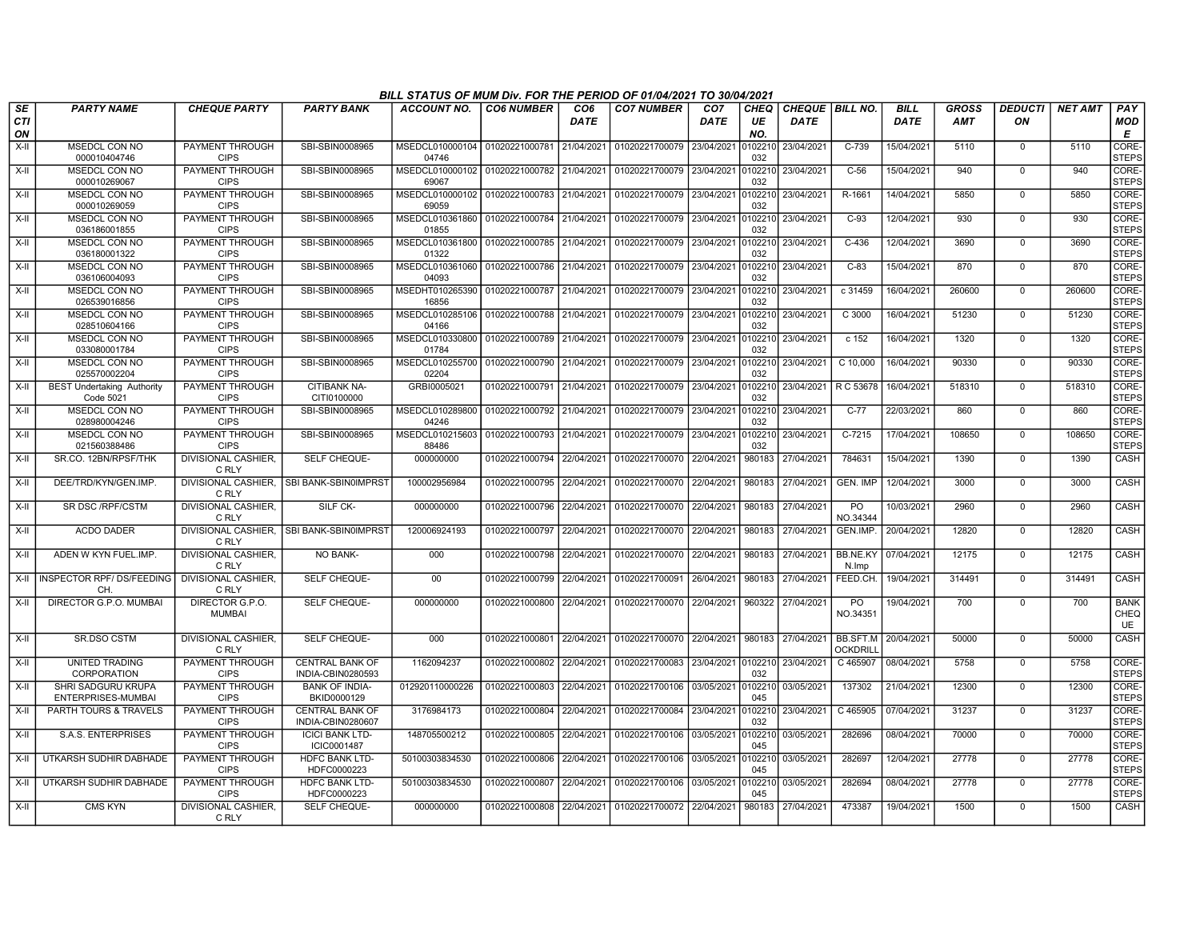## BILL STATUS OF MUM Div. FOR THE PERIOD OF 01/04/2021 TO 30/04/2021

| SECTION | PARTY NAME | CHEQUE PARTY | PARTY BANK | ACCOUNT NO. | CO6 NUMBER | CO6 DATE | CO7 NUMBER | CO7 DATE | CHEQUE NO. | CHEQUE DATE | BILL NO. | BILL DATE | GROSS AMT | DEDUCTION | NET AMT | PAY MODE |
|---|---|---|---|---|---|---|---|---|---|---|---|---|---|---|---|---|
| X-II | MSEDCL CON NO 000010404746 | PAYMENT THROUGH CIPS | SBI-SBIN0008965 | MSEDCL01000010404746 | 01020221000781 | 21/04/2021 | 01020221700079 | 23/04/2021 | 0102210032 | 23/04/2021 | C-739 | 15/04/2021 | 5110 | 0 | 5110 | CORE-STEPS |
| X-II | MSEDCL CON NO 000010269067 | PAYMENT THROUGH CIPS | SBI-SBIN0008965 | MSEDCL01000010269067 | 01020221000782 | 21/04/2021 | 01020221700079 | 23/04/2021 | 0102210032 | 23/04/2021 | C-56 | 15/04/2021 | 940 | 0 | 940 | CORE-STEPS |
| X-II | MSEDCL CON NO 000010269059 | PAYMENT THROUGH CIPS | SBI-SBIN0008965 | MSEDCL01000010269059 | 01020221000783 | 21/04/2021 | 01020221700079 | 23/04/2021 | 0102210032 | 23/04/2021 | R-1661 | 14/04/2021 | 5850 | 0 | 5850 | CORE-STEPS |
| X-II | MSEDCL CON NO 036186001855 | PAYMENT THROUGH CIPS | SBI-SBIN0008965 | MSEDCL01036186001855 | 01020221000784 | 21/04/2021 | 01020221700079 | 23/04/2021 | 0102210032 | 23/04/2021 | C-93 | 12/04/2021 | 930 | 0 | 930 | CORE-STEPS |
| X-II | MSEDCL CON NO 036180001322 | PAYMENT THROUGH CIPS | SBI-SBIN0008965 | MSEDCL01036180001322 | 01020221000785 | 21/04/2021 | 01020221700079 | 23/04/2021 | 0102210032 | 23/04/2021 | C-436 | 12/04/2021 | 3690 | 0 | 3690 | CORE-STEPS |
| X-II | MSEDCL CON NO 036106004093 | PAYMENT THROUGH CIPS | SBI-SBIN0008965 | MSEDCL01036106004093 | 01020221000786 | 21/04/2021 | 01020221700079 | 23/04/2021 | 0102210032 | 23/04/2021 | C-83 | 15/04/2021 | 870 | 0 | 870 | CORE-STEPS |
| X-II | MSEDCL CON NO 026539016856 | PAYMENT THROUGH CIPS | SBI-SBIN0008965 | MSEDHT01026539016856 | 01020221000787 | 21/04/2021 | 01020221700079 | 23/04/2021 | 0102210032 | 23/04/2021 | c 31459 | 16/04/2021 | 260600 | 0 | 260600 | CORE-STEPS |
| X-II | MSEDCL CON NO 028510604166 | PAYMENT THROUGH CIPS | SBI-SBIN0008965 | MSEDCL01028510604166 | 01020221000788 | 21/04/2021 | 01020221700079 | 23/04/2021 | 0102210032 | 23/04/2021 | C 3000 | 16/04/2021 | 51230 | 0 | 51230 | CORE-STEPS |
| X-II | MSEDCL CON NO 033080001784 | PAYMENT THROUGH CIPS | SBI-SBIN0008965 | MSEDCL01033080001784 | 01020221000789 | 21/04/2021 | 01020221700079 | 23/04/2021 | 0102210032 | 23/04/2021 | c 152 | 16/04/2021 | 1320 | 0 | 1320 | CORE-STEPS |
| X-II | MSEDCL CON NO 025570002204 | PAYMENT THROUGH CIPS | SBI-SBIN0008965 | MSEDCL01025570002204 | 01020221000790 | 21/04/2021 | 01020221700079 | 23/04/2021 | 0102210032 | 23/04/2021 | C 10,000 | 16/04/2021 | 90330 | 0 | 90330 | CORE-STEPS |
| X-II | BEST Undertaking Authority Code 5021 | PAYMENT THROUGH CIPS | CITIBANK NA-CITI0100000 | GRBI0005021 | 01020221000791 | 21/04/2021 | 01020221700079 | 23/04/2021 | 0102210032 | 23/04/2021 | R C 53678 | 16/04/2021 | 518310 | 0 | 518310 | CORE-STEPS |
| X-II | MSEDCL CON NO 028980004246 | PAYMENT THROUGH CIPS | SBI-SBIN0008965 | MSEDCL01028980004246 | 01020221000792 | 21/04/2021 | 01020221700079 | 23/04/2021 | 0102210032 | 23/04/2021 | C-77 | 22/03/2021 | 860 | 0 | 860 | CORE-STEPS |
| X-II | MSEDCL CON NO 021560388486 | PAYMENT THROUGH CIPS | SBI-SBIN0008965 | MSEDCL01021560388486 | 01020221000793 | 21/04/2021 | 01020221700079 | 23/04/2021 | 0102210032 | 23/04/2021 | C-7215 | 17/04/2021 | 108650 | 0 | 108650 | CORE-STEPS |
| X-II | SR.CO. 12BN/RPSF/THK | DIVISIONAL CASHIER, C RLY | SELF CHEQUE- | 000000000 | 01020221000794 | 22/04/2021 | 01020221700070 | 22/04/2021 | 980183 | 27/04/2021 | 784631 | 15/04/2021 | 1390 | 0 | 1390 | CASH |
| X-II | DEE/TRD/KYN/GEN.IMP. | DIVISIONAL CASHIER, C RLY | SBI BANK-SBIN0IMPRST | 100002956984 | 01020221000795 | 22/04/2021 | 01020221700070 | 22/04/2021 | 980183 | 27/04/2021 | GEN. IMP | 12/04/2021 | 3000 | 0 | 3000 | CASH |
| X-II | SR DSC /RPF/CSTM | DIVISIONAL CASHIER, C RLY | SILF CK- | 000000000 | 01020221000796 | 22/04/2021 | 01020221700070 | 22/04/2021 | 980183 | 27/04/2021 | PO NO.34344 | 10/03/2021 | 2960 | 0 | 2960 | CASH |
| X-II | ACDO DADER | DIVISIONAL CASHIER, C RLY | SBI BANK-SBIN0IMPRST | 120006924193 | 01020221000797 | 22/04/2021 | 01020221700070 | 22/04/2021 | 980183 | 27/04/2021 | GEN.IMP. | 20/04/2021 | 12820 | 0 | 12820 | CASH |
| X-II | ADEN W KYN FUEL.IMP. | DIVISIONAL CASHIER, C RLY | NO BANK- | 000 | 01020221000798 | 22/04/2021 | 01020221700070 | 22/04/2021 | 980183 | 27/04/2021 | BB.NE.KYN.Imp | 07/04/2021 | 12175 | 0 | 12175 | CASH |
| X-II | INSPECTOR RPF/ DS/FEEDING CH. | DIVISIONAL CASHIER, C RLY | SELF CHEQUE- | 00 | 01020221000799 | 22/04/2021 | 01020221700091 | 26/04/2021 | 980183 | 27/04/2021 | FEED.CH. | 19/04/2021 | 314491 | 0 | 314491 | CASH |
| X-II | DIRECTOR G.P.O. MUMBAI | DIRECTOR G.P.O. MUMBAI | SELF CHEQUE- | 000000000 | 01020221000800 | 22/04/2021 | 01020221700070 | 22/04/2021 | 960322 | 27/04/2021 | PO NO.34351 | 19/04/2021 | 700 | 0 | 700 | BANK CHEQUE |
| X-II | SR.DSO CSTM | DIVISIONAL CASHIER, C RLY | SELF CHEQUE- | 000 | 01020221000801 | 22/04/2021 | 01020221700070 | 22/04/2021 | 980183 | 27/04/2021 | BB.SFT.MOCKDRILL | 20/04/2021 | 50000 | 0 | 50000 | CASH |
| X-II | UNITED TRADING CORPORATION | PAYMENT THROUGH CIPS | CENTRAL BANK OF INDIA-CBIN0280593 | 1162094237 | 01020221000802 | 22/04/2021 | 01020221700083 | 23/04/2021 | 0102210032 | 23/04/2021 | C 465907 | 08/04/2021 | 5758 | 0 | 5758 | CORE-STEPS |
| X-II | SHRI SADGURU KRUPA ENTERPRISES-MUMBAI | PAYMENT THROUGH CIPS | BANK OF INDIA-BKID0000129 | 012920110000226 | 01020221000803 | 22/04/2021 | 01020221700106 | 03/05/2021 | 0102210045 | 03/05/2021 | 137302 | 21/04/2021 | 12300 | 0 | 12300 | CORE-STEPS |
| X-II | PARTH TOURS & TRAVELS | PAYMENT THROUGH CIPS | CENTRAL BANK OF INDIA-CBIN0280607 | 3176984173 | 01020221000804 | 22/04/2021 | 01020221700084 | 23/04/2021 | 0102210032 | 23/04/2021 | C 465905 | 07/04/2021 | 31237 | 0 | 31237 | CORE-STEPS |
| X-II | S.A.S. ENTERPRISES | PAYMENT THROUGH CIPS | ICICI BANK LTD-ICIC0001487 | 148705500212 | 01020221000805 | 22/04/2021 | 01020221700106 | 03/05/2021 | 0102210045 | 03/05/2021 | 282696 | 08/04/2021 | 70000 | 0 | 70000 | CORE-STEPS |
| X-II | UTKARSH SUDHIR DABHADE | PAYMENT THROUGH CIPS | HDFC BANK LTD-HDFC0000223 | 50100303834530 | 01020221000806 | 22/04/2021 | 01020221700106 | 03/05/2021 | 0102210045 | 03/05/2021 | 282697 | 12/04/2021 | 27778 | 0 | 27778 | CORE-STEPS |
| X-II | UTKARSH SUDHIR DABHADE | PAYMENT THROUGH CIPS | HDFC BANK LTD-HDFC0000223 | 50100303834530 | 01020221000807 | 22/04/2021 | 01020221700106 | 03/05/2021 | 0102210045 | 03/05/2021 | 282694 | 08/04/2021 | 27778 | 0 | 27778 | CORE-STEPS |
| X-II | CMS KYN | DIVISIONAL CASHIER, C RLY | SELF CHEQUE- | 000000000 | 01020221000808 | 22/04/2021 | 01020221700072 | 22/04/2021 | 980183 | 27/04/2021 | 473387 | 19/04/2021 | 1500 | 0 | 1500 | CASH |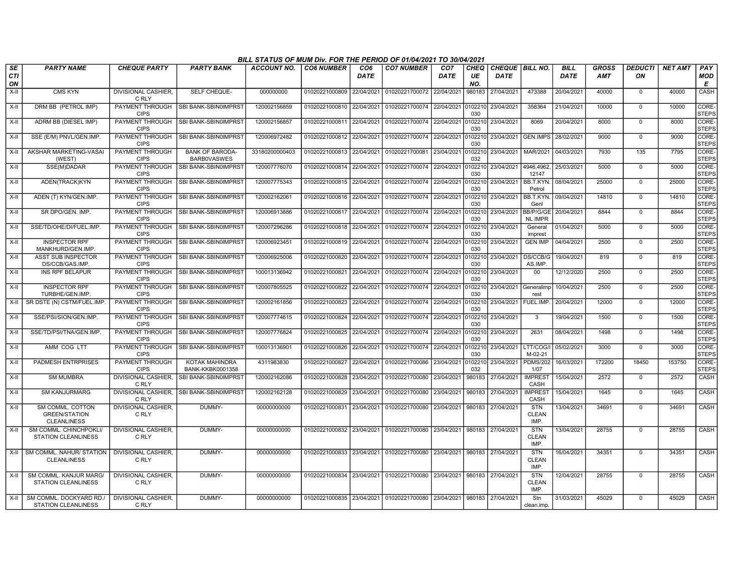## BILL STATUS OF MUM Div. FOR THE PERIOD OF 01/04/2021 TO 30/04/2021

| SECTION | PARTY NAME | CHEQUE PARTY | PARTY BANK | ACCOUNT NO. | CO6 NUMBER | CO6 DATE | CO7 NUMBER | CO7 DATE | CHEQUE NO. | CHEQUE DATE | BILL NO. | BILL DATE | GROSS AMT | DEDUCTION | NET AMT | PAY MODE |
|---|---|---|---|---|---|---|---|---|---|---|---|---|---|---|---|---|
| X-II | CMS KYN | DIVISIONAL CASHIER, C RLY | SELF CHEQUE- | 000000000 | 01020221000809 | 22/04/2021 | 01020221700072 | 22/04/2021 | 980183 | 27/04/2021 | 473388 | 20/04/2021 | 40000 | 0 | 40000 | CASH |
| X-II | DRM BB (PETROL IMP) | PAYMENT THROUGH CIPS | SBI BANK-SBIN0IMPRST | 120002156859 | 01020221000810 | 22/04/2021 | 01020221700074 | 22/04/2021 | 0102210030 | 23/04/2021 | 358364 | 21/04/2021 | 10000 | 0 | 10000 | CORE-STEPS |
| X-II | ADRM BB (DIESEL IMP) | PAYMENT THROUGH CIPS | SBI BANK-SBIN0IMPRST | 120002156857 | 01020221000811 | 22/04/2021 | 01020221700074 | 22/04/2021 | 0102210030 | 23/04/2021 | 8069 | 20/04/2021 | 8000 | 0 | 8000 | CORE-STEPS |
| X-II | SSE (E/M) PNVL/GEN.IMP. | PAYMENT THROUGH CIPS | SBI BANK-SBIN0IMPRST | 120006972482 | 01020221000812 | 22/04/2021 | 01020221700074 | 22/04/2021 | 0102210030 | 23/04/2021 | GEN.IMPS | 28/02/2021 | 9000 | 0 | 9000 | CORE-STEPS |
| X-II | AKSHAR MARKETING-VASAI (WEST) | PAYMENT THROUGH CIPS | BANK OF BARODA-BARB0VASWES | 33180200000403 | 01020221000813 | 22/04/2021 | 01020221700081 | 23/04/2021 | 0102210032 | 23/04/2021 | MAR/2021 | 04/03/2021 | 7930 | 135 | 7795 | CORE-STEPS |
| X-II | SSE(M)DADAR | PAYMENT THROUGH CIPS | SBI BANK-SBIN0IMPRST | 120007776070 | 01020221000814 | 22/04/2021 | 01020221700074 | 22/04/2021 | 0102210030 | 23/04/2021 | 4946,4962,12147 | 25/03/2021 | 5000 | 0 | 5000 | CORE-STEPS |
| X-II | ADEN(TRACK)KYN | PAYMENT THROUGH CIPS | SBI BANK-SBIN0IMPRST | 120007775343 | 01020221000815 | 22/04/2021 | 01020221700074 | 22/04/2021 | 0102210030 | 23/04/2021 | BB.T.KYN. Petrol | 08/04/2021 | 25000 | 0 | 25000 | CORE-STEPS |
| X-II | ADEN (T) KYN/GEN.IMP. | PAYMENT THROUGH CIPS | SBI BANK-SBIN0IMPRST | 120002162061 | 01020221000816 | 22/04/2021 | 01020221700074 | 22/04/2021 | 0102210030 | 23/04/2021 | BB.T.KYN. Genl | 09/04/2021 | 14810 | 0 | 14810 | CORE-STEPS |
| X-II | SR DPO/GEN. IMP. | PAYMENT THROUGH CIPS | SBI BANK-SBIN0IMPRST | 120006913886 | 01020221000817 | 22/04/2021 | 01020221700074 | 22/04/2021 | 0102210030 | 23/04/2021 | BB/P/G/GENL IMPR | 20/04/2021 | 8844 | 0 | 8844 | CORE-STEPS |
| X-II | SSE/TD/OHE/DI/FUEL.IMP. | PAYMENT THROUGH CIPS | SBI BANK-SBIN0IMPRST | 120007296286 | 01020221000818 | 22/04/2021 | 01020221700074 | 22/04/2021 | 0102210030 | 23/04/2021 | General imprest | 01/04/2021 | 5000 | 0 | 5000 | CORE-STEPS |
| X-II | INSPECTOR RPF MANKHURD/GEN.IMP. | PAYMENT THROUGH CIPS | SBI BANK-SBIN0IMPRST | 120006923451 | 01020221000819 | 22/04/2021 | 01020221700074 | 22/04/2021 | 0102210030 | 23/04/2021 | GEN IMP | 04/04/2021 | 2500 | 0 | 2500 | CORE-STEPS |
| X-II | ASST SUB INSPECTOR DS/CCB/GAS.IMP. | PAYMENT THROUGH CIPS | SBI BANK-SBIN0IMPRST | 120006925006 | 01020221000820 | 22/04/2021 | 01020221700074 | 22/04/2021 | 0102210030 | 23/04/2021 | DS/CCB/GAS.IMP. | 19/04/2021 | 819 | 0 | 819 | CORE-STEPS |
| X-II | INS RPF BELAPUR | PAYMENT THROUGH CIPS | SBI BANK-SBIN0IMPRST | 100013136942 | 01020221000821 | 22/04/2021 | 01020221700074 | 22/04/2021 | 0102210030 | 23/04/2021 | 00 | 12/12/2020 | 2500 | 0 | 2500 | CORE-STEPS |
| X-II | INSPECTOR RPF TURBHE/GEN.IMP. | PAYMENT THROUGH CIPS | SBI BANK-SBIN0IMPRST | 120007805525 | 01020221000822 | 22/04/2021 | 01020221700074 | 22/04/2021 | 0102210030 | 23/04/2021 | Generalimprest | 10/04/2021 | 2500 | 0 | 2500 | CORE-STEPS |
| X-II | SR DSTE (N) CSTM/FUEL.IMP. | PAYMENT THROUGH CIPS | SBI BANK-SBIN0IMPRST | 120002161856 | 01020221000823 | 22/04/2021 | 01020221700074 | 22/04/2021 | 0102210030 | 23/04/2021 | FUEL.IMP. | 20/04/2021 | 12000 | 0 | 12000 | CORE-STEPS |
| X-II | SSE/PSI/SION/GEN.IMP. | PAYMENT THROUGH CIPS | SBI BANK-SBIN0IMPRST | 120007774615 | 01020221000824 | 22/04/2021 | 01020221700074 | 22/04/2021 | 0102210030 | 23/04/2021 | 3 | 19/04/2021 | 1500 | 0 | 1500 | CORE-STEPS |
| X-II | SSE/TD/PSI/TNA/GEN.IMP. | PAYMENT THROUGH CIPS | SBI BANK-SBIN0IMPRST | 120007776824 | 01020221000825 | 22/04/2021 | 01020221700074 | 22/04/2021 | 0102210030 | 23/04/2021 | 2631 | 08/04/2021 | 1498 | 0 | 1498 | CORE-STEPS |
| X-II | AMM COG LTT | PAYMENT THROUGH CIPS | SBI BANK-SBIN0IMPRST | 100013136901 | 01020221000826 | 22/04/2021 | 01020221700074 | 22/04/2021 | 0102210030 | 23/04/2021 | LTT/COG/IM-02-21 | 05/02/2021 | 3000 | 0 | 3000 | CORE-STEPS |
| X-II | PADMESH ENTRPRISES | PAYMENT THROUGH CIPS | KOTAK MAHINDRA BANK-KKBK0001358 | 4311983830 | 01020221000827 | 22/04/2021 | 01020221700086 | 23/04/2021 | 0102210032 | 23/04/2021 | PDMS/2021/07 | 16/03/2021 | 172200 | 18450 | 153750 | CORE-STEPS |
| X-II | SM MUMBRA | DIVISIONAL CASHIER, C RLY | SBI BANK-SBIN0IMPRST | 120002162086 | 01020221000828 | 23/04/2021 | 01020221700080 | 23/04/2021 | 980183 | 27/04/2021 | IMPREST CASH | 15/04/2021 | 2572 | 0 | 2572 | CASH |
| X-II | SM KANJURMARG | DIVISIONAL CASHIER, C RLY | SBI BANK-SBIN0IMPRST | 120002162128 | 01020221000829 | 23/04/2021 | 01020221700080 | 23/04/2021 | 980183 | 27/04/2021 | IMPREST CASH | 15/04/2021 | 1645 | 0 | 1645 | CASH |
| X-II | SM COMML. COTTON GREEN/STATION CLEANLINESS | DIVISIONAL CASHIER, C RLY | DUMMY- | 00000000000 | 01020221000831 | 23/04/2021 | 01020221700080 | 23/04/2021 | 980183 | 27/04/2021 | STN CLEAN IMP. | 13/04/2021 | 34691 | 0 | 34691 | CASH |
| X-II | SM COMML. CHINCHPOKLI/ STATION CLEANLINESS | DIVISIONAL CASHIER, C RLY | DUMMY- | 00000000000 | 01020221000832 | 23/04/2021 | 01020221700080 | 23/04/2021 | 980183 | 27/04/2021 | STN CLEAN IMP. | 13/04/2021 | 28755 | 0 | 28755 | CASH |
| X-II | SM COMML. NAHUR/ STATION CLEANLINESS | DIVISIONAL CASHIER, C RLY | DUMMY- | 00000000000 | 01020221000833 | 23/04/2021 | 01020221700080 | 23/04/2021 | 980183 | 27/04/2021 | STN CLEAN IMP. | 16/04/2021 | 34351 | 0 | 34351 | CASH |
| X-II | SM COMML. KANJUR MARG/ STATION CLEANLINESS | DIVISIONAL CASHIER, C RLY | DUMMY- | 00000000000 | 01020221000834 | 23/04/2021 | 01020221700080 | 23/04/2021 | 980183 | 27/04/2021 | STN CLEAN IMP. | 12/04/2021 | 28755 | 0 | 28755 | CASH |
| X-II | SM COMML. DOCKYARD RD./ STATION CLEANLINESS | DIVISIONAL CASHIER, C RLY | DUMMY- | 00000000000 | 01020221000835 | 23/04/2021 | 01020221700080 | 23/04/2021 | 980183 | 27/04/2021 | Stn clean.imp. | 31/03/2021 | 45029 | 0 | 45029 | CASH |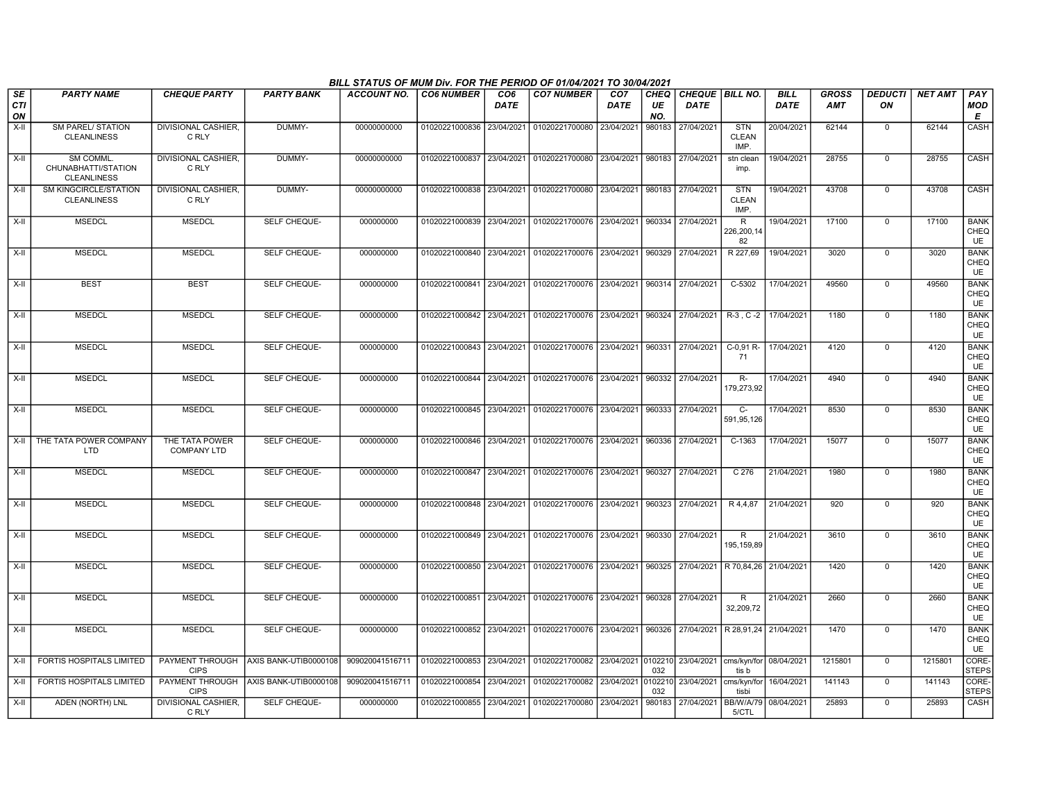BILL STATUS OF MUM Div. FOR THE PERIOD OF 01/04/2021 TO 30/04/2021

| SECTION | PARTY NAME | CHEQUE PARTY | PARTY BANK | ACCOUNT NO. | CO6 NUMBER | CO6 DATE | CO7 NUMBER | CO7 DATE | CHEQUE NO. | CHEQUE DATE | BILL NO. | BILL DATE | GROSS AMT | DEDUCTION | NET AMT | PAY MODE |
|---|---|---|---|---|---|---|---|---|---|---|---|---|---|---|---|---|
| X-II | SM PAREL/ STATION CLEANLINESS | DIVISIONAL CASHIER, C RLY | DUMMY- | 00000000000 | 01020221000836 | 23/04/2021 | 01020221700080 | 23/04/2021 | 980183 | 27/04/2021 | STN CLEAN IMP. | 20/04/2021 | 62144 | 0 | 62144 | CASH |
| X-II | SM COMML. CHUNABHATTI/STATION CLEANLINESS | DIVISIONAL CASHIER, C RLY | DUMMY- | 00000000000 | 01020221000837 | 23/04/2021 | 01020221700080 | 23/04/2021 | 980183 | 27/04/2021 | stn clean imp. | 19/04/2021 | 28755 | 0 | 28755 | CASH |
| X-II | SM KINGCIRCLE/STATION CLEANLINESS | DIVISIONAL CASHIER, C RLY | DUMMY- | 00000000000 | 01020221000838 | 23/04/2021 | 01020221700080 | 23/04/2021 | 980183 | 27/04/2021 | STN CLEAN IMP. | 19/04/2021 | 43708 | 0 | 43708 | CASH |
| X-II | MSEDCL | MSEDCL | SELF CHEQUE- | 000000000 | 01020221000839 | 23/04/2021 | 01020221700076 | 23/04/2021 | 960334 | 27/04/2021 | R 226,200,1482 | 19/04/2021 | 17100 | 0 | 17100 | BANK CHEQUE |
| X-II | MSEDCL | MSEDCL | SELF CHEQUE- | 000000000 | 01020221000840 | 23/04/2021 | 01020221700076 | 23/04/2021 | 960329 | 27/04/2021 | R 227,69 | 19/04/2021 | 3020 | 0 | 3020 | BANK CHEQUE |
| X-II | BEST | BEST | SELF CHEQUE- | 000000000 | 01020221000841 | 23/04/2021 | 01020221700076 | 23/04/2021 | 960314 | 27/04/2021 | C-5302 | 17/04/2021 | 49560 | 0 | 49560 | BANK CHEQUE |
| X-II | MSEDCL | MSEDCL | SELF CHEQUE- | 000000000 | 01020221000842 | 23/04/2021 | 01020221700076 | 23/04/2021 | 960324 | 27/04/2021 | R-3 , C -2 | 17/04/2021 | 1180 | 0 | 1180 | BANK CHEQUE |
| X-II | MSEDCL | MSEDCL | SELF CHEQUE- | 000000000 | 01020221000843 | 23/04/2021 | 01020221700076 | 23/04/2021 | 960331 | 27/04/2021 | C-0,91 R-71 | 17/04/2021 | 4120 | 0 | 4120 | BANK CHEQUE |
| X-II | MSEDCL | MSEDCL | SELF CHEQUE- | 000000000 | 01020221000844 | 23/04/2021 | 01020221700076 | 23/04/2021 | 960332 | 27/04/2021 | R-179,273,92 | 17/04/2021 | 4940 | 0 | 4940 | BANK CHEQUE |
| X-II | MSEDCL | MSEDCL | SELF CHEQUE- | 000000000 | 01020221000845 | 23/04/2021 | 01020221700076 | 23/04/2021 | 960333 | 27/04/2021 | C-591,95,126 | 17/04/2021 | 8530 | 0 | 8530 | BANK CHEQUE |
| X-II | THE TATA POWER COMPANY LTD | THE TATA POWER COMPANY LTD | SELF CHEQUE- | 000000000 | 01020221000846 | 23/04/2021 | 01020221700076 | 23/04/2021 | 960336 | 27/04/2021 | C-1363 | 17/04/2021 | 15077 | 0 | 15077 | BANK CHEQUE |
| X-II | MSEDCL | MSEDCL | SELF CHEQUE- | 000000000 | 01020221000847 | 23/04/2021 | 01020221700076 | 23/04/2021 | 960327 | 27/04/2021 | C 276 | 21/04/2021 | 1980 | 0 | 1980 | BANK CHEQUE |
| X-II | MSEDCL | MSEDCL | SELF CHEQUE- | 000000000 | 01020221000848 | 23/04/2021 | 01020221700076 | 23/04/2021 | 960323 | 27/04/2021 | R 4,4,87 | 21/04/2021 | 920 | 0 | 920 | BANK CHEQUE |
| X-II | MSEDCL | MSEDCL | SELF CHEQUE- | 000000000 | 01020221000849 | 23/04/2021 | 01020221700076 | 23/04/2021 | 960330 | 27/04/2021 | R 195,159,89 | 21/04/2021 | 3610 | 0 | 3610 | BANK CHEQUE |
| X-II | MSEDCL | MSEDCL | SELF CHEQUE- | 000000000 | 01020221000850 | 23/04/2021 | 01020221700076 | 23/04/2021 | 960325 | 27/04/2021 | R 70,84,26 | 21/04/2021 | 1420 | 0 | 1420 | BANK CHEQUE |
| X-II | MSEDCL | MSEDCL | SELF CHEQUE- | 000000000 | 01020221000851 | 23/04/2021 | 01020221700076 | 23/04/2021 | 960328 | 27/04/2021 | R 32,209,72 | 21/04/2021 | 2660 | 0 | 2660 | BANK CHEQUE |
| X-II | MSEDCL | MSEDCL | SELF CHEQUE- | 000000000 | 01020221000852 | 23/04/2021 | 01020221700076 | 23/04/2021 | 960326 | 27/04/2021 | R 28,91,24 | 21/04/2021 | 1470 | 0 | 1470 | BANK CHEQUE |
| X-II | FORTIS HOSPITALS LIMITED | PAYMENT THROUGH CIPS | AXIS BANK-UTIB0000108 | 909020041516711 | 01020221000853 | 23/04/2021 | 01020221700082 | 23/04/2021 | 0102210032 | 23/04/2021 | cms/kyn/fortis b | 08/04/2021 | 1215801 | 0 | 1215801 | CORE-STEPS |
| X-II | FORTIS HOSPITALS LIMITED | PAYMENT THROUGH CIPS | AXIS BANK-UTIB0000108 | 909020041516711 | 01020221000854 | 23/04/2021 | 01020221700082 | 23/04/2021 | 0102210032 | 23/04/2021 | cms/kyn/fortisbi | 16/04/2021 | 141143 | 0 | 141143 | CORE-STEPS |
| X-II | ADEN (NORTH) LNL | DIVISIONAL CASHIER, C RLY | SELF CHEQUE- | 000000000 | 01020221000855 | 23/04/2021 | 01020221700080 | 23/04/2021 | 980183 | 27/04/2021 | BB/W/A/795/CTL | 08/04/2021 | 25893 | 0 | 25893 | CASH |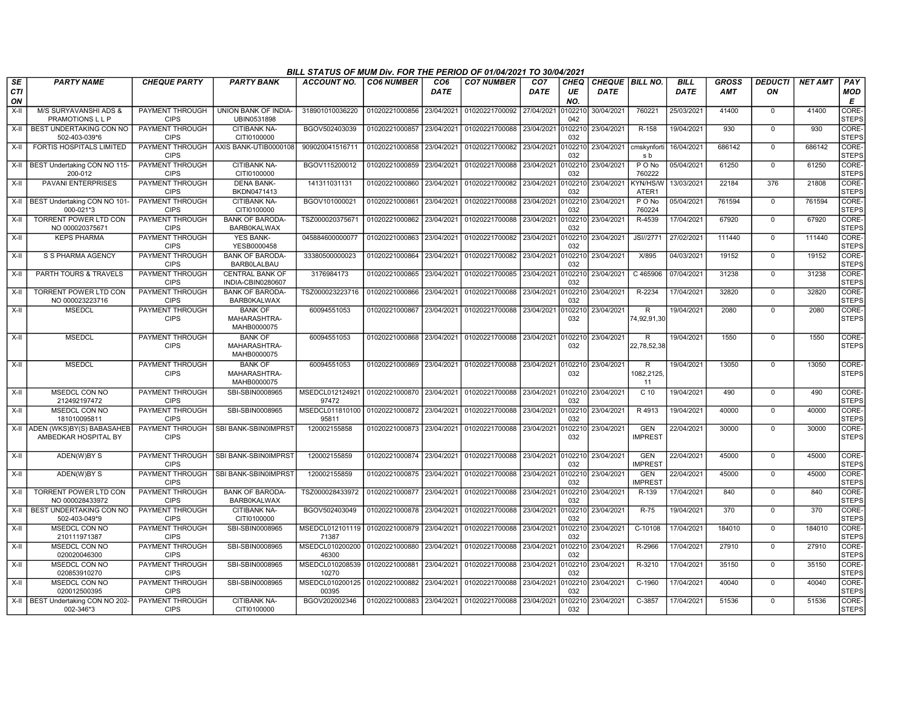## BILL STATUS OF MUM Div. FOR THE PERIOD OF 01/04/2021 TO 30/04/2021

| SECTION | PARTY NAME | CHEQUE PARTY | PARTY BANK | ACCOUNT NO. | CO6 NUMBER | CO6 DATE | CO7 NUMBER | CO7 DATE | CHEQUE NO. | CHEQUE DATE | BILL NO. | BILL DATE | GROSS AMT | DEDUCTION | NET AMT | PAY MODE |
|---|---|---|---|---|---|---|---|---|---|---|---|---|---|---|---|---|
| X-II | M/S SURYAVANSHI ADS & PRAMOTIONS L L P | PAYMENT THROUGH CIPS | UNION BANK OF INDIA-UBIN0531898 | 318901010036220 | 01020221000856 | 23/04/2021 | 01020221700092 | 27/04/2021 | 0102210042 | 30/04/2021 | 760221 | 25/03/2021 | 41400 | 0 | 41400 | CORE-STEPS |
| X-II | BEST UNDERTAKING CON NO 502-403-039*6 | PAYMENT THROUGH CIPS | CITIBANK NA-CITI0100000 | BGOV502403039 | 01020221000857 | 23/04/2021 | 01020221700088 | 23/04/2021 | 0102210032 | 23/04/2021 | R-158 | 19/04/2021 | 930 | 0 | 930 | CORE-STEPS |
| X-II | FORTIS HOSPITALS LIMITED | PAYMENT THROUGH CIPS | AXIS BANK-UTIB0000108 | 909020041516711 | 01020221000858 | 23/04/2021 | 01020221700082 | 23/04/2021 | 0102210032 | 23/04/2021 | cmskynfortis b | 16/04/2021 | 686142 | 0 | 686142 | CORE-STEPS |
| X-II | BEST Undertaking CON NO 115-200-012 | PAYMENT THROUGH CIPS | CITIBANK NA-CITI0100000 | BGOV115200012 | 01020221000859 | 23/04/2021 | 01020221700088 | 23/04/2021 | 0102210032 | 23/04/2021 | P O No 760222 | 05/04/2021 | 61250 | 0 | 61250 | CORE-STEPS |
| X-II | PAVANI ENTERPRISES | PAYMENT THROUGH CIPS | DENA BANK-BKDN0471413 | 141311031131 | 01020221000860 | 23/04/2021 | 01020221700082 | 23/04/2021 | 0102210032 | 23/04/2021 | KYN/HS/WATER1 | 13/03/2021 | 22184 | 376 | 21808 | CORE-STEPS |
| X-II | BEST Undertaking CON NO 101-000-021*3 | PAYMENT THROUGH CIPS | CITIBANK NA-CITI0100000 | BGOV101000021 | 01020221000861 | 23/04/2021 | 01020221700088 | 23/04/2021 | 0102210032 | 23/04/2021 | P O No 760224 | 05/04/2021 | 761594 | 0 | 761594 | CORE-STEPS |
| X-II | TORRENT POWER LTD CON NO 000020375671 | PAYMENT THROUGH CIPS | BANK OF BARODA-BARB0KALWAX | TSZ000020375671 | 01020221000862 | 23/04/2021 | 01020221700088 | 23/04/2021 | 0102210032 | 23/04/2021 | R-4539 | 17/04/2021 | 67920 | 0 | 67920 | CORE-STEPS |
| X-II | KEPS PHARMA | PAYMENT THROUGH CIPS | YES BANK-YESB0000458 | 045884600000077 | 01020221000863 | 23/04/2021 | 01020221700082 | 23/04/2021 | 0102210032 | 23/04/2021 | JSI//2771 | 27/02/2021 | 111440 | 0 | 111440 | CORE-STEPS |
| X-II | S S PHARMA AGENCY | PAYMENT THROUGH CIPS | BANK OF BARODA-BARB0LALBAU | 33380500000023 | 01020221000864 | 23/04/2021 | 01020221700082 | 23/04/2021 | 0102210032 | 23/04/2021 | X/895 | 04/03/2021 | 19152 | 0 | 19152 | CORE-STEPS |
| X-II | PARTH TOURS & TRAVELS | PAYMENT THROUGH CIPS | CENTRAL BANK OF INDIA-CBIN0280607 | 3176984173 | 01020221000865 | 23/04/2021 | 01020221700085 | 23/04/2021 | 0102210032 | 23/04/2021 | C 465906 | 07/04/2021 | 31238 | 0 | 31238 | CORE-STEPS |
| X-II | TORRENT POWER LTD CON NO 000023223716 | PAYMENT THROUGH CIPS | BANK OF BARODA-BARB0KALWAX | TSZ000023223716 | 01020221000866 | 23/04/2021 | 01020221700088 | 23/04/2021 | 0102210032 | 23/04/2021 | R-2234 | 17/04/2021 | 32820 | 0 | 32820 | CORE-STEPS |
| X-II | MSEDCL | PAYMENT THROUGH CIPS | BANK OF MAHARASHTRA-MAHB0000075 | 60094551053 | 01020221000867 | 23/04/2021 | 01020221700088 | 23/04/2021 | 0102210032 | 23/04/2021 | R 74,92,91,30 | 19/04/2021 | 2080 | 0 | 2080 | CORE-STEPS |
| X-II | MSEDCL | PAYMENT THROUGH CIPS | BANK OF MAHARASHTRA-MAHB0000075 | 60094551053 | 01020221000868 | 23/04/2021 | 01020221700088 | 23/04/2021 | 0102210032 | 23/04/2021 | R 22,78,52,38 | 19/04/2021 | 1550 | 0 | 1550 | CORE-STEPS |
| X-II | MSEDCL | PAYMENT THROUGH CIPS | BANK OF MAHARASHTRA-MAHB0000075 | 60094551053 | 01020221000869 | 23/04/2021 | 01020221700088 | 23/04/2021 | 0102210032 | 23/04/2021 | R 1082,2125,11 | 19/04/2021 | 13050 | 0 | 13050 | CORE-STEPS |
| X-II | MSEDCL CON NO 212492197472 | PAYMENT THROUGH CIPS | SBI-SBIN0008965 | MSEDCL01212492197472 | 01020221000870 | 23/04/2021 | 01020221700088 | 23/04/2021 | 0102210032 | 23/04/2021 | C 10 | 19/04/2021 | 490 | 0 | 490 | CORE-STEPS |
| X-II | MSEDCL CON NO 181010095811 | PAYMENT THROUGH CIPS | SBI-SBIN0008965 | MSEDCL01181010095811 | 01020221000872 | 23/04/2021 | 01020221700088 | 23/04/2021 | 0102210032 | 23/04/2021 | R 4913 | 19/04/2021 | 40000 | 0 | 40000 | CORE-STEPS |
| X-II | ADEN (WKS)BY(S) BABASAHEB AMBEDKAR HOSPITAL BY | PAYMENT THROUGH CIPS | SBI BANK-SBIN0IMPRST | 120002155858 | 01020221000873 | 23/04/2021 | 01020221700088 | 23/04/2021 | 0102210032 | 23/04/2021 | GEN IMPREST | 22/04/2021 | 30000 | 0 | 30000 | CORE-STEPS |
| X-II | ADEN(W)BY S | PAYMENT THROUGH CIPS | SBI BANK-SBIN0IMPRST | 120002155859 | 01020221000874 | 23/04/2021 | 01020221700088 | 23/04/2021 | 0102210032 | 23/04/2021 | GEN IMPREST | 22/04/2021 | 45000 | 0 | 45000 | CORE-STEPS |
| X-II | ADEN(W)BY S | PAYMENT THROUGH CIPS | SBI BANK-SBIN0IMPRST | 120002155859 | 01020221000875 | 23/04/2021 | 01020221700088 | 23/04/2021 | 0102210032 | 23/04/2021 | GEN IMPREST | 22/04/2021 | 45000 | 0 | 45000 | CORE-STEPS |
| X-II | TORRENT POWER LTD CON NO 000028433972 | PAYMENT THROUGH CIPS | BANK OF BARODA-BARB0KALWAX | TSZ000028433972 | 01020221000877 | 23/04/2021 | 01020221700088 | 23/04/2021 | 0102210032 | 23/04/2021 | R-139 | 17/04/2021 | 840 | 0 | 840 | CORE-STEPS |
| X-II | BEST UNDERTAKING CON NO 502-403-049*9 | PAYMENT THROUGH CIPS | CITIBANK NA-CITI0100000 | BGOV502403049 | 01020221000878 | 23/04/2021 | 01020221700088 | 23/04/2021 | 0102210032 | 23/04/2021 | R-75 | 19/04/2021 | 370 | 0 | 370 | CORE-STEPS |
| X-II | MSEDCL CON NO 210111971387 | PAYMENT THROUGH CIPS | SBI-SBIN0008965 | MSEDCL01210111971387 | 01020221000879 | 23/04/2021 | 01020221700088 | 23/04/2021 | 0102210032 | 23/04/2021 | C-10108 | 17/04/2021 | 184010 | 0 | 184010 | CORE-STEPS |
| X-II | MSEDCL CON NO 020020046300 | PAYMENT THROUGH CIPS | SBI-SBIN0008965 | MSEDCL01020020046300 | 01020221000880 | 23/04/2021 | 01020221700088 | 23/04/2021 | 0102210032 | 23/04/2021 | R-2966 | 17/04/2021 | 27910 | 0 | 27910 | CORE-STEPS |
| X-II | MSEDCL CON NO 020853910270 | PAYMENT THROUGH CIPS | SBI-SBIN0008965 | MSEDCL01020853910270 | 01020221000881 | 23/04/2021 | 01020221700088 | 23/04/2021 | 0102210032 | 23/04/2021 | R-3210 | 17/04/2021 | 35150 | 0 | 35150 | CORE-STEPS |
| X-II | MSEDCL CON NO 020012500395 | PAYMENT THROUGH CIPS | SBI-SBIN0008965 | MSEDCL01020012500395 | 01020221000882 | 23/04/2021 | 01020221700088 | 23/04/2021 | 0102210032 | 23/04/2021 | C-1960 | 17/04/2021 | 40040 | 0 | 40040 | CORE-STEPS |
| X-II | BEST Undertaking CON NO 202-002-346*3 | PAYMENT THROUGH CIPS | CITIBANK NA-CITI0100000 | BGOV202002346 | 01020221000883 | 23/04/2021 | 01020221700088 | 23/04/2021 | 0102210032 | 23/04/2021 | C-3857 | 17/04/2021 | 51536 | 0 | 51536 | CORE-STEPS |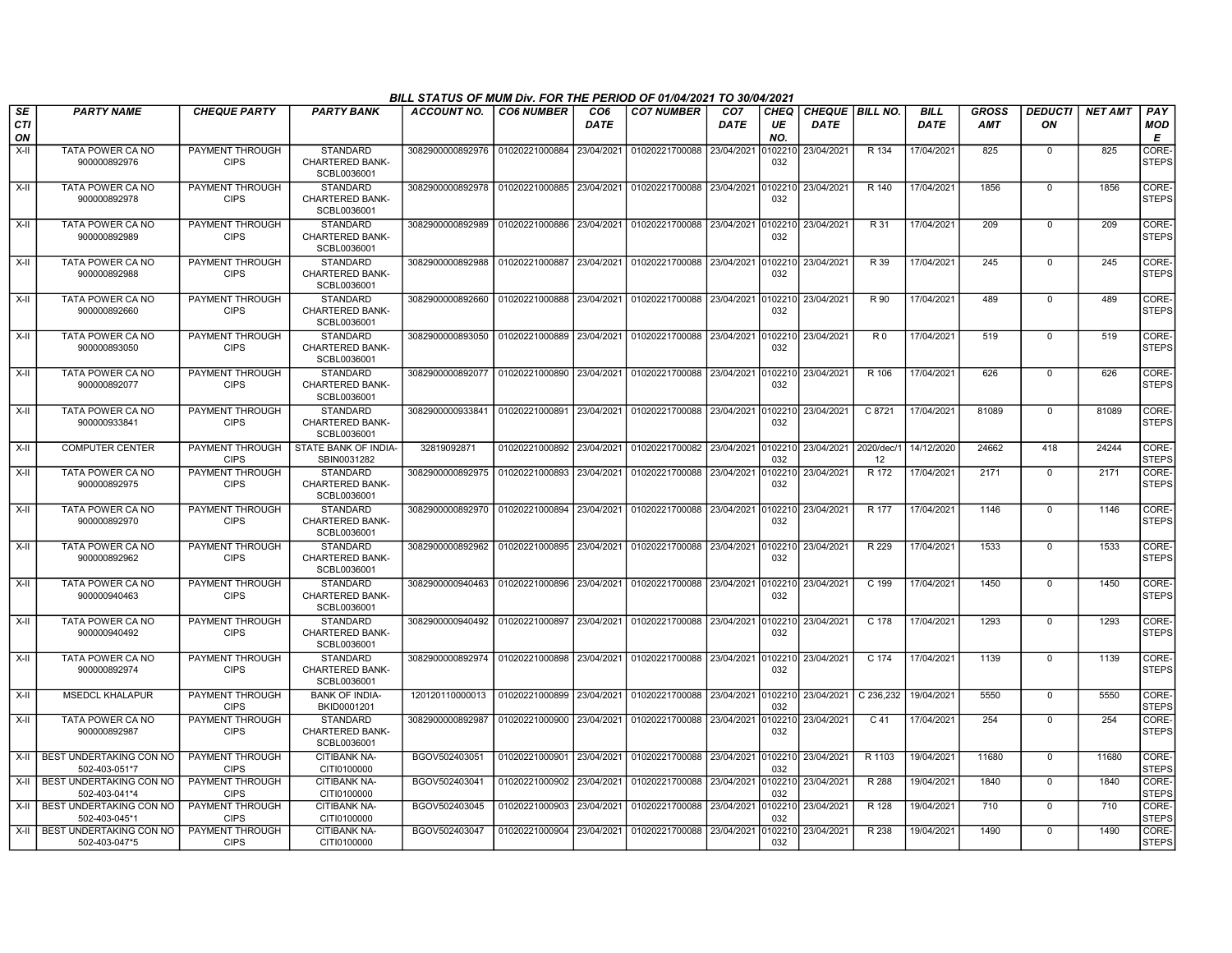BILL STATUS OF MUM Div. FOR THE PERIOD OF 01/04/2021 TO 30/04/2021

| SECTION | PARTY NAME | CHEQUE PARTY | PARTY BANK | ACCOUNT NO. | CO6 NUMBER | CO6 DATE | CO7 NUMBER | CO7 DATE | CHEQUE NO. | CHEQUE DATE | BILL NO. | BILL DATE | GROSS AMT | DEDUCTION | NET AMT | PAY MODE |
|---|---|---|---|---|---|---|---|---|---|---|---|---|---|---|---|---|
| X-II | TATA POWER CA NO 900000892976 | PAYMENT THROUGH CIPS | STANDARD CHARTERED BANK-SCBL0036001 | 3082900000892976 | 01020221000884 | 23/04/2021 | 01020221700088 | 23/04/2021 | 0102210032 | 23/04/2021 | R 134 | 17/04/2021 | 825 | 0 | 825 | CORE-STEPS |
| X-II | TATA POWER CA NO 900000892978 | PAYMENT THROUGH CIPS | STANDARD CHARTERED BANK-SCBL0036001 | 3082900000892978 | 01020221000885 | 23/04/2021 | 01020221700088 | 23/04/2021 | 0102210032 | 23/04/2021 | R 140 | 17/04/2021 | 1856 | 0 | 1856 | CORE-STEPS |
| X-II | TATA POWER CA NO 900000892989 | PAYMENT THROUGH CIPS | STANDARD CHARTERED BANK-SCBL0036001 | 3082900000892989 | 01020221000886 | 23/04/2021 | 01020221700088 | 23/04/2021 | 0102210032 | 23/04/2021 | R 31 | 17/04/2021 | 209 | 0 | 209 | CORE-STEPS |
| X-II | TATA POWER CA NO 900000892988 | PAYMENT THROUGH CIPS | STANDARD CHARTERED BANK-SCBL0036001 | 3082900000892988 | 01020221000887 | 23/04/2021 | 01020221700088 | 23/04/2021 | 0102210032 | 23/04/2021 | R 39 | 17/04/2021 | 245 | 0 | 245 | CORE-STEPS |
| X-II | TATA POWER CA NO 900000892660 | PAYMENT THROUGH CIPS | STANDARD CHARTERED BANK-SCBL0036001 | 3082900000892660 | 01020221000888 | 23/04/2021 | 01020221700088 | 23/04/2021 | 0102210032 | 23/04/2021 | R 90 | 17/04/2021 | 489 | 0 | 489 | CORE-STEPS |
| X-II | TATA POWER CA NO 900000893050 | PAYMENT THROUGH CIPS | STANDARD CHARTERED BANK-SCBL0036001 | 3082900000893050 | 01020221000889 | 23/04/2021 | 01020221700088 | 23/04/2021 | 0102210032 | 23/04/2021 | R 0 | 17/04/2021 | 519 | 0 | 519 | CORE-STEPS |
| X-II | TATA POWER CA NO 900000892077 | PAYMENT THROUGH CIPS | STANDARD CHARTERED BANK-SCBL0036001 | 3082900000892077 | 01020221000890 | 23/04/2021 | 01020221700088 | 23/04/2021 | 0102210032 | 23/04/2021 | R 106 | 17/04/2021 | 626 | 0 | 626 | CORE-STEPS |
| X-II | TATA POWER CA NO 900000933841 | PAYMENT THROUGH CIPS | STANDARD CHARTERED BANK-SCBL0036001 | 3082900000933841 | 01020221000891 | 23/04/2021 | 01020221700088 | 23/04/2021 | 0102210032 | 23/04/2021 | C 8721 | 17/04/2021 | 81089 | 0 | 81089 | CORE-STEPS |
| X-II | COMPUTER CENTER | PAYMENT THROUGH CIPS | STATE BANK OF INDIA-SBIN0031282 | 32819092871 | 01020221000892 | 23/04/2021 | 01020221700082 | 23/04/2021 | 0102210032 | 23/04/2021 | 2020/dec/12 | 14/12/2020 | 24662 | 418 | 24244 | CORE-STEPS |
| X-II | TATA POWER CA NO 900000892975 | PAYMENT THROUGH CIPS | STANDARD CHARTERED BANK-SCBL0036001 | 3082900000892975 | 01020221000893 | 23/04/2021 | 01020221700088 | 23/04/2021 | 0102210032 | 23/04/2021 | R 172 | 17/04/2021 | 2171 | 0 | 2171 | CORE-STEPS |
| X-II | TATA POWER CA NO 900000892970 | PAYMENT THROUGH CIPS | STANDARD CHARTERED BANK-SCBL0036001 | 3082900000892970 | 01020221000894 | 23/04/2021 | 01020221700088 | 23/04/2021 | 0102210032 | 23/04/2021 | R 177 | 17/04/2021 | 1146 | 0 | 1146 | CORE-STEPS |
| X-II | TATA POWER CA NO 900000892962 | PAYMENT THROUGH CIPS | STANDARD CHARTERED BANK-SCBL0036001 | 3082900000892962 | 01020221000895 | 23/04/2021 | 01020221700088 | 23/04/2021 | 0102210032 | 23/04/2021 | R 229 | 17/04/2021 | 1533 | 0 | 1533 | CORE-STEPS |
| X-II | TATA POWER CA NO 900000940463 | PAYMENT THROUGH CIPS | STANDARD CHARTERED BANK-SCBL0036001 | 3082900000940463 | 01020221000896 | 23/04/2021 | 01020221700088 | 23/04/2021 | 0102210032 | 23/04/2021 | C 199 | 17/04/2021 | 1450 | 0 | 1450 | CORE-STEPS |
| X-II | TATA POWER CA NO 900000940492 | PAYMENT THROUGH CIPS | STANDARD CHARTERED BANK-SCBL0036001 | 3082900000940492 | 01020221000897 | 23/04/2021 | 01020221700088 | 23/04/2021 | 0102210032 | 23/04/2021 | C 178 | 17/04/2021 | 1293 | 0 | 1293 | CORE-STEPS |
| X-II | TATA POWER CA NO 900000892974 | PAYMENT THROUGH CIPS | STANDARD CHARTERED BANK-SCBL0036001 | 3082900000892974 | 01020221000898 | 23/04/2021 | 01020221700088 | 23/04/2021 | 0102210032 | 23/04/2021 | C 174 | 17/04/2021 | 1139 | 0 | 1139 | CORE-STEPS |
| X-II | MSEDCL KHALAPUR | PAYMENT THROUGH CIPS | BANK OF INDIA-BKID0001201 | 120120110000013 | 01020221000899 | 23/04/2021 | 01020221700088 | 23/04/2021 | 0102210032 | 23/04/2021 | C 236,232 | 19/04/2021 | 5550 | 0 | 5550 | CORE-STEPS |
| X-II | TATA POWER CA NO 900000892987 | PAYMENT THROUGH CIPS | STANDARD CHARTERED BANK-SCBL0036001 | 3082900000892987 | 01020221000900 | 23/04/2021 | 01020221700088 | 23/04/2021 | 0102210032 | 23/04/2021 | C 41 | 17/04/2021 | 254 | 0 | 254 | CORE-STEPS |
| X-II | BEST UNDERTAKING CON NO 502-403-051*7 | PAYMENT THROUGH CIPS | CITIBANK NA-CITI0100000 | BGOV502403051 | 01020221000901 | 23/04/2021 | 01020221700088 | 23/04/2021 | 0102210032 | 23/04/2021 | R 1103 | 19/04/2021 | 11680 | 0 | 11680 | CORE-STEPS |
| X-II | BEST UNDERTAKING CON NO 502-403-041*4 | PAYMENT THROUGH CIPS | CITIBANK NA-CITI0100000 | BGOV502403041 | 01020221000902 | 23/04/2021 | 01020221700088 | 23/04/2021 | 0102210032 | 23/04/2021 | R 288 | 19/04/2021 | 1840 | 0 | 1840 | CORE-STEPS |
| X-II | BEST UNDERTAKING CON NO 502-403-045*1 | PAYMENT THROUGH CIPS | CITIBANK NA-CITI0100000 | BGOV502403045 | 01020221000903 | 23/04/2021 | 01020221700088 | 23/04/2021 | 0102210032 | 23/04/2021 | R 128 | 19/04/2021 | 710 | 0 | 710 | CORE-STEPS |
| X-II | BEST UNDERTAKING CON NO 502-403-047*5 | PAYMENT THROUGH CIPS | CITIBANK NA-CITI0100000 | BGOV502403047 | 01020221000904 | 23/04/2021 | 01020221700088 | 23/04/2021 | 0102210032 | 23/04/2021 | R 238 | 19/04/2021 | 1490 | 0 | 1490 | CORE-STEPS |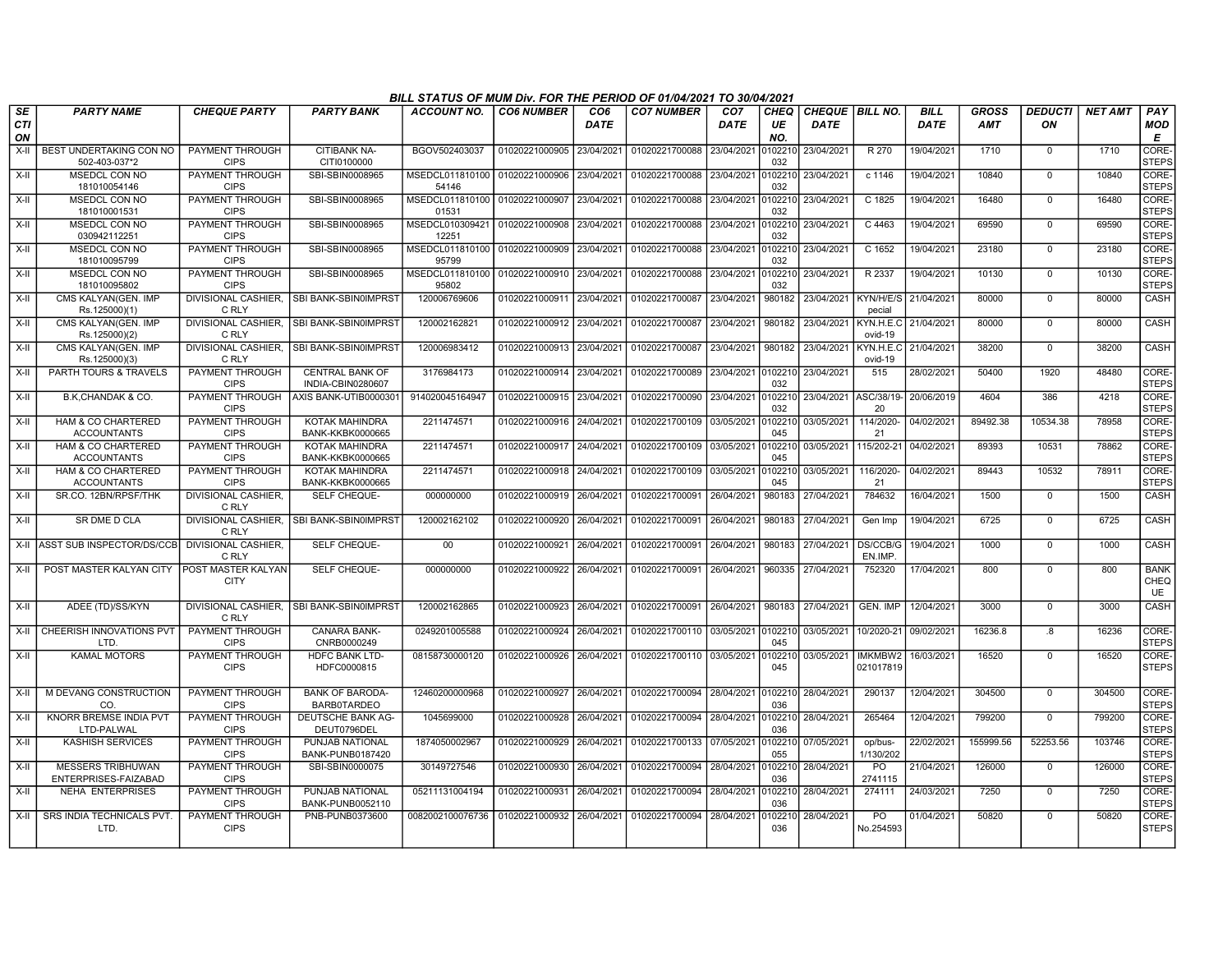## BILL STATUS OF MUM Div. FOR THE PERIOD OF 01/04/2021 TO 30/04/2021

| SECTION | PARTY NAME | CHEQUE PARTY | PARTY BANK | ACCOUNT NO. | CO6 NUMBER | CO6 DATE | CO7 NUMBER | CO7 DATE | CHEQUE NO. | CHEQUE DATE | BILL NO. | BILL DATE | GROSS AMT | DEDUCTION | NET AMT | PAY MODE |
|---|---|---|---|---|---|---|---|---|---|---|---|---|---|---|---|---|
| X-II | BEST UNDERTAKING CON NO 502-403-037*2 | PAYMENT THROUGH CIPS | CITIBANK NA-CITI0100000 | BGOV502403037 | 01020221000905 | 23/04/2021 | 01020221700088 | 23/04/2021 | 0102210032 | 23/04/2021 | R 270 | 19/04/2021 | 1710 | 0 | 1710 | CORE-STEPS |
| X-II | MSEDCL CON NO 181010054146 | PAYMENT THROUGH CIPS | SBI-SBIN0008965 | MSEDCL01181010054146 | 01020221000906 | 23/04/2021 | 01020221700088 | 23/04/2021 | 0102210032 | 23/04/2021 | c 1146 | 19/04/2021 | 10840 | 0 | 10840 | CORE-STEPS |
| X-II | MSEDCL CON NO 181010001531 | PAYMENT THROUGH CIPS | SBI-SBIN0008965 | MSEDCL01181010001531 | 01020221000907 | 23/04/2021 | 01020221700088 | 23/04/2021 | 0102210032 | 23/04/2021 | C 1825 | 19/04/2021 | 16480 | 0 | 16480 | CORE-STEPS |
| X-II | MSEDCL CON NO 030942112251 | PAYMENT THROUGH CIPS | SBI-SBIN0008965 | MSEDCL01030942112251 | 01020221000908 | 23/04/2021 | 01020221700088 | 23/04/2021 | 0102210032 | 23/04/2021 | C 4463 | 19/04/2021 | 69590 | 0 | 69590 | CORE-STEPS |
| X-II | MSEDCL CON NO 181010095799 | PAYMENT THROUGH CIPS | SBI-SBIN0008965 | MSEDCL01181010095799 | 01020221000909 | 23/04/2021 | 01020221700088 | 23/04/2021 | 0102210032 | 23/04/2021 | C 1652 | 19/04/2021 | 23180 | 0 | 23180 | CORE-STEPS |
| X-II | MSEDCL CON NO 181010095802 | PAYMENT THROUGH CIPS | SBI-SBIN0008965 | MSEDCL01181010095802 | 01020221000910 | 23/04/2021 | 01020221700088 | 23/04/2021 | 0102210032 | 23/04/2021 | R 2337 | 19/04/2021 | 10130 | 0 | 10130 | CORE-STEPS |
| X-II | CMS KALYAN(GEN. IMP Rs.125000)(1) | DIVISIONAL CASHIER, C RLY | SBI BANK-SBIN0IMPRST | 120006769606 | 01020221000911 | 23/04/2021 | 01020221700087 | 23/04/2021 | 980182 | 23/04/2021 | KYN/H/E/Special | 21/04/2021 | 80000 | 0 | 80000 | CASH |
| X-II | CMS KALYAN(GEN. IMP Rs.125000)(2) | DIVISIONAL CASHIER, C RLY | SBI BANK-SBIN0IMPRST | 120002162821 | 01020221000912 | 23/04/2021 | 01020221700087 | 23/04/2021 | 980182 | 23/04/2021 | KYN.H.E.Covid-19 | 21/04/2021 | 80000 | 0 | 80000 | CASH |
| X-II | CMS KALYAN(GEN. IMP Rs.125000)(3) | DIVISIONAL CASHIER, C RLY | SBI BANK-SBIN0IMPRST | 120006983412 | 01020221000913 | 23/04/2021 | 01020221700087 | 23/04/2021 | 980182 | 23/04/2021 | KYN.H.E.Covid-19 | 21/04/2021 | 38200 | 0 | 38200 | CASH |
| X-II | PARTH TOURS & TRAVELS | PAYMENT THROUGH CIPS | CENTRAL BANK OF INDIA-CBIN0280607 | 3176984173 | 01020221000914 | 23/04/2021 | 01020221700089 | 23/04/2021 | 0102210032 | 23/04/2021 | 515 | 28/02/2021 | 50400 | 1920 | 48480 | CORE-STEPS |
| X-II | B.K,CHANDAK & CO. | PAYMENT THROUGH CIPS | AXIS BANK-UTIB0000301 | 914020045164947 | 01020221000915 | 23/04/2021 | 01020221700090 | 23/04/2021 | 0102210032 | 23/04/2021 | ASC/38/19-20 | 20/06/2019 | 4604 | 386 | 4218 | CORE-STEPS |
| X-II | HAM & CO CHARTERED ACCOUNTANTS | PAYMENT THROUGH CIPS | KOTAK MAHINDRA BANK-KKBK0000665 | 2211474571 | 01020221000916 | 24/04/2021 | 01020221700109 | 03/05/2021 | 0102210045 | 03/05/2021 | 114/2020-21 | 04/02/2021 | 89492.38 | 10534.38 | 78958 | CORE-STEPS |
| X-II | HAM & CO CHARTERED ACCOUNTANTS | PAYMENT THROUGH CIPS | KOTAK MAHINDRA BANK-KKBK0000665 | 2211474571 | 01020221000917 | 24/04/2021 | 01020221700109 | 03/05/2021 | 0102210045 | 03/05/2021 | 115/202-21 | 04/02/2021 | 89393 | 10531 | 78862 | CORE-STEPS |
| X-II | HAM & CO CHARTERED ACCOUNTANTS | PAYMENT THROUGH CIPS | KOTAK MAHINDRA BANK-KKBK0000665 | 2211474571 | 01020221000918 | 24/04/2021 | 01020221700109 | 03/05/2021 | 0102210045 | 03/05/2021 | 116/2020-21 | 04/02/2021 | 89443 | 10532 | 78911 | CORE-STEPS |
| X-II | SR.CO. 12BN/RPSF/THK | DIVISIONAL CASHIER, C RLY | SELF CHEQUE- | 000000000 | 01020221000919 | 26/04/2021 | 01020221700091 | 26/04/2021 | 980183 | 27/04/2021 | 784632 | 16/04/2021 | 1500 | 0 | 1500 | CASH |
| X-II | SR DME D CLA | DIVISIONAL CASHIER, C RLY | SBI BANK-SBIN0IMPRST | 120002162102 | 01020221000920 | 26/04/2021 | 01020221700091 | 26/04/2021 | 980183 | 27/04/2021 | Gen Imp | 19/04/2021 | 6725 | 0 | 6725 | CASH |
| X-II | ASST SUB INSPECTOR/DS/CCB | DIVISIONAL CASHIER, C RLY | SELF CHEQUE- | 00 | 01020221000921 | 26/04/2021 | 01020221700091 | 26/04/2021 | 980183 | 27/04/2021 | DS/CCB/GEN.IMP. | 19/04/2021 | 1000 | 0 | 1000 | CASH |
| X-II | POST MASTER KALYAN CITY | POST MASTER KALYAN CITY | SELF CHEQUE- | 000000000 | 01020221000922 | 26/04/2021 | 01020221700091 | 26/04/2021 | 960335 | 27/04/2021 | 752320 | 17/04/2021 | 800 | 0 | 800 | BANK CHEQUE |
| X-II | ADEE (TD)/SS/KYN | DIVISIONAL CASHIER, C RLY | SBI BANK-SBIN0IMPRST | 120002162865 | 01020221000923 | 26/04/2021 | 01020221700091 | 26/04/2021 | 980183 | 27/04/2021 | GEN. IMP | 12/04/2021 | 3000 | 0 | 3000 | CASH |
| X-II | CHEERISH INNOVATIONS PVT LTD. | PAYMENT THROUGH CIPS | CANARA BANK-CNRB0000249 | 0249201005588 | 01020221000924 | 26/04/2021 | 01020221700110 | 03/05/2021 | 0102210045 | 03/05/2021 | 10/2020-21 | 09/02/2021 | 16236.8 | .8 | 16236 | CORE-STEPS |
| X-II | KAMAL MOTORS | PAYMENT THROUGH CIPS | HDFC BANK LTD-HDFC0000815 | 08158730000120 | 01020221000926 | 26/04/2021 | 01020221700110 | 03/05/2021 | 0102210045 | 03/05/2021 | IMKMBW2021017819 | 16/03/2021 | 16520 | 0 | 16520 | CORE-STEPS |
| X-II | M DEVANG CONSTRUCTION CO. | PAYMENT THROUGH CIPS | BANK OF BARODA-BARB0TARDEO | 12460200000968 | 01020221000927 | 26/04/2021 | 01020221700094 | 28/04/2021 | 0102210036 | 28/04/2021 | 290137 | 12/04/2021 | 304500 | 0 | 304500 | CORE-STEPS |
| X-II | KNORR BREMSE INDIA PVT LTD-PALWAL | PAYMENT THROUGH CIPS | DEUTSCHE BANK AG-DEUT0796DEL | 1045699000 | 01020221000928 | 26/04/2021 | 01020221700094 | 28/04/2021 | 0102210036 | 28/04/2021 | 265464 | 12/04/2021 | 799200 | 0 | 799200 | CORE-STEPS |
| X-II | KASHISH SERVICES | PAYMENT THROUGH CIPS | PUNJAB NATIONAL BANK-PUNB0187420 | 1874050002967 | 01020221000929 | 26/04/2021 | 01020221700133 | 07/05/2021 | 0102210055 | 07/05/2021 | op/bus-1/130/202 | 22/02/2021 | 155999.56 | 52253.56 | 103746 | CORE-STEPS |
| X-II | MESSERS TRIBHUWAN ENTERPRISES-FAIZABAD | PAYMENT THROUGH CIPS | SBI-SBIN0000075 | 30149727546 | 01020221000930 | 26/04/2021 | 01020221700094 | 28/04/2021 | 0102210036 | 28/04/2021 | PO 2741115 | 21/04/2021 | 126000 | 0 | 126000 | CORE-STEPS |
| X-II | NEHA ENTERPRISES | PAYMENT THROUGH CIPS | PUNJAB NATIONAL BANK-PUNB0052110 | 05211131004194 | 01020221000931 | 26/04/2021 | 01020221700094 | 28/04/2021 | 0102210036 | 28/04/2021 | 274111 | 24/03/2021 | 7250 | 0 | 7250 | CORE-STEPS |
| X-II | SRS INDIA TECHNICALS PVT. LTD. | PAYMENT THROUGH CIPS | PNB-PUNB0373600 | 0082002100076736 | 01020221000932 | 26/04/2021 | 01020221700094 | 28/04/2021 | 0102210036 | 28/04/2021 | PO No.254593 | 01/04/2021 | 50820 | 0 | 50820 | CORE-STEPS |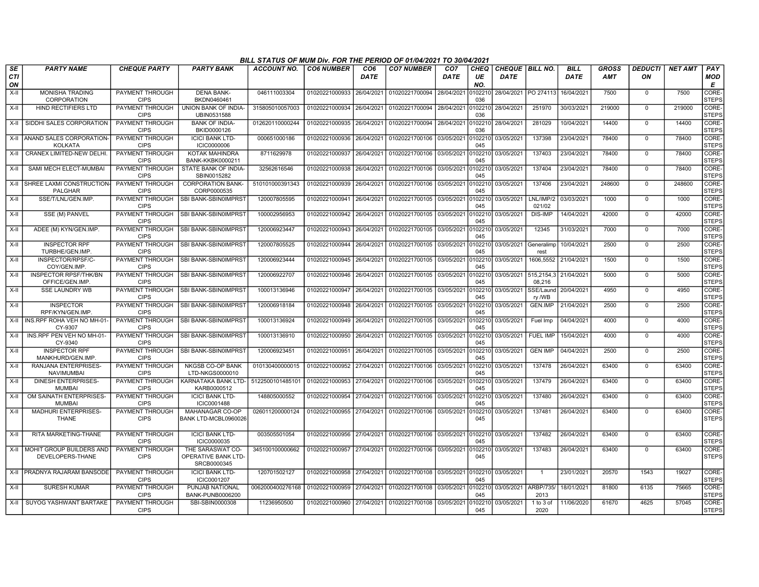## BILL STATUS OF MUM Div. FOR THE PERIOD OF 01/04/2021 TO 30/04/2021

| SECTION | PARTY NAME | CHEQUE PARTY | PARTY BANK | ACCOUNT NO. | CO6 NUMBER | CO6 DATE | CO7 NUMBER | CO7 DATE | CHEQUE NO. | CHEQUE DATE | BILL NO. | BILL DATE | GROSS AMT | DEDUCTION | NET AMT | PAY MODE |
|---|---|---|---|---|---|---|---|---|---|---|---|---|---|---|---|---|
| X-II | MONISHA TRADING CORPORATION | PAYMENT THROUGH CIPS | DENA BANK-BKDN0460461 | 046111003304 | 01020221000933 | 26/04/2021 | 01020221700094 | 28/04/2021 | 0102210036 | 28/04/2021 | PO 274113 | 16/04/2021 | 7500 | 0 | 7500 | CORE-STEPS |
| X-II | HIND RECTIFIERS LTD | PAYMENT THROUGH CIPS | UNION BANK OF INDIA-UBIN0531588 | 315805010057003 | 01020221000934 | 26/04/2021 | 01020221700094 | 28/04/2021 | 0102210036 | 28/04/2021 | 251970 | 30/03/2021 | 219000 | 0 | 219000 | CORE-STEPS |
| X-II | SIDDHI SALES CORPORATION | PAYMENT THROUGH CIPS | BANK OF INDIA-BKID0000126 | 012620110000244 | 01020221000935 | 26/04/2021 | 01020221700094 | 28/04/2021 | 0102210036 | 28/04/2021 | 281029 | 10/04/2021 | 14400 | 0 | 14400 | CORE-STEPS |
| X-II | ANAND SALES CORPORATION-KOLKATA | PAYMENT THROUGH CIPS | ICICI BANK LTD-ICIC0000006 | 000651000186 | 01020221000936 | 26/04/2021 | 01020221700106 | 03/05/2021 | 0102210045 | 03/05/2021 | 137398 | 23/04/2021 | 78400 | 0 | 78400 | CORE-STEPS |
| X-II | CRANEX LIMITED-NEW DELHI. | PAYMENT THROUGH CIPS | KOTAK MAHINDRA BANK-KKBK0000211 | 8711629978 | 01020221000937 | 26/04/2021 | 01020221700106 | 03/05/2021 | 0102210045 | 03/05/2021 | 137403 | 23/04/2021 | 78400 | 0 | 78400 | CORE-STEPS |
| X-II | SAMI MECH ELECT-MUMBAI | PAYMENT THROUGH CIPS | STATE BANK OF INDIA-SBIN0015282 | 32562616546 | 01020221000938 | 26/04/2021 | 01020221700106 | 03/05/2021 | 0102210045 | 03/05/2021 | 137404 | 23/04/2021 | 78400 | 0 | 78400 | CORE-STEPS |
| X-II | SHREE LAXMI CONSTRUCTION-PALGHAR | PAYMENT THROUGH CIPS | CORPORATION BANK-CORP0000535 | 510101000391343 | 01020221000939 | 26/04/2021 | 01020221700106 | 03/05/2021 | 0102210045 | 03/05/2021 | 137406 | 23/04/2021 | 248600 | 0 | 248600 | CORE-STEPS |
| X-II | SSE/T/LNL/GEN.IMP. | PAYMENT THROUGH CIPS | SBI BANK-SBIN0IMPRST | 120007805595 | 01020221000941 | 26/04/2021 | 01020221700105 | 03/05/2021 | 0102210045 | 03/05/2021 | LNL/IMP/2021/02 | 03/03/2021 | 1000 | 0 | 1000 | CORE-STEPS |
| X-II | SSE (M) PANVEL | PAYMENT THROUGH CIPS | SBI BANK-SBIN0IMPRST | 100002956953 | 01020221000942 | 26/04/2021 | 01020221700105 | 03/05/2021 | 0102210045 | 03/05/2021 | DIS-IMP | 14/04/2021 | 42000 | 0 | 42000 | CORE-STEPS |
| X-II | ADEE (M) KYN/GEN.IMP. | PAYMENT THROUGH CIPS | SBI BANK-SBIN0IMPRST | 120006923447 | 01020221000943 | 26/04/2021 | 01020221700105 | 03/05/2021 | 0102210045 | 03/05/2021 | 12345 | 31/03/2021 | 7000 | 0 | 7000 | CORE-STEPS |
| X-II | INSPECTOR RPF TURBHE/GEN.IMP. | PAYMENT THROUGH CIPS | SBI BANK-SBIN0IMPRST | 120007805525 | 01020221000944 | 26/04/2021 | 01020221700105 | 03/05/2021 | 0102210045 | 03/05/2021 | Generalimprest | 10/04/2021 | 2500 | 0 | 2500 | CORE-STEPS |
| X-II | INSPECTOR/RPSF/C-COY/GEN.IMP. | PAYMENT THROUGH CIPS | SBI BANK-SBIN0IMPRST | 120006923444 | 01020221000945 | 26/04/2021 | 01020221700105 | 03/05/2021 | 0102210045 | 03/05/2021 | 1606,5552 | 21/04/2021 | 1500 | 0 | 1500 | CORE-STEPS |
| X-II | INSPECTOR RPSF/THK/BN OFFICE/GEN.IMP. | PAYMENT THROUGH CIPS | SBI BANK-SBIN0IMPRST | 120006922707 | 01020221000946 | 26/04/2021 | 01020221700105 | 03/05/2021 | 0102210045 | 03/05/2021 | 515,2154,308,216 | 21/04/2021 | 5000 | 0 | 5000 | CORE-STEPS |
| X-II | SSE LAUNDRY WB | PAYMENT THROUGH CIPS | SBI BANK-SBIN0IMPRST | 100013136946 | 01020221000947 | 26/04/2021 | 01020221700105 | 03/05/2021 | 0102210045 | 03/05/2021 | SSE/Laundry /WB | 20/04/2021 | 4950 | 0 | 4950 | CORE-STEPS |
| X-II | INSPECTOR RPF/KYN/GEN.IMP. | PAYMENT THROUGH CIPS | SBI BANK-SBIN0IMPRST | 120006918184 | 01020221000948 | 26/04/2021 | 01020221700105 | 03/05/2021 | 0102210045 | 03/05/2021 | GEN.IMP | 21/04/2021 | 2500 | 0 | 2500 | CORE-STEPS |
| X-II | INS.RPF ROHA VEH NO MH-01-CY-9307 | PAYMENT THROUGH CIPS | SBI BANK-SBIN0IMPRST | 100013136924 | 01020221000949 | 26/04/2021 | 01020221700105 | 03/05/2021 | 0102210045 | 03/05/2021 | Fuel Imp | 04/04/2021 | 4000 | 0 | 4000 | CORE-STEPS |
| X-II | INS.RPF PEN VEH NO MH-01-CY-9340 | PAYMENT THROUGH CIPS | SBI BANK-SBIN0IMPRST | 100013136910 | 01020221000950 | 26/04/2021 | 01020221700105 | 03/05/2021 | 0102210045 | 03/05/2021 | FUEL IMP | 15/04/2021 | 4000 | 0 | 4000 | CORE-STEPS |
| X-II | INSPECTOR RPF MANKHURD/GEN.IMP. | PAYMENT THROUGH CIPS | SBI BANK-SBIN0IMPRST | 120006923451 | 01020221000951 | 26/04/2021 | 01020221700105 | 03/05/2021 | 0102210045 | 03/05/2021 | GEN IMP | 04/04/2021 | 2500 | 0 | 2500 | CORE-STEPS |
| X-II | RANJANA ENTERPRISES-NAVIMUMBAI | PAYMENT THROUGH CIPS | NKGSB CO-OP BANK LTD-NKGS0000010 | 010130400000015 | 01020221000952 | 27/04/2021 | 01020221700106 | 03/05/2021 | 0102210045 | 03/05/2021 | 137478 | 26/04/2021 | 63400 | 0 | 63400 | CORE-STEPS |
| X-II | DINESH ENTERPRISES-MUMBAI | PAYMENT THROUGH CIPS | KARNATAKA BANK LTD-KARB0000512 | 5122500101485101 | 01020221000953 | 27/04/2021 | 01020221700106 | 03/05/2021 | 0102210045 | 03/05/2021 | 137479 | 26/04/2021 | 63400 | 0 | 63400 | CORE-STEPS |
| X-II | OM SAINATH ENTERPRISES-MUMBAI | PAYMENT THROUGH CIPS | ICICI BANK LTD-ICIC0001488 | 148805000552 | 01020221000954 | 27/04/2021 | 01020221700106 | 03/05/2021 | 0102210045 | 03/05/2021 | 137480 | 26/04/2021 | 63400 | 0 | 63400 | CORE-STEPS |
| X-II | MADHURI ENTERPRISES-THANE | PAYMENT THROUGH CIPS | MAHANAGAR CO-OP BANK LTD-MCBL0960026 | 026011200000124 | 01020221000955 | 27/04/2021 | 01020221700106 | 03/05/2021 | 0102210045 | 03/05/2021 | 137481 | 26/04/2021 | 63400 | 0 | 63400 | CORE-STEPS |
| X-II | RITA MARKETING-THANE | PAYMENT THROUGH CIPS | ICICI BANK LTD-ICIC0000035 | 003505501054 | 01020221000956 | 27/04/2021 | 01020221700106 | 03/05/2021 | 0102210045 | 03/05/2021 | 137482 | 26/04/2021 | 63400 | 0 | 63400 | CORE-STEPS |
| X-II | MOHIT GROUP BUILDERS AND DEVELOPERS-THANE | PAYMENT THROUGH CIPS | THE SARASWAT CO-OPERATIVE BANK LTD-SRCB0000345 | 345100100000662 | 01020221000957 | 27/04/2021 | 01020221700106 | 03/05/2021 | 0102210045 | 03/05/2021 | 137483 | 26/04/2021 | 63400 | 0 | 63400 | CORE-STEPS |
| X-II | PRADNYA RAJARAM BANSODE | PAYMENT THROUGH CIPS | ICICI BANK LTD-ICIC0001207 | 120701502127 | 01020221000958 | 27/04/2021 | 01020221700108 | 03/05/2021 | 0102210045 | 03/05/2021 | 1 | 23/01/2021 | 20570 | 1543 | 19027 | CORE-STEPS |
| X-II | SURESH KUMAR | PAYMENT THROUGH CIPS | PUNJAB NATIONAL BANK-PUNB0006200 | 0062000400276168 | 01020221000959 | 27/04/2021 | 01020221700108 | 03/05/2021 | 0102210045 | 03/05/2021 | ARBP/735/2013 | 18/01/2021 | 81800 | 6135 | 75665 | CORE-STEPS |
| X-II | SUYOG YASHWANT BARTAKE | PAYMENT THROUGH CIPS | SBI-SBIN0000308 | 11236950500 | 01020221000960 | 27/04/2021 | 01020221700108 | 03/05/2021 | 0102210045 | 03/05/2021 | 1 to 3 of 2020 | 11/06/2020 | 61670 | 4625 | 57045 | CORE-STEPS |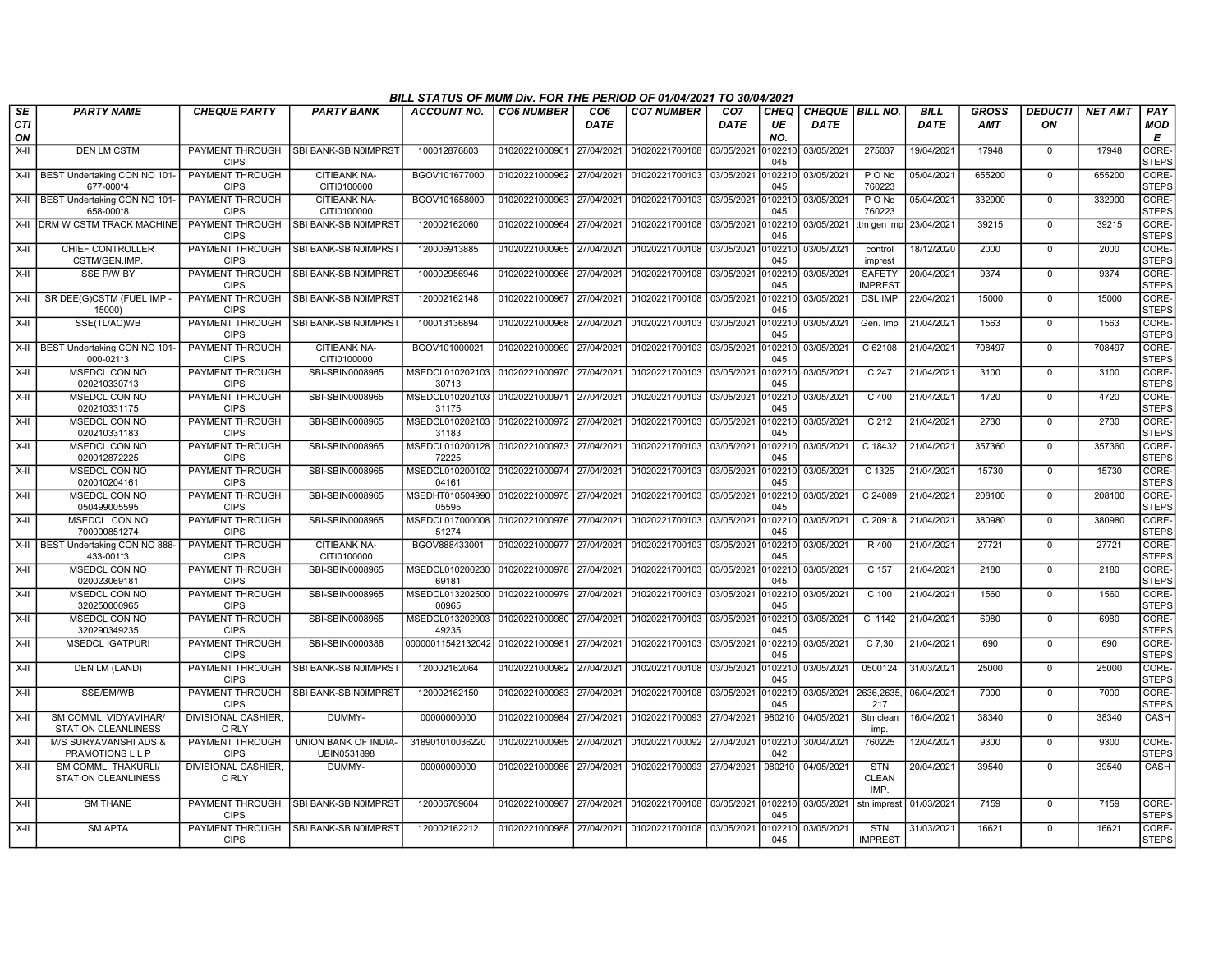BILL STATUS OF MUM Div. FOR THE PERIOD OF 01/04/2021 TO 30/04/2021

| SECTION | PARTY NAME | CHEQUE PARTY | PARTY BANK | ACCOUNT NO. | CO6 NUMBER | CO6 DATE | CO7 NUMBER | CO7 DATE | CHEQUE NO. | CHEQUE DATE | BILL NO. | BILL DATE | GROSS AMT | DEDUCTION | NET AMT | PAY MODE |
|---|---|---|---|---|---|---|---|---|---|---|---|---|---|---|---|---|
| X-II | DEN LM CSTM | PAYMENT THROUGH CIPS | SBI BANK-SBIN0IMPRST | 100012876803 | 01020221000961 | 27/04/2021 | 01020221700108 | 03/05/2021 | 0102210045 | 03/05/2021 | 275037 | 19/04/2021 | 17948 | 0 | 17948 | CORE-STEPS |
| X-II | BEST Undertaking CON NO 101-677-000*4 | PAYMENT THROUGH CIPS | CITIBANK NA-CITI0100000 | BGOV101677000 | 01020221000962 | 27/04/2021 | 01020221700103 | 03/05/2021 | 0102210045 | 03/05/2021 | P O No 760223 | 05/04/2021 | 655200 | 0 | 655200 | CORE-STEPS |
| X-II | BEST Undertaking CON NO 101-658-000*8 | PAYMENT THROUGH CIPS | CITIBANK NA-CITI0100000 | BGOV101658000 | 01020221000963 | 27/04/2021 | 01020221700103 | 03/05/2021 | 0102210045 | 03/05/2021 | P O No 760223 | 05/04/2021 | 332900 | 0 | 332900 | CORE-STEPS |
| X-II | DRM W CSTM TRACK MACHINE | PAYMENT THROUGH CIPS | SBI BANK-SBIN0IMPRST | 120002162060 | 01020221000964 | 27/04/2021 | 01020221700108 | 03/05/2021 | 0102210045 | 03/05/2021 | ttm gen imp | 23/04/2021 | 39215 | 0 | 39215 | CORE-STEPS |
| X-II | CHIEF CONTROLLER CSTM/GEN.IMP. | PAYMENT THROUGH CIPS | SBI BANK-SBIN0IMPRST | 120006913885 | 01020221000965 | 27/04/2021 | 01020221700108 | 03/05/2021 | 0102210045 | 03/05/2021 | control imprest | 18/12/2020 | 2000 | 0 | 2000 | CORE-STEPS |
| X-II | SSE P/W BY | PAYMENT THROUGH CIPS | SBI BANK-SBIN0IMPRST | 100002956946 | 01020221000966 | 27/04/2021 | 01020221700108 | 03/05/2021 | 0102210045 | 03/05/2021 | SAFETY IMPREST | 20/04/2021 | 9374 | 0 | 9374 | CORE-STEPS |
| X-II | SR DEE(G)CSTM (FUEL IMP - 15000) | PAYMENT THROUGH CIPS | SBI BANK-SBIN0IMPRST | 120002162148 | 01020221000967 | 27/04/2021 | 01020221700108 | 03/05/2021 | 0102210045 | 03/05/2021 | DSL IMP | 22/04/2021 | 15000 | 0 | 15000 | CORE-STEPS |
| X-II | SSE(TL/AC)WB | PAYMENT THROUGH CIPS | SBI BANK-SBIN0IMPRST | 100013136894 | 01020221000968 | 27/04/2021 | 01020221700103 | 03/05/2021 | 0102210045 | 03/05/2021 | Gen. Imp | 21/04/2021 | 1563 | 0 | 1563 | CORE-STEPS |
| X-II | BEST Undertaking CON NO 101-000-021*3 | PAYMENT THROUGH CIPS | CITIBANK NA-CITI0100000 | BGOV101000021 | 01020221000969 | 27/04/2021 | 01020221700103 | 03/05/2021 | 0102210045 | 03/05/2021 | C 62108 | 21/04/2021 | 708497 | 0 | 708497 | CORE-STEPS |
| X-II | MSEDCL CON NO 020210330713 | PAYMENT THROUGH CIPS | SBI-SBIN0008965 | MSEDCL01020210330713 | 01020221000970 | 27/04/2021 | 01020221700103 | 03/05/2021 | 0102210045 | 03/05/2021 | C 247 | 21/04/2021 | 3100 | 0 | 3100 | CORE-STEPS |
| X-II | MSEDCL CON NO 020210331175 | PAYMENT THROUGH CIPS | SBI-SBIN0008965 | MSEDCL01020210331175 | 01020221000971 | 27/04/2021 | 01020221700103 | 03/05/2021 | 0102210045 | 03/05/2021 | C 400 | 21/04/2021 | 4720 | 0 | 4720 | CORE-STEPS |
| X-II | MSEDCL CON NO 020210331183 | PAYMENT THROUGH CIPS | SBI-SBIN0008965 | MSEDCL01020210331183 | 01020221000972 | 27/04/2021 | 01020221700103 | 03/05/2021 | 0102210045 | 03/05/2021 | C 212 | 21/04/2021 | 2730 | 0 | 2730 | CORE-STEPS |
| X-II | MSEDCL CON NO 020012872225 | PAYMENT THROUGH CIPS | SBI-SBIN0008965 | MSEDCL01020012872225 | 01020221000973 | 27/04/2021 | 01020221700103 | 03/05/2021 | 0102210045 | 03/05/2021 | C 18432 | 21/04/2021 | 357360 | 0 | 357360 | CORE-STEPS |
| X-II | MSEDCL CON NO 020010204161 | PAYMENT THROUGH CIPS | SBI-SBIN0008965 | MSEDCL01020010204161 | 01020221000974 | 27/04/2021 | 01020221700103 | 03/05/2021 | 0102210045 | 03/05/2021 | C 1325 | 21/04/2021 | 15730 | 0 | 15730 | CORE-STEPS |
| X-II | MSEDCL CON NO 050499005595 | PAYMENT THROUGH CIPS | SBI-SBIN0008965 | MSEDHT01050499005595 | 01020221000975 | 27/04/2021 | 01020221700103 | 03/05/2021 | 0102210045 | 03/05/2021 | C 24089 | 21/04/2021 | 208100 | 0 | 208100 | CORE-STEPS |
| X-II | MSEDCL CON NO 700000851274 | PAYMENT THROUGH CIPS | SBI-SBIN0008965 | MSEDCL01700000851274 | 01020221000976 | 27/04/2021 | 01020221700103 | 03/05/2021 | 0102210045 | 03/05/2021 | C 20918 | 21/04/2021 | 380980 | 0 | 380980 | CORE-STEPS |
| X-II | BEST Undertaking CON NO 888-433-001*3 | PAYMENT THROUGH CIPS | CITIBANK NA-CITI0100000 | BGOV888433001 | 01020221000977 | 27/04/2021 | 01020221700103 | 03/05/2021 | 0102210045 | 03/05/2021 | R 400 | 21/04/2021 | 27721 | 0 | 27721 | CORE-STEPS |
| X-II | MSEDCL CON NO 020023069181 | PAYMENT THROUGH CIPS | SBI-SBIN0008965 | MSEDCL01020023069181 | 01020221000978 | 27/04/2021 | 01020221700103 | 03/05/2021 | 0102210045 | 03/05/2021 | C 157 | 21/04/2021 | 2180 | 0 | 2180 | CORE-STEPS |
| X-II | MSEDCL CON NO 320250000965 | PAYMENT THROUGH CIPS | SBI-SBIN0008965 | MSEDCL01320250000965 | 01020221000979 | 27/04/2021 | 01020221700103 | 03/05/2021 | 0102210045 | 03/05/2021 | C 100 | 21/04/2021 | 1560 | 0 | 1560 | CORE-STEPS |
| X-II | MSEDCL CON NO 320290349235 | PAYMENT THROUGH CIPS | SBI-SBIN0008965 | MSEDCL01320290349235 | 01020221000980 | 27/04/2021 | 01020221700103 | 03/05/2021 | 0102210045 | 03/05/2021 | C 1142 | 21/04/2021 | 6980 | 0 | 6980 | CORE-STEPS |
| X-II | MSEDCL IGATPURI | PAYMENT THROUGH CIPS | SBI-SBIN0000386 | 00000011542132042 | 01020221000981 | 27/04/2021 | 01020221700103 | 03/05/2021 | 0102210045 | 03/05/2021 | C 7,30 | 21/04/2021 | 690 | 0 | 690 | CORE-STEPS |
| X-II | DEN LM (LAND) | PAYMENT THROUGH CIPS | SBI BANK-SBIN0IMPRST | 120002162064 | 01020221000982 | 27/04/2021 | 01020221700108 | 03/05/2021 | 0102210045 | 03/05/2021 | 0500124 | 31/03/2021 | 25000 | 0 | 25000 | CORE-STEPS |
| X-II | SSE/EM/WB | PAYMENT THROUGH CIPS | SBI BANK-SBIN0IMPRST | 120002162150 | 01020221000983 | 27/04/2021 | 01020221700108 | 03/05/2021 | 0102210045 | 03/05/2021 | 2636,2635,217 | 06/04/2021 | 7000 | 0 | 7000 | CORE-STEPS |
| X-II | SM COMML. VIDYAVIHAR/ STATION CLEANLINESS | DIVISIONAL CASHIER, C RLY | DUMMY- | 00000000000 | 01020221000984 | 27/04/2021 | 01020221700093 | 27/04/2021 | 980210 | 04/05/2021 | Stn clean imp. | 16/04/2021 | 38340 | 0 | 38340 | CASH |
| X-II | M/S SURYAVANSHI ADS & PRAMOTIONS L L P | PAYMENT THROUGH CIPS | UNION BANK OF INDIA-UBIN0531898 | 318901010036220 | 01020221000985 | 27/04/2021 | 01020221700092 | 27/04/2021 | 0102210042 | 30/04/2021 | 760225 | 12/04/2021 | 9300 | 0 | 9300 | CORE-STEPS |
| X-II | SM COMML. THAKURLI/ STATION CLEANLINESS | DIVISIONAL CASHIER, C RLY | DUMMY- | 00000000000 | 01020221000986 | 27/04/2021 | 01020221700093 | 27/04/2021 | 980210 | 04/05/2021 | STN CLEAN IMP. | 20/04/2021 | 39540 | 0 | 39540 | CASH |
| X-II | SM THANE | PAYMENT THROUGH CIPS | SBI BANK-SBIN0IMPRST | 120006769604 | 01020221000987 | 27/04/2021 | 01020221700108 | 03/05/2021 | 0102210045 | 03/05/2021 | stn imprest | 01/03/2021 | 7159 | 0 | 7159 | CORE-STEPS |
| X-II | SM APTA | PAYMENT THROUGH CIPS | SBI BANK-SBIN0IMPRST | 120002162212 | 01020221000988 | 27/04/2021 | 01020221700108 | 03/05/2021 | 0102210045 | 03/05/2021 | STN IMPREST | 31/03/2021 | 16621 | 0 | 16621 | CORE-STEPS |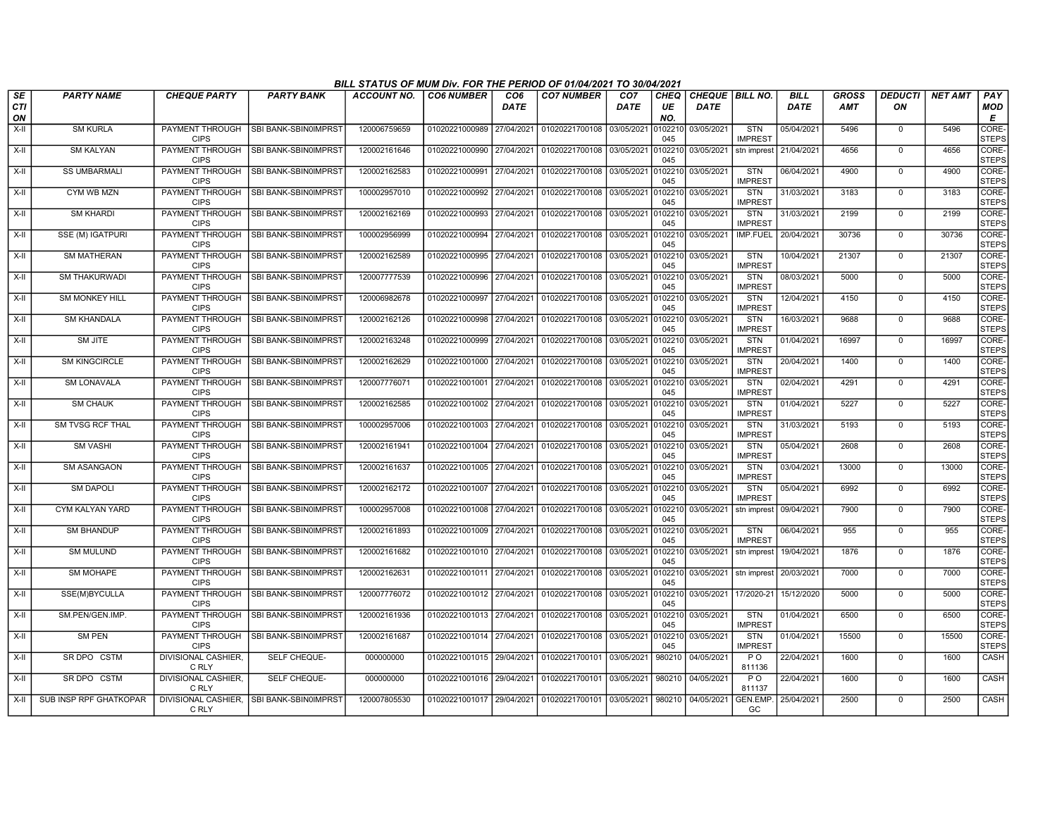## BILL STATUS OF MUM Div. FOR THE PERIOD OF 01/04/2021 TO 30/04/2021

| SECTION | PARTY NAME | CHEQUE PARTY | PARTY BANK | ACCOUNT NO. | CO6 NUMBER | CO6 DATE | CO7 NUMBER | CO7 DATE | CHEQUE NO. | CHEQUE DATE | BILL NO. | BILL DATE | GROSS AMT | DEDUCTION | NET AMT | PAY MODE |
|---|---|---|---|---|---|---|---|---|---|---|---|---|---|---|---|---|
| X-II | SM KURLA | PAYMENT THROUGH CIPS | SBI BANK-SBIN0IMPRST | 120006759659 | 01020221000989 | 27/04/2021 | 01020221700108 | 03/05/2021 | 0102210045 | 03/05/2021 | STN IMPREST | 05/04/2021 | 5496 | 0 | 5496 | CORE-STEPS |
| X-II | SM KALYAN | PAYMENT THROUGH CIPS | SBI BANK-SBIN0IMPRST | 120002161646 | 01020221000990 | 27/04/2021 | 01020221700108 | 03/05/2021 | 0102210045 | 03/05/2021 | stn imprest | 21/04/2021 | 4656 | 0 | 4656 | CORE-STEPS |
| X-II | SS UMBARMALI | PAYMENT THROUGH CIPS | SBI BANK-SBIN0IMPRST | 120002162583 | 01020221000991 | 27/04/2021 | 01020221700108 | 03/05/2021 | 0102210045 | 03/05/2021 | STN IMPREST | 06/04/2021 | 4900 | 0 | 4900 | CORE-STEPS |
| X-II | CYM WB MZN | PAYMENT THROUGH CIPS | SBI BANK-SBIN0IMPRST | 100002957010 | 01020221000992 | 27/04/2021 | 01020221700108 | 03/05/2021 | 0102210045 | 03/05/2021 | STN IMPREST | 31/03/2021 | 3183 | 0 | 3183 | CORE-STEPS |
| X-II | SM KHARDI | PAYMENT THROUGH CIPS | SBI BANK-SBIN0IMPRST | 120002162169 | 01020221000993 | 27/04/2021 | 01020221700108 | 03/05/2021 | 0102210045 | 03/05/2021 | STN IMPREST | 31/03/2021 | 2199 | 0 | 2199 | CORE-STEPS |
| X-II | SSE (M) IGATPURI | PAYMENT THROUGH CIPS | SBI BANK-SBIN0IMPRST | 100002956999 | 01020221000994 | 27/04/2021 | 01020221700108 | 03/05/2021 | 0102210045 | 03/05/2021 | IMP.FUEL | 20/04/2021 | 30736 | 0 | 30736 | CORE-STEPS |
| X-II | SM MATHERAN | PAYMENT THROUGH CIPS | SBI BANK-SBIN0IMPRST | 120002162589 | 01020221000995 | 27/04/2021 | 01020221700108 | 03/05/2021 | 0102210045 | 03/05/2021 | STN IMPREST | 10/04/2021 | 21307 | 0 | 21307 | CORE-STEPS |
| X-II | SM THAKURWADI | PAYMENT THROUGH CIPS | SBI BANK-SBIN0IMPRST | 120007777539 | 01020221000996 | 27/04/2021 | 01020221700108 | 03/05/2021 | 0102210045 | 03/05/2021 | STN IMPREST | 08/03/2021 | 5000 | 0 | 5000 | CORE-STEPS |
| X-II | SM MONKEY HILL | PAYMENT THROUGH CIPS | SBI BANK-SBIN0IMPRST | 120006982678 | 01020221000997 | 27/04/2021 | 01020221700108 | 03/05/2021 | 0102210045 | 03/05/2021 | STN IMPREST | 12/04/2021 | 4150 | 0 | 4150 | CORE-STEPS |
| X-II | SM KHANDALA | PAYMENT THROUGH CIPS | SBI BANK-SBIN0IMPRST | 120002162126 | 01020221000998 | 27/04/2021 | 01020221700108 | 03/05/2021 | 0102210045 | 03/05/2021 | STN IMPREST | 16/03/2021 | 9688 | 0 | 9688 | CORE-STEPS |
| X-II | SM JITE | PAYMENT THROUGH CIPS | SBI BANK-SBIN0IMPRST | 120002163248 | 01020221000999 | 27/04/2021 | 01020221700108 | 03/05/2021 | 0102210045 | 03/05/2021 | STN IMPREST | 01/04/2021 | 16997 | 0 | 16997 | CORE-STEPS |
| X-II | SM KINGCIRCLE | PAYMENT THROUGH CIPS | SBI BANK-SBIN0IMPRST | 120002162629 | 01020221001000 | 27/04/2021 | 01020221700108 | 03/05/2021 | 0102210045 | 03/05/2021 | STN IMPREST | 20/04/2021 | 1400 | 0 | 1400 | CORE-STEPS |
| X-II | SM LONAVALA | PAYMENT THROUGH CIPS | SBI BANK-SBIN0IMPRST | 120007776071 | 01020221001001 | 27/04/2021 | 01020221700108 | 03/05/2021 | 0102210045 | 03/05/2021 | STN IMPREST | 02/04/2021 | 4291 | 0 | 4291 | CORE-STEPS |
| X-II | SM CHAUK | PAYMENT THROUGH CIPS | SBI BANK-SBIN0IMPRST | 120002162585 | 01020221001002 | 27/04/2021 | 01020221700108 | 03/05/2021 | 0102210045 | 03/05/2021 | STN IMPREST | 01/04/2021 | 5227 | 0 | 5227 | CORE-STEPS |
| X-II | SM TVSG RCF THAL | PAYMENT THROUGH CIPS | SBI BANK-SBIN0IMPRST | 100002957006 | 01020221001003 | 27/04/2021 | 01020221700108 | 03/05/2021 | 0102210045 | 03/05/2021 | STN IMPREST | 31/03/2021 | 5193 | 0 | 5193 | CORE-STEPS |
| X-II | SM VASHI | PAYMENT THROUGH CIPS | SBI BANK-SBIN0IMPRST | 120002161941 | 01020221001004 | 27/04/2021 | 01020221700108 | 03/05/2021 | 0102210045 | 03/05/2021 | STN IMPREST | 05/04/2021 | 2608 | 0 | 2608 | CORE-STEPS |
| X-II | SM ASANGAON | PAYMENT THROUGH CIPS | SBI BANK-SBIN0IMPRST | 120002161637 | 01020221001005 | 27/04/2021 | 01020221700108 | 03/05/2021 | 0102210045 | 03/05/2021 | STN IMPREST | 03/04/2021 | 13000 | 0 | 13000 | CORE-STEPS |
| X-II | SM DAPOLI | PAYMENT THROUGH CIPS | SBI BANK-SBIN0IMPRST | 120002162172 | 01020221001007 | 27/04/2021 | 01020221700108 | 03/05/2021 | 0102210045 | 03/05/2021 | STN IMPREST | 05/04/2021 | 6992 | 0 | 6992 | CORE-STEPS |
| X-II | CYM KALYAN YARD | PAYMENT THROUGH CIPS | SBI BANK-SBIN0IMPRST | 100002957008 | 01020221001008 | 27/04/2021 | 01020221700108 | 03/05/2021 | 0102210045 | 03/05/2021 | stn imprest | 09/04/2021 | 7900 | 0 | 7900 | CORE-STEPS |
| X-II | SM BHANDUP | PAYMENT THROUGH CIPS | SBI BANK-SBIN0IMPRST | 120002161893 | 01020221001009 | 27/04/2021 | 01020221700108 | 03/05/2021 | 0102210045 | 03/05/2021 | STN IMPREST | 06/04/2021 | 955 | 0 | 955 | CORE-STEPS |
| X-II | SM MULUND | PAYMENT THROUGH CIPS | SBI BANK-SBIN0IMPRST | 120002161682 | 01020221001010 | 27/04/2021 | 01020221700108 | 03/05/2021 | 0102210045 | 03/05/2021 | stn imprest | 19/04/2021 | 1876 | 0 | 1876 | CORE-STEPS |
| X-II | SM MOHAPE | PAYMENT THROUGH CIPS | SBI BANK-SBIN0IMPRST | 120002162631 | 01020221001011 | 27/04/2021 | 01020221700108 | 03/05/2021 | 0102210045 | 03/05/2021 | stn imprest | 20/03/2021 | 7000 | 0 | 7000 | CORE-STEPS |
| X-II | SSE(M)BYCULLA | PAYMENT THROUGH CIPS | SBI BANK-SBIN0IMPRST | 120007776072 | 01020221001012 | 27/04/2021 | 01020221700108 | 03/05/2021 | 0102210045 | 03/05/2021 | 17/2020-21 | 15/12/2020 | 5000 | 0 | 5000 | CORE-STEPS |
| X-II | SM.PEN/GEN.IMP. | PAYMENT THROUGH CIPS | SBI BANK-SBIN0IMPRST | 120002161936 | 01020221001013 | 27/04/2021 | 01020221700108 | 03/05/2021 | 0102210045 | 03/05/2021 | STN IMPREST | 01/04/2021 | 6500 | 0 | 6500 | CORE-STEPS |
| X-II | SM PEN | PAYMENT THROUGH CIPS | SBI BANK-SBIN0IMPRST | 120002161687 | 01020221001014 | 27/04/2021 | 01020221700108 | 03/05/2021 | 0102210045 | 03/05/2021 | STN IMPREST | 01/04/2021 | 15500 | 0 | 15500 | CORE-STEPS |
| X-II | SR DPO CSTM | DIVISIONAL CASHIER, C RLY | SELF CHEQUE- | 000000000 | 01020221001015 | 29/04/2021 | 01020221700101 | 03/05/2021 | 980210 | 04/05/2021 | P O 811136 | 22/04/2021 | 1600 | 0 | 1600 | CASH |
| X-II | SR DPO CSTM | DIVISIONAL CASHIER, C RLY | SELF CHEQUE- | 000000000 | 01020221001016 | 29/04/2021 | 01020221700101 | 03/05/2021 | 980210 | 04/05/2021 | P O 811137 | 22/04/2021 | 1600 | 0 | 1600 | CASH |
| X-II | SUB INSP RPF GHATKOPAR | DIVISIONAL CASHIER, C RLY | SBI BANK-SBIN0IMPRST | 120007805530 | 01020221001017 | 29/04/2021 | 01020221700101 | 03/05/2021 | 980210 | 04/05/2021 | GEN.EMP. GC | 25/04/2021 | 2500 | 0 | 2500 | CASH |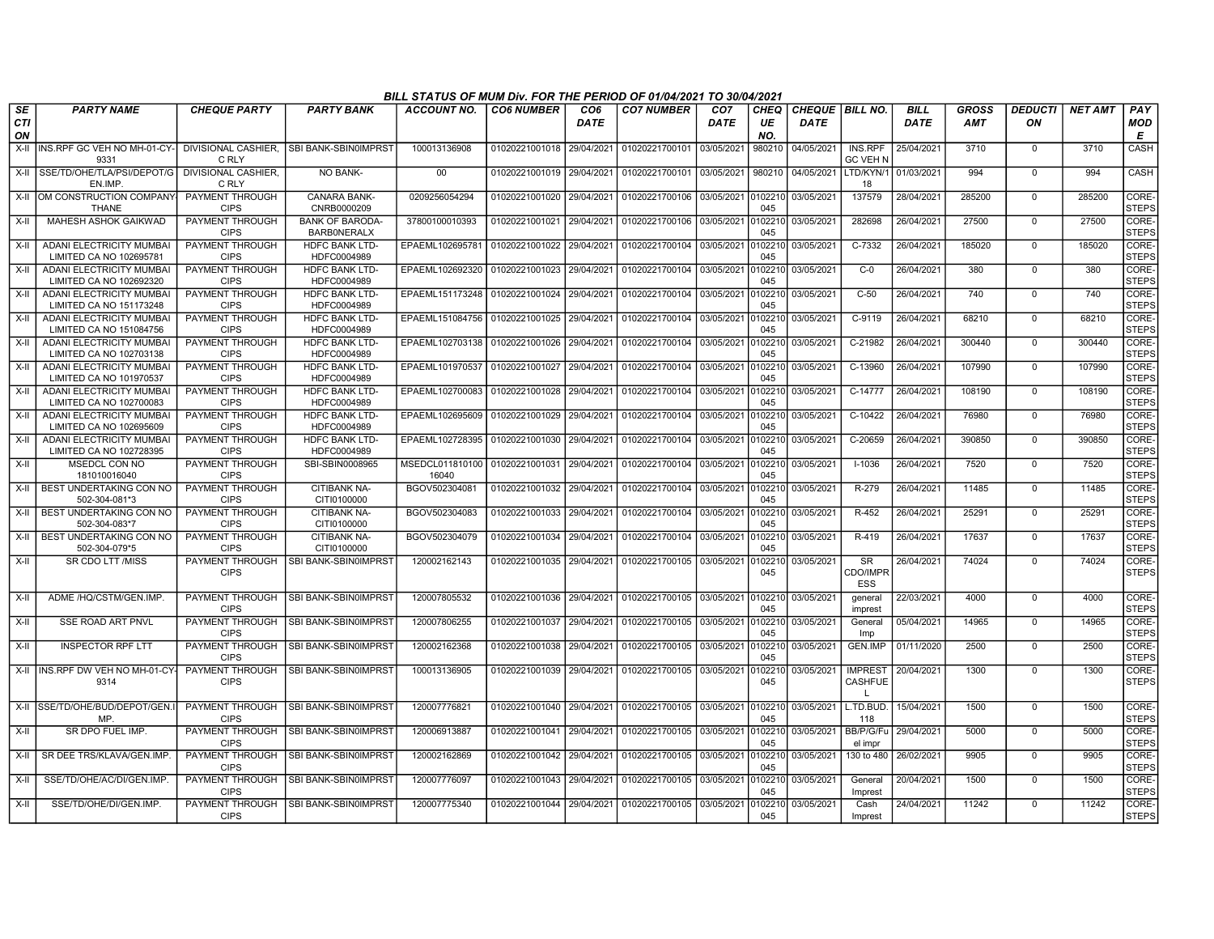BILL STATUS OF MUM Div. FOR THE PERIOD OF 01/04/2021 TO 30/04/2021

| SECTION | PARTY NAME | CHEQUE PARTY | PARTY BANK | ACCOUNT NO. | CO6 NUMBER | CO6 DATE | CO7 NUMBER | CO7 DATE | CHEQUE NO. | CHEQUE DATE | BILL NO. | BILL DATE | GROSS AMT | DEDUCTION | NET AMT | PAY MODE |
|---|---|---|---|---|---|---|---|---|---|---|---|---|---|---|---|---|
| X-II | INS.RPF GC VEH NO MH-01-CY-9331 | DIVISIONAL CASHIER, C RLY | SBI BANK-SBIN0IMPRST | 100013136908 | 01020221001018 | 29/04/2021 | 01020221700101 | 03/05/2021 | 980210 | 04/05/2021 | INS.RPF GC VEH N | 25/04/2021 | 3710 | 0 | 3710 | CASH |
| X-II | SSE/TD/OHE/TLA/PSI/DEPOT/GEN.IMP. | DIVISIONAL CASHIER, C RLY | NO BANK- | 00 | 01020221001019 | 29/04/2021 | 01020221700101 | 03/05/2021 | 980210 | 04/05/2021 | LTD/KYN/118 | 01/03/2021 | 994 | 0 | 994 | CASH |
| X-II | OM CONSTRUCTION COMPANY-THANE | PAYMENT THROUGH CIPS | CANARA BANK-CNRB0000209 | 0209256054294 | 01020221001020 | 29/04/2021 | 01020221700106 | 03/05/2021 | 0102210045 | 03/05/2021 | 137579 | 28/04/2021 | 285200 | 0 | 285200 | CORE-STEPS |
| X-II | MAHESH ASHOK GAIKWAD | PAYMENT THROUGH CIPS | BANK OF BARODA-BARB0NERALX | 37800100010393 | 01020221001021 | 29/04/2021 | 01020221700106 | 03/05/2021 | 0102210045 | 03/05/2021 | 282698 | 26/04/2021 | 27500 | 0 | 27500 | CORE-STEPS |
| X-II | ADANI ELECTRICITY MUMBAI LIMITED CA NO 102695781 | PAYMENT THROUGH CIPS | HDFC BANK LTD-HDFC0004989 | EPAEML102695781 | 01020221001022 | 29/04/2021 | 01020221700104 | 03/05/2021 | 0102210045 | 03/05/2021 | C-7332 | 26/04/2021 | 185020 | 0 | 185020 | CORE-STEPS |
| X-II | ADANI ELECTRICITY MUMBAI LIMITED CA NO 102692320 | PAYMENT THROUGH CIPS | HDFC BANK LTD-HDFC0004989 | EPAEML102692320 | 01020221001023 | 29/04/2021 | 01020221700104 | 03/05/2021 | 0102210045 | 03/05/2021 | C-0 | 26/04/2021 | 380 | 0 | 380 | CORE-STEPS |
| X-II | ADANI ELECTRICITY MUMBAI LIMITED CA NO 151173248 | PAYMENT THROUGH CIPS | HDFC BANK LTD-HDFC0004989 | EPAEML151173248 | 01020221001024 | 29/04/2021 | 01020221700104 | 03/05/2021 | 0102210045 | 03/05/2021 | C-50 | 26/04/2021 | 740 | 0 | 740 | CORE-STEPS |
| X-II | ADANI ELECTRICITY MUMBAI LIMITED CA NO 151084756 | PAYMENT THROUGH CIPS | HDFC BANK LTD-HDFC0004989 | EPAEML151084756 | 01020221001025 | 29/04/2021 | 01020221700104 | 03/05/2021 | 0102210045 | 03/05/2021 | C-9119 | 26/04/2021 | 68210 | 0 | 68210 | CORE-STEPS |
| X-II | ADANI ELECTRICITY MUMBAI LIMITED CA NO 102703138 | PAYMENT THROUGH CIPS | HDFC BANK LTD-HDFC0004989 | EPAEML102703138 | 01020221001026 | 29/04/2021 | 01020221700104 | 03/05/2021 | 0102210045 | 03/05/2021 | C-21982 | 26/04/2021 | 300440 | 0 | 300440 | CORE-STEPS |
| X-II | ADANI ELECTRICITY MUMBAI LIMITED CA NO 101970537 | PAYMENT THROUGH CIPS | HDFC BANK LTD-HDFC0004989 | EPAEML101970537 | 01020221001027 | 29/04/2021 | 01020221700104 | 03/05/2021 | 0102210045 | 03/05/2021 | C-13960 | 26/04/2021 | 107990 | 0 | 107990 | CORE-STEPS |
| X-II | ADANI ELECTRICITY MUMBAI LIMITED CA NO 102700083 | PAYMENT THROUGH CIPS | HDFC BANK LTD-HDFC0004989 | EPAEML102700083 | 01020221001028 | 29/04/2021 | 01020221700104 | 03/05/2021 | 0102210045 | 03/05/2021 | C-14777 | 26/04/2021 | 108190 | 0 | 108190 | CORE-STEPS |
| X-II | ADANI ELECTRICITY MUMBAI LIMITED CA NO 102695609 | PAYMENT THROUGH CIPS | HDFC BANK LTD-HDFC0004989 | EPAEML102695609 | 01020221001029 | 29/04/2021 | 01020221700104 | 03/05/2021 | 0102210045 | 03/05/2021 | C-10422 | 26/04/2021 | 76980 | 0 | 76980 | CORE-STEPS |
| X-II | ADANI ELECTRICITY MUMBAI LIMITED CA NO 102728395 | PAYMENT THROUGH CIPS | HDFC BANK LTD-HDFC0004989 | EPAEML102728395 | 01020221001030 | 29/04/2021 | 01020221700104 | 03/05/2021 | 0102210045 | 03/05/2021 | C-20659 | 26/04/2021 | 390850 | 0 | 390850 | CORE-STEPS |
| X-II | MSEDCL CON NO 181010016040 | PAYMENT THROUGH CIPS | SBI-SBIN0008965 | MSEDCL011810016040 | 01020221001031 | 29/04/2021 | 01020221700104 | 03/05/2021 | 0102210045 | 03/05/2021 | I-1036 | 26/04/2021 | 7520 | 0 | 7520 | CORE-STEPS |
| X-II | BEST UNDERTAKING CON NO 502-304-081*3 | PAYMENT THROUGH CIPS | CITIBANK NA-CITI0100000 | BGOV502304081 | 01020221001032 | 29/04/2021 | 01020221700104 | 03/05/2021 | 0102210045 | 03/05/2021 | R-279 | 26/04/2021 | 11485 | 0 | 11485 | CORE-STEPS |
| X-II | BEST UNDERTAKING CON NO 502-304-083*7 | PAYMENT THROUGH CIPS | CITIBANK NA-CITI0100000 | BGOV502304083 | 01020221001033 | 29/04/2021 | 01020221700104 | 03/05/2021 | 0102210045 | 03/05/2021 | R-452 | 26/04/2021 | 25291 | 0 | 25291 | CORE-STEPS |
| X-II | BEST UNDERTAKING CON NO 502-304-079*5 | PAYMENT THROUGH CIPS | CITIBANK NA-CITI0100000 | BGOV502304079 | 01020221001034 | 29/04/2021 | 01020221700104 | 03/05/2021 | 0102210045 | 03/05/2021 | R-419 | 26/04/2021 | 17637 | 0 | 17637 | CORE-STEPS |
| X-II | SR CDO LTT /MISS | PAYMENT THROUGH CIPS | SBI BANK-SBIN0IMPRST | 120002162143 | 01020221001035 | 29/04/2021 | 01020221700105 | 03/05/2021 | 0102210045 | 03/05/2021 | SR CDO/IMPRESS | 26/04/2021 | 74024 | 0 | 74024 | CORE-STEPS |
| X-II | ADME /HQ/CSTM/GEN.IMP. | PAYMENT THROUGH CIPS | SBI BANK-SBIN0IMPRST | 120007805532 | 01020221001036 | 29/04/2021 | 01020221700105 | 03/05/2021 | 0102210045 | 03/05/2021 | general imprest | 22/03/2021 | 4000 | 0 | 4000 | CORE-STEPS |
| X-II | SSE ROAD ART PNVL | PAYMENT THROUGH CIPS | SBI BANK-SBIN0IMPRST | 120007806255 | 01020221001037 | 29/04/2021 | 01020221700105 | 03/05/2021 | 0102210045 | 03/05/2021 | General Imp | 05/04/2021 | 14965 | 0 | 14965 | CORE-STEPS |
| X-II | INSPECTOR RPF LTT | PAYMENT THROUGH CIPS | SBI BANK-SBIN0IMPRST | 120002162368 | 01020221001038 | 29/04/2021 | 01020221700105 | 03/05/2021 | 0102210045 | 03/05/2021 | GEN.IMP | 01/11/2020 | 2500 | 0 | 2500 | CORE-STEPS |
| X-II | INS.RPF DW VEH NO MH-01-CY-9314 | PAYMENT THROUGH CIPS | SBI BANK-SBIN0IMPRST | 100013136905 | 01020221001039 | 29/04/2021 | 01020221700105 | 03/05/2021 | 0102210045 | 03/05/2021 | IMPREST CASHFUEL | 20/04/2021 | 1300 | 0 | 1300 | CORE-STEPS |
| X-II | SSE/TD/OHE/BUD/DEPOT/GEN.IMP. | PAYMENT THROUGH CIPS | SBI BANK-SBIN0IMPRST | 120007776821 | 01020221001040 | 29/04/2021 | 01020221700105 | 03/05/2021 | 0102210045 | 03/05/2021 | L.TD.BUD.118 | 15/04/2021 | 1500 | 0 | 1500 | CORE-STEPS |
| X-II | SR DPO FUEL IMP. | PAYMENT THROUGH CIPS | SBI BANK-SBIN0IMPRST | 120006913887 | 01020221001041 | 29/04/2021 | 01020221700105 | 03/05/2021 | 0102210045 | 03/05/2021 | BB/P/G/Fuel impr | 29/04/2021 | 5000 | 0 | 5000 | CORE-STEPS |
| X-II | SR DEE TRS/KLAVA/GEN.IMP. | PAYMENT THROUGH CIPS | SBI BANK-SBIN0IMPRST | 120002162869 | 01020221001042 | 29/04/2021 | 01020221700105 | 03/05/2021 | 0102210045 | 03/05/2021 | 130 to 480 | 26/02/2021 | 9905 | 0 | 9905 | CORE-STEPS |
| X-II | SSE/TD/OHE/AC/DI/GEN.IMP. | PAYMENT THROUGH CIPS | SBI BANK-SBIN0IMPRST | 120007776097 | 01020221001043 | 29/04/2021 | 01020221700105 | 03/05/2021 | 0102210045 | 03/05/2021 | General Imprest | 20/04/2021 | 1500 | 0 | 1500 | CORE-STEPS |
| X-II | SSE/TD/OHE/DI/GEN.IMP. | PAYMENT THROUGH CIPS | SBI BANK-SBIN0IMPRST | 120007775340 | 01020221001044 | 29/04/2021 | 01020221700105 | 03/05/2021 | 0102210045 | 03/05/2021 | Cash Imprest | 24/04/2021 | 11242 | 0 | 11242 | CORE-STEPS |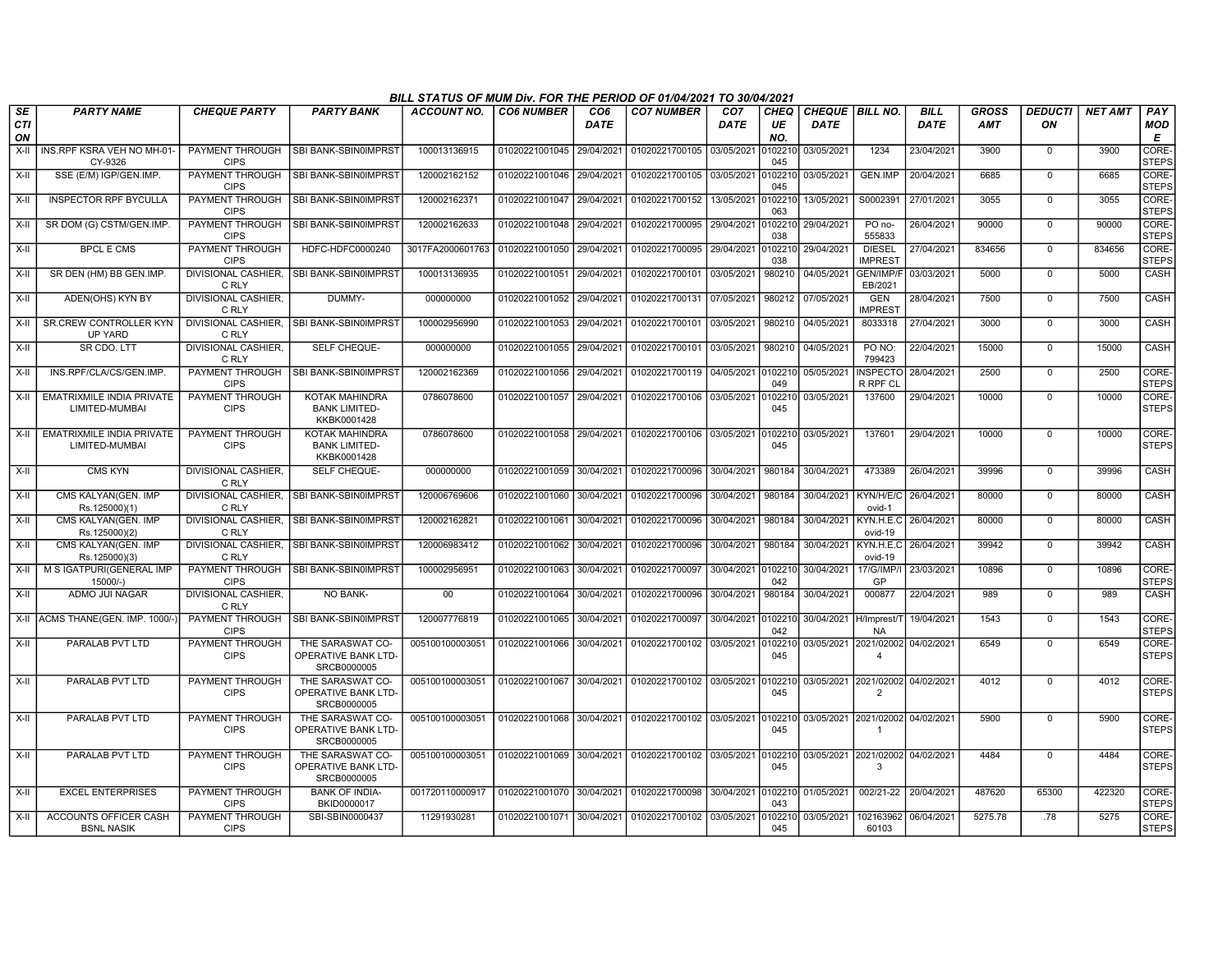BILL STATUS OF MUM Div. FOR THE PERIOD OF 01/04/2021 TO 30/04/2021

| SECTION | PARTY NAME | CHEQUE PARTY | PARTY BANK | ACCOUNT NO. | CO6 NUMBER | CO6 DATE | CO7 NUMBER | CO7 DATE | CHEQUE NO. | CHEQUE DATE | BILL NO. | BILL DATE | GROSS AMT | DEDUCTION | NET AMT | PAY MODE |
|---|---|---|---|---|---|---|---|---|---|---|---|---|---|---|---|---|
| X-II | INS.RPF KSRA VEH NO MH-01-CY-9326 | PAYMENT THROUGH CIPS | SBI BANK-SBIN0IMPRST | 100013136915 | 01020221001045 | 29/04/2021 | 01020221700105 | 03/05/2021 | 0102210045 | 03/05/2021 | 1234 | 23/04/2021 | 3900 | 0 | 3900 | CORE-STEPS |
| X-II | SSE (E/M) IGP/GEN.IMP. | PAYMENT THROUGH CIPS | SBI BANK-SBIN0IMPRST | 120002162152 | 01020221001046 | 29/04/2021 | 01020221700105 | 03/05/2021 | 0102210045 | 03/05/2021 | GEN.IMP | 20/04/2021 | 6685 | 0 | 6685 | CORE-STEPS |
| X-II | INSPECTOR RPF BYCULLA | PAYMENT THROUGH CIPS | SBI BANK-SBIN0IMPRST | 120002162371 | 01020221001047 | 29/04/2021 | 01020221700152 | 13/05/2021 | 0102210063 | 13/05/2021 | S0002391 | 27/01/2021 | 3055 | 0 | 3055 | CORE-STEPS |
| X-II | SR DOM (G) CSTM/GEN.IMP. | PAYMENT THROUGH CIPS | SBI BANK-SBIN0IMPRST | 120002162633 | 01020221001048 | 29/04/2021 | 01020221700095 | 29/04/2021 | 0102210038 | 29/04/2021 | PO no-555833 | 26/04/2021 | 90000 | 0 | 90000 | CORE-STEPS |
| X-II | BPCL E CMS | PAYMENT THROUGH CIPS | HDFC-HDFC0000240 | 3017FA2000601763 | 01020221001050 | 29/04/2021 | 01020221700095 | 29/04/2021 | 0102210038 | 29/04/2021 | DIESEL IMPREST | 27/04/2021 | 834656 | 0 | 834656 | CORE-STEPS |
| X-II | SR DEN (HM) BB GEN.IMP. | DIVISIONAL CASHIER, C RLY | SBI BANK-SBIN0IMPRST | 100013136935 | 01020221001051 | 29/04/2021 | 01020221700101 | 03/05/2021 | 980210 | 04/05/2021 | GEN/IMP/FEB/2021 | 03/03/2021 | 5000 | 0 | 5000 | CASH |
| X-II | ADEN(OHS) KYN BY | DIVISIONAL CASHIER, C RLY | DUMMY- | 000000000 | 01020221001052 | 29/04/2021 | 01020221700131 | 07/05/2021 | 980212 | 07/05/2021 | GEN IMPREST | 28/04/2021 | 7500 | 0 | 7500 | CASH |
| X-II | SR.CREW CONTROLLER KYN UP YARD | DIVISIONAL CASHIER, C RLY | SBI BANK-SBIN0IMPRST | 100002956990 | 01020221001053 | 29/04/2021 | 01020221700101 | 03/05/2021 | 980210 | 04/05/2021 | 8033318 | 27/04/2021 | 3000 | 0 | 3000 | CASH |
| X-II | SR CDO. LTT | DIVISIONAL CASHIER, C RLY | SELF CHEQUE- | 000000000 | 01020221001055 | 29/04/2021 | 01020221700101 | 03/05/2021 | 980210 | 04/05/2021 | PO NO: 799423 | 22/04/2021 | 15000 | 0 | 15000 | CASH |
| X-II | INS.RPF/CLA/CS/GEN.IMP. | PAYMENT THROUGH CIPS | SBI BANK-SBIN0IMPRST | 120002162369 | 01020221001056 | 29/04/2021 | 01020221700119 | 04/05/2021 | 0102210049 | 05/05/2021 | INSPECTOR RPF CL | 28/04/2021 | 2500 | 0 | 2500 | CORE-STEPS |
| X-II | EMATRIXMILE INDIA PRIVATE LIMITED-MUMBAI | PAYMENT THROUGH CIPS | KOTAK MAHINDRA BANK LIMITED-KKBK0001428 | 0786078600 | 01020221001057 | 29/04/2021 | 01020221700106 | 03/05/2021 | 0102210045 | 03/05/2021 | 137600 | 29/04/2021 | 10000 | 0 | 10000 | CORE-STEPS |
| X-II | EMATRIXMILE INDIA PRIVATE LIMITED-MUMBAI | PAYMENT THROUGH CIPS | KOTAK MAHINDRA BANK LIMITED-KKBK0001428 | 0786078600 | 01020221001058 | 29/04/2021 | 01020221700106 | 03/05/2021 | 0102210045 | 03/05/2021 | 137601 | 29/04/2021 | 10000 | 0 | 10000 | CORE-STEPS |
| X-II | CMS KYN | DIVISIONAL CASHIER, C RLY | SELF CHEQUE- | 000000000 | 01020221001059 | 30/04/2021 | 01020221700096 | 30/04/2021 | 980184 | 30/04/2021 | 473389 | 26/04/2021 | 39996 | 0 | 39996 | CASH |
| X-II | CMS KALYAN(GEN. IMP Rs.125000)(1) | DIVISIONAL CASHIER, C RLY | SBI BANK-SBIN0IMPRST | 120006769606 | 01020221001060 | 30/04/2021 | 01020221700096 | 30/04/2021 | 980184 | 30/04/2021 | KYN/H/E/Covid-1 | 26/04/2021 | 80000 | 0 | 80000 | CASH |
| X-II | CMS KALYAN(GEN. IMP Rs.125000)(2) | DIVISIONAL CASHIER, C RLY | SBI BANK-SBIN0IMPRST | 120002162821 | 01020221001061 | 30/04/2021 | 01020221700096 | 30/04/2021 | 980184 | 30/04/2021 | KYN.H.E.Covid-19 | 26/04/2021 | 80000 | 0 | 80000 | CASH |
| X-II | CMS KALYAN(GEN. IMP Rs.125000)(3) | DIVISIONAL CASHIER, C RLY | SBI BANK-SBIN0IMPRST | 120006983412 | 01020221001062 | 30/04/2021 | 01020221700096 | 30/04/2021 | 980184 | 30/04/2021 | KYN.H.E.Covid-19 | 26/04/2021 | 39942 | 0 | 39942 | CASH |
| X-II | M S IGATPURI(GENERAL IMP 15000/-) | PAYMENT THROUGH CIPS | SBI BANK-SBIN0IMPRST | 100002956951 | 01020221001063 | 30/04/2021 | 01020221700097 | 30/04/2021 | 0102210042 | 30/04/2021 | 17/G/IMP/IGP | 23/03/2021 | 10896 | 0 | 10896 | CORE-STEPS |
| X-II | ADMO JUI NAGAR | DIVISIONAL CASHIER, C RLY | NO BANK- | 00 | 01020221001064 | 30/04/2021 | 01020221700096 | 30/04/2021 | 980184 | 30/04/2021 | 000877 | 22/04/2021 | 989 | 0 | 989 | CASH |
| X-II | ACMS THANE(GEN. IMP. 1000/-) | PAYMENT THROUGH CIPS | SBI BANK-SBIN0IMPRST | 120007776819 | 01020221001065 | 30/04/2021 | 01020221700097 | 30/04/2021 | 0102210042 | 30/04/2021 | H/Imprest/TNA | 19/04/2021 | 1543 | 0 | 1543 | CORE-STEPS |
| X-II | PARALAB PVT LTD | PAYMENT THROUGH CIPS | THE SARASWAT CO-OPERATIVE BANK LTD-SRCB0000005 | 005100100003051 | 01020221001066 | 30/04/2021 | 01020221700102 | 03/05/2021 | 0102210045 | 03/05/2021 | 2021/020024 | 04/02/2021 | 6549 | 0 | 6549 | CORE-STEPS |
| X-II | PARALAB PVT LTD | PAYMENT THROUGH CIPS | THE SARASWAT CO-OPERATIVE BANK LTD-SRCB0000005 | 005100100003051 | 01020221001067 | 30/04/2021 | 01020221700102 | 03/05/2021 | 0102210045 | 03/05/2021 | 2021/020022 | 04/02/2021 | 4012 | 0 | 4012 | CORE-STEPS |
| X-II | PARALAB PVT LTD | PAYMENT THROUGH CIPS | THE SARASWAT CO-OPERATIVE BANK LTD-SRCB0000005 | 005100100003051 | 01020221001068 | 30/04/2021 | 01020221700102 | 03/05/2021 | 0102210045 | 03/05/2021 | 2021/020021 | 04/02/2021 | 5900 | 0 | 5900 | CORE-STEPS |
| X-II | PARALAB PVT LTD | PAYMENT THROUGH CIPS | THE SARASWAT CO-OPERATIVE BANK LTD-SRCB0000005 | 005100100003051 | 01020221001069 | 30/04/2021 | 01020221700102 | 03/05/2021 | 0102210045 | 03/05/2021 | 2021/020023 | 04/02/2021 | 4484 | 0 | 4484 | CORE-STEPS |
| X-II | EXCEL ENTERPRISES | PAYMENT THROUGH CIPS | BANK OF INDIA-BKID0000017 | 001720110000917 | 01020221001070 | 30/04/2021 | 01020221700098 | 30/04/2021 | 0102210043 | 01/05/2021 | 002/21-22 | 20/04/2021 | 487620 | 65300 | 422320 | CORE-STEPS |
| X-II | ACCOUNTS OFFICER CASH BSNL NASIK | PAYMENT THROUGH CIPS | SBI-SBIN0000437 | 11291930281 | 01020221001071 | 30/04/2021 | 01020221700102 | 03/05/2021 | 0102210045 | 03/05/2021 | 10216396260103 | 06/04/2021 | 5275.78 | .78 | 5275 | CORE-STEPS |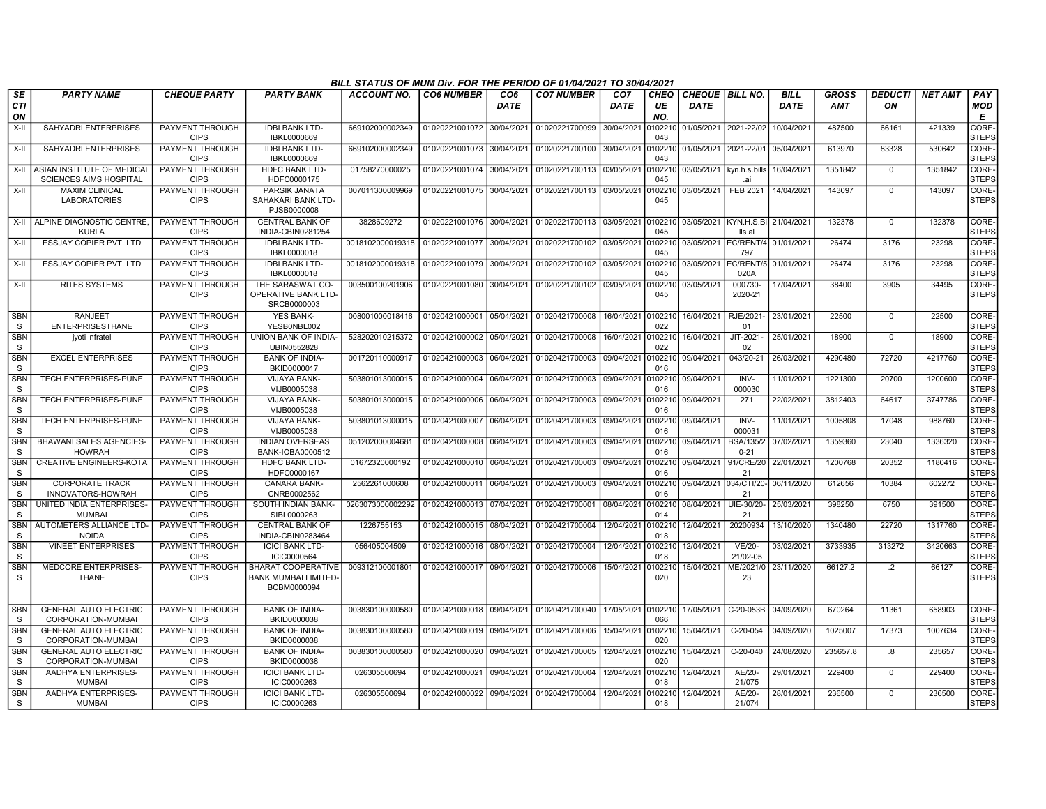**BILL STATUS OF MUM Div. FOR THE PERIOD OF 01/04/2021 TO 30/04/2021**

| SECTION | PARTY NAME | CHEQUE PARTY | PARTY BANK | ACCOUNT NO. | CO6 NUMBER | CO6 DATE | CO7 NUMBER | CO7 DATE | CHEQUE NO. | CHEQUE DATE | BILL NO. | BILL DATE | GROSS AMT | DEDUCTION | NET AMT | PAY MODE |
|---|---|---|---|---|---|---|---|---|---|---|---|---|---|---|---|---|
| X-II | SAHYADRI ENTERPRISES | PAYMENT THROUGH CIPS | IDBI BANK LTD-IBKL0000669 | 669102000002349 | 01020221001072 | 30/04/2021 | 01020221700099 | 30/04/2021 | 0102210043 | 01/05/2021 | 2021-22/02 | 10/04/2021 | 487500 | 66161 | 421339 | CORE-STEPS |
| X-II | SAHYADRI ENTERPRISES | PAYMENT THROUGH CIPS | IDBI BANK LTD-IBKL0000669 | 669102000002349 | 01020221001073 | 30/04/2021 | 01020221700100 | 30/04/2021 | 0102210043 | 01/05/2021 | 2021-22/01 | 05/04/2021 | 613970 | 83328 | 530642 | CORE-STEPS |
| X-II | ASIAN INSTITUTE OF MEDICAL SCIENCES AIMS HOSPITAL | PAYMENT THROUGH CIPS | HDFC BANK LTD-HDFC0000175 | 01758270000025 | 01020221001074 | 30/04/2021 | 01020221700113 | 03/05/2021 | 0102210045 | 03/05/2021 | kyn.h.s.bills.ai | 16/04/2021 | 1351842 | 0 | 1351842 | CORE-STEPS |
| X-II | MAXIM CLINICAL LABORATORIES | PAYMENT THROUGH CIPS | PARSIK JANATA SAHAKARI BANK LTD-PJSB0000008 | 007011300009969 | 01020221001075 | 30/04/2021 | 01020221700113 | 03/05/2021 | 0102210045 | 03/05/2021 | FEB 2021 | 14/04/2021 | 143097 | 0 | 143097 | CORE-STEPS |
| X-II | ALPINE DIAGNOSTIC CENTRE, KURLA | PAYMENT THROUGH CIPS | CENTRAL BANK OF INDIA-CBIN0281254 | 3828609272 | 01020221001076 | 30/04/2021 | 01020221700113 | 03/05/2021 | 0102210045 | 03/05/2021 | KYN.H.S.Bills al | 21/04/2021 | 132378 | 0 | 132378 | CORE-STEPS |
| X-II | ESSJAY COPIER PVT. LTD | PAYMENT THROUGH CIPS | IDBI BANK LTD-IBKL0000018 | 0018102000019318 | 01020221001077 | 30/04/2021 | 01020221700102 | 03/05/2021 | 0102210045 | 03/05/2021 | EC/RENT/4797 | 01/01/2021 | 26474 | 3176 | 23298 | CORE-STEPS |
| X-II | ESSJAY COPIER PVT. LTD | PAYMENT THROUGH CIPS | IDBI BANK LTD-IBKL0000018 | 0018102000019318 | 01020221001079 | 30/04/2021 | 01020221700102 | 03/05/2021 | 0102210045 | 03/05/2021 | EC/RENT/5020A | 01/01/2021 | 26474 | 3176 | 23298 | CORE-STEPS |
| X-II | RITES SYSTEMS | PAYMENT THROUGH CIPS | THE SARASWAT CO-OPERATIVE BANK LTD-SRCB0000003 | 003500100201906 | 01020221001080 | 30/04/2021 | 01020221700102 | 03/05/2021 | 0102210045 | 03/05/2021 | 000730-2020-21 | 17/04/2021 | 38400 | 3905 | 34495 | CORE-STEPS |
| SBNS | RANJEET ENTERPRISESTHANE | PAYMENT THROUGH CIPS | YES BANK-YESB0NBL002 | 008001000018416 | 01020421000001 | 05/04/2021 | 01020421700008 | 16/04/2021 | 0102210022 | 16/04/2021 | RJE/2021-01 | 23/01/2021 | 22500 | 0 | 22500 | CORE-STEPS |
| SBNS | jyoti infratel | PAYMENT THROUGH CIPS | UNION BANK OF INDIA-UBIN0552828 | 528202010215372 | 01020421000002 | 05/04/2021 | 01020421700008 | 16/04/2021 | 0102210022 | 16/04/2021 | JIT-2021-02 | 25/01/2021 | 18900 | 0 | 18900 | CORE-STEPS |
| SBNS | EXCEL ENTERPRISES | PAYMENT THROUGH CIPS | BANK OF INDIA-BKID0000017 | 001720110000917 | 01020421000003 | 06/04/2021 | 01020421700003 | 09/04/2021 | 0102210016 | 09/04/2021 | 043/20-21 | 26/03/2021 | 4290480 | 72720 | 4217760 | CORE-STEPS |
| SBNS | TECH ENTERPRISES-PUNE | PAYMENT THROUGH CIPS | VIJAYA BANK-VIJB0005038 | 503801013000015 | 01020421000004 | 06/04/2021 | 01020421700003 | 09/04/2021 | 0102210016 | 09/04/2021 | INV-000030 | 11/01/2021 | 1221300 | 20700 | 1200600 | CORE-STEPS |
| SBNS | TECH ENTERPRISES-PUNE | PAYMENT THROUGH CIPS | VIJAYA BANK-VIJB0005038 | 503801013000015 | 01020421000006 | 06/04/2021 | 01020421700003 | 09/04/2021 | 0102210016 | 09/04/2021 | 271 | 22/02/2021 | 3812403 | 64617 | 3747786 | CORE-STEPS |
| SBNS | TECH ENTERPRISES-PUNE | PAYMENT THROUGH CIPS | VIJAYA BANK-VIJB0005038 | 503801013000015 | 01020421000007 | 06/04/2021 | 01020421700003 | 09/04/2021 | 0102210016 | 09/04/2021 | INV-000031 | 11/01/2021 | 1005808 | 17048 | 988760 | CORE-STEPS |
| SBNS | BHAWANI SALES AGENCIES-HOWRAH | PAYMENT THROUGH CIPS | INDIAN OVERSEAS BANK-IOBA0000512 | 051202000004681 | 01020421000008 | 06/04/2021 | 01020421700003 | 09/04/2021 | 0102210016 | 09/04/2021 | BSA/135/20-21 | 07/02/2021 | 1359360 | 23040 | 1336320 | CORE-STEPS |
| SBNS | CREATIVE ENGINEERS-KOTA | PAYMENT THROUGH CIPS | HDFC BANK LTD-HDFC0000167 | 01672320000192 | 01020421000010 | 06/04/2021 | 01020421700003 | 09/04/2021 | 0102210016 | 09/04/2021 | 91/CRE/2021 | 22/01/2021 | 1200768 | 20352 | 1180416 | CORE-STEPS |
| SBNS | CORPORATE TRACK INNOVATORS-HOWRAH | PAYMENT THROUGH CIPS | CANARA BANK-CNRB0002562 | 2562261000608 | 01020421000011 | 06/04/2021 | 01020421700003 | 09/04/2021 | 0102210016 | 09/04/2021 | 034/CTI/20-21 | 06/11/2020 | 612656 | 10384 | 602272 | CORE-STEPS |
| SBNS | UNITED INDIA ENTERPRISES-MUMBAI | PAYMENT THROUGH CIPS | SOUTH INDIAN BANK-SIBL0000263 | 0263073000002292 | 01020421000013 | 07/04/2021 | 01020421700001 | 08/04/2021 | 0102210014 | 08/04/2021 | UIE-30/20-21 | 25/03/2021 | 398250 | 6750 | 391500 | CORE-STEPS |
| SBNS | AUTOMETERS ALLIANCE LTD-NOIDA | PAYMENT THROUGH CIPS | CENTRAL BANK OF INDIA-CBIN0283464 | 1226755153 | 01020421000015 | 08/04/2021 | 01020421700004 | 12/04/2021 | 0102210018 | 12/04/2021 | 20200934 | 13/10/2020 | 1340480 | 22720 | 1317760 | CORE-STEPS |
| SBNS | VINEET ENTERPRISES | PAYMENT THROUGH CIPS | ICICI BANK LTD-ICIC0000564 | 056405004509 | 01020421000016 | 08/04/2021 | 01020421700004 | 12/04/2021 | 0102210018 | 12/04/2021 | VE/20-21/02-05 | 03/02/2021 | 3733935 | 313272 | 3420663 | CORE-STEPS |
| SBNS | MEDCORE ENTERPRISES-THANE | PAYMENT THROUGH CIPS | BHARAT COOPERATIVE BANK MUMBAI LIMITED-BCBM0000094 | 009312100001801 | 01020421000017 | 09/04/2021 | 01020421700006 | 15/04/2021 | 0102210020 | 15/04/2021 | ME/2021/023 | 23/11/2020 | 66127.2 | .2 | 66127 | CORE-STEPS |
| SBNS | GENERAL AUTO ELECTRIC CORPORATION-MUMBAI | PAYMENT THROUGH CIPS | BANK OF INDIA-BKID0000038 | 003830100000580 | 01020421000018 | 09/04/2021 | 01020421700040 | 17/05/2021 | 0102210066 | 17/05/2021 | C-20-053B | 04/09/2020 | 670264 | 11361 | 658903 | CORE-STEPS |
| SBNS | GENERAL AUTO ELECTRIC CORPORATION-MUMBAI | PAYMENT THROUGH CIPS | BANK OF INDIA-BKID0000038 | 003830100000580 | 01020421000019 | 09/04/2021 | 01020421700006 | 15/04/2021 | 0102210020 | 15/04/2021 | C-20-054 | 04/09/2020 | 1025007 | 17373 | 1007634 | CORE-STEPS |
| SBNS | GENERAL AUTO ELECTRIC CORPORATION-MUMBAI | PAYMENT THROUGH CIPS | BANK OF INDIA-BKID0000038 | 003830100000580 | 01020421000020 | 09/04/2021 | 01020421700005 | 12/04/2021 | 0102210020 | 15/04/2021 | C-20-040 | 24/08/2020 | 235657.8 | .8 | 235657 | CORE-STEPS |
| SBNS | AADHYA ENTERPRISES-MUMBAI | PAYMENT THROUGH CIPS | ICICI BANK LTD-ICIC0000263 | 026305500694 | 01020421000021 | 09/04/2021 | 01020421700004 | 12/04/2021 | 0102210018 | 12/04/2021 | AE/20-21/075 | 29/01/2021 | 229400 | 0 | 229400 | CORE-STEPS |
| SBNS | AADHYA ENTERPRISES-MUMBAI | PAYMENT THROUGH CIPS | ICICI BANK LTD-ICIC0000263 | 026305500694 | 01020421000022 | 09/04/2021 | 01020421700004 | 12/04/2021 | 0102210018 | 12/04/2021 | AE/20-21/074 | 28/01/2021 | 236500 | 0 | 236500 | CORE-STEPS |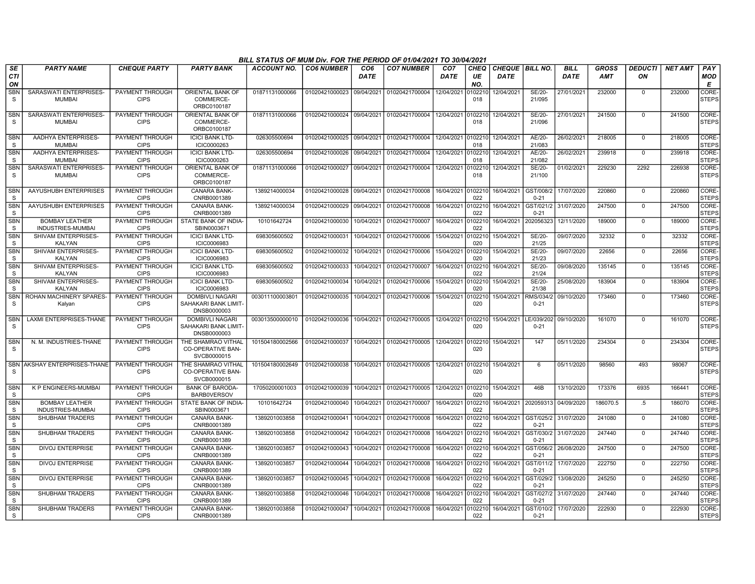## BILL STATUS OF MUM Div. FOR THE PERIOD OF 01/04/2021 TO 30/04/2021

| SECTION | PARTY NAME | CHEQUE PARTY | PARTY BANK | ACCOUNT NO. | CO6 NUMBER | CO6 DATE | CO7 NUMBER | CO7 DATE | CHEQUE NO. | CHEQUE DATE | BILL NO. | BILL DATE | GROSS AMT | DEDUCTION | NET AMT | PAY MODE |
|---|---|---|---|---|---|---|---|---|---|---|---|---|---|---|---|---|
| SBNS | SARASWATI ENTERPRISES-MUMBAI | PAYMENT THROUGH CIPS | ORIENTAL BANK OF COMMERCE-ORBC0100187 | 01871131000066 | 01020421000023 | 09/04/2021 | 01020421700004 | 12/04/2021 | 0102210018 | 12/04/2021 | SE/20-21/095 | 27/01/2021 | 232000 | 0 | 232000 | CORE-STEPS |
| SBNS | SARASWATI ENTERPRISES-MUMBAI | PAYMENT THROUGH CIPS | ORIENTAL BANK OF COMMERCE-ORBC0100187 | 01871131000066 | 01020421000024 | 09/04/2021 | 01020421700004 | 12/04/2021 | 0102210018 | 12/04/2021 | SE/20-21/096 | 27/01/2021 | 241500 | 0 | 241500 | CORE-STEPS |
| SBNS | AADHYA ENTERPRISES-MUMBAI | PAYMENT THROUGH CIPS | ICICI BANK LTD-ICIC0000263 | 026305500694 | 01020421000025 | 09/04/2021 | 01020421700004 | 12/04/2021 | 0102210018 | 12/04/2021 | AE/20-21/083 | 26/02/2021 | 218005 | 0 | 218005 | CORE-STEPS |
| SBNS | AADHYA ENTERPRISES-MUMBAI | PAYMENT THROUGH CIPS | ICICI BANK LTD-ICIC0000263 | 026305500694 | 01020421000026 | 09/04/2021 | 01020421700004 | 12/04/2021 | 0102210018 | 12/04/2021 | AE/20-21/082 | 26/02/2021 | 239918 | 0 | 239918 | CORE-STEPS |
| SBNS | SARASWATI ENTERPRISES-MUMBAI | PAYMENT THROUGH CIPS | ORIENTAL BANK OF COMMERCE-ORBC0100187 | 01871131000066 | 01020421000027 | 09/04/2021 | 01020421700004 | 12/04/2021 | 0102210018 | 12/04/2021 | SE/20-21/100 | 01/02/2021 | 229230 | 2292 | 226938 | CORE-STEPS |
| SBNS | AAYUSHUBH ENTERPRISES | PAYMENT THROUGH CIPS | CANARA BANK-CNRB0001389 | 1389214000034 | 01020421000028 | 09/04/2021 | 01020421700008 | 16/04/2021 | 0102210022 | 16/04/2021 | GST/008/20-21 | 17/07/2020 | 220860 | 0 | 220860 | CORE-STEPS |
| SBNS | AAYUSHUBH ENTERPRISES | PAYMENT THROUGH CIPS | CANARA BANK-CNRB0001389 | 1389214000034 | 01020421000029 | 09/04/2021 | 01020421700008 | 16/04/2021 | 0102210022 | 16/04/2021 | GST/021/20-21 | 31/07/2020 | 247500 | 0 | 247500 | CORE-STEPS |
| SBNS | BOMBAY LEATHER INDUSTRIES-MUMBAI | PAYMENT THROUGH CIPS | STATE BANK OF INDIA-SBIN0003671 | 10101642724 | 01020421000030 | 10/04/2021 | 01020421700007 | 16/04/2021 | 0102210022 | 16/04/2021 | 202056323 | 12/11/2020 | 189000 | 0 | 189000 | CORE-STEPS |
| SBNS | SHIVAM ENTERPRISES-KALYAN | PAYMENT THROUGH CIPS | ICICI BANK LTD-ICIC0006983 | 698305600502 | 01020421000031 | 10/04/2021 | 01020421700006 | 15/04/2021 | 0102210020 | 15/04/2021 | SE/20-21/25 | 09/07/2020 | 32332 | 0 | 32332 | CORE-STEPS |
| SBNS | SHIVAM ENTERPRISES-KALYAN | PAYMENT THROUGH CIPS | ICICI BANK LTD-ICIC0006983 | 698305600502 | 01020421000032 | 10/04/2021 | 01020421700006 | 15/04/2021 | 0102210020 | 15/04/2021 | SE/20-21/23 | 09/07/2020 | 22656 | 0 | 22656 | CORE-STEPS |
| SBNS | SHIVAM ENTERPRISES-KALYAN | PAYMENT THROUGH CIPS | ICICI BANK LTD-ICIC0006983 | 698305600502 | 01020421000033 | 10/04/2021 | 01020421700007 | 16/04/2021 | 0102210022 | 16/04/2021 | SE/20-21/24 | 09/08/2020 | 135145 | 0 | 135145 | CORE-STEPS |
| SBNS | SHIVAM ENTERPRISES-KALYAN | PAYMENT THROUGH CIPS | ICICI BANK LTD-ICIC0006983 | 698305600502 | 01020421000034 | 10/04/2021 | 01020421700006 | 15/04/2021 | 0102210020 | 15/04/2021 | SE/20-21/38 | 25/08/2020 | 183904 | 0 | 183904 | CORE-STEPS |
| SBNS | ROHAN MACHINERY SPARES-Kalyan | PAYMENT THROUGH CIPS | DOMBIVLI NAGARI SAHAKARI BANK LIMIT-DNSB0000003 | 003011100003801 | 01020421000035 | 10/04/2021 | 01020421700006 | 15/04/2021 | 0102210020 | 15/04/2021 | RMS/034/20-21 | 09/10/2020 | 173460 | 0 | 173460 | CORE-STEPS |
| SBNS | LAXMI ENTERPRISES-THANE | PAYMENT THROUGH CIPS | DOMBIVLI NAGARI SAHAKARI BANK LIMIT-DNSB0000003 | 003013500000010 | 01020421000036 | 10/04/2021 | 01020421700005 | 12/04/2021 | 0102210020 | 15/04/2021 | LE/039/2020-21 | 09/10/2020 | 161070 | 0 | 161070 | CORE-STEPS |
| SBNS | N. M. INDUSTRIES-THANE | PAYMENT THROUGH CIPS | THE SHAMRAO VITHAL CO-OPERATIVE BAN-SVCB0000015 | 101504180002566 | 01020421000037 | 10/04/2021 | 01020421700005 | 12/04/2021 | 0102210020 | 15/04/2021 | 147 | 05/11/2020 | 234304 | 0 | 234304 | CORE-STEPS |
| SBNS | AKSHAY ENTERPRISES-THANE | PAYMENT THROUGH CIPS | THE SHAMRAO VITHAL CO-OPERATIVE BAN-SVCB0000015 | 101504180002649 | 01020421000038 | 10/04/2021 | 01020421700005 | 12/04/2021 | 0102210020 | 15/04/2021 | 6 | 05/11/2020 | 98560 | 493 | 98067 | CORE-STEPS |
| SBNS | K P ENGINEERS-MUMBAI | PAYMENT THROUGH CIPS | BANK OF BARODA-BARB0VERSOV | 17050200001003 | 01020421000039 | 10/04/2021 | 01020421700005 | 12/04/2021 | 0102210020 | 15/04/2021 | 46B | 13/10/2020 | 173376 | 6935 | 166441 | CORE-STEPS |
| SBNS | BOMBAY LEATHER INDUSTRIES-MUMBAI | PAYMENT THROUGH CIPS | STATE BANK OF INDIA-SBIN0003671 | 10101642724 | 01020421000040 | 10/04/2021 | 01020421700007 | 16/04/2021 | 0102210022 | 16/04/2021 | 202059313 | 04/09/2020 | 186070.5 | .5 | 186070 | CORE-STEPS |
| SBNS | SHUBHAM TRADERS | PAYMENT THROUGH CIPS | CANARA BANK-CNRB0001389 | 1389201003858 | 01020421000041 | 10/04/2021 | 01020421700008 | 16/04/2021 | 0102210022 | 16/04/2021 | GST/025/20-21 | 31/07/2020 | 241080 | 0 | 241080 | CORE-STEPS |
| SBNS | SHUBHAM TRADERS | PAYMENT THROUGH CIPS | CANARA BANK-CNRB0001389 | 1389201003858 | 01020421000042 | 10/04/2021 | 01020421700008 | 16/04/2021 | 0102210022 | 16/04/2021 | GST/030/20-21 | 31/07/2020 | 247440 | 0 | 247440 | CORE-STEPS |
| SBNS | DIVOJ ENTERPRISE | PAYMENT THROUGH CIPS | CANARA BANK-CNRB0001389 | 1389201003857 | 01020421000043 | 10/04/2021 | 01020421700008 | 16/04/2021 | 0102210022 | 16/04/2021 | GST/056/20-21 | 26/08/2020 | 247500 | 0 | 247500 | CORE-STEPS |
| SBNS | DIVOJ ENTERPRISE | PAYMENT THROUGH CIPS | CANARA BANK-CNRB0001389 | 1389201003857 | 01020421000044 | 10/04/2021 | 01020421700008 | 16/04/2021 | 0102210022 | 16/04/2021 | GST/011/20-21 | 17/07/2020 | 222750 | 0 | 222750 | CORE-STEPS |
| SBNS | DIVOJ ENTERPRISE | PAYMENT THROUGH CIPS | CANARA BANK-CNRB0001389 | 1389201003857 | 01020421000045 | 10/04/2021 | 01020421700008 | 16/04/2021 | 0102210022 | 16/04/2021 | GST/029/20-21 | 13/08/2020 | 245250 | 0 | 245250 | CORE-STEPS |
| SBNS | SHUBHAM TRADERS | PAYMENT THROUGH CIPS | CANARA BANK-CNRB0001389 | 1389201003858 | 01020421000046 | 10/04/2021 | 01020421700008 | 16/04/2021 | 0102210022 | 16/04/2021 | GST/027/20-21 | 31/07/2020 | 247440 | 0 | 247440 | CORE-STEPS |
| SBNS | SHUBHAM TRADERS | PAYMENT THROUGH CIPS | CANARA BANK-CNRB0001389 | 1389201003858 | 01020421000047 | 10/04/2021 | 01020421700008 | 16/04/2021 | 0102210022 | 16/04/2021 | GST/010/20-21 | 17/07/2020 | 222930 | 0 | 222930 | CORE-STEPS |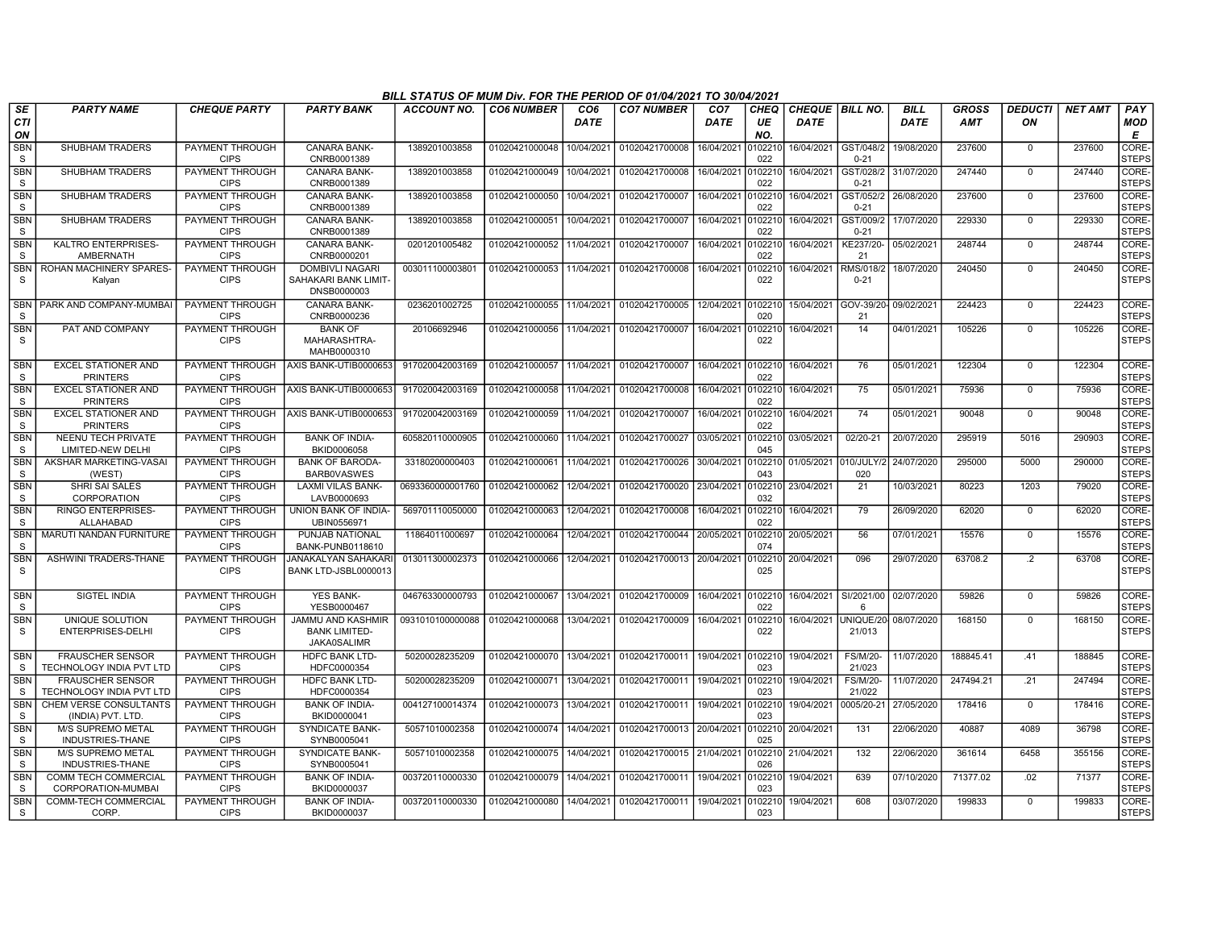# BILL STATUS OF MUM Div. FOR THE PERIOD OF 01/04/2021 TO 30/04/2021

| SECTION | PARTY NAME | CHEQUE PARTY | PARTY BANK | ACCOUNT NO. | CO6 NUMBER | CO6 DATE | CO7 NUMBER | CO7 DATE | CHEQUE NO. | CHEQUE DATE | BILL NO. | BILL DATE | GROSS AMT | DEDUCTION | NET AMT | PAY MODE |
|---|---|---|---|---|---|---|---|---|---|---|---|---|---|---|---|---|
| SBNS | SHUBHAM TRADERS | PAYMENT THROUGH CIPS | CANARA BANK-CNRB0001389 | 1389201003858 | 01020421000048 | 10/04/2021 | 01020421700008 | 16/04/2021 | 0102210022 | 16/04/2021 | GST/048/20-21 | 19/08/2020 | 237600 | 0 | 237600 | CORE-STEPS |
| SBNS | SHUBHAM TRADERS | PAYMENT THROUGH CIPS | CANARA BANK-CNRB0001389 | 1389201003858 | 01020421000049 | 10/04/2021 | 01020421700008 | 16/04/2021 | 0102210022 | 16/04/2021 | GST/028/20-21 | 31/07/2020 | 247440 | 0 | 247440 | CORE-STEPS |
| SBNS | SHUBHAM TRADERS | PAYMENT THROUGH CIPS | CANARA BANK-CNRB0001389 | 1389201003858 | 01020421000050 | 10/04/2021 | 01020421700007 | 16/04/2021 | 0102210022 | 16/04/2021 | GST/052/20-21 | 26/08/2020 | 237600 | 0 | 237600 | CORE-STEPS |
| SBNS | SHUBHAM TRADERS | PAYMENT THROUGH CIPS | CANARA BANK-CNRB0001389 | 1389201003858 | 01020421000051 | 10/04/2021 | 01020421700007 | 16/04/2021 | 0102210022 | 16/04/2021 | GST/009/20-21 | 17/07/2020 | 229330 | 0 | 229330 | CORE-STEPS |
| SBNS | KALTRO ENTERPRISES-AMBERNATH | PAYMENT THROUGH CIPS | CANARA BANK-CNRB0000201 | 0201201005482 | 01020421000052 | 11/04/2021 | 01020421700007 | 16/04/2021 | 0102210022 | 16/04/2021 | KE237/20-21 | 05/02/2021 | 248744 | 0 | 248744 | CORE-STEPS |
| SBNS | ROHAN MACHINERY SPARES-Kalyan | PAYMENT THROUGH CIPS | DOMBIVLI NAGARI SAHAKARI BANK LIMIT-DNSB0000003 | 003011100003801 | 01020421000053 | 11/04/2021 | 01020421700008 | 16/04/2021 | 0102210022 | 16/04/2021 | RMS/018/20-21 | 18/07/2020 | 240450 | 0 | 240450 | CORE-STEPS |
| SBNS | PARK AND COMPANY-MUMBAI | PAYMENT THROUGH CIPS | CANARA BANK-CNRB0000236 | 0236201002725 | 01020421000055 | 11/04/2021 | 01020421700005 | 12/04/2021 | 0102210020 | 15/04/2021 | GOV-39/20-21 | 09/02/2021 | 224423 | 0 | 224423 | CORE-STEPS |
| SBNS | PAT AND COMPANY | PAYMENT THROUGH CIPS | BANK OF MAHARASHTRA-MAHB0000310 | 20106692946 | 01020421000056 | 11/04/2021 | 01020421700007 | 16/04/2021 | 0102210022 | 16/04/2021 | 14 | 04/01/2021 | 105226 | 0 | 105226 | CORE-STEPS |
| SBNS | EXCEL STATIONER AND PRINTERS | PAYMENT THROUGH CIPS | AXIS BANK-UTIB0000653 | 917020042003169 | 01020421000057 | 11/04/2021 | 01020421700007 | 16/04/2021 | 0102210022 | 16/04/2021 | 76 | 05/01/2021 | 122304 | 0 | 122304 | CORE-STEPS |
| SBNS | EXCEL STATIONER AND PRINTERS | PAYMENT THROUGH CIPS | AXIS BANK-UTIB0000653 | 917020042003169 | 01020421000058 | 11/04/2021 | 01020421700008 | 16/04/2021 | 0102210022 | 16/04/2021 | 75 | 05/01/2021 | 75936 | 0 | 75936 | CORE-STEPS |
| SBNS | EXCEL STATIONER AND PRINTERS | PAYMENT THROUGH CIPS | AXIS BANK-UTIB0000653 | 917020042003169 | 01020421000059 | 11/04/2021 | 01020421700007 | 16/04/2021 | 0102210022 | 16/04/2021 | 74 | 05/01/2021 | 90048 | 0 | 90048 | CORE-STEPS |
| SBNS | NEENU TECH PRIVATE LIMITED-NEW DELHI | PAYMENT THROUGH CIPS | BANK OF INDIA-BKID0006058 | 605820110000905 | 01020421000060 | 11/04/2021 | 01020421700027 | 03/05/2021 | 0102210045 | 03/05/2021 | 02/20-21 | 20/07/2020 | 295919 | 5016 | 290903 | CORE-STEPS |
| SBNS | AKSHAR MARKETING-VASAI (WEST) | PAYMENT THROUGH CIPS | BANK OF BARODA-BARB0VASWES | 33180200000403 | 01020421000061 | 11/04/2021 | 01020421700026 | 30/04/2021 | 0102210043 | 01/05/2021 | 010/JULY/2020 | 24/07/2020 | 295000 | 5000 | 290000 | CORE-STEPS |
| SBNS | SHRI SAI SALES CORPORATION | PAYMENT THROUGH CIPS | LAXMI VILAS BANK-LAVB0000693 | 0693360000001760 | 01020421000062 | 12/04/2021 | 01020421700020 | 23/04/2021 | 0102210032 | 23/04/2021 | 21 | 10/03/2021 | 80223 | 1203 | 79020 | CORE-STEPS |
| SBNS | RINGO ENTERPRISES-ALLAHABAD | PAYMENT THROUGH CIPS | UNION BANK OF INDIA-UBIN0556971 | 569701110050000 | 01020421000063 | 12/04/2021 | 01020421700008 | 16/04/2021 | 0102210022 | 16/04/2021 | 79 | 26/09/2020 | 62020 | 0 | 62020 | CORE-STEPS |
| SBNS | MARUTI NANDAN FURNITURE | PAYMENT THROUGH CIPS | PUNJAB NATIONAL BANK-PUNB0118610 | 11864011000697 | 01020421000064 | 12/04/2021 | 01020421700044 | 20/05/2021 | 0102210074 | 20/05/2021 | 56 | 07/01/2021 | 15576 | 0 | 15576 | CORE-STEPS |
| SBNS | ASHWINI TRADERS-THANE | PAYMENT THROUGH CIPS | JANAKALYAN SAHAKARI BANK LTD-JSBL0000013 | 013011300002373 | 01020421000066 | 12/04/2021 | 01020421700013 | 20/04/2021 | 0102210025 | 20/04/2021 | 096 | 29/07/2020 | 63708.2 | .2 | 63708 | CORE-STEPS |
| SBNS | SIGTEL INDIA | PAYMENT THROUGH CIPS | YES BANK-YESB0000467 | 046763300000793 | 01020421000067 | 13/04/2021 | 01020421700009 | 16/04/2021 | 0102210022 | 16/04/2021 | SI/2021/006 | 02/07/2020 | 59826 | 0 | 59826 | CORE-STEPS |
| SBNS | UNIQUE SOLUTION ENTERPRISES-DELHI | PAYMENT THROUGH CIPS | JAMMU AND KASHMIR BANK LIMITED-JAKA0SALIMR | 0931010100000088 | 01020421000068 | 13/04/2021 | 01020421700009 | 16/04/2021 | 0102210022 | 16/04/2021 | UNIQUE/20-21/013 | 08/07/2020 | 168150 | 0 | 168150 | CORE-STEPS |
| SBNS | FRAUSCHER SENSOR TECHNOLOGY INDIA PVT LTD | PAYMENT THROUGH CIPS | HDFC BANK LTD-HDFC0000354 | 50200028235209 | 01020421000070 | 13/04/2021 | 01020421700011 | 19/04/2021 | 0102210023 | 19/04/2021 | FS/M/20-21/023 | 11/07/2020 | 188845.41 | .41 | 188845 | CORE-STEPS |
| SBNS | FRAUSCHER SENSOR TECHNOLOGY INDIA PVT LTD | PAYMENT THROUGH CIPS | HDFC BANK LTD-HDFC0000354 | 50200028235209 | 01020421000071 | 13/04/2021 | 01020421700011 | 19/04/2021 | 0102210023 | 19/04/2021 | FS/M/20-21/022 | 11/07/2020 | 247494.21 | .21 | 247494 | CORE-STEPS |
| SBNS | CHEM VERSE CONSULTANTS (INDIA) PVT. LTD. | PAYMENT THROUGH CIPS | BANK OF INDIA-BKID0000041 | 004127100014374 | 01020421000073 | 13/04/2021 | 01020421700011 | 19/04/2021 | 0102210023 | 19/04/2021 | 0005/20-21 | 27/05/2020 | 178416 | 0 | 178416 | CORE-STEPS |
| SBNS | M/S SUPREMO METAL INDUSTRIES-THANE | PAYMENT THROUGH CIPS | SYNDICATE BANK-SYNB0005041 | 50571010002358 | 01020421000074 | 14/04/2021 | 01020421700013 | 20/04/2021 | 0102210025 | 20/04/2021 | 131 | 22/06/2020 | 40887 | 4089 | 36798 | CORE-STEPS |
| SBNS | M/S SUPREMO METAL INDUSTRIES-THANE | PAYMENT THROUGH CIPS | SYNDICATE BANK-SYNB0005041 | 50571010002358 | 01020421000075 | 14/04/2021 | 01020421700015 | 21/04/2021 | 0102210026 | 21/04/2021 | 132 | 22/06/2020 | 361614 | 6458 | 355156 | CORE-STEPS |
| SBNS | COMM TECH COMMERCIAL CORPORATION-MUMBAI | PAYMENT THROUGH CIPS | BANK OF INDIA-BKID0000037 | 003720110000330 | 01020421000079 | 14/04/2021 | 01020421700011 | 19/04/2021 | 0102210023 | 19/04/2021 | 639 | 07/10/2020 | 71377.02 | .02 | 71377 | CORE-STEPS |
| SBNS | COMM-TECH COMMERCIAL CORP. | PAYMENT THROUGH CIPS | BANK OF INDIA-BKID0000037 | 003720110000330 | 01020421000080 | 14/04/2021 | 01020421700011 | 19/04/2021 | 0102210023 | 19/04/2021 | 608 | 03/07/2020 | 199833 | 0 | 199833 | CORE-STEPS |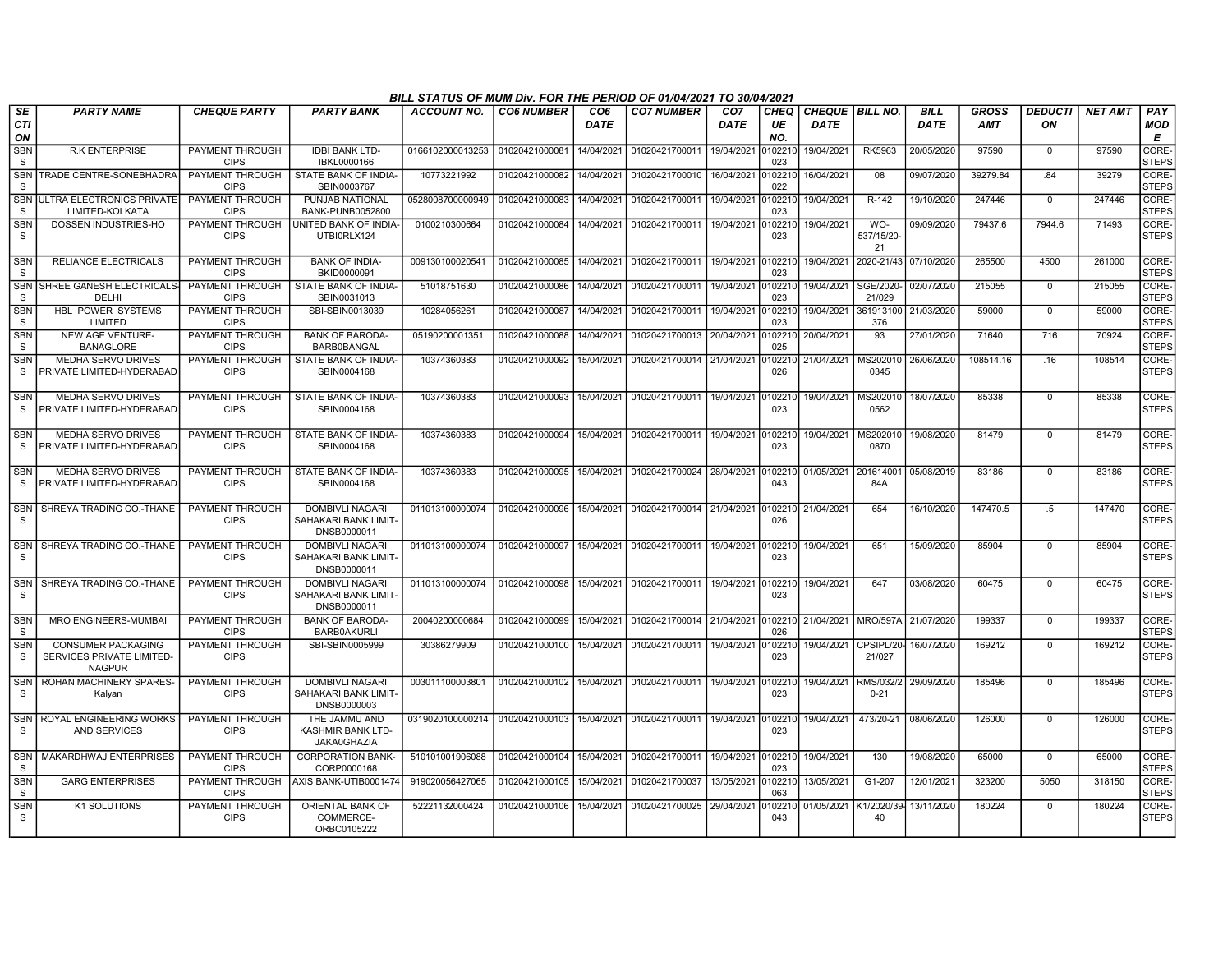## BILL STATUS OF MUM Div. FOR THE PERIOD OF 01/04/2021 TO 30/04/2021

| SECTION | PARTY NAME | CHEQUE PARTY | PARTY BANK | ACCOUNT NO. | CO6 NUMBER | CO6 DATE | CO7 NUMBER | CO7 DATE | CHEQUE NO. | CHEQUE DATE | BILL NO. | BILL DATE | GROSS AMT | DEDUCTION | NET AMT | PAY MODE |
|---|---|---|---|---|---|---|---|---|---|---|---|---|---|---|---|---|
| SBNS | R.K ENTERPRISE | PAYMENT THROUGH CIPS | IDBI BANK LTD-IBKL0000166 | 0166102000013253 | 01020421000081 | 14/04/2021 | 01020421700011 | 19/04/2021 | 0102210023 | 19/04/2021 | RK5963 | 20/05/2020 | 97590 | 0 | 97590 | CORE-STEPS |
| SBNS | TRADE CENTRE-SONEBHADRA | PAYMENT THROUGH CIPS | STATE BANK OF INDIA-SBIN0003767 | 10773221992 | 01020421000082 | 14/04/2021 | 01020421700010 | 16/04/2021 | 0102210022 | 16/04/2021 | 08 | 09/07/2020 | 39279.84 | .84 | 39279 | CORE-STEPS |
| SBNS | ULTRA ELECTRONICS PRIVATE LIMITED-KOLKATA | PAYMENT THROUGH CIPS | PUNJAB NATIONAL BANK-PUNB0052800 | 0528008700000949 | 01020421000083 | 14/04/2021 | 01020421700011 | 19/04/2021 | 0102210023 | 19/04/2021 | R-142 | 19/10/2020 | 247446 | 0 | 247446 | CORE-STEPS |
| SBNS | DOSSEN INDUSTRIES-HO | PAYMENT THROUGH CIPS | UNITED BANK OF INDIA-UTBI0RLX124 | 0100210300664 | 01020421000084 | 14/04/2021 | 01020421700011 | 19/04/2021 | 0102210023 | 19/04/2021 | WO-537/15/20-21 | 09/09/2020 | 79437.6 | 7944.6 | 71493 | CORE-STEPS |
| SBNS | RELIANCE ELECTRICALS | PAYMENT THROUGH CIPS | BANK OF INDIA-BKID0000091 | 009130100020541 | 01020421000085 | 14/04/2021 | 01020421700011 | 19/04/2021 | 0102210023 | 19/04/2021 | 2020-21/43 | 07/10/2020 | 265500 | 4500 | 261000 | CORE-STEPS |
| SBNS | SHREE GANESH ELECTRICALS-DELHI | PAYMENT THROUGH CIPS | STATE BANK OF INDIA-SBIN0031013 | 51018751630 | 01020421000086 | 14/04/2021 | 01020421700011 | 19/04/2021 | 0102210023 | 19/04/2021 | SGE/2020-21/029 | 02/07/2020 | 215055 | 0 | 215055 | CORE-STEPS |
| SBNS | HBL POWER SYSTEMS LIMITED | PAYMENT THROUGH CIPS | SBI-SBIN0013039 | 10284056261 | 01020421000087 | 14/04/2021 | 01020421700011 | 19/04/2021 | 0102210023 | 19/04/2021 | 361913100376 | 21/03/2020 | 59000 | 0 | 59000 | CORE-STEPS |
| SBNS | NEW AGE VENTURE-BANAGLORE | PAYMENT THROUGH CIPS | BANK OF BARODA-BARB0BANGAL | 05190200001351 | 01020421000088 | 14/04/2021 | 01020421700013 | 20/04/2021 | 0102210025 | 20/04/2021 | 93 | 27/01/2020 | 71640 | 716 | 70924 | CORE-STEPS |
| SBNS | MEDHA SERVO DRIVES PRIVATE LIMITED-HYDERABAD | PAYMENT THROUGH CIPS | STATE BANK OF INDIA-SBIN0004168 | 10374360383 | 01020421000092 | 15/04/2021 | 01020421700014 | 21/04/2021 | 0102210026 | 21/04/2021 | MS2020100345 | 26/06/2020 | 108514.16 | .16 | 108514 | CORE-STEPS |
| SBNS | MEDHA SERVO DRIVES PRIVATE LIMITED-HYDERABAD | PAYMENT THROUGH CIPS | STATE BANK OF INDIA-SBIN0004168 | 10374360383 | 01020421000093 | 15/04/2021 | 01020421700011 | 19/04/2021 | 0102210023 | 19/04/2021 | MS2020100562 | 18/07/2020 | 85338 | 0 | 85338 | CORE-STEPS |
| SBNS | MEDHA SERVO DRIVES PRIVATE LIMITED-HYDERABAD | PAYMENT THROUGH CIPS | STATE BANK OF INDIA-SBIN0004168 | 10374360383 | 01020421000094 | 15/04/2021 | 01020421700011 | 19/04/2021 | 0102210023 | 19/04/2021 | MS2020100870 | 19/08/2020 | 81479 | 0 | 81479 | CORE-STEPS |
| SBNS | MEDHA SERVO DRIVES PRIVATE LIMITED-HYDERABAD | PAYMENT THROUGH CIPS | STATE BANK OF INDIA-SBIN0004168 | 10374360383 | 01020421000095 | 15/04/2021 | 01020421700024 | 28/04/2021 | 0102210043 | 01/05/2021 | 20161400184A | 05/08/2019 | 83186 | 0 | 83186 | CORE-STEPS |
| SBNS | SHREYA TRADING CO.-THANE | PAYMENT THROUGH CIPS | DOMBIVLI NAGARI SAHAKARI BANK LIMIT-DNSB0000011 | 011013100000074 | 01020421000096 | 15/04/2021 | 01020421700014 | 21/04/2021 | 0102210026 | 21/04/2021 | 654 | 16/10/2020 | 147470.5 | .5 | 147470 | CORE-STEPS |
| SBNS | SHREYA TRADING CO.-THANE | PAYMENT THROUGH CIPS | DOMBIVLI NAGARI SAHAKARI BANK LIMIT-DNSB0000011 | 011013100000074 | 01020421000097 | 15/04/2021 | 01020421700011 | 19/04/2021 | 0102210023 | 19/04/2021 | 651 | 15/09/2020 | 85904 | 0 | 85904 | CORE-STEPS |
| SBNS | SHREYA TRADING CO.-THANE | PAYMENT THROUGH CIPS | DOMBIVLI NAGARI SAHAKARI BANK LIMIT-DNSB0000011 | 011013100000074 | 01020421000098 | 15/04/2021 | 01020421700011 | 19/04/2021 | 0102210023 | 19/04/2021 | 647 | 03/08/2020 | 60475 | 0 | 60475 | CORE-STEPS |
| SBNS | MRO ENGINEERS-MUMBAI | PAYMENT THROUGH CIPS | BANK OF BARODA-BARB0AKURLI | 20040200000684 | 01020421000099 | 15/04/2021 | 01020421700014 | 21/04/2021 | 0102210026 | 21/04/2021 | MRO/597A | 21/07/2020 | 199337 | 0 | 199337 | CORE-STEPS |
| SBNS | CONSUMER PACKAGING SERVICES PRIVATE LIMITED-NAGPUR | PAYMENT THROUGH CIPS | SBI-SBIN0005999 | 30386279909 | 01020421000100 | 15/04/2021 | 01020421700011 | 19/04/2021 | 0102210023 | 19/04/2021 | CPSIPL/20-21/027 | 16/07/2020 | 169212 | 0 | 169212 | CORE-STEPS |
| SBNS | ROHAN MACHINERY SPARES-Kalyan | PAYMENT THROUGH CIPS | DOMBIVLI NAGARI SAHAKARI BANK LIMIT-DNSB0000003 | 003011100003801 | 01020421000102 | 15/04/2021 | 01020421700011 | 19/04/2021 | 0102210023 | 19/04/2021 | RMS/032/20-21 | 29/09/2020 | 185496 | 0 | 185496 | CORE-STEPS |
| SBNS | ROYAL ENGINEERING WORKS AND SERVICES | PAYMENT THROUGH CIPS | THE JAMMU AND KASHMIR BANK LTD-JAKA0GHAZIA | 0319020100000214 | 01020421000103 | 15/04/2021 | 01020421700011 | 19/04/2021 | 0102210023 | 19/04/2021 | 473/20-21 | 08/06/2020 | 126000 | 0 | 126000 | CORE-STEPS |
| SBNS | MAKARDHWAJ ENTERPRISES | PAYMENT THROUGH CIPS | CORPORATION BANK-CORP0000168 | 510101001906088 | 01020421000104 | 15/04/2021 | 01020421700011 | 19/04/2021 | 0102210023 | 19/04/2021 | 130 | 19/08/2020 | 65000 | 0 | 65000 | CORE-STEPS |
| SBNS | GARG ENTERPRISES | PAYMENT THROUGH CIPS | AXIS BANK-UTIB0001474 | 919020056427065 | 01020421000105 | 15/04/2021 | 01020421700037 | 13/05/2021 | 0102210063 | 13/05/2021 | G1-207 | 12/01/2021 | 323200 | 5050 | 318150 | CORE-STEPS |
| SBNS | K1 SOLUTIONS | PAYMENT THROUGH CIPS | ORIENTAL BANK OF COMMERCE-ORBC0105222 | 52221132000424 | 01020421000106 | 15/04/2021 | 01020421700025 | 29/04/2021 | 0102210043 | 01/05/2021 | K1/2020/39-40 | 13/11/2020 | 180224 | 0 | 180224 | CORE-STEPS |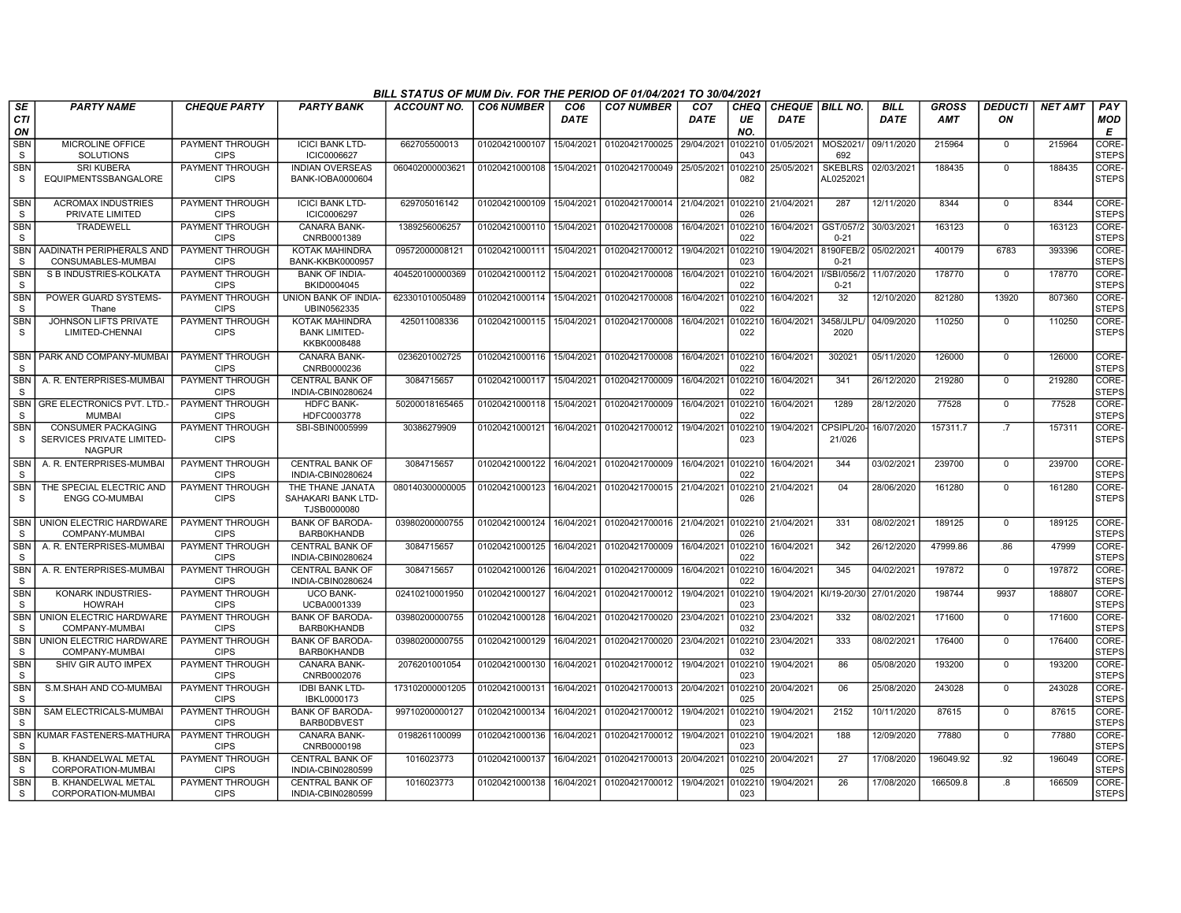# BILL STATUS OF MUM Div. FOR THE PERIOD OF 01/04/2021 TO 30/04/2021

| SECTION | PARTY NAME | CHEQUE PARTY | PARTY BANK | ACCOUNT NO. | CO6 NUMBER | CO6 DATE | CO7 NUMBER | CO7 DATE | CHEQUE NO. | CHEQUE DATE | BILL NO. | BILL DATE | GROSS AMT | DEDUCTION | NET AMT | PAY MODE |
|---|---|---|---|---|---|---|---|---|---|---|---|---|---|---|---|---|
| SBNS | MICROLINE OFFICE SOLUTIONS | PAYMENT THROUGH CIPS | ICICI BANK LTD-ICIC0006627 | 662705500013 | 01020421000107 | 15/04/2021 | 01020421700025 | 29/04/2021 | 0102210043 | 01/05/2021 | MOS2021/692 | 09/11/2020 | 215964 | 0 | 215964 | CORE-STEPS |
| SBNS | SRI KUBERA EQUIPMENTSSBANGALORE | PAYMENT THROUGH CIPS | INDIAN OVERSEAS BANK-IOBA0000604 | 060402000003621 | 01020421000108 | 15/04/2021 | 01020421700049 | 25/05/2021 | 0102210082 | 25/05/2021 | SKEBLRSAL0252021 | 02/03/2021 | 188435 | 0 | 188435 | CORE-STEPS |
| SBNS | ACROMAX INDUSTRIES PRIVATE LIMITED | PAYMENT THROUGH CIPS | ICICI BANK LTD-ICIC0006297 | 629705016142 | 01020421000109 | 15/04/2021 | 01020421700014 | 21/04/2021 | 0102210026 | 21/04/2021 | 287 | 12/11/2020 | 8344 | 0 | 8344 | CORE-STEPS |
| SBNS | TRADEWELL | PAYMENT THROUGH CIPS | CANARA BANK-CNRB0001389 | 1389256006257 | 01020421000110 | 15/04/2021 | 01020421700008 | 16/04/2021 | 0102210022 | 16/04/2021 | GST/057/20-21 | 30/03/2021 | 163123 | 0 | 163123 | CORE-STEPS |
| SBNS | AADINATH PERIPHERALS AND CONSUMABLES-MUMBAI | PAYMENT THROUGH CIPS | KOTAK MAHINDRA BANK-KKBK0000957 | 09572000008121 | 01020421000111 | 15/04/2021 | 01020421700012 | 19/04/2021 | 0102210023 | 19/04/2021 | 8190FEB/20-21 | 05/02/2021 | 400179 | 6783 | 393396 | CORE-STEPS |
| SBNS | S B INDUSTRIES-KOLKATA | PAYMENT THROUGH CIPS | BANK OF INDIA-BKID0004045 | 404520100000369 | 01020421000112 | 15/04/2021 | 01020421700008 | 16/04/2021 | 0102210022 | 16/04/2021 | I/SBI/056/20-21 | 11/07/2020 | 178770 | 0 | 178770 | CORE-STEPS |
| SBNS | POWER GUARD SYSTEMS-Thane | PAYMENT THROUGH CIPS | UNION BANK OF INDIA-UBIN0562335 | 623301010050489 | 01020421000114 | 15/04/2021 | 01020421700008 | 16/04/2021 | 0102210022 | 16/04/2021 | 32 | 12/10/2020 | 821280 | 13920 | 807360 | CORE-STEPS |
| SBNS | JOHNSON LIFTS PRIVATE LIMITED-CHENNAI | PAYMENT THROUGH CIPS | KOTAK MAHINDRA BANK LIMITED-KKBK0008488 | 425011008336 | 01020421000115 | 15/04/2021 | 01020421700008 | 16/04/2021 | 0102210022 | 16/04/2021 | 3458/JLPL/2020 | 04/09/2020 | 110250 | 0 | 110250 | CORE-STEPS |
| SBNS | PARK AND COMPANY-MUMBAI | PAYMENT THROUGH CIPS | CANARA BANK-CNRB0000236 | 0236201002725 | 01020421000116 | 15/04/2021 | 01020421700008 | 16/04/2021 | 0102210022 | 16/04/2021 | 302021 | 05/11/2020 | 126000 | 0 | 126000 | CORE-STEPS |
| SBNS | A. R. ENTERPRISES-MUMBAI | PAYMENT THROUGH CIPS | CENTRAL BANK OF INDIA-CBIN0280624 | 3084715657 | 01020421000117 | 15/04/2021 | 01020421700009 | 16/04/2021 | 0102210022 | 16/04/2021 | 341 | 26/12/2020 | 219280 | 0 | 219280 | CORE-STEPS |
| SBNS | GRE ELECTRONICS PVT. LTD.-MUMBAI | PAYMENT THROUGH CIPS | HDFC BANK-HDFC0003778 | 50200018165465 | 01020421000118 | 15/04/2021 | 01020421700009 | 16/04/2021 | 0102210022 | 16/04/2021 | 1289 | 28/12/2020 | 77528 | 0 | 77528 | CORE-STEPS |
| SBNS | CONSUMER PACKAGING SERVICES PRIVATE LIMITED-NAGPUR | PAYMENT THROUGH CIPS | SBI-SBIN0005999 | 30386279909 | 01020421000121 | 16/04/2021 | 01020421700012 | 19/04/2021 | 0102210023 | 19/04/2021 | CPSIPL/20-21/026 | 16/07/2020 | 157311.7 | .7 | 157311 | CORE-STEPS |
| SBNS | A. R. ENTERPRISES-MUMBAI | PAYMENT THROUGH CIPS | CENTRAL BANK OF INDIA-CBIN0280624 | 3084715657 | 01020421000122 | 16/04/2021 | 01020421700009 | 16/04/2021 | 0102210022 | 16/04/2021 | 344 | 03/02/2021 | 239700 | 0 | 239700 | CORE-STEPS |
| SBNS | THE SPECIAL ELECTRIC AND ENGG CO-MUMBAI | PAYMENT THROUGH CIPS | THE THANE JANATA SAHAKARI BANK LTD-TJSB0000080 | 080140300000005 | 01020421000123 | 16/04/2021 | 01020421700015 | 21/04/2021 | 0102210026 | 21/04/2021 | 04 | 28/06/2020 | 161280 | 0 | 161280 | CORE-STEPS |
| SBNS | UNION ELECTRIC HARDWARE COMPANY-MUMBAI | PAYMENT THROUGH CIPS | BANK OF BARODA-BARB0KHANDB | 03980200000755 | 01020421000124 | 16/04/2021 | 01020421700016 | 21/04/2021 | 0102210026 | 21/04/2021 | 331 | 08/02/2021 | 189125 | 0 | 189125 | CORE-STEPS |
| SBNS | A. R. ENTERPRISES-MUMBAI | PAYMENT THROUGH CIPS | CENTRAL BANK OF INDIA-CBIN0280624 | 3084715657 | 01020421000125 | 16/04/2021 | 01020421700009 | 16/04/2021 | 0102210022 | 16/04/2021 | 342 | 26/12/2020 | 47999.86 | .86 | 47999 | CORE-STEPS |
| SBNS | A. R. ENTERPRISES-MUMBAI | PAYMENT THROUGH CIPS | CENTRAL BANK OF INDIA-CBIN0280624 | 3084715657 | 01020421000126 | 16/04/2021 | 01020421700009 | 16/04/2021 | 0102210022 | 16/04/2021 | 345 | 04/02/2021 | 197872 | 0 | 197872 | CORE-STEPS |
| SBNS | KONARK INDUSTRIES-HOWRAH | PAYMENT THROUGH CIPS | UCO BANK-UCBA0001339 | 02410210001950 | 01020421000127 | 16/04/2021 | 01020421700012 | 19/04/2021 | 0102210023 | 19/04/2021 | KI/19-20/30 | 27/01/2020 | 198744 | 9937 | 188807 | CORE-STEPS |
| SBNS | UNION ELECTRIC HARDWARE COMPANY-MUMBAI | PAYMENT THROUGH CIPS | BANK OF BARODA-BARB0KHANDB | 03980200000755 | 01020421000128 | 16/04/2021 | 01020421700020 | 23/04/2021 | 0102210032 | 23/04/2021 | 332 | 08/02/2021 | 171600 | 0 | 171600 | CORE-STEPS |
| SBNS | UNION ELECTRIC HARDWARE COMPANY-MUMBAI | PAYMENT THROUGH CIPS | BANK OF BARODA-BARB0KHANDB | 03980200000755 | 01020421000129 | 16/04/2021 | 01020421700020 | 23/04/2021 | 0102210032 | 23/04/2021 | 333 | 08/02/2021 | 176400 | 0 | 176400 | CORE-STEPS |
| SBNS | SHIV GIR AUTO IMPEX | PAYMENT THROUGH CIPS | CANARA BANK-CNRB0002076 | 2076201001054 | 01020421000130 | 16/04/2021 | 01020421700012 | 19/04/2021 | 0102210023 | 19/04/2021 | 86 | 05/08/2020 | 193200 | 0 | 193200 | CORE-STEPS |
| SBNS | S.M.SHAH AND CO-MUMBAI | PAYMENT THROUGH CIPS | IDBI BANK LTD-IBKL0000173 | 173102000001205 | 01020421000131 | 16/04/2021 | 01020421700013 | 20/04/2021 | 0102210025 | 20/04/2021 | 06 | 25/08/2020 | 243028 | 0 | 243028 | CORE-STEPS |
| SBNS | SAM ELECTRICALS-MUMBAI | PAYMENT THROUGH CIPS | BANK OF BARODA-BARB0DBVEST | 99710200000127 | 01020421000134 | 16/04/2021 | 01020421700012 | 19/04/2021 | 0102210023 | 19/04/2021 | 2152 | 10/11/2020 | 87615 | 0 | 87615 | CORE-STEPS |
| SBNS | KUMAR FASTENERS-MATHURA | PAYMENT THROUGH CIPS | CANARA BANK-CNRB0000198 | 0198261100099 | 01020421000136 | 16/04/2021 | 01020421700012 | 19/04/2021 | 0102210023 | 19/04/2021 | 188 | 12/09/2020 | 77880 | 0 | 77880 | CORE-STEPS |
| SBNS | B. KHANDELWAL METAL CORPORATION-MUMBAI | PAYMENT THROUGH CIPS | CENTRAL BANK OF INDIA-CBIN0280599 | 1016023773 | 01020421000137 | 16/04/2021 | 01020421700013 | 20/04/2021 | 0102210025 | 20/04/2021 | 27 | 17/08/2020 | 196049.92 | .92 | 196049 | CORE-STEPS |
| SBNS | B. KHANDELWAL METAL CORPORATION-MUMBAI | PAYMENT THROUGH CIPS | CENTRAL BANK OF INDIA-CBIN0280599 | 1016023773 | 01020421000138 | 16/04/2021 | 01020421700012 | 19/04/2021 | 0102210023 | 19/04/2021 | 26 | 17/08/2020 | 166509.8 | .8 | 166509 | CORE-STEPS |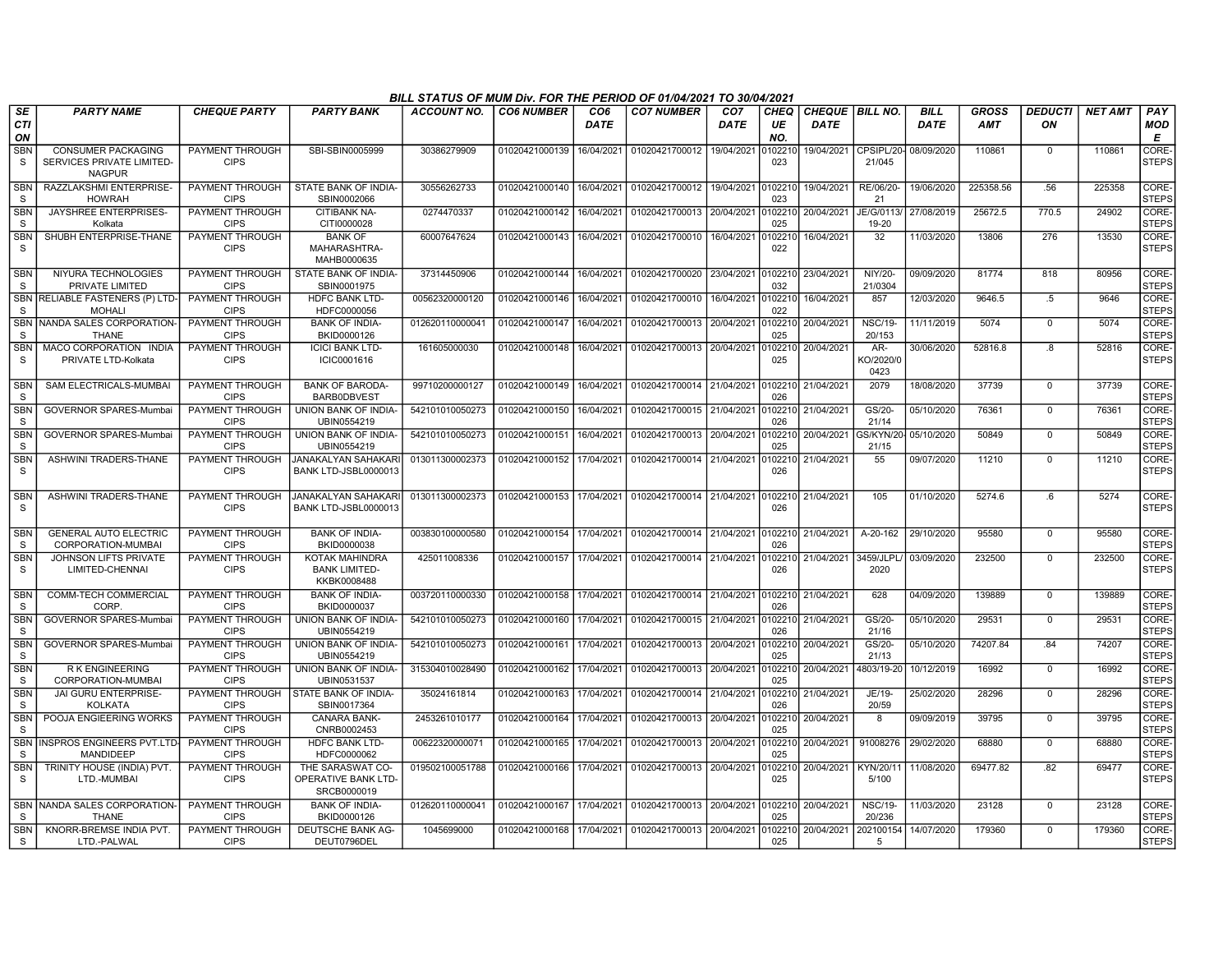BILL STATUS OF MUM Div. FOR THE PERIOD OF 01/04/2021 TO 30/04/2021

| SECTION | PARTY NAME | CHEQUE PARTY | PARTY BANK | ACCOUNT NO. | CO6 NUMBER | CO6 DATE | CO7 NUMBER | CO7 DATE | CHEQUE NO. | CHEQUE DATE | BILL NO. | BILL DATE | GROSS AMT | DEDUCTION | NET AMT | PAY MODE |
|---|---|---|---|---|---|---|---|---|---|---|---|---|---|---|---|---|
| SBNS | CONSUMER PACKAGING SERVICES PRIVATE LIMITED-NAGPUR | PAYMENT THROUGH CIPS | SBI-SBIN0005999 | 30386279909 | 01020421000139 | 16/04/2021 | 01020421700012 | 19/04/2021 | 0102210023 | 19/04/2021 | CPSIPL/20-21/045 | 08/09/2020 | 110861 | 0 | 110861 | CORE-STEPS |
| SBNS | RAZZLAKSHMI ENTERPRISE-HOWRAH | PAYMENT THROUGH CIPS | STATE BANK OF INDIA-SBIN0002066 | 30556262733 | 01020421000140 | 16/04/2021 | 01020421700012 | 19/04/2021 | 0102210023 | 19/04/2021 | RE/06/20-21 | 19/06/2020 | 225358.56 | .56 | 225358 | CORE-STEPS |
| SBNS | JAYSHREE ENTERPRISES-Kolkata | PAYMENT THROUGH CIPS | CITIBANK NA-CITI0000028 | 0274470337 | 01020421000142 | 16/04/2021 | 01020421700013 | 20/04/2021 | 0102210025 | 20/04/2021 | JE/G/0113/19-20 | 27/08/2019 | 25672.5 | 770.5 | 24902 | CORE-STEPS |
| SBNS | SHUBH ENTERPRISE-THANE | PAYMENT THROUGH CIPS | BANK OF MAHARASHTRA-MAHB0000635 | 60007647624 | 01020421000143 | 16/04/2021 | 01020421700010 | 16/04/2021 | 0102210022 | 16/04/2021 | 32 | 11/03/2020 | 13806 | 276 | 13530 | CORE-STEPS |
| SBNS | NIYURA TECHNOLOGIES PRIVATE LIMITED | PAYMENT THROUGH CIPS | STATE BANK OF INDIA-SBIN0001975 | 37314450906 | 01020421000144 | 16/04/2021 | 01020421700020 | 23/04/2021 | 0102210032 | 23/04/2021 | NIY/20-21/0304 | 09/09/2020 | 81774 | 818 | 80956 | CORE-STEPS |
| SBNS | RELIABLE FASTENERS (P) LTD-MOHALI | PAYMENT THROUGH CIPS | HDFC BANK LTD-HDFC0000056 | 00563220000120 | 01020421000146 | 16/04/2021 | 01020421700010 | 16/04/2021 | 0102210022 | 16/04/2021 | 857 | 12/03/2020 | 9646.5 | .5 | 9646 | CORE-STEPS |
| SBNS | NANDA SALES CORPORATION-THANE | PAYMENT THROUGH CIPS | BANK OF INDIA-BKID0000126 | 012620110000041 | 01020421000147 | 16/04/2021 | 01020421700013 | 20/04/2021 | 0102210025 | 20/04/2021 | NSC/19-20/153 | 11/11/2019 | 5074 | 0 | 5074 | CORE-STEPS |
| SBNS | MACO CORPORATION INDIA PRIVATE LTD-Kolkata | PAYMENT THROUGH CIPS | ICICI BANK LTD-ICIC0001616 | 161605000030 | 01020421000148 | 16/04/2021 | 01020421700013 | 20/04/2021 | 0102210025 | 20/04/2021 | AR-KO/2020/00423 | 30/06/2020 | 52816.8 | .8 | 52816 | CORE-STEPS |
| SBNS | SAM ELECTRICALS-MUMBAI | PAYMENT THROUGH CIPS | BANK OF BARODA-BARB0DBVEST | 99710200000127 | 01020421000149 | 16/04/2021 | 01020421700014 | 21/04/2021 | 0102210026 | 21/04/2021 | 2079 | 18/08/2020 | 37739 | 0 | 37739 | CORE-STEPS |
| SBNS | GOVERNOR SPARES-Mumbai | PAYMENT THROUGH CIPS | UNION BANK OF INDIA-UBIN0554219 | 542101010050273 | 01020421000150 | 16/04/2021 | 01020421700015 | 21/04/2021 | 0102210026 | 21/04/2021 | GS/20-21/14 | 05/10/2020 | 76361 | 0 | 76361 | CORE-STEPS |
| SBNS | GOVERNOR SPARES-Mumbai | PAYMENT THROUGH CIPS | UNION BANK OF INDIA-UBIN0554219 | 542101010050273 | 01020421000151 | 16/04/2021 | 01020421700013 | 20/04/2021 | 0102210025 | 20/04/2021 | GS/KYN/20-21/15 | 05/10/2020 | 50849 | 0 | 50849 | CORE-STEPS |
| SBNS | ASHWINI TRADERS-THANE | PAYMENT THROUGH CIPS | JANAKALYAN SAHAKARI BANK LTD-JSBL0000013 | 013011300002373 | 01020421000152 | 17/04/2021 | 01020421700014 | 21/04/2021 | 0102210026 | 21/04/2021 | 55 | 09/07/2020 | 11210 | 0 | 11210 | CORE-STEPS |
| SBNS | ASHWINI TRADERS-THANE | PAYMENT THROUGH CIPS | JANAKALYAN SAHAKARI BANK LTD-JSBL0000013 | 013011300002373 | 01020421000153 | 17/04/2021 | 01020421700014 | 21/04/2021 | 0102210026 | 21/04/2021 | 105 | 01/10/2020 | 5274.6 | .6 | 5274 | CORE-STEPS |
| SBNS | GENERAL AUTO ELECTRIC CORPORATION-MUMBAI | PAYMENT THROUGH CIPS | BANK OF INDIA-BKID0000038 | 003830100000580 | 01020421000154 | 17/04/2021 | 01020421700014 | 21/04/2021 | 0102210026 | 21/04/2021 | A-20-162 | 29/10/2020 | 95580 | 0 | 95580 | CORE-STEPS |
| SBNS | JOHNSON LIFTS PRIVATE LIMITED-CHENNAI | PAYMENT THROUGH CIPS | KOTAK MAHINDRA BANK LIMITED-KKBK0008488 | 425011008336 | 01020421000157 | 17/04/2021 | 01020421700014 | 21/04/2021 | 0102210026 | 21/04/2021 | 3459/JLPL/2020 | 03/09/2020 | 232500 | 0 | 232500 | CORE-STEPS |
| SBNS | COMM-TECH COMMERCIAL CORP. | PAYMENT THROUGH CIPS | BANK OF INDIA-BKID0000037 | 003720110000330 | 01020421000158 | 17/04/2021 | 01020421700014 | 21/04/2021 | 0102210026 | 21/04/2021 | 628 | 04/09/2020 | 139889 | 0 | 139889 | CORE-STEPS |
| SBNS | GOVERNOR SPARES-Mumbai | PAYMENT THROUGH CIPS | UNION BANK OF INDIA-UBIN0554219 | 542101010050273 | 01020421000160 | 17/04/2021 | 01020421700015 | 21/04/2021 | 0102210026 | 21/04/2021 | GS/20-21/16 | 05/10/2020 | 29531 | 0 | 29531 | CORE-STEPS |
| SBNS | GOVERNOR SPARES-Mumbai | PAYMENT THROUGH CIPS | UNION BANK OF INDIA-UBIN0554219 | 542101010050273 | 01020421000161 | 17/04/2021 | 01020421700013 | 20/04/2021 | 0102210025 | 20/04/2021 | GS/20-21/13 | 05/10/2020 | 74207.84 | .84 | 74207 | CORE-STEPS |
| SBNS | R K ENGINEERING CORPORATION-MUMBAI | PAYMENT THROUGH CIPS | UNION BANK OF INDIA-UBIN0531537 | 315304010028490 | 01020421000162 | 17/04/2021 | 01020421700013 | 20/04/2021 | 0102210025 | 20/04/2021 | 4803/19-20 | 10/12/2019 | 16992 | 0 | 16992 | CORE-STEPS |
| SBNS | JAI GURU ENTERPRISE-KOLKATA | PAYMENT THROUGH CIPS | STATE BANK OF INDIA-SBIN0017364 | 35024161814 | 01020421000163 | 17/04/2021 | 01020421700014 | 21/04/2021 | 0102210026 | 21/04/2021 | JE/19-20/59 | 25/02/2020 | 28296 | 0 | 28296 | CORE-STEPS |
| SBNS | POOJA ENGIEERING WORKS | PAYMENT THROUGH CIPS | CANARA BANK-CNRB0002453 | 2453261010177 | 01020421000164 | 17/04/2021 | 01020421700013 | 20/04/2021 | 0102210025 | 20/04/2021 | 8 | 09/09/2019 | 39795 | 0 | 39795 | CORE-STEPS |
| SBNS | INSPROS ENGINEERS PVT.LTD-MANDIDEEP | PAYMENT THROUGH CIPS | HDFC BANK LTD-HDFC0000062 | 00622320000071 | 01020421000165 | 17/04/2021 | 01020421700013 | 20/04/2021 | 0102210025 | 20/04/2021 | 91008276 | 29/02/2020 | 68880 | 0 | 68880 | CORE-STEPS |
| SBNS | TRINITY HOUSE (INDIA) PVT. LTD.-MUMBAI | PAYMENT THROUGH CIPS | THE SARASWAT CO-OPERATIVE BANK LTD-SRCB0000019 | 019502100051788 | 01020421000166 | 17/04/2021 | 01020421700013 | 20/04/2021 | 0102210025 | 20/04/2021 | KYN/20/115/100 | 11/08/2020 | 69477.82 | .82 | 69477 | CORE-STEPS |
| SBNS | NANDA SALES CORPORATION-THANE | PAYMENT THROUGH CIPS | BANK OF INDIA-BKID0000126 | 012620110000041 | 01020421000167 | 17/04/2021 | 01020421700013 | 20/04/2021 | 0102210025 | 20/04/2021 | NSC/19-20/236 | 11/03/2020 | 23128 | 0 | 23128 | CORE-STEPS |
| SBNS | KNORR-BREMSE INDIA PVT. LTD.-PALWAL | PAYMENT THROUGH CIPS | DEUTSCHE BANK AG-DEUT0796DEL | 1045699000 | 01020421000168 | 17/04/2021 | 01020421700013 | 20/04/2021 | 0102210025 | 20/04/2021 | 2021001545 | 14/07/2020 | 179360 | 0 | 179360 | CORE-STEPS |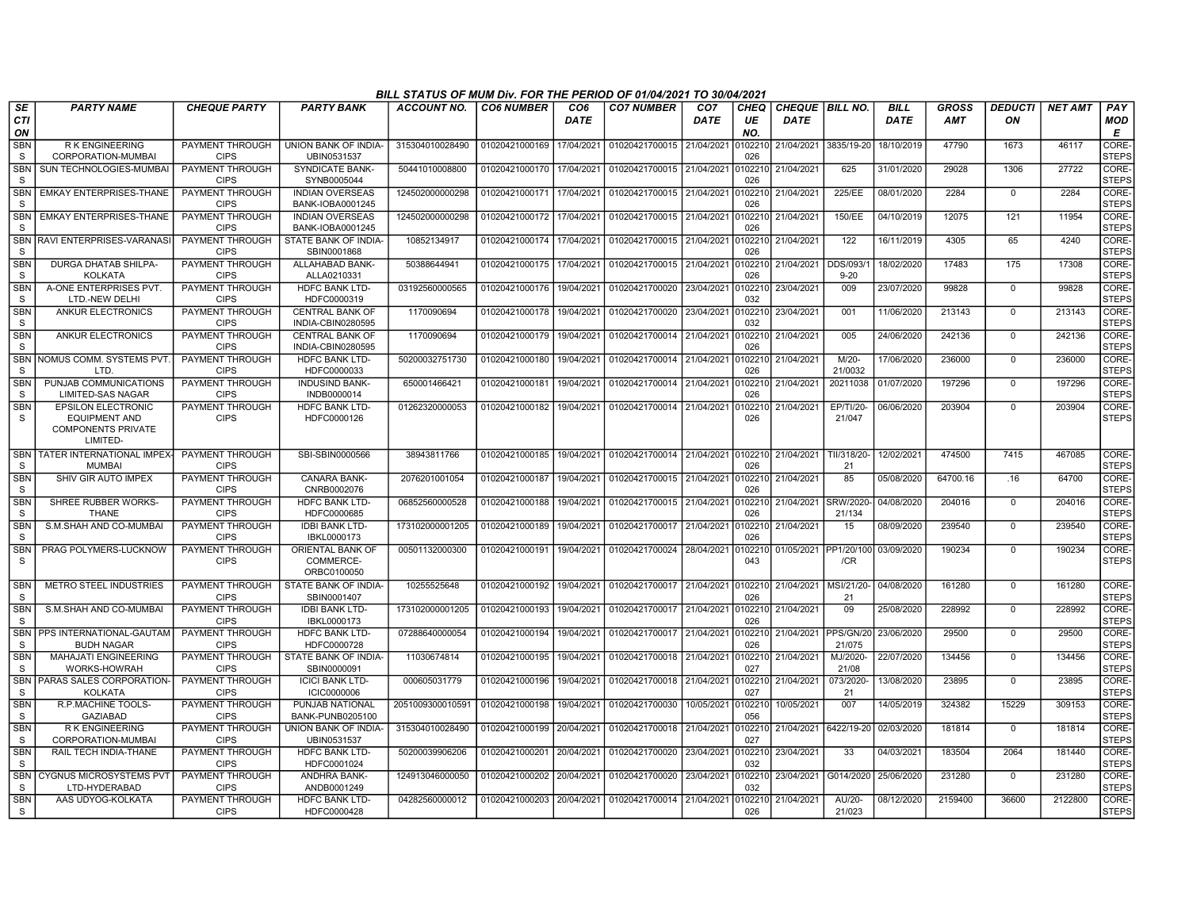BILL STATUS OF MUM Div. FOR THE PERIOD OF 01/04/2021 TO 30/04/2021

| SECTION | PARTY NAME | CHEQUE PARTY | PARTY BANK | ACCOUNT NO. | CO6 NUMBER | CO6 DATE | CO7 NUMBER | CO7 DATE | CHEQUE NO. | CHEQUE DATE | BILL NO. | BILL DATE | GROSS AMT | DEDUCTION | NET AMT | PAY MODE |
|---|---|---|---|---|---|---|---|---|---|---|---|---|---|---|---|---|
| SBNS | R K ENGINEERING CORPORATION-MUMBAI | PAYMENT THROUGH CIPS | UNION BANK OF INDIA-UBIN0531537 | 315304010028490 | 01020421000169 | 17/04/2021 | 01020421700015 | 21/04/2021 | 0102210026 | 21/04/2021 | 3835/19-20 | 18/10/2019 | 47790 | 1673 | 46117 | CORE-STEPS |
| SBNS | SUN TECHNOLOGIES-MUMBAI | PAYMENT THROUGH CIPS | SYNDICATE BANK-SYNB0005044 | 50441010008800 | 01020421000170 | 17/04/2021 | 01020421700015 | 21/04/2021 | 0102210026 | 21/04/2021 | 625 | 31/01/2020 | 29028 | 1306 | 27722 | CORE-STEPS |
| SBNS | EMKAY ENTERPRISES-THANE | PAYMENT THROUGH CIPS | INDIAN OVERSEAS BANK-IOBA0001245 | 124502000000298 | 01020421000171 | 17/04/2021 | 01020421700015 | 21/04/2021 | 0102210026 | 21/04/2021 | 225/EE | 08/01/2020 | 2284 | 0 | 2284 | CORE-STEPS |
| SBNS | EMKAY ENTERPRISES-THANE | PAYMENT THROUGH CIPS | INDIAN OVERSEAS BANK-IOBA0001245 | 124502000000298 | 01020421000172 | 17/04/2021 | 01020421700015 | 21/04/2021 | 0102210026 | 21/04/2021 | 150/EE | 04/10/2019 | 12075 | 121 | 11954 | CORE-STEPS |
| SBNS | RAVI ENTERPRISES-VARANASI | PAYMENT THROUGH CIPS | STATE BANK OF INDIA-SBIN0001868 | 10852134917 | 01020421000174 | 17/04/2021 | 01020421700015 | 21/04/2021 | 0102210026 | 21/04/2021 | 122 | 16/11/2019 | 4305 | 65 | 4240 | CORE-STEPS |
| SBNS | DURGA DHATAB SHILPA-KOLKATA | PAYMENT THROUGH CIPS | ALLAHABAD BANK-ALLA0210331 | 50388644941 | 01020421000175 | 17/04/2021 | 01020421700015 | 21/04/2021 | 0102210026 | 21/04/2021 | DDS/093/19-20 | 18/02/2020 | 17483 | 175 | 17308 | CORE-STEPS |
| SBNS | A-ONE ENTERPRISES PVT. LTD.-NEW DELHI | PAYMENT THROUGH CIPS | HDFC BANK LTD-HDFC0000319 | 03192560000565 | 01020421000176 | 19/04/2021 | 01020421700020 | 23/04/2021 | 0102210032 | 23/04/2021 | 009 | 23/07/2020 | 99828 | 0 | 99828 | CORE-STEPS |
| SBNS | ANKUR ELECTRONICS | PAYMENT THROUGH CIPS | CENTRAL BANK OF INDIA-CBIN0280595 | 1170090694 | 01020421000178 | 19/04/2021 | 01020421700020 | 23/04/2021 | 0102210032 | 23/04/2021 | 001 | 11/06/2020 | 213143 | 0 | 213143 | CORE-STEPS |
| SBNS | ANKUR ELECTRONICS | PAYMENT THROUGH CIPS | CENTRAL BANK OF INDIA-CBIN0280595 | 1170090694 | 01020421000179 | 19/04/2021 | 01020421700014 | 21/04/2021 | 0102210026 | 21/04/2021 | 005 | 24/06/2020 | 242136 | 0 | 242136 | CORE-STEPS |
| SBNS | NOMUS COMM. SYSTEMS PVT. LTD. | PAYMENT THROUGH CIPS | HDFC BANK LTD-HDFC0000033 | 50200032751730 | 01020421000180 | 19/04/2021 | 01020421700014 | 21/04/2021 | 0102210026 | 21/04/2021 | M/20-21/0032 | 17/06/2020 | 236000 | 0 | 236000 | CORE-STEPS |
| SBNS | PUNJAB COMMUNICATIONS LIMITED-SAS NAGAR | PAYMENT THROUGH CIPS | INDUSIND BANK-INDB0000014 | 650001466421 | 01020421000181 | 19/04/2021 | 01020421700014 | 21/04/2021 | 0102210026 | 21/04/2021 | 20211038 | 01/07/2020 | 197296 | 0 | 197296 | CORE-STEPS |
| SBNS | EPSILON ELECTRONIC EQUIPMENT AND COMPONENTS PRIVATE LIMITED- | PAYMENT THROUGH CIPS | HDFC BANK LTD-HDFC0000126 | 01262320000053 | 01020421000182 | 19/04/2021 | 01020421700014 | 21/04/2021 | 0102210026 | 21/04/2021 | EP/TI/20-21/047 | 06/06/2020 | 203904 | 0 | 203904 | CORE-STEPS |
| SBNS | TATER INTERNATIONAL IMPEX-MUMBAI | PAYMENT THROUGH CIPS | SBI-SBIN0000566 | 38943811766 | 01020421000185 | 19/04/2021 | 01020421700014 | 21/04/2021 | 0102210026 | 21/04/2021 | TII/318/20-21 | 12/02/2021 | 474500 | 7415 | 467085 | CORE-STEPS |
| SBNS | SHIV GIR AUTO IMPEX | PAYMENT THROUGH CIPS | CANARA BANK-CNRB0002076 | 2076201001054 | 01020421000187 | 19/04/2021 | 01020421700015 | 21/04/2021 | 0102210026 | 21/04/2021 | 85 | 05/08/2020 | 64700.16 | .16 | 64700 | CORE-STEPS |
| SBNS | SHREE RUBBER WORKS-THANE | PAYMENT THROUGH CIPS | HDFC BANK LTD-HDFC0000685 | 06852560000528 | 01020421000188 | 19/04/2021 | 01020421700015 | 21/04/2021 | 0102210026 | 21/04/2021 | SRW/2020-21/134 | 04/08/2020 | 204016 | 0 | 204016 | CORE-STEPS |
| SBNS | S.M.SHAH AND CO-MUMBAI | PAYMENT THROUGH CIPS | IDBI BANK LTD-IBKL0000173 | 173102000001205 | 01020421000189 | 19/04/2021 | 01020421700017 | 21/04/2021 | 0102210026 | 21/04/2021 | 15 | 08/09/2020 | 239540 | 0 | 239540 | CORE-STEPS |
| SBNS | PRAG POLYMERS-LUCKNOW | PAYMENT THROUGH CIPS | ORIENTAL BANK OF COMMERCE-ORBC0100050 | 00501132000300 | 01020421000191 | 19/04/2021 | 01020421700024 | 28/04/2021 | 0102210043 | 01/05/2021 | PP1/20/100/CR | 03/09/2020 | 190234 | 0 | 190234 | CORE-STEPS |
| SBNS | METRO STEEL INDUSTRIES | PAYMENT THROUGH CIPS | STATE BANK OF INDIA-SBIN0001407 | 10255525648 | 01020421000192 | 19/04/2021 | 01020421700017 | 21/04/2021 | 0102210026 | 21/04/2021 | MSI/21/20-21 | 04/08/2020 | 161280 | 0 | 161280 | CORE-STEPS |
| SBNS | S.M.SHAH AND CO-MUMBAI | PAYMENT THROUGH CIPS | IDBI BANK LTD-IBKL0000173 | 173102000001205 | 01020421000193 | 19/04/2021 | 01020421700017 | 21/04/2021 | 0102210026 | 21/04/2021 | 09 | 25/08/2020 | 228992 | 0 | 228992 | CORE-STEPS |
| SBNS | PPS INTERNATIONAL-GAUTAM BUDH NAGAR | PAYMENT THROUGH CIPS | HDFC BANK LTD-HDFC0000728 | 07288640000054 | 01020421000194 | 19/04/2021 | 01020421700017 | 21/04/2021 | 0102210026 | 21/04/2021 | PPS/GN/2021/075 | 23/06/2020 | 29500 | 0 | 29500 | CORE-STEPS |
| SBNS | MAHAJATI ENGINEERING WORKS-HOWRAH | PAYMENT THROUGH CIPS | STATE BANK OF INDIA-SBIN0000091 | 11030674814 | 01020421000195 | 19/04/2021 | 01020421700018 | 21/04/2021 | 0102210027 | 21/04/2021 | MJ/2020-21/08 | 22/07/2020 | 134456 | 0 | 134456 | CORE-STEPS |
| SBNS | PARAS SALES CORPORATION-KOLKATA | PAYMENT THROUGH CIPS | ICICI BANK LTD-ICIC0000006 | 000605031779 | 01020421000196 | 19/04/2021 | 01020421700018 | 21/04/2021 | 0102210027 | 21/04/2021 | 073/2020-21 | 13/08/2020 | 23895 | 0 | 23895 | CORE-STEPS |
| SBNS | R.P.MACHINE TOOLS-GAZIABAD | PAYMENT THROUGH CIPS | PUNJAB NATIONAL BANK-PUNB0205100 | 2051009300010591 | 01020421000198 | 19/04/2021 | 01020421700030 | 10/05/2021 | 0102210056 | 10/05/2021 | 007 | 14/05/2019 | 324382 | 15229 | 309153 | CORE-STEPS |
| SBNS | R K ENGINEERING CORPORATION-MUMBAI | PAYMENT THROUGH CIPS | UNION BANK OF INDIA-UBIN0531537 | 315304010028490 | 01020421000199 | 20/04/2021 | 01020421700018 | 21/04/2021 | 0102210027 | 21/04/2021 | 6422/19-20 | 02/03/2020 | 181814 | 0 | 181814 | CORE-STEPS |
| SBNS | RAIL TECH INDIA-THANE | PAYMENT THROUGH CIPS | HDFC BANK LTD-HDFC0001024 | 50200039906206 | 01020421000201 | 20/04/2021 | 01020421700020 | 23/04/2021 | 0102210032 | 23/04/2021 | 33 | 04/03/2021 | 183504 | 2064 | 181440 | CORE-STEPS |
| SBNS | CYGNUS MICROSYSTEMS PVT LTD-HYDERABAD | PAYMENT THROUGH CIPS | ANDHRA BANK-ANDB0001249 | 124913046000050 | 01020421000202 | 20/04/2021 | 01020421700020 | 23/04/2021 | 0102210032 | 23/04/2021 | G014/2020 | 25/06/2020 | 231280 | 0 | 231280 | CORE-STEPS |
| SBNS | AAS UDYOG-KOLKATA | PAYMENT THROUGH CIPS | HDFC BANK LTD-HDFC0000428 | 04282560000012 | 01020421000203 | 20/04/2021 | 01020421700014 | 21/04/2021 | 0102210026 | 21/04/2021 | AU/20-21/023 | 08/12/2020 | 2159400 | 36600 | 2122800 | CORE-STEPS |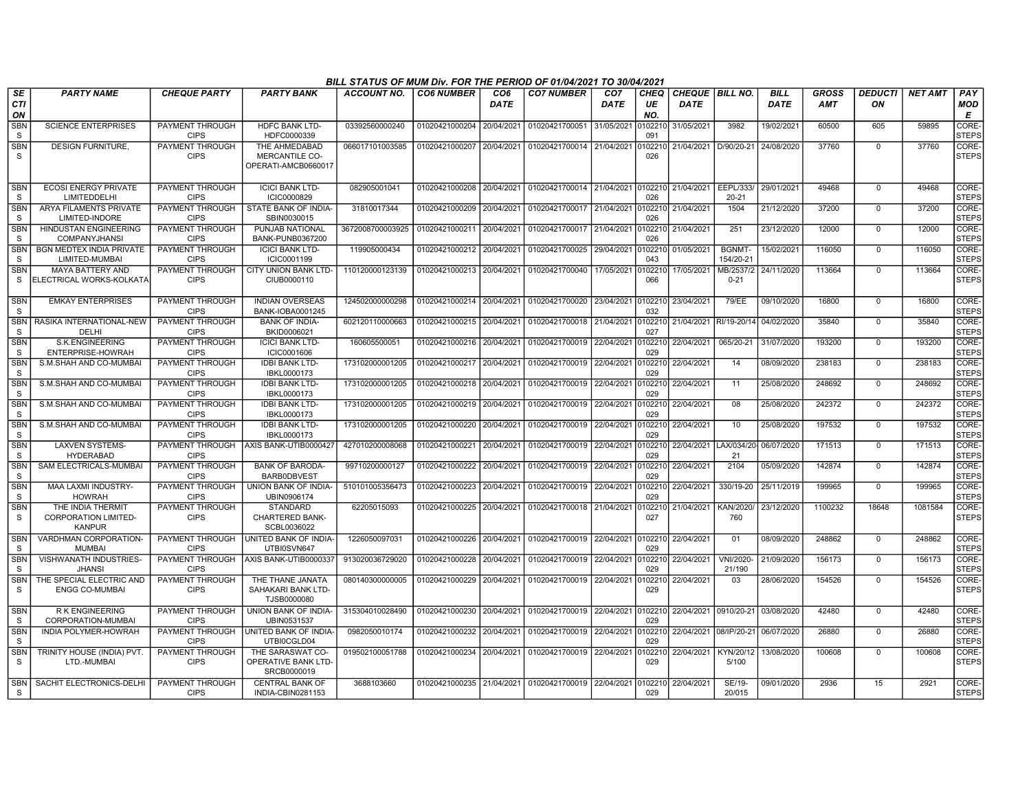## BILL STATUS OF MUM Div. FOR THE PERIOD OF 01/04/2021 TO 30/04/2021

| SECTION | PARTY NAME | CHEQUE PARTY | PARTY BANK | ACCOUNT NO. | CO6 NUMBER | CO6 DATE | CO7 NUMBER | CO7 DATE | CHEQUE NO. | CHEQUE DATE | BILL NO. | BILL DATE | GROSS AMT | DEDUCTION | NET AMT | PAY MODE |
|---|---|---|---|---|---|---|---|---|---|---|---|---|---|---|---|---|
| SBNS | SCIENCE ENTERPRISES | PAYMENT THROUGH CIPS | HDFC BANK LTD-HDFC0000339 | 03392560000240 | 01020421000204 | 20/04/2021 | 01020421700051 | 31/05/2021 | 0102210091 | 31/05/2021 | 3982 | 19/02/2021 | 60500 | 605 | 59895 | CORE-STEPS |
| SBNS | DESIGN FURNITURE, | PAYMENT THROUGH CIPS | THE AHMEDABAD MERCANTILE CO-OPERATI-AMCB0660017 | 066017101003585 | 01020421000207 | 20/04/2021 | 01020421700014 | 21/04/2021 | 0102210026 | 21/04/2021 | D/90/20-21 | 24/08/2020 | 37760 | 0 | 37760 | CORE-STEPS |
| SBNS | ECOSI ENERGY PRIVATE LIMITEDDELHI | PAYMENT THROUGH CIPS | ICICI BANK LTD-ICIC0000829 | 082905001041 | 01020421000208 | 20/04/2021 | 01020421700014 | 21/04/2021 | 0102210026 | 21/04/2021 | EEPL/333/20-21 | 29/01/2021 | 49468 | 0 | 49468 | CORE-STEPS |
| SBNS | ARYA FILAMENTS PRIVATE LIMITED-INDORE | PAYMENT THROUGH CIPS | STATE BANK OF INDIA-SBIN0030015 | 31810017344 | 01020421000209 | 20/04/2021 | 01020421700017 | 21/04/2021 | 0102210026 | 21/04/2021 | 1504 | 21/12/2020 | 37200 | 0 | 37200 | CORE-STEPS |
| SBNS | HINDUSTAN ENGINEERING COMPANYJHANSI | PAYMENT THROUGH CIPS | PUNJAB NATIONAL BANK-PUNB0367200 | 3672008700003925 | 01020421000211 | 20/04/2021 | 01020421700017 | 21/04/2021 | 0102210026 | 21/04/2021 | 251 | 23/12/2020 | 12000 | 0 | 12000 | CORE-STEPS |
| SBNS | BGN MEDTEX INDIA PRIVATE LIMITED-MUMBAI | PAYMENT THROUGH CIPS | ICICI BANK LTD-ICIC0001199 | 119905000434 | 01020421000212 | 20/04/2021 | 01020421700025 | 29/04/2021 | 0102210043 | 01/05/2021 | BGNMT-154/20-21 | 15/02/2021 | 116050 | 0 | 116050 | CORE-STEPS |
| SBNS | MAYA BATTERY AND ELECTRICAL WORKS-KOLKATA | PAYMENT THROUGH CIPS | CITY UNION BANK LTD-CIUB0000110 | 110120000123139 | 01020421000213 | 20/04/2021 | 01020421700040 | 17/05/2021 | 0102210066 | 17/05/2021 | MB/2537/20-21 | 24/11/2020 | 113664 | 0 | 113664 | CORE-STEPS |
| SBNS | EMKAY ENTERPRISES | PAYMENT THROUGH CIPS | INDIAN OVERSEAS BANK-IOBA0001245 | 124502000000298 | 01020421000214 | 20/04/2021 | 01020421700020 | 23/04/2021 | 0102210032 | 23/04/2021 | 79/EE | 09/10/2020 | 16800 | 0 | 16800 | CORE-STEPS |
| SBNS | RASIKA INTERNATIONAL-NEW DELHI | PAYMENT THROUGH CIPS | BANK OF INDIA-BKID0006021 | 602120110000663 | 01020421000215 | 20/04/2021 | 01020421700018 | 21/04/2021 | 0102210027 | 21/04/2021 | RI/19-20/14 | 04/02/2020 | 35840 | 0 | 35840 | CORE-STEPS |
| SBNS | S.K.ENGINEERING ENTERPRISE-HOWRAH | PAYMENT THROUGH CIPS | ICICI BANK LTD-ICIC0001606 | 160605500051 | 01020421000216 | 20/04/2021 | 01020421700019 | 22/04/2021 | 0102210029 | 22/04/2021 | 065/20-21 | 31/07/2020 | 193200 | 0 | 193200 | CORE-STEPS |
| SBNS | S.M.SHAH AND CO-MUMBAI | PAYMENT THROUGH CIPS | IDBI BANK LTD-IBKL0000173 | 173102000001205 | 01020421000217 | 20/04/2021 | 01020421700019 | 22/04/2021 | 0102210029 | 22/04/2021 | 14 | 08/09/2020 | 238183 | 0 | 238183 | CORE-STEPS |
| SBNS | S.M.SHAH AND CO-MUMBAI | PAYMENT THROUGH CIPS | IDBI BANK LTD-IBKL0000173 | 173102000001205 | 01020421000218 | 20/04/2021 | 01020421700019 | 22/04/2021 | 0102210029 | 22/04/2021 | 11 | 25/08/2020 | 248692 | 0 | 248692 | CORE-STEPS |
| SBNS | S.M.SHAH AND CO-MUMBAI | PAYMENT THROUGH CIPS | IDBI BANK LTD-IBKL0000173 | 173102000001205 | 01020421000219 | 20/04/2021 | 01020421700019 | 22/04/2021 | 0102210029 | 22/04/2021 | 08 | 25/08/2020 | 242372 | 0 | 242372 | CORE-STEPS |
| SBNS | S.M.SHAH AND CO-MUMBAI | PAYMENT THROUGH CIPS | IDBI BANK LTD-IBKL0000173 | 173102000001205 | 01020421000220 | 20/04/2021 | 01020421700019 | 22/04/2021 | 0102210029 | 22/04/2021 | 10 | 25/08/2020 | 197532 | 0 | 197532 | CORE-STEPS |
| SBNS | LAXVEN SYSTEMS-HYDERABAD | PAYMENT THROUGH CIPS | AXIS BANK-UTIB0000427 | 427010200008068 | 01020421000221 | 20/04/2021 | 01020421700019 | 22/04/2021 | 0102210029 | 22/04/2021 | LAX/034/20-21 | 06/07/2020 | 171513 | 0 | 171513 | CORE-STEPS |
| SBNS | SAM ELECTRICALS-MUMBAI | PAYMENT THROUGH CIPS | BANK OF BARODA-BARB0DBVEST | 99710200000127 | 01020421000222 | 20/04/2021 | 01020421700019 | 22/04/2021 | 0102210029 | 22/04/2021 | 2104 | 05/09/2020 | 142874 | 0 | 142874 | CORE-STEPS |
| SBNS | MAA LAXMI INDUSTRY-HOWRAH | PAYMENT THROUGH CIPS | UNION BANK OF INDIA-UBIN0906174 | 510101005356473 | 01020421000223 | 20/04/2021 | 01020421700019 | 22/04/2021 | 0102210029 | 22/04/2021 | 330/19-20 | 25/11/2019 | 199965 | 0 | 199965 | CORE-STEPS |
| SBNS | THE INDIA THERMIT CORPORATION LIMITED-KANPUR | PAYMENT THROUGH CIPS | STANDARD CHARTERED BANK-SCBL0036022 | 62205015093 | 01020421000225 | 20/04/2021 | 01020421700018 | 21/04/2021 | 0102210027 | 21/04/2021 | KAN/2020/760 | 23/12/2020 | 1100232 | 18648 | 1081584 | CORE-STEPS |
| SBNS | VARDHMAN CORPORATION-MUMBAI | PAYMENT THROUGH CIPS | UNITED BANK OF INDIA-UTBI0SVN647 | 1226050097031 | 01020421000226 | 20/04/2021 | 01020421700019 | 22/04/2021 | 0102210029 | 22/04/2021 | 01 | 08/09/2020 | 248862 | 0 | 248862 | CORE-STEPS |
| SBNS | VISHWANATH INDUSTRIES-JHANSI | PAYMENT THROUGH CIPS | AXIS BANK-UTIB0000337 | 913020036729020 | 01020421000228 | 20/04/2021 | 01020421700019 | 22/04/2021 | 0102210029 | 22/04/2021 | VNI/2020-21/190 | 21/09/2020 | 156173 | 0 | 156173 | CORE-STEPS |
| SBNS | THE SPECIAL ELECTRIC AND ENGG CO-MUMBAI | PAYMENT THROUGH CIPS | THE THANE JANATA SAHAKARI BANK LTD-TJSB0000080 | 080140300000005 | 01020421000229 | 20/04/2021 | 01020421700019 | 22/04/2021 | 0102210029 | 22/04/2021 | 03 | 28/06/2020 | 154526 | 0 | 154526 | CORE-STEPS |
| SBNS | R K ENGINEERING CORPORATION-MUMBAI | PAYMENT THROUGH CIPS | UNION BANK OF INDIA-UBIN0531537 | 315304010028490 | 01020421000230 | 20/04/2021 | 01020421700019 | 22/04/2021 | 0102210029 | 22/04/2021 | 0910/20-21 | 03/08/2020 | 42480 | 0 | 42480 | CORE-STEPS |
| SBNS | INDIA POLYMER-HOWRAH | PAYMENT THROUGH CIPS | UNITED BANK OF INDIA-UTBI0CGLD04 | 0982050010174 | 01020421000232 | 20/04/2021 | 01020421700019 | 22/04/2021 | 0102210029 | 22/04/2021 | 08/IP/20-21 | 06/07/2020 | 26880 | 0 | 26880 | CORE-STEPS |
| SBNS | TRINITY HOUSE (INDIA) PVT. LTD.-MUMBAI | PAYMENT THROUGH CIPS | THE SARASWAT CO-OPERATIVE BANK LTD-SRCB0000019 | 019502100051788 | 01020421000234 | 20/04/2021 | 01020421700019 | 22/04/2021 | 0102210029 | 22/04/2021 | KYN/20/125/100 | 13/08/2020 | 100608 | 0 | 100608 | CORE-STEPS |
| SBNS | SACHIT ELECTRONICS-DELHI | PAYMENT THROUGH CIPS | CENTRAL BANK OF INDIA-CBIN0281153 | 3688103660 | 01020421000235 | 21/04/2021 | 01020421700019 | 22/04/2021 | 0102210029 | 22/04/2021 | SE/19-20/015 | 09/01/2020 | 2936 | 15 | 2921 | CORE-STEPS |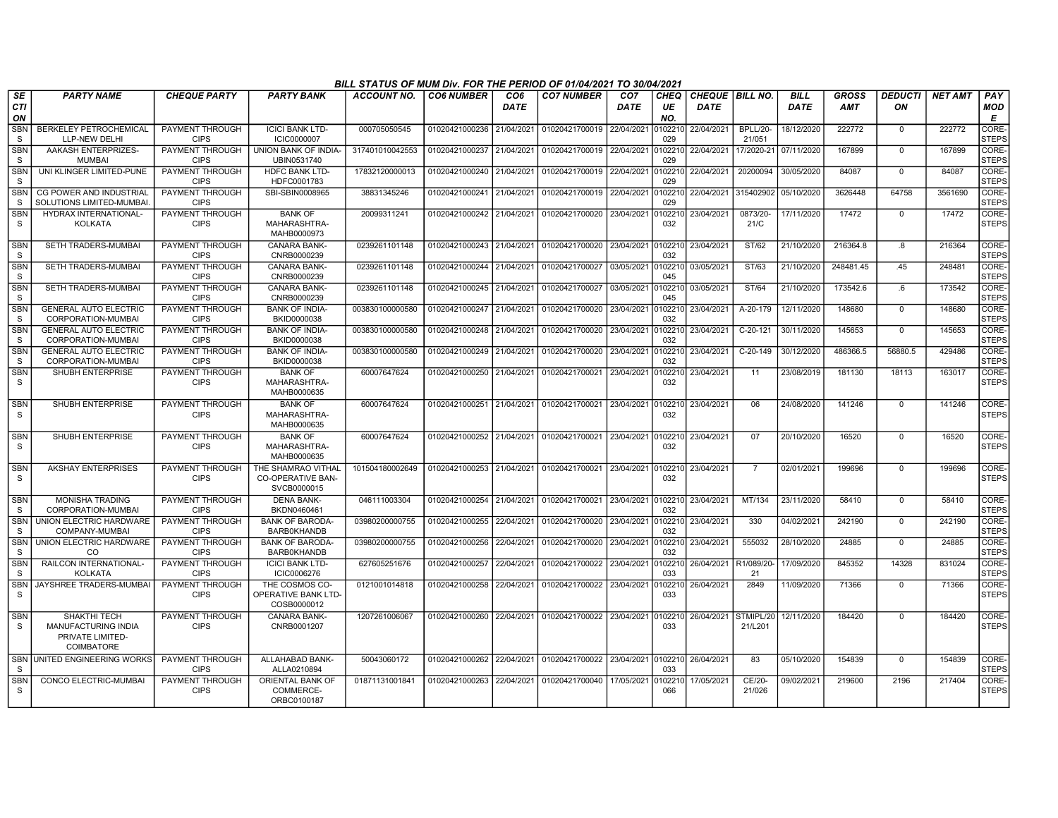## BILL STATUS OF MUM Div. FOR THE PERIOD OF 01/04/2021 TO 30/04/2021

| SECTION | PARTY NAME | CHEQUE PARTY | PARTY BANK | ACCOUNT NO. | CO6 NUMBER | CO6 DATE | CO7 NUMBER | CO7 DATE | CHEQUE NO. | CHEQUE DATE | BILL NO. | BILL DATE | GROSS AMT | DEDUCTION | NET AMT | PAY MODE |
|---|---|---|---|---|---|---|---|---|---|---|---|---|---|---|---|---|
| SBNS | BERKELEY PETROCHEMICAL LLP-NEW DELHI | PAYMENT THROUGH CIPS | ICICI BANK LTD-ICIC0000007 | 000705050545 | 01020421000236 | 21/04/2021 | 01020421700019 | 22/04/2021 | 0102210029 | 22/04/2021 | BPLL/20-21/051 | 18/12/2020 | 222772 | 0 | 222772 | CORE-STEPS |
| SBNS | AAKASH ENTERPRIZES-MUMBAI | PAYMENT THROUGH CIPS | UNION BANK OF INDIA-UBIN0531740 | 317401010042553 | 01020421000237 | 21/04/2021 | 01020421700019 | 22/04/2021 | 0102210029 | 22/04/2021 | 17/2020-21 | 07/11/2020 | 167899 | 0 | 167899 | CORE-STEPS |
| SBNS | UNI KLINGER LIMITED-PUNE | PAYMENT THROUGH CIPS | HDFC BANK LTD-HDFC0001783 | 17832120000013 | 01020421000240 | 21/04/2021 | 01020421700019 | 22/04/2021 | 0102210029 | 22/04/2021 | 20200094 | 30/05/2020 | 84087 | 0 | 84087 | CORE-STEPS |
| SBNS | CG POWER AND INDUSTRIAL SOLUTIONS LIMITED-MUMBAI. | PAYMENT THROUGH CIPS | SBI-SBIN0008965 | 38831345246 | 01020421000241 | 21/04/2021 | 01020421700019 | 22/04/2021 | 0102210029 | 22/04/2021 | 315402902 | 05/10/2020 | 3626448 | 64758 | 3561690 | CORE-STEPS |
| SBNS | HYDRAX INTERNATIONAL-KOLKATA | PAYMENT THROUGH CIPS | BANK OF MAHARASHTRA-MAHB0000973 | 20099311241 | 01020421000242 | 21/04/2021 | 01020421700020 | 23/04/2021 | 0102210032 | 23/04/2021 | 0873/20-21/C | 17/11/2020 | 17472 | 0 | 17472 | CORE-STEPS |
| SBNS | SETH TRADERS-MUMBAI | PAYMENT THROUGH CIPS | CANARA BANK-CNRB0000239 | 0239261101148 | 01020421000243 | 21/04/2021 | 01020421700020 | 23/04/2021 | 0102210032 | 23/04/2021 | ST/62 | 21/10/2020 | 216364.8 | .8 | 216364 | CORE-STEPS |
| SBNS | SETH TRADERS-MUMBAI | PAYMENT THROUGH CIPS | CANARA BANK-CNRB0000239 | 0239261101148 | 01020421000244 | 21/04/2021 | 01020421700027 | 03/05/2021 | 0102210045 | 03/05/2021 | ST/63 | 21/10/2020 | 248481.45 | .45 | 248481 | CORE-STEPS |
| SBNS | SETH TRADERS-MUMBAI | PAYMENT THROUGH CIPS | CANARA BANK-CNRB0000239 | 0239261101148 | 01020421000245 | 21/04/2021 | 01020421700027 | 03/05/2021 | 0102210045 | 03/05/2021 | ST/64 | 21/10/2020 | 173542.6 | .6 | 173542 | CORE-STEPS |
| SBNS | GENERAL AUTO ELECTRIC CORPORATION-MUMBAI | PAYMENT THROUGH CIPS | BANK OF INDIA-BKID0000038 | 003830100000580 | 01020421000247 | 21/04/2021 | 01020421700020 | 23/04/2021 | 0102210032 | 23/04/2021 | A-20-179 | 12/11/2020 | 148680 | 0 | 148680 | CORE-STEPS |
| SBNS | GENERAL AUTO ELECTRIC CORPORATION-MUMBAI | PAYMENT THROUGH CIPS | BANK OF INDIA-BKID0000038 | 003830100000580 | 01020421000248 | 21/04/2021 | 01020421700020 | 23/04/2021 | 0102210032 | 23/04/2021 | C-20-121 | 30/11/2020 | 145653 | 0 | 145653 | CORE-STEPS |
| SBNS | GENERAL AUTO ELECTRIC CORPORATION-MUMBAI | PAYMENT THROUGH CIPS | BANK OF INDIA-BKID0000038 | 003830100000580 | 01020421000249 | 21/04/2021 | 01020421700020 | 23/04/2021 | 0102210032 | 23/04/2021 | C-20-149 | 30/12/2020 | 486366.5 | 56880.5 | 429486 | CORE-STEPS |
| SBNS | SHUBH ENTERPRISE | PAYMENT THROUGH CIPS | BANK OF MAHARASHTRA-MAHB0000635 | 60007647624 | 01020421000250 | 21/04/2021 | 01020421700021 | 23/04/2021 | 0102210032 | 23/04/2021 | 11 | 23/08/2019 | 181130 | 18113 | 163017 | CORE-STEPS |
| SBNS | SHUBH ENTERPRISE | PAYMENT THROUGH CIPS | BANK OF MAHARASHTRA-MAHB0000635 | 60007647624 | 01020421000251 | 21/04/2021 | 01020421700021 | 23/04/2021 | 0102210032 | 23/04/2021 | 06 | 24/08/2020 | 141246 | 0 | 141246 | CORE-STEPS |
| SBNS | SHUBH ENTERPRISE | PAYMENT THROUGH CIPS | BANK OF MAHARASHTRA-MAHB0000635 | 60007647624 | 01020421000252 | 21/04/2021 | 01020421700021 | 23/04/2021 | 0102210032 | 23/04/2021 | 07 | 20/10/2020 | 16520 | 0 | 16520 | CORE-STEPS |
| SBNS | AKSHAY ENTERPRISES | PAYMENT THROUGH CIPS | THE SHAMRAO VITHAL CO-OPERATIVE BAN-SVCB0000015 | 101504180002649 | 01020421000253 | 21/04/2021 | 01020421700021 | 23/04/2021 | 0102210032 | 23/04/2021 | 7 | 02/01/2021 | 199696 | 0 | 199696 | CORE-STEPS |
| SBNS | MONISHA TRADING CORPORATION-MUMBAI | PAYMENT THROUGH CIPS | DENA BANK-BKDN0460461 | 046111003304 | 01020421000254 | 21/04/2021 | 01020421700021 | 23/04/2021 | 0102210032 | 23/04/2021 | MT/134 | 23/11/2020 | 58410 | 0 | 58410 | CORE-STEPS |
| SBNS | UNION ELECTRIC HARDWARE COMPANY-MUMBAI | PAYMENT THROUGH CIPS | BANK OF BARODA-BARB0KHANDB | 03980200000755 | 01020421000255 | 22/04/2021 | 01020421700020 | 23/04/2021 | 0102210032 | 23/04/2021 | 330 | 04/02/2021 | 242190 | 0 | 242190 | CORE-STEPS |
| SBNS | UNION ELECTRIC HARDWARE CO | PAYMENT THROUGH CIPS | BANK OF BARODA-BARB0KHANDB | 03980200000755 | 01020421000256 | 22/04/2021 | 01020421700020 | 23/04/2021 | 0102210032 | 23/04/2021 | 555032 | 28/10/2020 | 24885 | 0 | 24885 | CORE-STEPS |
| SBNS | RAILCON INTERNATIONAL-KOLKATA | PAYMENT THROUGH CIPS | ICICI BANK LTD-ICIC0006276 | 627605251676 | 01020421000257 | 22/04/2021 | 01020421700022 | 23/04/2021 | 0102210033 | 26/04/2021 | R1/089/20-21 | 17/09/2020 | 845352 | 14328 | 831024 | CORE-STEPS |
| SBNS | JAYSHREE TRADERS-MUMBAI | PAYMENT THROUGH CIPS | THE COSMOS CO-OPERATIVE BANK LTD-COSB0000012 | 0121001014818 | 01020421000258 | 22/04/2021 | 01020421700022 | 23/04/2021 | 0102210033 | 26/04/2021 | 2849 | 11/09/2020 | 71366 | 0 | 71366 | CORE-STEPS |
| SBNS | SHAKTHI TECH MANUFACTURING INDIA PRIVATE LIMITED-COIMBATORE | PAYMENT THROUGH CIPS | CANARA BANK-CNRB0001207 | 1207261006067 | 01020421000260 | 22/04/2021 | 01020421700022 | 23/04/2021 | 0102210033 | 26/04/2021 | STMIPL/2021/L201 | 12/11/2020 | 184420 | 0 | 184420 | CORE-STEPS |
| SBNS | UNITED ENGINEERING WORKS | PAYMENT THROUGH CIPS | ALLAHABAD BANK-ALLA0210894 | 50043060172 | 01020421000262 | 22/04/2021 | 01020421700022 | 23/04/2021 | 0102210033 | 26/04/2021 | 83 | 05/10/2020 | 154839 | 0 | 154839 | CORE-STEPS |
| SBNS | CONCO ELECTRIC-MUMBAI | PAYMENT THROUGH CIPS | ORIENTAL BANK OF COMMERCE-ORBC0100187 | 01871131001841 | 01020421000263 | 22/04/2021 | 01020421700040 | 17/05/2021 | 0102210066 | 17/05/2021 | CE/20-21/026 | 09/02/2021 | 219600 | 2196 | 217404 | CORE-STEPS |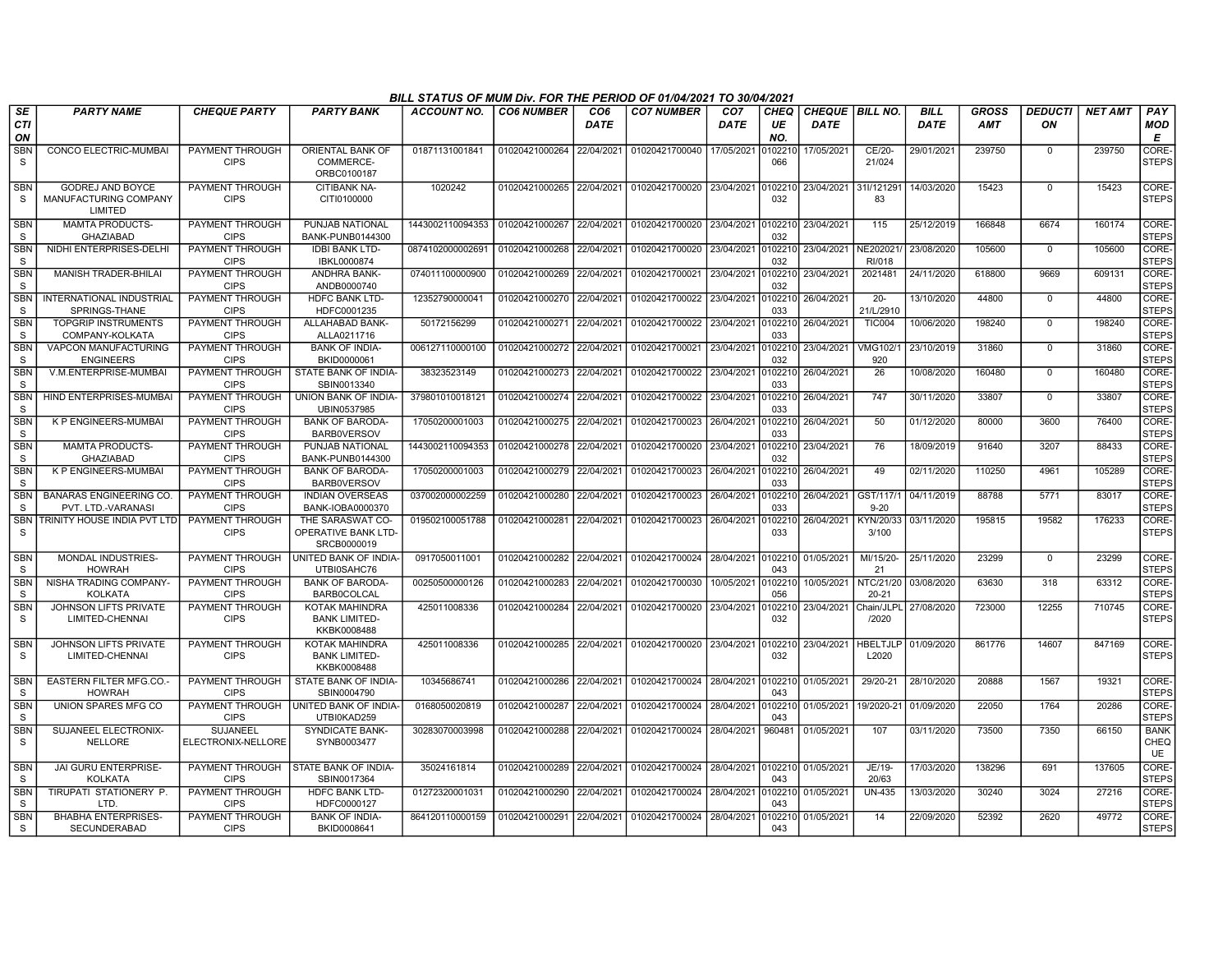# BILL STATUS OF MUM Div. FOR THE PERIOD OF 01/04/2021 TO 30/04/2021

| SECTION | PARTY NAME | CHEQUE PARTY | PARTY BANK | ACCOUNT NO. | CO6 NUMBER | CO6 DATE | CO7 NUMBER | CO7 DATE | CHEQUE NO. | CHEQUE DATE | BILL NO. | BILL DATE | GROSS AMT | DEDUCTION | NET AMT | PAY MODE |
|---|---|---|---|---|---|---|---|---|---|---|---|---|---|---|---|---|
| SBNS | CONCO ELECTRIC-MUMBAI | PAYMENT THROUGH CIPS | ORIENTAL BANK OF COMMERCE-ORBC0100187 | 01871131001841 | 01020421000264 | 22/04/2021 | 01020421700040 | 17/05/2021 | 0102210066 | 17/05/2021 | CE/20-21/024 | 29/01/2021 | 239750 | 0 | 239750 | CORE-STEPS |
| SBNS | GODREJ AND BOYCE MANUFACTURING COMPANY LIMITED | PAYMENT THROUGH CIPS | CITIBANK NA-CITI0100000 | 1020242 | 01020421000265 | 22/04/2021 | 01020421700020 | 23/04/2021 | 0102210032 | 23/04/2021 | 31I/12129183 | 14/03/2020 | 15423 | 0 | 15423 | CORE-STEPS |
| SBNS | MAMTA PRODUCTS-GHAZIABAD | PAYMENT THROUGH CIPS | PUNJAB NATIONAL BANK-PUNB0144300 | 1443002110094353 | 01020421000267 | 22/04/2021 | 01020421700020 | 23/04/2021 | 0102210032 | 23/04/2021 | 115 | 25/12/2019 | 166848 | 6674 | 160174 | CORE-STEPS |
| SBNS | NIDHI ENTERPRISES-DELHI | PAYMENT THROUGH CIPS | IDBI BANK LTD-IBKL0000874 | 0874102000002691 | 01020421000268 | 22/04/2021 | 01020421700020 | 23/04/2021 | 0102210032 | 23/04/2021 | NE202021/RI/018 | 23/08/2020 | 105600 | 0 | 105600 | CORE-STEPS |
| SBNS | MANISH TRADER-BHILAI | PAYMENT THROUGH CIPS | ANDHRA BANK-ANDB0000740 | 074011100000900 | 01020421000269 | 22/04/2021 | 01020421700021 | 23/04/2021 | 0102210032 | 23/04/2021 | 2021481 | 24/11/2020 | 618800 | 9669 | 609131 | CORE-STEPS |
| SBNS | INTERNATIONAL INDUSTRIAL SPRINGS-THANE | PAYMENT THROUGH CIPS | HDFC BANK LTD-HDFC0001235 | 12352790000041 | 01020421000270 | 22/04/2021 | 01020421700022 | 23/04/2021 | 0102210033 | 26/04/2021 | 20-21/L/2910 | 13/10/2020 | 44800 | 0 | 44800 | CORE-STEPS |
| SBNS | TOPGRIP INSTRUMENTS COMPANY-KOLKATA | PAYMENT THROUGH CIPS | ALLAHABAD BANK-ALLA0211716 | 50172156299 | 01020421000271 | 22/04/2021 | 01020421700022 | 23/04/2021 | 0102210033 | 26/04/2021 | TIC004 | 10/06/2020 | 198240 | 0 | 198240 | CORE-STEPS |
| SBNS | VAPCON MANUFACTURING ENGINEERS | PAYMENT THROUGH CIPS | BANK OF INDIA-BKID0000061 | 006127110000100 | 01020421000272 | 22/04/2021 | 01020421700021 | 23/04/2021 | 0102210032 | 23/04/2021 | VMG102/1920 | 23/10/2019 | 31860 | 0 | 31860 | CORE-STEPS |
| SBNS | V.M.ENTERPRISE-MUMBAI | PAYMENT THROUGH CIPS | STATE BANK OF INDIA-SBIN0013340 | 38323523149 | 01020421000273 | 22/04/2021 | 01020421700022 | 23/04/2021 | 0102210033 | 26/04/2021 | 26 | 10/08/2020 | 160480 | 0 | 160480 | CORE-STEPS |
| SBNS | HIND ENTERPRISES-MUMBAI | PAYMENT THROUGH CIPS | UNION BANK OF INDIA-UBIN0537985 | 379801010018121 | 01020421000274 | 22/04/2021 | 01020421700022 | 23/04/2021 | 0102210033 | 26/04/2021 | 747 | 30/11/2020 | 33807 | 0 | 33807 | CORE-STEPS |
| SBNS | K P ENGINEERS-MUMBAI | PAYMENT THROUGH CIPS | BANK OF BARODA-BARB0VERSOV | 17050200001003 | 01020421000275 | 22/04/2021 | 01020421700023 | 26/04/2021 | 0102210033 | 26/04/2021 | 50 | 01/12/2020 | 80000 | 3600 | 76400 | CORE-STEPS |
| SBNS | MAMTA PRODUCTS-GHAZIABAD | PAYMENT THROUGH CIPS | PUNJAB NATIONAL BANK-PUNB0144300 | 1443002110094353 | 01020421000278 | 22/04/2021 | 01020421700020 | 23/04/2021 | 0102210032 | 23/04/2021 | 76 | 18/09/2019 | 91640 | 3207 | 88433 | CORE-STEPS |
| SBNS | K P ENGINEERS-MUMBAI | PAYMENT THROUGH CIPS | BANK OF BARODA-BARB0VERSOV | 17050200001003 | 01020421000279 | 22/04/2021 | 01020421700023 | 26/04/2021 | 0102210033 | 26/04/2021 | 49 | 02/11/2020 | 110250 | 4961 | 105289 | CORE-STEPS |
| SBNS | BANARAS ENGINEERING CO. PVT. LTD.-VARANASI | PAYMENT THROUGH CIPS | INDIAN OVERSEAS BANK-IOBA0000370 | 037002000002259 | 01020421000280 | 22/04/2021 | 01020421700023 | 26/04/2021 | 0102210033 | 26/04/2021 | GST/117/19-20 | 04/11/2019 | 88788 | 5771 | 83017 | CORE-STEPS |
| SBNS | TRINITY HOUSE INDIA PVT LTD | PAYMENT THROUGH CIPS | THE SARASWAT CO-OPERATIVE BANK LTD-SRCB0000019 | 019502100051788 | 01020421000281 | 22/04/2021 | 01020421700023 | 26/04/2021 | 0102210033 | 26/04/2021 | KYN/20/333/100 | 03/11/2020 | 195815 | 19582 | 176233 | CORE-STEPS |
| SBNS | MONDAL INDUSTRIES-HOWRAH | PAYMENT THROUGH CIPS | UNITED BANK OF INDIA-UTBI0SAHC76 | 0917050011001 | 01020421000282 | 22/04/2021 | 01020421700024 | 28/04/2021 | 0102210043 | 01/05/2021 | MI/15/20-21 | 25/11/2020 | 23299 | 0 | 23299 | CORE-STEPS |
| SBNS | NISHA TRADING COMPANY-KOLKATA | PAYMENT THROUGH CIPS | BANK OF BARODA-BARB0COLCAL | 00250500000126 | 01020421000283 | 22/04/2021 | 01020421700030 | 10/05/2021 | 0102210056 | 10/05/2021 | NTC/21/20-21 | 03/08/2020 | 63630 | 318 | 63312 | CORE-STEPS |
| SBNS | JOHNSON LIFTS PRIVATE LIMITED-CHENNAI | PAYMENT THROUGH CIPS | KOTAK MAHINDRA BANK LIMITED-KKBK0008488 | 425011008336 | 01020421000284 | 22/04/2021 | 01020421700020 | 23/04/2021 | 0102210032 | 23/04/2021 | Chain/JLPL/2020 | 27/08/2020 | 723000 | 12255 | 710745 | CORE-STEPS |
| SBNS | JOHNSON LIFTS PRIVATE LIMITED-CHENNAI | PAYMENT THROUGH CIPS | KOTAK MAHINDRA BANK LIMITED-KKBK0008488 | 425011008336 | 01020421000285 | 22/04/2021 | 01020421700020 | 23/04/2021 | 0102210032 | 23/04/2021 | HBELTJLPL2020 | 01/09/2020 | 861776 | 14607 | 847169 | CORE-STEPS |
| SBNS | EASTERN FILTER MFG.CO.-HOWRAH | PAYMENT THROUGH CIPS | STATE BANK OF INDIA-SBIN0004790 | 10345686741 | 01020421000286 | 22/04/2021 | 01020421700024 | 28/04/2021 | 0102210043 | 01/05/2021 | 29/20-21 | 28/10/2020 | 20888 | 1567 | 19321 | CORE-STEPS |
| SBNS | UNION SPARES MFG CO | PAYMENT THROUGH CIPS | UNITED BANK OF INDIA-UTBI0KAD259 | 0168050020819 | 01020421000287 | 22/04/2021 | 01020421700024 | 28/04/2021 | 0102210043 | 01/05/2021 | 19/2020-21 | 01/09/2020 | 22050 | 1764 | 20286 | CORE-STEPS |
| SBNS | SUJANEEL ELECTRONIX-NELLORE | SUJANEEL ELECTRONIX-NELLORE | SYNDICATE BANK-SYNB0003477 | 30283070003998 | 01020421000288 | 22/04/2021 | 01020421700024 | 28/04/2021 | 960481 | 01/05/2021 | 107 | 03/11/2020 | 73500 | 7350 | 66150 | BANK CHEQUE |
| SBNS | JAI GURU ENTERPRISE-KOLKATA | PAYMENT THROUGH CIPS | STATE BANK OF INDIA-SBIN0017364 | 35024161814 | 01020421000289 | 22/04/2021 | 01020421700024 | 28/04/2021 | 0102210043 | 01/05/2021 | JE/19-20/63 | 17/03/2020 | 138296 | 691 | 137605 | CORE-STEPS |
| SBNS | TIRUPATI STATIONERY P. LTD. | PAYMENT THROUGH CIPS | HDFC BANK LTD-HDFC0000127 | 01272320001031 | 01020421000290 | 22/04/2021 | 01020421700024 | 28/04/2021 | 0102210043 | 01/05/2021 | UN-435 | 13/03/2020 | 30240 | 3024 | 27216 | CORE-STEPS |
| SBNS | BHABHA ENTERPRISES-SECUNDERABAD | PAYMENT THROUGH CIPS | BANK OF INDIA-BKID0008641 | 864120110000159 | 01020421000291 | 22/04/2021 | 01020421700024 | 28/04/2021 | 0102210043 | 01/05/2021 | 14 | 22/09/2020 | 52392 | 2620 | 49772 | CORE-STEPS |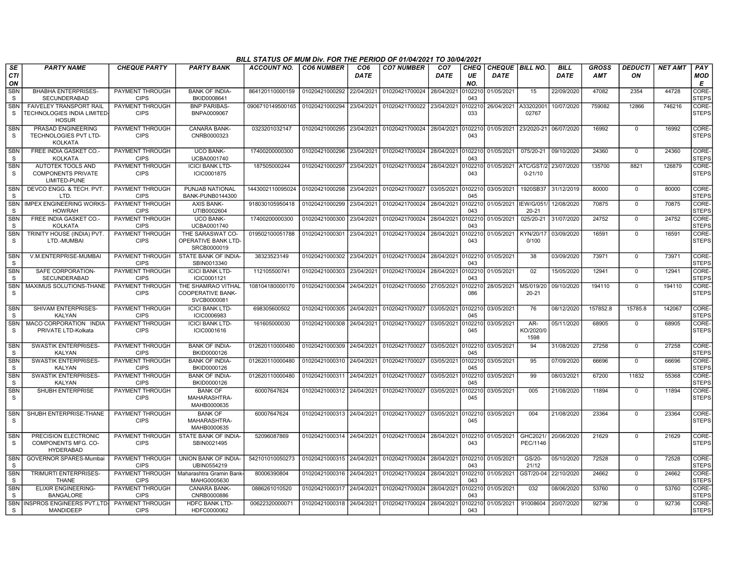## BILL STATUS OF MUM Div. FOR THE PERIOD OF 01/04/2021 TO 30/04/2021

| SECTION | PARTY NAME | CHEQUE PARTY | PARTY BANK | ACCOUNT NO. | CO6 NUMBER | CO6 DATE | CO7 NUMBER | CO7 DATE | CHEQUE NO. | CHEQUE DATE | BILL NO. | BILL DATE | GROSS AMT | DEDUCTION | NET AMT | PAY MODE |
|---|---|---|---|---|---|---|---|---|---|---|---|---|---|---|---|---|
| SBNS | BHABHA ENTERPRISES-SECUNDERABAD | PAYMENT THROUGH CIPS | BANK OF INDIA-BKID0008641 | 864120110000159 | 01020421000292 | 22/04/2021 | 01020421700024 | 28/04/2021 | 0102210043 | 01/05/2021 | 15 | 22/09/2020 | 47082 | 2354 | 44728 | CORE-STEPS |
| SBNS | FAIVELEY TRANSPORT RAIL TECHNOLOGIES INDIA LIMITED-HOSUR | PAYMENT THROUGH CIPS | BNP PARIBAS-BNPA0009067 | 0906710149500165 | 01020421000294 | 23/04/2021 | 01020421700022 | 23/04/2021 | 0102210033 | 26/04/2021 | A3320200102767 | 10/07/2020 | 759082 | 12866 | 746216 | CORE-STEPS |
| SBNS | PRASAD ENGINEERING TECHNOLOGIES PVT LTD-KOLKATA | PAYMENT THROUGH CIPS | CANARA BANK-CNRB0000323 | 0323201032147 | 01020421000295 | 23/04/2021 | 01020421700024 | 28/04/2021 | 0102210043 | 01/05/2021 | 23/2020-21 | 06/07/2020 | 16992 | 0 | 16992 | CORE-STEPS |
| SBNS | FREE INDIA GASKET CO.-KOLKATA | PAYMENT THROUGH CIPS | UCO BANK-UCBA0001740 | 17400200000300 | 01020421000296 | 23/04/2021 | 01020421700024 | 28/04/2021 | 0102210043 | 01/05/2021 | 075/20-21 | 09/10/2020 | 24360 | 0 | 24360 | CORE-STEPS |
| SBNS | AUTOTEK TOOLS AND COMPONENTS PRIVATE LIMITED-PUNE | PAYMENT THROUGH CIPS | ICICI BANK LTD-ICIC0001875 | 187505000244 | 01020421000297 | 23/04/2021 | 01020421700024 | 28/04/2021 | 0102210043 | 01/05/2021 | ATC/GST/20-21/10 | 23/07/2020 | 135700 | 8821 | 126879 | CORE-STEPS |
| SBNS | DEVCO ENGG. & TECH. PVT. LTD. | PAYMENT THROUGH CIPS | PUNJAB NATIONAL BANK-PUNB0144300 | 1443002110095024 | 01020421000298 | 23/04/2021 | 01020421700027 | 03/05/2021 | 0102210045 | 03/05/2021 | 1920SB37 | 31/12/2019 | 80000 | 0 | 80000 | CORE-STEPS |
| SBNS | IMPEX ENGINEERING WORKS-HOWRAH | PAYMENT THROUGH CIPS | AXIS BANK-UTIB0002604 | 918030105950418 | 01020421000299 | 23/04/2021 | 01020421700024 | 28/04/2021 | 0102210043 | 01/05/2021 | IEW/G/051/20-21 | 12/08/2020 | 70875 | 0 | 70875 | CORE-STEPS |
| SBNS | FREE INDIA GASKET CO.-KOLKATA | PAYMENT THROUGH CIPS | UCO BANK-UCBA0001740 | 17400200000300 | 01020421000300 | 23/04/2021 | 01020421700024 | 28/04/2021 | 0102210043 | 01/05/2021 | 025/20-21 | 31/07/2020 | 24752 | 0 | 24752 | CORE-STEPS |
| SBNS | TRINITY HOUSE (INDIA) PVT. LTD.-MUMBAI | PAYMENT THROUGH CIPS | THE SARASWAT CO-OPERATIVE BANK LTD-SRCB0000019 | 019502100051788 | 01020421000301 | 23/04/2021 | 01020421700024 | 28/04/2021 | 0102210043 | 01/05/2021 | KYN/20/170/100 | 03/09/2020 | 16591 | 0 | 16591 | CORE-STEPS |
| SBNS | V.M.ENTERPRISE-MUMBAI | PAYMENT THROUGH CIPS | STATE BANK OF INDIA-SBIN0013340 | 38323523149 | 01020421000302 | 23/04/2021 | 01020421700024 | 28/04/2021 | 0102210043 | 01/05/2021 | 38 | 03/09/2020 | 73971 | 0 | 73971 | CORE-STEPS |
| SBNS | SAFE CORPORATION-SECUNDERABAD | PAYMENT THROUGH CIPS | ICICI BANK LTD-ICIC0001121 | 112105500741 | 01020421000303 | 23/04/2021 | 01020421700024 | 28/04/2021 | 0102210043 | 01/05/2021 | 02 | 15/05/2020 | 12941 | 0 | 12941 | CORE-STEPS |
| SBNS | MAXIMUS SOLUTIONS-THANE | PAYMENT THROUGH CIPS | THE SHAMRAO VITHAL COOPERATIVE BANK-SVCB0000081 | 108104180000170 | 01020421000304 | 24/04/2021 | 01020421700050 | 27/05/2021 | 0102210086 | 28/05/2021 | MS/019/20-20-21 | 09/10/2020 | 194110 | 0 | 194110 | CORE-STEPS |
| SBNS | SHIVAM ENTERPRISES-KALYAN | PAYMENT THROUGH CIPS | ICICI BANK LTD-ICIC0006983 | 698305600502 | 01020421000305 | 24/04/2021 | 01020421700027 | 03/05/2021 | 0102210045 | 03/05/2021 | 76 | 08/12/2020 | 157852.8 | 15785.8 | 142067 | CORE-STEPS |
| SBNS | MACO CORPORATION INDIA PRIVATE LTD-Kolkata | PAYMENT THROUGH CIPS | ICICI BANK LTD-ICIC0001616 | 161605000030 | 01020421000308 | 24/04/2021 | 01020421700027 | 03/05/2021 | 0102210045 | 03/05/2021 | AR-KO/2020/01598 | 05/11/2020 | 68905 | 0 | 68905 | CORE-STEPS |
| SBNS | SWASTIK ENTERPRISES-KALYAN | PAYMENT THROUGH CIPS | BANK OF INDIA-BKID0000126 | 012620110000480 | 01020421000309 | 24/04/2021 | 01020421700027 | 03/05/2021 | 0102210045 | 03/05/2021 | 94 | 31/08/2020 | 27258 | 0 | 27258 | CORE-STEPS |
| SBNS | SWASTIK ENTERPRISES-KALYAN | PAYMENT THROUGH CIPS | BANK OF INDIA-BKID0000126 | 012620110000480 | 01020421000310 | 24/04/2021 | 01020421700027 | 03/05/2021 | 0102210045 | 03/05/2021 | 95 | 07/09/2020 | 66696 | 0 | 66696 | CORE-STEPS |
| SBNS | SWASTIK ENTERPRISES-KALYAN | PAYMENT THROUGH CIPS | BANK OF INDIA-BKID0000126 | 012620110000480 | 01020421000311 | 24/04/2021 | 01020421700027 | 03/05/2021 | 0102210045 | 03/05/2021 | 99 | 08/03/2021 | 67200 | 11832 | 55368 | CORE-STEPS |
| SBNS | SHUBH ENTERPRISE | PAYMENT THROUGH CIPS | BANK OF MAHARASHTRA-MAHB0000635 | 60007647624 | 01020421000312 | 24/04/2021 | 01020421700027 | 03/05/2021 | 0102210045 | 03/05/2021 | 005 | 21/08/2020 | 11894 | 0 | 11894 | CORE-STEPS |
| SBNS | SHUBH ENTERPRISE-THANE | PAYMENT THROUGH CIPS | BANK OF MAHARASHTRA-MAHB0000635 | 60007647624 | 01020421000313 | 24/04/2021 | 01020421700027 | 03/05/2021 | 0102210045 | 03/05/2021 | 004 | 21/08/2020 | 23364 | 0 | 23364 | CORE-STEPS |
| SBNS | PRECISION ELECTRONIC COMPONENTS MFG. CO-HYDERABAD | PAYMENT THROUGH CIPS | STATE BANK OF INDIA-SBIN0021495 | 52096087869 | 01020421000314 | 24/04/2021 | 01020421700024 | 28/04/2021 | 0102210043 | 01/05/2021 | GHC2021/PEC/1146 | 20/06/2020 | 21629 | 0 | 21629 | CORE-STEPS |
| SBNS | GOVERNOR SPARES-Mumbai | PAYMENT THROUGH CIPS | UNION BANK OF INDIA-UBIN0554219 | 542101010050273 | 01020421000315 | 24/04/2021 | 01020421700024 | 28/04/2021 | 0102210043 | 01/05/2021 | GS/20-21/12 | 05/10/2020 | 72528 | 0 | 72528 | CORE-STEPS |
| SBNS | TRIMURTI ENTERPRISES-THANE | PAYMENT THROUGH CIPS | Maharashtra Gramin Bank-MAHG0005630 | 80006390804 | 01020421000316 | 24/04/2021 | 01020421700024 | 28/04/2021 | 0102210043 | 01/05/2021 | GST/20-04 | 22/10/2020 | 24662 | 0 | 24662 | CORE-STEPS |
| SBNS | ELIXIR ENGINEERING-BANGALORE | PAYMENT THROUGH CIPS | CANARA BANK-CNRB0000886 | 0886261010520 | 01020421000317 | 24/04/2021 | 01020421700024 | 28/04/2021 | 0102210043 | 01/05/2021 | 032 | 08/06/2020 | 53760 | 0 | 53760 | CORE-STEPS |
| SBNS | INSPROS ENGINEERS PVT.LTD-MANDIDEEP | PAYMENT THROUGH CIPS | HDFC BANK LTD-HDFC0000062 | 00622320000071 | 01020421000318 | 24/04/2021 | 01020421700024 | 28/04/2021 | 0102210043 | 01/05/2021 | 91008604 | 20/07/2020 | 92736 | 0 | 92736 | CORE-STEPS |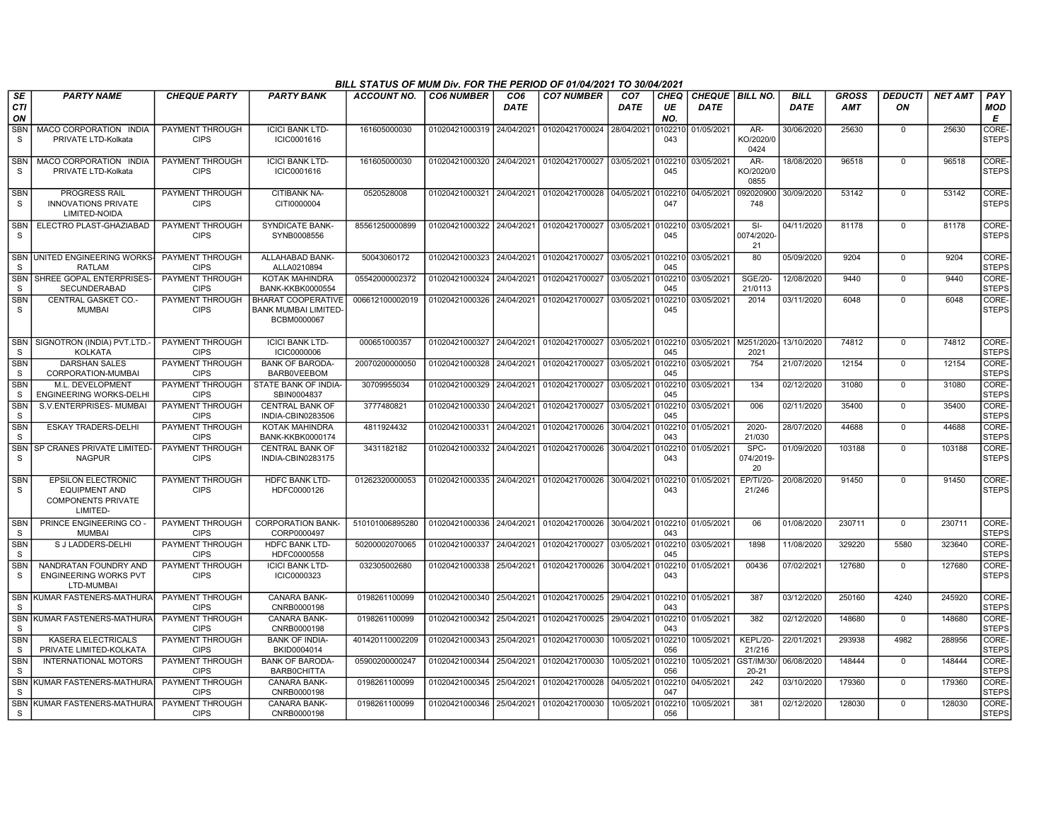BILL STATUS OF MUM Div. FOR THE PERIOD OF 01/04/2021 TO 30/04/2021

| SECTION | PARTY NAME | CHEQUE PARTY | PARTY BANK | ACCOUNT NO. | CO6 NUMBER | CO6 DATE | CO7 NUMBER | CO7 DATE | CHEQUE NO. | CHEQUE DATE | BILL NO. | BILL DATE | GROSS AMT | DEDUCTION | NET AMT | PAY MODE |
|---|---|---|---|---|---|---|---|---|---|---|---|---|---|---|---|---|
| SBNS | MACO CORPORATION INDIA PRIVATE LTD-Kolkata | PAYMENT THROUGH CIPS | ICICI BANK LTD-ICIC0001616 | 161605000030 | 01020421000319 | 24/04/2021 | 01020421700024 | 28/04/2021 | 0102210043 | 01/05/2021 | AR-KO/2020/0424 | 30/06/2020 | 25630 | 0 | 25630 | CORE-STEPS |
| SBNS | MACO CORPORATION INDIA PRIVATE LTD-Kolkata | PAYMENT THROUGH CIPS | ICICI BANK LTD-ICIC0001616 | 161605000030 | 01020421000320 | 24/04/2021 | 01020421700027 | 03/05/2021 | 0102210045 | 03/05/2021 | AR-KO/2020/0855 | 18/08/2020 | 96518 | 0 | 96518 | CORE-STEPS |
| SBNS | PROGRESS RAIL INNOVATIONS PRIVATE LIMITED-NOIDA | PAYMENT THROUGH CIPS | CITIBANK NA-CITI0000004 | 0520528008 | 01020421000321 | 24/04/2021 | 01020421700028 | 04/05/2021 | 0102210047 | 04/05/2021 | 092020900748 | 30/09/2020 | 53142 | 0 | 53142 | CORE-STEPS |
| SBNS | ELECTRO PLAST-GHAZIABAD | PAYMENT THROUGH CIPS | SYNDICATE BANK-SYNB0008556 | 85561250000899 | 01020421000322 | 24/04/2021 | 01020421700027 | 03/05/2021 | 0102210045 | 03/05/2021 | SI-0074/2020-21 | 04/11/2020 | 81178 | 0 | 81178 | CORE-STEPS |
| SBNS | UNITED ENGINEERING WORKS-RATLAM | PAYMENT THROUGH CIPS | ALLAHABAD BANK-ALLA0210894 | 50043060172 | 01020421000323 | 24/04/2021 | 01020421700027 | 03/05/2021 | 0102210045 | 03/05/2021 | 80 | 05/09/2020 | 9204 | 0 | 9204 | CORE-STEPS |
| SBNS | SHREE GOPAL ENTERPRISES-SECUNDERABAD | PAYMENT THROUGH CIPS | KOTAK MAHINDRA BANK-KKBK0000554 | 05542000002372 | 01020421000324 | 24/04/2021 | 01020421700027 | 03/05/2021 | 0102210045 | 03/05/2021 | SGE/20-21/0113 | 12/08/2020 | 9440 | 0 | 9440 | CORE-STEPS |
| SBNS | CENTRAL GASKET CO.-MUMBAI | PAYMENT THROUGH CIPS | BHARAT COOPERATIVE BANK MUMBAI LIMITED-BCBM0000067 | 006612100002019 | 01020421000326 | 24/04/2021 | 01020421700027 | 03/05/2021 | 0102210045 | 03/05/2021 | 2014 | 03/11/2020 | 6048 | 0 | 6048 | CORE-STEPS |
| SBNS | SIGNOTRON (INDIA) PVT.LTD.-KOLKATA | PAYMENT THROUGH CIPS | ICICI BANK LTD-ICIC0000006 | 000651000357 | 01020421000327 | 24/04/2021 | 01020421700027 | 03/05/2021 | 0102210045 | 03/05/2021 | M251/2020-2021 | 13/10/2020 | 74812 | 0 | 74812 | CORE-STEPS |
| SBNS | DARSHAN SALES CORPORATION-MUMBAI | PAYMENT THROUGH CIPS | BANK OF BARODA-BARB0VEEBOM | 20070200000050 | 01020421000328 | 24/04/2021 | 01020421700027 | 03/05/2021 | 0102210045 | 03/05/2021 | 754 | 21/07/2020 | 12154 | 0 | 12154 | CORE-STEPS |
| SBNS | M.L. DEVELOPMENT ENGINEERING WORKS-DELHI | PAYMENT THROUGH CIPS | STATE BANK OF INDIA-SBIN0004837 | 30709955034 | 01020421000329 | 24/04/2021 | 01020421700027 | 03/05/2021 | 0102210045 | 03/05/2021 | 134 | 02/12/2020 | 31080 | 0 | 31080 | CORE-STEPS |
| SBNS | S.V.ENTERPRISES- MUMBAI | PAYMENT THROUGH CIPS | CENTRAL BANK OF INDIA-CBIN0283506 | 3777480821 | 01020421000330 | 24/04/2021 | 01020421700027 | 03/05/2021 | 0102210045 | 03/05/2021 | 006 | 02/11/2020 | 35400 | 0 | 35400 | CORE-STEPS |
| SBNS | ESKAY TRADERS-DELHI | PAYMENT THROUGH CIPS | KOTAK MAHINDRA BANK-KKBK0000174 | 4811924432 | 01020421000331 | 24/04/2021 | 01020421700026 | 30/04/2021 | 0102210043 | 01/05/2021 | 2020-21/030 | 28/07/2020 | 44688 | 0 | 44688 | CORE-STEPS |
| SBNS | SP CRANES PRIVATE LIMITED-NAGPUR | PAYMENT THROUGH CIPS | CENTRAL BANK OF INDIA-CBIN0283175 | 3431182182 | 01020421000332 | 24/04/2021 | 01020421700026 | 30/04/2021 | 0102210043 | 01/05/2021 | SPC-074/2019-20 | 01/09/2020 | 103188 | 0 | 103188 | CORE-STEPS |
| SBNS | EPSILON ELECTRONIC EQUIPMENT AND COMPONENTS PRIVATE LIMITED- | PAYMENT THROUGH CIPS | HDFC BANK LTD-HDFC0000126 | 01262320000053 | 01020421000335 | 24/04/2021 | 01020421700026 | 30/04/2021 | 0102210043 | 01/05/2021 | EP/TI/20-21/246 | 20/08/2020 | 91450 | 0 | 91450 | CORE-STEPS |
| SBNS | PRINCE ENGINEERING CO - MUMBAI | PAYMENT THROUGH CIPS | CORPORATION BANK-CORP0000497 | 510101006895280 | 01020421000336 | 24/04/2021 | 01020421700026 | 30/04/2021 | 0102210043 | 01/05/2021 | 06 | 01/08/2020 | 230711 | 0 | 230711 | CORE-STEPS |
| SBNS | S J LADDERS-DELHI | PAYMENT THROUGH CIPS | HDFC BANK LTD-HDFC0000558 | 50200002070065 | 01020421000337 | 24/04/2021 | 01020421700027 | 03/05/2021 | 0102210045 | 03/05/2021 | 1898 | 11/08/2020 | 329220 | 5580 | 323640 | CORE-STEPS |
| SBNS | NANDRATAN FOUNDRY AND ENGINEERING WORKS PVT LTD-MUMBAI | PAYMENT THROUGH CIPS | ICICI BANK LTD-ICIC0000323 | 032305002680 | 01020421000338 | 25/04/2021 | 01020421700026 | 30/04/2021 | 0102210043 | 01/05/2021 | 00436 | 07/02/2021 | 127680 | 0 | 127680 | CORE-STEPS |
| SBNS | KUMAR FASTENERS-MATHURA | PAYMENT THROUGH CIPS | CANARA BANK-CNRB0000198 | 0198261100099 | 01020421000340 | 25/04/2021 | 01020421700025 | 29/04/2021 | 0102210043 | 01/05/2021 | 387 | 03/12/2020 | 250160 | 4240 | 245920 | CORE-STEPS |
| SBNS | KUMAR FASTENERS-MATHURA | PAYMENT THROUGH CIPS | CANARA BANK-CNRB0000198 | 0198261100099 | 01020421000342 | 25/04/2021 | 01020421700025 | 29/04/2021 | 0102210043 | 01/05/2021 | 382 | 02/12/2020 | 148680 | 0 | 148680 | CORE-STEPS |
| SBNS | KASERA ELECTRICALS PRIVATE LIMITED-KOLKATA | PAYMENT THROUGH CIPS | BANK OF INDIA-BKID0004014 | 401420110002209 | 01020421000343 | 25/04/2021 | 01020421700030 | 10/05/2021 | 0102210056 | 10/05/2021 | KEPL/20-21/216 | 22/01/2021 | 293938 | 4982 | 288956 | CORE-STEPS |
| SBNS | INTERNATIONAL MOTORS | PAYMENT THROUGH CIPS | BANK OF BARODA-BARB0CHITTA | 05900200000247 | 01020421000344 | 25/04/2021 | 01020421700030 | 10/05/2021 | 0102210056 | 10/05/2021 | GST/IM/30/20-21 | 06/08/2020 | 148444 | 0 | 148444 | CORE-STEPS |
| SBNS | KUMAR FASTENERS-MATHURA | PAYMENT THROUGH CIPS | CANARA BANK-CNRB0000198 | 0198261100099 | 01020421000345 | 25/04/2021 | 01020421700028 | 04/05/2021 | 0102210047 | 04/05/2021 | 242 | 03/10/2020 | 179360 | 0 | 179360 | CORE-STEPS |
| SBNS | KUMAR FASTENERS-MATHURA | PAYMENT THROUGH CIPS | CANARA BANK-CNRB0000198 | 0198261100099 | 01020421000346 | 25/04/2021 | 01020421700030 | 10/05/2021 | 0102210056 | 10/05/2021 | 381 | 02/12/2020 | 128030 | 0 | 128030 | CORE-STEPS |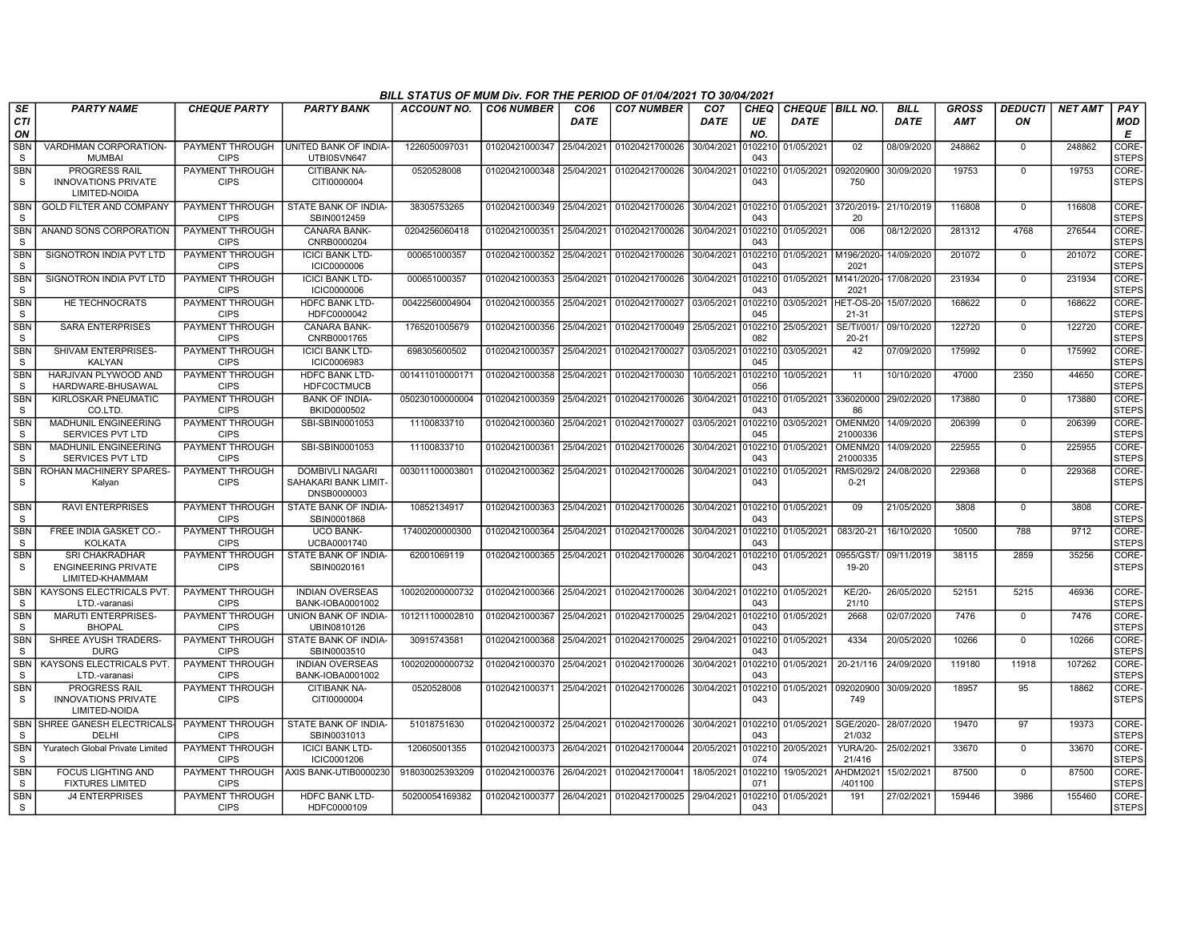BILL STATUS OF MUM Div. FOR THE PERIOD OF 01/04/2021 TO 30/04/2021

| SECTION | PARTY NAME | CHEQUE PARTY | PARTY BANK | ACCOUNT NO. | CO6 NUMBER | CO6 DATE | CO7 NUMBER | CO7 DATE | CHEQUE NO. | CHEQUE DATE | BILL NO. | BILL DATE | GROSS AMT | DEDUCTION | NET AMT | PAY MODE |
|---|---|---|---|---|---|---|---|---|---|---|---|---|---|---|---|---|
| SBNS | VARDHMAN CORPORATION-MUMBAI | PAYMENT THROUGH CIPS | UNITED BANK OF INDIA-UTBI0SVN647 | 1226050097031 | 01020421000347 | 25/04/2021 | 01020421700026 | 30/04/2021 | 0102210043 | 01/05/2021 | 02 | 08/09/2020 | 248862 | 0 | 248862 | CORE-STEPS |
| SBNS | PROGRESS RAIL INNOVATIONS PRIVATE LIMITED-NOIDA | PAYMENT THROUGH CIPS | CITIBANK NA-CITI0000004 | 0520528008 | 01020421000348 | 25/04/2021 | 01020421700026 | 30/04/2021 | 0102210043 | 01/05/2021 | 092020900750 | 30/09/2020 | 19753 | 0 | 19753 | CORE-STEPS |
| SBNS | GOLD FILTER AND COMPANY | PAYMENT THROUGH CIPS | STATE BANK OF INDIA-SBIN0012459 | 38305753265 | 01020421000349 | 25/04/2021 | 01020421700026 | 30/04/2021 | 0102210043 | 01/05/2021 | 3720/2019-20 | 21/10/2019 | 116808 | 0 | 116808 | CORE-STEPS |
| SBNS | ANAND SONS CORPORATION | PAYMENT THROUGH CIPS | CANARA BANK-CNRB0000204 | 0204256060418 | 01020421000351 | 25/04/2021 | 01020421700026 | 30/04/2021 | 0102210043 | 01/05/2021 | 006 | 08/12/2020 | 281312 | 4768 | 276544 | CORE-STEPS |
| SBNS | SIGNOTRON INDIA PVT LTD | PAYMENT THROUGH CIPS | ICICI BANK LTD-ICIC0000006 | 000651000357 | 01020421000352 | 25/04/2021 | 01020421700026 | 30/04/2021 | 0102210043 | 01/05/2021 | M196/2020-2021 | 14/09/2020 | 201072 | 0 | 201072 | CORE-STEPS |
| SBNS | SIGNOTRON INDIA PVT LTD | PAYMENT THROUGH CIPS | ICICI BANK LTD-ICIC0000006 | 000651000357 | 01020421000353 | 25/04/2021 | 01020421700026 | 30/04/2021 | 0102210043 | 01/05/2021 | M141/2020-2021 | 17/08/2020 | 231934 | 0 | 231934 | CORE-STEPS |
| SBNS | HE TECHNOCRATS | PAYMENT THROUGH CIPS | HDFC BANK LTD-HDFC0000042 | 00422560004904 | 01020421000355 | 25/04/2021 | 01020421700027 | 03/05/2021 | 0102210045 | 03/05/2021 | HET-OS-20-21-31 | 15/07/2020 | 168622 | 0 | 168622 | CORE-STEPS |
| SBNS | SARA ENTERPRISES | PAYMENT THROUGH CIPS | CANARA BANK-CNRB0001765 | 1765201005679 | 01020421000356 | 25/04/2021 | 01020421700049 | 25/05/2021 | 0102210082 | 25/05/2021 | SE/TI/001/20-21 | 09/10/2020 | 122720 | 0 | 122720 | CORE-STEPS |
| SBNS | SHIVAM ENTERPRISES-KALYAN | PAYMENT THROUGH CIPS | ICICI BANK LTD-ICIC0006983 | 698305600502 | 01020421000357 | 25/04/2021 | 01020421700027 | 03/05/2021 | 0102210045 | 03/05/2021 | 42 | 07/09/2020 | 175992 | 0 | 175992 | CORE-STEPS |
| SBNS | HARJIVAN PLYWOOD AND HARDWARE-BHUSAWAL | PAYMENT THROUGH CIPS | HDFC BANK LTD-HDFC0CTMUCB | 001411010000171 | 01020421000358 | 25/04/2021 | 01020421700030 | 10/05/2021 | 0102210056 | 10/05/2021 | 11 | 10/10/2020 | 47000 | 2350 | 44650 | CORE-STEPS |
| SBNS | KIRLOSKAR PNEUMATIC CO.LTD. | PAYMENT THROUGH CIPS | BANK OF INDIA-BKID0000502 | 050230100000004 | 01020421000359 | 25/04/2021 | 01020421700026 | 30/04/2021 | 0102210043 | 01/05/2021 | 33602000086 | 29/02/2020 | 173880 | 0 | 173880 | CORE-STEPS |
| SBNS | MADHUNIL ENGINEERING SERVICES PVT LTD | PAYMENT THROUGH CIPS | SBI-SBIN0001053 | 11100833710 | 01020421000360 | 25/04/2021 | 01020421700027 | 03/05/2021 | 0102210045 | 03/05/2021 | OMENM2021000336 | 14/09/2020 | 206399 | 0 | 206399 | CORE-STEPS |
| SBNS | MADHUNIL ENGINEERING SERVICES PVT LTD | PAYMENT THROUGH CIPS | SBI-SBIN0001053 | 11100833710 | 01020421000361 | 25/04/2021 | 01020421700026 | 30/04/2021 | 0102210043 | 01/05/2021 | OMENM2021000335 | 14/09/2020 | 225955 | 0 | 225955 | CORE-STEPS |
| SBNS | ROHAN MACHINERY SPARES-Kalyan | PAYMENT THROUGH CIPS | DOMBIVLI NAGARI SAHAKARI BANK LIMIT-DNSB0000003 | 003011100003801 | 01020421000362 | 25/04/2021 | 01020421700026 | 30/04/2021 | 0102210043 | 01/05/2021 | RMS/029/20-21 | 24/08/2020 | 229368 | 0 | 229368 | CORE-STEPS |
| SBNS | RAVI ENTERPRISES | PAYMENT THROUGH CIPS | STATE BANK OF INDIA-SBIN0001868 | 10852134917 | 01020421000363 | 25/04/2021 | 01020421700026 | 30/04/2021 | 0102210043 | 01/05/2021 | 09 | 21/05/2020 | 3808 | 0 | 3808 | CORE-STEPS |
| SBNS | FREE INDIA GASKET CO.-KOLKATA | PAYMENT THROUGH CIPS | UCO BANK-UCBA0001740 | 17400200000300 | 01020421000364 | 25/04/2021 | 01020421700026 | 30/04/2021 | 0102210043 | 01/05/2021 | 083/20-21 | 16/10/2020 | 10500 | 788 | 9712 | CORE-STEPS |
| SBNS | SRI CHAKRADHAR ENGINEERING PRIVATE LIMITED-KHAMMAM | PAYMENT THROUGH CIPS | STATE BANK OF INDIA-SBIN0020161 | 62001069119 | 01020421000365 | 25/04/2021 | 01020421700026 | 30/04/2021 | 0102210043 | 01/05/2021 | 0955/GST/19-20 | 09/11/2019 | 38115 | 2859 | 35256 | CORE-STEPS |
| SBNS | KAYSONS ELECTRICALS PVT. LTD.-varanasi | PAYMENT THROUGH CIPS | INDIAN OVERSEAS BANK-IOBA0001002 | 100202000000732 | 01020421000366 | 25/04/2021 | 01020421700026 | 30/04/2021 | 0102210043 | 01/05/2021 | KE/20-21/10 | 26/05/2020 | 52151 | 5215 | 46936 | CORE-STEPS |
| SBNS | MARUTI ENTERPRISES-BHOPAL | PAYMENT THROUGH CIPS | UNION BANK OF INDIA-UBIN0810126 | 101211100002810 | 01020421000367 | 25/04/2021 | 01020421700025 | 29/04/2021 | 0102210043 | 01/05/2021 | 2668 | 02/07/2020 | 7476 | 0 | 7476 | CORE-STEPS |
| SBNS | SHREE AYUSH TRADERS-DURG | PAYMENT THROUGH CIPS | STATE BANK OF INDIA-SBIN0003510 | 30915743581 | 01020421000368 | 25/04/2021 | 01020421700025 | 29/04/2021 | 0102210043 | 01/05/2021 | 4334 | 20/05/2020 | 10266 | 0 | 10266 | CORE-STEPS |
| SBNS | KAYSONS ELECTRICALS PVT. LTD.-varanasi | PAYMENT THROUGH CIPS | INDIAN OVERSEAS BANK-IOBA0001002 | 100202000000732 | 01020421000370 | 25/04/2021 | 01020421700026 | 30/04/2021 | 0102210043 | 01/05/2021 | 20-21/116 | 24/09/2020 | 119180 | 11918 | 107262 | CORE-STEPS |
| SBNS | PROGRESS RAIL INNOVATIONS PRIVATE LIMITED-NOIDA | PAYMENT THROUGH CIPS | CITIBANK NA-CITI0000004 | 0520528008 | 01020421000371 | 25/04/2021 | 01020421700026 | 30/04/2021 | 0102210043 | 01/05/2021 | 092020900749 | 30/09/2020 | 18957 | 95 | 18862 | CORE-STEPS |
| SBNS | SHREE GANESH ELECTRICALS-DELHI | PAYMENT THROUGH CIPS | STATE BANK OF INDIA-SBIN0031013 | 51018751630 | 01020421000372 | 25/04/2021 | 01020421700026 | 30/04/2021 | 0102210043 | 01/05/2021 | SGE/2020-21/032 | 28/07/2020 | 19470 | 97 | 19373 | CORE-STEPS |
| SBNS | Yuratech Global Private Limited | PAYMENT THROUGH CIPS | ICICI BANK LTD-ICIC0001206 | 120605001355 | 01020421000373 | 26/04/2021 | 01020421700044 | 20/05/2021 | 0102210074 | 20/05/2021 | YURA/20-21/416 | 25/02/2021 | 33670 | 0 | 33670 | CORE-STEPS |
| SBNS | FOCUS LIGHTING AND FIXTURES LIMITED | PAYMENT THROUGH CIPS | AXIS BANK-UTIB0000230 | 918030025393209 | 01020421000376 | 26/04/2021 | 01020421700041 | 18/05/2021 | 0102210071 | 19/05/2021 | AHDM2021/401100 | 15/02/2021 | 87500 | 0 | 87500 | CORE-STEPS |
| SBNS | J4 ENTERPRISES | PAYMENT THROUGH CIPS | HDFC BANK LTD-HDFC0000109 | 50200054169382 | 01020421000377 | 26/04/2021 | 01020421700025 | 29/04/2021 | 0102210043 | 01/05/2021 | 191 | 27/02/2021 | 159446 | 3986 | 155460 | CORE-STEPS |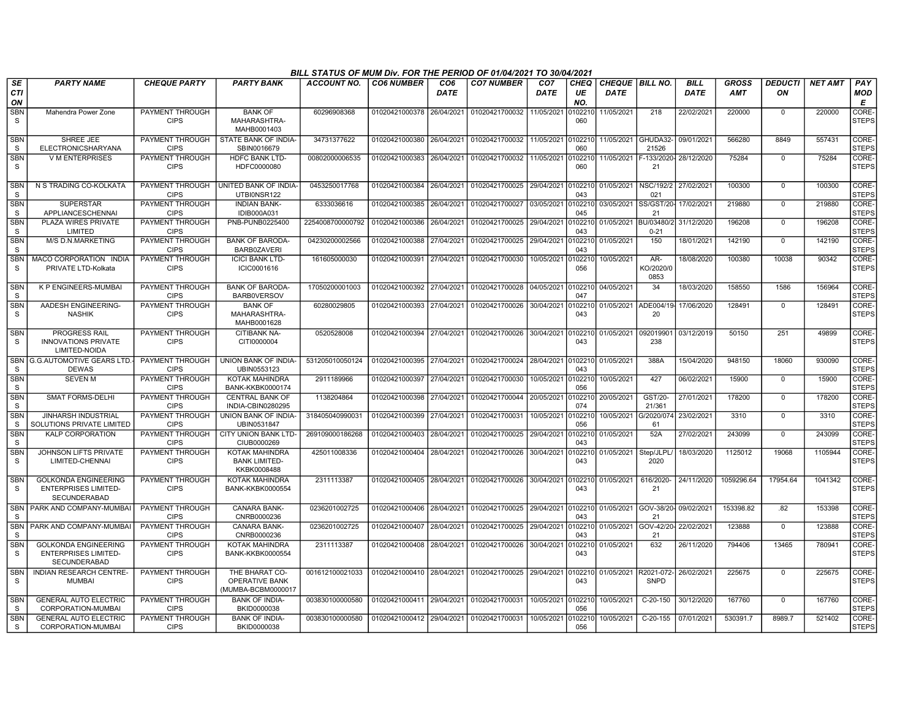## BILL STATUS OF MUM Div. FOR THE PERIOD OF 01/04/2021 TO 30/04/2021

| SECTION | PARTY NAME | CHEQUE PARTY | PARTY BANK | ACCOUNT NO. | CO6 NUMBER | CO6 DATE | CO7 NUMBER | CO7 DATE | CHEQUE NO. | CHEQUE DATE | BILL NO. | BILL DATE | GROSS AMT | DEDUCTION | NET AMT | PAY MODE |
|---|---|---|---|---|---|---|---|---|---|---|---|---|---|---|---|---|
| SBNS | Mahendra Power Zone | PAYMENT THROUGH CIPS | BANK OF MAHARASHTRA-MAHB0001403 | 60296908368 | 01020421000378 | 26/04/2021 | 01020421700032 | 11/05/2021 | 0102210060 | 11/05/2021 | 218 | 22/02/2021 | 220000 | 0 | 220000 | CORE-STEPS |
| SBNS | SHREE JEE ELECTRONICSHARYANA | PAYMENT THROUGH CIPS | STATE BANK OF INDIA-SBIN0016679 | 34731377622 | 01020421000380 | 26/04/2021 | 01020421700032 | 11/05/2021 | 0102210060 | 11/05/2021 | GHUDA32-21526 | 09/01/2021 | 566280 | 8849 | 557431 | CORE-STEPS |
| SBNS | V M ENTERPRISES | PAYMENT THROUGH CIPS | HDFC BANK LTD-HDFC0000080 | 00802000006535 | 01020421000383 | 26/04/2021 | 01020421700032 | 11/05/2021 | 0102210060 | 11/05/2021 | F-133/2020-21 | 28/12/2020 | 75284 | 0 | 75284 | CORE-STEPS |
| SBNS | N S TRADING CO-KOLKATA | PAYMENT THROUGH CIPS | UNITED BANK OF INDIA-UTBI0NSR122 | 0453250017768 | 01020421000384 | 26/04/2021 | 01020421700025 | 29/04/2021 | 0102210043 | 01/05/2021 | NSC/192/2021 | 27/02/2021 | 100300 | 0 | 100300 | CORE-STEPS |
| SBNS | SUPERSTAR APPLIANCESCHENNAI | PAYMENT THROUGH CIPS | INDIAN BANK-IDIB000A031 | 6333036616 | 01020421000385 | 26/04/2021 | 01020421700027 | 03/05/2021 | 0102210045 | 03/05/2021 | SS/GST/20-21 | 17/02/2021 | 219880 | 0 | 219880 | CORE-STEPS |
| SBNS | PLAZA WIRES PRIVATE LIMITED | PAYMENT THROUGH CIPS | PNB-PUNB0225400 | 2254008700000792 | 01020421000386 | 26/04/2021 | 01020421700025 | 29/04/2021 | 0102210043 | 01/05/2021 | BU/03480/20-21 | 31/12/2020 | 196208 | 0 | 196208 | CORE-STEPS |
| SBNS | M/S D.N.MARKETING | PAYMENT THROUGH CIPS | BANK OF BARODA-BARB0ZAVERI | 04230200002566 | 01020421000388 | 27/04/2021 | 01020421700025 | 29/04/2021 | 0102210043 | 01/05/2021 | 150 | 18/01/2021 | 142190 | 0 | 142190 | CORE-STEPS |
| SBNS | MACO CORPORATION INDIA PRIVATE LTD-Kolkata | PAYMENT THROUGH CIPS | ICICI BANK LTD-ICIC0001616 | 161605000030 | 01020421000391 | 27/04/2021 | 01020421700030 | 10/05/2021 | 0102210056 | 10/05/2021 | AR-KO/2020/0853 | 18/08/2020 | 100380 | 10038 | 90342 | CORE-STEPS |
| SBNS | K P ENGINEERS-MUMBAI | PAYMENT THROUGH CIPS | BANK OF BARODA-BARB0VERSOV | 17050200001003 | 01020421000392 | 27/04/2021 | 01020421700028 | 04/05/2021 | 0102210047 | 04/05/2021 | 34 | 18/03/2020 | 158550 | 1586 | 156964 | CORE-STEPS |
| SBNS | AADESH ENGINEERING-NASHIK | PAYMENT THROUGH CIPS | BANK OF MAHARASHTRA-MAHB0001628 | 60280029805 | 01020421000393 | 27/04/2021 | 01020421700026 | 30/04/2021 | 0102210043 | 01/05/2021 | ADE004/19-20 | 17/06/2020 | 128491 | 0 | 128491 | CORE-STEPS |
| SBNS | PROGRESS RAIL INNOVATIONS PRIVATE LIMITED-NOIDA | PAYMENT THROUGH CIPS | CITIBANK NA-CITI0000004 | 0520528008 | 01020421000394 | 27/04/2021 | 01020421700026 | 30/04/2021 | 0102210043 | 01/05/2021 | 092019901238 | 03/12/2019 | 50150 | 251 | 49899 | CORE-STEPS |
| SBNS | G.G.AUTOMOTIVE GEARS LTD.-DEWAS | PAYMENT THROUGH CIPS | UNION BANK OF INDIA-UBIN0553123 | 531205010050124 | 01020421000395 | 27/04/2021 | 01020421700024 | 28/04/2021 | 0102210043 | 01/05/2021 | 388A | 15/04/2020 | 948150 | 18060 | 930090 | CORE-STEPS |
| SBNS | SEVEN M | PAYMENT THROUGH CIPS | KOTAK MAHINDRA BANK-KKBK0000174 | 2911189966 | 01020421000397 | 27/04/2021 | 01020421700030 | 10/05/2021 | 0102210056 | 10/05/2021 | 427 | 06/02/2021 | 15900 | 0 | 15900 | CORE-STEPS |
| SBNS | SMAT FORMS-DELHI | PAYMENT THROUGH CIPS | CENTRAL BANK OF INDIA-CBIN0280295 | 1138204864 | 01020421000398 | 27/04/2021 | 01020421700044 | 20/05/2021 | 0102210074 | 20/05/2021 | GST/20-21/361 | 27/01/2021 | 178200 | 0 | 178200 | CORE-STEPS |
| SBNS | JINHARSH INDUSTRIAL SOLUTIONS PRIVATE LIMITED | PAYMENT THROUGH CIPS | UNION BANK OF INDIA-UBIN0531847 | 318405040990031 | 01020421000399 | 27/04/2021 | 01020421700031 | 10/05/2021 | 0102210056 | 10/05/2021 | G/2020/07461 | 23/02/2021 | 3310 | 0 | 3310 | CORE-STEPS |
| SBNS | KALP CORPORATION | PAYMENT THROUGH CIPS | CITY UNION BANK LTD-CIUB0000269 | 269109000186268 | 01020421000403 | 28/04/2021 | 01020421700025 | 29/04/2021 | 0102210043 | 01/05/2021 | 52A | 27/02/2021 | 243099 | 0 | 243099 | CORE-STEPS |
| SBNS | JOHNSON LIFTS PRIVATE LIMITED-CHENNAI | PAYMENT THROUGH CIPS | KOTAK MAHINDRA BANK LIMITED-KKBK0008488 | 425011008336 | 01020421000404 | 28/04/2021 | 01020421700026 | 30/04/2021 | 0102210043 | 01/05/2021 | Step/JLPL/2020 | 18/03/2020 | 1125012 | 19068 | 1105944 | CORE-STEPS |
| SBNS | GOLKONDA ENGINEERING ENTERPRISES LIMITED-SECUNDERABAD | PAYMENT THROUGH CIPS | KOTAK MAHINDRA BANK-KKBK0000554 | 2311113387 | 01020421000405 | 28/04/2021 | 01020421700026 | 30/04/2021 | 0102210043 | 01/05/2021 | 616/2020-21 | 24/11/2020 | 1059296.64 | 17954.64 | 1041342 | CORE-STEPS |
| SBNS | PARK AND COMPANY-MUMBAI | PAYMENT THROUGH CIPS | CANARA BANK-CNRB0000236 | 0236201002725 | 01020421000406 | 28/04/2021 | 01020421700025 | 29/04/2021 | 0102210043 | 01/05/2021 | GOV-38/20-21 | 09/02/2021 | 153398.82 | .82 | 153398 | CORE-STEPS |
| SBNS | PARK AND COMPANY-MUMBAI | PAYMENT THROUGH CIPS | CANARA BANK-CNRB0000236 | 0236201002725 | 01020421000407 | 28/04/2021 | 01020421700025 | 29/04/2021 | 0102210043 | 01/05/2021 | GOV-42/20-21 | 22/02/2021 | 123888 | 0 | 123888 | CORE-STEPS |
| SBNS | GOLKONDA ENGINEERING ENTERPRISES LIMITED-SECUNDERABAD | PAYMENT THROUGH CIPS | KOTAK MAHINDRA BANK-KKBK0000554 | 2311113387 | 01020421000408 | 28/04/2021 | 01020421700026 | 30/04/2021 | 0102210043 | 01/05/2021 | 632 | 26/11/2020 | 794406 | 13465 | 780941 | CORE-STEPS |
| SBNS | INDIAN RESEARCH CENTRE-MUMBAI | PAYMENT THROUGH CIPS | THE BHARAT CO-OPERATIVE BANK (MUMBA-BCBM0000017 | 001612100021033 | 01020421000410 | 28/04/2021 | 01020421700025 | 29/04/2021 | 0102210043 | 01/05/2021 | R2021-072-SNPD | 26/02/2021 | 225675 | 0 | 225675 | CORE-STEPS |
| SBNS | GENERAL AUTO ELECTRIC CORPORATION-MUMBAI | PAYMENT THROUGH CIPS | BANK OF INDIA-BKID0000038 | 003830100000580 | 01020421000411 | 29/04/2021 | 01020421700031 | 10/05/2021 | 0102210056 | 10/05/2021 | C-20-150 | 30/12/2020 | 167760 | 0 | 167760 | CORE-STEPS |
| SBNS | GENERAL AUTO ELECTRIC CORPORATION-MUMBAI | PAYMENT THROUGH CIPS | BANK OF INDIA-BKID0000038 | 003830100000580 | 01020421000412 | 29/04/2021 | 01020421700031 | 10/05/2021 | 0102210056 | 10/05/2021 | C-20-155 | 07/01/2021 | 530391.7 | 8989.7 | 521402 | CORE-STEPS |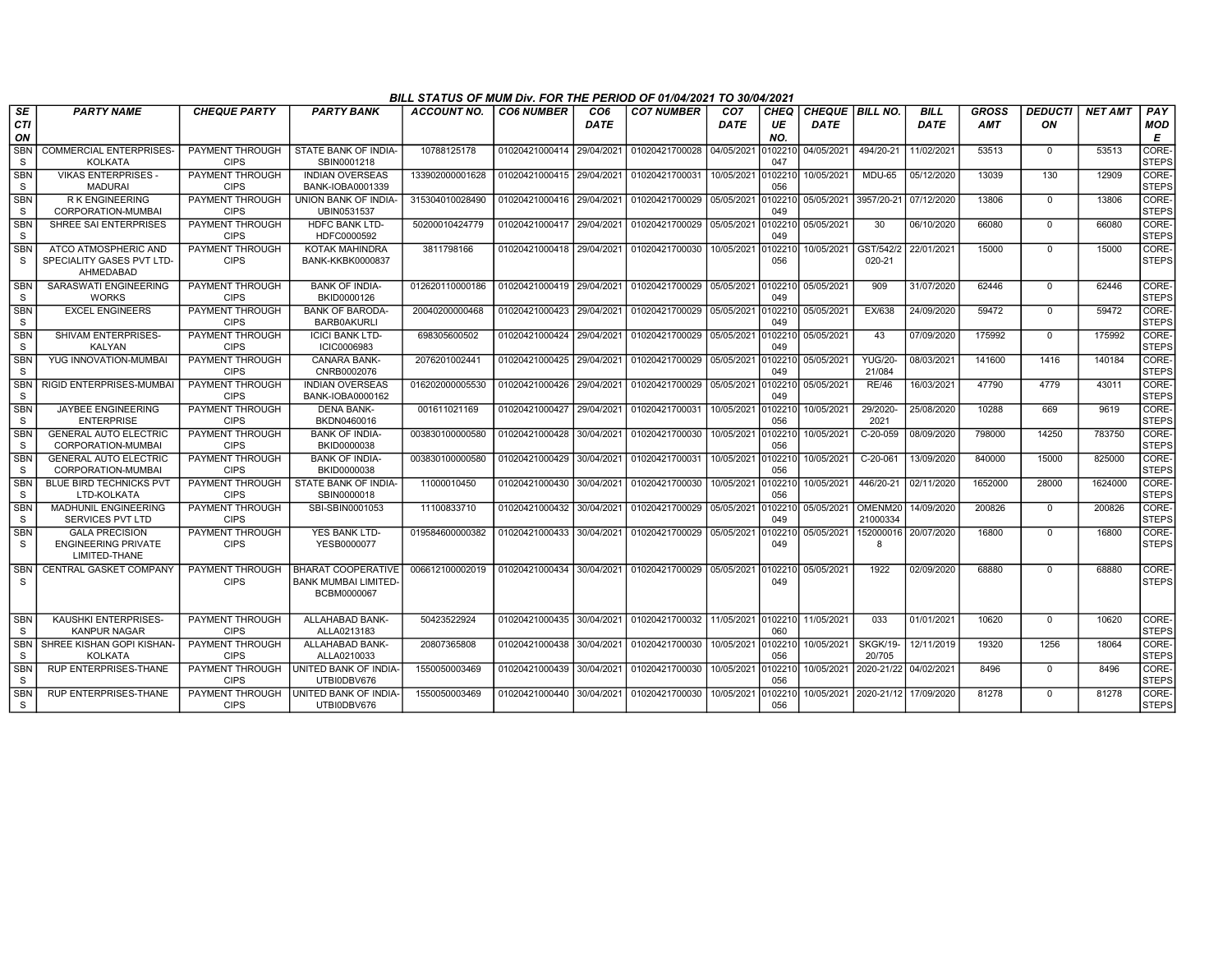# BILL STATUS OF MUM Div. FOR THE PERIOD OF 01/04/2021 TO 30/04/2021

| SECTION | PARTY NAME | CHEQUE PARTY | PARTY BANK | ACCOUNT NO. | CO6 NUMBER | CO6 DATE | CO7 NUMBER | CO7 DATE | CHEQUE NO. | CHEQUE DATE | BILL NO. | BILL DATE | GROSS AMT | DEDUCTION | NET AMT | PAY MODE |
|---|---|---|---|---|---|---|---|---|---|---|---|---|---|---|---|---|
| SBNS | COMMERCIAL ENTERPRISES-KOLKATA | PAYMENT THROUGH CIPS | STATE BANK OF INDIA-SBIN0001218 | 10788125178 | 01020421000414 | 29/04/2021 | 01020421700028 | 04/05/2021 | 0102210047 | 04/05/2021 | 494/20-21 | 11/02/2021 | 53513 | 0 | 53513 | CORE-STEPS |
| SBNS | VIKAS ENTERPRISES - MADURAI | PAYMENT THROUGH CIPS | INDIAN OVERSEAS BANK-IOBA0001339 | 133902000001628 | 01020421000415 | 29/04/2021 | 01020421700031 | 10/05/2021 | 0102210056 | 10/05/2021 | MDU-65 | 05/12/2020 | 13039 | 130 | 12909 | CORE-STEPS |
| SBNS | R K ENGINEERING CORPORATION-MUMBAI | PAYMENT THROUGH CIPS | UNION BANK OF INDIA-UBIN0531537 | 315304010028490 | 01020421000416 | 29/04/2021 | 01020421700029 | 05/05/2021 | 0102210049 | 05/05/2021 | 3957/20-21 | 07/12/2020 | 13806 | 0 | 13806 | CORE-STEPS |
| SBNS | SHREE SAI ENTERPRISES | PAYMENT THROUGH CIPS | HDFC BANK LTD-HDFC0000592 | 50200010424779 | 01020421000417 | 29/04/2021 | 01020421700029 | 05/05/2021 | 0102210049 | 05/05/2021 | 30 | 06/10/2020 | 66080 | 0 | 66080 | CORE-STEPS |
| SBNS | ATCO ATMOSPHERIC AND SPECIALITY GASES PVT LTD-AHMEDABAD | PAYMENT THROUGH CIPS | KOTAK MAHINDRA BANK-KKBK0000837 | 3811798166 | 01020421000418 | 29/04/2021 | 01020421700030 | 10/05/2021 | 0102210056 | 10/05/2021 | GST/542/2020-21 | 22/01/2021 | 15000 | 0 | 15000 | CORE-STEPS |
| SBNS | SARASWATI ENGINEERING WORKS | PAYMENT THROUGH CIPS | BANK OF INDIA-BKID0000126 | 012620110000186 | 01020421000419 | 29/04/2021 | 01020421700029 | 05/05/2021 | 0102210049 | 05/05/2021 | 909 | 31/07/2020 | 62446 | 0 | 62446 | CORE-STEPS |
| SBNS | EXCEL ENGINEERS | PAYMENT THROUGH CIPS | BANK OF BARODA-BARB0AKURLI | 20040200000468 | 01020421000423 | 29/04/2021 | 01020421700029 | 05/05/2021 | 0102210049 | 05/05/2021 | EX/638 | 24/09/2020 | 59472 | 0 | 59472 | CORE-STEPS |
| SBNS | SHIVAM ENTERPRISES-KALYAN | PAYMENT THROUGH CIPS | ICICI BANK LTD-ICIC0006983 | 698305600502 | 01020421000424 | 29/04/2021 | 01020421700029 | 05/05/2021 | 0102210049 | 05/05/2021 | 43 | 07/09/2020 | 175992 | 0 | 175992 | CORE-STEPS |
| SBNS | YUG INNOVATION-MUMBAI | PAYMENT THROUGH CIPS | CANARA BANK-CNRB0002076 | 2076201002441 | 01020421000425 | 29/04/2021 | 01020421700029 | 05/05/2021 | 0102210049 | 05/05/2021 | YUG/20-21/084 | 08/03/2021 | 141600 | 1416 | 140184 | CORE-STEPS |
| SBNS | RIGID ENTERPRISES-MUMBAI | PAYMENT THROUGH CIPS | INDIAN OVERSEAS BANK-IOBA0000162 | 016202000005530 | 01020421000426 | 29/04/2021 | 01020421700029 | 05/05/2021 | 0102210049 | 05/05/2021 | RE/46 | 16/03/2021 | 47790 | 4779 | 43011 | CORE-STEPS |
| SBNS | JAYBEE ENGINEERING ENTERPRISE | PAYMENT THROUGH CIPS | DENA BANK-BKDN0460016 | 001611021169 | 01020421000427 | 29/04/2021 | 01020421700031 | 10/05/2021 | 0102210056 | 10/05/2021 | 29/2020-2021 | 25/08/2020 | 10288 | 669 | 9619 | CORE-STEPS |
| SBNS | GENERAL AUTO ELECTRIC CORPORATION-MUMBAI | PAYMENT THROUGH CIPS | BANK OF INDIA-BKID0000038 | 003830100000580 | 01020421000428 | 30/04/2021 | 01020421700030 | 10/05/2021 | 0102210056 | 10/05/2021 | C-20-059 | 08/09/2020 | 798000 | 14250 | 783750 | CORE-STEPS |
| SBNS | GENERAL AUTO ELECTRIC CORPORATION-MUMBAI | PAYMENT THROUGH CIPS | BANK OF INDIA-BKID0000038 | 003830100000580 | 01020421000429 | 30/04/2021 | 01020421700031 | 10/05/2021 | 0102210056 | 10/05/2021 | C-20-061 | 13/09/2020 | 840000 | 15000 | 825000 | CORE-STEPS |
| SBNS | BLUE BIRD TECHNICKS PVT LTD-KOLKATA | PAYMENT THROUGH CIPS | STATE BANK OF INDIA-SBIN0000018 | 11000010450 | 01020421000430 | 30/04/2021 | 01020421700030 | 10/05/2021 | 0102210056 | 10/05/2021 | 446/20-21 | 02/11/2020 | 1652000 | 28000 | 1624000 | CORE-STEPS |
| SBNS | MADHUNIL ENGINEERING SERVICES PVT LTD | PAYMENT THROUGH CIPS | SBI-SBIN0001053 | 11100833710 | 01020421000432 | 30/04/2021 | 01020421700029 | 05/05/2021 | 0102210049 | 05/05/2021 | OMENM2021000334 | 14/09/2020 | 200826 | 0 | 200826 | CORE-STEPS |
| SBNS | GALA PRECISION ENGINEERING PRIVATE LIMITED-THANE | PAYMENT THROUGH CIPS | YES BANK LTD-YESB0000077 | 019584600000382 | 01020421000433 | 30/04/2021 | 01020421700029 | 05/05/2021 | 0102210049 | 05/05/2021 | 1520000168 | 20/07/2020 | 16800 | 0 | 16800 | CORE-STEPS |
| SBNS | CENTRAL GASKET COMPANY | PAYMENT THROUGH CIPS | BHARAT COOPERATIVE BANK MUMBAI LIMITED-BCBM0000067 | 006612100002019 | 01020421000434 | 30/04/2021 | 01020421700029 | 05/05/2021 | 0102210049 | 05/05/2021 | 1922 | 02/09/2020 | 68880 | 0 | 68880 | CORE-STEPS |
| SBNS | KAUSHKI ENTERPRISES-KANPUR NAGAR | PAYMENT THROUGH CIPS | ALLAHABAD BANK-ALLA0213183 | 50423522924 | 01020421000435 | 30/04/2021 | 01020421700032 | 11/05/2021 | 0102210060 | 11/05/2021 | 033 | 01/01/2021 | 10620 | 0 | 10620 | CORE-STEPS |
| SBNS | SHREE KISHAN GOPI KISHAN-KOLKATA | PAYMENT THROUGH CIPS | ALLAHABAD BANK-ALLA0210033 | 20807365808 | 01020421000438 | 30/04/2021 | 01020421700030 | 10/05/2021 | 0102210056 | 10/05/2021 | SKGK/19-20/705 | 12/11/2019 | 19320 | 1256 | 18064 | CORE-STEPS |
| SBNS | RUP ENTERPRISES-THANE | PAYMENT THROUGH CIPS | UNITED BANK OF INDIA-UTBI0DBV676 | 1550050003469 | 01020421000439 | 30/04/2021 | 01020421700030 | 10/05/2021 | 0102210056 | 10/05/2021 | 2020-21/22 | 04/02/2021 | 8496 | 0 | 8496 | CORE-STEPS |
| SBNS | RUP ENTERPRISES-THANE | PAYMENT THROUGH CIPS | UNITED BANK OF INDIA-UTBI0DBV676 | 1550050003469 | 01020421000440 | 30/04/2021 | 01020421700030 | 10/05/2021 | 0102210056 | 10/05/2021 | 2020-21/12 | 17/09/2020 | 81278 | 0 | 81278 | CORE-STEPS |